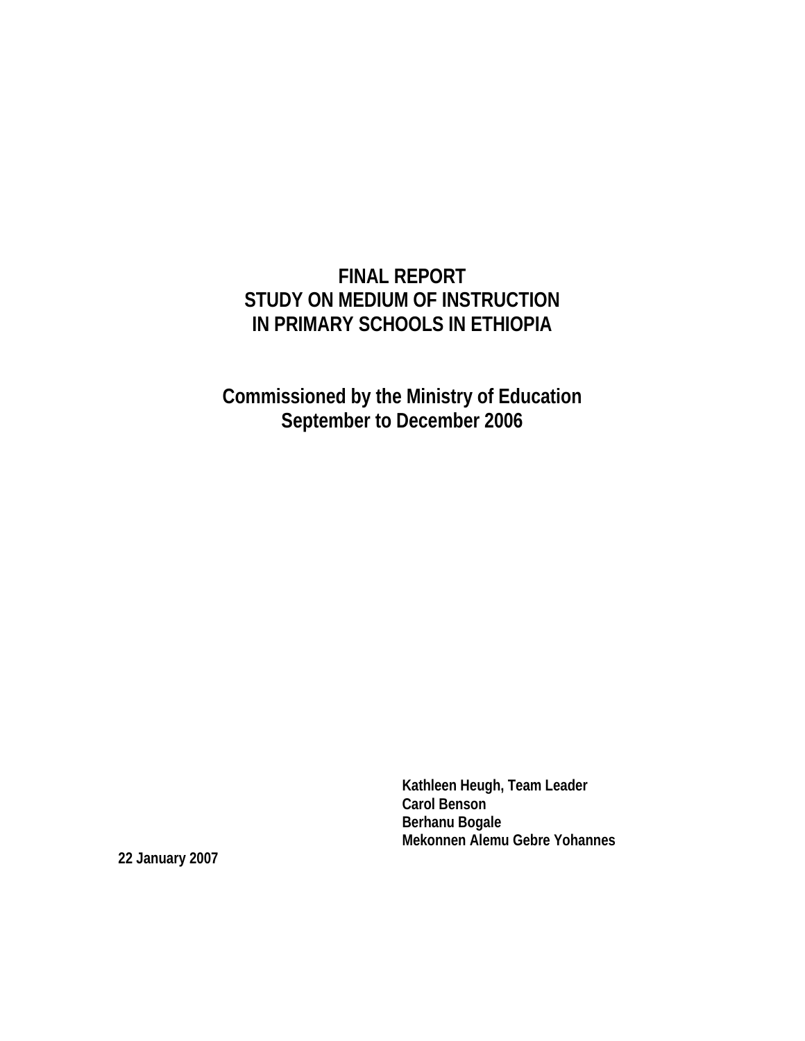# FINAL REPORT
# STUDY ON MEDIUM OF INSTRUCTION
# IN PRIMARY SCHOOLS IN ETHIOPIA

## Commissioned by the Ministry of Education
## September to December 2006

**Kathleen Heugh, Team Leader**
**Carol Benson**
**Berhanu Bogale**
**Mekonnen Alemu Gebre Yohannes**

**22 January 2007**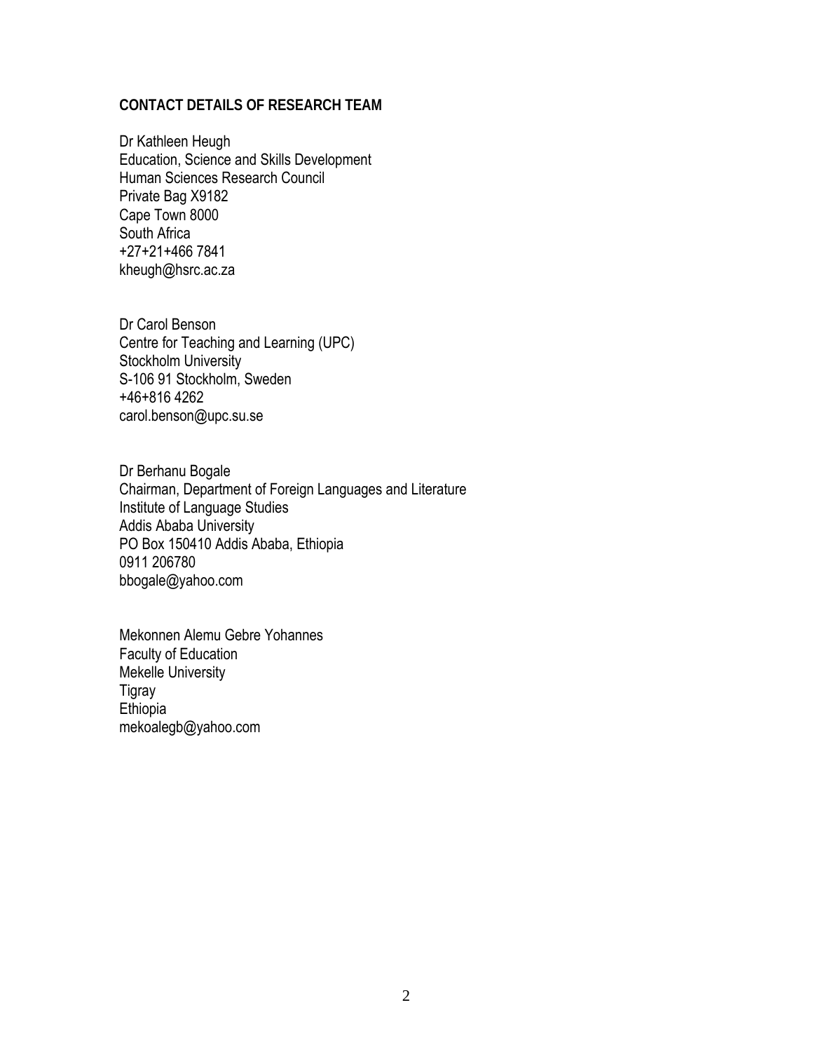## CONTACT DETAILS OF RESEARCH TEAM

Dr Kathleen Heugh
Education, Science and Skills Development
Human Sciences Research Council
Private Bag X9182
Cape Town 8000
South Africa
+27+21+466 7841
kheugh@hsrc.ac.za

Dr Carol Benson
Centre for Teaching and Learning (UPC)
Stockholm University
S-106 91 Stockholm, Sweden
+46+816 4262
carol.benson@upc.su.se

Dr Berhanu Bogale
Chairman, Department of Foreign Languages and Literature
Institute of Language Studies
Addis Ababa University
PO Box 150410 Addis Ababa, Ethiopia
0911 206780
bbogale@yahoo.com

Mekonnen Alemu Gebre Yohannes
Faculty of Education
Mekelle University
Tigray
Ethiopia
mekoalegb@yahoo.com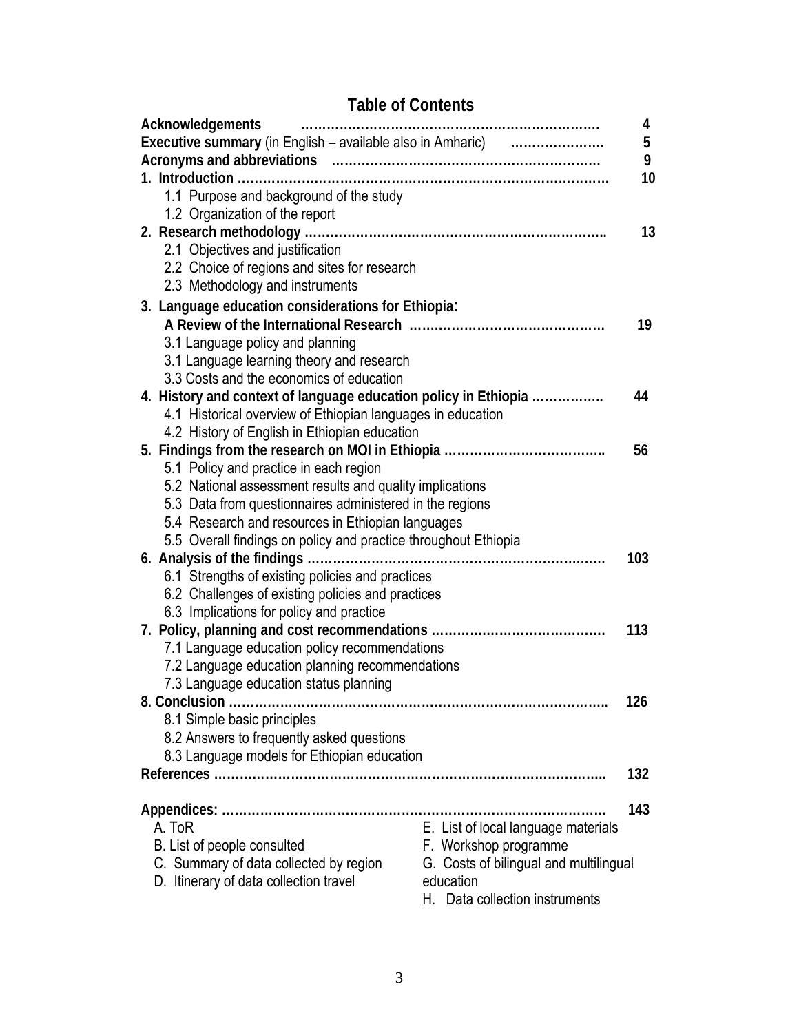# Table of Contents

| | |
|---|---|
| **Acknowledgements** ………………………………………………………… | **4** |
| **Executive summary** (in English – available also in Amharic) ………………… | **5** |
| **Acronyms and abbreviations** ……………………………………………………… | **9** |
| **1. Introduction** …………………………………………………………………………… | **10** |
| 1.1 Purpose and background of the study | |
| 1.2 Organization of the report | |
| **2. Research methodology** ……………………………………………………………….. | **13** |
| 2.1 Objectives and justification | |
| 2.2 Choice of regions and sites for research | |
| 2.3 Methodology and instruments | |
| **3. Language education considerations for Ethiopia: A Review of the International Research** ……………………………………… | **19** |
| 3.1 Language policy and planning | |
| 3.1 Language learning theory and research | |
| 3.3 Costs and the economics of education | |
| **4. History and context of language education policy in Ethiopia** …………….. | **44** |
| 4.1 Historical overview of Ethiopian languages in education | |
| 4.2 History of English in Ethiopian education | |
| **5. Findings from the research on MOI in Ethiopia** ……………………………….. | **56** |
| 5.1 Policy and practice in each region | |
| 5.2 National assessment results and quality implications | |
| 5.3 Data from questionnaires administered in the regions | |
| 5.4 Research and resources in Ethiopian languages | |
| 5.5 Overall findings on policy and practice throughout Ethiopia | |
| **6. Analysis of the findings** …………………………………………………………… | **103** |
| 6.1 Strengths of existing policies and practices | |
| 6.2 Challenges of existing policies and practices | |
| 6.3 Implications for policy and practice | |
| **7. Policy, planning and cost recommendations** ………………………………… | **113** |
| 7.1 Language education policy recommendations | |
| 7.2 Language education planning recommendations | |
| 7.3 Language education status planning | |
| **8. Conclusion** …………………………………………………………………………….. | **126** |
| 8.1 Simple basic principles | |
| 8.2 Answers to frequently asked questions | |
| 8.3 Language models for Ethiopian education | |
| **References** ……………………………………………………………………………….. | **132** |
| **Appendices:** ……………………………………………………………………………… | **143** |

A. ToR
B. List of people consulted
C. Summary of data collected by region
D. Itinerary of data collection travel
E. List of local language materials
F. Workshop programme
G. Costs of bilingual and multilingual education
H. Data collection instruments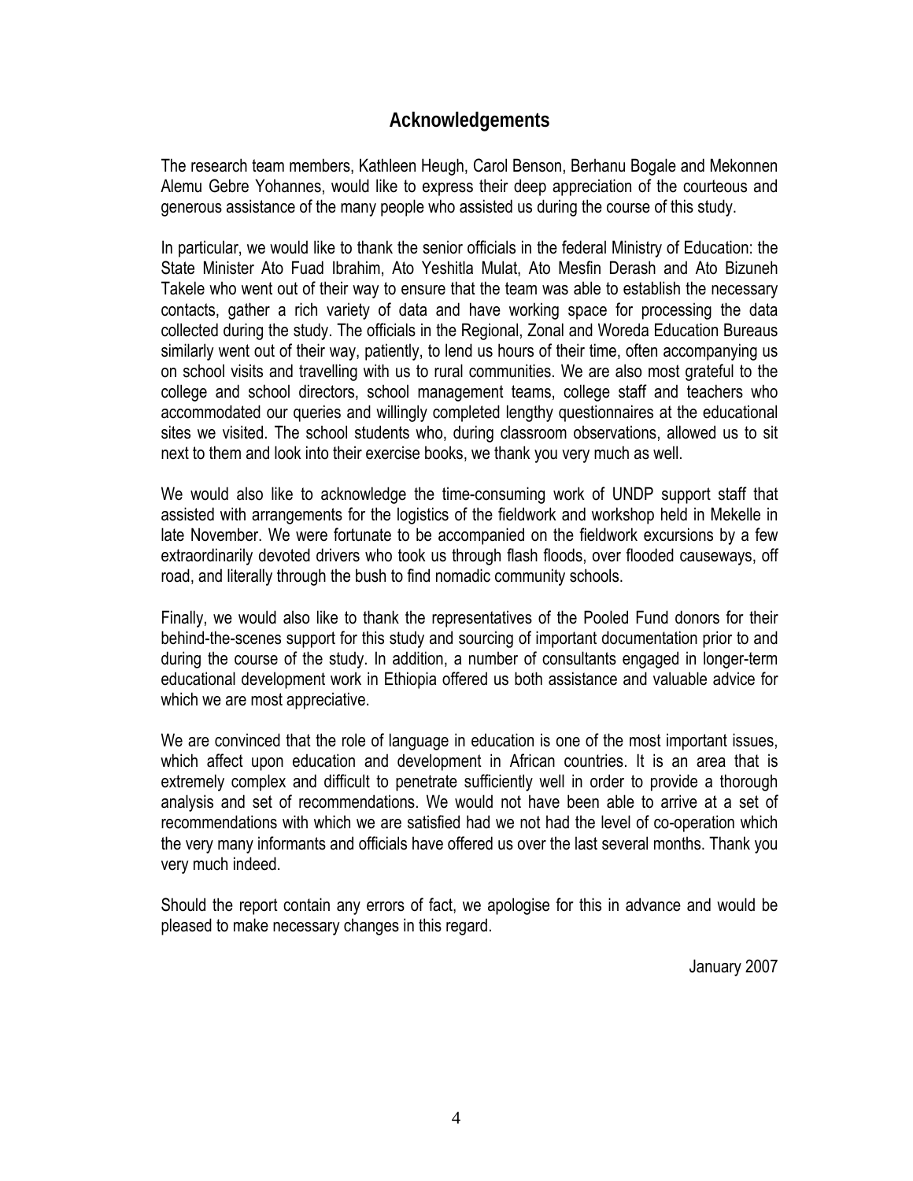## Acknowledgements

The research team members, Kathleen Heugh, Carol Benson, Berhanu Bogale and Mekonnen Alemu Gebre Yohannes, would like to express their deep appreciation of the courteous and generous assistance of the many people who assisted us during the course of this study.

In particular, we would like to thank the senior officials in the federal Ministry of Education: the State Minister Ato Fuad Ibrahim, Ato Yeshitla Mulat, Ato Mesfin Derash and Ato Bizuneh Takele who went out of their way to ensure that the team was able to establish the necessary contacts, gather a rich variety of data and have working space for processing the data collected during the study. The officials in the Regional, Zonal and Woreda Education Bureaus similarly went out of their way, patiently, to lend us hours of their time, often accompanying us on school visits and travelling with us to rural communities. We are also most grateful to the college and school directors, school management teams, college staff and teachers who accommodated our queries and willingly completed lengthy questionnaires at the educational sites we visited. The school students who, during classroom observations, allowed us to sit next to them and look into their exercise books, we thank you very much as well.

We would also like to acknowledge the time-consuming work of UNDP support staff that assisted with arrangements for the logistics of the fieldwork and workshop held in Mekelle in late November. We were fortunate to be accompanied on the fieldwork excursions by a few extraordinarily devoted drivers who took us through flash floods, over flooded causeways, off road, and literally through the bush to find nomadic community schools.

Finally, we would also like to thank the representatives of the Pooled Fund donors for their behind-the-scenes support for this study and sourcing of important documentation prior to and during the course of the study. In addition, a number of consultants engaged in longer-term educational development work in Ethiopia offered us both assistance and valuable advice for which we are most appreciative.

We are convinced that the role of language in education is one of the most important issues, which affect upon education and development in African countries. It is an area that is extremely complex and difficult to penetrate sufficiently well in order to provide a thorough analysis and set of recommendations. We would not have been able to arrive at a set of recommendations with which we are satisfied had we not had the level of co-operation which the very many informants and officials have offered us over the last several months. Thank you very much indeed.

Should the report contain any errors of fact, we apologise for this in advance and would be pleased to make necessary changes in this regard.

January 2007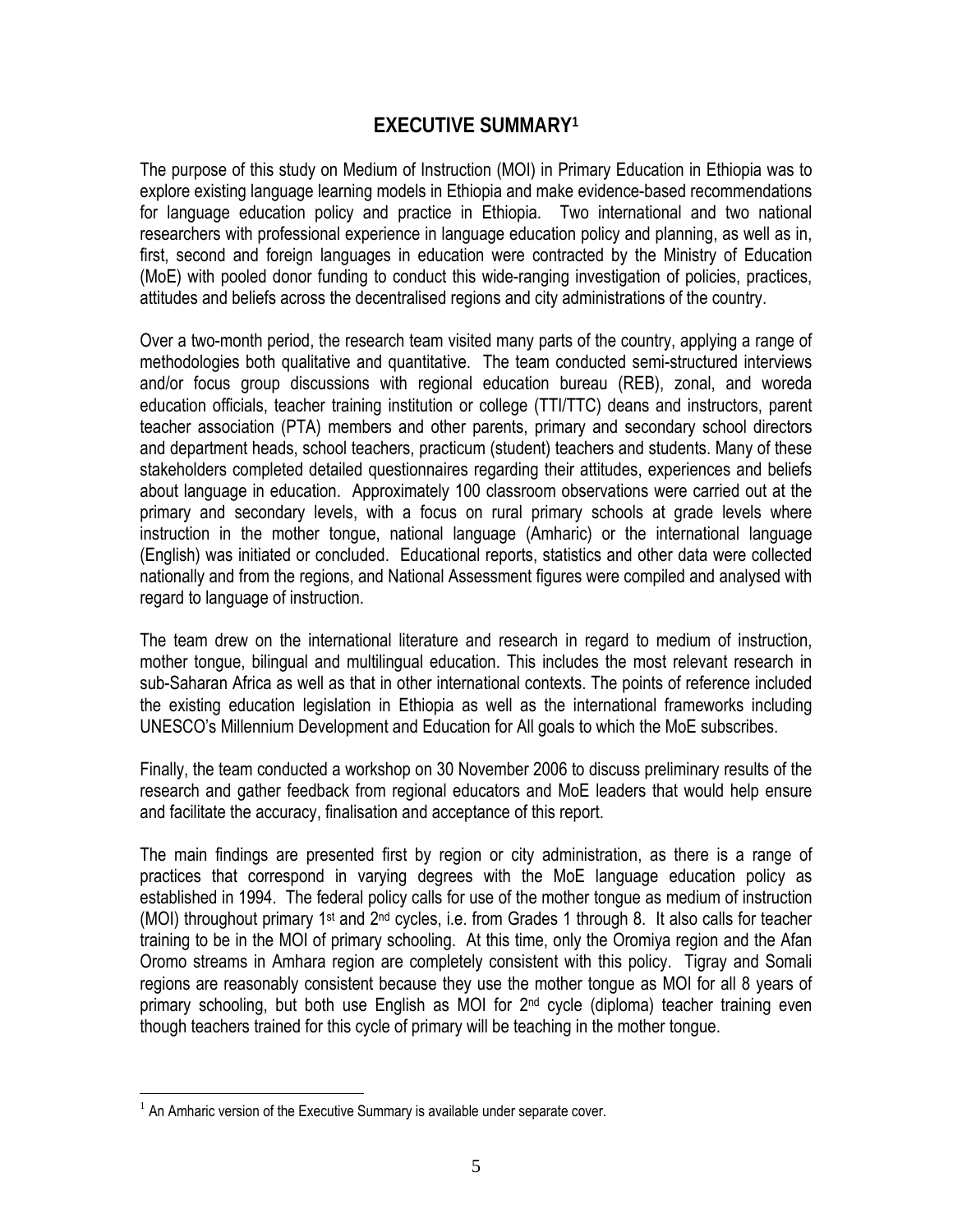# EXECUTIVE SUMMARY[1]

The purpose of this study on Medium of Instruction (MOI) in Primary Education in Ethiopia was to explore existing language learning models in Ethiopia and make evidence-based recommendations for language education policy and practice in Ethiopia. Two international and two national researchers with professional experience in language education policy and planning, as well as in, first, second and foreign languages in education were contracted by the Ministry of Education (MoE) with pooled donor funding to conduct this wide-ranging investigation of policies, practices, attitudes and beliefs across the decentralised regions and city administrations of the country.

Over a two-month period, the research team visited many parts of the country, applying a range of methodologies both qualitative and quantitative. The team conducted semi-structured interviews and/or focus group discussions with regional education bureau (REB), zonal, and woreda education officials, teacher training institution or college (TTI/TTC) deans and instructors, parent teacher association (PTA) members and other parents, primary and secondary school directors and department heads, school teachers, practicum (student) teachers and students. Many of these stakeholders completed detailed questionnaires regarding their attitudes, experiences and beliefs about language in education. Approximately 100 classroom observations were carried out at the primary and secondary levels, with a focus on rural primary schools at grade levels where instruction in the mother tongue, national language (Amharic) or the international language (English) was initiated or concluded. Educational reports, statistics and other data were collected nationally and from the regions, and National Assessment figures were compiled and analysed with regard to language of instruction.

The team drew on the international literature and research in regard to medium of instruction, mother tongue, bilingual and multilingual education. This includes the most relevant research in sub-Saharan Africa as well as that in other international contexts. The points of reference included the existing education legislation in Ethiopia as well as the international frameworks including UNESCO's Millennium Development and Education for All goals to which the MoE subscribes.

Finally, the team conducted a workshop on 30 November 2006 to discuss preliminary results of the research and gather feedback from regional educators and MoE leaders that would help ensure and facilitate the accuracy, finalisation and acceptance of this report.

The main findings are presented first by region or city administration, as there is a range of practices that correspond in varying degrees with the MoE language education policy as established in 1994. The federal policy calls for use of the mother tongue as medium of instruction (MOI) throughout primary 1st and 2nd cycles, i.e. from Grades 1 through 8. It also calls for teacher training to be in the MOI of primary schooling. At this time, only the Oromiya region and the Afan Oromo streams in Amhara region are completely consistent with this policy. Tigray and Somali regions are reasonably consistent because they use the mother tongue as MOI for all 8 years of primary schooling, but both use English as MOI for 2nd cycle (diploma) teacher training even though teachers trained for this cycle of primary will be teaching in the mother tongue.

---

[1] An Amharic version of the Executive Summary is available under separate cover.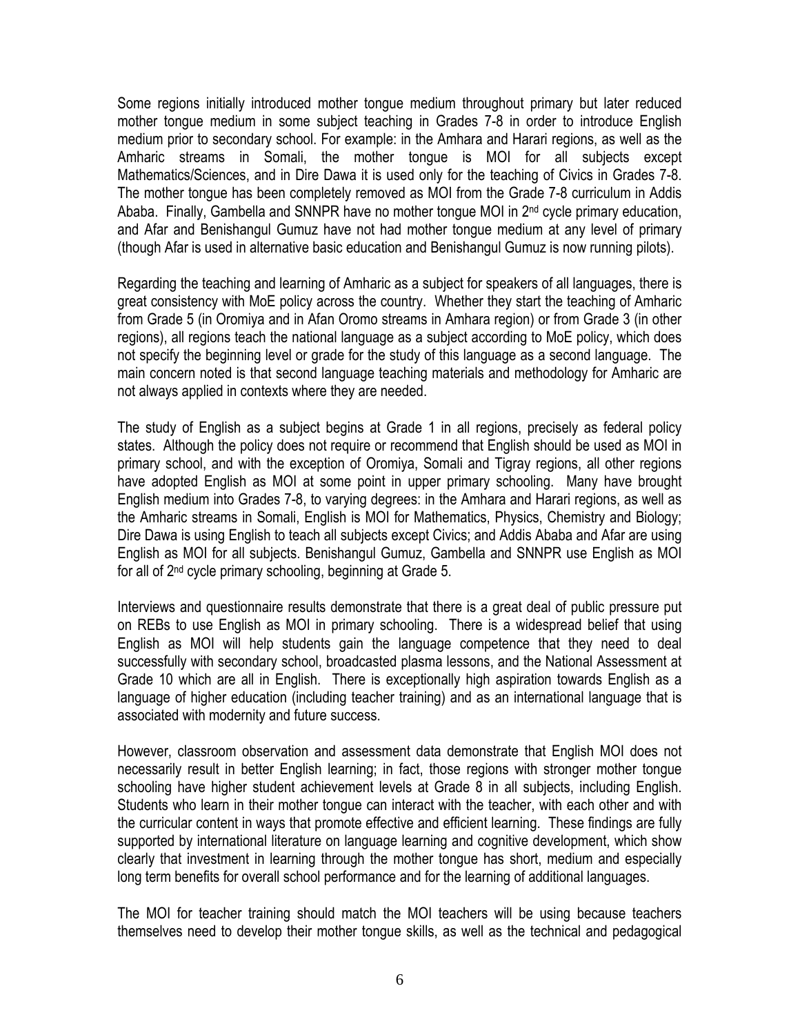Some regions initially introduced mother tongue medium throughout primary but later reduced mother tongue medium in some subject teaching in Grades 7-8 in order to introduce English medium prior to secondary school. For example: in the Amhara and Harari regions, as well as the Amharic streams in Somali, the mother tongue is MOI for all subjects except Mathematics/Sciences, and in Dire Dawa it is used only for the teaching of Civics in Grades 7-8. The mother tongue has been completely removed as MOI from the Grade 7-8 curriculum in Addis Ababa. Finally, Gambella and SNNPR have no mother tongue MOI in 2nd cycle primary education, and Afar and Benishangul Gumuz have not had mother tongue medium at any level of primary (though Afar is used in alternative basic education and Benishangul Gumuz is now running pilots).

Regarding the teaching and learning of Amharic as a subject for speakers of all languages, there is great consistency with MoE policy across the country. Whether they start the teaching of Amharic from Grade 5 (in Oromiya and in Afan Oromo streams in Amhara region) or from Grade 3 (in other regions), all regions teach the national language as a subject according to MoE policy, which does not specify the beginning level or grade for the study of this language as a second language. The main concern noted is that second language teaching materials and methodology for Amharic are not always applied in contexts where they are needed.

The study of English as a subject begins at Grade 1 in all regions, precisely as federal policy states. Although the policy does not require or recommend that English should be used as MOI in primary school, and with the exception of Oromiya, Somali and Tigray regions, all other regions have adopted English as MOI at some point in upper primary schooling. Many have brought English medium into Grades 7-8, to varying degrees: in the Amhara and Harari regions, as well as the Amharic streams in Somali, English is MOI for Mathematics, Physics, Chemistry and Biology; Dire Dawa is using English to teach all subjects except Civics; and Addis Ababa and Afar are using English as MOI for all subjects. Benishangul Gumuz, Gambella and SNNPR use English as MOI for all of 2nd cycle primary schooling, beginning at Grade 5.

Interviews and questionnaire results demonstrate that there is a great deal of public pressure put on REBs to use English as MOI in primary schooling. There is a widespread belief that using English as MOI will help students gain the language competence that they need to deal successfully with secondary school, broadcasted plasma lessons, and the National Assessment at Grade 10 which are all in English. There is exceptionally high aspiration towards English as a language of higher education (including teacher training) and as an international language that is associated with modernity and future success.

However, classroom observation and assessment data demonstrate that English MOI does not necessarily result in better English learning; in fact, those regions with stronger mother tongue schooling have higher student achievement levels at Grade 8 in all subjects, including English. Students who learn in their mother tongue can interact with the teacher, with each other and with the curricular content in ways that promote effective and efficient learning. These findings are fully supported by international literature on language learning and cognitive development, which show clearly that investment in learning through the mother tongue has short, medium and especially long term benefits for overall school performance and for the learning of additional languages.

The MOI for teacher training should match the MOI teachers will be using because teachers themselves need to develop their mother tongue skills, as well as the technical and pedagogical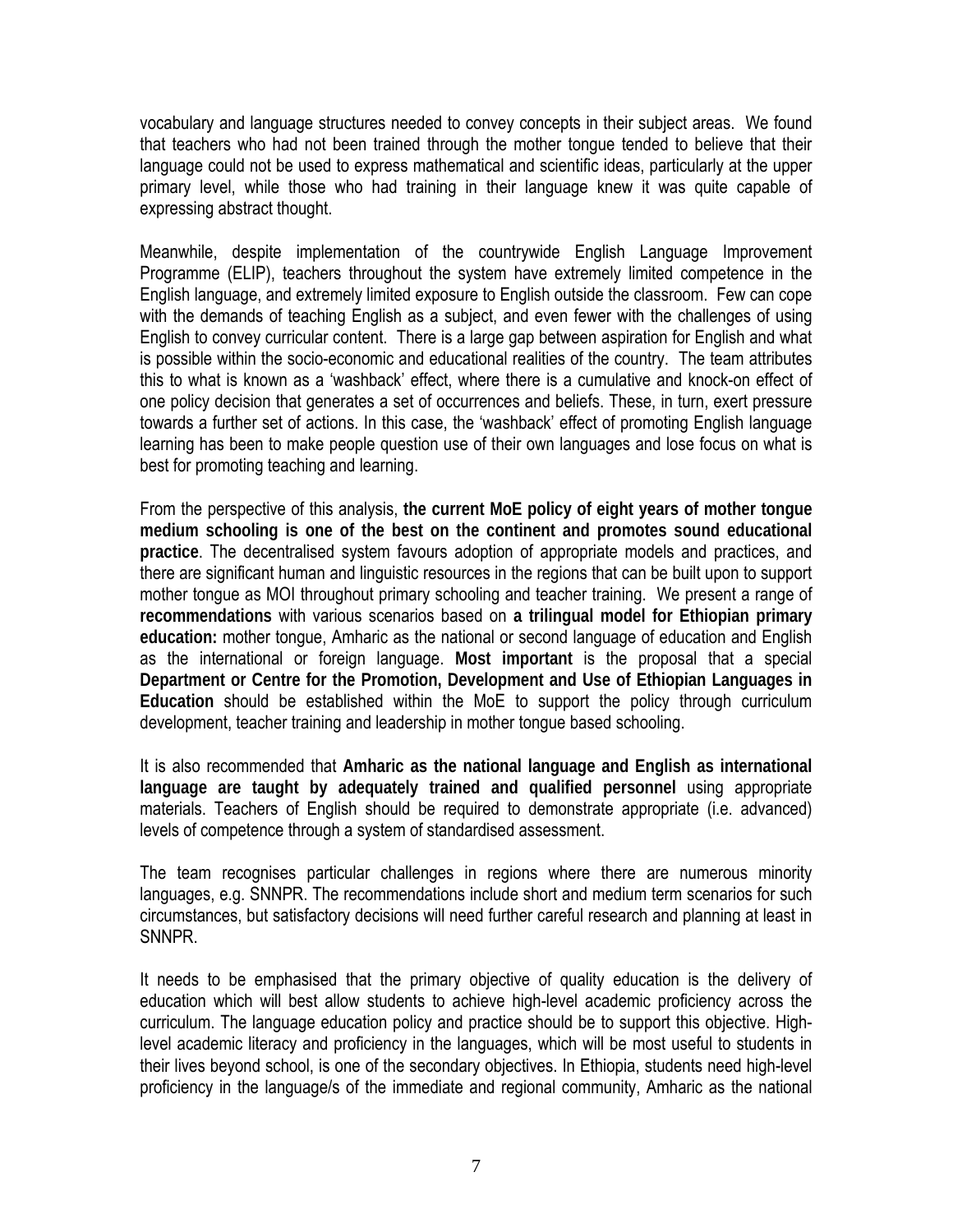vocabulary and language structures needed to convey concepts in their subject areas. We found that teachers who had not been trained through the mother tongue tended to believe that their language could not be used to express mathematical and scientific ideas, particularly at the upper primary level, while those who had training in their language knew it was quite capable of expressing abstract thought.

Meanwhile, despite implementation of the countrywide English Language Improvement Programme (ELIP), teachers throughout the system have extremely limited competence in the English language, and extremely limited exposure to English outside the classroom. Few can cope with the demands of teaching English as a subject, and even fewer with the challenges of using English to convey curricular content. There is a large gap between aspiration for English and what is possible within the socio-economic and educational realities of the country. The team attributes this to what is known as a 'washback' effect, where there is a cumulative and knock-on effect of one policy decision that generates a set of occurrences and beliefs. These, in turn, exert pressure towards a further set of actions. In this case, the 'washback' effect of promoting English language learning has been to make people question use of their own languages and lose focus on what is best for promoting teaching and learning.

From the perspective of this analysis, **the current MoE policy of eight years of mother tongue medium schooling is one of the best on the continent and promotes sound educational practice**. The decentralised system favours adoption of appropriate models and practices, and there are significant human and linguistic resources in the regions that can be built upon to support mother tongue as MOI throughout primary schooling and teacher training. We present a range of **recommendations** with various scenarios based on **a trilingual model for Ethiopian primary education:** mother tongue, Amharic as the national or second language of education and English as the international or foreign language. **Most important** is the proposal that a special **Department or Centre for the Promotion, Development and Use of Ethiopian Languages in Education** should be established within the MoE to support the policy through curriculum development, teacher training and leadership in mother tongue based schooling.

It is also recommended that **Amharic as the national language and English as international language are taught by adequately trained and qualified personnel** using appropriate materials. Teachers of English should be required to demonstrate appropriate (i.e. advanced) levels of competence through a system of standardised assessment.

The team recognises particular challenges in regions where there are numerous minority languages, e.g. SNNPR. The recommendations include short and medium term scenarios for such circumstances, but satisfactory decisions will need further careful research and planning at least in SNNPR.

It needs to be emphasised that the primary objective of quality education is the delivery of education which will best allow students to achieve high-level academic proficiency across the curriculum. The language education policy and practice should be to support this objective. High-level academic literacy and proficiency in the languages, which will be most useful to students in their lives beyond school, is one of the secondary objectives. In Ethiopia, students need high-level proficiency in the language/s of the immediate and regional community, Amharic as the national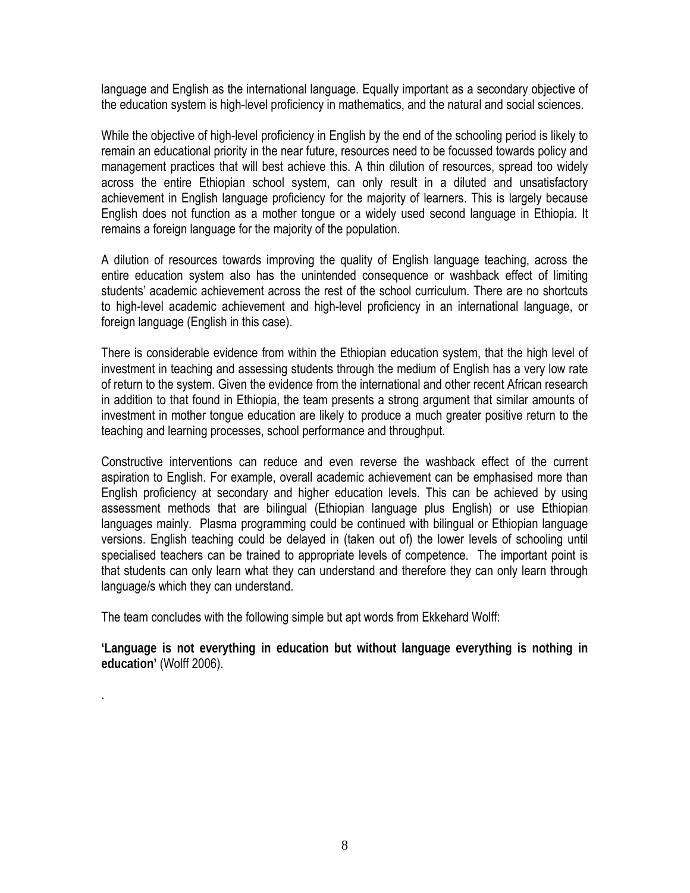language and English as the international language. Equally important as a secondary objective of the education system is high-level proficiency in mathematics, and the natural and social sciences.

While the objective of high-level proficiency in English by the end of the schooling period is likely to remain an educational priority in the near future, resources need to be focussed towards policy and management practices that will best achieve this. A thin dilution of resources, spread too widely across the entire Ethiopian school system, can only result in a diluted and unsatisfactory achievement in English language proficiency for the majority of learners. This is largely because English does not function as a mother tongue or a widely used second language in Ethiopia. It remains a foreign language for the majority of the population.

A dilution of resources towards improving the quality of English language teaching, across the entire education system also has the unintended consequence or washback effect of limiting students' academic achievement across the rest of the school curriculum. There are no shortcuts to high-level academic achievement and high-level proficiency in an international language, or foreign language (English in this case).

There is considerable evidence from within the Ethiopian education system, that the high level of investment in teaching and assessing students through the medium of English has a very low rate of return to the system. Given the evidence from the international and other recent African research in addition to that found in Ethiopia, the team presents a strong argument that similar amounts of investment in mother tongue education are likely to produce a much greater positive return to the teaching and learning processes, school performance and throughput.

Constructive interventions can reduce and even reverse the washback effect of the current aspiration to English. For example, overall academic achievement can be emphasised more than English proficiency at secondary and higher education levels. This can be achieved by using assessment methods that are bilingual (Ethiopian language plus English) or use Ethiopian languages mainly. Plasma programming could be continued with bilingual or Ethiopian language versions. English teaching could be delayed in (taken out of) the lower levels of schooling until specialised teachers can be trained to appropriate levels of competence. The important point is that students can only learn what they can understand and therefore they can only learn through language/s which they can understand.

The team concludes with the following simple but apt words from Ekkehard Wolff:

**'Language is not everything in education but without language everything is nothing in education'** (Wolff 2006).

.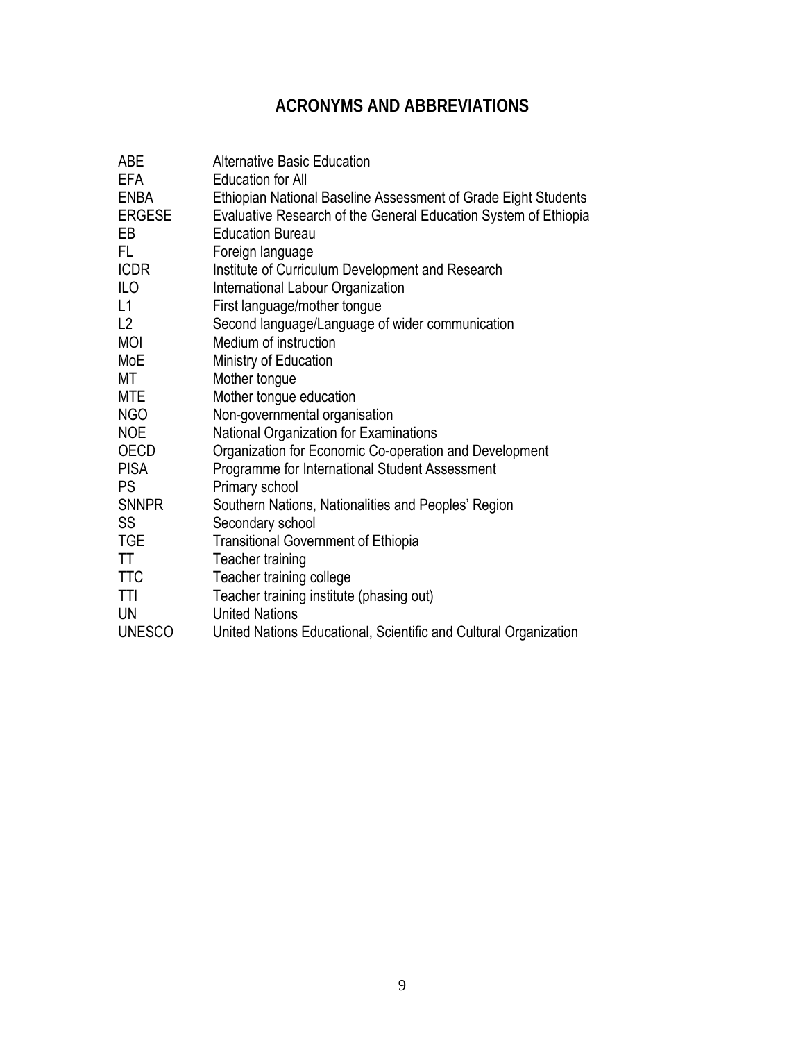# ACRONYMS AND ABBREVIATIONS

| | |
|---|---|
| ABE | Alternative Basic Education |
| EFA | Education for All |
| ENBA | Ethiopian National Baseline Assessment of Grade Eight Students |
| ERGESE | Evaluative Research of the General Education System of Ethiopia |
| EB | Education Bureau |
| FL | Foreign language |
| ICDR | Institute of Curriculum Development and Research |
| ILO | International Labour Organization |
| L1 | First language/mother tongue |
| L2 | Second language/Language of wider communication |
| MOI | Medium of instruction |
| MoE | Ministry of Education |
| MT | Mother tongue |
| MTE | Mother tongue education |
| NGO | Non-governmental organisation |
| NOE | National Organization for Examinations |
| OECD | Organization for Economic Co-operation and Development |
| PISA | Programme for International Student Assessment |
| PS | Primary school |
| SNNPR | Southern Nations, Nationalities and Peoples' Region |
| SS | Secondary school |
| TGE | Transitional Government of Ethiopia |
| TT | Teacher training |
| TTC | Teacher training college |
| TTI | Teacher training institute (phasing out) |
| UN | United Nations |
| UNESCO | United Nations Educational, Scientific and Cultural Organization |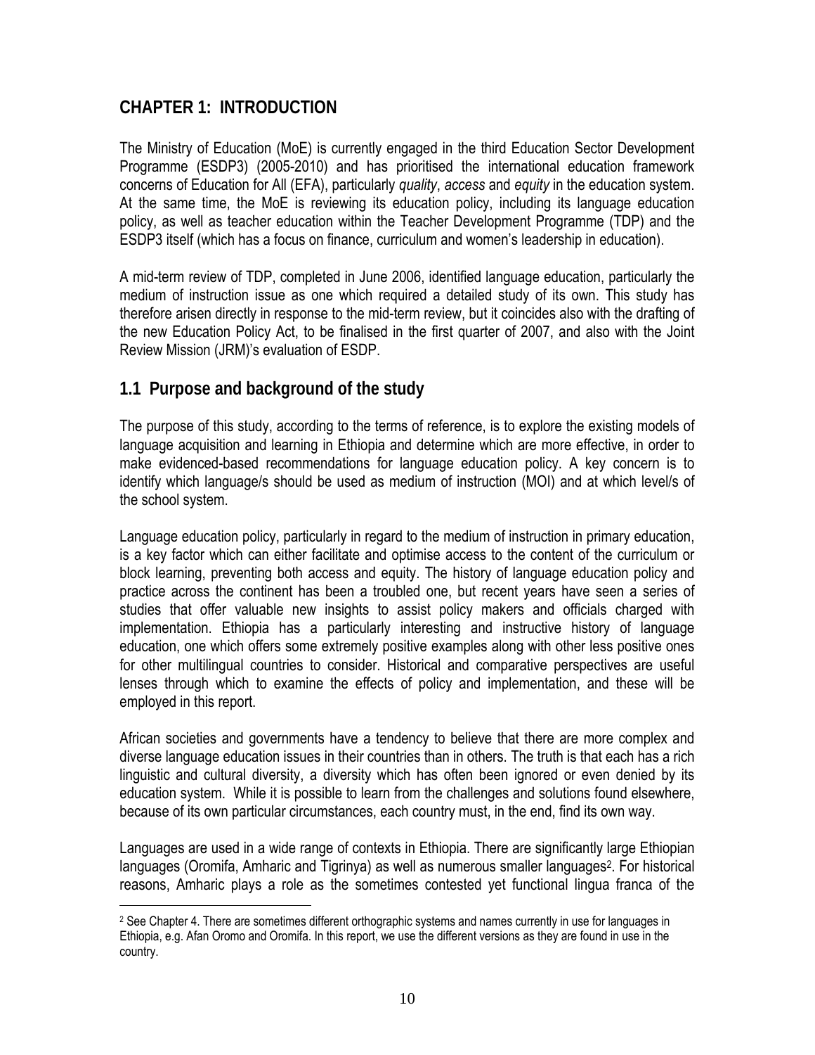# CHAPTER 1: INTRODUCTION

The Ministry of Education (MoE) is currently engaged in the third Education Sector Development Programme (ESDP3) (2005-2010) and has prioritised the international education framework concerns of Education for All (EFA), particularly *quality*, *access* and *equity* in the education system. At the same time, the MoE is reviewing its education policy, including its language education policy, as well as teacher education within the Teacher Development Programme (TDP) and the ESDP3 itself (which has a focus on finance, curriculum and women's leadership in education).

A mid-term review of TDP, completed in June 2006, identified language education, particularly the medium of instruction issue as one which required a detailed study of its own. This study has therefore arisen directly in response to the mid-term review, but it coincides also with the drafting of the new Education Policy Act, to be finalised in the first quarter of 2007, and also with the Joint Review Mission (JRM)'s evaluation of ESDP.

## 1.1 Purpose and background of the study

The purpose of this study, according to the terms of reference, is to explore the existing models of language acquisition and learning in Ethiopia and determine which are more effective, in order to make evidenced-based recommendations for language education policy. A key concern is to identify which language/s should be used as medium of instruction (MOI) and at which level/s of the school system.

Language education policy, particularly in regard to the medium of instruction in primary education, is a key factor which can either facilitate and optimise access to the content of the curriculum or block learning, preventing both access and equity. The history of language education policy and practice across the continent has been a troubled one, but recent years have seen a series of studies that offer valuable new insights to assist policy makers and officials charged with implementation. Ethiopia has a particularly interesting and instructive history of language education, one which offers some extremely positive examples along with other less positive ones for other multilingual countries to consider. Historical and comparative perspectives are useful lenses through which to examine the effects of policy and implementation, and these will be employed in this report.

African societies and governments have a tendency to believe that there are more complex and diverse language education issues in their countries than in others. The truth is that each has a rich linguistic and cultural diversity, a diversity which has often been ignored or even denied by its education system. While it is possible to learn from the challenges and solutions found elsewhere, because of its own particular circumstances, each country must, in the end, find its own way.

Languages are used in a wide range of contexts in Ethiopia. There are significantly large Ethiopian languages (Oromifa, Amharic and Tigrinya) as well as numerous smaller languages[2]. For historical reasons, Amharic plays a role as the sometimes contested yet functional lingua franca of the

[2] See Chapter 4. There are sometimes different orthographic systems and names currently in use for languages in Ethiopia, e.g. Afan Oromo and Oromifa. In this report, we use the different versions as they are found in use in the country.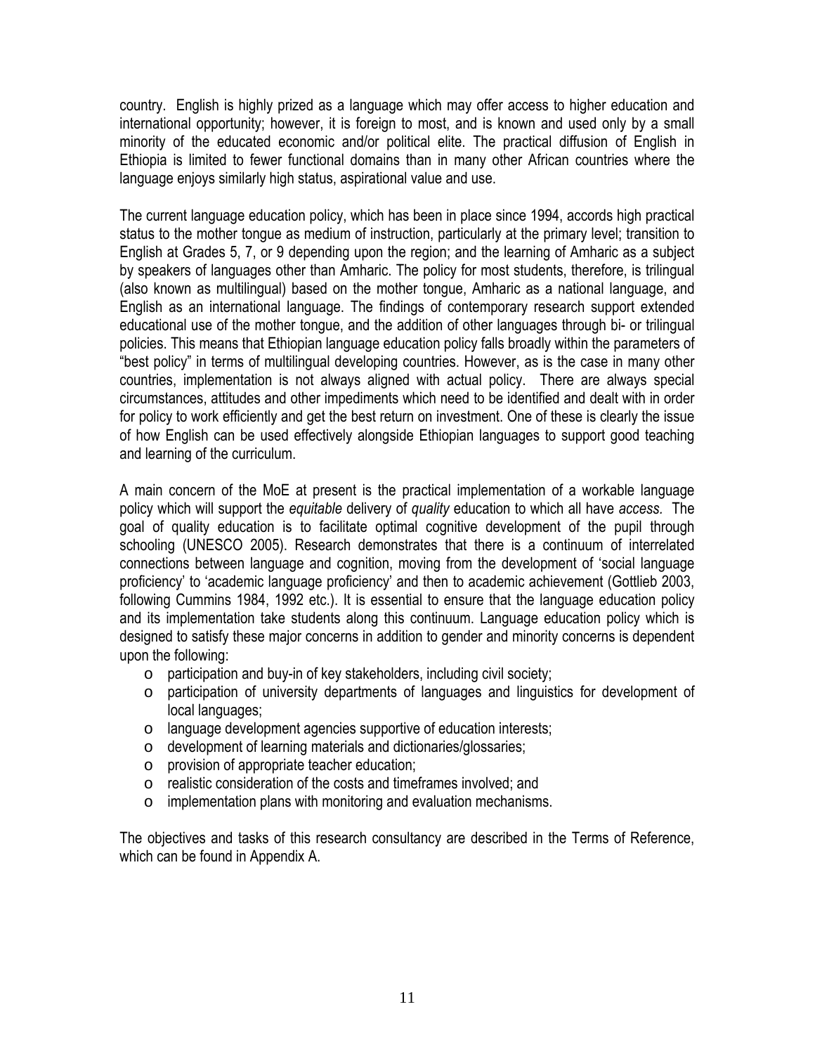country. English is highly prized as a language which may offer access to higher education and international opportunity; however, it is foreign to most, and is known and used only by a small minority of the educated economic and/or political elite. The practical diffusion of English in Ethiopia is limited to fewer functional domains than in many other African countries where the language enjoys similarly high status, aspirational value and use.

The current language education policy, which has been in place since 1994, accords high practical status to the mother tongue as medium of instruction, particularly at the primary level; transition to English at Grades 5, 7, or 9 depending upon the region; and the learning of Amharic as a subject by speakers of languages other than Amharic. The policy for most students, therefore, is trilingual (also known as multilingual) based on the mother tongue, Amharic as a national language, and English as an international language. The findings of contemporary research support extended educational use of the mother tongue, and the addition of other languages through bi- or trilingual policies. This means that Ethiopian language education policy falls broadly within the parameters of "best policy" in terms of multilingual developing countries. However, as is the case in many other countries, implementation is not always aligned with actual policy. There are always special circumstances, attitudes and other impediments which need to be identified and dealt with in order for policy to work efficiently and get the best return on investment. One of these is clearly the issue of how English can be used effectively alongside Ethiopian languages to support good teaching and learning of the curriculum.

A main concern of the MoE at present is the practical implementation of a workable language policy which will support the *equitable* delivery of *quality* education to which all have *access.* The goal of quality education is to facilitate optimal cognitive development of the pupil through schooling (UNESCO 2005). Research demonstrates that there is a continuum of interrelated connections between language and cognition, moving from the development of 'social language proficiency' to 'academic language proficiency' and then to academic achievement (Gottlieb 2003, following Cummins 1984, 1992 etc.). It is essential to ensure that the language education policy and its implementation take students along this continuum. Language education policy which is designed to satisfy these major concerns in addition to gender and minority concerns is dependent upon the following:

- participation and buy-in of key stakeholders, including civil society;
- participation of university departments of languages and linguistics for development of local languages;
- language development agencies supportive of education interests;
- development of learning materials and dictionaries/glossaries;
- provision of appropriate teacher education;
- realistic consideration of the costs and timeframes involved; and
- implementation plans with monitoring and evaluation mechanisms.

The objectives and tasks of this research consultancy are described in the Terms of Reference, which can be found in Appendix A.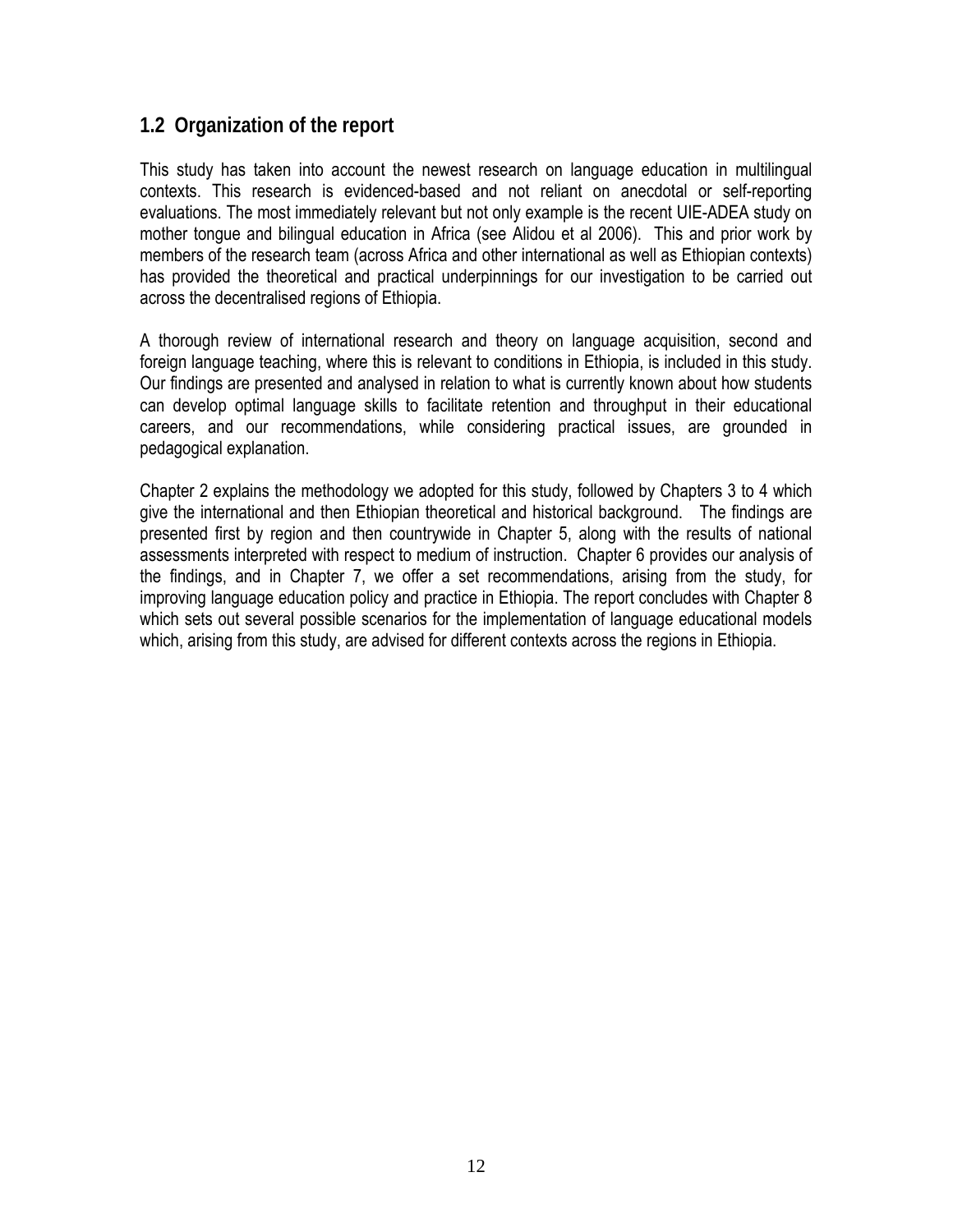## 1.2 Organization of the report

This study has taken into account the newest research on language education in multilingual contexts. This research is evidenced-based and not reliant on anecdotal or self-reporting evaluations. The most immediately relevant but not only example is the recent UIE-ADEA study on mother tongue and bilingual education in Africa (see Alidou et al 2006). This and prior work by members of the research team (across Africa and other international as well as Ethiopian contexts) has provided the theoretical and practical underpinnings for our investigation to be carried out across the decentralised regions of Ethiopia.

A thorough review of international research and theory on language acquisition, second and foreign language teaching, where this is relevant to conditions in Ethiopia, is included in this study. Our findings are presented and analysed in relation to what is currently known about how students can develop optimal language skills to facilitate retention and throughput in their educational careers, and our recommendations, while considering practical issues, are grounded in pedagogical explanation.

Chapter 2 explains the methodology we adopted for this study, followed by Chapters 3 to 4 which give the international and then Ethiopian theoretical and historical background. The findings are presented first by region and then countrywide in Chapter 5, along with the results of national assessments interpreted with respect to medium of instruction. Chapter 6 provides our analysis of the findings, and in Chapter 7, we offer a set recommendations, arising from the study, for improving language education policy and practice in Ethiopia. The report concludes with Chapter 8 which sets out several possible scenarios for the implementation of language educational models which, arising from this study, are advised for different contexts across the regions in Ethiopia.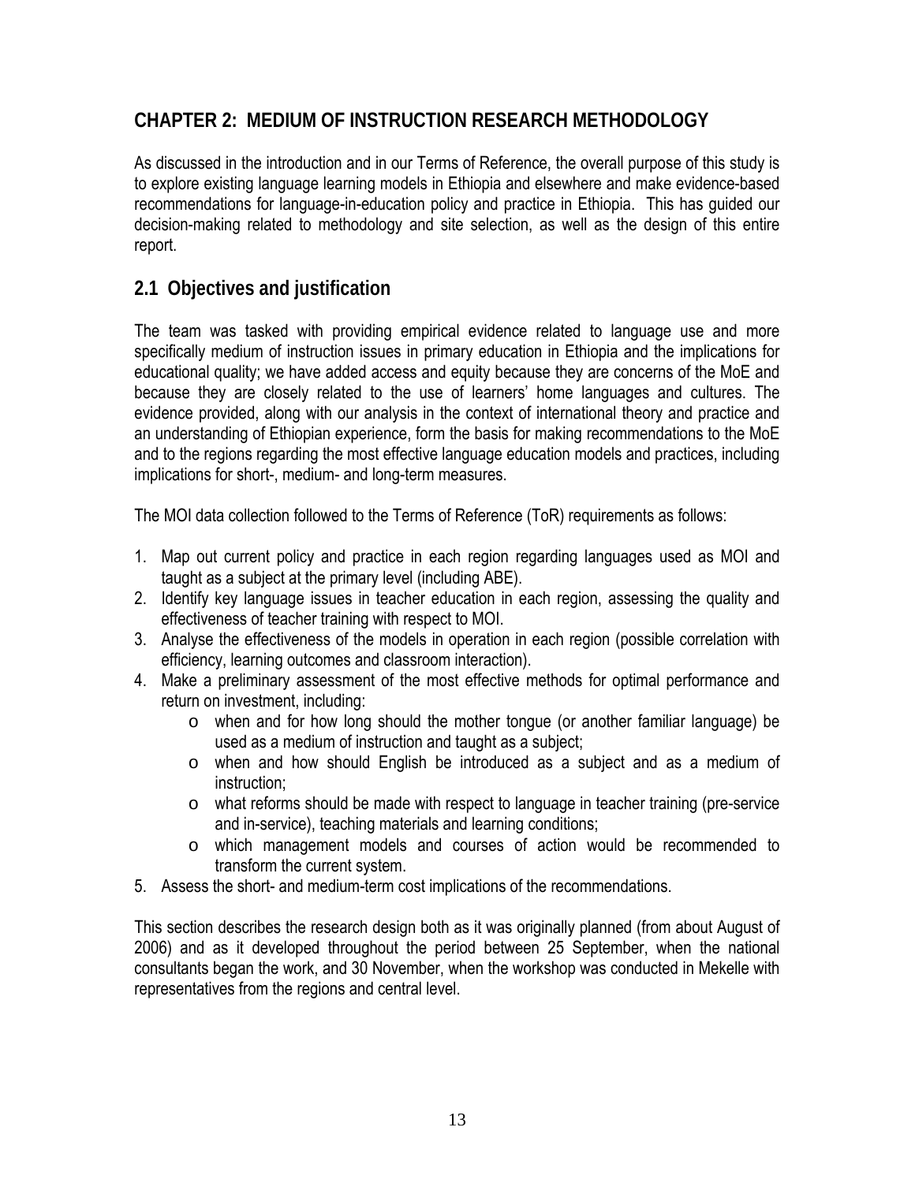# CHAPTER 2: MEDIUM OF INSTRUCTION RESEARCH METHODOLOGY

As discussed in the introduction and in our Terms of Reference, the overall purpose of this study is to explore existing language learning models in Ethiopia and elsewhere and make evidence-based recommendations for language-in-education policy and practice in Ethiopia. This has guided our decision-making related to methodology and site selection, as well as the design of this entire report.

## 2.1 Objectives and justification

The team was tasked with providing empirical evidence related to language use and more specifically medium of instruction issues in primary education in Ethiopia and the implications for educational quality; we have added access and equity because they are concerns of the MoE and because they are closely related to the use of learners' home languages and cultures. The evidence provided, along with our analysis in the context of international theory and practice and an understanding of Ethiopian experience, form the basis for making recommendations to the MoE and to the regions regarding the most effective language education models and practices, including implications for short-, medium- and long-term measures.

The MOI data collection followed to the Terms of Reference (ToR) requirements as follows:

1. Map out current policy and practice in each region regarding languages used as MOI and taught as a subject at the primary level (including ABE).
2. Identify key language issues in teacher education in each region, assessing the quality and effectiveness of teacher training with respect to MOI.
3. Analyse the effectiveness of the models in operation in each region (possible correlation with efficiency, learning outcomes and classroom interaction).
4. Make a preliminary assessment of the most effective methods for optimal performance and return on investment, including:
   - when and for how long should the mother tongue (or another familiar language) be used as a medium of instruction and taught as a subject;
   - when and how should English be introduced as a subject and as a medium of instruction;
   - what reforms should be made with respect to language in teacher training (pre-service and in-service), teaching materials and learning conditions;
   - which management models and courses of action would be recommended to transform the current system.
5. Assess the short- and medium-term cost implications of the recommendations.

This section describes the research design both as it was originally planned (from about August of 2006) and as it developed throughout the period between 25 September, when the national consultants began the work, and 30 November, when the workshop was conducted in Mekelle with representatives from the regions and central level.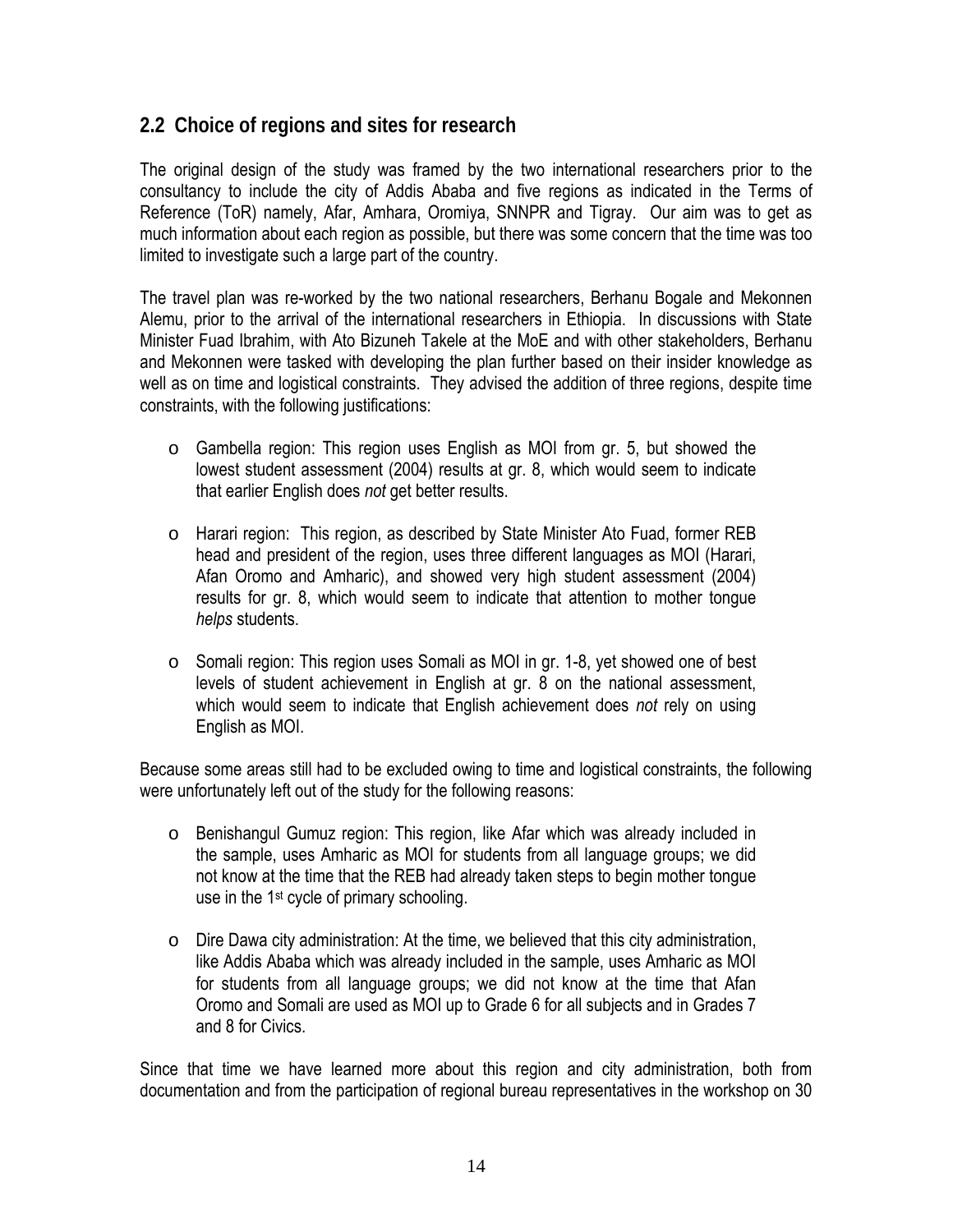## 2.2 Choice of regions and sites for research

The original design of the study was framed by the two international researchers prior to the consultancy to include the city of Addis Ababa and five regions as indicated in the Terms of Reference (ToR) namely, Afar, Amhara, Oromiya, SNNPR and Tigray. Our aim was to get as much information about each region as possible, but there was some concern that the time was too limited to investigate such a large part of the country.

The travel plan was re-worked by the two national researchers, Berhanu Bogale and Mekonnen Alemu, prior to the arrival of the international researchers in Ethiopia. In discussions with State Minister Fuad Ibrahim, with Ato Bizuneh Takele at the MoE and with other stakeholders, Berhanu and Mekonnen were tasked with developing the plan further based on their insider knowledge as well as on time and logistical constraints. They advised the addition of three regions, despite time constraints, with the following justifications:

- Gambella region: This region uses English as MOI from gr. 5, but showed the lowest student assessment (2004) results at gr. 8, which would seem to indicate that earlier English does *not* get better results.
- Harari region: This region, as described by State Minister Ato Fuad, former REB head and president of the region, uses three different languages as MOI (Harari, Afan Oromo and Amharic), and showed very high student assessment (2004) results for gr. 8, which would seem to indicate that attention to mother tongue *helps* students.
- Somali region: This region uses Somali as MOI in gr. 1-8, yet showed one of best levels of student achievement in English at gr. 8 on the national assessment, which would seem to indicate that English achievement does *not* rely on using English as MOI.

Because some areas still had to be excluded owing to time and logistical constraints, the following were unfortunately left out of the study for the following reasons:

- Benishangul Gumuz region: This region, like Afar which was already included in the sample, uses Amharic as MOI for students from all language groups; we did not know at the time that the REB had already taken steps to begin mother tongue use in the 1st cycle of primary schooling.
- Dire Dawa city administration: At the time, we believed that this city administration, like Addis Ababa which was already included in the sample, uses Amharic as MOI for students from all language groups; we did not know at the time that Afan Oromo and Somali are used as MOI up to Grade 6 for all subjects and in Grades 7 and 8 for Civics.

Since that time we have learned more about this region and city administration, both from documentation and from the participation of regional bureau representatives in the workshop on 30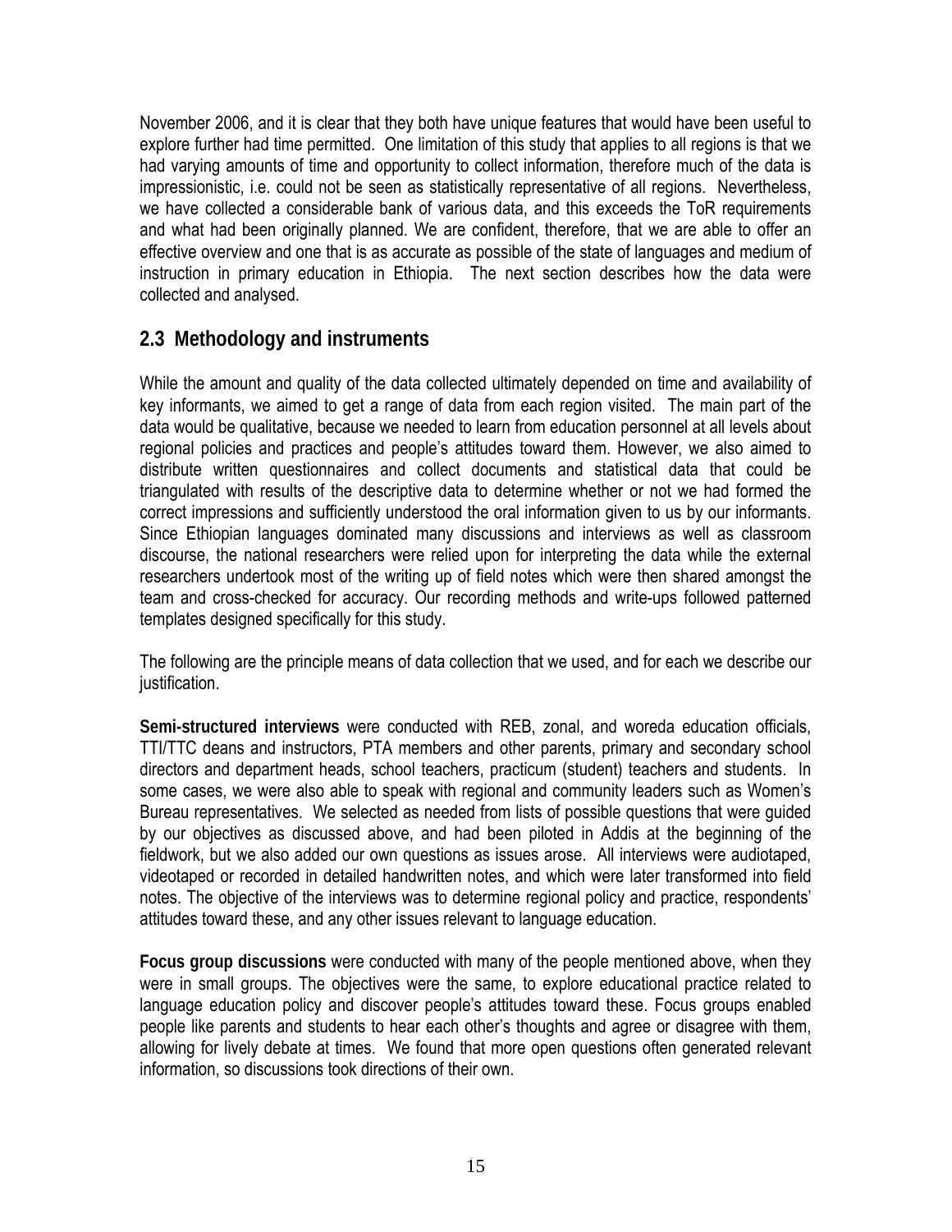November 2006, and it is clear that they both have unique features that would have been useful to explore further had time permitted. One limitation of this study that applies to all regions is that we had varying amounts of time and opportunity to collect information, therefore much of the data is impressionistic, i.e. could not be seen as statistically representative of all regions. Nevertheless, we have collected a considerable bank of various data, and this exceeds the ToR requirements and what had been originally planned. We are confident, therefore, that we are able to offer an effective overview and one that is as accurate as possible of the state of languages and medium of instruction in primary education in Ethiopia. The next section describes how the data were collected and analysed.

## 2.3 Methodology and instruments

While the amount and quality of the data collected ultimately depended on time and availability of key informants, we aimed to get a range of data from each region visited. The main part of the data would be qualitative, because we needed to learn from education personnel at all levels about regional policies and practices and people's attitudes toward them. However, we also aimed to distribute written questionnaires and collect documents and statistical data that could be triangulated with results of the descriptive data to determine whether or not we had formed the correct impressions and sufficiently understood the oral information given to us by our informants. Since Ethiopian languages dominated many discussions and interviews as well as classroom discourse, the national researchers were relied upon for interpreting the data while the external researchers undertook most of the writing up of field notes which were then shared amongst the team and cross-checked for accuracy. Our recording methods and write-ups followed patterned templates designed specifically for this study.

The following are the principle means of data collection that we used, and for each we describe our justification.

**Semi-structured interviews** were conducted with REB, zonal, and woreda education officials, TTI/TTC deans and instructors, PTA members and other parents, primary and secondary school directors and department heads, school teachers, practicum (student) teachers and students. In some cases, we were also able to speak with regional and community leaders such as Women's Bureau representatives. We selected as needed from lists of possible questions that were guided by our objectives as discussed above, and had been piloted in Addis at the beginning of the fieldwork, but we also added our own questions as issues arose. All interviews were audiotaped, videotaped or recorded in detailed handwritten notes, and which were later transformed into field notes. The objective of the interviews was to determine regional policy and practice, respondents' attitudes toward these, and any other issues relevant to language education.

**Focus group discussions** were conducted with many of the people mentioned above, when they were in small groups. The objectives were the same, to explore educational practice related to language education policy and discover people's attitudes toward these. Focus groups enabled people like parents and students to hear each other's thoughts and agree or disagree with them, allowing for lively debate at times. We found that more open questions often generated relevant information, so discussions took directions of their own.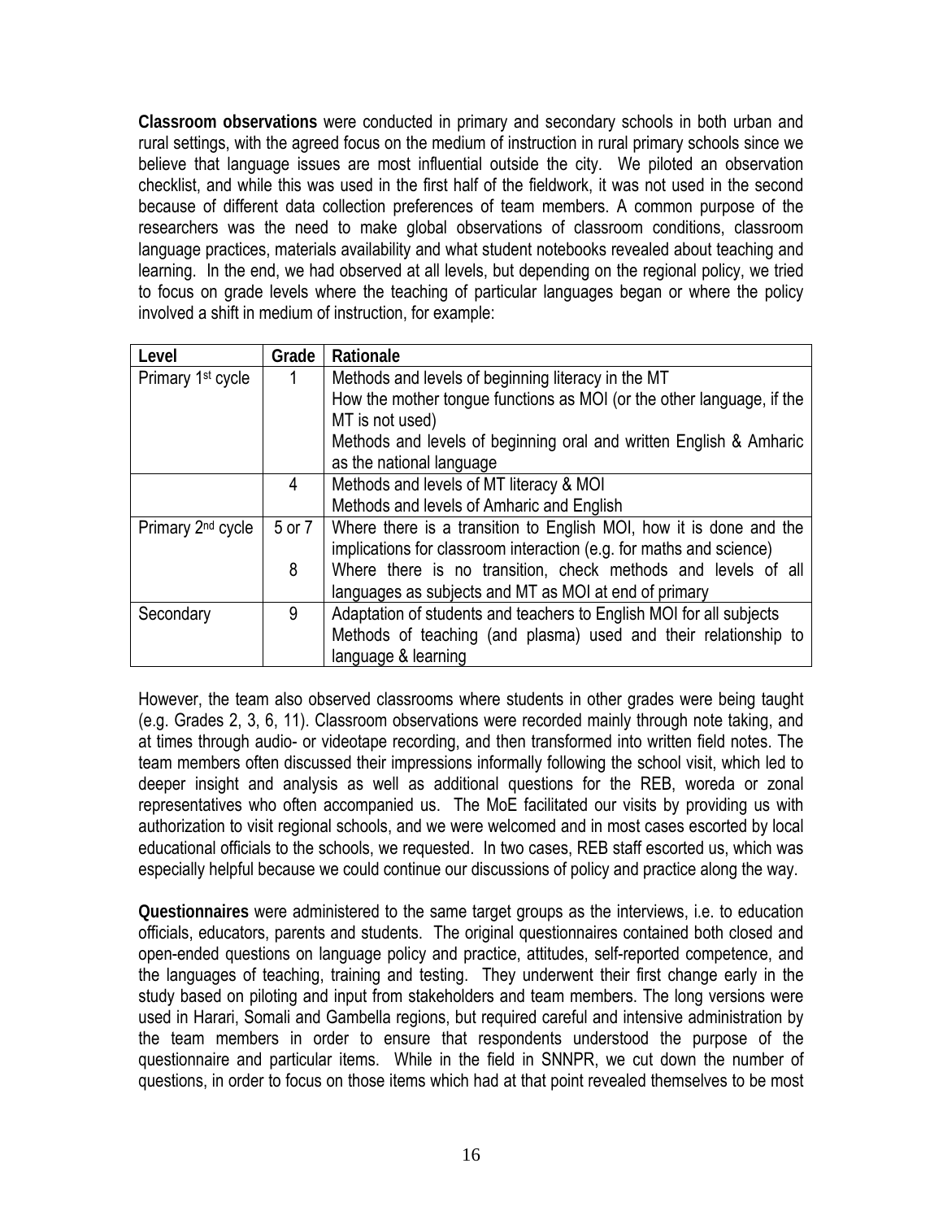**Classroom observations** were conducted in primary and secondary schools in both urban and rural settings, with the agreed focus on the medium of instruction in rural primary schools since we believe that language issues are most influential outside the city. We piloted an observation checklist, and while this was used in the first half of the fieldwork, it was not used in the second because of different data collection preferences of team members. A common purpose of the researchers was the need to make global observations of classroom conditions, classroom language practices, materials availability and what student notebooks revealed about teaching and learning. In the end, we had observed at all levels, but depending on the regional policy, we tried to focus on grade levels where the teaching of particular languages began or where the policy involved a shift in medium of instruction, for example:

| Level | Grade | Rationale |
|---|---|---|
| Primary 1st cycle | 1 | Methods and levels of beginning literacy in the MT<br>How the mother tongue functions as MOI (or the other language, if the MT is not used)<br>Methods and levels of beginning oral and written English & Amharic as the national language |
| | 4 | Methods and levels of MT literacy & MOI<br>Methods and levels of Amharic and English |
| Primary 2nd cycle | 5 or 7 | Where there is a transition to English MOI, how it is done and the implications for classroom interaction (e.g. for maths and science) |
| | 8 | Where there is no transition, check methods and levels of all languages as subjects and MT as MOI at end of primary |
| Secondary | 9 | Adaptation of students and teachers to English MOI for all subjects<br>Methods of teaching (and plasma) used and their relationship to language & learning |

However, the team also observed classrooms where students in other grades were being taught (e.g. Grades 2, 3, 6, 11). Classroom observations were recorded mainly through note taking, and at times through audio- or videotape recording, and then transformed into written field notes. The team members often discussed their impressions informally following the school visit, which led to deeper insight and analysis as well as additional questions for the REB, woreda or zonal representatives who often accompanied us. The MoE facilitated our visits by providing us with authorization to visit regional schools, and we were welcomed and in most cases escorted by local educational officials to the schools, we requested. In two cases, REB staff escorted us, which was especially helpful because we could continue our discussions of policy and practice along the way.

**Questionnaires** were administered to the same target groups as the interviews, i.e. to education officials, educators, parents and students. The original questionnaires contained both closed and open-ended questions on language policy and practice, attitudes, self-reported competence, and the languages of teaching, training and testing. They underwent their first change early in the study based on piloting and input from stakeholders and team members. The long versions were used in Harari, Somali and Gambella regions, but required careful and intensive administration by the team members in order to ensure that respondents understood the purpose of the questionnaire and particular items. While in the field in SNNPR, we cut down the number of questions, in order to focus on those items which had at that point revealed themselves to be most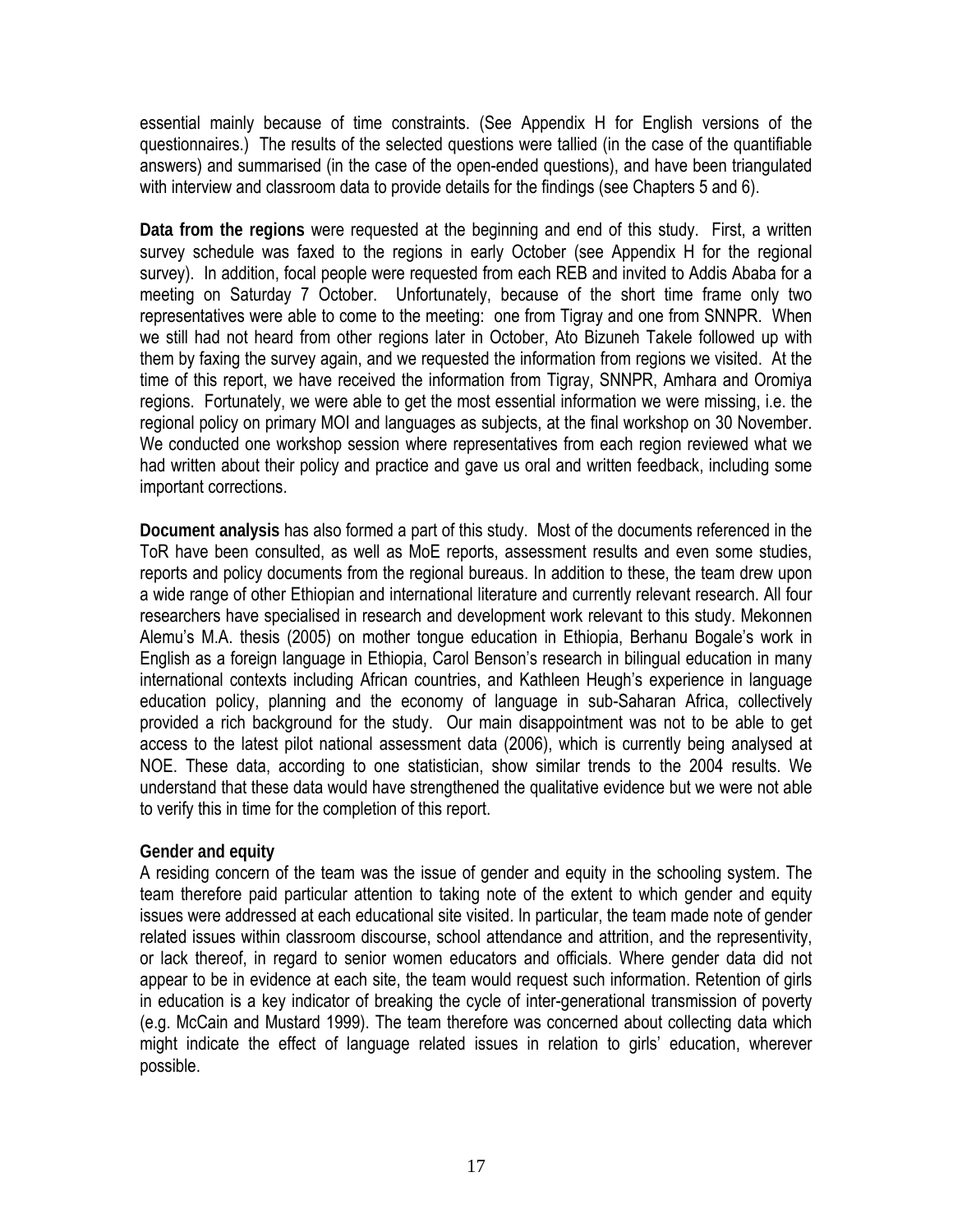essential mainly because of time constraints. (See Appendix H for English versions of the questionnaires.) The results of the selected questions were tallied (in the case of the quantifiable answers) and summarised (in the case of the open-ended questions), and have been triangulated with interview and classroom data to provide details for the findings (see Chapters 5 and 6).

**Data from the regions** were requested at the beginning and end of this study. First, a written survey schedule was faxed to the regions in early October (see Appendix H for the regional survey). In addition, focal people were requested from each REB and invited to Addis Ababa for a meeting on Saturday 7 October. Unfortunately, because of the short time frame only two representatives were able to come to the meeting: one from Tigray and one from SNNPR. When we still had not heard from other regions later in October, Ato Bizuneh Takele followed up with them by faxing the survey again, and we requested the information from regions we visited. At the time of this report, we have received the information from Tigray, SNNPR, Amhara and Oromiya regions. Fortunately, we were able to get the most essential information we were missing, i.e. the regional policy on primary MOI and languages as subjects, at the final workshop on 30 November. We conducted one workshop session where representatives from each region reviewed what we had written about their policy and practice and gave us oral and written feedback, including some important corrections.

**Document analysis** has also formed a part of this study. Most of the documents referenced in the ToR have been consulted, as well as MoE reports, assessment results and even some studies, reports and policy documents from the regional bureaus. In addition to these, the team drew upon a wide range of other Ethiopian and international literature and currently relevant research. All four researchers have specialised in research and development work relevant to this study. Mekonnen Alemu's M.A. thesis (2005) on mother tongue education in Ethiopia, Berhanu Bogale's work in English as a foreign language in Ethiopia, Carol Benson's research in bilingual education in many international contexts including African countries, and Kathleen Heugh's experience in language education policy, planning and the economy of language in sub-Saharan Africa, collectively provided a rich background for the study. Our main disappointment was not to be able to get access to the latest pilot national assessment data (2006), which is currently being analysed at NOE. These data, according to one statistician, show similar trends to the 2004 results. We understand that these data would have strengthened the qualitative evidence but we were not able to verify this in time for the completion of this report.

**Gender and equity**

A residing concern of the team was the issue of gender and equity in the schooling system. The team therefore paid particular attention to taking note of the extent to which gender and equity issues were addressed at each educational site visited. In particular, the team made note of gender related issues within classroom discourse, school attendance and attrition, and the representivity, or lack thereof, in regard to senior women educators and officials. Where gender data did not appear to be in evidence at each site, the team would request such information. Retention of girls in education is a key indicator of breaking the cycle of inter-generational transmission of poverty (e.g. McCain and Mustard 1999). The team therefore was concerned about collecting data which might indicate the effect of language related issues in relation to girls' education, wherever possible.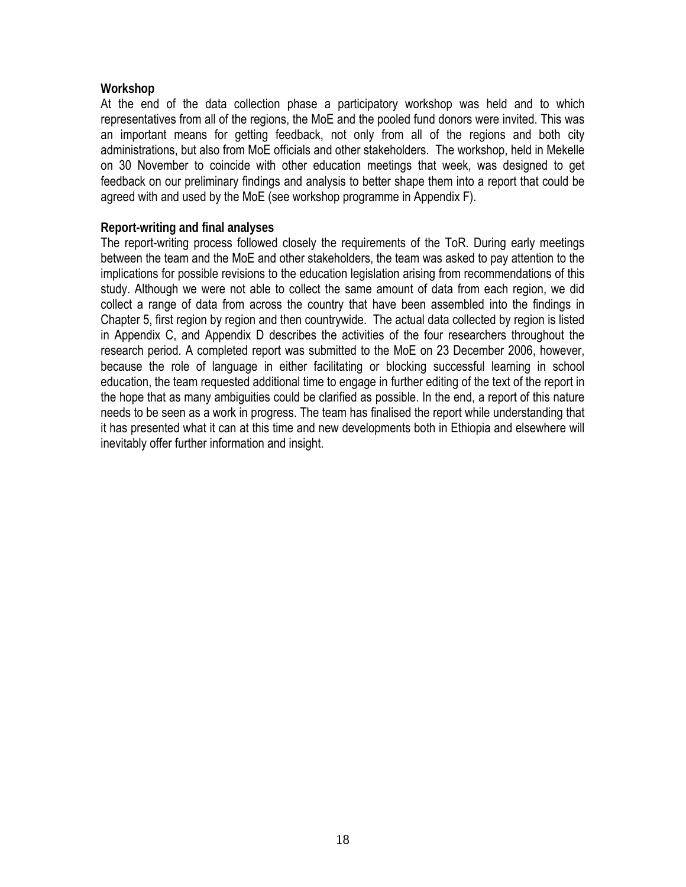**Workshop**

At the end of the data collection phase a participatory workshop was held and to which representatives from all of the regions, the MoE and the pooled fund donors were invited. This was an important means for getting feedback, not only from all of the regions and both city administrations, but also from MoE officials and other stakeholders. The workshop, held in Mekelle on 30 November to coincide with other education meetings that week, was designed to get feedback on our preliminary findings and analysis to better shape them into a report that could be agreed with and used by the MoE (see workshop programme in Appendix F).

**Report-writing and final analyses**

The report-writing process followed closely the requirements of the ToR. During early meetings between the team and the MoE and other stakeholders, the team was asked to pay attention to the implications for possible revisions to the education legislation arising from recommendations of this study. Although we were not able to collect the same amount of data from each region, we did collect a range of data from across the country that have been assembled into the findings in Chapter 5, first region by region and then countrywide. The actual data collected by region is listed in Appendix C, and Appendix D describes the activities of the four researchers throughout the research period. A completed report was submitted to the MoE on 23 December 2006, however, because the role of language in either facilitating or blocking successful learning in school education, the team requested additional time to engage in further editing of the text of the report in the hope that as many ambiguities could be clarified as possible. In the end, a report of this nature needs to be seen as a work in progress. The team has finalised the report while understanding that it has presented what it can at this time and new developments both in Ethiopia and elsewhere will inevitably offer further information and insight.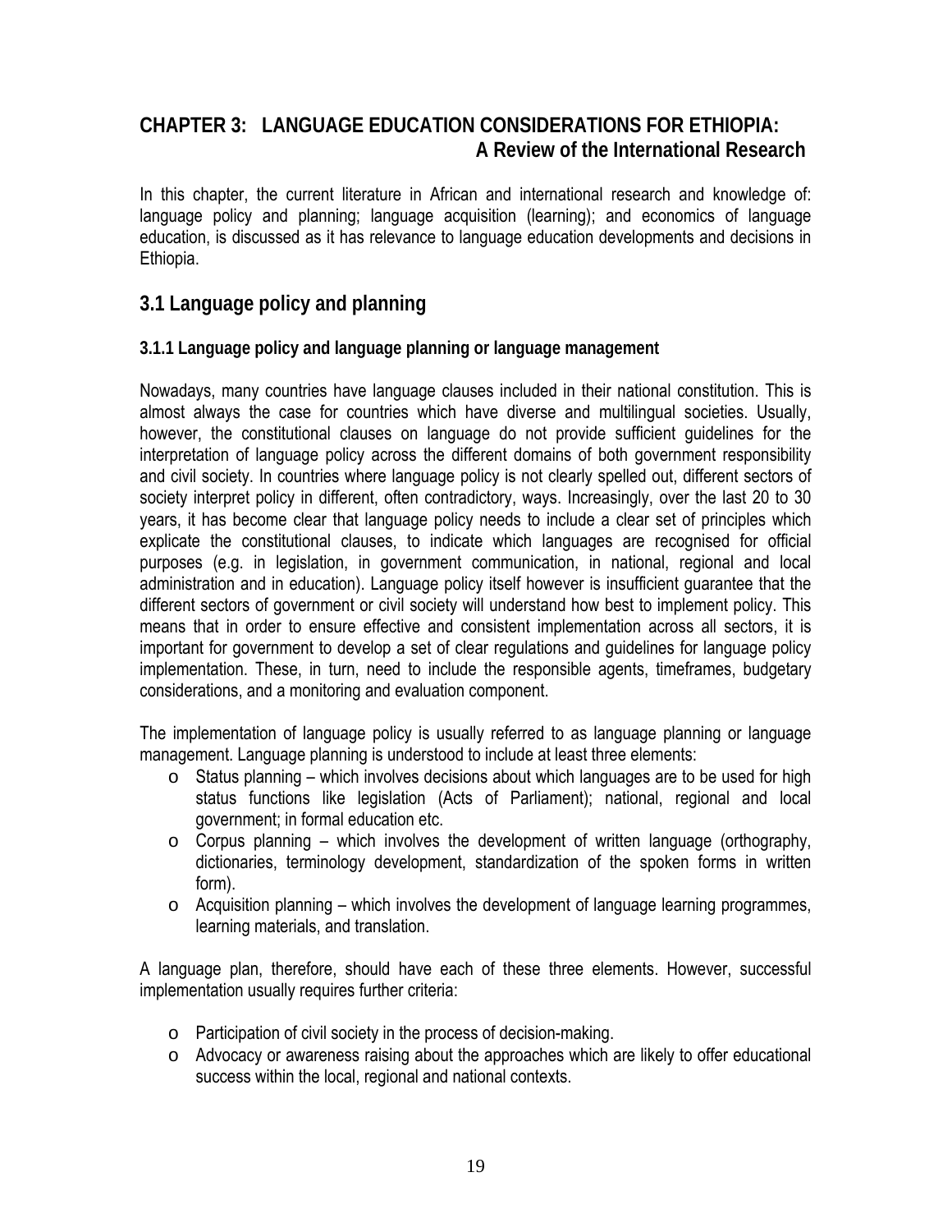# CHAPTER 3: LANGUAGE EDUCATION CONSIDERATIONS FOR ETHIOPIA: A Review of the International Research

In this chapter, the current literature in African and international research and knowledge of: language policy and planning; language acquisition (learning); and economics of language education, is discussed as it has relevance to language education developments and decisions in Ethiopia.

## 3.1 Language policy and planning

### 3.1.1 Language policy and language planning or language management

Nowadays, many countries have language clauses included in their national constitution. This is almost always the case for countries which have diverse and multilingual societies. Usually, however, the constitutional clauses on language do not provide sufficient guidelines for the interpretation of language policy across the different domains of both government responsibility and civil society. In countries where language policy is not clearly spelled out, different sectors of society interpret policy in different, often contradictory, ways. Increasingly, over the last 20 to 30 years, it has become clear that language policy needs to include a clear set of principles which explicate the constitutional clauses, to indicate which languages are recognised for official purposes (e.g. in legislation, in government communication, in national, regional and local administration and in education). Language policy itself however is insufficient guarantee that the different sectors of government or civil society will understand how best to implement policy. This means that in order to ensure effective and consistent implementation across all sectors, it is important for government to develop a set of clear regulations and guidelines for language policy implementation. These, in turn, need to include the responsible agents, timeframes, budgetary considerations, and a monitoring and evaluation component.

The implementation of language policy is usually referred to as language planning or language management. Language planning is understood to include at least three elements:

- Status planning – which involves decisions about which languages are to be used for high status functions like legislation (Acts of Parliament); national, regional and local government; in formal education etc.
- Corpus planning – which involves the development of written language (orthography, dictionaries, terminology development, standardization of the spoken forms in written form).
- Acquisition planning – which involves the development of language learning programmes, learning materials, and translation.

A language plan, therefore, should have each of these three elements. However, successful implementation usually requires further criteria:

- Participation of civil society in the process of decision-making.
- Advocacy or awareness raising about the approaches which are likely to offer educational success within the local, regional and national contexts.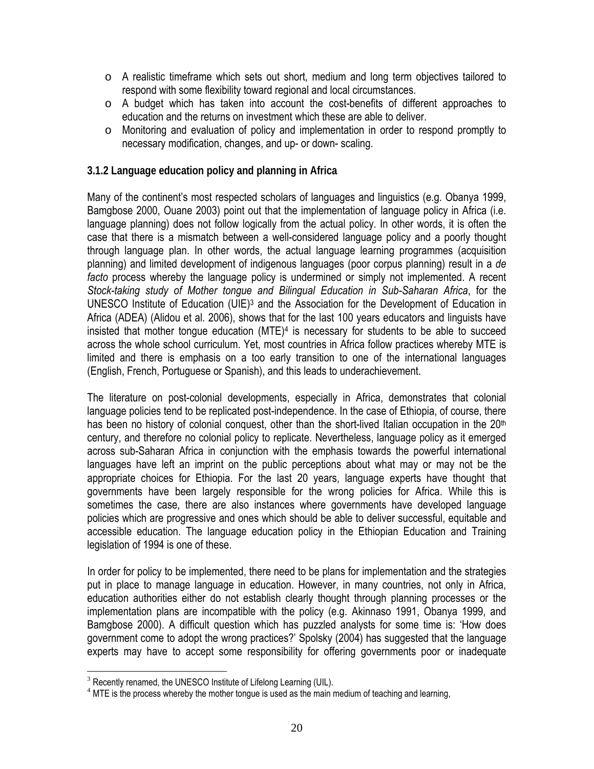- A realistic timeframe which sets out short, medium and long term objectives tailored to respond with some flexibility toward regional and local circumstances.
- A budget which has taken into account the cost-benefits of different approaches to education and the returns on investment which these are able to deliver.
- Monitoring and evaluation of policy and implementation in order to respond promptly to necessary modification, changes, and up- or down- scaling.

### 3.1.2 Language education policy and planning in Africa

Many of the continent's most respected scholars of languages and linguistics (e.g. Obanya 1999, Bamgbose 2000, Ouane 2003) point out that the implementation of language policy in Africa (i.e. language planning) does not follow logically from the actual policy. In other words, it is often the case that there is a mismatch between a well-considered language policy and a poorly thought through language plan. In other words, the actual language learning programmes (acquisition planning) and limited development of indigenous languages (poor corpus planning) result in a *de facto* process whereby the language policy is undermined or simply not implemented. A recent *Stock-taking study of Mother tongue and Bilingual Education in Sub-Saharan Africa*, for the UNESCO Institute of Education (UIE)[3] and the Association for the Development of Education in Africa (ADEA) (Alidou et al. 2006), shows that for the last 100 years educators and linguists have insisted that mother tongue education (MTE)[4] is necessary for students to be able to succeed across the whole school curriculum. Yet, most countries in Africa follow practices whereby MTE is limited and there is emphasis on a too early transition to one of the international languages (English, French, Portuguese or Spanish), and this leads to underachievement.

The literature on post-colonial developments, especially in Africa, demonstrates that colonial language policies tend to be replicated post-independence. In the case of Ethiopia, of course, there has been no history of colonial conquest, other than the short-lived Italian occupation in the 20th century, and therefore no colonial policy to replicate. Nevertheless, language policy as it emerged across sub-Saharan Africa in conjunction with the emphasis towards the powerful international languages have left an imprint on the public perceptions about what may or may not be the appropriate choices for Ethiopia. For the last 20 years, language experts have thought that governments have been largely responsible for the wrong policies for Africa. While this is sometimes the case, there are also instances where governments have developed language policies which are progressive and ones which should be able to deliver successful, equitable and accessible education. The language education policy in the Ethiopian Education and Training legislation of 1994 is one of these.

In order for policy to be implemented, there need to be plans for implementation and the strategies put in place to manage language in education. However, in many countries, not only in Africa, education authorities either do not establish clearly thought through planning processes or the implementation plans are incompatible with the policy (e.g. Akinnaso 1991, Obanya 1999, and Bamgbose 2000). A difficult question which has puzzled analysts for some time is: 'How does government come to adopt the wrong practices?' Spolsky (2004) has suggested that the language experts may have to accept some responsibility for offering governments poor or inadequate

[3] Recently renamed, the UNESCO Institute of Lifelong Learning (UIL).

[4] MTE is the process whereby the mother tongue is used as the main medium of teaching and learning,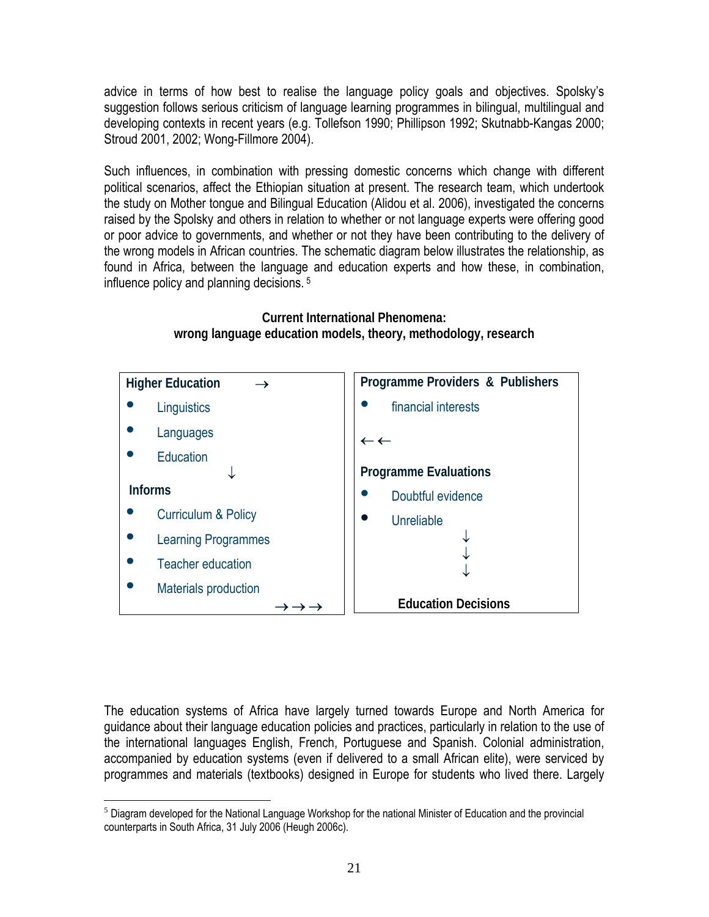advice in terms of how best to realise the language policy goals and objectives. Spolsky's suggestion follows serious criticism of language learning programmes in bilingual, multilingual and developing contexts in recent years (e.g. Tollefson 1990; Phillipson 1992; Skutnabb-Kangas 2000; Stroud 2001, 2002; Wong-Fillmore 2004).

Such influences, in combination with pressing domestic concerns which change with different political scenarios, affect the Ethiopian situation at present. The research team, which undertook the study on Mother tongue and Bilingual Education (Alidou et al. 2006), investigated the concerns raised by the Spolsky and others in relation to whether or not language experts were offering good or poor advice to governments, and whether or not they have been contributing to the delivery of the wrong models in African countries. The schematic diagram below illustrates the relationship, as found in Africa, between the language and education experts and how these, in combination, influence policy and planning decisions. [5]

**Current International Phenomena:**
**wrong language education models, theory, methodology, research**

| **Higher Education** → | **Programme Providers & Publishers** |
|---|---|
| • Linguistics<br>• Languages<br>• Education<br>↓<br>**Informs**<br>• Curriculum & Policy<br>• Learning Programmes<br>• Teacher education<br>• Materials production<br>→→→ | • financial interests<br>←←<br>**Programme Evaluations**<br>• Doubtful evidence<br>• Unreliable<br>↓<br>↓<br>↓<br>**Education Decisions** |

The education systems of Africa have largely turned towards Europe and North America for guidance about their language education policies and practices, particularly in relation to the use of the international languages English, French, Portuguese and Spanish. Colonial administration, accompanied by education systems (even if delivered to a small African elite), were serviced by programmes and materials (textbooks) designed in Europe for students who lived there. Largely

---

[5] Diagram developed for the National Language Workshop for the national Minister of Education and the provincial counterparts in South Africa, 31 July 2006 (Heugh 2006c).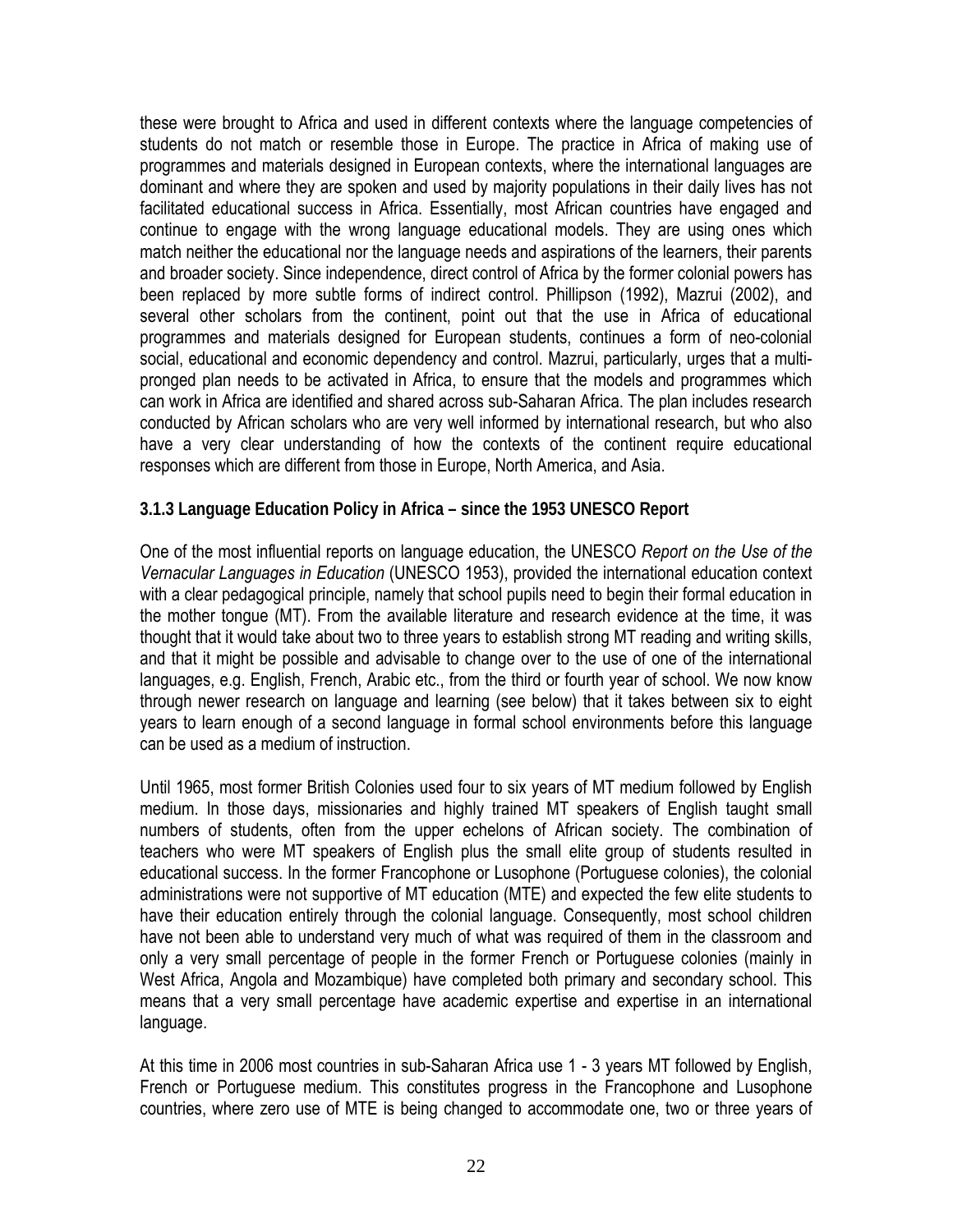these were brought to Africa and used in different contexts where the language competencies of students do not match or resemble those in Europe. The practice in Africa of making use of programmes and materials designed in European contexts, where the international languages are dominant and where they are spoken and used by majority populations in their daily lives has not facilitated educational success in Africa. Essentially, most African countries have engaged and continue to engage with the wrong language educational models. They are using ones which match neither the educational nor the language needs and aspirations of the learners, their parents and broader society. Since independence, direct control of Africa by the former colonial powers has been replaced by more subtle forms of indirect control. Phillipson (1992), Mazrui (2002), and several other scholars from the continent, point out that the use in Africa of educational programmes and materials designed for European students, continues a form of neo-colonial social, educational and economic dependency and control. Mazrui, particularly, urges that a multi-pronged plan needs to be activated in Africa, to ensure that the models and programmes which can work in Africa are identified and shared across sub-Saharan Africa. The plan includes research conducted by African scholars who are very well informed by international research, but who also have a very clear understanding of how the contexts of the continent require educational responses which are different from those in Europe, North America, and Asia.

### 3.1.3 Language Education Policy in Africa – since the 1953 UNESCO Report

One of the most influential reports on language education, the UNESCO *Report on the Use of the Vernacular Languages in Education* (UNESCO 1953), provided the international education context with a clear pedagogical principle, namely that school pupils need to begin their formal education in the mother tongue (MT). From the available literature and research evidence at the time, it was thought that it would take about two to three years to establish strong MT reading and writing skills, and that it might be possible and advisable to change over to the use of one of the international languages, e.g. English, French, Arabic etc., from the third or fourth year of school. We now know through newer research on language and learning (see below) that it takes between six to eight years to learn enough of a second language in formal school environments before this language can be used as a medium of instruction.

Until 1965, most former British Colonies used four to six years of MT medium followed by English medium. In those days, missionaries and highly trained MT speakers of English taught small numbers of students, often from the upper echelons of African society. The combination of teachers who were MT speakers of English plus the small elite group of students resulted in educational success. In the former Francophone or Lusophone (Portuguese colonies), the colonial administrations were not supportive of MT education (MTE) and expected the few elite students to have their education entirely through the colonial language. Consequently, most school children have not been able to understand very much of what was required of them in the classroom and only a very small percentage of people in the former French or Portuguese colonies (mainly in West Africa, Angola and Mozambique) have completed both primary and secondary school. This means that a very small percentage have academic expertise and expertise in an international language.

At this time in 2006 most countries in sub-Saharan Africa use 1 - 3 years MT followed by English, French or Portuguese medium. This constitutes progress in the Francophone and Lusophone countries, where zero use of MTE is being changed to accommodate one, two or three years of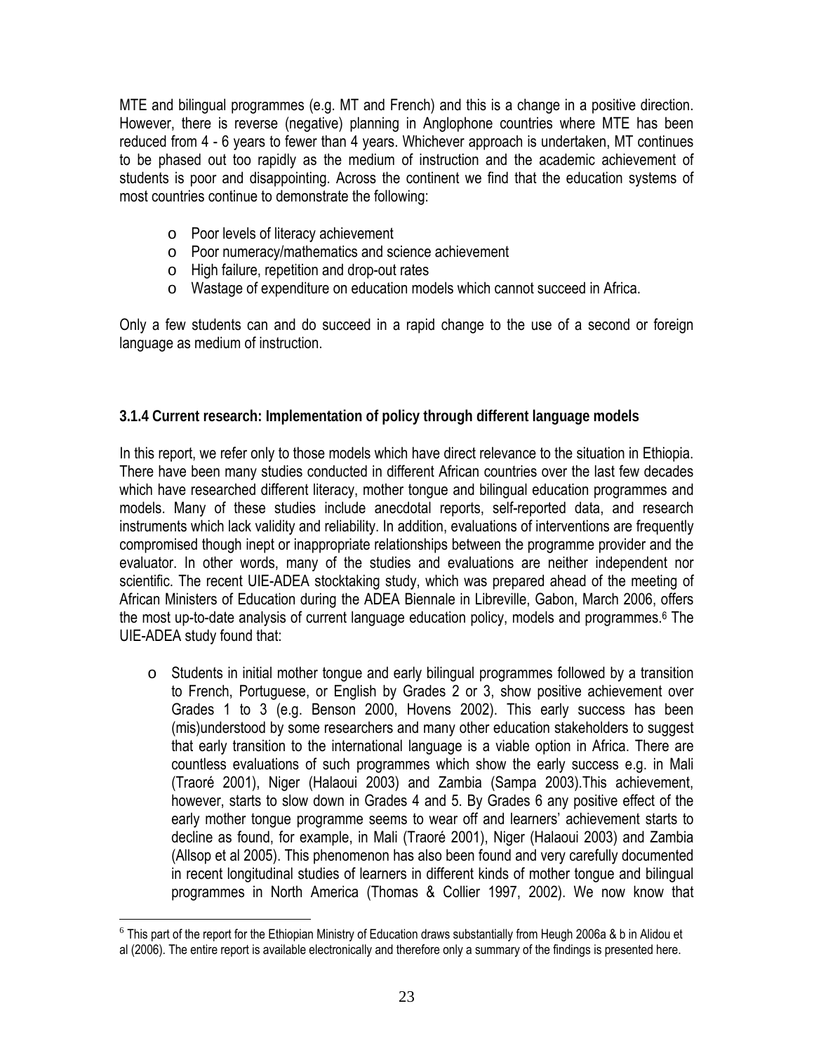MTE and bilingual programmes (e.g. MT and French) and this is a change in a positive direction. However, there is reverse (negative) planning in Anglophone countries where MTE has been reduced from 4 - 6 years to fewer than 4 years. Whichever approach is undertaken, MT continues to be phased out too rapidly as the medium of instruction and the academic achievement of students is poor and disappointing. Across the continent we find that the education systems of most countries continue to demonstrate the following:

- Poor levels of literacy achievement
- Poor numeracy/mathematics and science achievement
- High failure, repetition and drop-out rates
- Wastage of expenditure on education models which cannot succeed in Africa.

Only a few students can and do succeed in a rapid change to the use of a second or foreign language as medium of instruction.

### 3.1.4 Current research: Implementation of policy through different language models

In this report, we refer only to those models which have direct relevance to the situation in Ethiopia. There have been many studies conducted in different African countries over the last few decades which have researched different literacy, mother tongue and bilingual education programmes and models. Many of these studies include anecdotal reports, self-reported data, and research instruments which lack validity and reliability. In addition, evaluations of interventions are frequently compromised though inept or inappropriate relationships between the programme provider and the evaluator. In other words, many of the studies and evaluations are neither independent nor scientific. The recent UIE-ADEA stocktaking study, which was prepared ahead of the meeting of African Ministers of Education during the ADEA Biennale in Libreville, Gabon, March 2006, offers the most up-to-date analysis of current language education policy, models and programmes.[6] The UIE-ADEA study found that:

- Students in initial mother tongue and early bilingual programmes followed by a transition to French, Portuguese, or English by Grades 2 or 3, show positive achievement over Grades 1 to 3 (e.g. Benson 2000, Hovens 2002). This early success has been (mis)understood by some researchers and many other education stakeholders to suggest that early transition to the international language is a viable option in Africa. There are countless evaluations of such programmes which show the early success e.g. in Mali (Traoré 2001), Niger (Halaoui 2003) and Zambia (Sampa 2003).This achievement, however, starts to slow down in Grades 4 and 5. By Grades 6 any positive effect of the early mother tongue programme seems to wear off and learners' achievement starts to decline as found, for example, in Mali (Traoré 2001), Niger (Halaoui 2003) and Zambia (Allsop et al 2005). This phenomenon has also been found and very carefully documented in recent longitudinal studies of learners in different kinds of mother tongue and bilingual programmes in North America (Thomas & Collier 1997, 2002). We now know that

[6] This part of the report for the Ethiopian Ministry of Education draws substantially from Heugh 2006a & b in Alidou et al (2006). The entire report is available electronically and therefore only a summary of the findings is presented here.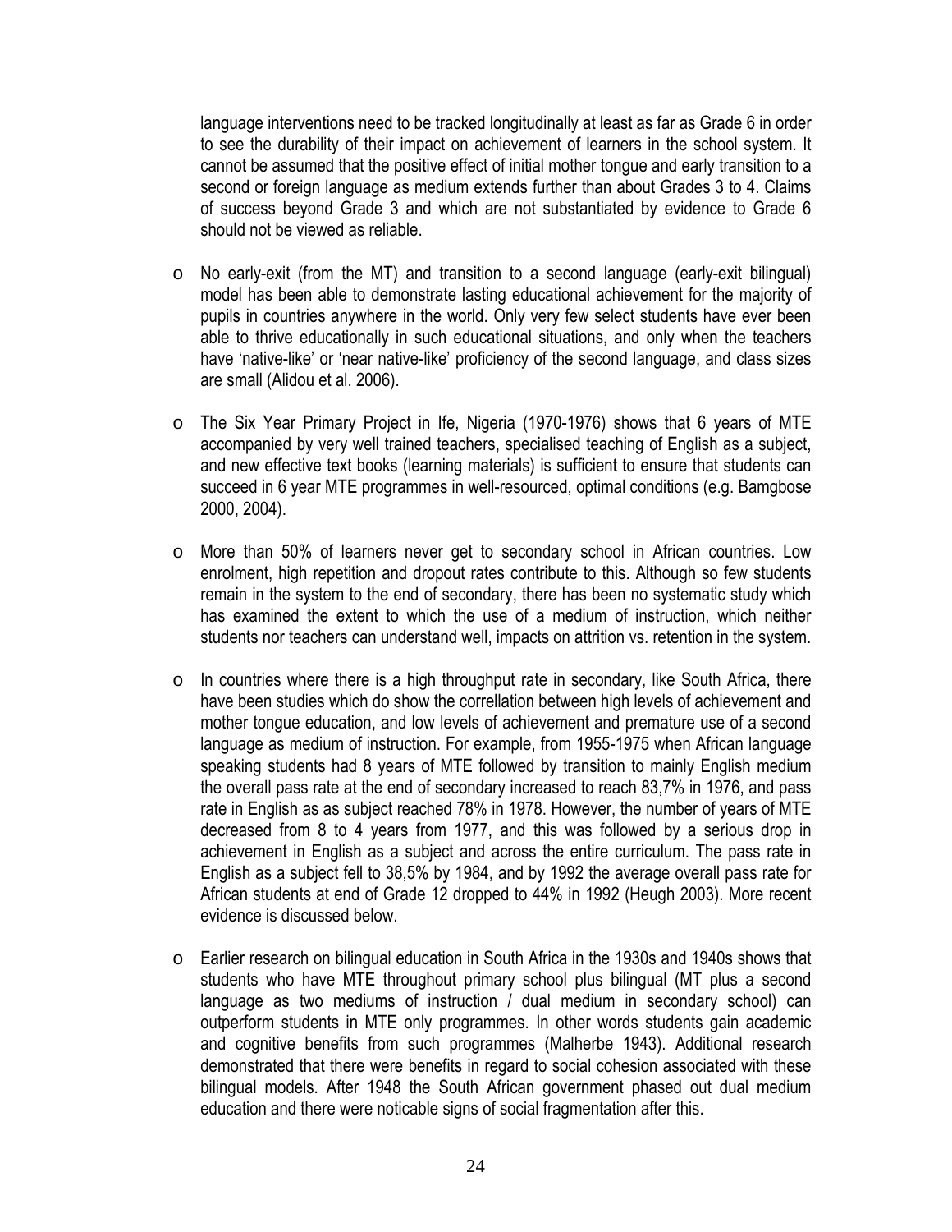language interventions need to be tracked longitudinally at least as far as Grade 6 in order to see the durability of their impact on achievement of learners in the school system. It cannot be assumed that the positive effect of initial mother tongue and early transition to a second or foreign language as medium extends further than about Grades 3 to 4. Claims of success beyond Grade 3 and which are not substantiated by evidence to Grade 6 should not be viewed as reliable.

- No early-exit (from the MT) and transition to a second language (early-exit bilingual) model has been able to demonstrate lasting educational achievement for the majority of pupils in countries anywhere in the world. Only very few select students have ever been able to thrive educationally in such educational situations, and only when the teachers have 'native-like' or 'near native-like' proficiency of the second language, and class sizes are small (Alidou et al. 2006).

- The Six Year Primary Project in Ife, Nigeria (1970-1976) shows that 6 years of MTE accompanied by very well trained teachers, specialised teaching of English as a subject, and new effective text books (learning materials) is sufficient to ensure that students can succeed in 6 year MTE programmes in well-resourced, optimal conditions (e.g. Bamgbose 2000, 2004).

- More than 50% of learners never get to secondary school in African countries. Low enrolment, high repetition and dropout rates contribute to this. Although so few students remain in the system to the end of secondary, there has been no systematic study which has examined the extent to which the use of a medium of instruction, which neither students nor teachers can understand well, impacts on attrition vs. retention in the system.

- In countries where there is a high throughput rate in secondary, like South Africa, there have been studies which do show the correllation between high levels of achievement and mother tongue education, and low levels of achievement and premature use of a second language as medium of instruction. For example, from 1955-1975 when African language speaking students had 8 years of MTE followed by transition to mainly English medium the overall pass rate at the end of secondary increased to reach 83,7% in 1976, and pass rate in English as as subject reached 78% in 1978. However, the number of years of MTE decreased from 8 to 4 years from 1977, and this was followed by a serious drop in achievement in English as a subject and across the entire curriculum. The pass rate in English as a subject fell to 38,5% by 1984, and by 1992 the average overall pass rate for African students at end of Grade 12 dropped to 44% in 1992 (Heugh 2003). More recent evidence is discussed below.

- Earlier research on bilingual education in South Africa in the 1930s and 1940s shows that students who have MTE throughout primary school plus bilingual (MT plus a second language as two mediums of instruction / dual medium in secondary school) can outperform students in MTE only programmes. In other words students gain academic and cognitive benefits from such programmes (Malherbe 1943). Additional research demonstrated that there were benefits in regard to social cohesion associated with these bilingual models. After 1948 the South African government phased out dual medium education and there were noticable signs of social fragmentation after this.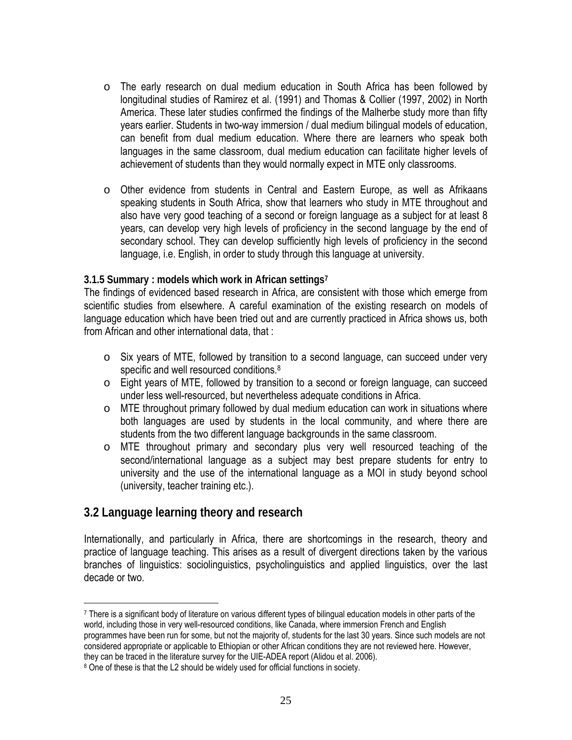- The early research on dual medium education in South Africa has been followed by longitudinal studies of Ramirez et al. (1991) and Thomas & Collier (1997, 2002) in North America. These later studies confirmed the findings of the Malherbe study more than fifty years earlier. Students in two-way immersion / dual medium bilingual models of education, can benefit from dual medium education. Where there are learners who speak both languages in the same classroom, dual medium education can facilitate higher levels of achievement of students than they would normally expect in MTE only classrooms.

- Other evidence from students in Central and Eastern Europe, as well as Afrikaans speaking students in South Africa, show that learners who study in MTE throughout and also have very good teaching of a second or foreign language as a subject for at least 8 years, can develop very high levels of proficiency in the second language by the end of secondary school. They can develop sufficiently high levels of proficiency in the second language, i.e. English, in order to study through this language at university.

#### 3.1.5 Summary : models which work in African settings[7]

The findings of evidenced based research in Africa, are consistent with those which emerge from scientific studies from elsewhere. A careful examination of the existing research on models of language education which have been tried out and are currently practiced in Africa shows us, both from African and other international data, that :

- Six years of MTE, followed by transition to a second language, can succeed under very specific and well resourced conditions.[8]
- Eight years of MTE, followed by transition to a second or foreign language, can succeed under less well-resourced, but nevertheless adequate conditions in Africa.
- MTE throughout primary followed by dual medium education can work in situations where both languages are used by students in the local community, and where there are students from the two different language backgrounds in the same classroom.
- MTE throughout primary and secondary plus very well resourced teaching of the second/international language as a subject may best prepare students for entry to university and the use of the international language as a MOI in study beyond school (university, teacher training etc.).

### 3.2 Language learning theory and research

Internationally, and particularly in Africa, there are shortcomings in the research, theory and practice of language teaching. This arises as a result of divergent directions taken by the various branches of linguistics: sociolinguistics, psycholinguistics and applied linguistics, over the last decade or two.

---

[7] There is a significant body of literature on various different types of bilingual education models in other parts of the world, including those in very well-resourced conditions, like Canada, where immersion French and English programmes have been run for some, but not the majority of, students for the last 30 years. Since such models are not considered appropriate or applicable to Ethiopian or other African conditions they are not reviewed here. However, they can be traced in the literature survey for the UIE-ADEA report (Alidou et al. 2006).

[8] One of these is that the L2 should be widely used for official functions in society.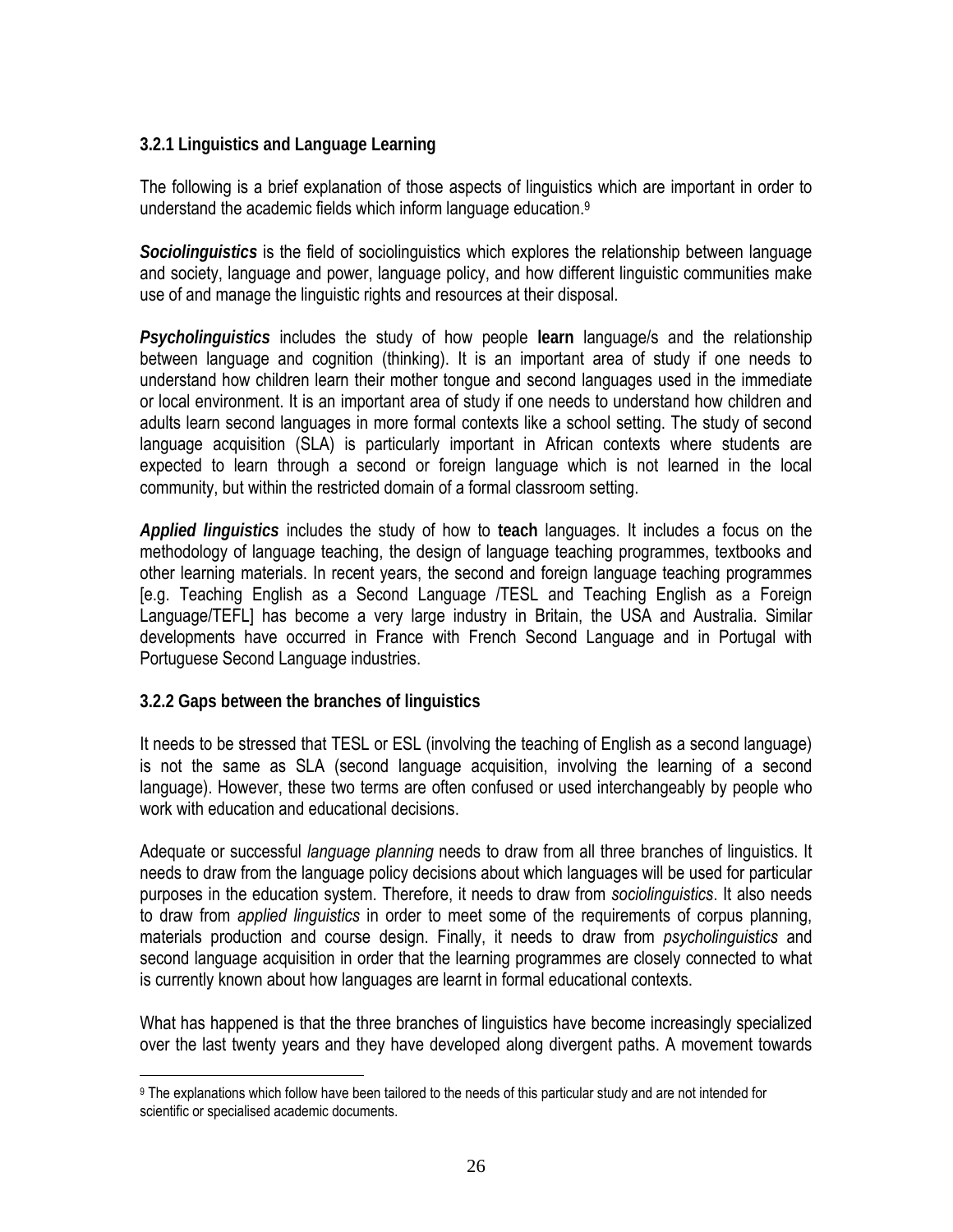### 3.2.1 Linguistics and Language Learning

The following is a brief explanation of those aspects of linguistics which are important in order to understand the academic fields which inform language education.[9]

***Sociolinguistics*** is the field of sociolinguistics which explores the relationship between language and society, language and power, language policy, and how different linguistic communities make use of and manage the linguistic rights and resources at their disposal.

***Psycholinguistics*** includes the study of how people **learn** language/s and the relationship between language and cognition (thinking). It is an important area of study if one needs to understand how children learn their mother tongue and second languages used in the immediate or local environment. It is an important area of study if one needs to understand how children and adults learn second languages in more formal contexts like a school setting. The study of second language acquisition (SLA) is particularly important in African contexts where students are expected to learn through a second or foreign language which is not learned in the local community, but within the restricted domain of a formal classroom setting.

***Applied linguistics*** includes the study of how to **teach** languages. It includes a focus on the methodology of language teaching, the design of language teaching programmes, textbooks and other learning materials. In recent years, the second and foreign language teaching programmes [e.g. Teaching English as a Second Language /TESL and Teaching English as a Foreign Language/TEFL] has become a very large industry in Britain, the USA and Australia. Similar developments have occurred in France with French Second Language and in Portugal with Portuguese Second Language industries.

### 3.2.2 Gaps between the branches of linguistics

It needs to be stressed that TESL or ESL (involving the teaching of English as a second language) is not the same as SLA (second language acquisition, involving the learning of a second language). However, these two terms are often confused or used interchangeably by people who work with education and educational decisions.

Adequate or successful *language planning* needs to draw from all three branches of linguistics. It needs to draw from the language policy decisions about which languages will be used for particular purposes in the education system. Therefore, it needs to draw from *sociolinguistics*. It also needs to draw from *applied linguistics* in order to meet some of the requirements of corpus planning, materials production and course design. Finally, it needs to draw from *psycholinguistics* and second language acquisition in order that the learning programmes are closely connected to what is currently known about how languages are learnt in formal educational contexts.

What has happened is that the three branches of linguistics have become increasingly specialized over the last twenty years and they have developed along divergent paths. A movement towards

[9] The explanations which follow have been tailored to the needs of this particular study and are not intended for scientific or specialised academic documents.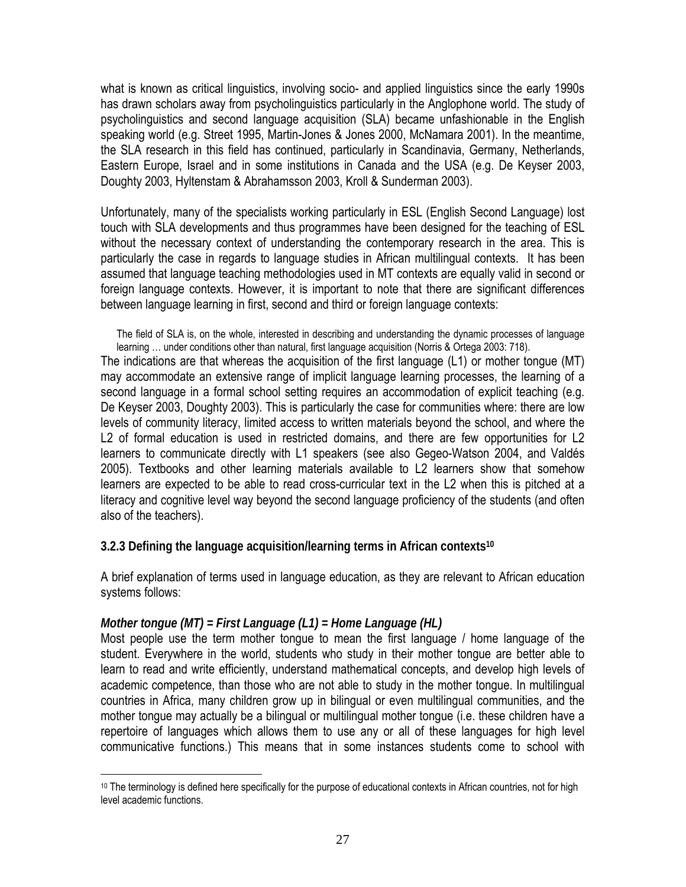what is known as critical linguistics, involving socio- and applied linguistics since the early 1990s has drawn scholars away from psycholinguistics particularly in the Anglophone world. The study of psycholinguistics and second language acquisition (SLA) became unfashionable in the English speaking world (e.g. Street 1995, Martin-Jones & Jones 2000, McNamara 2001). In the meantime, the SLA research in this field has continued, particularly in Scandinavia, Germany, Netherlands, Eastern Europe, Israel and in some institutions in Canada and the USA (e.g. De Keyser 2003, Doughty 2003, Hyltenstam & Abrahamsson 2003, Kroll & Sunderman 2003).

Unfortunately, many of the specialists working particularly in ESL (English Second Language) lost touch with SLA developments and thus programmes have been designed for the teaching of ESL without the necessary context of understanding the contemporary research in the area. This is particularly the case in regards to language studies in African multilingual contexts. It has been assumed that language teaching methodologies used in MT contexts are equally valid in second or foreign language contexts. However, it is important to note that there are significant differences between language learning in first, second and third or foreign language contexts:

> The field of SLA is, on the whole, interested in describing and understanding the dynamic processes of language learning … under conditions other than natural, first language acquisition (Norris & Ortega 2003: 718).

The indications are that whereas the acquisition of the first language (L1) or mother tongue (MT) may accommodate an extensive range of implicit language learning processes, the learning of a second language in a formal school setting requires an accommodation of explicit teaching (e.g. De Keyser 2003, Doughty 2003). This is particularly the case for communities where: there are low levels of community literacy, limited access to written materials beyond the school, and where the L2 of formal education is used in restricted domains, and there are few opportunities for L2 learners to communicate directly with L1 speakers (see also Gegeo-Watson 2004, and Valdés 2005). Textbooks and other learning materials available to L2 learners show that somehow learners are expected to be able to read cross-curricular text in the L2 when this is pitched at a literacy and cognitive level way beyond the second language proficiency of the students (and often also of the teachers).

### 3.2.3 Defining the language acquisition/learning terms in African contexts[10]

A brief explanation of terms used in language education, as they are relevant to African education systems follows:

***Mother tongue (MT) = First Language (L1) = Home Language (HL)***

Most people use the term mother tongue to mean the first language / home language of the student. Everywhere in the world, students who study in their mother tongue are better able to learn to read and write efficiently, understand mathematical concepts, and develop high levels of academic competence, than those who are not able to study in the mother tongue. In multilingual countries in Africa, many children grow up in bilingual or even multilingual communities, and the mother tongue may actually be a bilingual or multilingual mother tongue (i.e. these children have a repertoire of languages which allows them to use any or all of these languages for high level communicative functions.) This means that in some instances students come to school with

---

[10] The terminology is defined here specifically for the purpose of educational contexts in African countries, not for high level academic functions.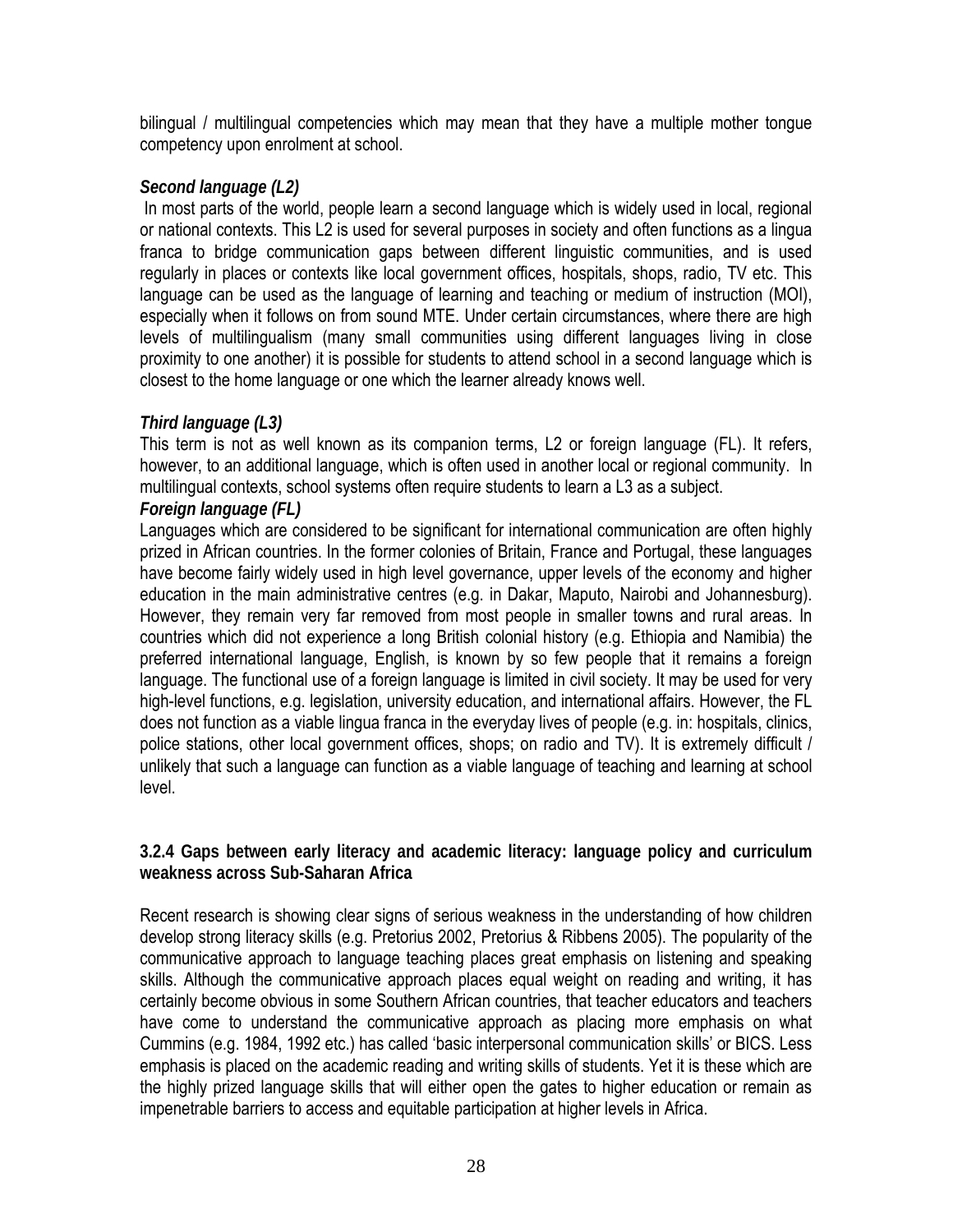bilingual / multilingual competencies which may mean that they have a multiple mother tongue competency upon enrolment at school.

***Second language (L2)***

In most parts of the world, people learn a second language which is widely used in local, regional or national contexts. This L2 is used for several purposes in society and often functions as a lingua franca to bridge communication gaps between different linguistic communities, and is used regularly in places or contexts like local government offices, hospitals, shops, radio, TV etc. This language can be used as the language of learning and teaching or medium of instruction (MOI), especially when it follows on from sound MTE. Under certain circumstances, where there are high levels of multilingualism (many small communities using different languages living in close proximity to one another) it is possible for students to attend school in a second language which is closest to the home language or one which the learner already knows well.

***Third language (L3)***

This term is not as well known as its companion terms, L2 or foreign language (FL). It refers, however, to an additional language, which is often used in another local or regional community. In multilingual contexts, school systems often require students to learn a L3 as a subject.

***Foreign language (FL)***

Languages which are considered to be significant for international communication are often highly prized in African countries. In the former colonies of Britain, France and Portugal, these languages have become fairly widely used in high level governance, upper levels of the economy and higher education in the main administrative centres (e.g. in Dakar, Maputo, Nairobi and Johannesburg). However, they remain very far removed from most people in smaller towns and rural areas. In countries which did not experience a long British colonial history (e.g. Ethiopia and Namibia) the preferred international language, English, is known by so few people that it remains a foreign language. The functional use of a foreign language is limited in civil society. It may be used for very high-level functions, e.g. legislation, university education, and international affairs. However, the FL does not function as a viable lingua franca in the everyday lives of people (e.g. in: hospitals, clinics, police stations, other local government offices, shops; on radio and TV). It is extremely difficult / unlikely that such a language can function as a viable language of teaching and learning at school level.

#### 3.2.4 Gaps between early literacy and academic literacy: language policy and curriculum weakness across Sub-Saharan Africa

Recent research is showing clear signs of serious weakness in the understanding of how children develop strong literacy skills (e.g. Pretorius 2002, Pretorius & Ribbens 2005). The popularity of the communicative approach to language teaching places great emphasis on listening and speaking skills. Although the communicative approach places equal weight on reading and writing, it has certainly become obvious in some Southern African countries, that teacher educators and teachers have come to understand the communicative approach as placing more emphasis on what Cummins (e.g. 1984, 1992 etc.) has called 'basic interpersonal communication skills' or BICS. Less emphasis is placed on the academic reading and writing skills of students. Yet it is these which are the highly prized language skills that will either open the gates to higher education or remain as impenetrable barriers to access and equitable participation at higher levels in Africa.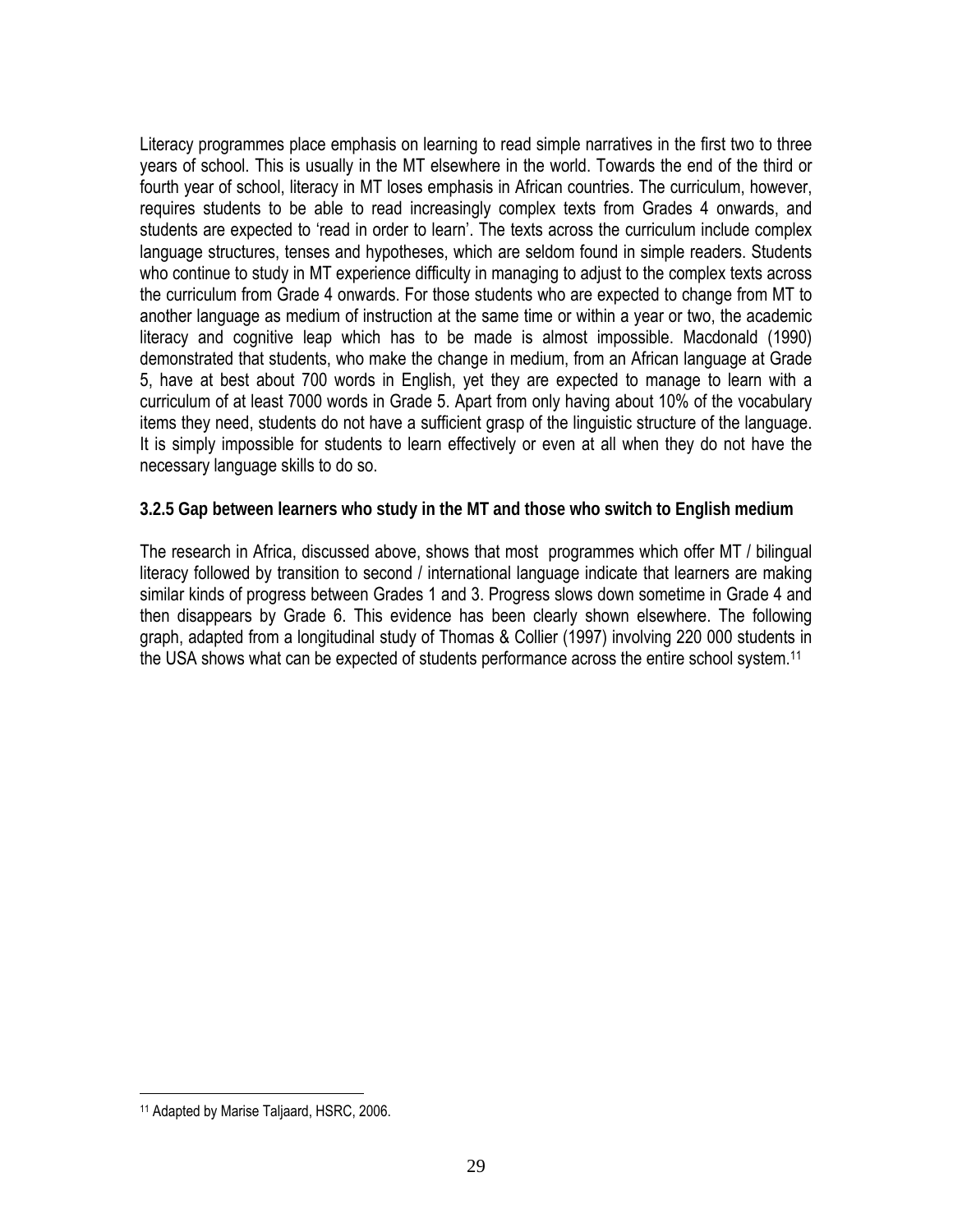Literacy programmes place emphasis on learning to read simple narratives in the first two to three years of school. This is usually in the MT elsewhere in the world. Towards the end of the third or fourth year of school, literacy in MT loses emphasis in African countries. The curriculum, however, requires students to be able to read increasingly complex texts from Grades 4 onwards, and students are expected to 'read in order to learn'. The texts across the curriculum include complex language structures, tenses and hypotheses, which are seldom found in simple readers. Students who continue to study in MT experience difficulty in managing to adjust to the complex texts across the curriculum from Grade 4 onwards. For those students who are expected to change from MT to another language as medium of instruction at the same time or within a year or two, the academic literacy and cognitive leap which has to be made is almost impossible. Macdonald (1990) demonstrated that students, who make the change in medium, from an African language at Grade 5, have at best about 700 words in English, yet they are expected to manage to learn with a curriculum of at least 7000 words in Grade 5. Apart from only having about 10% of the vocabulary items they need, students do not have a sufficient grasp of the linguistic structure of the language. It is simply impossible for students to learn effectively or even at all when they do not have the necessary language skills to do so.

### 3.2.5 Gap between learners who study in the MT and those who switch to English medium

The research in Africa, discussed above, shows that most programmes which offer MT / bilingual literacy followed by transition to second / international language indicate that learners are making similar kinds of progress between Grades 1 and 3. Progress slows down sometime in Grade 4 and then disappears by Grade 6. This evidence has been clearly shown elsewhere. The following graph, adapted from a longitudinal study of Thomas & Collier (1997) involving 220 000 students in the USA shows what can be expected of students performance across the entire school system.[11]

[11] Adapted by Marise Taljaard, HSRC, 2006.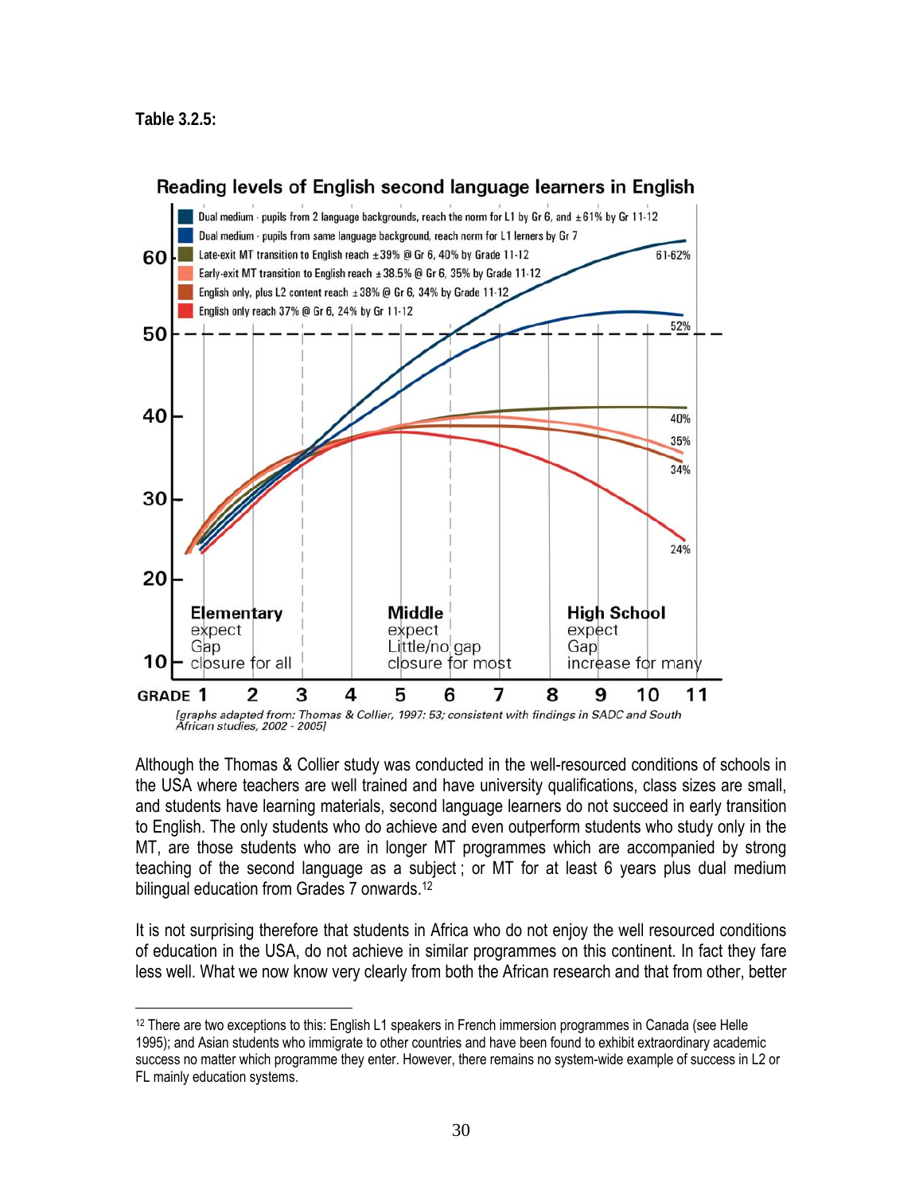**Table 3.2.5:**

**Reading levels of English second language learners in English**

- Dual medium - pupils from 2 language backgrounds, reach the norm for L1 by Gr 6, and ±61% by Gr 11-12
- Dual medium - pupils from same language background, reach norm for L1 lerners by Gr 7
- Late-exit MT transition to English reach ±39% @ Gr 6, 40% by Grade 11-12
- Early-exit MT transition to English reach ±38.5% @ Gr 6, 35% by Grade 11-12
- English only, plus L2 content reach ±38% @ Gr 6, 34% by Grade 11-12
- English only reach 37% @ Gr 6, 24% by Gr 11-12

Elementary expect Gap closure for all | Middle expect Little/no gap closure for most | High School expect Gap increase for many

*[graphs adapted from: Thomas & Collier, 1997: 53; consistent with findings in SADC and South African studies, 2002 - 2005]*

Although the Thomas & Collier study was conducted in the well-resourced conditions of schools in the USA where teachers are well trained and have university qualifications, class sizes are small, and students have learning materials, second language learners do not succeed in early transition to English. The only students who do achieve and even outperform students who study only in the MT, are those students who are in longer MT programmes which are accompanied by strong teaching of the second language as a subject ; or MT for at least 6 years plus dual medium bilingual education from Grades 7 onwards.[12]

It is not surprising therefore that students in Africa who do not enjoy the well resourced conditions of education in the USA, do not achieve in similar programmes on this continent. In fact they fare less well. What we now know very clearly from both the African research and that from other, better

[12] There are two exceptions to this: English L1 speakers in French immersion programmes in Canada (see Helle 1995); and Asian students who immigrate to other countries and have been found to exhibit extraordinary academic success no matter which programme they enter. However, there remains no system-wide example of success in L2 or FL mainly education systems.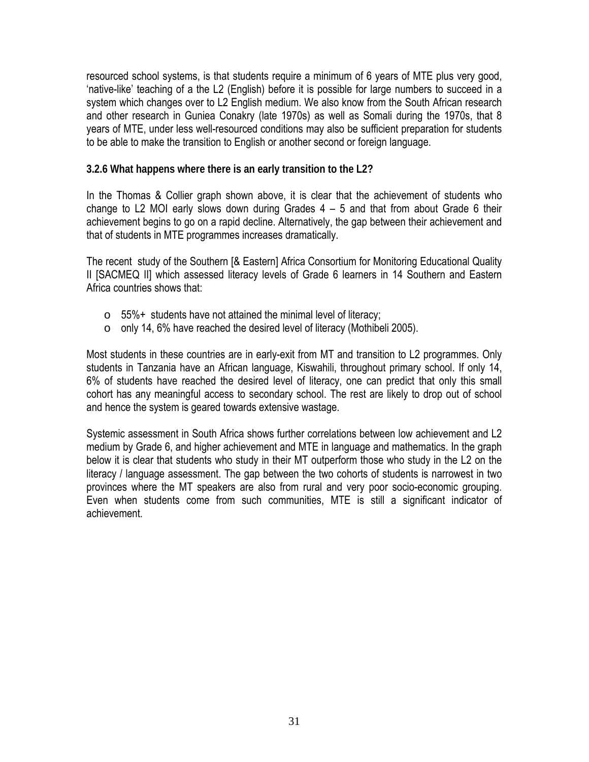resourced school systems, is that students require a minimum of 6 years of MTE plus very good, 'native-like' teaching of a the L2 (English) before it is possible for large numbers to succeed in a system which changes over to L2 English medium. We also know from the South African research and other research in Guniea Conakry (late 1970s) as well as Somali during the 1970s, that 8 years of MTE, under less well-resourced conditions may also be sufficient preparation for students to be able to make the transition to English or another second or foreign language.

### 3.2.6 What happens where there is an early transition to the L2?

In the Thomas & Collier graph shown above, it is clear that the achievement of students who change to L2 MOI early slows down during Grades 4 – 5 and that from about Grade 6 their achievement begins to go on a rapid decline. Alternatively, the gap between their achievement and that of students in MTE programmes increases dramatically.

The recent study of the Southern [& Eastern] Africa Consortium for Monitoring Educational Quality II [SACMEQ II] which assessed literacy levels of Grade 6 learners in 14 Southern and Eastern Africa countries shows that:

- 55%+ students have not attained the minimal level of literacy;
- only 14, 6% have reached the desired level of literacy (Mothibeli 2005).

Most students in these countries are in early-exit from MT and transition to L2 programmes. Only students in Tanzania have an African language, Kiswahili, throughout primary school. If only 14, 6% of students have reached the desired level of literacy, one can predict that only this small cohort has any meaningful access to secondary school. The rest are likely to drop out of school and hence the system is geared towards extensive wastage.

Systemic assessment in South Africa shows further correlations between low achievement and L2 medium by Grade 6, and higher achievement and MTE in language and mathematics. In the graph below it is clear that students who study in their MT outperform those who study in the L2 on the literacy / language assessment. The gap between the two cohorts of students is narrowest in two provinces where the MT speakers are also from rural and very poor socio-economic grouping. Even when students come from such communities, MTE is still a significant indicator of achievement.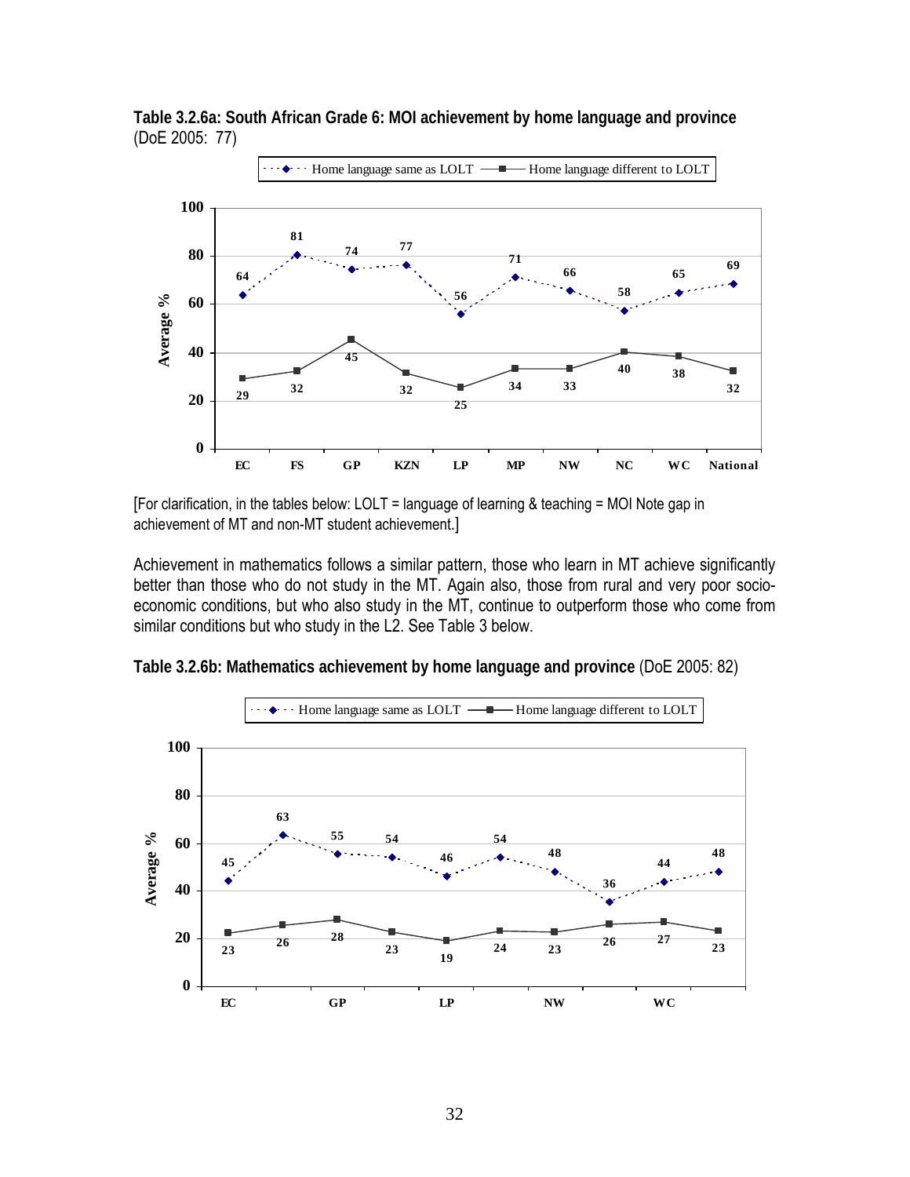**Table 3.2.6a: South African Grade 6: MOI achievement by home language and province** (DoE 2005: 77)

Average %

| | EC | FS | GP | KZN | LP | MP | NW | NC | WC | National |
|---|---|---|---|---|---|---|---|---|---|---|
| Home language same as LOLT | 64 | 81 | 74 | 77 | 56 | 71 | 66 | 58 | 65 | 69 |
| Home language different to LOLT | 29 | 32 | 45 | 32 | 25 | 34 | 33 | 40 | 38 | 32 |

[For clarification, in the tables below: LOLT = language of learning & teaching = MOI Note gap in achievement of MT and non-MT student achievement.]

Achievement in mathematics follows a similar pattern, those who learn in MT achieve significantly better than those who do not study in the MT. Again also, those from rural and very poor socio-economic conditions, but who also study in the MT, continue to outperform those who come from similar conditions but who study in the L2. See Table 3 below.

**Table 3.2.6b: Mathematics achievement by home language and province** (DoE 2005: 82)

Average %

| | EC | | GP | | LP | | NW | | WC | |
|---|---|---|---|---|---|---|---|---|---|---|
| Home language same as LOLT | 45 | 63 | 55 | 54 | 46 | 54 | 48 | 36 | 44 | 48 |
| Home language different to LOLT | 23 | 26 | 28 | 23 | 19 | 24 | 23 | 26 | 27 | 23 |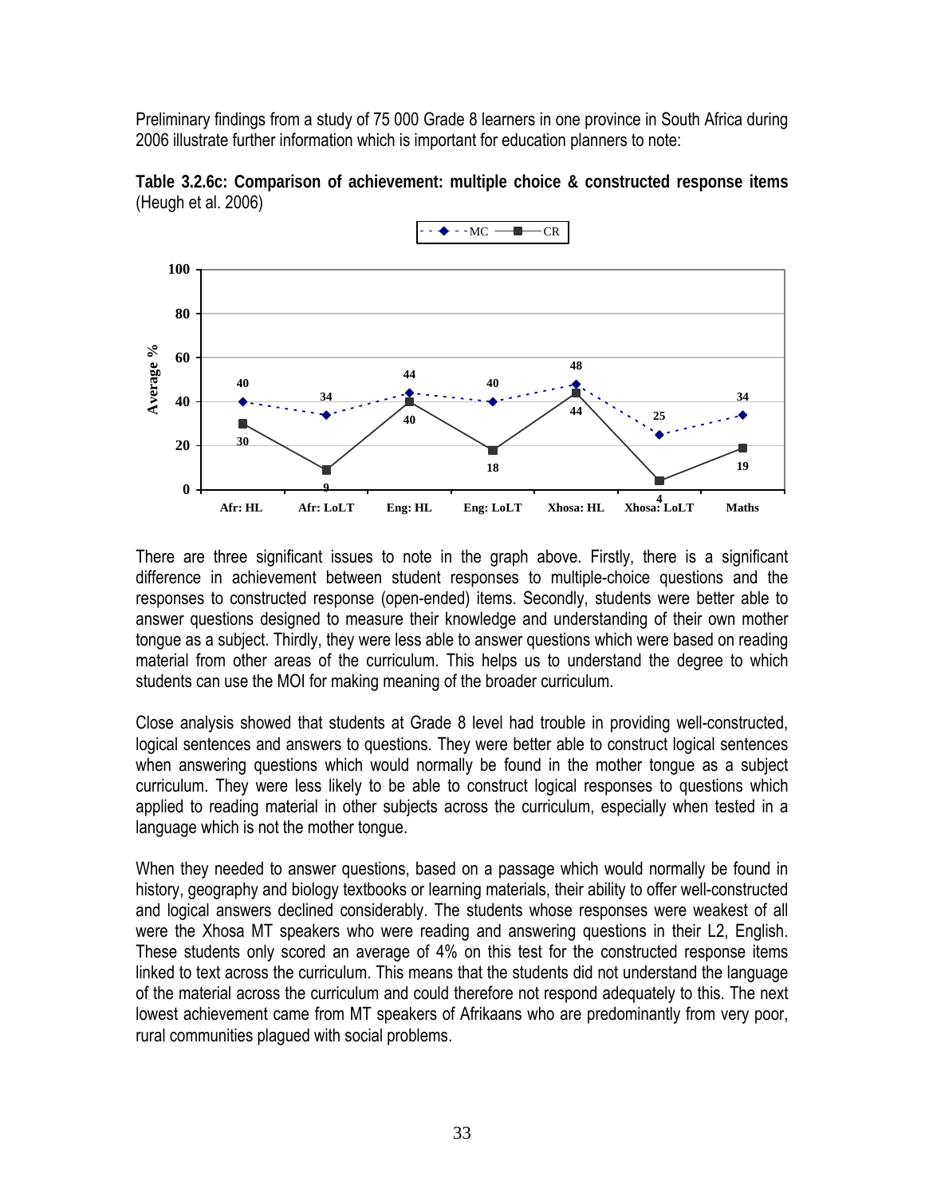Preliminary findings from a study of 75 000 Grade 8 learners in one province in South Africa during 2006 illustrate further information which is important for education planners to note:

**Table 3.2.6c: Comparison of achievement: multiple choice & constructed response items** (Heugh et al. 2006)

| Average % | Afr: HL | Afr: LoLT | Eng: HL | Eng: LoLT | Xhosa: HL | Xhosa: LoLT | Maths |
|---|---|---|---|---|---|---|---|
| MC | 40 | 34 | 44 | 40 | 48 | 25 | 34 |
| CR | 30 | 9 | 40 | 18 | 44 | 4 | 19 |

There are three significant issues to note in the graph above. Firstly, there is a significant difference in achievement between student responses to multiple-choice questions and the responses to constructed response (open-ended) items. Secondly, students were better able to answer questions designed to measure their knowledge and understanding of their own mother tongue as a subject. Thirdly, they were less able to answer questions which were based on reading material from other areas of the curriculum. This helps us to understand the degree to which students can use the MOI for making meaning of the broader curriculum.

Close analysis showed that students at Grade 8 level had trouble in providing well-constructed, logical sentences and answers to questions. They were better able to construct logical sentences when answering questions which would normally be found in the mother tongue as a subject curriculum. They were less likely to be able to construct logical responses to questions which applied to reading material in other subjects across the curriculum, especially when tested in a language which is not the mother tongue.

When they needed to answer questions, based on a passage which would normally be found in history, geography and biology textbooks or learning materials, their ability to offer well-constructed and logical answers declined considerably. The students whose responses were weakest of all were the Xhosa MT speakers who were reading and answering questions in their L2, English. These students only scored an average of 4% on this test for the constructed response items linked to text across the curriculum. This means that the students did not understand the language of the material across the curriculum and could therefore not respond adequately to this. The next lowest achievement came from MT speakers of Afrikaans who are predominantly from very poor, rural communities plagued with social problems.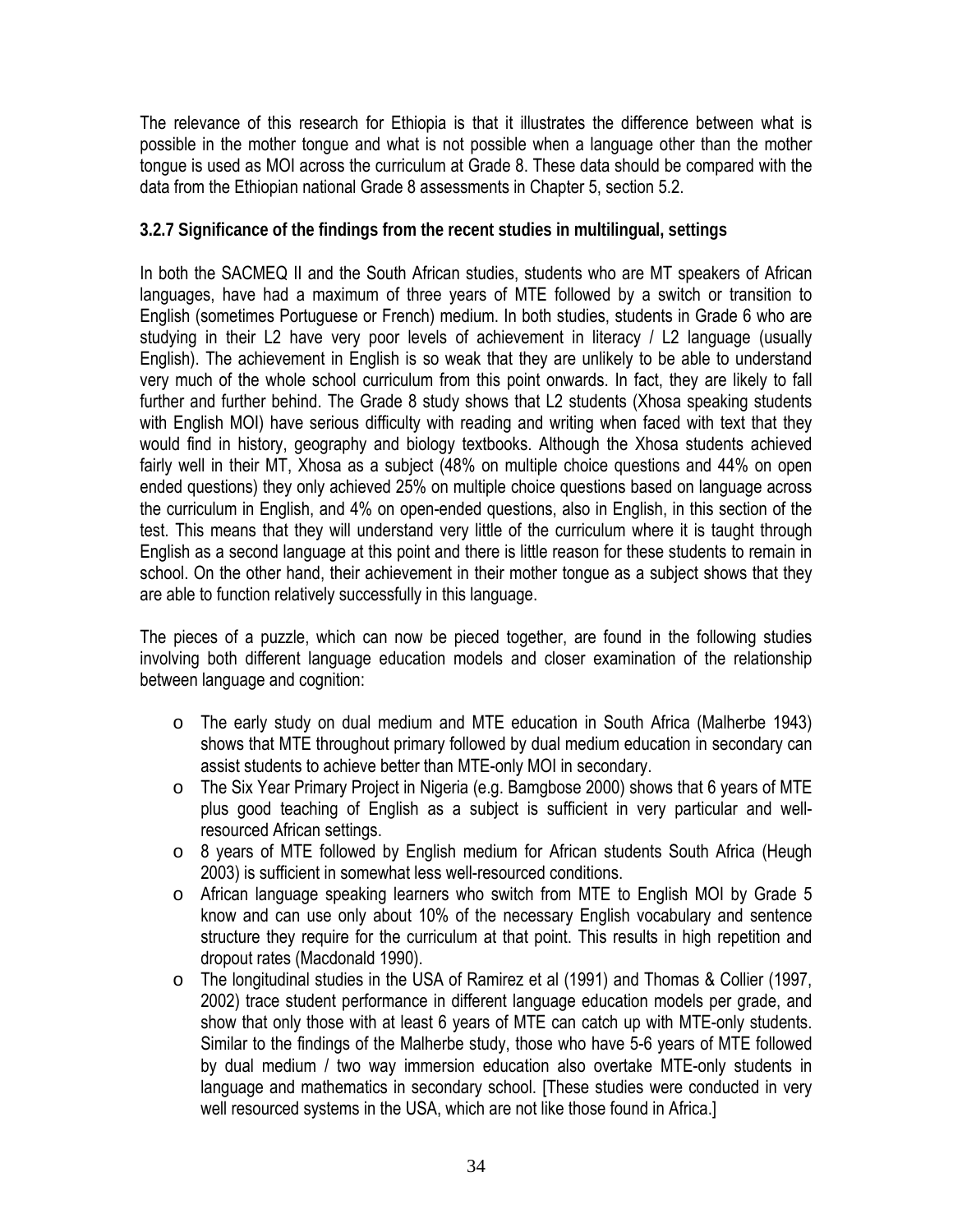The relevance of this research for Ethiopia is that it illustrates the difference between what is possible in the mother tongue and what is not possible when a language other than the mother tongue is used as MOI across the curriculum at Grade 8. These data should be compared with the data from the Ethiopian national Grade 8 assessments in Chapter 5, section 5.2.

### 3.2.7 Significance of the findings from the recent studies in multilingual, settings

In both the SACMEQ II and the South African studies, students who are MT speakers of African languages, have had a maximum of three years of MTE followed by a switch or transition to English (sometimes Portuguese or French) medium. In both studies, students in Grade 6 who are studying in their L2 have very poor levels of achievement in literacy / L2 language (usually English). The achievement in English is so weak that they are unlikely to be able to understand very much of the whole school curriculum from this point onwards. In fact, they are likely to fall further and further behind. The Grade 8 study shows that L2 students (Xhosa speaking students with English MOI) have serious difficulty with reading and writing when faced with text that they would find in history, geography and biology textbooks. Although the Xhosa students achieved fairly well in their MT, Xhosa as a subject (48% on multiple choice questions and 44% on open ended questions) they only achieved 25% on multiple choice questions based on language across the curriculum in English, and 4% on open-ended questions, also in English, in this section of the test. This means that they will understand very little of the curriculum where it is taught through English as a second language at this point and there is little reason for these students to remain in school. On the other hand, their achievement in their mother tongue as a subject shows that they are able to function relatively successfully in this language.

The pieces of a puzzle, which can now be pieced together, are found in the following studies involving both different language education models and closer examination of the relationship between language and cognition:

- The early study on dual medium and MTE education in South Africa (Malherbe 1943) shows that MTE throughout primary followed by dual medium education in secondary can assist students to achieve better than MTE-only MOI in secondary.
- The Six Year Primary Project in Nigeria (e.g. Bamgbose 2000) shows that 6 years of MTE plus good teaching of English as a subject is sufficient in very particular and well-resourced African settings.
- 8 years of MTE followed by English medium for African students South Africa (Heugh 2003) is sufficient in somewhat less well-resourced conditions.
- African language speaking learners who switch from MTE to English MOI by Grade 5 know and can use only about 10% of the necessary English vocabulary and sentence structure they require for the curriculum at that point. This results in high repetition and dropout rates (Macdonald 1990).
- The longitudinal studies in the USA of Ramirez et al (1991) and Thomas & Collier (1997, 2002) trace student performance in different language education models per grade, and show that only those with at least 6 years of MTE can catch up with MTE-only students. Similar to the findings of the Malherbe study, those who have 5-6 years of MTE followed by dual medium / two way immersion education also overtake MTE-only students in language and mathematics in secondary school. [These studies were conducted in very well resourced systems in the USA, which are not like those found in Africa.]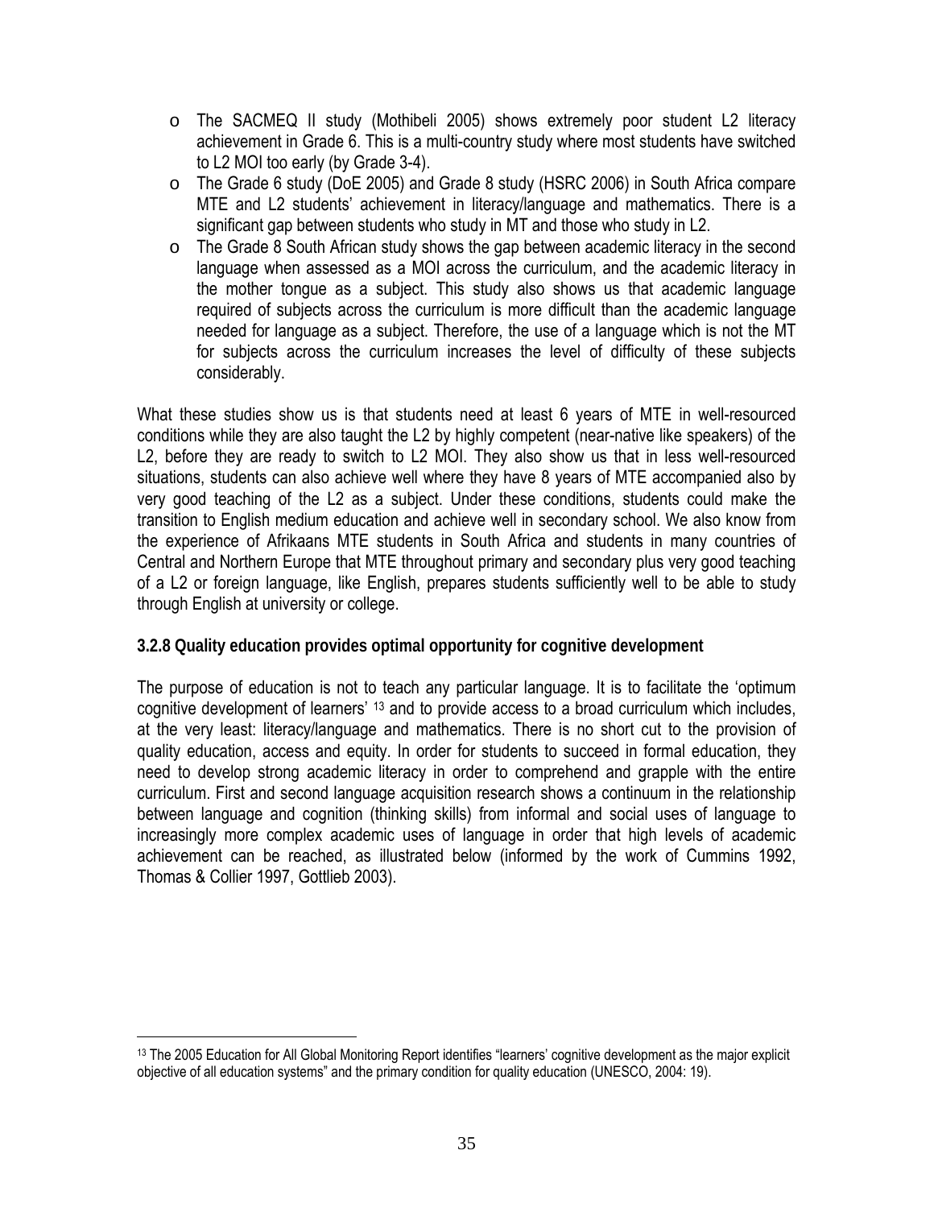- The SACMEQ II study (Mothibeli 2005) shows extremely poor student L2 literacy achievement in Grade 6. This is a multi-country study where most students have switched to L2 MOI too early (by Grade 3-4).
- The Grade 6 study (DoE 2005) and Grade 8 study (HSRC 2006) in South Africa compare MTE and L2 students' achievement in literacy/language and mathematics. There is a significant gap between students who study in MT and those who study in L2.
- The Grade 8 South African study shows the gap between academic literacy in the second language when assessed as a MOI across the curriculum, and the academic literacy in the mother tongue as a subject. This study also shows us that academic language required of subjects across the curriculum is more difficult than the academic language needed for language as a subject. Therefore, the use of a language which is not the MT for subjects across the curriculum increases the level of difficulty of these subjects considerably.

What these studies show us is that students need at least 6 years of MTE in well-resourced conditions while they are also taught the L2 by highly competent (near-native like speakers) of the L2, before they are ready to switch to L2 MOI. They also show us that in less well-resourced situations, students can also achieve well where they have 8 years of MTE accompanied also by very good teaching of the L2 as a subject. Under these conditions, students could make the transition to English medium education and achieve well in secondary school. We also know from the experience of Afrikaans MTE students in South Africa and students in many countries of Central and Northern Europe that MTE throughout primary and secondary plus very good teaching of a L2 or foreign language, like English, prepares students sufficiently well to be able to study through English at university or college.

### 3.2.8 Quality education provides optimal opportunity for cognitive development

The purpose of education is not to teach any particular language. It is to facilitate the 'optimum cognitive development of learners' [13] and to provide access to a broad curriculum which includes, at the very least: literacy/language and mathematics. There is no short cut to the provision of quality education, access and equity. In order for students to succeed in formal education, they need to develop strong academic literacy in order to comprehend and grapple with the entire curriculum. First and second language acquisition research shows a continuum in the relationship between language and cognition (thinking skills) from informal and social uses of language to increasingly more complex academic uses of language in order that high levels of academic achievement can be reached, as illustrated below (informed by the work of Cummins 1992, Thomas & Collier 1997, Gottlieb 2003).

[13] The 2005 Education for All Global Monitoring Report identifies "learners' cognitive development as the major explicit objective of all education systems" and the primary condition for quality education (UNESCO, 2004: 19).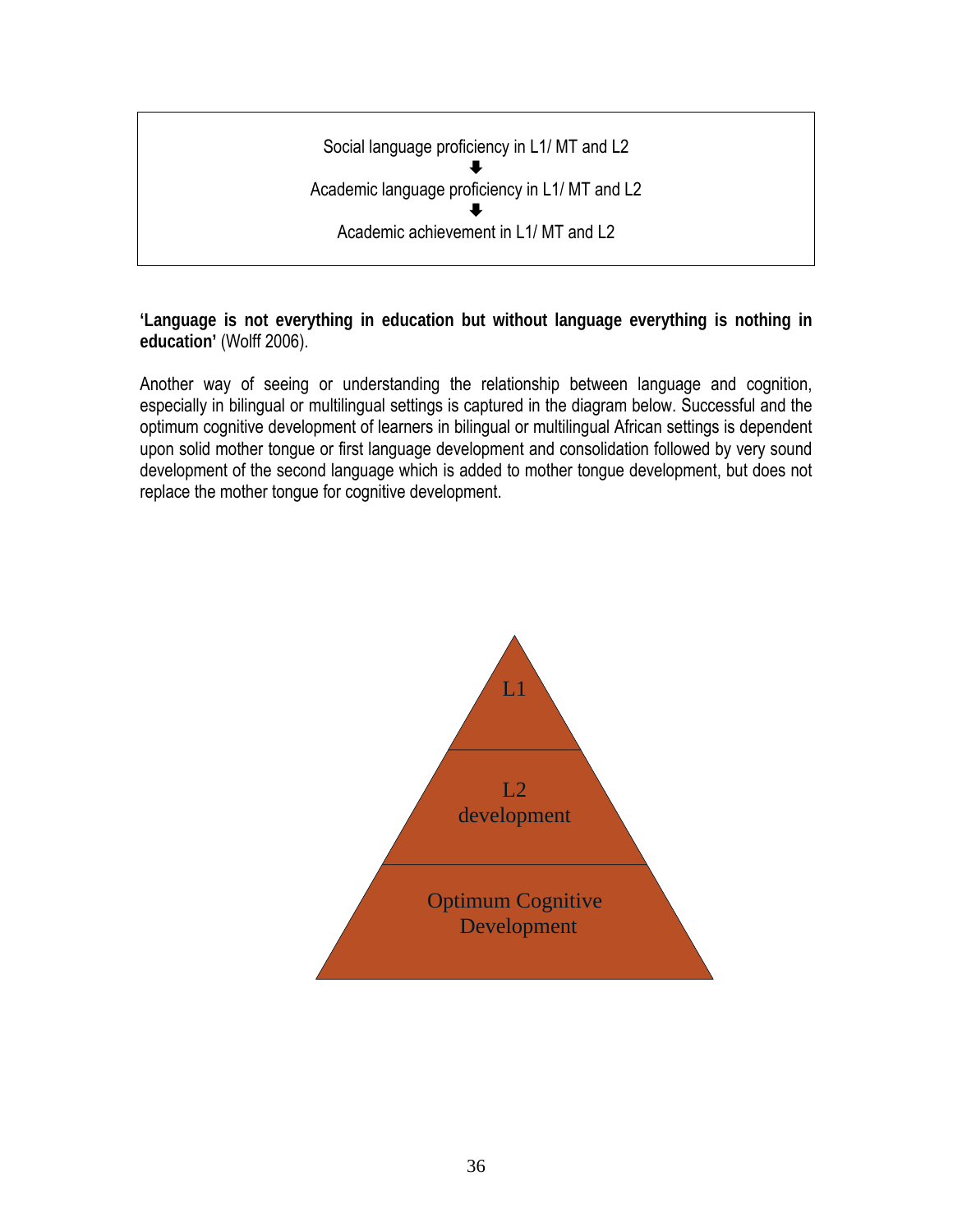Social language proficiency in L1/ MT and L2

⬇

Academic language proficiency in L1/ MT and L2

⬇

Academic achievement in L1/ MT and L2

**'Language is not everything in education but without language everything is nothing in education'** (Wolff 2006).

Another way of seeing or understanding the relationship between language and cognition, especially in bilingual or multilingual settings is captured in the diagram below. Successful and the optimum cognitive development of learners in bilingual or multilingual African settings is dependent upon solid mother tongue or first language development and consolidation followed by very sound development of the second language which is added to mother tongue development, but does not replace the mother tongue for cognitive development.

L1

L2 development

Optimum Cognitive Development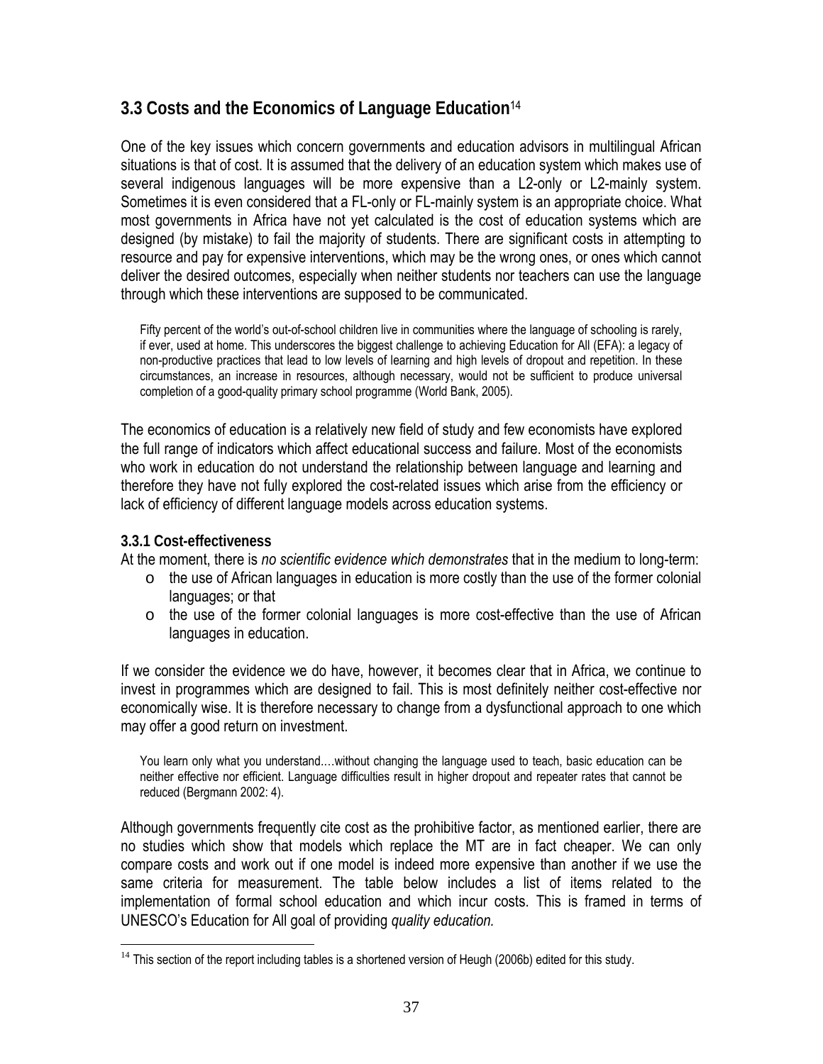## 3.3 Costs and the Economics of Language Education[14]

One of the key issues which concern governments and education advisors in multilingual African situations is that of cost. It is assumed that the delivery of an education system which makes use of several indigenous languages will be more expensive than a L2-only or L2-mainly system. Sometimes it is even considered that a FL-only or FL-mainly system is an appropriate choice. What most governments in Africa have not yet calculated is the cost of education systems which are designed (by mistake) to fail the majority of students. There are significant costs in attempting to resource and pay for expensive interventions, which may be the wrong ones, or ones which cannot deliver the desired outcomes, especially when neither students nor teachers can use the language through which these interventions are supposed to be communicated.

> Fifty percent of the world's out-of-school children live in communities where the language of schooling is rarely, if ever, used at home. This underscores the biggest challenge to achieving Education for All (EFA): a legacy of non-productive practices that lead to low levels of learning and high levels of dropout and repetition. In these circumstances, an increase in resources, although necessary, would not be sufficient to produce universal completion of a good-quality primary school programme (World Bank, 2005).

The economics of education is a relatively new field of study and few economists have explored the full range of indicators which affect educational success and failure. Most of the economists who work in education do not understand the relationship between language and learning and therefore they have not fully explored the cost-related issues which arise from the efficiency or lack of efficiency of different language models across education systems.

### 3.3.1 Cost-effectiveness

At the moment, there is *no scientific evidence which demonstrates* that in the medium to long-term:

- the use of African languages in education is more costly than the use of the former colonial languages; or that
- the use of the former colonial languages is more cost-effective than the use of African languages in education.

If we consider the evidence we do have, however, it becomes clear that in Africa, we continue to invest in programmes which are designed to fail. This is most definitely neither cost-effective nor economically wise. It is therefore necessary to change from a dysfunctional approach to one which may offer a good return on investment.

> You learn only what you understand….without changing the language used to teach, basic education can be neither effective nor efficient. Language difficulties result in higher dropout and repeater rates that cannot be reduced (Bergmann 2002: 4).

Although governments frequently cite cost as the prohibitive factor, as mentioned earlier, there are no studies which show that models which replace the MT are in fact cheaper. We can only compare costs and work out if one model is indeed more expensive than another if we use the same criteria for measurement. The table below includes a list of items related to the implementation of formal school education and which incur costs. This is framed in terms of UNESCO's Education for All goal of providing *quality education.*

---

[14] This section of the report including tables is a shortened version of Heugh (2006b) edited for this study.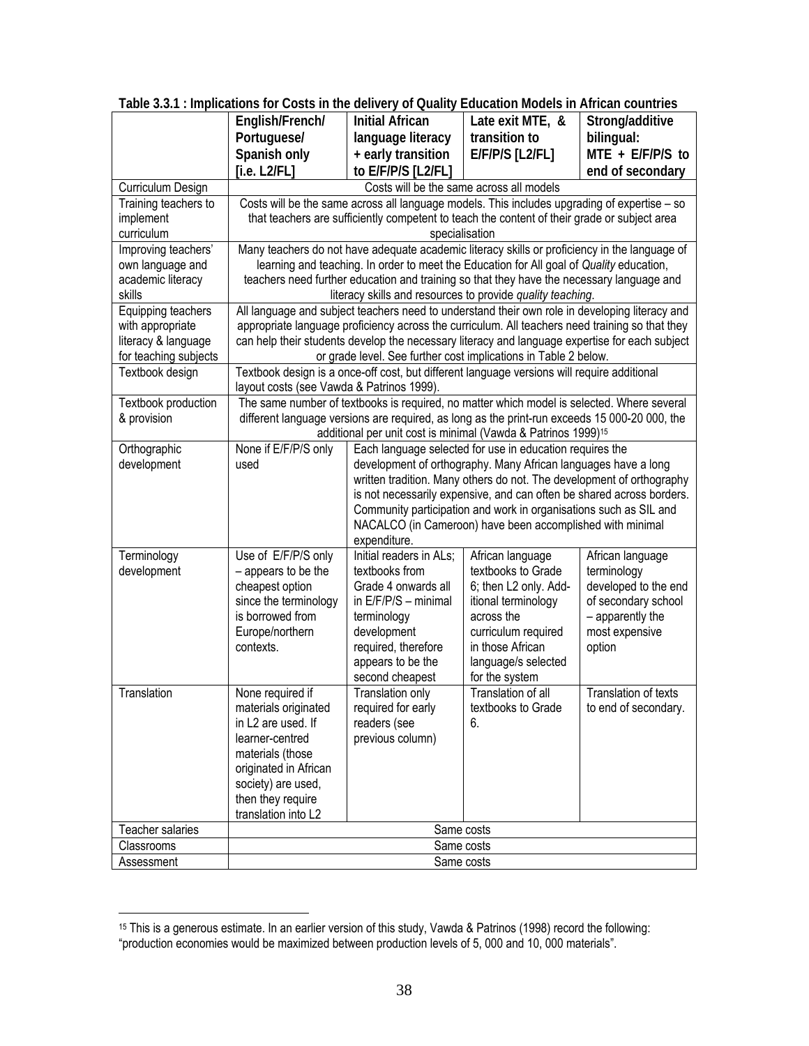**Table 3.3.1 : Implications for Costs in the delivery of Quality Education Models in African countries**

| | English/French/ Portuguese/ Spanish only [i.e. L2/FL] | Initial African language literacy + early transition to E/F/P/S [L2/FL] | Late exit MTE, & transition to E/F/P/S [L2/FL] | Strong/additive bilingual: MTE + E/F/P/S to end of secondary |
|---|---|---|---|---|
| Curriculum Design | Costs will be the same across all models | | | |
| Training teachers to implement curriculum | Costs will be the same across all language models. This includes upgrading of expertise – so that teachers are sufficiently competent to teach the content of their grade or subject area specialisation | | | |
| Improving teachers' own language and academic literacy skills | Many teachers do not have adequate academic literacy skills or proficiency in the language of learning and teaching. In order to meet the Education for All goal of *Quality* education, teachers need further education and training so that they have the necessary language and literacy skills and resources to provide *quality teaching*. | | | |
| Equipping teachers with appropriate literacy & language for teaching subjects | All language and subject teachers need to understand their own role in developing literacy and appropriate language proficiency across the curriculum. All teachers need training so that they can help their students develop the necessary literacy and language expertise for each subject or grade level. See further cost implications in Table 2 below. | | | |
| Textbook design | Textbook design is a once-off cost, but different language versions will require additional layout costs (see Vawda & Patrinos 1999). | | | |
| Textbook production & provision | The same number of textbooks is required, no matter which model is selected. Where several different language versions are required, as long as the print-run exceeds 15 000-20 000, the additional per unit cost is minimal (Vawda & Patrinos 1999)[15] | | | |
| Orthographic development | None if E/F/P/S only used | Each language selected for use in education requires the development of orthography. Many African languages have a long written tradition. Many others do not. The development of orthography is not necessarily expensive, and can often be shared across borders. Community participation and work in organisations such as SIL and NACALCO (in Cameroon) have been accomplished with minimal expenditure. | | |
| Terminology development | Use of E/F/P/S only – appears to be the cheapest option since the terminology is borrowed from Europe/northern contexts. | Initial readers in ALs; textbooks from Grade 4 onwards all in E/F/P/S – minimal terminology development required, therefore appears to be the second cheapest | African language textbooks to Grade 6; then L2 only. Additional terminology across the curriculum required in those African language/s selected for the system | African language terminology developed to the end of secondary school – apparently the most expensive option |
| Translation | None required if materials originated in L2 are used. If learner-centred materials (those originated in African society) are used, then they require translation into L2 | Translation only required for early readers (see previous column) | Translation of all textbooks to Grade 6. | Translation of texts to end of secondary. |
| Teacher salaries | Same costs | | | |
| Classrooms | Same costs | | | |
| Assessment | Same costs | | | |

[15] This is a generous estimate. In an earlier version of this study, Vawda & Patrinos (1998) record the following: "production economies would be maximized between production levels of 5, 000 and 10, 000 materials".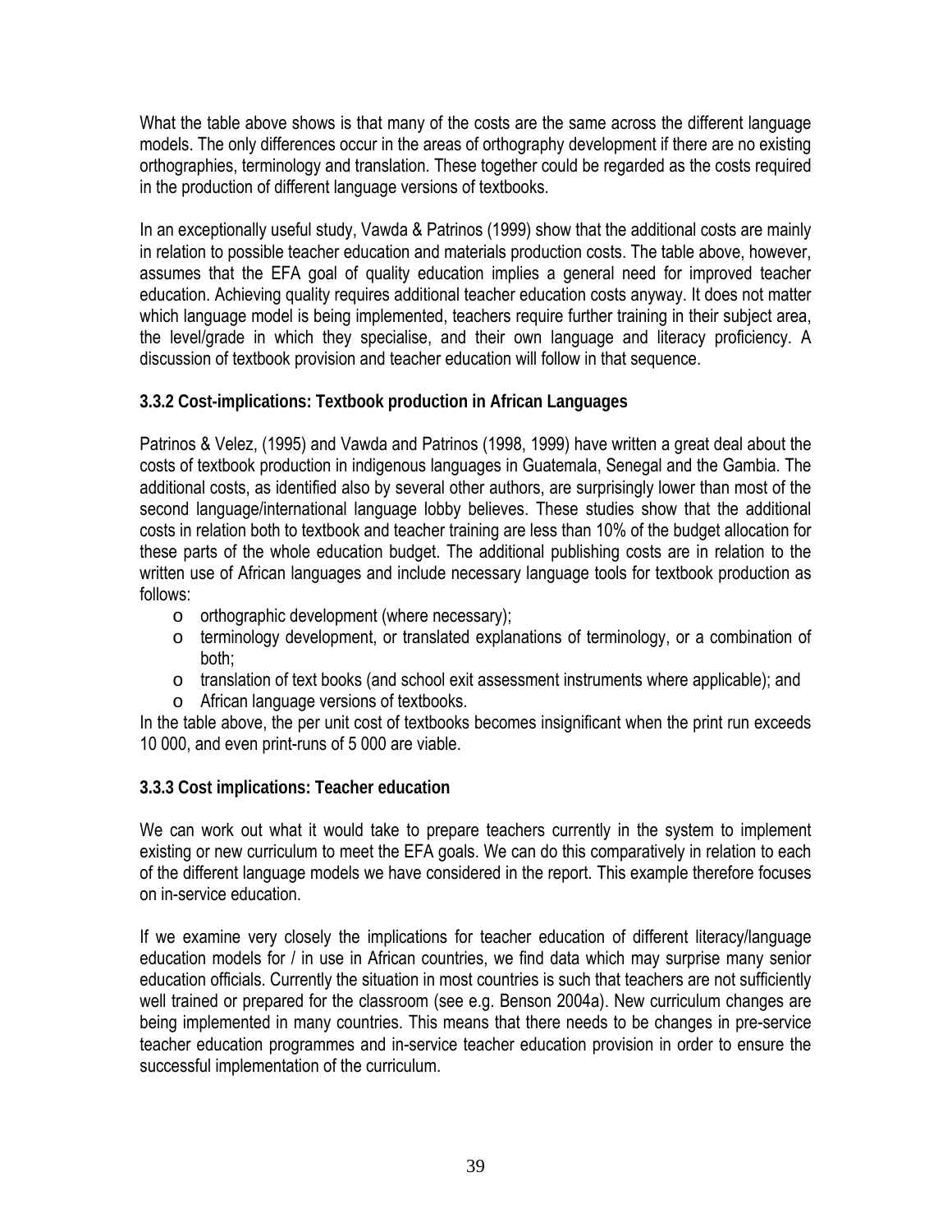What the table above shows is that many of the costs are the same across the different language models. The only differences occur in the areas of orthography development if there are no existing orthographies, terminology and translation. These together could be regarded as the costs required in the production of different language versions of textbooks.

In an exceptionally useful study, Vawda & Patrinos (1999) show that the additional costs are mainly in relation to possible teacher education and materials production costs. The table above, however, assumes that the EFA goal of quality education implies a general need for improved teacher education. Achieving quality requires additional teacher education costs anyway. It does not matter which language model is being implemented, teachers require further training in their subject area, the level/grade in which they specialise, and their own language and literacy proficiency. A discussion of textbook provision and teacher education will follow in that sequence.

### 3.3.2 Cost-implications: Textbook production in African Languages

Patrinos & Velez, (1995) and Vawda and Patrinos (1998, 1999) have written a great deal about the costs of textbook production in indigenous languages in Guatemala, Senegal and the Gambia. The additional costs, as identified also by several other authors, are surprisingly lower than most of the second language/international language lobby believes. These studies show that the additional costs in relation both to textbook and teacher training are less than 10% of the budget allocation for these parts of the whole education budget. The additional publishing costs are in relation to the written use of African languages and include necessary language tools for textbook production as follows:

- orthographic development (where necessary);
- terminology development, or translated explanations of terminology, or a combination of both;
- translation of text books (and school exit assessment instruments where applicable); and
- African language versions of textbooks.

In the table above, the per unit cost of textbooks becomes insignificant when the print run exceeds 10 000, and even print-runs of 5 000 are viable.

### 3.3.3 Cost implications: Teacher education

We can work out what it would take to prepare teachers currently in the system to implement existing or new curriculum to meet the EFA goals. We can do this comparatively in relation to each of the different language models we have considered in the report. This example therefore focuses on in-service education.

If we examine very closely the implications for teacher education of different literacy/language education models for / in use in African countries, we find data which may surprise many senior education officials. Currently the situation in most countries is such that teachers are not sufficiently well trained or prepared for the classroom (see e.g. Benson 2004a). New curriculum changes are being implemented in many countries. This means that there needs to be changes in pre-service teacher education programmes and in-service teacher education provision in order to ensure the successful implementation of the curriculum.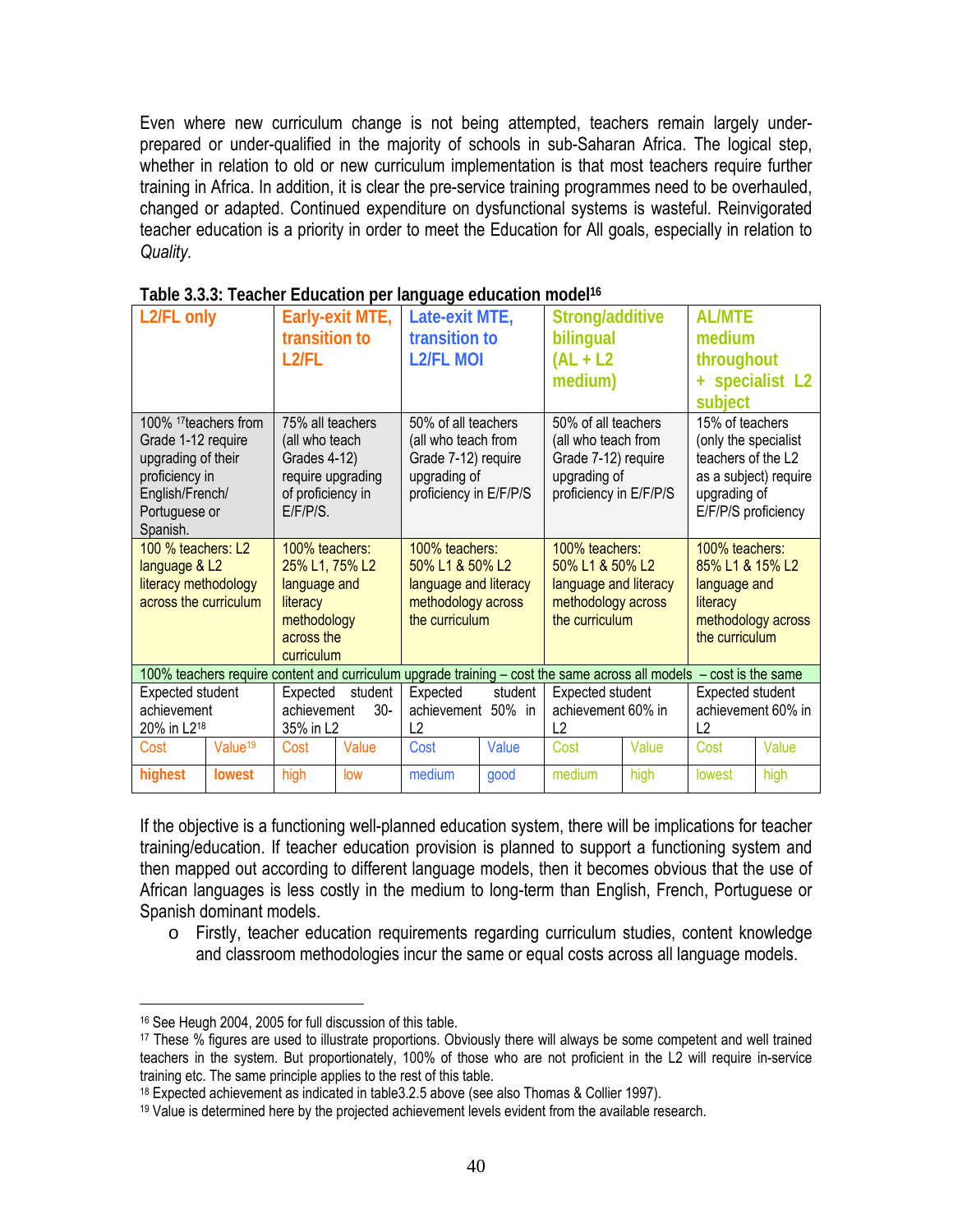Even where new curriculum change is not being attempted, teachers remain largely under-prepared or under-qualified in the majority of schools in sub-Saharan Africa. The logical step, whether in relation to old or new curriculum implementation is that most teachers require further training in Africa. In addition, it is clear the pre-service training programmes need to be overhauled, changed or adapted. Continued expenditure on dysfunctional systems is wasteful. Reinvigorated teacher education is a priority in order to meet the Education for All goals, especially in relation to *Quality.*

**Table 3.3.3: Teacher Education per language education model**[16]

| L2/FL only | | Early-exit MTE, transition to L2/FL | | Late-exit MTE, transition to L2/FL MOI | | Strong/additive bilingual (AL + L2 medium) | | AL/MTE medium throughout + specialist L2 subject | |
|---|---|---|---|---|---|---|---|---|---|
| 100% [17]teachers from Grade 1-12 require upgrading of their proficiency in English/French/ Portuguese or Spanish. | | 75% all teachers (all who teach Grades 4-12) require upgrading of proficiency in E/F/P/S. | | 50% of all teachers (all who teach from Grade 7-12) require upgrading of proficiency in E/F/P/S | | 50% of all teachers (all who teach from Grade 7-12) require upgrading of proficiency in E/F/P/S | | 15% of teachers (only the specialist teachers of the L2 as a subject) require upgrading of E/F/P/S proficiency | |
| 100 % teachers: L2 language & L2 literacy methodology across the curriculum | | 100% teachers: 25% L1, 75% L2 language and literacy methodology across the curriculum | | 100% teachers: 50% L1 & 50% L2 language and literacy methodology across the curriculum | | 100% teachers: 50% L1 & 50% L2 language and literacy methodology across the curriculum | | 100% teachers: 85% L1 & 15% L2 language and literacy methodology across the curriculum | |
| 100% teachers require content and curriculum upgrade training – cost the same across all models – cost is the same | | | | | | | | | |
| Expected student achievement 20% in L2[18] | | Expected student achievement 30-35% in L2 | | Expected student achievement 50% in L2 | | Expected student achievement 60% in L2 | | Expected student achievement 60% in L2 | |
| Cost | Value[19] | Cost | Value | Cost | Value | Cost | Value | Cost | Value |
| **highest** | **lowest** | high | low | medium | good | medium | high | lowest | high |

If the objective is a functioning well-planned education system, there will be implications for teacher training/education. If teacher education provision is planned to support a functioning system and then mapped out according to different language models, then it becomes obvious that the use of African languages is less costly in the medium to long-term than English, French, Portuguese or Spanish dominant models.

- Firstly, teacher education requirements regarding curriculum studies, content knowledge and classroom methodologies incur the same or equal costs across all language models.

---

[16] See Heugh 2004, 2005 for full discussion of this table.

[17] These % figures are used to illustrate proportions. Obviously there will always be some competent and well trained teachers in the system. But proportionately, 100% of those who are not proficient in the L2 will require in-service training etc. The same principle applies to the rest of this table.

[18] Expected achievement as indicated in table3.2.5 above (see also Thomas & Collier 1997).

[19] Value is determined here by the projected achievement levels evident from the available research.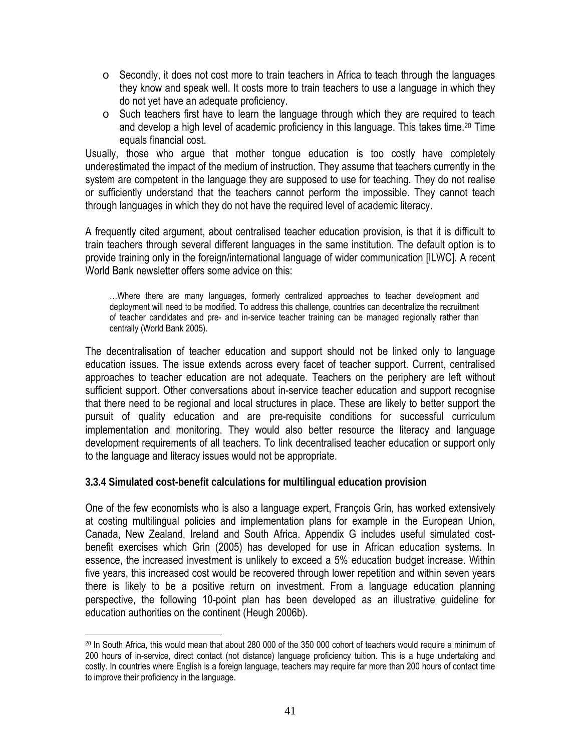- Secondly, it does not cost more to train teachers in Africa to teach through the languages they know and speak well. It costs more to train teachers to use a language in which they do not yet have an adequate proficiency.
- Such teachers first have to learn the language through which they are required to teach and develop a high level of academic proficiency in this language. This takes time.[20] Time equals financial cost.

Usually, those who argue that mother tongue education is too costly have completely underestimated the impact of the medium of instruction. They assume that teachers currently in the system are competent in the language they are supposed to use for teaching. They do not realise or sufficiently understand that the teachers cannot perform the impossible. They cannot teach through languages in which they do not have the required level of academic literacy.

A frequently cited argument, about centralised teacher education provision, is that it is difficult to train teachers through several different languages in the same institution. The default option is to provide training only in the foreign/international language of wider communication [ILWC]. A recent World Bank newsletter offers some advice on this:

> …Where there are many languages, formerly centralized approaches to teacher development and deployment will need to be modified. To address this challenge, countries can decentralize the recruitment of teacher candidates and pre- and in-service teacher training can be managed regionally rather than centrally (World Bank 2005).

The decentralisation of teacher education and support should not be linked only to language education issues. The issue extends across every facet of teacher support. Current, centralised approaches to teacher education are not adequate. Teachers on the periphery are left without sufficient support. Other conversations about in-service teacher education and support recognise that there need to be regional and local structures in place. These are likely to better support the pursuit of quality education and are pre-requisite conditions for successful curriculum implementation and monitoring. They would also better resource the literacy and language development requirements of all teachers. To link decentralised teacher education or support only to the language and literacy issues would not be appropriate.

### 3.3.4 Simulated cost-benefit calculations for multilingual education provision

One of the few economists who is also a language expert, François Grin, has worked extensively at costing multilingual policies and implementation plans for example in the European Union, Canada, New Zealand, Ireland and South Africa. Appendix G includes useful simulated cost-benefit exercises which Grin (2005) has developed for use in African education systems. In essence, the increased investment is unlikely to exceed a 5% education budget increase. Within five years, this increased cost would be recovered through lower repetition and within seven years there is likely to be a positive return on investment. From a language education planning perspective, the following 10-point plan has been developed as an illustrative guideline for education authorities on the continent (Heugh 2006b).

---

[20] In South Africa, this would mean that about 280 000 of the 350 000 cohort of teachers would require a minimum of 200 hours of in-service, direct contact (not distance) language proficiency tuition. This is a huge undertaking and costly. In countries where English is a foreign language, teachers may require far more than 200 hours of contact time to improve their proficiency in the language.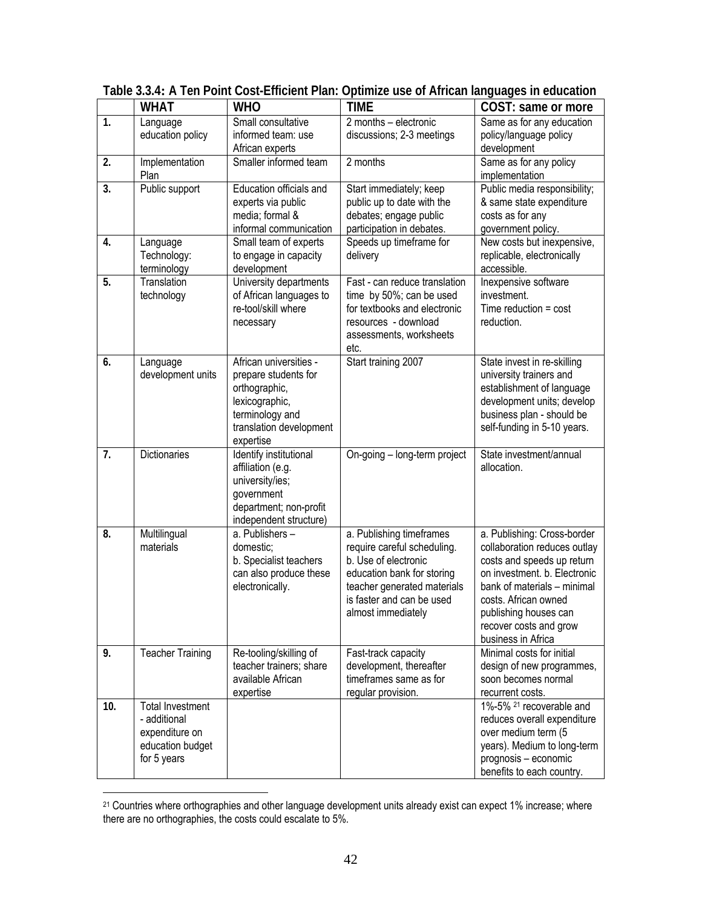**Table 3.3.4: A Ten Point Cost-Efficient Plan: Optimize use of African languages in education**

| | WHAT | WHO | TIME | COST: same or more |
|---|---|---|---|---|
| 1. | Language education policy | Small consultative informed team: use African experts | 2 months – electronic discussions; 2-3 meetings | Same as for any education policy/language policy development |
| 2. | Implementation Plan | Smaller informed team | 2 months | Same as for any policy implementation |
| 3. | Public support | Education officials and experts via public media; formal & informal communication | Start immediately; keep public up to date with the debates; engage public participation in debates. | Public media responsibility; & same state expenditure costs as for any government policy. |
| 4. | Language Technology: terminology | Small team of experts to engage in capacity development | Speeds up timeframe for delivery | New costs but inexpensive, replicable, electronically accessible. |
| 5. | Translation technology | University departments of African languages to re-tool/skill where necessary | Fast - can reduce translation time by 50%; can be used for textbooks and electronic resources - download assessments, worksheets etc. | Inexpensive software investment. Time reduction = cost reduction. |
| 6. | Language development units | African universities - prepare students for orthographic, lexicographic, terminology and translation development expertise | Start training 2007 | State invest in re-skilling university trainers and establishment of language development units; develop business plan - should be self-funding in 5-10 years. |
| 7. | Dictionaries | Identify institutional affiliation (e.g. university/ies; government department; non-profit independent structure) | On-going – long-term project | State investment/annual allocation. |
| 8. | Multilingual materials | a. Publishers – domestic; b. Specialist teachers can also produce these electronically. | a. Publishing timeframes require careful scheduling. b. Use of electronic education bank for storing teacher generated materials is faster and can be used almost immediately | a. Publishing: Cross-border collaboration reduces outlay costs and speeds up return on investment. b. Electronic bank of materials – minimal costs. African owned publishing houses can recover costs and grow business in Africa |
| 9. | Teacher Training | Re-tooling/skilling of teacher trainers; share available African expertise | Fast-track capacity development, thereafter timeframes same as for regular provision. | Minimal costs for initial design of new programmes, soon becomes normal recurrent costs. |
| 10. | Total Investment - additional expenditure on education budget for 5 years | | | 1%-5% [21] recoverable and reduces overall expenditure over medium term (5 years). Medium to long-term prognosis – economic benefits to each country. |

[21] Countries where orthographies and other language development units already exist can expect 1% increase; where there are no orthographies, the costs could escalate to 5%.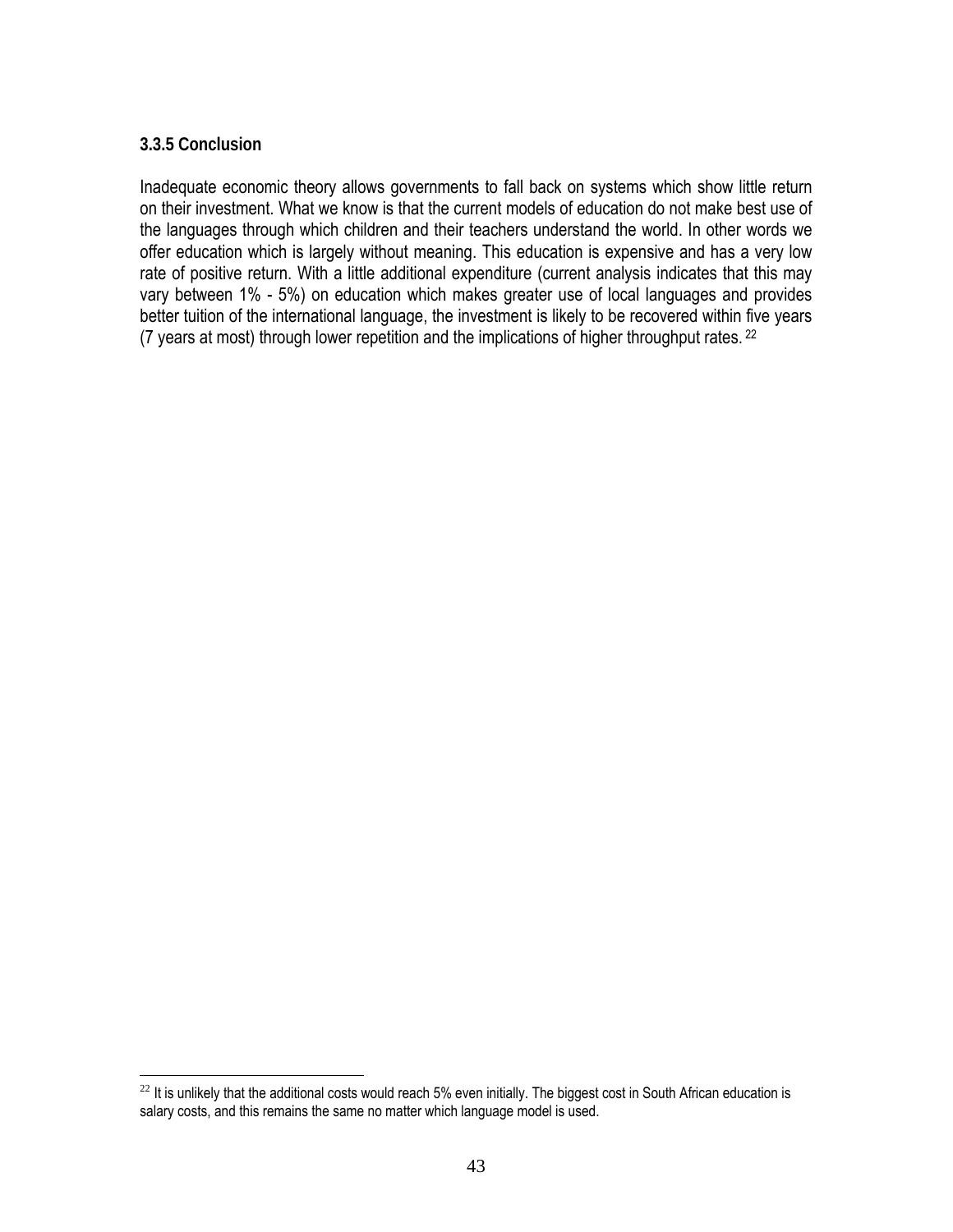### 3.3.5 Conclusion

Inadequate economic theory allows governments to fall back on systems which show little return on their investment. What we know is that the current models of education do not make best use of the languages through which children and their teachers understand the world. In other words we offer education which is largely without meaning. This education is expensive and has a very low rate of positive return. With a little additional expenditure (current analysis indicates that this may vary between 1% - 5%) on education which makes greater use of local languages and provides better tuition of the international language, the investment is likely to be recovered within five years (7 years at most) through lower repetition and the implications of higher throughput rates. [22]

[22] It is unlikely that the additional costs would reach 5% even initially. The biggest cost in South African education is salary costs, and this remains the same no matter which language model is used.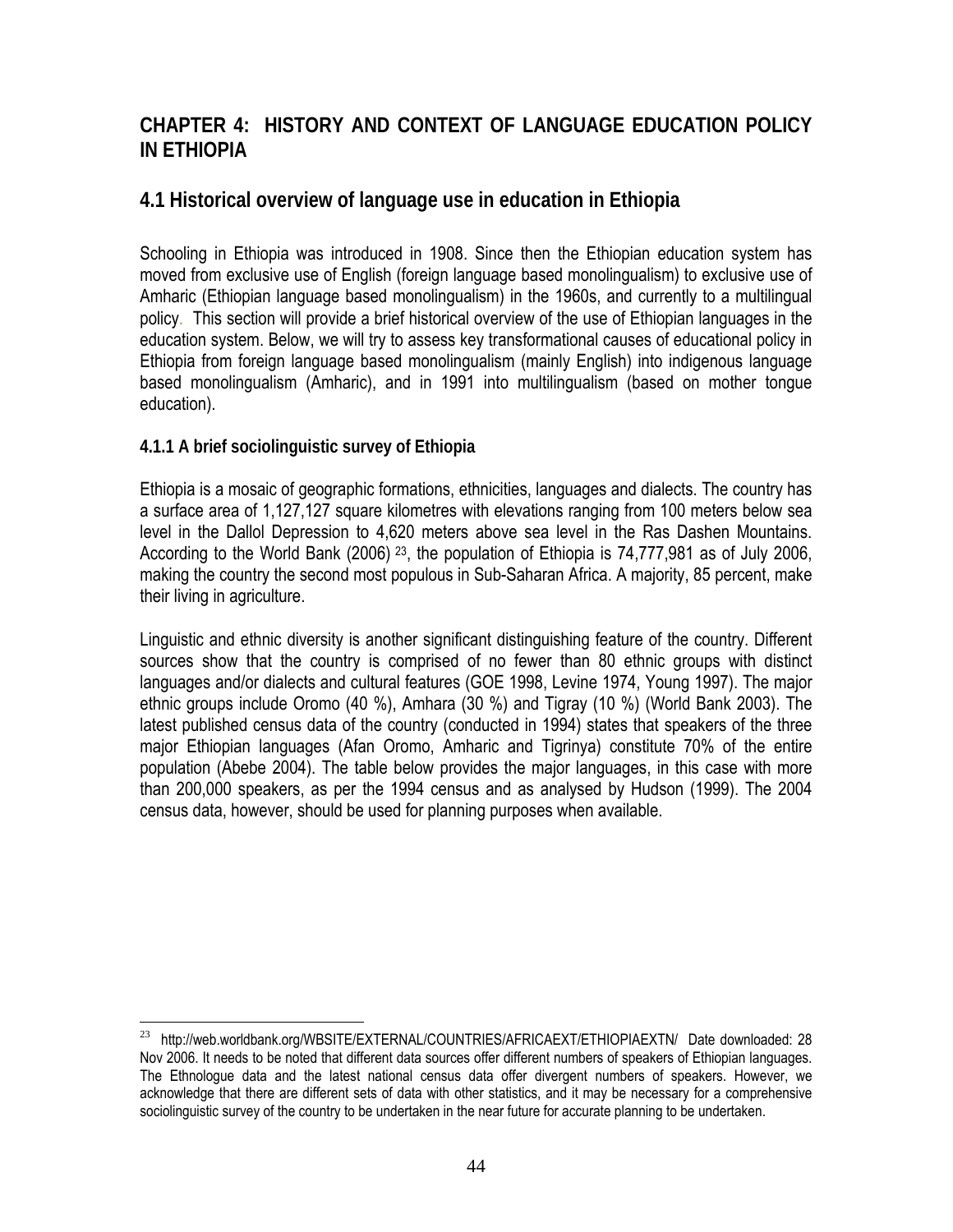# CHAPTER 4: HISTORY AND CONTEXT OF LANGUAGE EDUCATION POLICY IN ETHIOPIA

## 4.1 Historical overview of language use in education in Ethiopia

Schooling in Ethiopia was introduced in 1908. Since then the Ethiopian education system has moved from exclusive use of English (foreign language based monolingualism) to exclusive use of Amharic (Ethiopian language based monolingualism) in the 1960s, and currently to a multilingual policy. This section will provide a brief historical overview of the use of Ethiopian languages in the education system. Below, we will try to assess key transformational causes of educational policy in Ethiopia from foreign language based monolingualism (mainly English) into indigenous language based monolingualism (Amharic), and in 1991 into multilingualism (based on mother tongue education).

### 4.1.1 A brief sociolinguistic survey of Ethiopia

Ethiopia is a mosaic of geographic formations, ethnicities, languages and dialects. The country has a surface area of 1,127,127 square kilometres with elevations ranging from 100 meters below sea level in the Dallol Depression to 4,620 meters above sea level in the Ras Dashen Mountains. According to the World Bank (2006) [23], the population of Ethiopia is 74,777,981 as of July 2006, making the country the second most populous in Sub-Saharan Africa. A majority, 85 percent, make their living in agriculture.

Linguistic and ethnic diversity is another significant distinguishing feature of the country. Different sources show that the country is comprised of no fewer than 80 ethnic groups with distinct languages and/or dialects and cultural features (GOE 1998, Levine 1974, Young 1997). The major ethnic groups include Oromo (40 %), Amhara (30 %) and Tigray (10 %) (World Bank 2003). The latest published census data of the country (conducted in 1994) states that speakers of the three major Ethiopian languages (Afan Oromo, Amharic and Tigrinya) constitute 70% of the entire population (Abebe 2004). The table below provides the major languages, in this case with more than 200,000 speakers, as per the 1994 census and as analysed by Hudson (1999). The 2004 census data, however, should be used for planning purposes when available.

---

[23] http://web.worldbank.org/WBSITE/EXTERNAL/COUNTRIES/AFRICAEXT/ETHIOPIAEXTN/ Date downloaded: 28 Nov 2006. It needs to be noted that different data sources offer different numbers of speakers of Ethiopian languages. The Ethnologue data and the latest national census data offer divergent numbers of speakers. However, we acknowledge that there are different sets of data with other statistics, and it may be necessary for a comprehensive sociolinguistic survey of the country to be undertaken in the near future for accurate planning to be undertaken.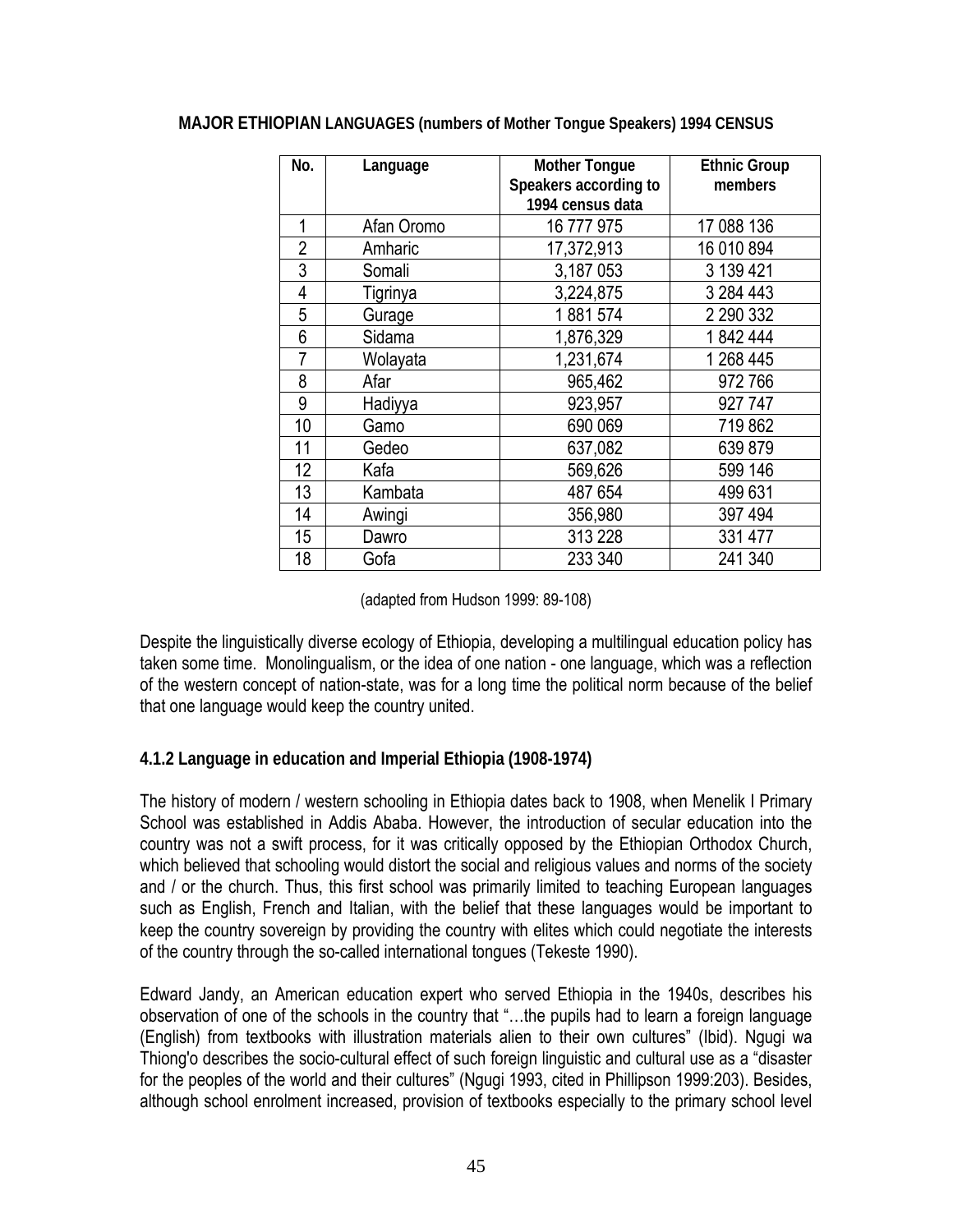**MAJOR ETHIOPIAN LANGUAGES (numbers of Mother Tongue Speakers) 1994 CENSUS**

| No. | Language | Mother Tongue Speakers according to 1994 census data | Ethnic Group members |
|---|---|---|---|
| 1 | Afan Oromo | 16 777 975 | 17 088 136 |
| 2 | Amharic | 17,372,913 | 16 010 894 |
| 3 | Somali | 3,187 053 | 3 139 421 |
| 4 | Tigrinya | 3,224,875 | 3 284 443 |
| 5 | Gurage | 1 881 574 | 2 290 332 |
| 6 | Sidama | 1,876,329 | 1 842 444 |
| 7 | Wolayata | 1,231,674 | 1 268 445 |
| 8 | Afar | 965,462 | 972 766 |
| 9 | Hadiyya | 923,957 | 927 747 |
| 10 | Gamo | 690 069 | 719 862 |
| 11 | Gedeo | 637,082 | 639 879 |
| 12 | Kafa | 569,626 | 599 146 |
| 13 | Kambata | 487 654 | 499 631 |
| 14 | Awingi | 356,980 | 397 494 |
| 15 | Dawro | 313 228 | 331 477 |
| 18 | Gofa | 233 340 | 241 340 |

(adapted from Hudson 1999: 89-108)

Despite the linguistically diverse ecology of Ethiopia, developing a multilingual education policy has taken some time. Monolingualism, or the idea of one nation - one language, which was a reflection of the western concept of nation-state, was for a long time the political norm because of the belief that one language would keep the country united.

### 4.1.2 Language in education and Imperial Ethiopia (1908-1974)

The history of modern / western schooling in Ethiopia dates back to 1908, when Menelik I Primary School was established in Addis Ababa. However, the introduction of secular education into the country was not a swift process, for it was critically opposed by the Ethiopian Orthodox Church, which believed that schooling would distort the social and religious values and norms of the society and / or the church. Thus, this first school was primarily limited to teaching European languages such as English, French and Italian, with the belief that these languages would be important to keep the country sovereign by providing the country with elites which could negotiate the interests of the country through the so-called international tongues (Tekeste 1990).

Edward Jandy, an American education expert who served Ethiopia in the 1940s, describes his observation of one of the schools in the country that "…the pupils had to learn a foreign language (English) from textbooks with illustration materials alien to their own cultures" (Ibid). Ngugi wa Thiong'o describes the socio-cultural effect of such foreign linguistic and cultural use as a "disaster for the peoples of the world and their cultures" (Ngugi 1993, cited in Phillipson 1999:203). Besides, although school enrolment increased, provision of textbooks especially to the primary school level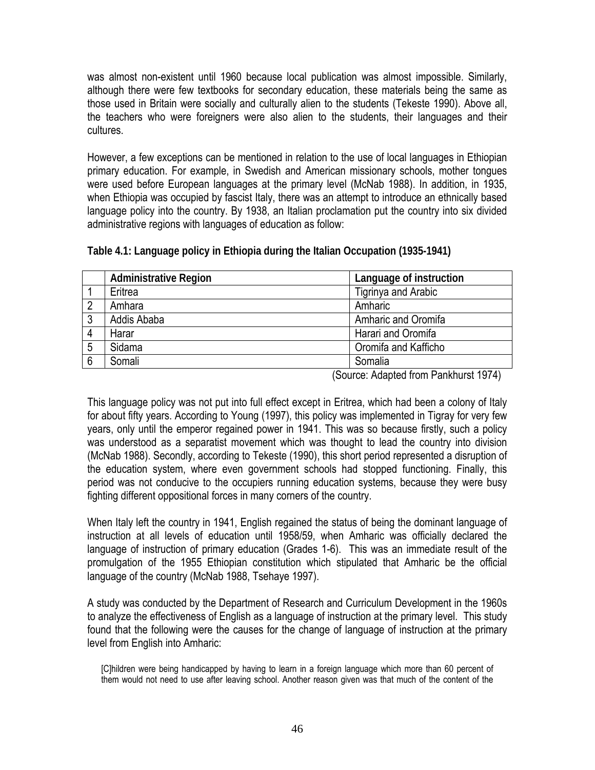was almost non-existent until 1960 because local publication was almost impossible. Similarly, although there were few textbooks for secondary education, these materials being the same as those used in Britain were socially and culturally alien to the students (Tekeste 1990). Above all, the teachers who were foreigners were also alien to the students, their languages and their cultures.

However, a few exceptions can be mentioned in relation to the use of local languages in Ethiopian primary education. For example, in Swedish and American missionary schools, mother tongues were used before European languages at the primary level (McNab 1988). In addition, in 1935, when Ethiopia was occupied by fascist Italy, there was an attempt to introduce an ethnically based language policy into the country. By 1938, an Italian proclamation put the country into six divided administrative regions with languages of education as follow:

**Table 4.1: Language policy in Ethiopia during the Italian Occupation (1935-1941)**

| | Administrative Region | Language of instruction |
|---|---|---|
| 1 | Eritrea | Tigrinya and Arabic |
| 2 | Amhara | Amharic |
| 3 | Addis Ababa | Amharic and Oromifa |
| 4 | Harar | Harari and Oromifa |
| 5 | Sidama | Oromifa and Kafficho |
| 6 | Somali | Somalia |

(Source: Adapted from Pankhurst 1974)

This language policy was not put into full effect except in Eritrea, which had been a colony of Italy for about fifty years. According to Young (1997), this policy was implemented in Tigray for very few years, only until the emperor regained power in 1941. This was so because firstly, such a policy was understood as a separatist movement which was thought to lead the country into division (McNab 1988). Secondly, according to Tekeste (1990), this short period represented a disruption of the education system, where even government schools had stopped functioning. Finally, this period was not conducive to the occupiers running education systems, because they were busy fighting different oppositional forces in many corners of the country.

When Italy left the country in 1941, English regained the status of being the dominant language of instruction at all levels of education until 1958/59, when Amharic was officially declared the language of instruction of primary education (Grades 1-6). This was an immediate result of the promulgation of the 1955 Ethiopian constitution which stipulated that Amharic be the official language of the country (McNab 1988, Tsehaye 1997).

A study was conducted by the Department of Research and Curriculum Development in the 1960s to analyze the effectiveness of English as a language of instruction at the primary level. This study found that the following were the causes for the change of language of instruction at the primary level from English into Amharic:

> [C]hildren were being handicapped by having to learn in a foreign language which more than 60 percent of them would not need to use after leaving school. Another reason given was that much of the content of the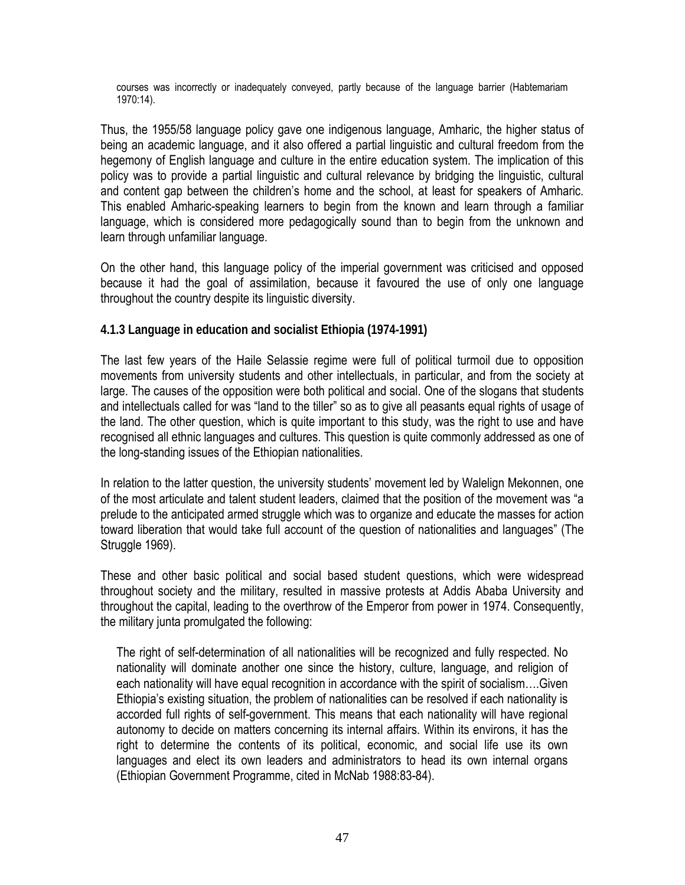> courses was incorrectly or inadequately conveyed, partly because of the language barrier (Habtemariam 1970:14).

Thus, the 1955/58 language policy gave one indigenous language, Amharic, the higher status of being an academic language, and it also offered a partial linguistic and cultural freedom from the hegemony of English language and culture in the entire education system. The implication of this policy was to provide a partial linguistic and cultural relevance by bridging the linguistic, cultural and content gap between the children's home and the school, at least for speakers of Amharic. This enabled Amharic-speaking learners to begin from the known and learn through a familiar language, which is considered more pedagogically sound than to begin from the unknown and learn through unfamiliar language.

On the other hand, this language policy of the imperial government was criticised and opposed because it had the goal of assimilation, because it favoured the use of only one language throughout the country despite its linguistic diversity.

### 4.1.3 Language in education and socialist Ethiopia (1974-1991)

The last few years of the Haile Selassie regime were full of political turmoil due to opposition movements from university students and other intellectuals, in particular, and from the society at large. The causes of the opposition were both political and social. One of the slogans that students and intellectuals called for was "land to the tiller" so as to give all peasants equal rights of usage of the land. The other question, which is quite important to this study, was the right to use and have recognised all ethnic languages and cultures. This question is quite commonly addressed as one of the long-standing issues of the Ethiopian nationalities.

In relation to the latter question, the university students' movement led by Walelign Mekonnen, one of the most articulate and talent student leaders, claimed that the position of the movement was "a prelude to the anticipated armed struggle which was to organize and educate the masses for action toward liberation that would take full account of the question of nationalities and languages" (The Struggle 1969).

These and other basic political and social based student questions, which were widespread throughout society and the military, resulted in massive protests at Addis Ababa University and throughout the capital, leading to the overthrow of the Emperor from power in 1974. Consequently, the military junta promulgated the following:

> The right of self-determination of all nationalities will be recognized and fully respected. No nationality will dominate another one since the history, culture, language, and religion of each nationality will have equal recognition in accordance with the spirit of socialism….Given Ethiopia's existing situation, the problem of nationalities can be resolved if each nationality is accorded full rights of self-government. This means that each nationality will have regional autonomy to decide on matters concerning its internal affairs. Within its environs, it has the right to determine the contents of its political, economic, and social life use its own languages and elect its own leaders and administrators to head its own internal organs (Ethiopian Government Programme, cited in McNab 1988:83-84).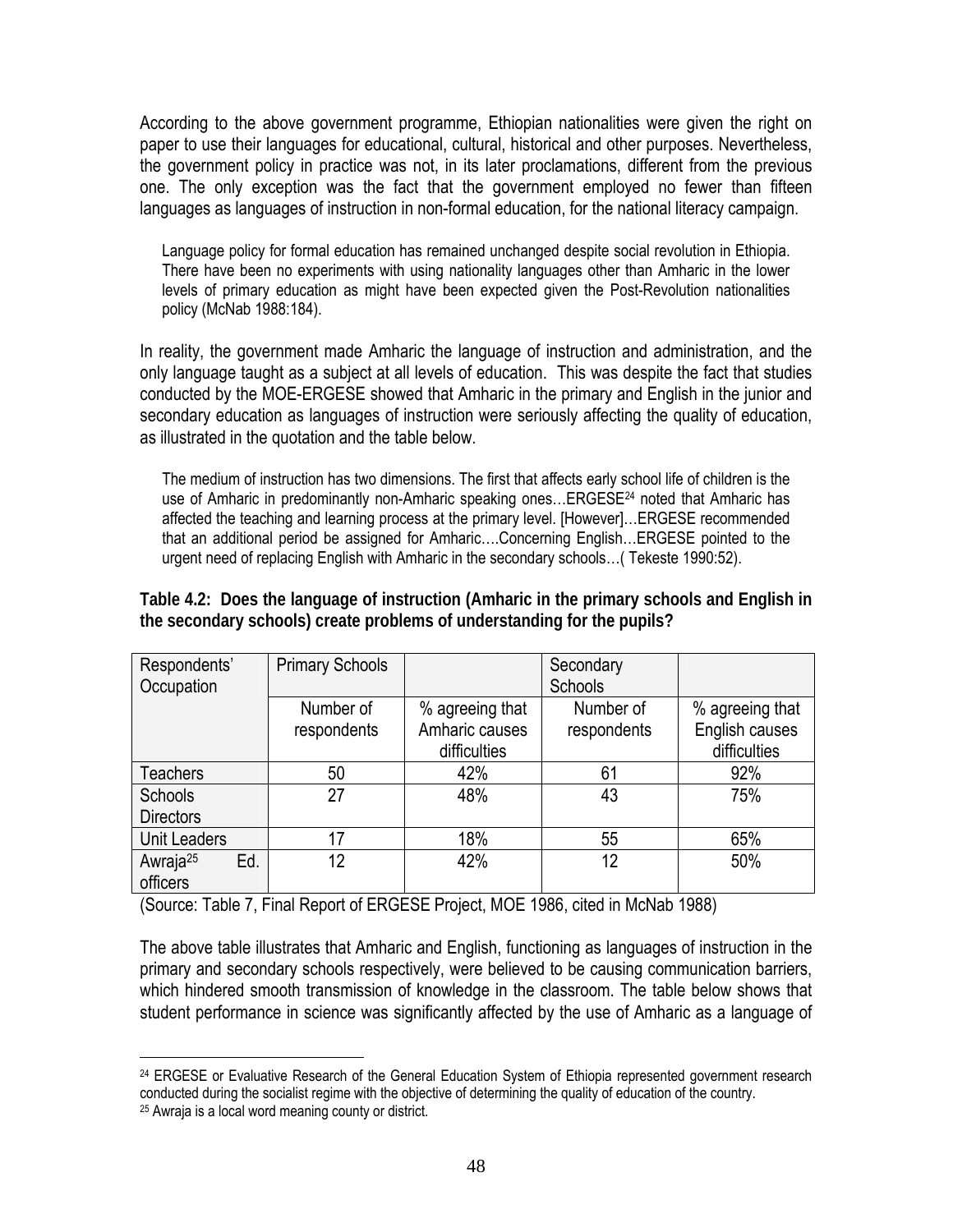According to the above government programme, Ethiopian nationalities were given the right on paper to use their languages for educational, cultural, historical and other purposes. Nevertheless, the government policy in practice was not, in its later proclamations, different from the previous one. The only exception was the fact that the government employed no fewer than fifteen languages as languages of instruction in non-formal education, for the national literacy campaign.

> Language policy for formal education has remained unchanged despite social revolution in Ethiopia. There have been no experiments with using nationality languages other than Amharic in the lower levels of primary education as might have been expected given the Post-Revolution nationalities policy (McNab 1988:184).

In reality, the government made Amharic the language of instruction and administration, and the only language taught as a subject at all levels of education. This was despite the fact that studies conducted by the MOE-ERGESE showed that Amharic in the primary and English in the junior and secondary education as languages of instruction were seriously affecting the quality of education, as illustrated in the quotation and the table below.

> The medium of instruction has two dimensions. The first that affects early school life of children is the use of Amharic in predominantly non-Amharic speaking ones…ERGESE[24] noted that Amharic has affected the teaching and learning process at the primary level. [However]…ERGESE recommended that an additional period be assigned for Amharic….Concerning English…ERGESE pointed to the urgent need of replacing English with Amharic in the secondary schools…( Tekeste 1990:52).

**Table 4.2: Does the language of instruction (Amharic in the primary schools and English in the secondary schools) create problems of understanding for the pupils?**

| Respondents' Occupation | Primary Schools | | Secondary Schools | |
|---|---|---|---|---|
| | Number of respondents | % agreeing that Amharic causes difficulties | Number of respondents | % agreeing that English causes difficulties |
| Teachers | 50 | 42% | 61 | 92% |
| Schools Directors | 27 | 48% | 43 | 75% |
| Unit Leaders | 17 | 18% | 55 | 65% |
| Awraja[25] Ed. officers | 12 | 42% | 12 | 50% |

(Source: Table 7, Final Report of ERGESE Project, MOE 1986, cited in McNab 1988)

The above table illustrates that Amharic and English, functioning as languages of instruction in the primary and secondary schools respectively, were believed to be causing communication barriers, which hindered smooth transmission of knowledge in the classroom. The table below shows that student performance in science was significantly affected by the use of Amharic as a language of

[24] ERGESE or Evaluative Research of the General Education System of Ethiopia represented government research conducted during the socialist regime with the objective of determining the quality of education of the country.

[25] Awraja is a local word meaning county or district.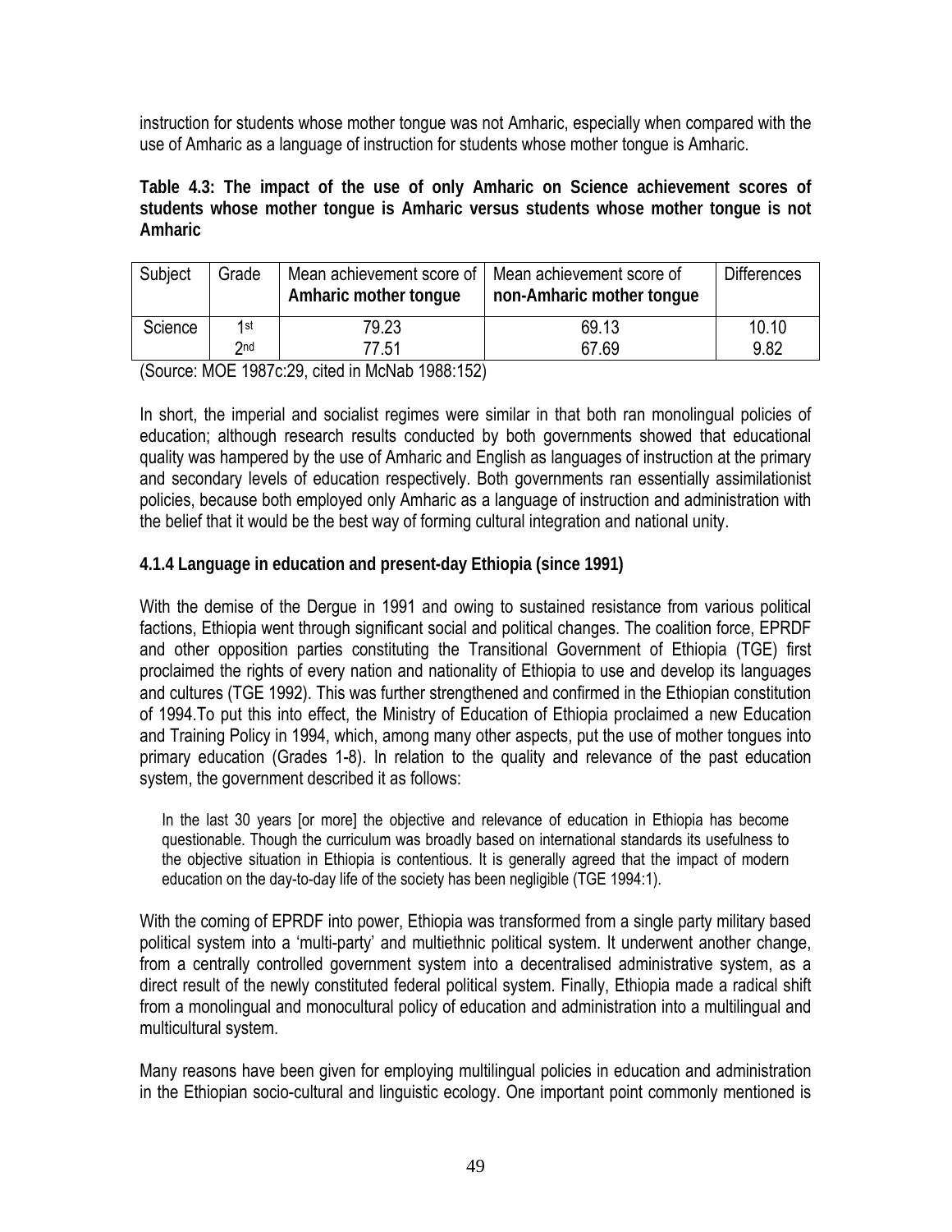instruction for students whose mother tongue was not Amharic, especially when compared with the use of Amharic as a language of instruction for students whose mother tongue is Amharic.

**Table 4.3: The impact of the use of only Amharic on Science achievement scores of students whose mother tongue is Amharic versus students whose mother tongue is not Amharic**

| Subject | Grade | Mean achievement score of **Amharic mother tongue** | Mean achievement score of **non-Amharic mother tongue** | Differences |
|---|---|---|---|---|
| Science | 1st | 79.23 | 69.13 | 10.10 |
| | 2nd | 77.51 | 67.69 | 9.82 |

(Source: MOE 1987c:29, cited in McNab 1988:152)

In short, the imperial and socialist regimes were similar in that both ran monolingual policies of education; although research results conducted by both governments showed that educational quality was hampered by the use of Amharic and English as languages of instruction at the primary and secondary levels of education respectively. Both governments ran essentially assimilationist policies, because both employed only Amharic as a language of instruction and administration with the belief that it would be the best way of forming cultural integration and national unity.

### 4.1.4 Language in education and present-day Ethiopia (since 1991)

With the demise of the Dergue in 1991 and owing to sustained resistance from various political factions, Ethiopia went through significant social and political changes. The coalition force, EPRDF and other opposition parties constituting the Transitional Government of Ethiopia (TGE) first proclaimed the rights of every nation and nationality of Ethiopia to use and develop its languages and cultures (TGE 1992). This was further strengthened and confirmed in the Ethiopian constitution of 1994.To put this into effect, the Ministry of Education of Ethiopia proclaimed a new Education and Training Policy in 1994, which, among many other aspects, put the use of mother tongues into primary education (Grades 1-8). In relation to the quality and relevance of the past education system, the government described it as follows:

> In the last 30 years [or more] the objective and relevance of education in Ethiopia has become questionable. Though the curriculum was broadly based on international standards its usefulness to the objective situation in Ethiopia is contentious. It is generally agreed that the impact of modern education on the day-to-day life of the society has been negligible (TGE 1994:1).

With the coming of EPRDF into power, Ethiopia was transformed from a single party military based political system into a 'multi-party' and multiethnic political system. It underwent another change, from a centrally controlled government system into a decentralised administrative system, as a direct result of the newly constituted federal political system. Finally, Ethiopia made a radical shift from a monolingual and monocultural policy of education and administration into a multilingual and multicultural system.

Many reasons have been given for employing multilingual policies in education and administration in the Ethiopian socio-cultural and linguistic ecology. One important point commonly mentioned is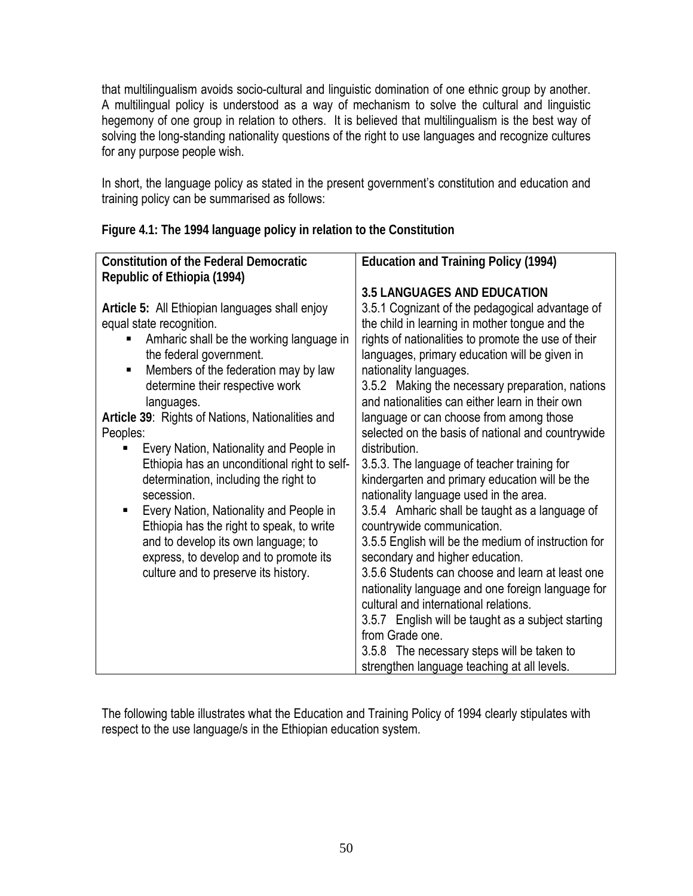that multilingualism avoids socio-cultural and linguistic domination of one ethnic group by another. A multilingual policy is understood as a way of mechanism to solve the cultural and linguistic hegemony of one group in relation to others. It is believed that multilingualism is the best way of solving the long-standing nationality questions of the right to use languages and recognize cultures for any purpose people wish.

In short, the language policy as stated in the present government's constitution and education and training policy can be summarised as follows:

**Figure 4.1: The 1994 language policy in relation to the Constitution**

| Constitution of the Federal Democratic Republic of Ethiopia (1994) | Education and Training Policy (1994) |
|---|---|
| **Article 5:** All Ethiopian languages shall enjoy equal state recognition.<br>▪ Amharic shall be the working language in the federal government.<br>▪ Members of the federation may by law determine their respective work languages.<br>**Article 39**: Rights of Nations, Nationalities and Peoples:<br>▪ Every Nation, Nationality and People in Ethiopia has an unconditional right to self-determination, including the right to secession.<br>▪ Every Nation, Nationality and People in Ethiopia has the right to speak, to write and to develop its own language; to express, to develop and to promote its culture and to preserve its history. | **3.5 LANGUAGES AND EDUCATION**<br>3.5.1 Cognizant of the pedagogical advantage of the child in learning in mother tongue and the rights of nationalities to promote the use of their languages, primary education will be given in nationality languages.<br>3.5.2 Making the necessary preparation, nations and nationalities can either learn in their own language or can choose from among those selected on the basis of national and countrywide distribution.<br>3.5.3. The language of teacher training for kindergarten and primary education will be the nationality language used in the area.<br>3.5.4 Amharic shall be taught as a language of countrywide communication.<br>3.5.5 English will be the medium of instruction for secondary and higher education.<br>3.5.6 Students can choose and learn at least one nationality language and one foreign language for cultural and international relations.<br>3.5.7 English will be taught as a subject starting from Grade one.<br>3.5.8 The necessary steps will be taken to strengthen language teaching at all levels. |

The following table illustrates what the Education and Training Policy of 1994 clearly stipulates with respect to the use language/s in the Ethiopian education system.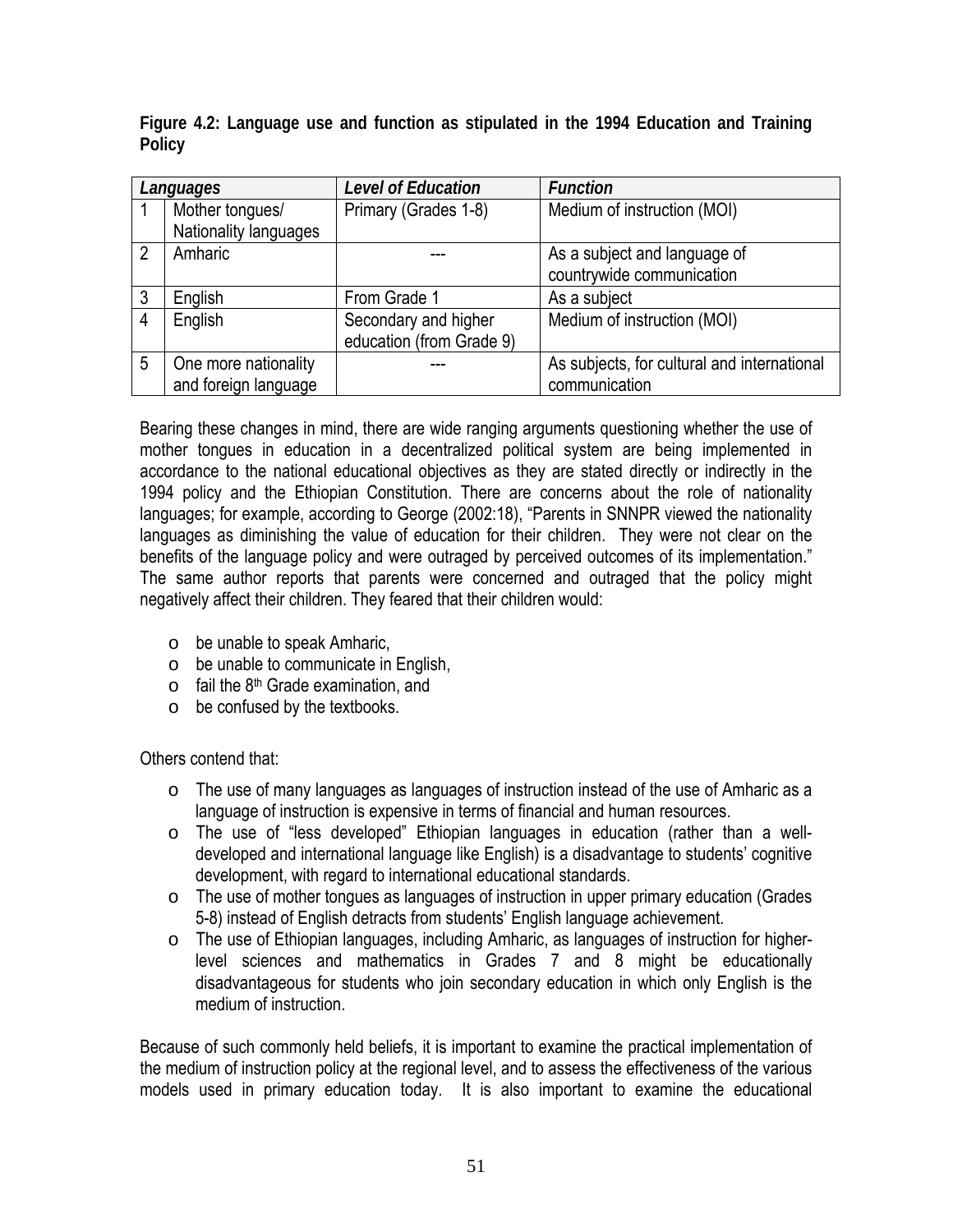**Figure 4.2: Language use and function as stipulated in the 1994 Education and Training Policy**

| | *Languages* | *Level of Education* | *Function* |
|---|---|---|---|
| 1 | Mother tongues/ Nationality languages | Primary (Grades 1-8) | Medium of instruction (MOI) |
| 2 | Amharic | --- | As a subject and language of countrywide communication |
| 3 | English | From Grade 1 | As a subject |
| 4 | English | Secondary and higher education (from Grade 9) | Medium of instruction (MOI) |
| 5 | One more nationality and foreign language | --- | As subjects, for cultural and international communication |

Bearing these changes in mind, there are wide ranging arguments questioning whether the use of mother tongues in education in a decentralized political system are being implemented in accordance to the national educational objectives as they are stated directly or indirectly in the 1994 policy and the Ethiopian Constitution. There are concerns about the role of nationality languages; for example, according to George (2002:18), "Parents in SNNPR viewed the nationality languages as diminishing the value of education for their children. They were not clear on the benefits of the language policy and were outraged by perceived outcomes of its implementation." The same author reports that parents were concerned and outraged that the policy might negatively affect their children. They feared that their children would:

- be unable to speak Amharic,
- be unable to communicate in English,
- fail the 8th Grade examination, and
- be confused by the textbooks.

Others contend that:

- The use of many languages as languages of instruction instead of the use of Amharic as a language of instruction is expensive in terms of financial and human resources.
- The use of "less developed" Ethiopian languages in education (rather than a well-developed and international language like English) is a disadvantage to students' cognitive development, with regard to international educational standards.
- The use of mother tongues as languages of instruction in upper primary education (Grades 5-8) instead of English detracts from students' English language achievement.
- The use of Ethiopian languages, including Amharic, as languages of instruction for higher-level sciences and mathematics in Grades 7 and 8 might be educationally disadvantageous for students who join secondary education in which only English is the medium of instruction.

Because of such commonly held beliefs, it is important to examine the practical implementation of the medium of instruction policy at the regional level, and to assess the effectiveness of the various models used in primary education today. It is also important to examine the educational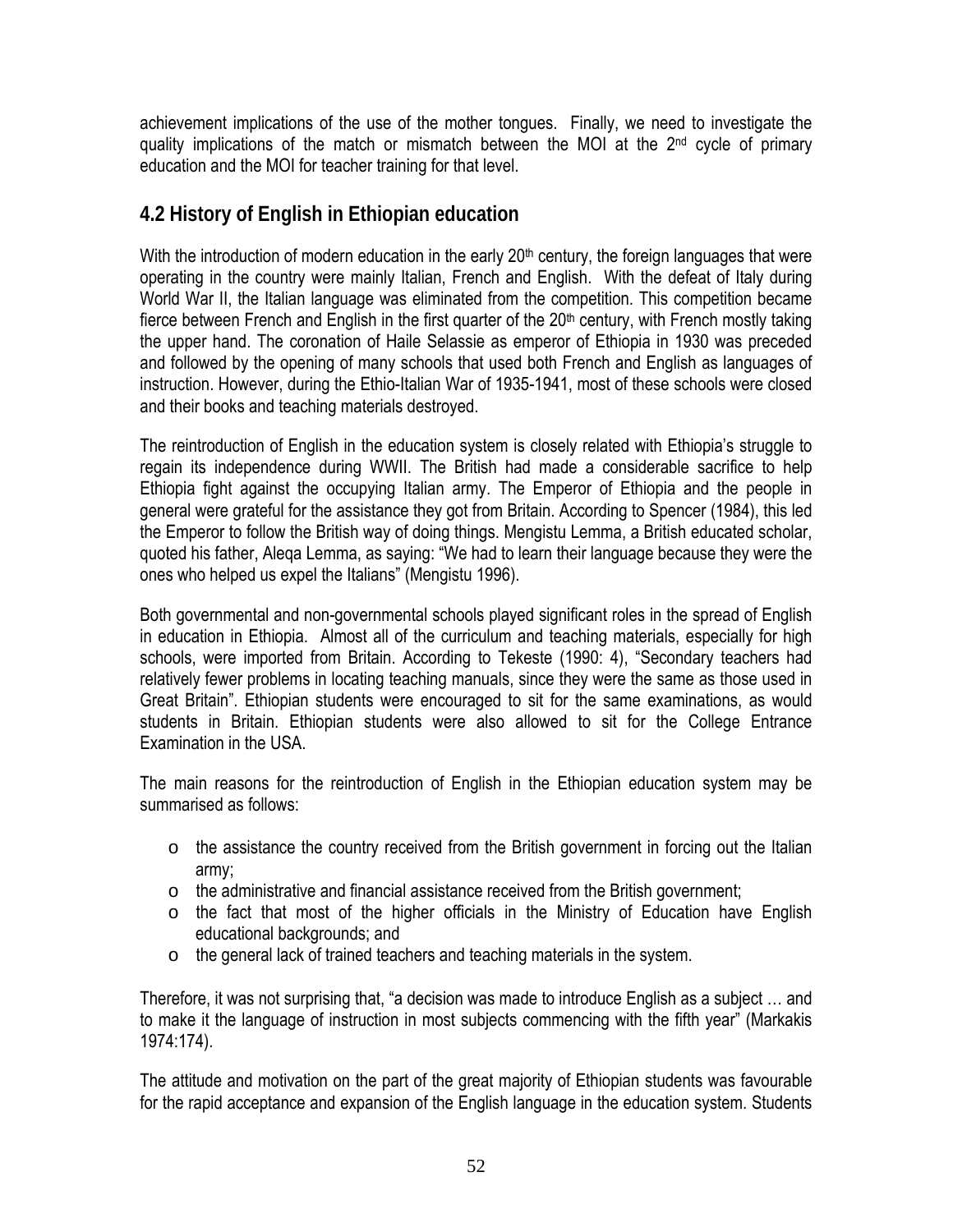achievement implications of the use of the mother tongues. Finally, we need to investigate the quality implications of the match or mismatch between the MOI at the 2nd cycle of primary education and the MOI for teacher training for that level.

## 4.2 History of English in Ethiopian education

With the introduction of modern education in the early 20th century, the foreign languages that were operating in the country were mainly Italian, French and English. With the defeat of Italy during World War II, the Italian language was eliminated from the competition. This competition became fierce between French and English in the first quarter of the 20th century, with French mostly taking the upper hand. The coronation of Haile Selassie as emperor of Ethiopia in 1930 was preceded and followed by the opening of many schools that used both French and English as languages of instruction. However, during the Ethio-Italian War of 1935-1941, most of these schools were closed and their books and teaching materials destroyed.

The reintroduction of English in the education system is closely related with Ethiopia's struggle to regain its independence during WWII. The British had made a considerable sacrifice to help Ethiopia fight against the occupying Italian army. The Emperor of Ethiopia and the people in general were grateful for the assistance they got from Britain. According to Spencer (1984), this led the Emperor to follow the British way of doing things. Mengistu Lemma, a British educated scholar, quoted his father, Aleqa Lemma, as saying: "We had to learn their language because they were the ones who helped us expel the Italians" (Mengistu 1996).

Both governmental and non-governmental schools played significant roles in the spread of English in education in Ethiopia. Almost all of the curriculum and teaching materials, especially for high schools, were imported from Britain. According to Tekeste (1990: 4), "Secondary teachers had relatively fewer problems in locating teaching manuals, since they were the same as those used in Great Britain". Ethiopian students were encouraged to sit for the same examinations, as would students in Britain. Ethiopian students were also allowed to sit for the College Entrance Examination in the USA.

The main reasons for the reintroduction of English in the Ethiopian education system may be summarised as follows:

- the assistance the country received from the British government in forcing out the Italian army;
- the administrative and financial assistance received from the British government;
- the fact that most of the higher officials in the Ministry of Education have English educational backgrounds; and
- the general lack of trained teachers and teaching materials in the system.

Therefore, it was not surprising that, "a decision was made to introduce English as a subject … and to make it the language of instruction in most subjects commencing with the fifth year" (Markakis 1974:174).

The attitude and motivation on the part of the great majority of Ethiopian students was favourable for the rapid acceptance and expansion of the English language in the education system. Students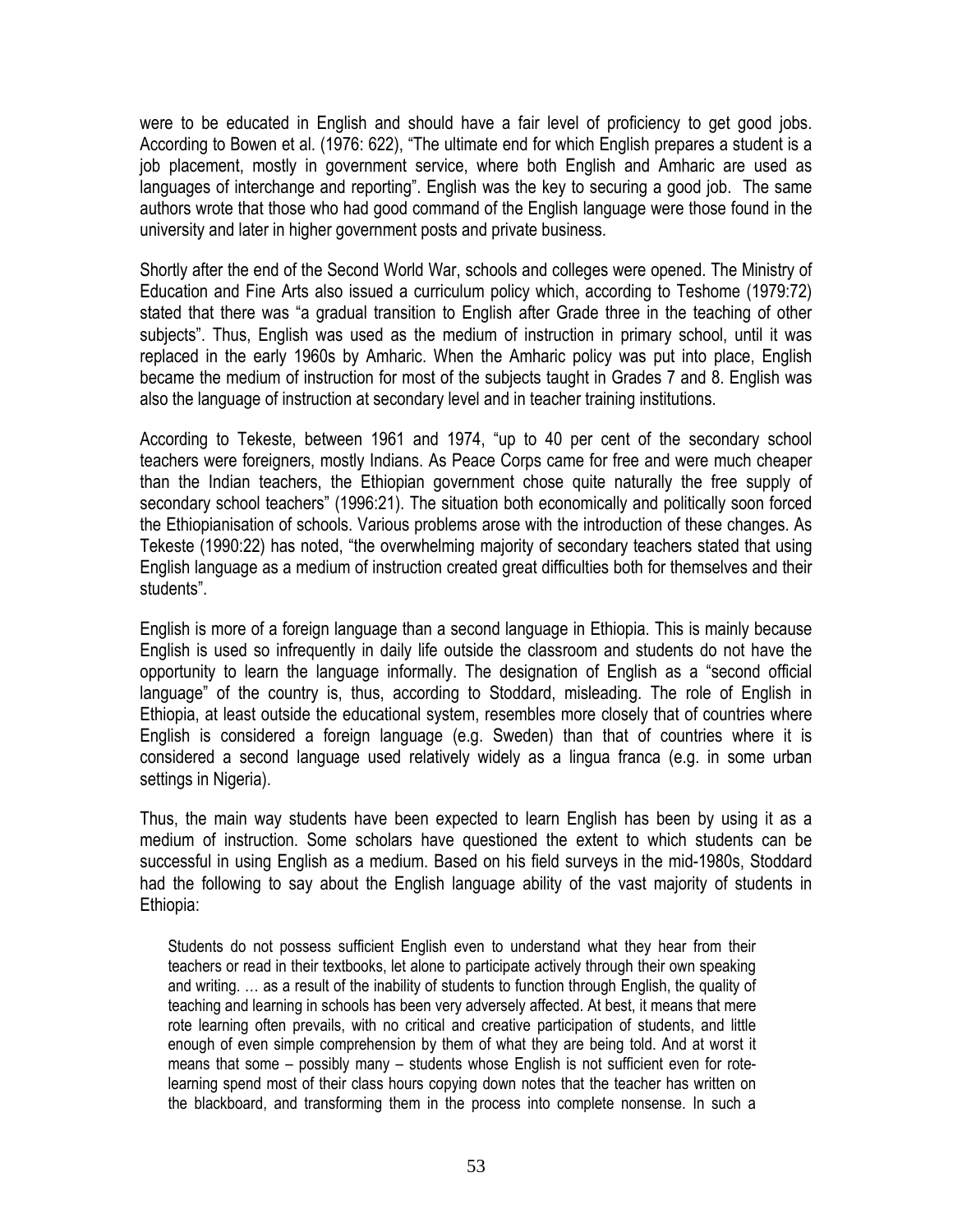were to be educated in English and should have a fair level of proficiency to get good jobs. According to Bowen et al. (1976: 622), "The ultimate end for which English prepares a student is a job placement, mostly in government service, where both English and Amharic are used as languages of interchange and reporting". English was the key to securing a good job. The same authors wrote that those who had good command of the English language were those found in the university and later in higher government posts and private business.

Shortly after the end of the Second World War, schools and colleges were opened. The Ministry of Education and Fine Arts also issued a curriculum policy which, according to Teshome (1979:72) stated that there was "a gradual transition to English after Grade three in the teaching of other subjects". Thus, English was used as the medium of instruction in primary school, until it was replaced in the early 1960s by Amharic. When the Amharic policy was put into place, English became the medium of instruction for most of the subjects taught in Grades 7 and 8. English was also the language of instruction at secondary level and in teacher training institutions.

According to Tekeste, between 1961 and 1974, "up to 40 per cent of the secondary school teachers were foreigners, mostly Indians. As Peace Corps came for free and were much cheaper than the Indian teachers, the Ethiopian government chose quite naturally the free supply of secondary school teachers" (1996:21). The situation both economically and politically soon forced the Ethiopianisation of schools. Various problems arose with the introduction of these changes. As Tekeste (1990:22) has noted, "the overwhelming majority of secondary teachers stated that using English language as a medium of instruction created great difficulties both for themselves and their students".

English is more of a foreign language than a second language in Ethiopia. This is mainly because English is used so infrequently in daily life outside the classroom and students do not have the opportunity to learn the language informally. The designation of English as a "second official language" of the country is, thus, according to Stoddard, misleading. The role of English in Ethiopia, at least outside the educational system, resembles more closely that of countries where English is considered a foreign language (e.g. Sweden) than that of countries where it is considered a second language used relatively widely as a lingua franca (e.g. in some urban settings in Nigeria).

Thus, the main way students have been expected to learn English has been by using it as a medium of instruction. Some scholars have questioned the extent to which students can be successful in using English as a medium. Based on his field surveys in the mid-1980s, Stoddard had the following to say about the English language ability of the vast majority of students in Ethiopia:

> Students do not possess sufficient English even to understand what they hear from their teachers or read in their textbooks, let alone to participate actively through their own speaking and writing. … as a result of the inability of students to function through English, the quality of teaching and learning in schools has been very adversely affected. At best, it means that mere rote learning often prevails, with no critical and creative participation of students, and little enough of even simple comprehension by them of what they are being told. And at worst it means that some – possibly many – students whose English is not sufficient even for rote-learning spend most of their class hours copying down notes that the teacher has written on the blackboard, and transforming them in the process into complete nonsense. In such a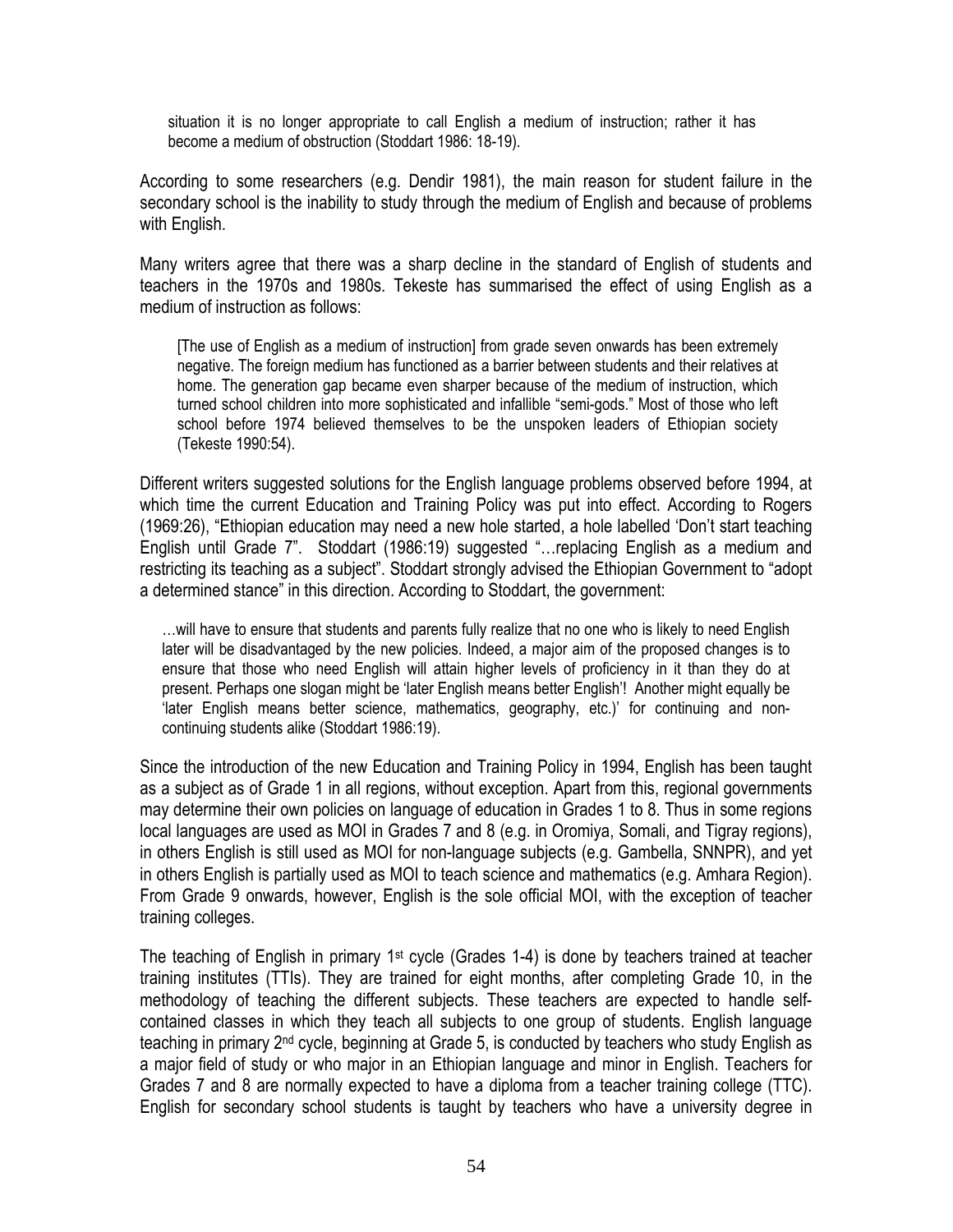> situation it is no longer appropriate to call English a medium of instruction; rather it has become a medium of obstruction (Stoddart 1986: 18-19).

According to some researchers (e.g. Dendir 1981), the main reason for student failure in the secondary school is the inability to study through the medium of English and because of problems with English.

Many writers agree that there was a sharp decline in the standard of English of students and teachers in the 1970s and 1980s. Tekeste has summarised the effect of using English as a medium of instruction as follows:

> [The use of English as a medium of instruction] from grade seven onwards has been extremely negative. The foreign medium has functioned as a barrier between students and their relatives at home. The generation gap became even sharper because of the medium of instruction, which turned school children into more sophisticated and infallible "semi-gods." Most of those who left school before 1974 believed themselves to be the unspoken leaders of Ethiopian society (Tekeste 1990:54).

Different writers suggested solutions for the English language problems observed before 1994, at which time the current Education and Training Policy was put into effect. According to Rogers (1969:26), "Ethiopian education may need a new hole started, a hole labelled 'Don't start teaching English until Grade 7". Stoddart (1986:19) suggested "…replacing English as a medium and restricting its teaching as a subject". Stoddart strongly advised the Ethiopian Government to "adopt a determined stance" in this direction. According to Stoddart, the government:

> …will have to ensure that students and parents fully realize that no one who is likely to need English later will be disadvantaged by the new policies. Indeed, a major aim of the proposed changes is to ensure that those who need English will attain higher levels of proficiency in it than they do at present. Perhaps one slogan might be 'later English means better English'! Another might equally be 'later English means better science, mathematics, geography, etc.)' for continuing and non-continuing students alike (Stoddart 1986:19).

Since the introduction of the new Education and Training Policy in 1994, English has been taught as a subject as of Grade 1 in all regions, without exception. Apart from this, regional governments may determine their own policies on language of education in Grades 1 to 8. Thus in some regions local languages are used as MOI in Grades 7 and 8 (e.g. in Oromiya, Somali, and Tigray regions), in others English is still used as MOI for non-language subjects (e.g. Gambella, SNNPR), and yet in others English is partially used as MOI to teach science and mathematics (e.g. Amhara Region). From Grade 9 onwards, however, English is the sole official MOI, with the exception of teacher training colleges.

The teaching of English in primary 1st cycle (Grades 1-4) is done by teachers trained at teacher training institutes (TTIs). They are trained for eight months, after completing Grade 10, in the methodology of teaching the different subjects. These teachers are expected to handle self-contained classes in which they teach all subjects to one group of students. English language teaching in primary 2nd cycle, beginning at Grade 5, is conducted by teachers who study English as a major field of study or who major in an Ethiopian language and minor in English. Teachers for Grades 7 and 8 are normally expected to have a diploma from a teacher training college (TTC). English for secondary school students is taught by teachers who have a university degree in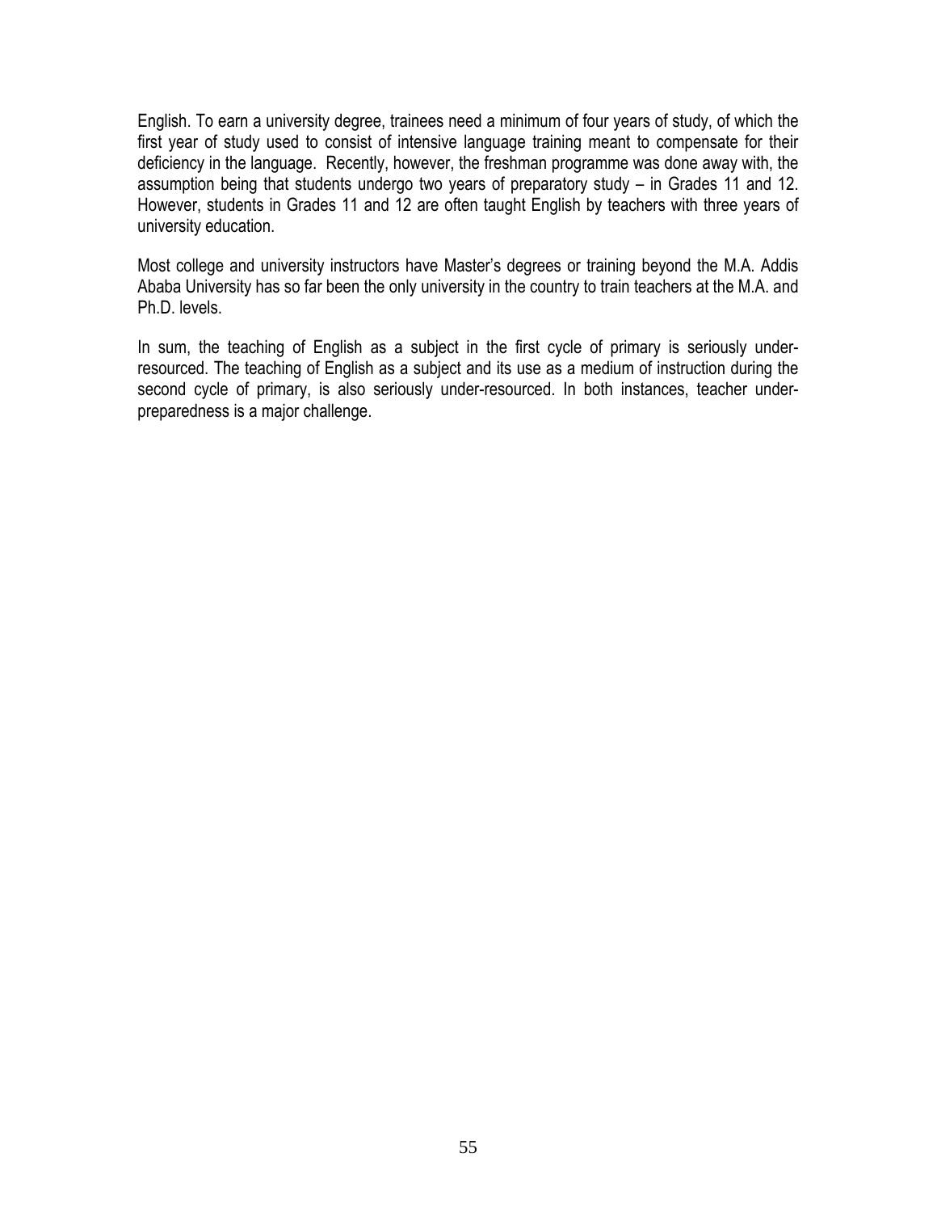English. To earn a university degree, trainees need a minimum of four years of study, of which the first year of study used to consist of intensive language training meant to compensate for their deficiency in the language. Recently, however, the freshman programme was done away with, the assumption being that students undergo two years of preparatory study – in Grades 11 and 12. However, students in Grades 11 and 12 are often taught English by teachers with three years of university education.

Most college and university instructors have Master's degrees or training beyond the M.A. Addis Ababa University has so far been the only university in the country to train teachers at the M.A. and Ph.D. levels.

In sum, the teaching of English as a subject in the first cycle of primary is seriously under-resourced. The teaching of English as a subject and its use as a medium of instruction during the second cycle of primary, is also seriously under-resourced. In both instances, teacher under-preparedness is a major challenge.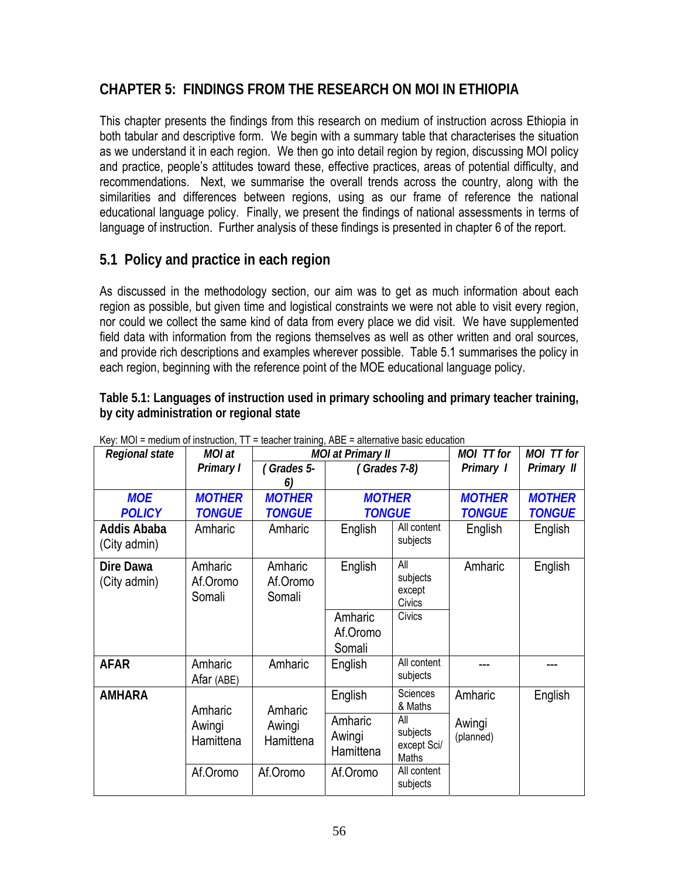## CHAPTER 5: FINDINGS FROM THE RESEARCH ON MOI IN ETHIOPIA

This chapter presents the findings from this research on medium of instruction across Ethiopia in both tabular and descriptive form. We begin with a summary table that characterises the situation as we understand it in each region. We then go into detail region by region, discussing MOI policy and practice, people's attitudes toward these, effective practices, areas of potential difficulty, and recommendations. Next, we summarise the overall trends across the country, along with the similarities and differences between regions, using as our frame of reference the national educational language policy. Finally, we present the findings of national assessments in terms of language of instruction. Further analysis of these findings is presented in chapter 6 of the report.

### 5.1 Policy and practice in each region

As discussed in the methodology section, our aim was to get as much information about each region as possible, but given time and logistical constraints we were not able to visit every region, nor could we collect the same kind of data from every place we did visit. We have supplemented field data with information from the regions themselves as well as other written and oral sources, and provide rich descriptions and examples wherever possible. Table 5.1 summarises the policy in each region, beginning with the reference point of the MOE educational language policy.

**Table 5.1: Languages of instruction used in primary schooling and primary teacher training, by city administration or regional state**

Key: MOI = medium of instruction, TT = teacher training, ABE = alternative basic education

| *Regional state* | *MOI at Primary I* | *MOI at Primary II* (Grades 5-6) | *MOI at Primary II* (Grades 7-8) | | *MOI TT for Primary I* | *MOI TT for Primary II* |
|---|---|---|---|---|---|---|
| ***MOE POLICY*** | ***MOTHER TONGUE*** | ***MOTHER TONGUE*** | ***MOTHER TONGUE*** | | ***MOTHER TONGUE*** | ***MOTHER TONGUE*** |
| **Addis Ababa** (City admin) | Amharic | Amharic | English | All content subjects | English | English |
| **Dire Dawa** (City admin) | Amharic Af.Oromo Somali | Amharic Af.Oromo Somali | English | All subjects except Civics | Amharic | English |
| | | | Amharic Af.Oromo Somali | Civics | | |
| **AFAR** | Amharic Afar (ABE) | Amharic | English | All content subjects | --- | --- |
| **AMHARA** | Amharic Awingi Hamittena | Amharic Awingi Hamittena | English | Sciences & Maths | Amharic Awingi (planned) | English |
| | | | Amharic Awingi Hamittena | All subjects except Sci/ Maths | | |
| | Af.Oromo | Af.Oromo | Af.Oromo | All content subjects | | |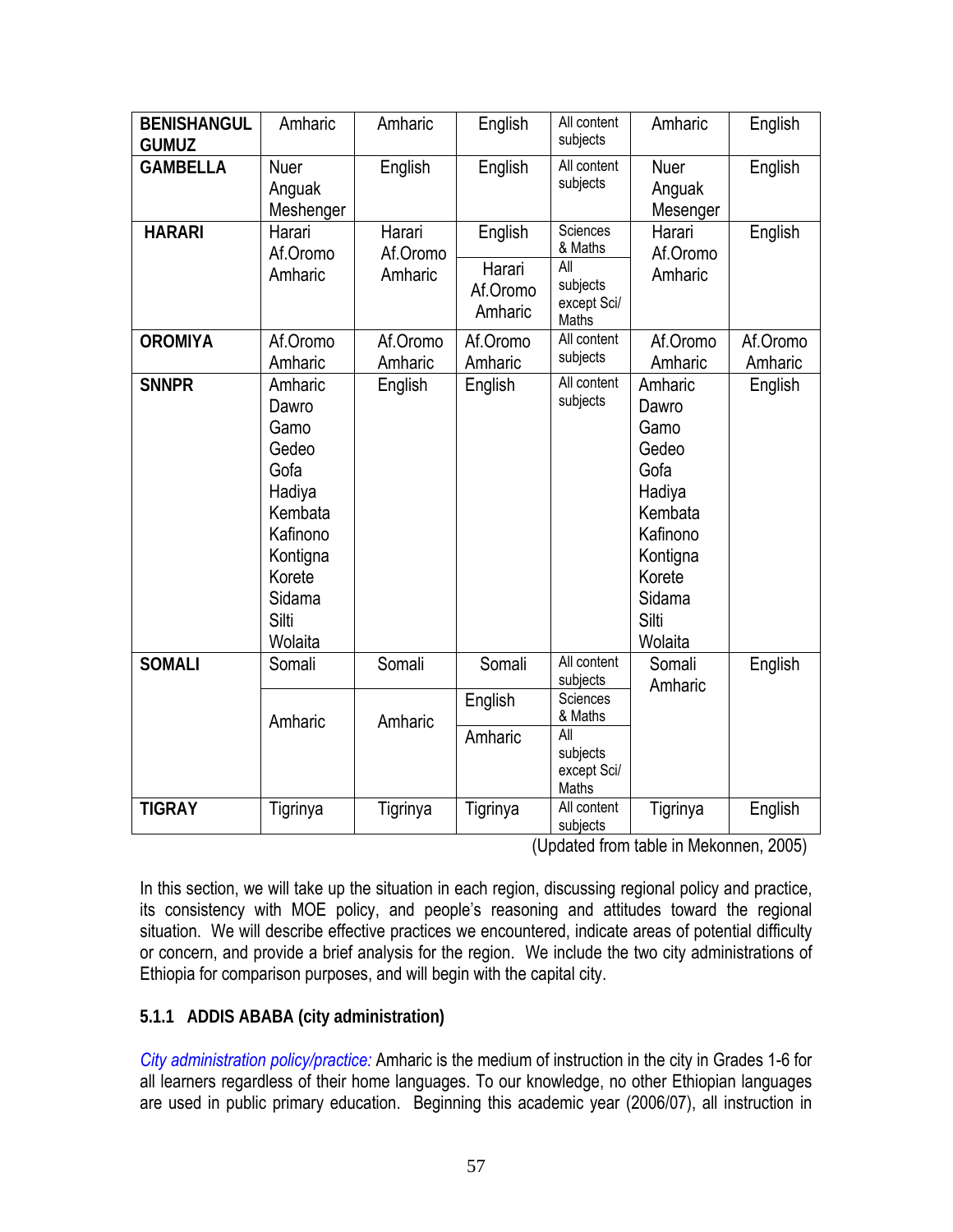| | | | | | | |
|---|---|---|---|---|---|---|
| **BENISHANGUL GUMUZ** | Amharic | Amharic | English | All content subjects | Amharic | English |
| **GAMBELLA** | Nuer Anguak Meshenger | English | English | All content subjects | Nuer Anguak Mesenger | English |
| **HARARI** | Harari Af.Oromo Amharic | Harari Af.Oromo Amharic | English | Sciences & Maths | Harari Af.Oromo Amharic | English |
| | | | Harari Af.Oromo Amharic | All subjects except Sci/ Maths | | |
| **OROMIYA** | Af.Oromo Amharic | Af.Oromo Amharic | Af.Oromo Amharic | All content subjects | Af.Oromo Amharic | Af.Oromo Amharic |
| **SNNPR** | Amharic Dawro Gamo Gedeo Gofa Hadiya Kembata Kafinono Kontigna Korete Sidama Silti Wolaita | English | English | All content subjects | Amharic Dawro Gamo Gedeo Gofa Hadiya Kembata Kafinono Kontigna Korete Sidama Silti Wolaita | English |
| **SOMALI** | Somali | Somali | Somali | All content subjects | Somali Amharic | English |
| | Amharic | Amharic | English | Sciences & Maths | | |
| | | | Amharic | All subjects except Sci/ Maths | | |
| **TIGRAY** | Tigrinya | Tigrinya | Tigrinya | All content subjects | Tigrinya | English |

(Updated from table in Mekonnen, 2005)

In this section, we will take up the situation in each region, discussing regional policy and practice, its consistency with MOE policy, and people's reasoning and attitudes toward the regional situation. We will describe effective practices we encountered, indicate areas of potential difficulty or concern, and provide a brief analysis for the region. We include the two city administrations of Ethiopia for comparison purposes, and will begin with the capital city.

#### 5.1.1 ADDIS ABABA (city administration)

*City administration policy/practice:* Amharic is the medium of instruction in the city in Grades 1-6 for all learners regardless of their home languages. To our knowledge, no other Ethiopian languages are used in public primary education. Beginning this academic year (2006/07), all instruction in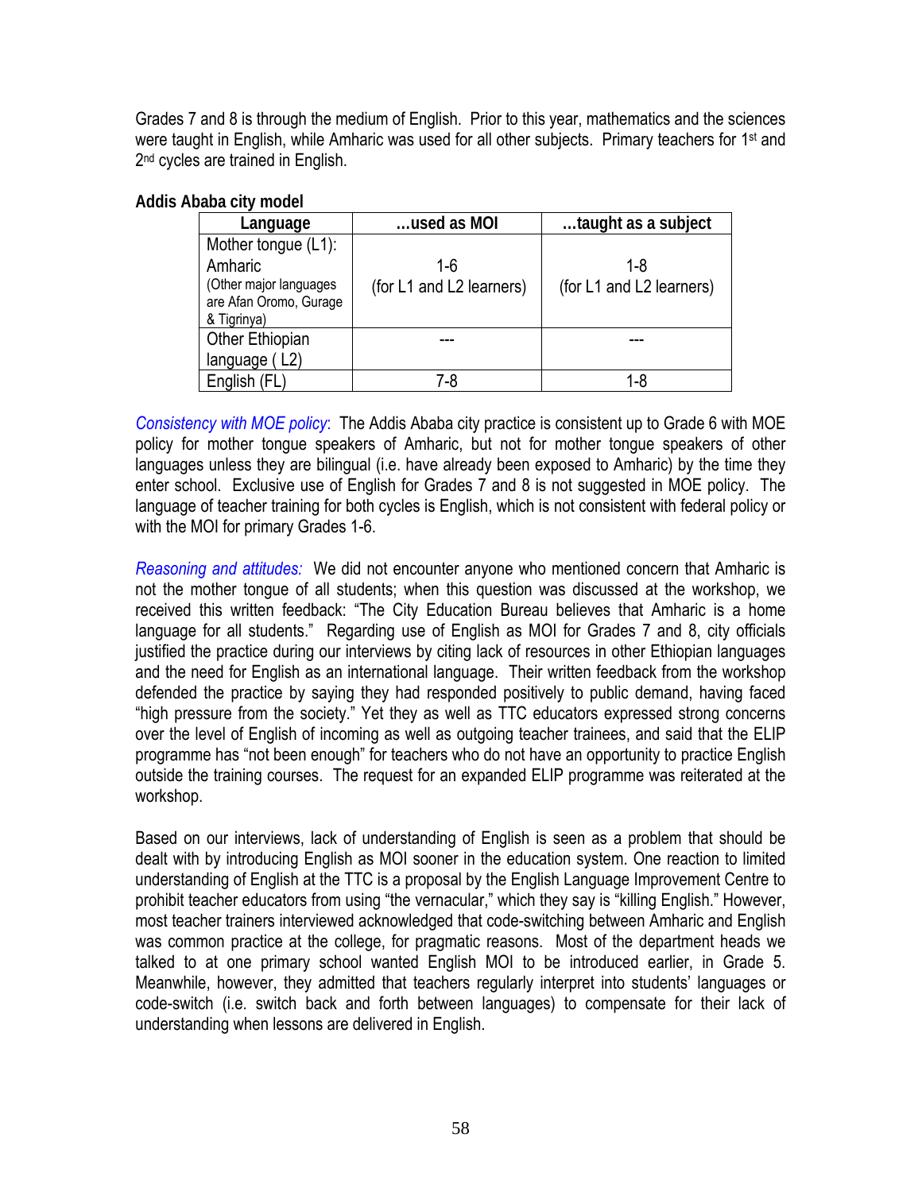Grades 7 and 8 is through the medium of English. Prior to this year, mathematics and the sciences were taught in English, while Amharic was used for all other subjects. Primary teachers for 1st and 2nd cycles are trained in English.

**Addis Ababa city model**

| Language | …used as MOI | …taught as a subject |
|---|---|---|
| Mother tongue (L1): Amharic (Other major languages are Afan Oromo, Gurage & Tigrinya) | 1-6 (for L1 and L2 learners) | 1-8 (for L1 and L2 learners) |
| Other Ethiopian language ( L2) | --- | --- |
| English (FL) | 7-8 | 1-8 |

*Consistency with MOE policy*: The Addis Ababa city practice is consistent up to Grade 6 with MOE policy for mother tongue speakers of Amharic, but not for mother tongue speakers of other languages unless they are bilingual (i.e. have already been exposed to Amharic) by the time they enter school. Exclusive use of English for Grades 7 and 8 is not suggested in MOE policy. The language of teacher training for both cycles is English, which is not consistent with federal policy or with the MOI for primary Grades 1-6.

*Reasoning and attitudes:* We did not encounter anyone who mentioned concern that Amharic is not the mother tongue of all students; when this question was discussed at the workshop, we received this written feedback: "The City Education Bureau believes that Amharic is a home language for all students." Regarding use of English as MOI for Grades 7 and 8, city officials justified the practice during our interviews by citing lack of resources in other Ethiopian languages and the need for English as an international language. Their written feedback from the workshop defended the practice by saying they had responded positively to public demand, having faced "high pressure from the society." Yet they as well as TTC educators expressed strong concerns over the level of English of incoming as well as outgoing teacher trainees, and said that the ELIP programme has "not been enough" for teachers who do not have an opportunity to practice English outside the training courses. The request for an expanded ELIP programme was reiterated at the workshop.

Based on our interviews, lack of understanding of English is seen as a problem that should be dealt with by introducing English as MOI sooner in the education system. One reaction to limited understanding of English at the TTC is a proposal by the English Language Improvement Centre to prohibit teacher educators from using "the vernacular," which they say is "killing English." However, most teacher trainers interviewed acknowledged that code-switching between Amharic and English was common practice at the college, for pragmatic reasons. Most of the department heads we talked to at one primary school wanted English MOI to be introduced earlier, in Grade 5. Meanwhile, however, they admitted that teachers regularly interpret into students' languages or code-switch (i.e. switch back and forth between languages) to compensate for their lack of understanding when lessons are delivered in English.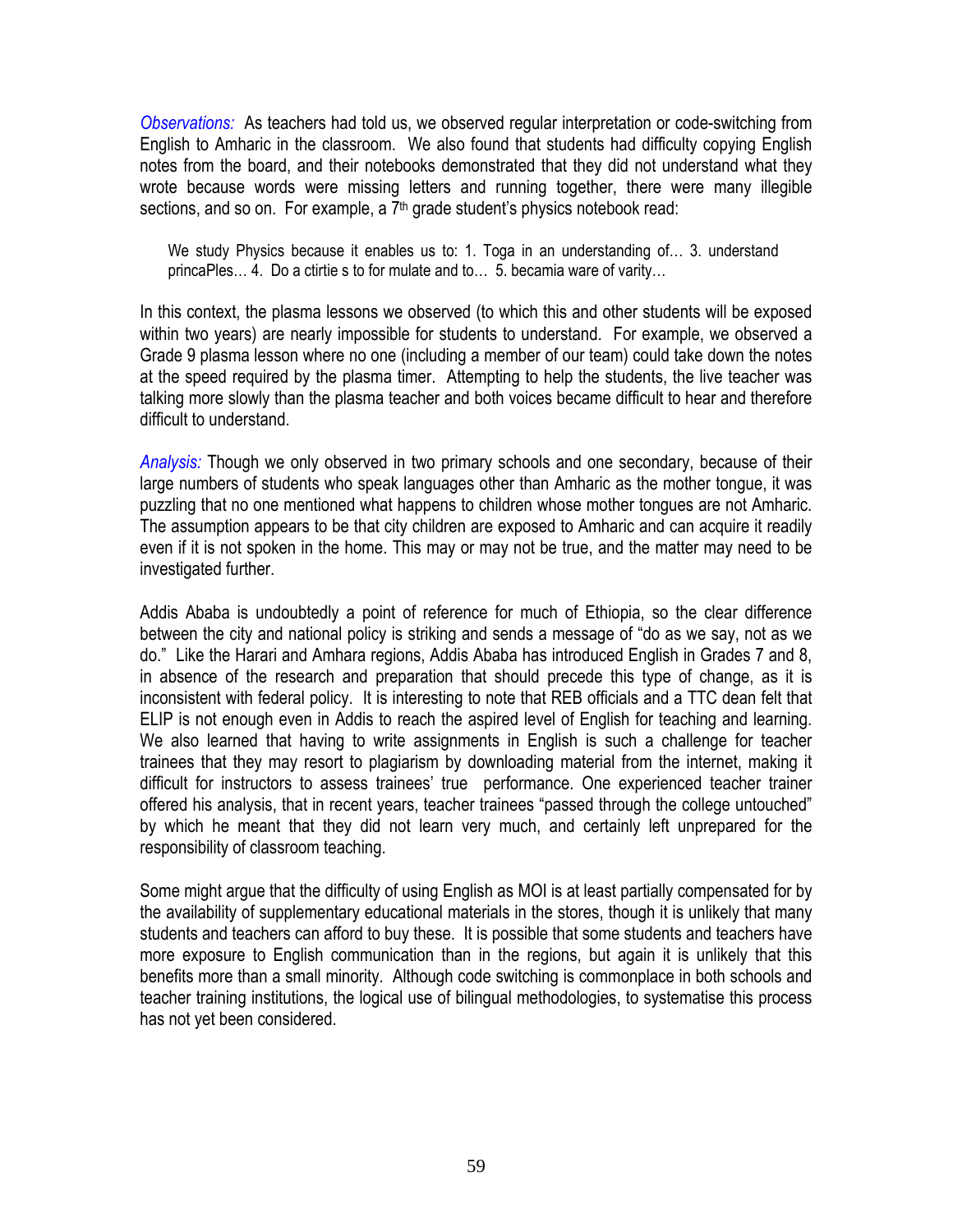*Observations:* As teachers had told us, we observed regular interpretation or code-switching from English to Amharic in the classroom. We also found that students had difficulty copying English notes from the board, and their notebooks demonstrated that they did not understand what they wrote because words were missing letters and running together, there were many illegible sections, and so on. For example, a 7th grade student's physics notebook read:

> We study Physics because it enables us to: 1. Toga in an understanding of… 3. understand princaPles… 4. Do a ctirtie s to for mulate and to… 5. becamia ware of varity…

In this context, the plasma lessons we observed (to which this and other students will be exposed within two years) are nearly impossible for students to understand. For example, we observed a Grade 9 plasma lesson where no one (including a member of our team) could take down the notes at the speed required by the plasma timer. Attempting to help the students, the live teacher was talking more slowly than the plasma teacher and both voices became difficult to hear and therefore difficult to understand.

*Analysis:* Though we only observed in two primary schools and one secondary, because of their large numbers of students who speak languages other than Amharic as the mother tongue, it was puzzling that no one mentioned what happens to children whose mother tongues are not Amharic. The assumption appears to be that city children are exposed to Amharic and can acquire it readily even if it is not spoken in the home. This may or may not be true, and the matter may need to be investigated further.

Addis Ababa is undoubtedly a point of reference for much of Ethiopia, so the clear difference between the city and national policy is striking and sends a message of "do as we say, not as we do." Like the Harari and Amhara regions, Addis Ababa has introduced English in Grades 7 and 8, in absence of the research and preparation that should precede this type of change, as it is inconsistent with federal policy. It is interesting to note that REB officials and a TTC dean felt that ELIP is not enough even in Addis to reach the aspired level of English for teaching and learning. We also learned that having to write assignments in English is such a challenge for teacher trainees that they may resort to plagiarism by downloading material from the internet, making it difficult for instructors to assess trainees' true performance. One experienced teacher trainer offered his analysis, that in recent years, teacher trainees "passed through the college untouched" by which he meant that they did not learn very much, and certainly left unprepared for the responsibility of classroom teaching.

Some might argue that the difficulty of using English as MOI is at least partially compensated for by the availability of supplementary educational materials in the stores, though it is unlikely that many students and teachers can afford to buy these. It is possible that some students and teachers have more exposure to English communication than in the regions, but again it is unlikely that this benefits more than a small minority. Although code switching is commonplace in both schools and teacher training institutions, the logical use of bilingual methodologies, to systematise this process has not yet been considered.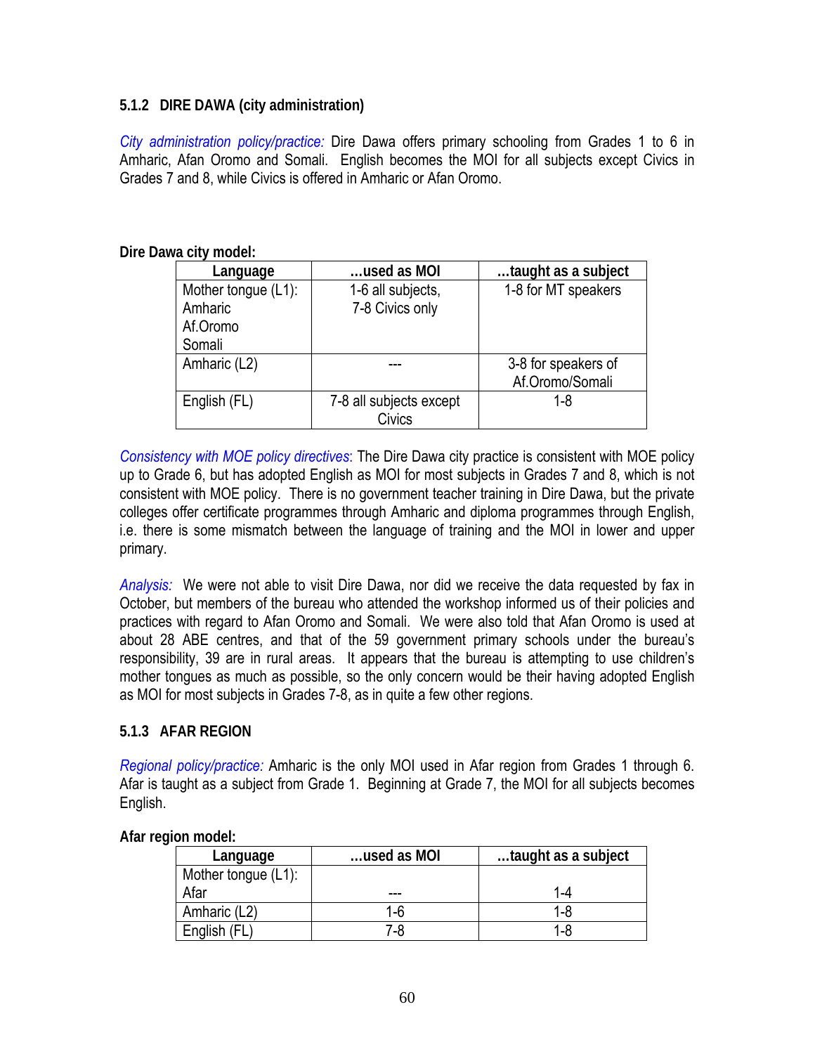### 5.1.2 DIRE DAWA (city administration)

*City administration policy/practice:* Dire Dawa offers primary schooling from Grades 1 to 6 in Amharic, Afan Oromo and Somali. English becomes the MOI for all subjects except Civics in Grades 7 and 8, while Civics is offered in Amharic or Afan Oromo.

**Dire Dawa city model:**

| Language | …used as MOI | …taught as a subject |
|---|---|---|
| Mother tongue (L1): Amharic Af.Oromo Somali | 1-6 all subjects, 7-8 Civics only | 1-8 for MT speakers |
| Amharic (L2) | --- | 3-8 for speakers of Af.Oromo/Somali |
| English (FL) | 7-8 all subjects except Civics | 1-8 |

*Consistency with MOE policy directives*: The Dire Dawa city practice is consistent with MOE policy up to Grade 6, but has adopted English as MOI for most subjects in Grades 7 and 8, which is not consistent with MOE policy. There is no government teacher training in Dire Dawa, but the private colleges offer certificate programmes through Amharic and diploma programmes through English, i.e. there is some mismatch between the language of training and the MOI in lower and upper primary.

*Analysis:* We were not able to visit Dire Dawa, nor did we receive the data requested by fax in October, but members of the bureau who attended the workshop informed us of their policies and practices with regard to Afan Oromo and Somali. We were also told that Afan Oromo is used at about 28 ABE centres, and that of the 59 government primary schools under the bureau's responsibility, 39 are in rural areas. It appears that the bureau is attempting to use children's mother tongues as much as possible, so the only concern would be their having adopted English as MOI for most subjects in Grades 7-8, as in quite a few other regions.

### 5.1.3 AFAR REGION

*Regional policy/practice:* Amharic is the only MOI used in Afar region from Grades 1 through 6. Afar is taught as a subject from Grade 1. Beginning at Grade 7, the MOI for all subjects becomes English.

**Afar region model:**

| Language | …used as MOI | …taught as a subject |
|---|---|---|
| Mother tongue (L1): Afar | --- | 1-4 |
| Amharic (L2) | 1-6 | 1-8 |
| English (FL) | 7-8 | 1-8 |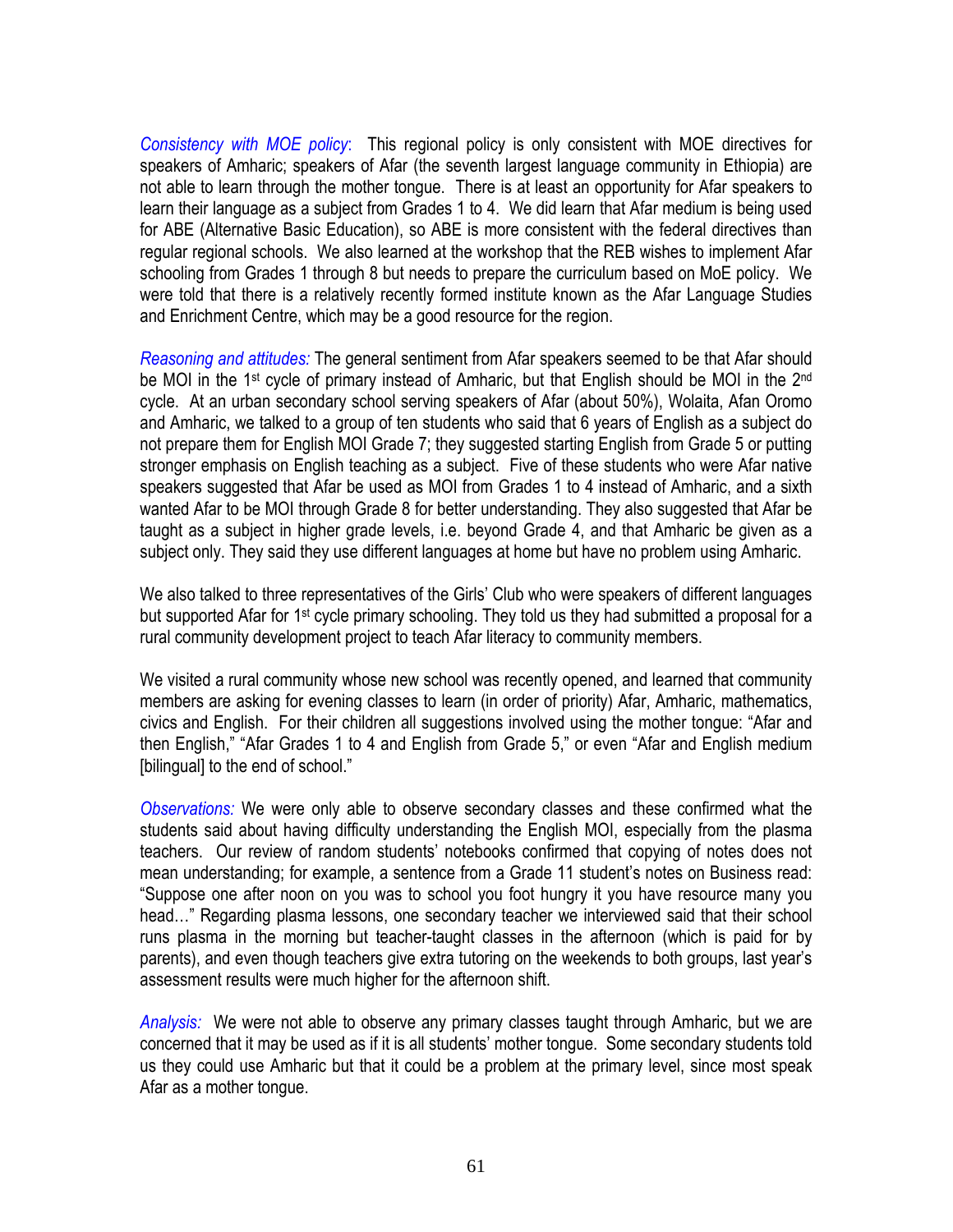*Consistency with MOE policy*: This regional policy is only consistent with MOE directives for speakers of Amharic; speakers of Afar (the seventh largest language community in Ethiopia) are not able to learn through the mother tongue. There is at least an opportunity for Afar speakers to learn their language as a subject from Grades 1 to 4. We did learn that Afar medium is being used for ABE (Alternative Basic Education), so ABE is more consistent with the federal directives than regular regional schools. We also learned at the workshop that the REB wishes to implement Afar schooling from Grades 1 through 8 but needs to prepare the curriculum based on MoE policy. We were told that there is a relatively recently formed institute known as the Afar Language Studies and Enrichment Centre, which may be a good resource for the region.

*Reasoning and attitudes:* The general sentiment from Afar speakers seemed to be that Afar should be MOI in the 1st cycle of primary instead of Amharic, but that English should be MOI in the 2nd cycle. At an urban secondary school serving speakers of Afar (about 50%), Wolaita, Afan Oromo and Amharic, we talked to a group of ten students who said that 6 years of English as a subject do not prepare them for English MOI Grade 7; they suggested starting English from Grade 5 or putting stronger emphasis on English teaching as a subject. Five of these students who were Afar native speakers suggested that Afar be used as MOI from Grades 1 to 4 instead of Amharic, and a sixth wanted Afar to be MOI through Grade 8 for better understanding. They also suggested that Afar be taught as a subject in higher grade levels, i.e. beyond Grade 4, and that Amharic be given as a subject only. They said they use different languages at home but have no problem using Amharic.

We also talked to three representatives of the Girls' Club who were speakers of different languages but supported Afar for 1st cycle primary schooling. They told us they had submitted a proposal for a rural community development project to teach Afar literacy to community members.

We visited a rural community whose new school was recently opened, and learned that community members are asking for evening classes to learn (in order of priority) Afar, Amharic, mathematics, civics and English. For their children all suggestions involved using the mother tongue: "Afar and then English," "Afar Grades 1 to 4 and English from Grade 5," or even "Afar and English medium [bilingual] to the end of school."

*Observations:* We were only able to observe secondary classes and these confirmed what the students said about having difficulty understanding the English MOI, especially from the plasma teachers. Our review of random students' notebooks confirmed that copying of notes does not mean understanding; for example, a sentence from a Grade 11 student's notes on Business read: "Suppose one after noon on you was to school you foot hungry it you have resource many you head…" Regarding plasma lessons, one secondary teacher we interviewed said that their school runs plasma in the morning but teacher-taught classes in the afternoon (which is paid for by parents), and even though teachers give extra tutoring on the weekends to both groups, last year's assessment results were much higher for the afternoon shift.

*Analysis:* We were not able to observe any primary classes taught through Amharic, but we are concerned that it may be used as if it is all students' mother tongue. Some secondary students told us they could use Amharic but that it could be a problem at the primary level, since most speak Afar as a mother tongue.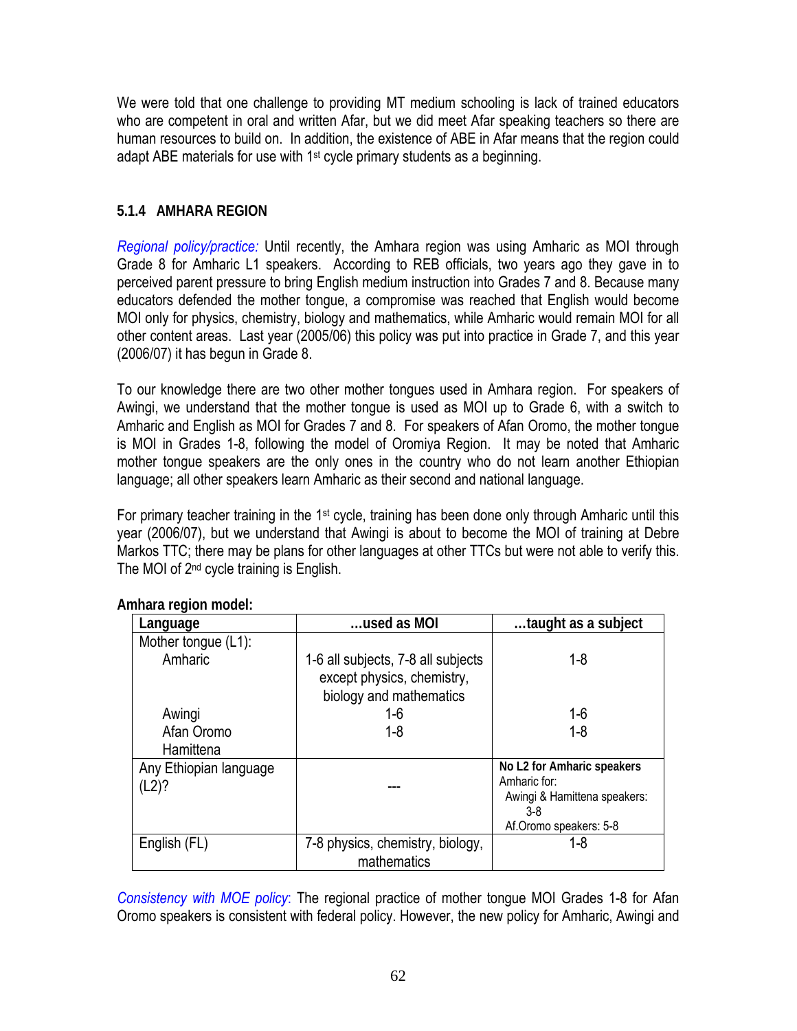We were told that one challenge to providing MT medium schooling is lack of trained educators who are competent in oral and written Afar, but we did meet Afar speaking teachers so there are human resources to build on. In addition, the existence of ABE in Afar means that the region could adapt ABE materials for use with 1st cycle primary students as a beginning.

### 5.1.4 AMHARA REGION

*Regional policy/practice:* Until recently, the Amhara region was using Amharic as MOI through Grade 8 for Amharic L1 speakers. According to REB officials, two years ago they gave in to perceived parent pressure to bring English medium instruction into Grades 7 and 8. Because many educators defended the mother tongue, a compromise was reached that English would become MOI only for physics, chemistry, biology and mathematics, while Amharic would remain MOI for all other content areas. Last year (2005/06) this policy was put into practice in Grade 7, and this year (2006/07) it has begun in Grade 8.

To our knowledge there are two other mother tongues used in Amhara region. For speakers of Awingi, we understand that the mother tongue is used as MOI up to Grade 6, with a switch to Amharic and English as MOI for Grades 7 and 8. For speakers of Afan Oromo, the mother tongue is MOI in Grades 1-8, following the model of Oromiya Region. It may be noted that Amharic mother tongue speakers are the only ones in the country who do not learn another Ethiopian language; all other speakers learn Amharic as their second and national language.

For primary teacher training in the 1st cycle, training has been done only through Amharic until this year (2006/07), but we understand that Awingi is about to become the MOI of training at Debre Markos TTC; there may be plans for other languages at other TTCs but were not able to verify this. The MOI of 2nd cycle training is English.

**Amhara region model:**

| Language | …used as MOI | …taught as a subject |
|---|---|---|
| Mother tongue (L1): | | |
| Amharic | 1-6 all subjects, 7-8 all subjects except physics, chemistry, biology and mathematics | 1-8 |
| Awingi | 1-6 | 1-6 |
| Afan Oromo | 1-8 | 1-8 |
| Hamittena | | |
| Any Ethiopian language (L2)? | --- | **No L2 for Amharic speakers**<br>Amharic for:<br>Awingi & Hamittena speakers: 3-8<br>Af.Oromo speakers: 5-8 |
| English (FL) | 7-8 physics, chemistry, biology, mathematics | 1-8 |

*Consistency with MOE policy*: The regional practice of mother tongue MOI Grades 1-8 for Afan Oromo speakers is consistent with federal policy. However, the new policy for Amharic, Awingi and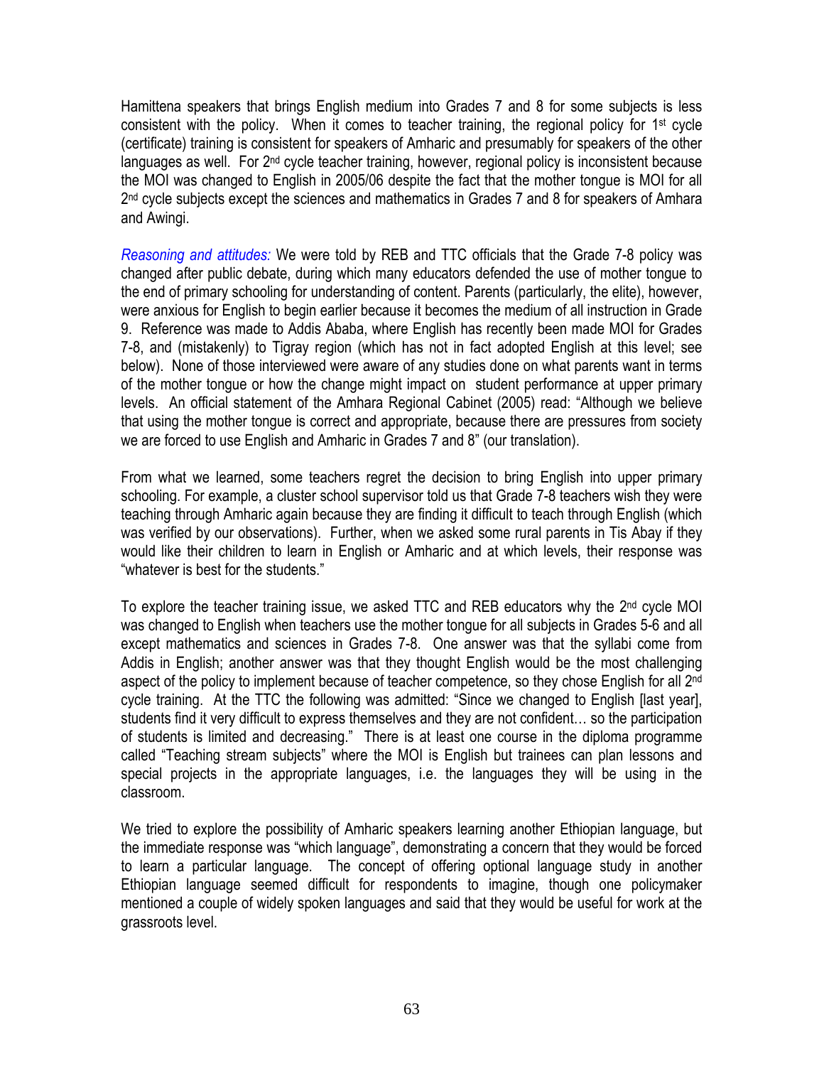Hamittena speakers that brings English medium into Grades 7 and 8 for some subjects is less consistent with the policy. When it comes to teacher training, the regional policy for 1st cycle (certificate) training is consistent for speakers of Amharic and presumably for speakers of the other languages as well. For 2nd cycle teacher training, however, regional policy is inconsistent because the MOI was changed to English in 2005/06 despite the fact that the mother tongue is MOI for all 2nd cycle subjects except the sciences and mathematics in Grades 7 and 8 for speakers of Amhara and Awingi.

*Reasoning and attitudes:* We were told by REB and TTC officials that the Grade 7-8 policy was changed after public debate, during which many educators defended the use of mother tongue to the end of primary schooling for understanding of content. Parents (particularly, the elite), however, were anxious for English to begin earlier because it becomes the medium of all instruction in Grade 9. Reference was made to Addis Ababa, where English has recently been made MOI for Grades 7-8, and (mistakenly) to Tigray region (which has not in fact adopted English at this level; see below). None of those interviewed were aware of any studies done on what parents want in terms of the mother tongue or how the change might impact on student performance at upper primary levels. An official statement of the Amhara Regional Cabinet (2005) read: "Although we believe that using the mother tongue is correct and appropriate, because there are pressures from society we are forced to use English and Amharic in Grades 7 and 8" (our translation).

From what we learned, some teachers regret the decision to bring English into upper primary schooling. For example, a cluster school supervisor told us that Grade 7-8 teachers wish they were teaching through Amharic again because they are finding it difficult to teach through English (which was verified by our observations). Further, when we asked some rural parents in Tis Abay if they would like their children to learn in English or Amharic and at which levels, their response was "whatever is best for the students."

To explore the teacher training issue, we asked TTC and REB educators why the 2nd cycle MOI was changed to English when teachers use the mother tongue for all subjects in Grades 5-6 and all except mathematics and sciences in Grades 7-8. One answer was that the syllabi come from Addis in English; another answer was that they thought English would be the most challenging aspect of the policy to implement because of teacher competence, so they chose English for all 2nd cycle training. At the TTC the following was admitted: "Since we changed to English [last year], students find it very difficult to express themselves and they are not confident… so the participation of students is limited and decreasing." There is at least one course in the diploma programme called "Teaching stream subjects" where the MOI is English but trainees can plan lessons and special projects in the appropriate languages, i.e. the languages they will be using in the classroom.

We tried to explore the possibility of Amharic speakers learning another Ethiopian language, but the immediate response was "which language", demonstrating a concern that they would be forced to learn a particular language. The concept of offering optional language study in another Ethiopian language seemed difficult for respondents to imagine, though one policymaker mentioned a couple of widely spoken languages and said that they would be useful for work at the grassroots level.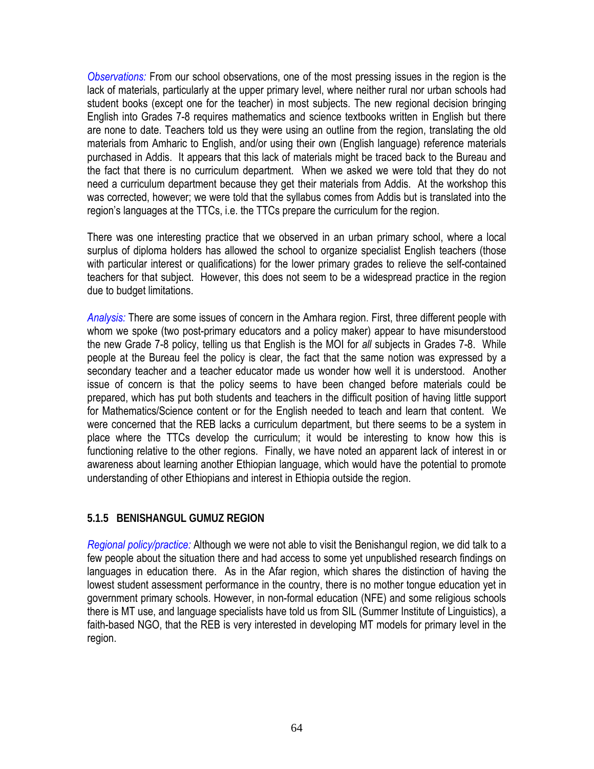*Observations:* From our school observations, one of the most pressing issues in the region is the lack of materials, particularly at the upper primary level, where neither rural nor urban schools had student books (except one for the teacher) in most subjects. The new regional decision bringing English into Grades 7-8 requires mathematics and science textbooks written in English but there are none to date. Teachers told us they were using an outline from the region, translating the old materials from Amharic to English, and/or using their own (English language) reference materials purchased in Addis. It appears that this lack of materials might be traced back to the Bureau and the fact that there is no curriculum department. When we asked we were told that they do not need a curriculum department because they get their materials from Addis. At the workshop this was corrected, however; we were told that the syllabus comes from Addis but is translated into the region's languages at the TTCs, i.e. the TTCs prepare the curriculum for the region.

There was one interesting practice that we observed in an urban primary school, where a local surplus of diploma holders has allowed the school to organize specialist English teachers (those with particular interest or qualifications) for the lower primary grades to relieve the self-contained teachers for that subject. However, this does not seem to be a widespread practice in the region due to budget limitations.

*Analysis:* There are some issues of concern in the Amhara region. First, three different people with whom we spoke (two post-primary educators and a policy maker) appear to have misunderstood the new Grade 7-8 policy, telling us that English is the MOI for *all* subjects in Grades 7-8. While people at the Bureau feel the policy is clear, the fact that the same notion was expressed by a secondary teacher and a teacher educator made us wonder how well it is understood. Another issue of concern is that the policy seems to have been changed before materials could be prepared, which has put both students and teachers in the difficult position of having little support for Mathematics/Science content or for the English needed to teach and learn that content. We were concerned that the REB lacks a curriculum department, but there seems to be a system in place where the TTCs develop the curriculum; it would be interesting to know how this is functioning relative to the other regions. Finally, we have noted an apparent lack of interest in or awareness about learning another Ethiopian language, which would have the potential to promote understanding of other Ethiopians and interest in Ethiopia outside the region.

### 5.1.5 BENISHANGUL GUMUZ REGION

*Regional policy/practice:* Although we were not able to visit the Benishangul region, we did talk to a few people about the situation there and had access to some yet unpublished research findings on languages in education there. As in the Afar region, which shares the distinction of having the lowest student assessment performance in the country, there is no mother tongue education yet in government primary schools. However, in non-formal education (NFE) and some religious schools there is MT use, and language specialists have told us from SIL (Summer Institute of Linguistics), a faith-based NGO, that the REB is very interested in developing MT models for primary level in the region.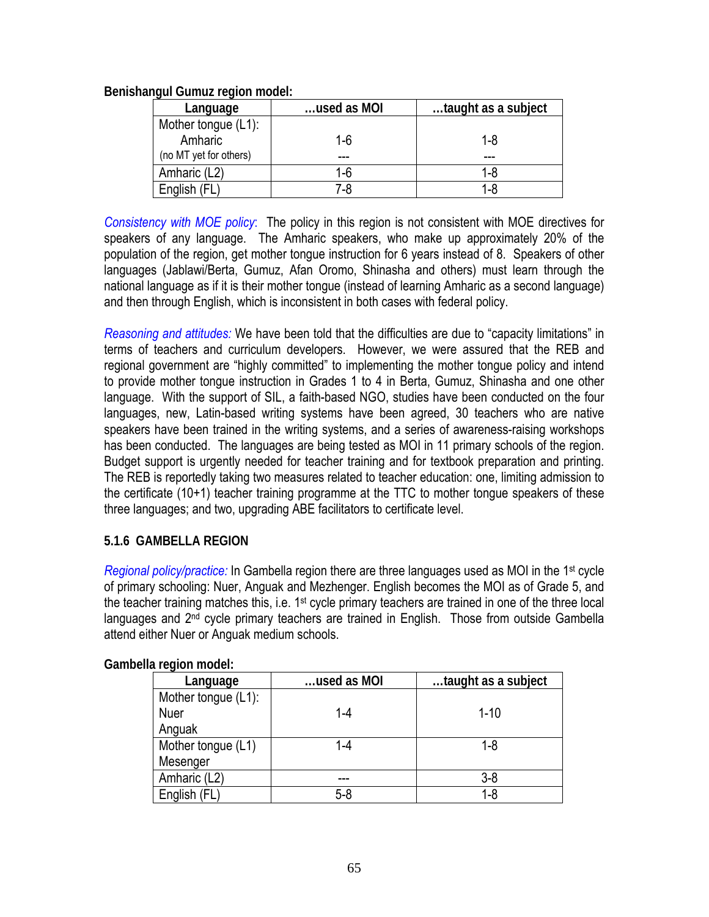**Benishangul Gumuz region model:**

| Language | …used as MOI | …taught as a subject |
|---|---|---|
| Mother tongue (L1): Amharic (no MT yet for others) | 1-6 --- | 1-8 --- |
| Amharic (L2) | 1-6 | 1-8 |
| English (FL) | 7-8 | 1-8 |

*Consistency with MOE policy*: The policy in this region is not consistent with MOE directives for speakers of any language. The Amharic speakers, who make up approximately 20% of the population of the region, get mother tongue instruction for 6 years instead of 8. Speakers of other languages (Jablawi/Berta, Gumuz, Afan Oromo, Shinasha and others) must learn through the national language as if it is their mother tongue (instead of learning Amharic as a second language) and then through English, which is inconsistent in both cases with federal policy.

*Reasoning and attitudes:* We have been told that the difficulties are due to "capacity limitations" in terms of teachers and curriculum developers. However, we were assured that the REB and regional government are "highly committed" to implementing the mother tongue policy and intend to provide mother tongue instruction in Grades 1 to 4 in Berta, Gumuz, Shinasha and one other language. With the support of SIL, a faith-based NGO, studies have been conducted on the four languages, new, Latin-based writing systems have been agreed, 30 teachers who are native speakers have been trained in the writing systems, and a series of awareness-raising workshops has been conducted. The languages are being tested as MOI in 11 primary schools of the region. Budget support is urgently needed for teacher training and for textbook preparation and printing. The REB is reportedly taking two measures related to teacher education: one, limiting admission to the certificate (10+1) teacher training programme at the TTC to mother tongue speakers of these three languages; and two, upgrading ABE facilitators to certificate level.

### 5.1.6 GAMBELLA REGION

*Regional policy/practice:* In Gambella region there are three languages used as MOI in the 1st cycle of primary schooling: Nuer, Anguak and Mezhenger. English becomes the MOI as of Grade 5, and the teacher training matches this, i.e. 1st cycle primary teachers are trained in one of the three local languages and 2nd cycle primary teachers are trained in English. Those from outside Gambella attend either Nuer or Anguak medium schools.

**Gambella region model:**

| Language | …used as MOI | …taught as a subject |
|---|---|---|
| Mother tongue (L1): Nuer Anguak | 1-4 | 1-10 |
| Mother tongue (L1) Mesenger | 1-4 | 1-8 |
| Amharic (L2) | --- | 3-8 |
| English (FL) | 5-8 | 1-8 |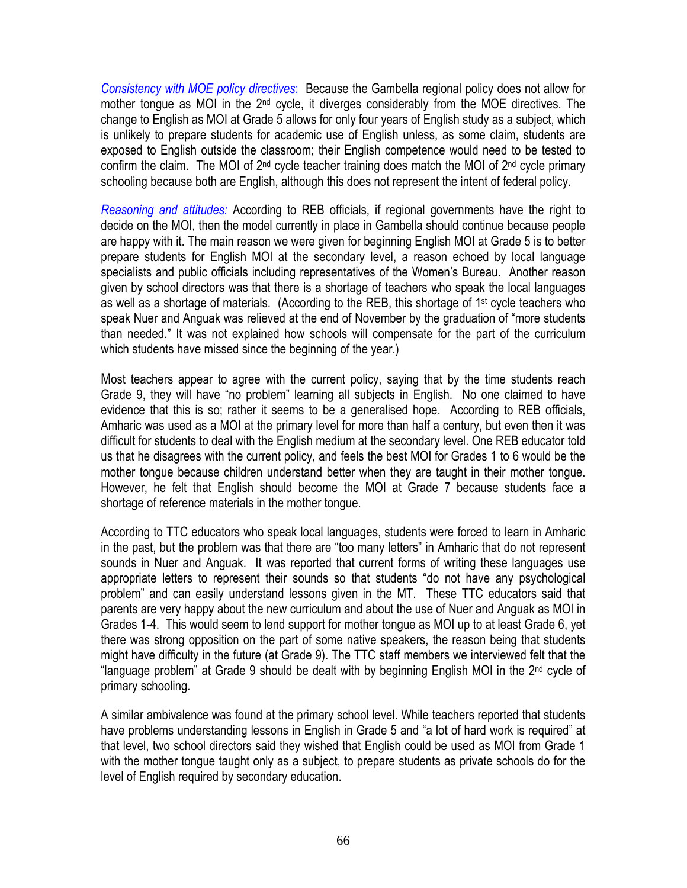*Consistency with MOE policy directives*: Because the Gambella regional policy does not allow for mother tongue as MOI in the 2nd cycle, it diverges considerably from the MOE directives. The change to English as MOI at Grade 5 allows for only four years of English study as a subject, which is unlikely to prepare students for academic use of English unless, as some claim, students are exposed to English outside the classroom; their English competence would need to be tested to confirm the claim. The MOI of 2nd cycle teacher training does match the MOI of 2nd cycle primary schooling because both are English, although this does not represent the intent of federal policy.

*Reasoning and attitudes:* According to REB officials, if regional governments have the right to decide on the MOI, then the model currently in place in Gambella should continue because people are happy with it. The main reason we were given for beginning English MOI at Grade 5 is to better prepare students for English MOI at the secondary level, a reason echoed by local language specialists and public officials including representatives of the Women's Bureau. Another reason given by school directors was that there is a shortage of teachers who speak the local languages as well as a shortage of materials. (According to the REB, this shortage of 1st cycle teachers who speak Nuer and Anguak was relieved at the end of November by the graduation of "more students than needed." It was not explained how schools will compensate for the part of the curriculum which students have missed since the beginning of the year.)

Most teachers appear to agree with the current policy, saying that by the time students reach Grade 9, they will have "no problem" learning all subjects in English. No one claimed to have evidence that this is so; rather it seems to be a generalised hope. According to REB officials, Amharic was used as a MOI at the primary level for more than half a century, but even then it was difficult for students to deal with the English medium at the secondary level. One REB educator told us that he disagrees with the current policy, and feels the best MOI for Grades 1 to 6 would be the mother tongue because children understand better when they are taught in their mother tongue. However, he felt that English should become the MOI at Grade 7 because students face a shortage of reference materials in the mother tongue.

According to TTC educators who speak local languages, students were forced to learn in Amharic in the past, but the problem was that there are "too many letters" in Amharic that do not represent sounds in Nuer and Anguak. It was reported that current forms of writing these languages use appropriate letters to represent their sounds so that students "do not have any psychological problem" and can easily understand lessons given in the MT. These TTC educators said that parents are very happy about the new curriculum and about the use of Nuer and Anguak as MOI in Grades 1-4. This would seem to lend support for mother tongue as MOI up to at least Grade 6, yet there was strong opposition on the part of some native speakers, the reason being that students might have difficulty in the future (at Grade 9). The TTC staff members we interviewed felt that the "language problem" at Grade 9 should be dealt with by beginning English MOI in the 2nd cycle of primary schooling.

A similar ambivalence was found at the primary school level. While teachers reported that students have problems understanding lessons in English in Grade 5 and "a lot of hard work is required" at that level, two school directors said they wished that English could be used as MOI from Grade 1 with the mother tongue taught only as a subject, to prepare students as private schools do for the level of English required by secondary education.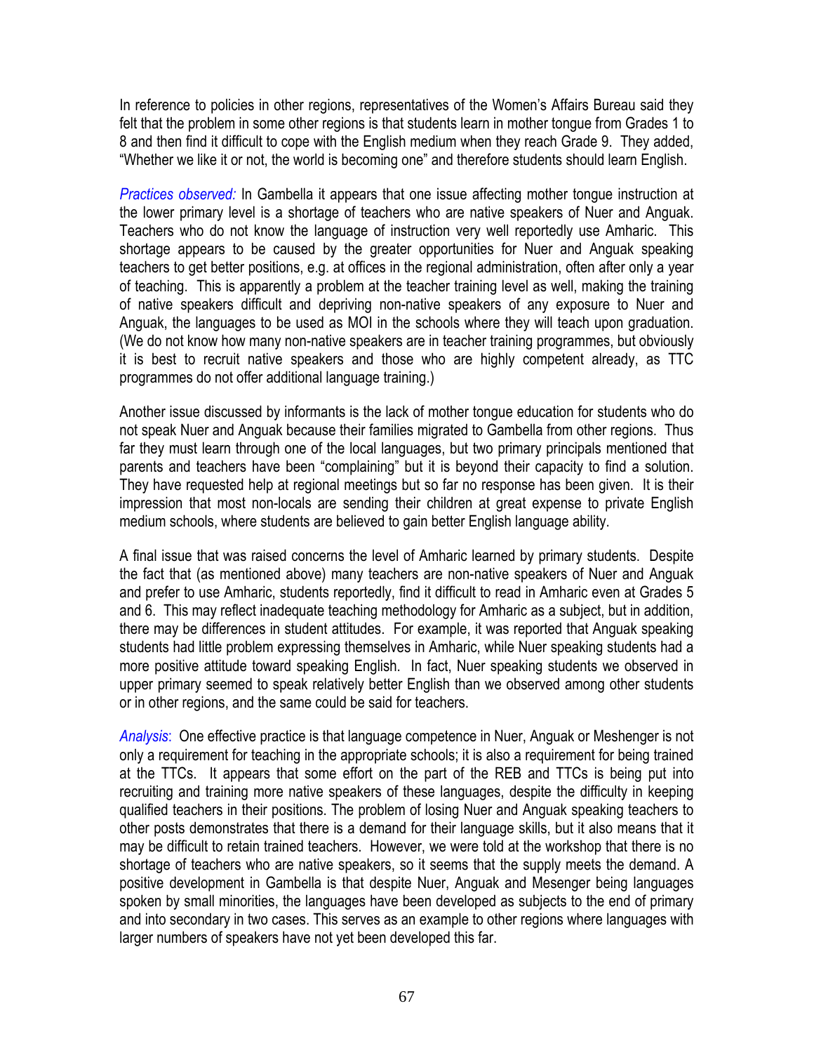In reference to policies in other regions, representatives of the Women's Affairs Bureau said they felt that the problem in some other regions is that students learn in mother tongue from Grades 1 to 8 and then find it difficult to cope with the English medium when they reach Grade 9. They added, "Whether we like it or not, the world is becoming one" and therefore students should learn English.

*Practices observed:* In Gambella it appears that one issue affecting mother tongue instruction at the lower primary level is a shortage of teachers who are native speakers of Nuer and Anguak. Teachers who do not know the language of instruction very well reportedly use Amharic. This shortage appears to be caused by the greater opportunities for Nuer and Anguak speaking teachers to get better positions, e.g. at offices in the regional administration, often after only a year of teaching. This is apparently a problem at the teacher training level as well, making the training of native speakers difficult and depriving non-native speakers of any exposure to Nuer and Anguak, the languages to be used as MOI in the schools where they will teach upon graduation. (We do not know how many non-native speakers are in teacher training programmes, but obviously it is best to recruit native speakers and those who are highly competent already, as TTC programmes do not offer additional language training.)

Another issue discussed by informants is the lack of mother tongue education for students who do not speak Nuer and Anguak because their families migrated to Gambella from other regions. Thus far they must learn through one of the local languages, but two primary principals mentioned that parents and teachers have been "complaining" but it is beyond their capacity to find a solution. They have requested help at regional meetings but so far no response has been given. It is their impression that most non-locals are sending their children at great expense to private English medium schools, where students are believed to gain better English language ability.

A final issue that was raised concerns the level of Amharic learned by primary students. Despite the fact that (as mentioned above) many teachers are non-native speakers of Nuer and Anguak and prefer to use Amharic, students reportedly, find it difficult to read in Amharic even at Grades 5 and 6. This may reflect inadequate teaching methodology for Amharic as a subject, but in addition, there may be differences in student attitudes. For example, it was reported that Anguak speaking students had little problem expressing themselves in Amharic, while Nuer speaking students had a more positive attitude toward speaking English. In fact, Nuer speaking students we observed in upper primary seemed to speak relatively better English than we observed among other students or in other regions, and the same could be said for teachers.

*Analysis*: One effective practice is that language competence in Nuer, Anguak or Meshenger is not only a requirement for teaching in the appropriate schools; it is also a requirement for being trained at the TTCs. It appears that some effort on the part of the REB and TTCs is being put into recruiting and training more native speakers of these languages, despite the difficulty in keeping qualified teachers in their positions. The problem of losing Nuer and Anguak speaking teachers to other posts demonstrates that there is a demand for their language skills, but it also means that it may be difficult to retain trained teachers. However, we were told at the workshop that there is no shortage of teachers who are native speakers, so it seems that the supply meets the demand. A positive development in Gambella is that despite Nuer, Anguak and Mesenger being languages spoken by small minorities, the languages have been developed as subjects to the end of primary and into secondary in two cases. This serves as an example to other regions where languages with larger numbers of speakers have not yet been developed this far.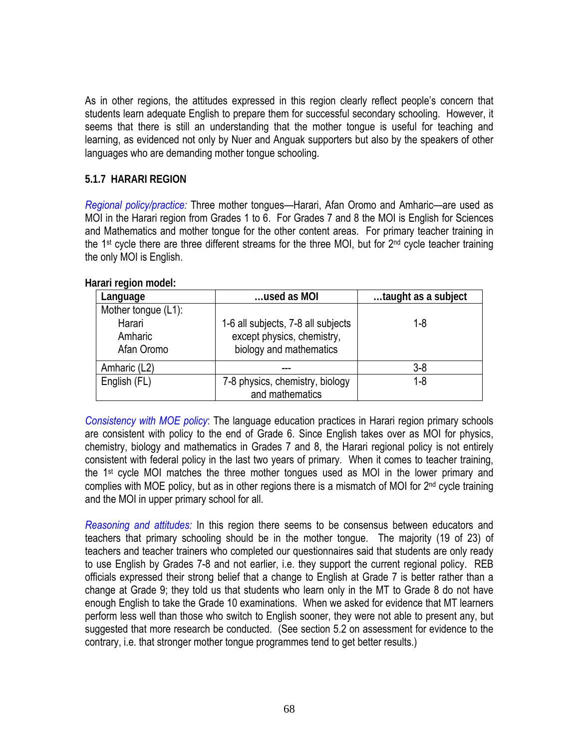As in other regions, the attitudes expressed in this region clearly reflect people's concern that students learn adequate English to prepare them for successful secondary schooling. However, it seems that there is still an understanding that the mother tongue is useful for teaching and learning, as evidenced not only by Nuer and Anguak supporters but also by the speakers of other languages who are demanding mother tongue schooling.

### 5.1.7 HARARI REGION

*Regional policy/practice:* Three mother tongues—Harari, Afan Oromo and Amharic—are used as MOI in the Harari region from Grades 1 to 6. For Grades 7 and 8 the MOI is English for Sciences and Mathematics and mother tongue for the other content areas. For primary teacher training in the 1st cycle there are three different streams for the three MOI, but for 2nd cycle teacher training the only MOI is English.

**Harari region model:**

| Language | …used as MOI | …taught as a subject |
|---|---|---|
| Mother tongue (L1): Harari, Amharic, Afan Oromo | 1-6 all subjects, 7-8 all subjects except physics, chemistry, biology and mathematics | 1-8 |
| Amharic (L2) | --- | 3-8 |
| English (FL) | 7-8 physics, chemistry, biology and mathematics | 1-8 |

*Consistency with MOE policy*: The language education practices in Harari region primary schools are consistent with policy to the end of Grade 6. Since English takes over as MOI for physics, chemistry, biology and mathematics in Grades 7 and 8, the Harari regional policy is not entirely consistent with federal policy in the last two years of primary. When it comes to teacher training, the 1st cycle MOI matches the three mother tongues used as MOI in the lower primary and complies with MOE policy, but as in other regions there is a mismatch of MOI for 2nd cycle training and the MOI in upper primary school for all.

*Reasoning and attitudes:* In this region there seems to be consensus between educators and teachers that primary schooling should be in the mother tongue. The majority (19 of 23) of teachers and teacher trainers who completed our questionnaires said that students are only ready to use English by Grades 7-8 and not earlier, i.e. they support the current regional policy. REB officials expressed their strong belief that a change to English at Grade 7 is better rather than a change at Grade 9; they told us that students who learn only in the MT to Grade 8 do not have enough English to take the Grade 10 examinations. When we asked for evidence that MT learners perform less well than those who switch to English sooner, they were not able to present any, but suggested that more research be conducted. (See section 5.2 on assessment for evidence to the contrary, i.e. that stronger mother tongue programmes tend to get better results.)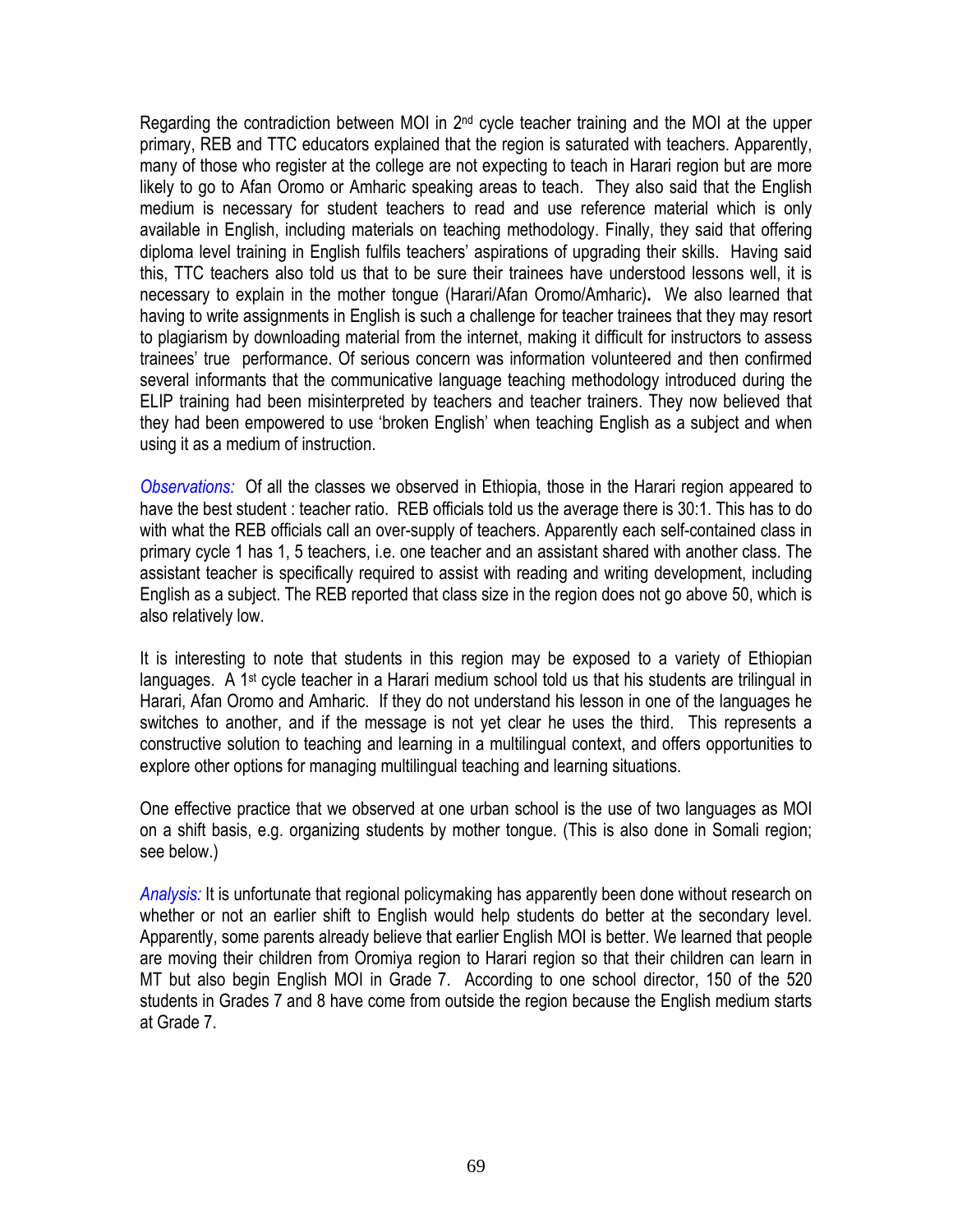Regarding the contradiction between MOI in 2nd cycle teacher training and the MOI at the upper primary, REB and TTC educators explained that the region is saturated with teachers. Apparently, many of those who register at the college are not expecting to teach in Harari region but are more likely to go to Afan Oromo or Amharic speaking areas to teach. They also said that the English medium is necessary for student teachers to read and use reference material which is only available in English, including materials on teaching methodology. Finally, they said that offering diploma level training in English fulfils teachers' aspirations of upgrading their skills. Having said this, TTC teachers also told us that to be sure their trainees have understood lessons well, it is necessary to explain in the mother tongue (Harari/Afan Oromo/Amharic). We also learned that having to write assignments in English is such a challenge for teacher trainees that they may resort to plagiarism by downloading material from the internet, making it difficult for instructors to assess trainees' true performance. Of serious concern was information volunteered and then confirmed several informants that the communicative language teaching methodology introduced during the ELIP training had been misinterpreted by teachers and teacher trainers. They now believed that they had been empowered to use 'broken English' when teaching English as a subject and when using it as a medium of instruction.

*Observations:* Of all the classes we observed in Ethiopia, those in the Harari region appeared to have the best student : teacher ratio. REB officials told us the average there is 30:1. This has to do with what the REB officials call an over-supply of teachers. Apparently each self-contained class in primary cycle 1 has 1, 5 teachers, i.e. one teacher and an assistant shared with another class. The assistant teacher is specifically required to assist with reading and writing development, including English as a subject. The REB reported that class size in the region does not go above 50, which is also relatively low.

It is interesting to note that students in this region may be exposed to a variety of Ethiopian languages. A 1st cycle teacher in a Harari medium school told us that his students are trilingual in Harari, Afan Oromo and Amharic. If they do not understand his lesson in one of the languages he switches to another, and if the message is not yet clear he uses the third. This represents a constructive solution to teaching and learning in a multilingual context, and offers opportunities to explore other options for managing multilingual teaching and learning situations.

One effective practice that we observed at one urban school is the use of two languages as MOI on a shift basis, e.g. organizing students by mother tongue. (This is also done in Somali region; see below.)

*Analysis:* It is unfortunate that regional policymaking has apparently been done without research on whether or not an earlier shift to English would help students do better at the secondary level. Apparently, some parents already believe that earlier English MOI is better. We learned that people are moving their children from Oromiya region to Harari region so that their children can learn in MT but also begin English MOI in Grade 7. According to one school director, 150 of the 520 students in Grades 7 and 8 have come from outside the region because the English medium starts at Grade 7.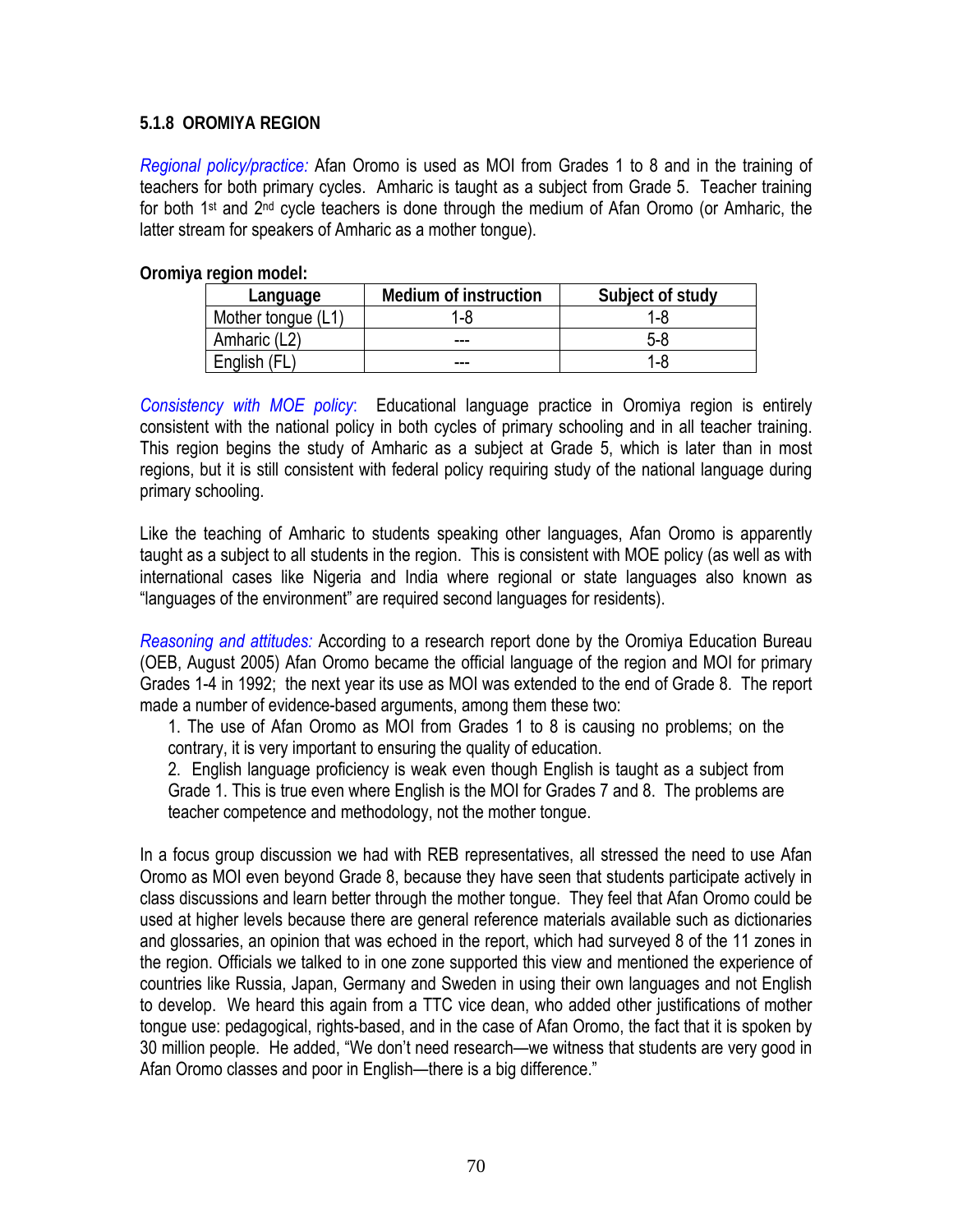### 5.1.8 OROMIYA REGION

*Regional policy/practice:* Afan Oromo is used as MOI from Grades 1 to 8 and in the training of teachers for both primary cycles. Amharic is taught as a subject from Grade 5. Teacher training for both 1st and 2nd cycle teachers is done through the medium of Afan Oromo (or Amharic, the latter stream for speakers of Amharic as a mother tongue).

**Oromiya region model:**

| Language | Medium of instruction | Subject of study |
|---|---|---|
| Mother tongue (L1) | 1-8 | 1-8 |
| Amharic (L2) | --- | 5-8 |
| English (FL) | --- | 1-8 |

*Consistency with MOE policy*: Educational language practice in Oromiya region is entirely consistent with the national policy in both cycles of primary schooling and in all teacher training. This region begins the study of Amharic as a subject at Grade 5, which is later than in most regions, but it is still consistent with federal policy requiring study of the national language during primary schooling.

Like the teaching of Amharic to students speaking other languages, Afan Oromo is apparently taught as a subject to all students in the region. This is consistent with MOE policy (as well as with international cases like Nigeria and India where regional or state languages also known as "languages of the environment" are required second languages for residents).

*Reasoning and attitudes:* According to a research report done by the Oromiya Education Bureau (OEB, August 2005) Afan Oromo became the official language of the region and MOI for primary Grades 1-4 in 1992; the next year its use as MOI was extended to the end of Grade 8. The report made a number of evidence-based arguments, among them these two:

1. The use of Afan Oromo as MOI from Grades 1 to 8 is causing no problems; on the contrary, it is very important to ensuring the quality of education.
2. English language proficiency is weak even though English is taught as a subject from Grade 1. This is true even where English is the MOI for Grades 7 and 8. The problems are teacher competence and methodology, not the mother tongue.

In a focus group discussion we had with REB representatives, all stressed the need to use Afan Oromo as MOI even beyond Grade 8, because they have seen that students participate actively in class discussions and learn better through the mother tongue. They feel that Afan Oromo could be used at higher levels because there are general reference materials available such as dictionaries and glossaries, an opinion that was echoed in the report, which had surveyed 8 of the 11 zones in the region. Officials we talked to in one zone supported this view and mentioned the experience of countries like Russia, Japan, Germany and Sweden in using their own languages and not English to develop. We heard this again from a TTC vice dean, who added other justifications of mother tongue use: pedagogical, rights-based, and in the case of Afan Oromo, the fact that it is spoken by 30 million people. He added, "We don't need research—we witness that students are very good in Afan Oromo classes and poor in English—there is a big difference."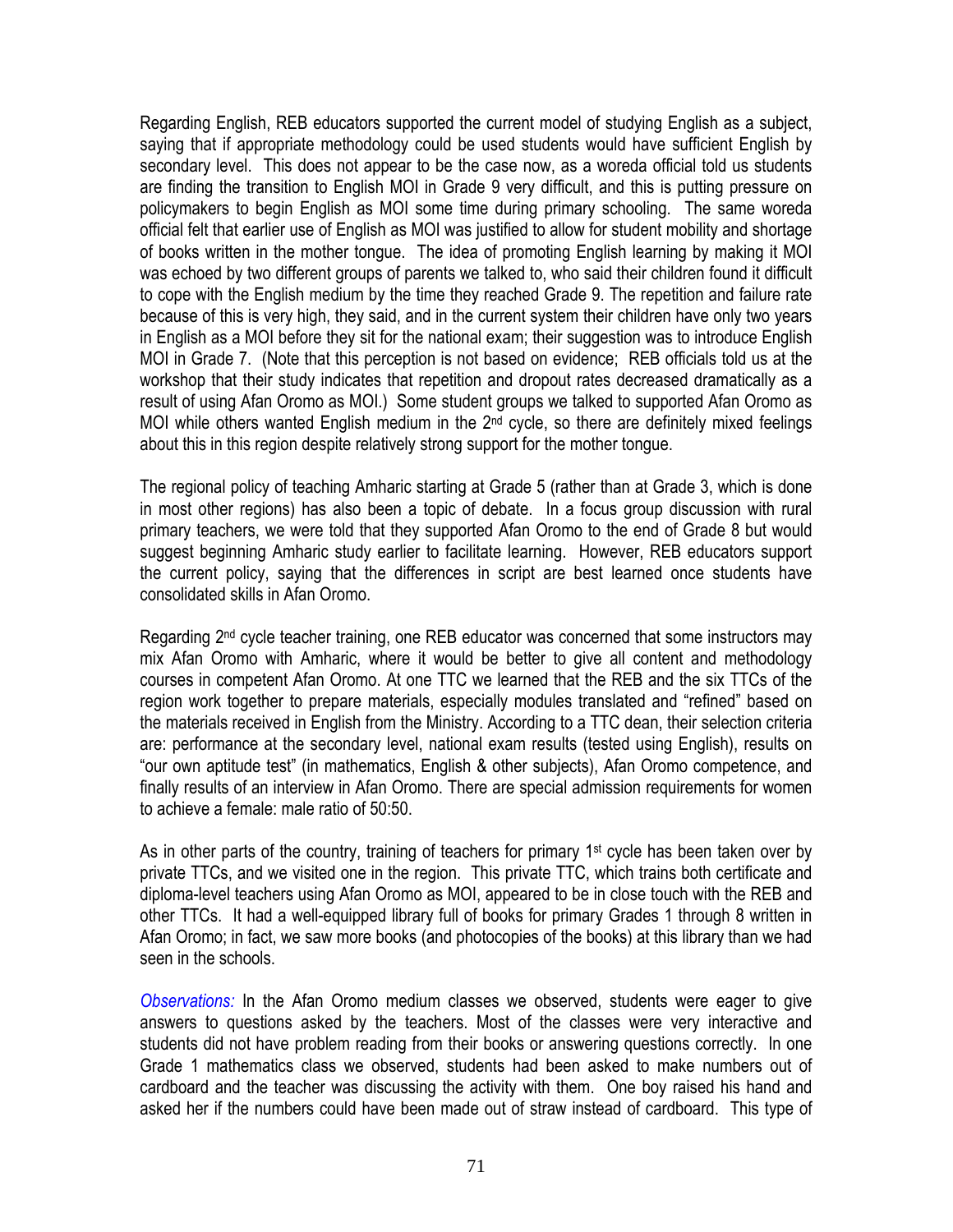Regarding English, REB educators supported the current model of studying English as a subject, saying that if appropriate methodology could be used students would have sufficient English by secondary level. This does not appear to be the case now, as a woreda official told us students are finding the transition to English MOI in Grade 9 very difficult, and this is putting pressure on policymakers to begin English as MOI some time during primary schooling. The same woreda official felt that earlier use of English as MOI was justified to allow for student mobility and shortage of books written in the mother tongue. The idea of promoting English learning by making it MOI was echoed by two different groups of parents we talked to, who said their children found it difficult to cope with the English medium by the time they reached Grade 9. The repetition and failure rate because of this is very high, they said, and in the current system their children have only two years in English as a MOI before they sit for the national exam; their suggestion was to introduce English MOI in Grade 7. (Note that this perception is not based on evidence; REB officials told us at the workshop that their study indicates that repetition and dropout rates decreased dramatically as a result of using Afan Oromo as MOI.) Some student groups we talked to supported Afan Oromo as MOI while others wanted English medium in the 2nd cycle, so there are definitely mixed feelings about this in this region despite relatively strong support for the mother tongue.

The regional policy of teaching Amharic starting at Grade 5 (rather than at Grade 3, which is done in most other regions) has also been a topic of debate. In a focus group discussion with rural primary teachers, we were told that they supported Afan Oromo to the end of Grade 8 but would suggest beginning Amharic study earlier to facilitate learning. However, REB educators support the current policy, saying that the differences in script are best learned once students have consolidated skills in Afan Oromo.

Regarding 2nd cycle teacher training, one REB educator was concerned that some instructors may mix Afan Oromo with Amharic, where it would be better to give all content and methodology courses in competent Afan Oromo. At one TTC we learned that the REB and the six TTCs of the region work together to prepare materials, especially modules translated and "refined" based on the materials received in English from the Ministry. According to a TTC dean, their selection criteria are: performance at the secondary level, national exam results (tested using English), results on "our own aptitude test" (in mathematics, English & other subjects), Afan Oromo competence, and finally results of an interview in Afan Oromo. There are special admission requirements for women to achieve a female: male ratio of 50:50.

As in other parts of the country, training of teachers for primary 1st cycle has been taken over by private TTCs, and we visited one in the region. This private TTC, which trains both certificate and diploma-level teachers using Afan Oromo as MOI, appeared to be in close touch with the REB and other TTCs. It had a well-equipped library full of books for primary Grades 1 through 8 written in Afan Oromo; in fact, we saw more books (and photocopies of the books) at this library than we had seen in the schools.

*Observations:* In the Afan Oromo medium classes we observed, students were eager to give answers to questions asked by the teachers. Most of the classes were very interactive and students did not have problem reading from their books or answering questions correctly. In one Grade 1 mathematics class we observed, students had been asked to make numbers out of cardboard and the teacher was discussing the activity with them. One boy raised his hand and asked her if the numbers could have been made out of straw instead of cardboard. This type of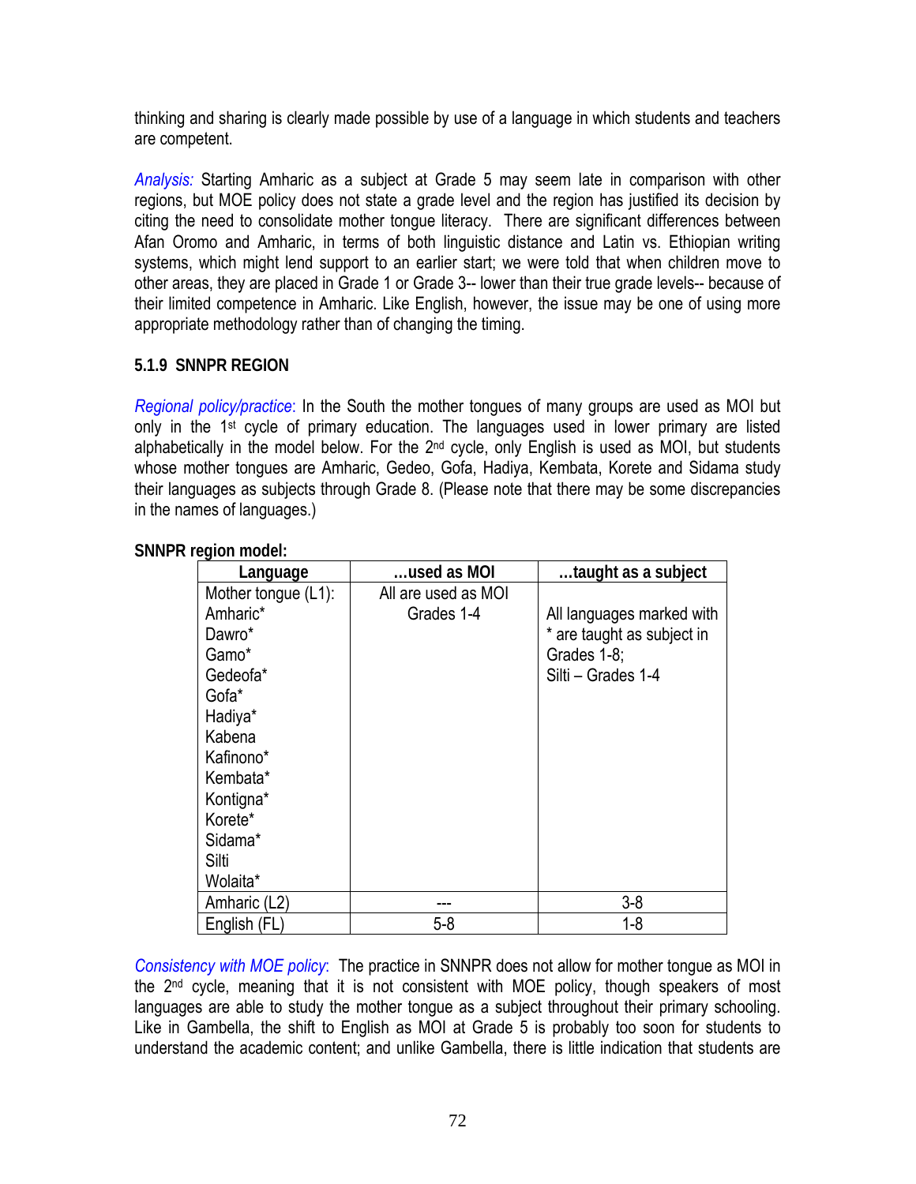thinking and sharing is clearly made possible by use of a language in which students and teachers are competent.

*Analysis:* Starting Amharic as a subject at Grade 5 may seem late in comparison with other regions, but MOE policy does not state a grade level and the region has justified its decision by citing the need to consolidate mother tongue literacy. There are significant differences between Afan Oromo and Amharic, in terms of both linguistic distance and Latin vs. Ethiopian writing systems, which might lend support to an earlier start; we were told that when children move to other areas, they are placed in Grade 1 or Grade 3-- lower than their true grade levels-- because of their limited competence in Amharic. Like English, however, the issue may be one of using more appropriate methodology rather than of changing the timing.

### 5.1.9 SNNPR REGION

*Regional policy/practice*: In the South the mother tongues of many groups are used as MOI but only in the 1st cycle of primary education. The languages used in lower primary are listed alphabetically in the model below. For the 2nd cycle, only English is used as MOI, but students whose mother tongues are Amharic, Gedeo, Gofa, Hadiya, Kembata, Korete and Sidama study their languages as subjects through Grade 8. (Please note that there may be some discrepancies in the names of languages.)

**SNNPR region model:**

| Language | …used as MOI | …taught as a subject |
|---|---|---|
| Mother tongue (L1): Amharic* Dawro* Gamo* Gedeofa* Gofa* Hadiya* Kabena Kafinono* Kembata* Kontigna* Korete* Sidama* Silti Wolaita* | All are used as MOI Grades 1-4 | All languages marked with * are taught as subject in Grades 1-8; Silti – Grades 1-4 |
| Amharic (L2) | --- | 3-8 |
| English (FL) | 5-8 | 1-8 |

*Consistency with MOE policy*: The practice in SNNPR does not allow for mother tongue as MOI in the 2nd cycle, meaning that it is not consistent with MOE policy, though speakers of most languages are able to study the mother tongue as a subject throughout their primary schooling. Like in Gambella, the shift to English as MOI at Grade 5 is probably too soon for students to understand the academic content; and unlike Gambella, there is little indication that students are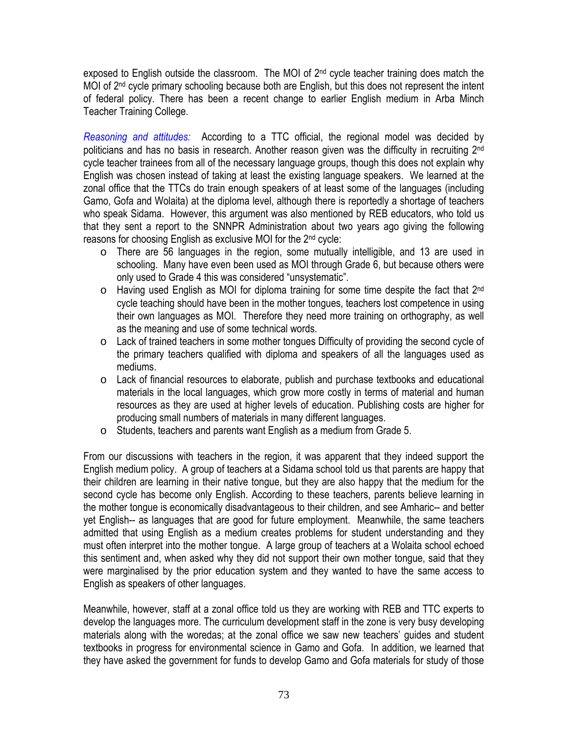exposed to English outside the classroom. The MOI of 2nd cycle teacher training does match the MOI of 2nd cycle primary schooling because both are English, but this does not represent the intent of federal policy. There has been a recent change to earlier English medium in Arba Minch Teacher Training College.

*Reasoning and attitudes:* According to a TTC official, the regional model was decided by politicians and has no basis in research. Another reason given was the difficulty in recruiting 2nd cycle teacher trainees from all of the necessary language groups, though this does not explain why English was chosen instead of taking at least the existing language speakers. We learned at the zonal office that the TTCs do train enough speakers of at least some of the languages (including Gamo, Gofa and Wolaita) at the diploma level, although there is reportedly a shortage of teachers who speak Sidama. However, this argument was also mentioned by REB educators, who told us that they sent a report to the SNNPR Administration about two years ago giving the following reasons for choosing English as exclusive MOI for the 2nd cycle:

- There are 56 languages in the region, some mutually intelligible, and 13 are used in schooling. Many have even been used as MOI through Grade 6, but because others were only used to Grade 4 this was considered "unsystematic".
- Having used English as MOI for diploma training for some time despite the fact that 2nd cycle teaching should have been in the mother tongues, teachers lost competence in using their own languages as MOI. Therefore they need more training on orthography, as well as the meaning and use of some technical words.
- Lack of trained teachers in some mother tongues Difficulty of providing the second cycle of the primary teachers qualified with diploma and speakers of all the languages used as mediums.
- Lack of financial resources to elaborate, publish and purchase textbooks and educational materials in the local languages, which grow more costly in terms of material and human resources as they are used at higher levels of education. Publishing costs are higher for producing small numbers of materials in many different languages.
- Students, teachers and parents want English as a medium from Grade 5.

From our discussions with teachers in the region, it was apparent that they indeed support the English medium policy. A group of teachers at a Sidama school told us that parents are happy that their children are learning in their native tongue, but they are also happy that the medium for the second cycle has become only English. According to these teachers, parents believe learning in the mother tongue is economically disadvantageous to their children, and see Amharic-- and better yet English-- as languages that are good for future employment. Meanwhile, the same teachers admitted that using English as a medium creates problems for student understanding and they must often interpret into the mother tongue. A large group of teachers at a Wolaita school echoed this sentiment and, when asked why they did not support their own mother tongue, said that they were marginalised by the prior education system and they wanted to have the same access to English as speakers of other languages.

Meanwhile, however, staff at a zonal office told us they are working with REB and TTC experts to develop the languages more. The curriculum development staff in the zone is very busy developing materials along with the woredas; at the zonal office we saw new teachers' guides and student textbooks in progress for environmental science in Gamo and Gofa. In addition, we learned that they have asked the government for funds to develop Gamo and Gofa materials for study of those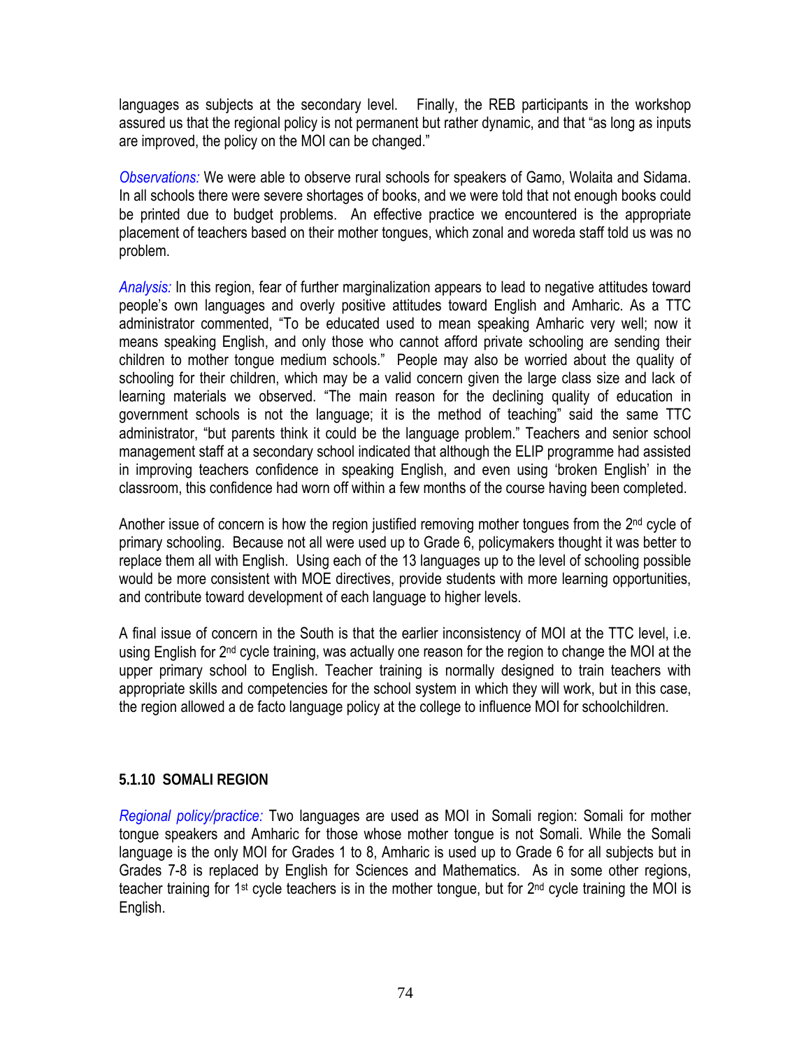languages as subjects at the secondary level. Finally, the REB participants in the workshop assured us that the regional policy is not permanent but rather dynamic, and that "as long as inputs are improved, the policy on the MOI can be changed."

*Observations:* We were able to observe rural schools for speakers of Gamo, Wolaita and Sidama. In all schools there were severe shortages of books, and we were told that not enough books could be printed due to budget problems. An effective practice we encountered is the appropriate placement of teachers based on their mother tongues, which zonal and woreda staff told us was no problem.

*Analysis:* In this region, fear of further marginalization appears to lead to negative attitudes toward people's own languages and overly positive attitudes toward English and Amharic. As a TTC administrator commented, "To be educated used to mean speaking Amharic very well; now it means speaking English, and only those who cannot afford private schooling are sending their children to mother tongue medium schools." People may also be worried about the quality of schooling for their children, which may be a valid concern given the large class size and lack of learning materials we observed. "The main reason for the declining quality of education in government schools is not the language; it is the method of teaching" said the same TTC administrator, "but parents think it could be the language problem." Teachers and senior school management staff at a secondary school indicated that although the ELIP programme had assisted in improving teachers confidence in speaking English, and even using 'broken English' in the classroom, this confidence had worn off within a few months of the course having been completed.

Another issue of concern is how the region justified removing mother tongues from the 2nd cycle of primary schooling. Because not all were used up to Grade 6, policymakers thought it was better to replace them all with English. Using each of the 13 languages up to the level of schooling possible would be more consistent with MOE directives, provide students with more learning opportunities, and contribute toward development of each language to higher levels.

A final issue of concern in the South is that the earlier inconsistency of MOI at the TTC level, i.e. using English for 2nd cycle training, was actually one reason for the region to change the MOI at the upper primary school to English. Teacher training is normally designed to train teachers with appropriate skills and competencies for the school system in which they will work, but in this case, the region allowed a de facto language policy at the college to influence MOI for schoolchildren.

#### 5.1.10 SOMALI REGION

*Regional policy/practice:* Two languages are used as MOI in Somali region: Somali for mother tongue speakers and Amharic for those whose mother tongue is not Somali. While the Somali language is the only MOI for Grades 1 to 8, Amharic is used up to Grade 6 for all subjects but in Grades 7-8 is replaced by English for Sciences and Mathematics. As in some other regions, teacher training for 1st cycle teachers is in the mother tongue, but for 2nd cycle training the MOI is English.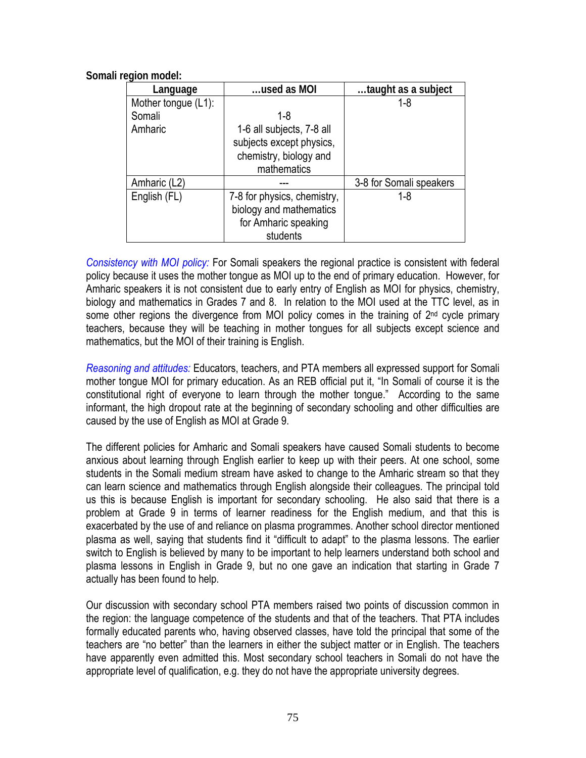**Somali region model:**

| Language | …used as MOI | …taught as a subject |
|---|---|---|
| Mother tongue (L1): Somali Amharic | 1-8 1-6 all subjects, 7-8 all subjects except physics, chemistry, biology and mathematics | 1-8 |
| Amharic (L2) | --- | 3-8 for Somali speakers |
| English (FL) | 7-8 for physics, chemistry, biology and mathematics for Amharic speaking students | 1-8 |

*Consistency with MOI policy:* For Somali speakers the regional practice is consistent with federal policy because it uses the mother tongue as MOI up to the end of primary education. However, for Amharic speakers it is not consistent due to early entry of English as MOI for physics, chemistry, biology and mathematics in Grades 7 and 8. In relation to the MOI used at the TTC level, as in some other regions the divergence from MOI policy comes in the training of 2nd cycle primary teachers, because they will be teaching in mother tongues for all subjects except science and mathematics, but the MOI of their training is English.

*Reasoning and attitudes:* Educators, teachers, and PTA members all expressed support for Somali mother tongue MOI for primary education. As an REB official put it, "In Somali of course it is the constitutional right of everyone to learn through the mother tongue." According to the same informant, the high dropout rate at the beginning of secondary schooling and other difficulties are caused by the use of English as MOI at Grade 9.

The different policies for Amharic and Somali speakers have caused Somali students to become anxious about learning through English earlier to keep up with their peers. At one school, some students in the Somali medium stream have asked to change to the Amharic stream so that they can learn science and mathematics through English alongside their colleagues. The principal told us this is because English is important for secondary schooling. He also said that there is a problem at Grade 9 in terms of learner readiness for the English medium, and that this is exacerbated by the use of and reliance on plasma programmes. Another school director mentioned plasma as well, saying that students find it "difficult to adapt" to the plasma lessons. The earlier switch to English is believed by many to be important to help learners understand both school and plasma lessons in English in Grade 9, but no one gave an indication that starting in Grade 7 actually has been found to help.

Our discussion with secondary school PTA members raised two points of discussion common in the region: the language competence of the students and that of the teachers. That PTA includes formally educated parents who, having observed classes, have told the principal that some of the teachers are "no better" than the learners in either the subject matter or in English. The teachers have apparently even admitted this. Most secondary school teachers in Somali do not have the appropriate level of qualification, e.g. they do not have the appropriate university degrees.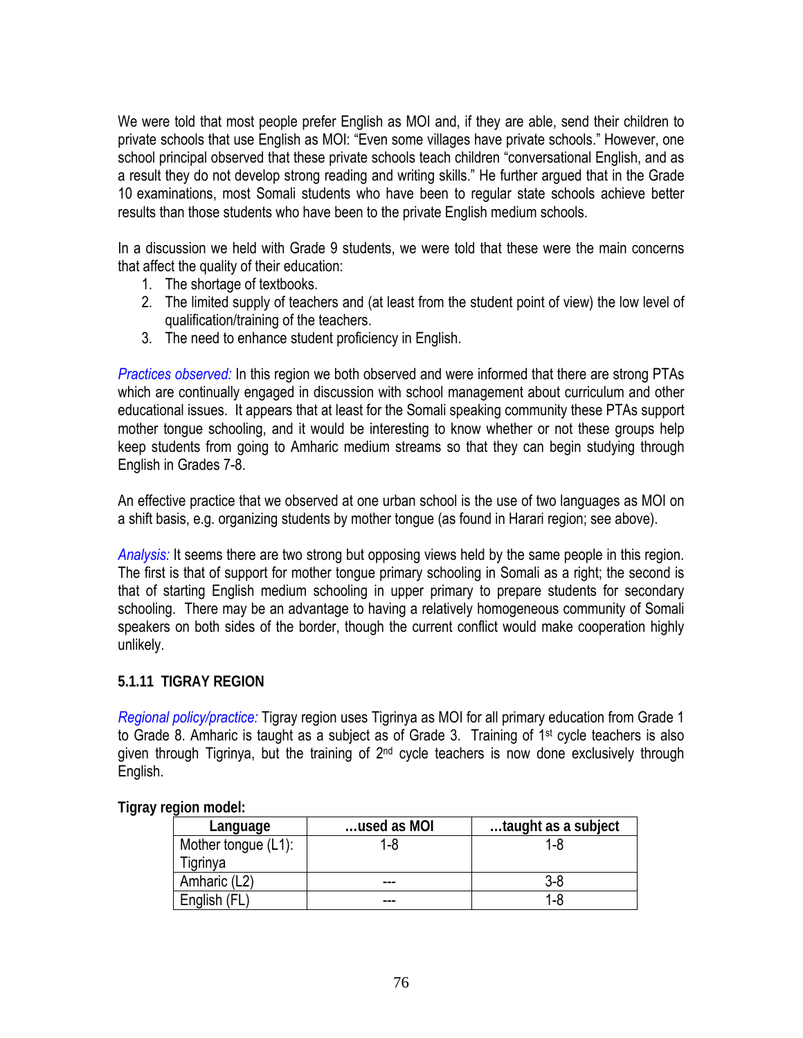We were told that most people prefer English as MOI and, if they are able, send their children to private schools that use English as MOI: "Even some villages have private schools." However, one school principal observed that these private schools teach children "conversational English, and as a result they do not develop strong reading and writing skills." He further argued that in the Grade 10 examinations, most Somali students who have been to regular state schools achieve better results than those students who have been to the private English medium schools.

In a discussion we held with Grade 9 students, we were told that these were the main concerns that affect the quality of their education:

1. The shortage of textbooks.
2. The limited supply of teachers and (at least from the student point of view) the low level of qualification/training of the teachers.
3. The need to enhance student proficiency in English.

*Practices observed:* In this region we both observed and were informed that there are strong PTAs which are continually engaged in discussion with school management about curriculum and other educational issues. It appears that at least for the Somali speaking community these PTAs support mother tongue schooling, and it would be interesting to know whether or not these groups help keep students from going to Amharic medium streams so that they can begin studying through English in Grades 7-8.

An effective practice that we observed at one urban school is the use of two languages as MOI on a shift basis, e.g. organizing students by mother tongue (as found in Harari region; see above).

*Analysis:* It seems there are two strong but opposing views held by the same people in this region. The first is that of support for mother tongue primary schooling in Somali as a right; the second is that of starting English medium schooling in upper primary to prepare students for secondary schooling. There may be an advantage to having a relatively homogeneous community of Somali speakers on both sides of the border, though the current conflict would make cooperation highly unlikely.

### 5.1.11 TIGRAY REGION

*Regional policy/practice:* Tigray region uses Tigrinya as MOI for all primary education from Grade 1 to Grade 8. Amharic is taught as a subject as of Grade 3. Training of 1st cycle teachers is also given through Tigrinya, but the training of 2nd cycle teachers is now done exclusively through English.

**Tigray region model:**

| Language | …used as MOI | …taught as a subject |
|---|---|---|
| Mother tongue (L1): Tigrinya | 1-8 | 1-8 |
| Amharic (L2) | --- | 3-8 |
| English (FL) | --- | 1-8 |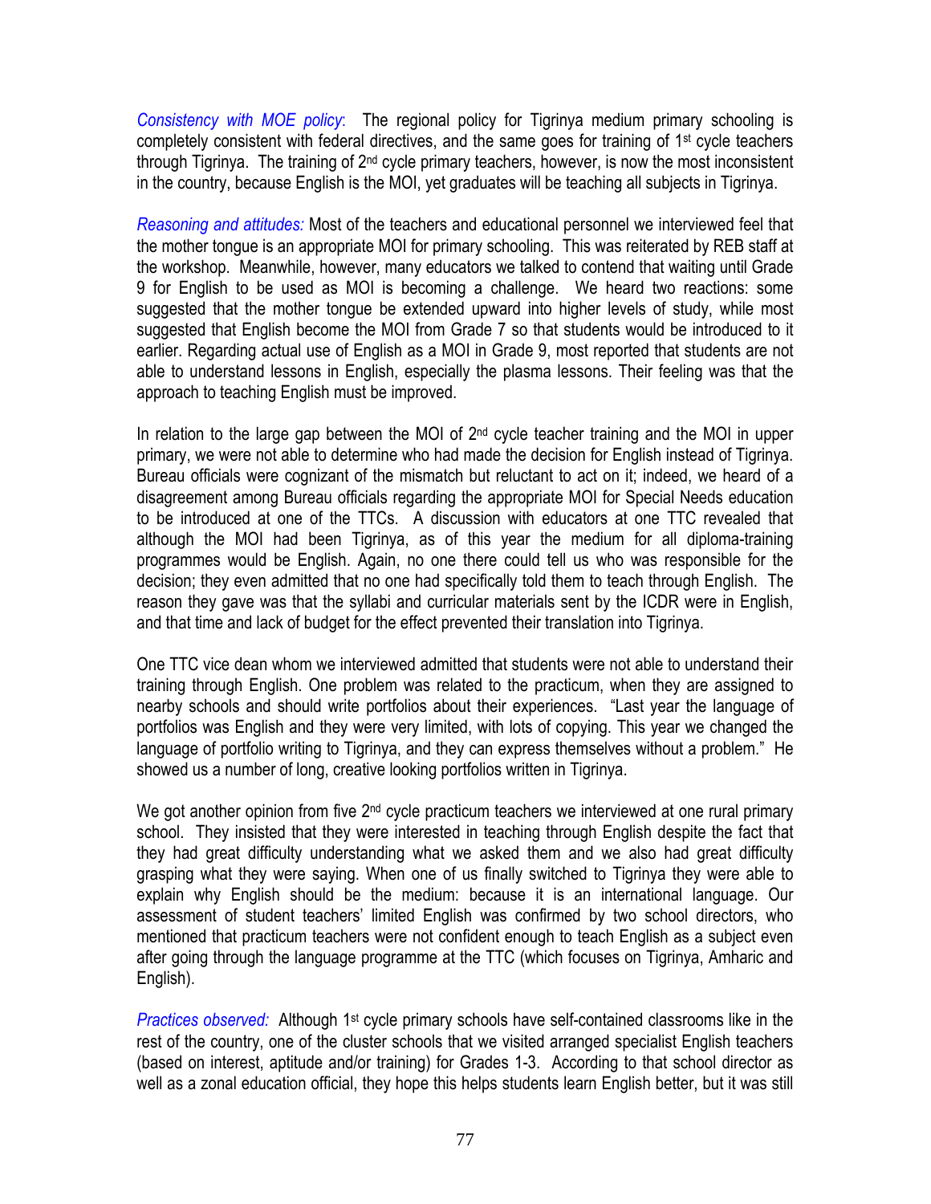*Consistency with MOE policy*: The regional policy for Tigrinya medium primary schooling is completely consistent with federal directives, and the same goes for training of 1st cycle teachers through Tigrinya. The training of 2nd cycle primary teachers, however, is now the most inconsistent in the country, because English is the MOI, yet graduates will be teaching all subjects in Tigrinya.

*Reasoning and attitudes:* Most of the teachers and educational personnel we interviewed feel that the mother tongue is an appropriate MOI for primary schooling. This was reiterated by REB staff at the workshop. Meanwhile, however, many educators we talked to contend that waiting until Grade 9 for English to be used as MOI is becoming a challenge. We heard two reactions: some suggested that the mother tongue be extended upward into higher levels of study, while most suggested that English become the MOI from Grade 7 so that students would be introduced to it earlier. Regarding actual use of English as a MOI in Grade 9, most reported that students are not able to understand lessons in English, especially the plasma lessons. Their feeling was that the approach to teaching English must be improved.

In relation to the large gap between the MOI of 2nd cycle teacher training and the MOI in upper primary, we were not able to determine who had made the decision for English instead of Tigrinya. Bureau officials were cognizant of the mismatch but reluctant to act on it; indeed, we heard of a disagreement among Bureau officials regarding the appropriate MOI for Special Needs education to be introduced at one of the TTCs. A discussion with educators at one TTC revealed that although the MOI had been Tigrinya, as of this year the medium for all diploma-training programmes would be English. Again, no one there could tell us who was responsible for the decision; they even admitted that no one had specifically told them to teach through English. The reason they gave was that the syllabi and curricular materials sent by the ICDR were in English, and that time and lack of budget for the effect prevented their translation into Tigrinya.

One TTC vice dean whom we interviewed admitted that students were not able to understand their training through English. One problem was related to the practicum, when they are assigned to nearby schools and should write portfolios about their experiences. "Last year the language of portfolios was English and they were very limited, with lots of copying. This year we changed the language of portfolio writing to Tigrinya, and they can express themselves without a problem." He showed us a number of long, creative looking portfolios written in Tigrinya.

We got another opinion from five 2nd cycle practicum teachers we interviewed at one rural primary school. They insisted that they were interested in teaching through English despite the fact that they had great difficulty understanding what we asked them and we also had great difficulty grasping what they were saying. When one of us finally switched to Tigrinya they were able to explain why English should be the medium: because it is an international language. Our assessment of student teachers' limited English was confirmed by two school directors, who mentioned that practicum teachers were not confident enough to teach English as a subject even after going through the language programme at the TTC (which focuses on Tigrinya, Amharic and English).

*Practices observed:* Although 1st cycle primary schools have self-contained classrooms like in the rest of the country, one of the cluster schools that we visited arranged specialist English teachers (based on interest, aptitude and/or training) for Grades 1-3. According to that school director as well as a zonal education official, they hope this helps students learn English better, but it was still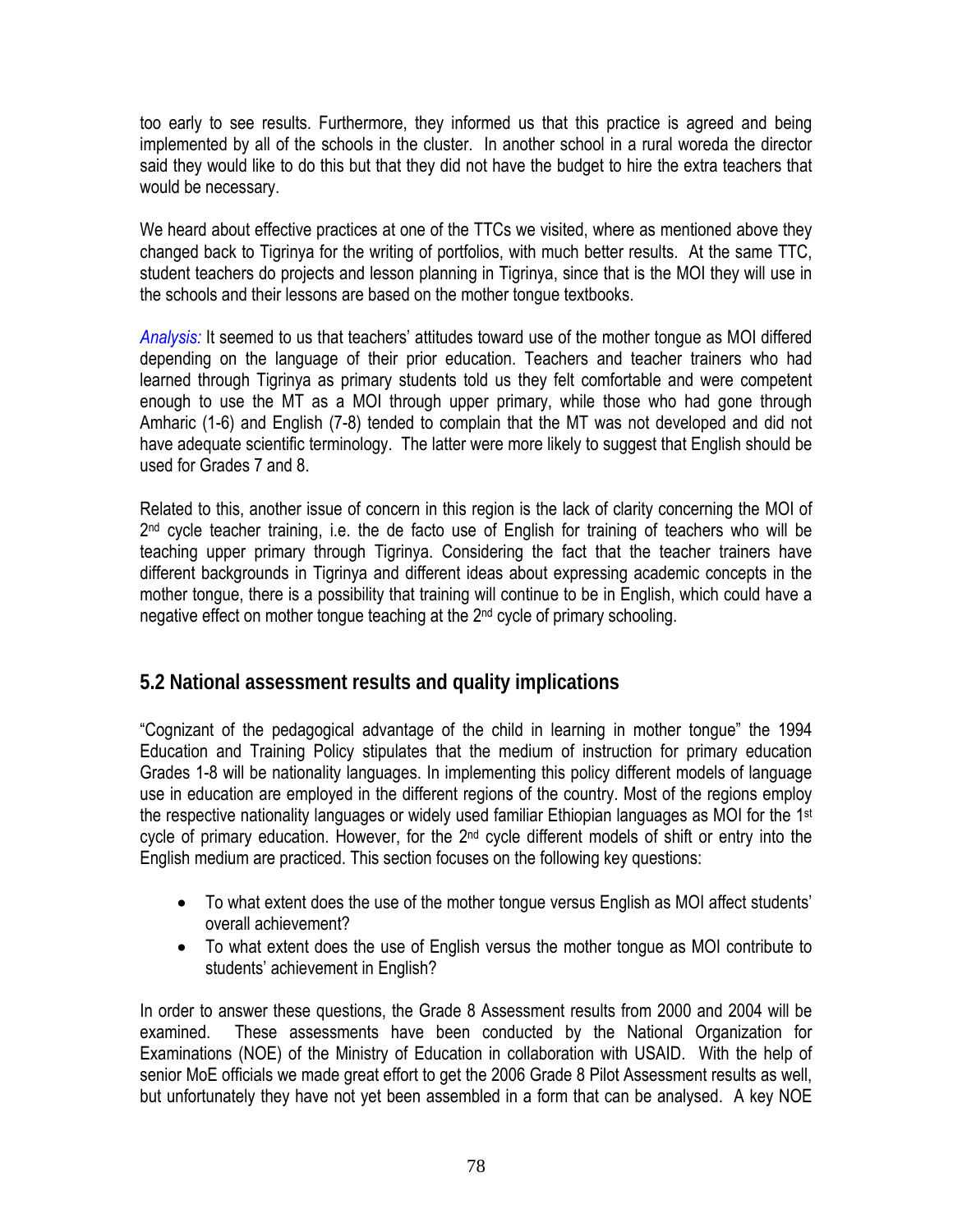too early to see results. Furthermore, they informed us that this practice is agreed and being implemented by all of the schools in the cluster. In another school in a rural woreda the director said they would like to do this but that they did not have the budget to hire the extra teachers that would be necessary.

We heard about effective practices at one of the TTCs we visited, where as mentioned above they changed back to Tigrinya for the writing of portfolios, with much better results. At the same TTC, student teachers do projects and lesson planning in Tigrinya, since that is the MOI they will use in the schools and their lessons are based on the mother tongue textbooks.

*Analysis:* It seemed to us that teachers' attitudes toward use of the mother tongue as MOI differed depending on the language of their prior education. Teachers and teacher trainers who had learned through Tigrinya as primary students told us they felt comfortable and were competent enough to use the MT as a MOI through upper primary, while those who had gone through Amharic (1-6) and English (7-8) tended to complain that the MT was not developed and did not have adequate scientific terminology. The latter were more likely to suggest that English should be used for Grades 7 and 8.

Related to this, another issue of concern in this region is the lack of clarity concerning the MOI of 2nd cycle teacher training, i.e. the de facto use of English for training of teachers who will be teaching upper primary through Tigrinya. Considering the fact that the teacher trainers have different backgrounds in Tigrinya and different ideas about expressing academic concepts in the mother tongue, there is a possibility that training will continue to be in English, which could have a negative effect on mother tongue teaching at the 2nd cycle of primary schooling.

## 5.2 National assessment results and quality implications

"Cognizant of the pedagogical advantage of the child in learning in mother tongue" the 1994 Education and Training Policy stipulates that the medium of instruction for primary education Grades 1-8 will be nationality languages. In implementing this policy different models of language use in education are employed in the different regions of the country. Most of the regions employ the respective nationality languages or widely used familiar Ethiopian languages as MOI for the 1st cycle of primary education. However, for the 2nd cycle different models of shift or entry into the English medium are practiced. This section focuses on the following key questions:

- To what extent does the use of the mother tongue versus English as MOI affect students' overall achievement?
- To what extent does the use of English versus the mother tongue as MOI contribute to students' achievement in English?

In order to answer these questions, the Grade 8 Assessment results from 2000 and 2004 will be examined. These assessments have been conducted by the National Organization for Examinations (NOE) of the Ministry of Education in collaboration with USAID. With the help of senior MoE officials we made great effort to get the 2006 Grade 8 Pilot Assessment results as well, but unfortunately they have not yet been assembled in a form that can be analysed. A key NOE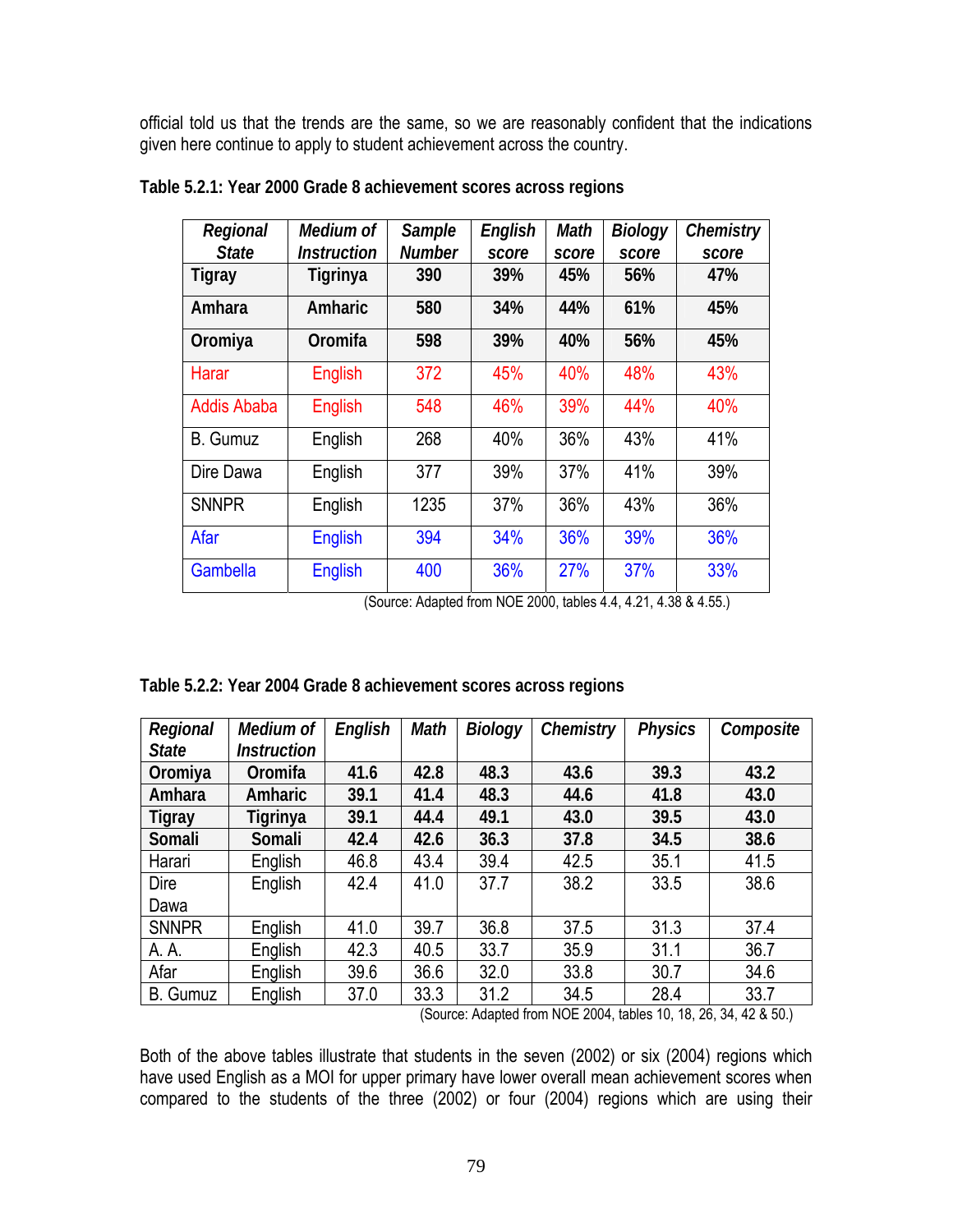official told us that the trends are the same, so we are reasonably confident that the indications given here continue to apply to student achievement across the country.

**Table 5.2.1: Year 2000 Grade 8 achievement scores across regions**

| *Regional State* | *Medium of Instruction* | *Sample Number* | *English score* | *Math score* | *Biology score* | *Chemistry score* |
|---|---|---|---|---|---|---|
| **Tigray** | **Tigrinya** | **390** | **39%** | **45%** | **56%** | **47%** |
| **Amhara** | **Amharic** | **580** | **34%** | **44%** | **61%** | **45%** |
| **Oromiya** | **Oromifa** | **598** | **39%** | **40%** | **56%** | **45%** |
| Harar | English | 372 | 45% | 40% | 48% | 43% |
| Addis Ababa | English | 548 | 46% | 39% | 44% | 40% |
| B. Gumuz | English | 268 | 40% | 36% | 43% | 41% |
| Dire Dawa | English | 377 | 39% | 37% | 41% | 39% |
| SNNPR | English | 1235 | 37% | 36% | 43% | 36% |
| Afar | English | 394 | 34% | 36% | 39% | 36% |
| Gambella | English | 400 | 36% | 27% | 37% | 33% |

(Source: Adapted from NOE 2000, tables 4.4, 4.21, 4.38 & 4.55.)

**Table 5.2.2: Year 2004 Grade 8 achievement scores across regions**

| *Regional State* | *Medium of Instruction* | *English* | *Math* | *Biology* | *Chemistry* | *Physics* | *Composite* |
|---|---|---|---|---|---|---|---|
| **Oromiya** | **Oromifa** | **41.6** | **42.8** | **48.3** | **43.6** | **39.3** | **43.2** |
| **Amhara** | **Amharic** | **39.1** | **41.4** | **48.3** | **44.6** | **41.8** | **43.0** |
| **Tigray** | **Tigrinya** | **39.1** | **44.4** | **49.1** | **43.0** | **39.5** | **43.0** |
| **Somali** | **Somali** | **42.4** | **42.6** | **36.3** | **37.8** | **34.5** | **38.6** |
| Harari | English | 46.8 | 43.4 | 39.4 | 42.5 | 35.1 | 41.5 |
| Dire Dawa | English | 42.4 | 41.0 | 37.7 | 38.2 | 33.5 | 38.6 |
| SNNPR | English | 41.0 | 39.7 | 36.8 | 37.5 | 31.3 | 37.4 |
| A. A. | English | 42.3 | 40.5 | 33.7 | 35.9 | 31.1 | 36.7 |
| Afar | English | 39.6 | 36.6 | 32.0 | 33.8 | 30.7 | 34.6 |
| B. Gumuz | English | 37.0 | 33.3 | 31.2 | 34.5 | 28.4 | 33.7 |

(Source: Adapted from NOE 2004, tables 10, 18, 26, 34, 42 & 50.)

Both of the above tables illustrate that students in the seven (2002) or six (2004) regions which have used English as a MOI for upper primary have lower overall mean achievement scores when compared to the students of the three (2002) or four (2004) regions which are using their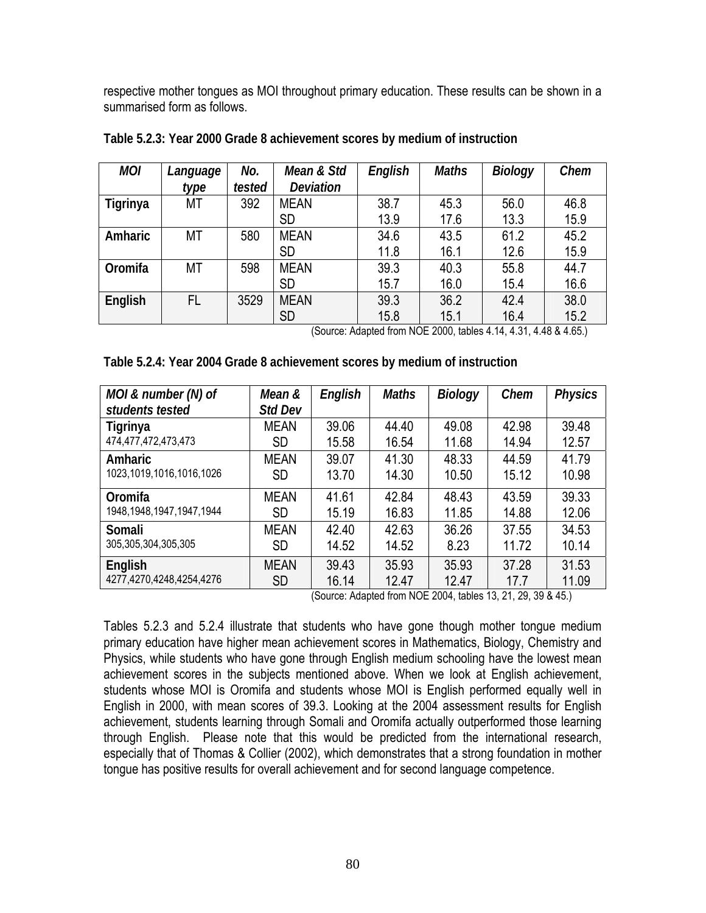respective mother tongues as MOI throughout primary education. These results can be shown in a summarised form as follows.

**Table 5.2.3: Year 2000 Grade 8 achievement scores by medium of instruction**

| *MOI* | *Language type* | *No. tested* | *Mean & Std Deviation* | *English* | *Maths* | *Biology* | *Chem* |
|---|---|---|---|---|---|---|---|
| **Tigrinya** | MT | 392 | MEAN | 38.7 | 45.3 | 56.0 | 46.8 |
| | | | SD | 13.9 | 17.6 | 13.3 | 15.9 |
| **Amharic** | MT | 580 | MEAN | 34.6 | 43.5 | 61.2 | 45.2 |
| | | | SD | 11.8 | 16.1 | 12.6 | 15.9 |
| **Oromifa** | MT | 598 | MEAN | 39.3 | 40.3 | 55.8 | 44.7 |
| | | | SD | 15.7 | 16.0 | 15.4 | 16.6 |
| **English** | FL | 3529 | MEAN | 39.3 | 36.2 | 42.4 | 38.0 |
| | | | SD | 15.8 | 15.1 | 16.4 | 15.2 |

(Source: Adapted from NOE 2000, tables 4.14, 4.31, 4.48 & 4.65.)

**Table 5.2.4: Year 2004 Grade 8 achievement scores by medium of instruction**

| *MOI & number (N) of students tested* | *Mean & Std Dev* | *English* | *Maths* | *Biology* | *Chem* | *Physics* |
|---|---|---|---|---|---|---|
| **Tigrinya** 474,477,472,473,473 | MEAN | 39.06 | 44.40 | 49.08 | 42.98 | 39.48 |
| | SD | 15.58 | 16.54 | 11.68 | 14.94 | 12.57 |
| **Amharic** 1023,1019,1016,1016,1026 | MEAN | 39.07 | 41.30 | 48.33 | 44.59 | 41.79 |
| | SD | 13.70 | 14.30 | 10.50 | 15.12 | 10.98 |
| **Oromifa** 1948,1948,1947,1947,1944 | MEAN | 41.61 | 42.84 | 48.43 | 43.59 | 39.33 |
| | SD | 15.19 | 16.83 | 11.85 | 14.88 | 12.06 |
| **Somali** 305,305,304,305,305 | MEAN | 42.40 | 42.63 | 36.26 | 37.55 | 34.53 |
| | SD | 14.52 | 14.52 | 8.23 | 11.72 | 10.14 |
| **English** 4277,4270,4248,4254,4276 | MEAN | 39.43 | 35.93 | 35.93 | 37.28 | 31.53 |
| | SD | 16.14 | 12.47 | 12.47 | 17.7 | 11.09 |

(Source: Adapted from NOE 2004, tables 13, 21, 29, 39 & 45.)

Tables 5.2.3 and 5.2.4 illustrate that students who have gone though mother tongue medium primary education have higher mean achievement scores in Mathematics, Biology, Chemistry and Physics, while students who have gone through English medium schooling have the lowest mean achievement scores in the subjects mentioned above. When we look at English achievement, students whose MOI is Oromifa and students whose MOI is English performed equally well in English in 2000, with mean scores of 39.3. Looking at the 2004 assessment results for English achievement, students learning through Somali and Oromifa actually outperformed those learning through English. Please note that this would be predicted from the international research, especially that of Thomas & Collier (2002), which demonstrates that a strong foundation in mother tongue has positive results for overall achievement and for second language competence.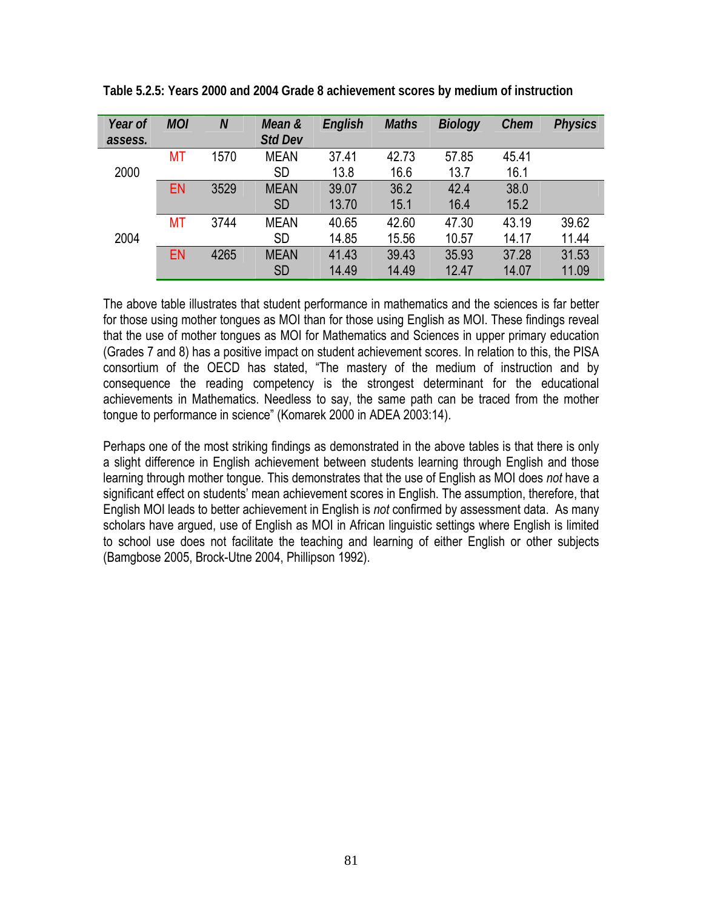**Table 5.2.5: Years 2000 and 2004 Grade 8 achievement scores by medium of instruction**

| *Year of assess.* | *MOI* | *N* | *Mean & Std Dev* | *English* | *Maths* | *Biology* | *Chem* | *Physics* |
|---|---|---|---|---|---|---|---|---|
| 2000 | MT | 1570 | MEAN | 37.41 | 42.73 | 57.85 | 45.41 | |
| | | | SD | 13.8 | 16.6 | 13.7 | 16.1 | |
| | EN | 3529 | MEAN | 39.07 | 36.2 | 42.4 | 38.0 | |
| | | | SD | 13.70 | 15.1 | 16.4 | 15.2 | |
| 2004 | MT | 3744 | MEAN | 40.65 | 42.60 | 47.30 | 43.19 | 39.62 |
| | | | SD | 14.85 | 15.56 | 10.57 | 14.17 | 11.44 |
| | EN | 4265 | MEAN | 41.43 | 39.43 | 35.93 | 37.28 | 31.53 |
| | | | SD | 14.49 | 14.49 | 12.47 | 14.07 | 11.09 |

The above table illustrates that student performance in mathematics and the sciences is far better for those using mother tongues as MOI than for those using English as MOI. These findings reveal that the use of mother tongues as MOI for Mathematics and Sciences in upper primary education (Grades 7 and 8) has a positive impact on student achievement scores. In relation to this, the PISA consortium of the OECD has stated, "The mastery of the medium of instruction and by consequence the reading competency is the strongest determinant for the educational achievements in Mathematics. Needless to say, the same path can be traced from the mother tongue to performance in science" (Komarek 2000 in ADEA 2003:14).

Perhaps one of the most striking findings as demonstrated in the above tables is that there is only a slight difference in English achievement between students learning through English and those learning through mother tongue. This demonstrates that the use of English as MOI does *not* have a significant effect on students' mean achievement scores in English. The assumption, therefore, that English MOI leads to better achievement in English is *not* confirmed by assessment data. As many scholars have argued, use of English as MOI in African linguistic settings where English is limited to school use does not facilitate the teaching and learning of either English or other subjects (Bamgbose 2005, Brock-Utne 2004, Phillipson 1992).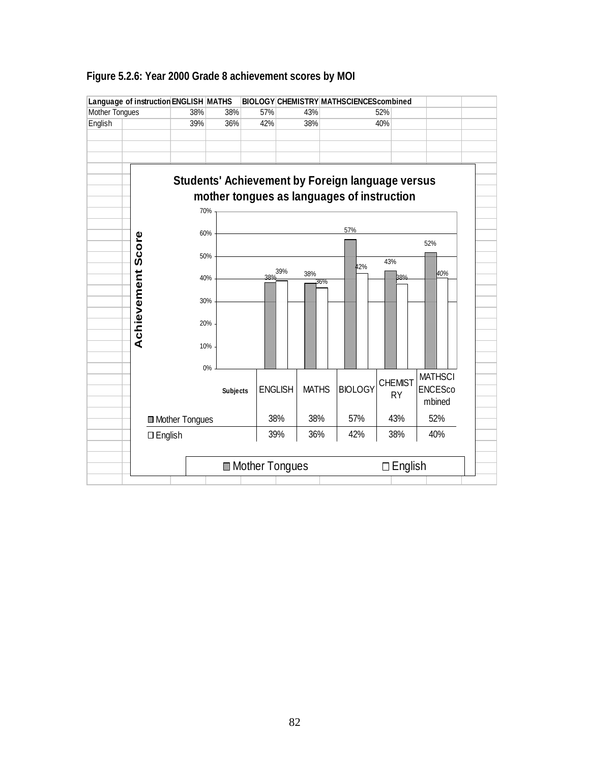**Figure 5.2.6: Year 2000 Grade 8 achievement scores by MOI**

| Language of instruction | ENGLISH | MATHS | BIOLOGY | CHEMISTRY | MATHSCIENCEScombined |
|---|---|---|---|---|---|
| Mother Tongues | 38% | 38% | 57% | 43% | 52% |
| English | 39% | 36% | 42% | 38% | 40% |

**Students' Achievement by Foreign language versus mother tongues as languages of instruction**

| Subjects | ENGLISH | MATHS | BIOLOGY | CHEMISTRY | MATHSCIENCEScombined |
|---|---|---|---|---|---|
| Mother Tongues | 38% | 38% | 57% | 43% | 52% |
| English | 39% | 36% | 42% | 38% | 40% |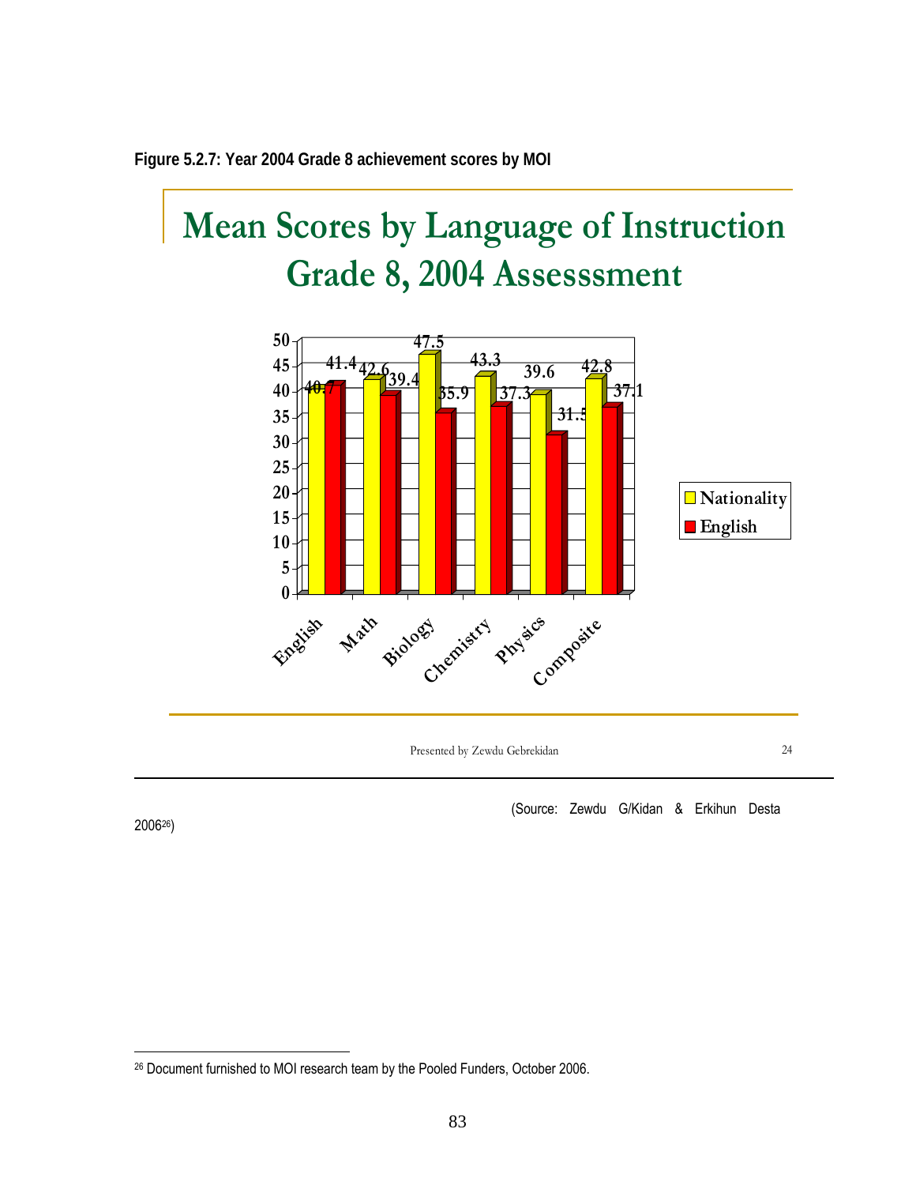**Figure 5.2.7: Year 2004 Grade 8 achievement scores by MOI**

## Mean Scores by Language of Instruction Grade 8, 2004 Assesssment

| | English | Math | Biology | Chemistry | Physics | Composite |
|---|---|---|---|---|---|---|
| Nationality | 40.7 | 42.6 | 47.5 | 43.3 | 39.6 | 42.8 |
| English | 41.4 | 39.4 | 35.9 | 37.3 | 31.5 | 37.1 |

Presented by Zewdu Gebrekidan 24

(Source: Zewdu G/Kidan & Erkihun Desta 2006[26])

[26] Document furnished to MOI research team by the Pooled Funders, October 2006.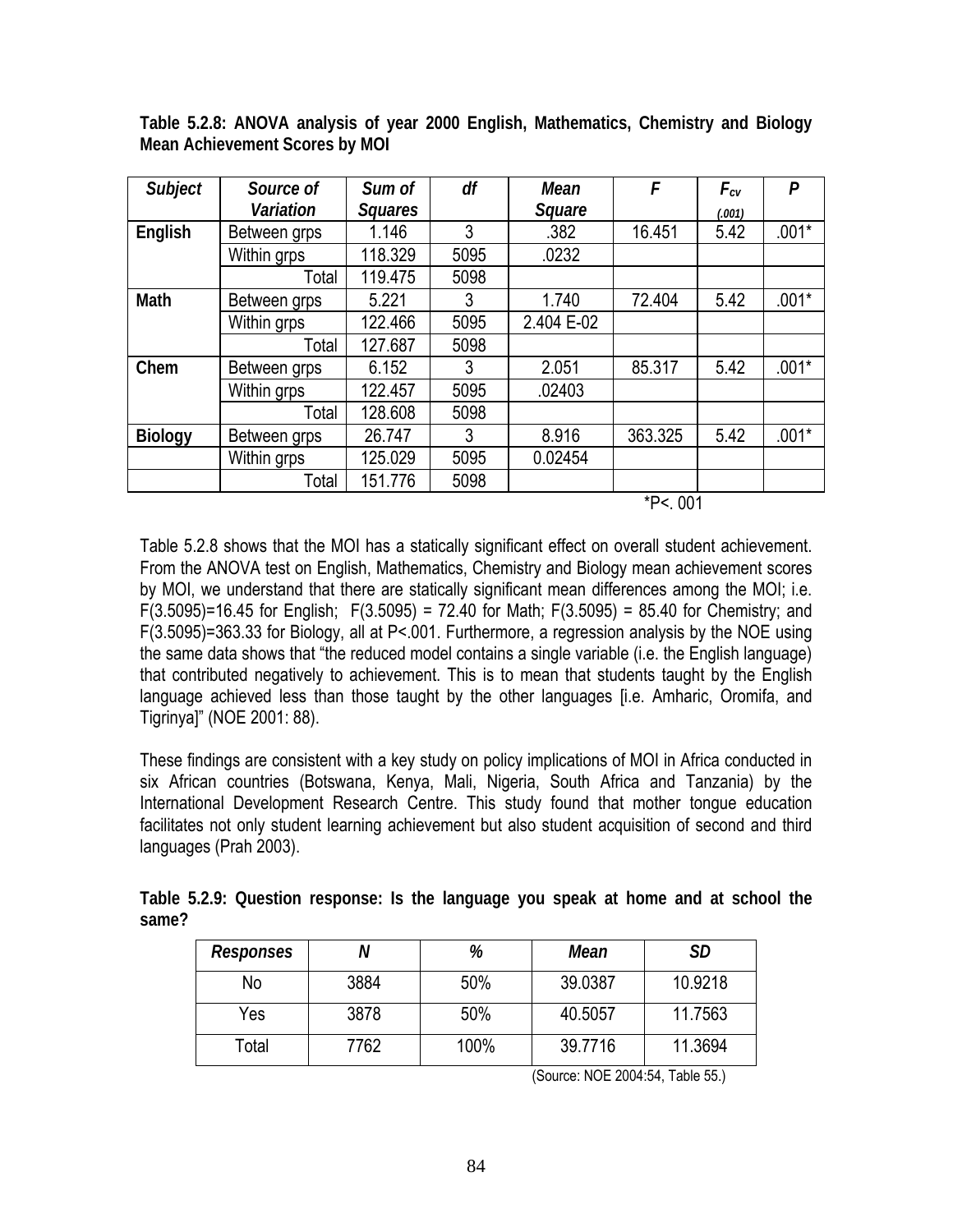**Table 5.2.8: ANOVA analysis of year 2000 English, Mathematics, Chemistry and Biology Mean Achievement Scores by MOI**

| *Subject* | *Source of Variation* | *Sum of Squares* | *df* | *Mean Square* | *F* | $F_{cv}$ *(.001)* | *P* |
|---|---|---|---|---|---|---|---|
| **English** | Between grps | 1.146 | 3 | .382 | 16.451 | 5.42 | .001* |
| | Within grps | 118.329 | 5095 | .0232 | | | |
| | Total | 119.475 | 5098 | | | | |
| **Math** | Between grps | 5.221 | 3 | 1.740 | 72.404 | 5.42 | .001* |
| | Within grps | 122.466 | 5095 | 2.404 E-02 | | | |
| | Total | 127.687 | 5098 | | | | |
| **Chem** | Between grps | 6.152 | 3 | 2.051 | 85.317 | 5.42 | .001* |
| | Within grps | 122.457 | 5095 | .02403 | | | |
| | Total | 128.608 | 5098 | | | | |
| **Biology** | Between grps | 26.747 | 3 | 8.916 | 363.325 | 5.42 | .001* |
| | Within grps | 125.029 | 5095 | 0.02454 | | | |
| | Total | 151.776 | 5098 | | | | |

*P<. 001

Table 5.2.8 shows that the MOI has a statically significant effect on overall student achievement. From the ANOVA test on English, Mathematics, Chemistry and Biology mean achievement scores by MOI, we understand that there are statically significant mean differences among the MOI; i.e. $F(3.5095)=16.45$ for English; $F(3.5095) = 72.40$ for Math; $F(3.5095) = 85.40$ for Chemistry; and $F(3.5095)=363.33$ for Biology, all at $P<.001$. Furthermore, a regression analysis by the NOE using the same data shows that "the reduced model contains a single variable (i.e. the English language) that contributed negatively to achievement. This is to mean that students taught by the English language achieved less than those taught by the other languages [i.e. Amharic, Oromifa, and Tigrinya]" (NOE 2001: 88).

These findings are consistent with a key study on policy implications of MOI in Africa conducted in six African countries (Botswana, Kenya, Mali, Nigeria, South Africa and Tanzania) by the International Development Research Centre. This study found that mother tongue education facilitates not only student learning achievement but also student acquisition of second and third languages (Prah 2003).

**Table 5.2.9: Question response: Is the language you speak at home and at school the same?**

| *Responses* | *N* | *%* | *Mean* | *SD* |
|---|---|---|---|---|
| No | 3884 | 50% | 39.0387 | 10.9218 |
| Yes | 3878 | 50% | 40.5057 | 11.7563 |
| Total | 7762 | 100% | 39.7716 | 11.3694 |

(Source: NOE 2004:54, Table 55.)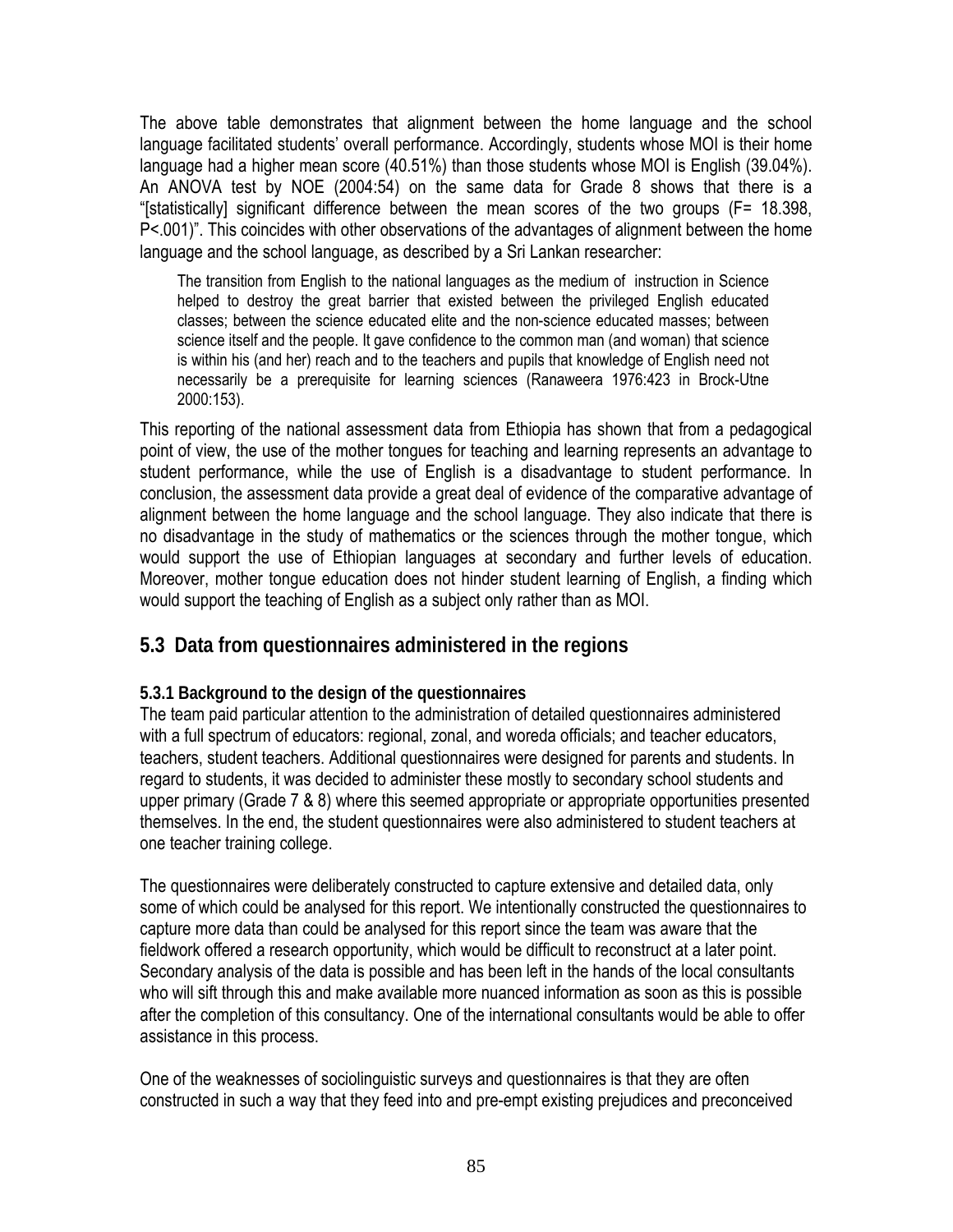The above table demonstrates that alignment between the home language and the school language facilitated students' overall performance. Accordingly, students whose MOI is their home language had a higher mean score (40.51%) than those students whose MOI is English (39.04%). An ANOVA test by NOE (2004:54) on the same data for Grade 8 shows that there is a "[statistically] significant difference between the mean scores of the two groups ($F= 18.398$, $P<.001$)". This coincides with other observations of the advantages of alignment between the home language and the school language, as described by a Sri Lankan researcher:

> The transition from English to the national languages as the medium of instruction in Science helped to destroy the great barrier that existed between the privileged English educated classes; between the science educated elite and the non-science educated masses; between science itself and the people. It gave confidence to the common man (and woman) that science is within his (and her) reach and to the teachers and pupils that knowledge of English need not necessarily be a prerequisite for learning sciences (Ranaweera 1976:423 in Brock-Utne 2000:153).

This reporting of the national assessment data from Ethiopia has shown that from a pedagogical point of view, the use of the mother tongues for teaching and learning represents an advantage to student performance, while the use of English is a disadvantage to student performance. In conclusion, the assessment data provide a great deal of evidence of the comparative advantage of alignment between the home language and the school language. They also indicate that there is no disadvantage in the study of mathematics or the sciences through the mother tongue, which would support the use of Ethiopian languages at secondary and further levels of education. Moreover, mother tongue education does not hinder student learning of English, a finding which would support the teaching of English as a subject only rather than as MOI.

## 5.3 Data from questionnaires administered in the regions

### 5.3.1 Background to the design of the questionnaires

The team paid particular attention to the administration of detailed questionnaires administered with a full spectrum of educators: regional, zonal, and woreda officials; and teacher educators, teachers, student teachers. Additional questionnaires were designed for parents and students. In regard to students, it was decided to administer these mostly to secondary school students and upper primary (Grade 7 & 8) where this seemed appropriate or appropriate opportunities presented themselves. In the end, the student questionnaires were also administered to student teachers at one teacher training college.

The questionnaires were deliberately constructed to capture extensive and detailed data, only some of which could be analysed for this report. We intentionally constructed the questionnaires to capture more data than could be analysed for this report since the team was aware that the fieldwork offered a research opportunity, which would be difficult to reconstruct at a later point. Secondary analysis of the data is possible and has been left in the hands of the local consultants who will sift through this and make available more nuanced information as soon as this is possible after the completion of this consultancy. One of the international consultants would be able to offer assistance in this process.

One of the weaknesses of sociolinguistic surveys and questionnaires is that they are often constructed in such a way that they feed into and pre-empt existing prejudices and preconceived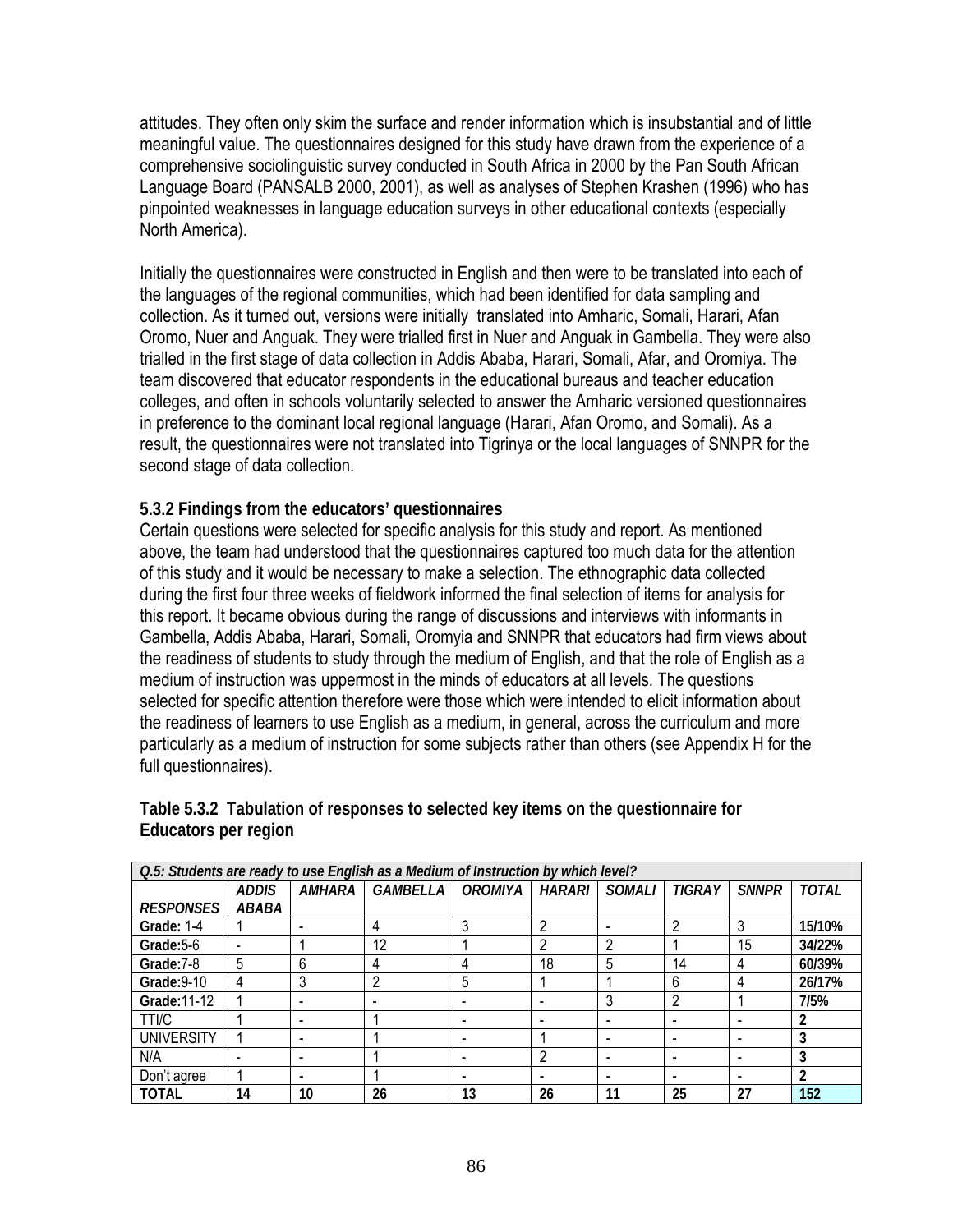attitudes. They often only skim the surface and render information which is insubstantial and of little meaningful value. The questionnaires designed for this study have drawn from the experience of a comprehensive sociolinguistic survey conducted in South Africa in 2000 by the Pan South African Language Board (PANSALB 2000, 2001), as well as analyses of Stephen Krashen (1996) who has pinpointed weaknesses in language education surveys in other educational contexts (especially North America).

Initially the questionnaires were constructed in English and then were to be translated into each of the languages of the regional communities, which had been identified for data sampling and collection. As it turned out, versions were initially translated into Amharic, Somali, Harari, Afan Oromo, Nuer and Anguak. They were trialled first in Nuer and Anguak in Gambella. They were also trialled in the first stage of data collection in Addis Ababa, Harari, Somali, Afar, and Oromiya. The team discovered that educator respondents in the educational bureaus and teacher education colleges, and often in schools voluntarily selected to answer the Amharic versioned questionnaires in preference to the dominant local regional language (Harari, Afan Oromo, and Somali). As a result, the questionnaires were not translated into Tigrinya or the local languages of SNNPR for the second stage of data collection.

### 5.3.2 Findings from the educators' questionnaires

Certain questions were selected for specific analysis for this study and report. As mentioned above, the team had understood that the questionnaires captured too much data for the attention of this study and it would be necessary to make a selection. The ethnographic data collected during the first four three weeks of fieldwork informed the final selection of items for analysis for this report. It became obvious during the range of discussions and interviews with informants in Gambella, Addis Ababa, Harari, Somali, Oromyia and SNNPR that educators had firm views about the readiness of students to study through the medium of English, and that the role of English as a medium of instruction was uppermost in the minds of educators at all levels. The questions selected for specific attention therefore were those which were intended to elicit information about the readiness of learners to use English as a medium, in general, across the curriculum and more particularly as a medium of instruction for some subjects rather than others (see Appendix H for the full questionnaires).

**Table 5.3.2 Tabulation of responses to selected key items on the questionnaire for Educators per region**

| *Q.5: Students are ready to use English as a Medium of Instruction by which level?* | | | | | | | | | |
|---|---|---|---|---|---|---|---|---|---|
| ***RESPONSES*** | ***ADDIS ABABA*** | ***AMHARA*** | ***GAMBELLA*** | ***OROMIYA*** | ***HARARI*** | ***SOMALI*** | ***TIGRAY*** | ***SNNPR*** | ***TOTAL*** |
| **Grade:** 1-4 | 1 | - | 4 | 3 | 2 | - | 2 | 3 | **15/10%** |
| **Grade:**5-6 | - | 1 | 12 | 1 | 2 | 2 | 1 | 15 | **34/22%** |
| **Grade:**7-8 | 5 | 6 | 4 | 4 | 18 | 5 | 14 | 4 | **60/39%** |
| **Grade:**9-10 | 4 | 3 | 2 | 5 | 1 | 1 | 6 | 4 | **26/17%** |
| **Grade:**11-12 | 1 | - | - | - | - | 3 | 2 | 1 | **7/5%** |
| TTI/C | 1 | - | 1 | - | - | - | - | - | **2** |
| UNIVERSITY | 1 | - | 1 | - | 1 | - | - | - | **3** |
| N/A | - | - | 1 | - | 2 | - | - | - | **3** |
| Don't agree | 1 | - | 1 | - | - | - | - | - | **2** |
| **TOTAL** | **14** | **10** | **26** | **13** | **26** | **11** | **25** | **27** | **152** |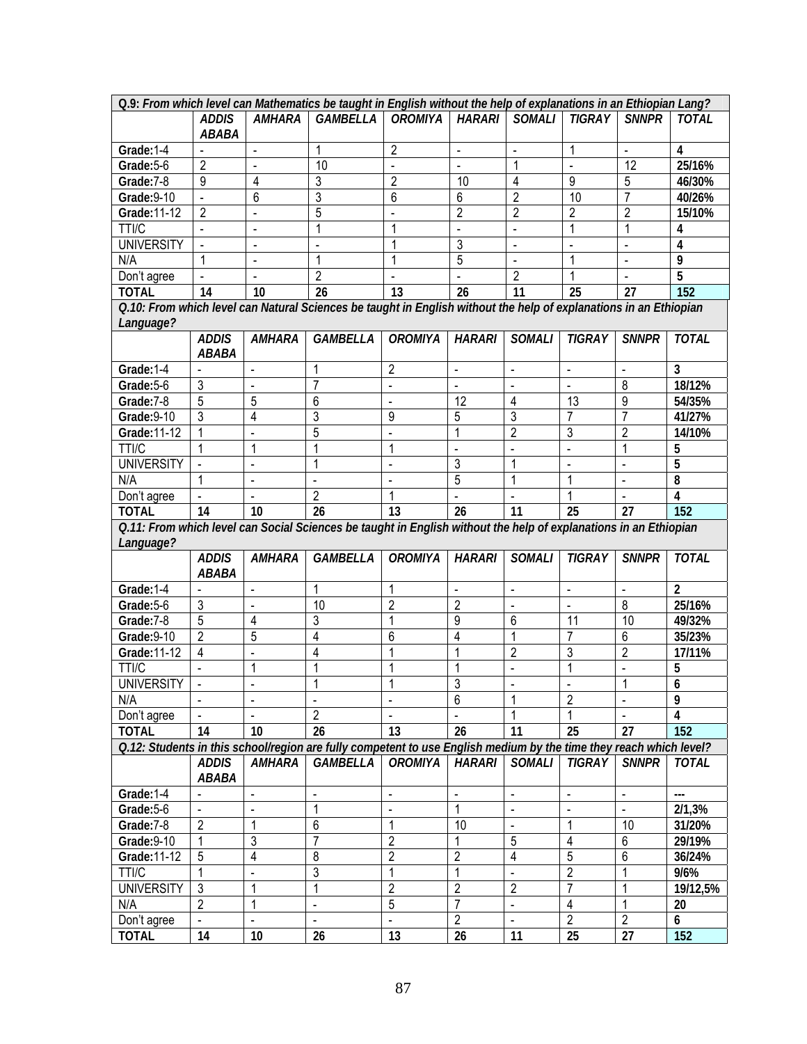| **Q.9:** ***From which level can Mathematics be taught in English without the help of explanations in an Ethiopian Lang?*** | | | | | | | | | |
|---|---|---|---|---|---|---|---|---|---|
| | ***ADDIS ABABA*** | ***AMHARA*** | ***GAMBELLA*** | ***OROMIYA*** | ***HARARI*** | ***SOMALI*** | ***TIGRAY*** | ***SNNPR*** | ***TOTAL*** |
| **Grade:**1-4 | - | - | 1 | 2 | - | - | 1 | - | **4** |
| **Grade:**5-6 | 2 | - | 10 | - | - | 1 | - | 12 | **25/16%** |
| **Grade:**7-8 | 9 | 4 | 3 | 2 | 10 | 4 | 9 | 5 | **46/30%** |
| **Grade:**9-10 | - | 6 | 3 | 6 | 6 | 2 | 10 | 7 | **40/26%** |
| **Grade:**11-12 | 2 | - | 5 | - | 2 | 2 | 2 | 2 | **15/10%** |
| TTI/C | - | - | 1 | 1 | - | - | 1 | 1 | **4** |
| UNIVERSITY | - | - | - | 1 | 3 | - | - | - | **4** |
| N/A | 1 | - | 1 | 1 | 5 | - | 1 | - | **9** |
| Don't agree | - | - | 2 | - | - | 2 | 1 | - | **5** |
| **TOTAL** | **14** | **10** | **26** | **13** | **26** | **11** | **25** | **27** | **152** |

| ***Q.10: From which level can Natural Sciences be taught in English without the help of explanations in an Ethiopian Language?*** | | | | | | | | | |
|---|---|---|---|---|---|---|---|---|---|
| | ***ADDIS ABABA*** | ***AMHARA*** | ***GAMBELLA*** | ***OROMIYA*** | ***HARARI*** | ***SOMALI*** | ***TIGRAY*** | ***SNNPR*** | ***TOTAL*** |
| **Grade:**1-4 | - | - | 1 | 2 | - | - | - | - | **3** |
| **Grade:**5-6 | 3 | - | 7 | - | - | - | - | 8 | **18/12%** |
| **Grade:**7-8 | 5 | 5 | 6 | - | 12 | 4 | 13 | 9 | **54/35%** |
| **Grade:**9-10 | 3 | 4 | 3 | 9 | 5 | 3 | 7 | 7 | **41/27%** |
| **Grade:**11-12 | 1 | - | 5 | - | 1 | 2 | 3 | 2 | **14/10%** |
| TTI/C | 1 | 1 | 1 | 1 | - | - | - | 1 | **5** |
| UNIVERSITY | - | - | 1 | - | 3 | 1 | - | - | **5** |
| N/A | 1 | - | - | - | 5 | 1 | 1 | - | **8** |
| Don't agree | - | - | 2 | 1 | - | - | 1 | - | **4** |
| **TOTAL** | **14** | **10** | **26** | **13** | **26** | **11** | **25** | **27** | **152** |

| ***Q.11: From which level can Social Sciences be taught in English without the help of explanations in an Ethiopian Language?*** | | | | | | | | | |
|---|---|---|---|---|---|---|---|---|---|
| | ***ADDIS ABABA*** | ***AMHARA*** | ***GAMBELLA*** | ***OROMIYA*** | ***HARARI*** | ***SOMALI*** | ***TIGRAY*** | ***SNNPR*** | ***TOTAL*** |
| **Grade:**1-4 | - | - | 1 | 1 | - | - | - | - | **2** |
| **Grade:**5-6 | 3 | - | 10 | 2 | 2 | - | - | 8 | **25/16%** |
| **Grade:**7-8 | 5 | 4 | 3 | 1 | 9 | 6 | 11 | 10 | **49/32%** |
| **Grade:**9-10 | 2 | 5 | 4 | 6 | 4 | 1 | 7 | 6 | **35/23%** |
| **Grade:**11-12 | 4 | - | 4 | 1 | 1 | 2 | 3 | 2 | **17/11%** |
| TTI/C | - | 1 | 1 | 1 | 1 | - | 1 | - | **5** |
| UNIVERSITY | - | - | 1 | 1 | 3 | - | - | 1 | **6** |
| N/A | - | - | - | - | 6 | 1 | 2 | - | **9** |
| Don't agree | - | - | 2 | - | - | 1 | 1 | - | **4** |
| **TOTAL** | **14** | **10** | **26** | **13** | **26** | **11** | **25** | **27** | **152** |

| ***Q.12: Students in this school/region are fully competent to use English medium by the time they reach which level?*** | | | | | | | | | |
|---|---|---|---|---|---|---|---|---|---|
| | ***ADDIS ABABA*** | ***AMHARA*** | ***GAMBELLA*** | ***OROMIYA*** | ***HARARI*** | ***SOMALI*** | ***TIGRAY*** | ***SNNPR*** | ***TOTAL*** |
| **Grade:**1-4 | - | - | - | - | - | - | - | - | **---** |
| **Grade:**5-6 | - | - | 1 | - | 1 | - | - | - | **2/1,3%** |
| **Grade:**7-8 | 2 | 1 | 6 | 1 | 10 | - | 1 | 10 | **31/20%** |
| **Grade:**9-10 | 1 | 3 | 7 | 2 | 1 | 5 | 4 | 6 | **29/19%** |
| **Grade:**11-12 | 5 | 4 | 8 | 2 | 2 | 4 | 5 | 6 | **36/24%** |
| TTI/C | 1 | - | 3 | 1 | 1 | - | 2 | 1 | **9/6%** |
| UNIVERSITY | 3 | 1 | 1 | 2 | 2 | 2 | 7 | 1 | **19/12,5%** |
| N/A | 2 | 1 | - | 5 | 7 | - | 4 | 1 | **20** |
| Don't agree | - | - | - | - | 2 | - | 2 | 2 | **6** |
| **TOTAL** | **14** | **10** | **26** | **13** | **26** | **11** | **25** | **27** | **152** |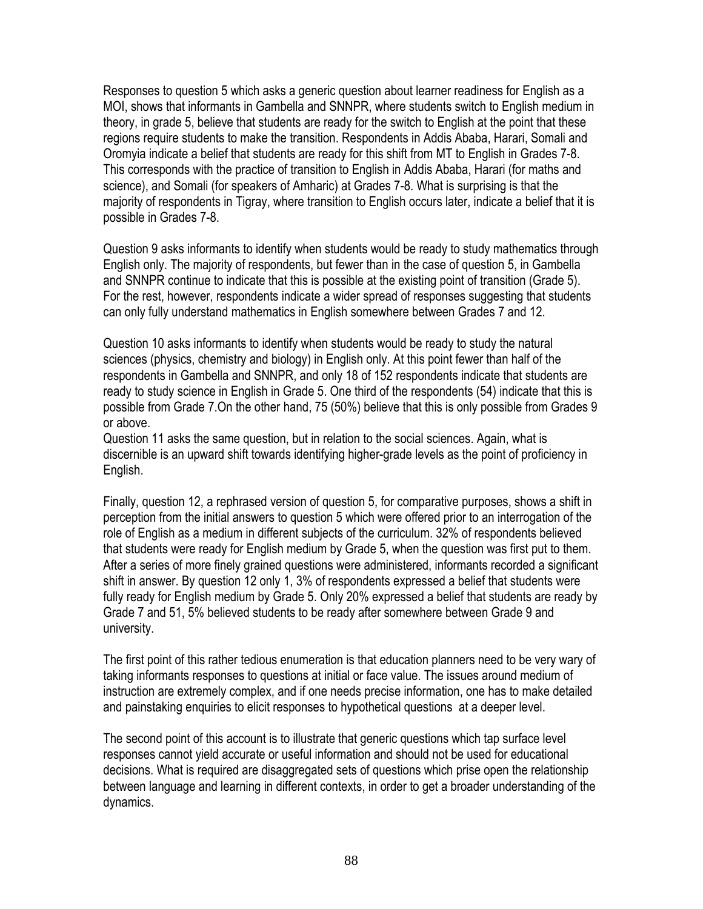Responses to question 5 which asks a generic question about learner readiness for English as a MOI, shows that informants in Gambella and SNNPR, where students switch to English medium in theory, in grade 5, believe that students are ready for the switch to English at the point that these regions require students to make the transition. Respondents in Addis Ababa, Harari, Somali and Oromyia indicate a belief that students are ready for this shift from MT to English in Grades 7-8. This corresponds with the practice of transition to English in Addis Ababa, Harari (for maths and science), and Somali (for speakers of Amharic) at Grades 7-8. What is surprising is that the majority of respondents in Tigray, where transition to English occurs later, indicate a belief that it is possible in Grades 7-8.

Question 9 asks informants to identify when students would be ready to study mathematics through English only. The majority of respondents, but fewer than in the case of question 5, in Gambella and SNNPR continue to indicate that this is possible at the existing point of transition (Grade 5). For the rest, however, respondents indicate a wider spread of responses suggesting that students can only fully understand mathematics in English somewhere between Grades 7 and 12.

Question 10 asks informants to identify when students would be ready to study the natural sciences (physics, chemistry and biology) in English only. At this point fewer than half of the respondents in Gambella and SNNPR, and only 18 of 152 respondents indicate that students are ready to study science in English in Grade 5. One third of the respondents (54) indicate that this is possible from Grade 7.On the other hand, 75 (50%) believe that this is only possible from Grades 9 or above.
Question 11 asks the same question, but in relation to the social sciences. Again, what is discernible is an upward shift towards identifying higher-grade levels as the point of proficiency in English.

Finally, question 12, a rephrased version of question 5, for comparative purposes, shows a shift in perception from the initial answers to question 5 which were offered prior to an interrogation of the role of English as a medium in different subjects of the curriculum. 32% of respondents believed that students were ready for English medium by Grade 5, when the question was first put to them. After a series of more finely grained questions were administered, informants recorded a significant shift in answer. By question 12 only 1, 3% of respondents expressed a belief that students were fully ready for English medium by Grade 5. Only 20% expressed a belief that students are ready by Grade 7 and 51, 5% believed students to be ready after somewhere between Grade 9 and university.

The first point of this rather tedious enumeration is that education planners need to be very wary of taking informants responses to questions at initial or face value. The issues around medium of instruction are extremely complex, and if one needs precise information, one has to make detailed and painstaking enquiries to elicit responses to hypothetical questions at a deeper level.

The second point of this account is to illustrate that generic questions which tap surface level responses cannot yield accurate or useful information and should not be used for educational decisions. What is required are disaggregated sets of questions which prise open the relationship between language and learning in different contexts, in order to get a broader understanding of the dynamics.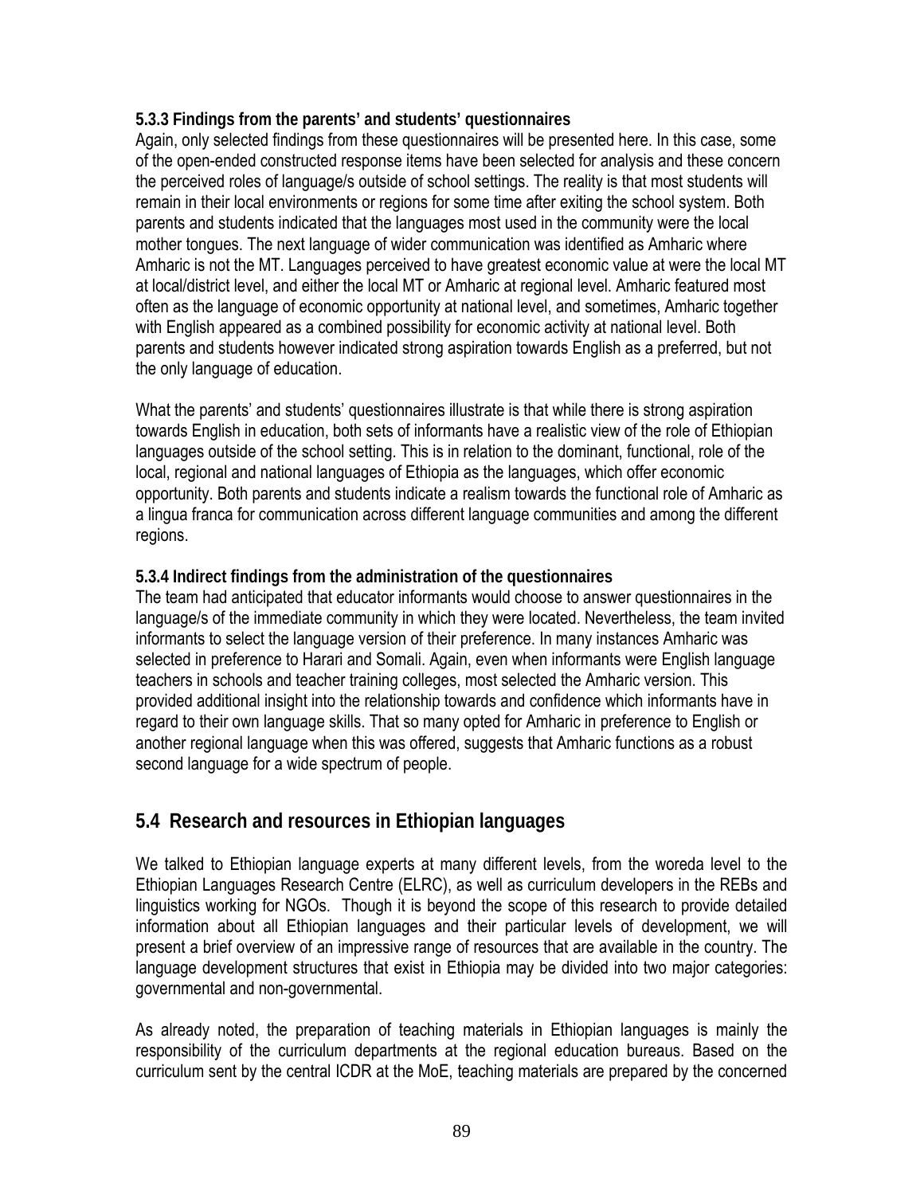#### 5.3.3 Findings from the parents' and students' questionnaires

Again, only selected findings from these questionnaires will be presented here. In this case, some of the open-ended constructed response items have been selected for analysis and these concern the perceived roles of language/s outside of school settings. The reality is that most students will remain in their local environments or regions for some time after exiting the school system. Both parents and students indicated that the languages most used in the community were the local mother tongues. The next language of wider communication was identified as Amharic where Amharic is not the MT. Languages perceived to have greatest economic value at were the local MT at local/district level, and either the local MT or Amharic at regional level. Amharic featured most often as the language of economic opportunity at national level, and sometimes, Amharic together with English appeared as a combined possibility for economic activity at national level. Both parents and students however indicated strong aspiration towards English as a preferred, but not the only language of education.

What the parents' and students' questionnaires illustrate is that while there is strong aspiration towards English in education, both sets of informants have a realistic view of the role of Ethiopian languages outside of the school setting. This is in relation to the dominant, functional, role of the local, regional and national languages of Ethiopia as the languages, which offer economic opportunity. Both parents and students indicate a realism towards the functional role of Amharic as a lingua franca for communication across different language communities and among the different regions.

#### 5.3.4 Indirect findings from the administration of the questionnaires

The team had anticipated that educator informants would choose to answer questionnaires in the language/s of the immediate community in which they were located. Nevertheless, the team invited informants to select the language version of their preference. In many instances Amharic was selected in preference to Harari and Somali. Again, even when informants were English language teachers in schools and teacher training colleges, most selected the Amharic version. This provided additional insight into the relationship towards and confidence which informants have in regard to their own language skills. That so many opted for Amharic in preference to English or another regional language when this was offered, suggests that Amharic functions as a robust second language for a wide spectrum of people.

### 5.4 Research and resources in Ethiopian languages

We talked to Ethiopian language experts at many different levels, from the woreda level to the Ethiopian Languages Research Centre (ELRC), as well as curriculum developers in the REBs and linguistics working for NGOs. Though it is beyond the scope of this research to provide detailed information about all Ethiopian languages and their particular levels of development, we will present a brief overview of an impressive range of resources that are available in the country. The language development structures that exist in Ethiopia may be divided into two major categories: governmental and non-governmental.

As already noted, the preparation of teaching materials in Ethiopian languages is mainly the responsibility of the curriculum departments at the regional education bureaus. Based on the curriculum sent by the central ICDR at the MoE, teaching materials are prepared by the concerned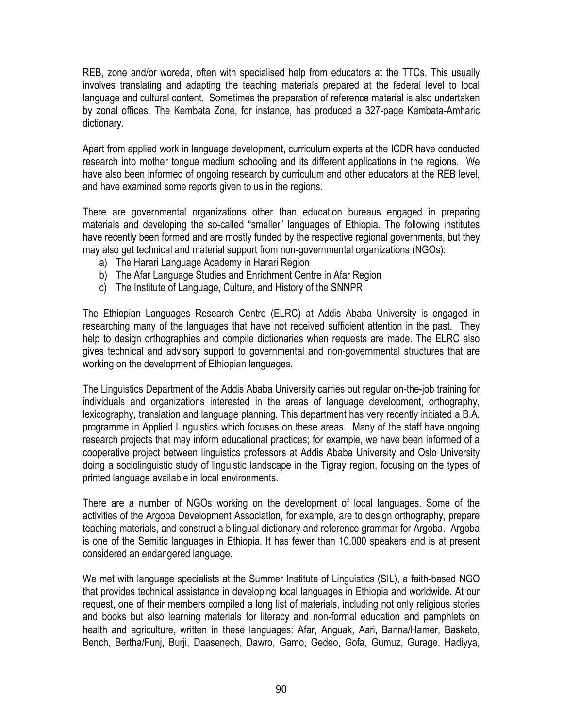REB, zone and/or woreda, often with specialised help from educators at the TTCs. This usually involves translating and adapting the teaching materials prepared at the federal level to local language and cultural content. Sometimes the preparation of reference material is also undertaken by zonal offices. The Kembata Zone, for instance, has produced a 327-page Kembata-Amharic dictionary.

Apart from applied work in language development, curriculum experts at the ICDR have conducted research into mother tongue medium schooling and its different applications in the regions. We have also been informed of ongoing research by curriculum and other educators at the REB level, and have examined some reports given to us in the regions.

There are governmental organizations other than education bureaus engaged in preparing materials and developing the so-called "smaller" languages of Ethiopia. The following institutes have recently been formed and are mostly funded by the respective regional governments, but they may also get technical and material support from non-governmental organizations (NGOs):

a) The Harari Language Academy in Harari Region
b) The Afar Language Studies and Enrichment Centre in Afar Region
c) The Institute of Language, Culture, and History of the SNNPR

The Ethiopian Languages Research Centre (ELRC) at Addis Ababa University is engaged in researching many of the languages that have not received sufficient attention in the past. They help to design orthographies and compile dictionaries when requests are made. The ELRC also gives technical and advisory support to governmental and non-governmental structures that are working on the development of Ethiopian languages.

The Linguistics Department of the Addis Ababa University carries out regular on-the-job training for individuals and organizations interested in the areas of language development, orthography, lexicography, translation and language planning. This department has very recently initiated a B.A. programme in Applied Linguistics which focuses on these areas. Many of the staff have ongoing research projects that may inform educational practices; for example, we have been informed of a cooperative project between linguistics professors at Addis Ababa University and Oslo University doing a sociolinguistic study of linguistic landscape in the Tigray region, focusing on the types of printed language available in local environments.

There are a number of NGOs working on the development of local languages. Some of the activities of the Argoba Development Association, for example, are to design orthography, prepare teaching materials, and construct a bilingual dictionary and reference grammar for Argoba. Argoba is one of the Semitic languages in Ethiopia. It has fewer than 10,000 speakers and is at present considered an endangered language.

We met with language specialists at the Summer Institute of Linguistics (SIL), a faith-based NGO that provides technical assistance in developing local languages in Ethiopia and worldwide. At our request, one of their members compiled a long list of materials, including not only religious stories and books but also learning materials for literacy and non-formal education and pamphlets on health and agriculture, written in these languages: Afar, Anguak, Aari, Banna/Hamer, Basketo, Bench, Bertha/Funj, Burji, Daasenech, Dawro, Gamo, Gedeo, Gofa, Gumuz, Gurage, Hadiyya,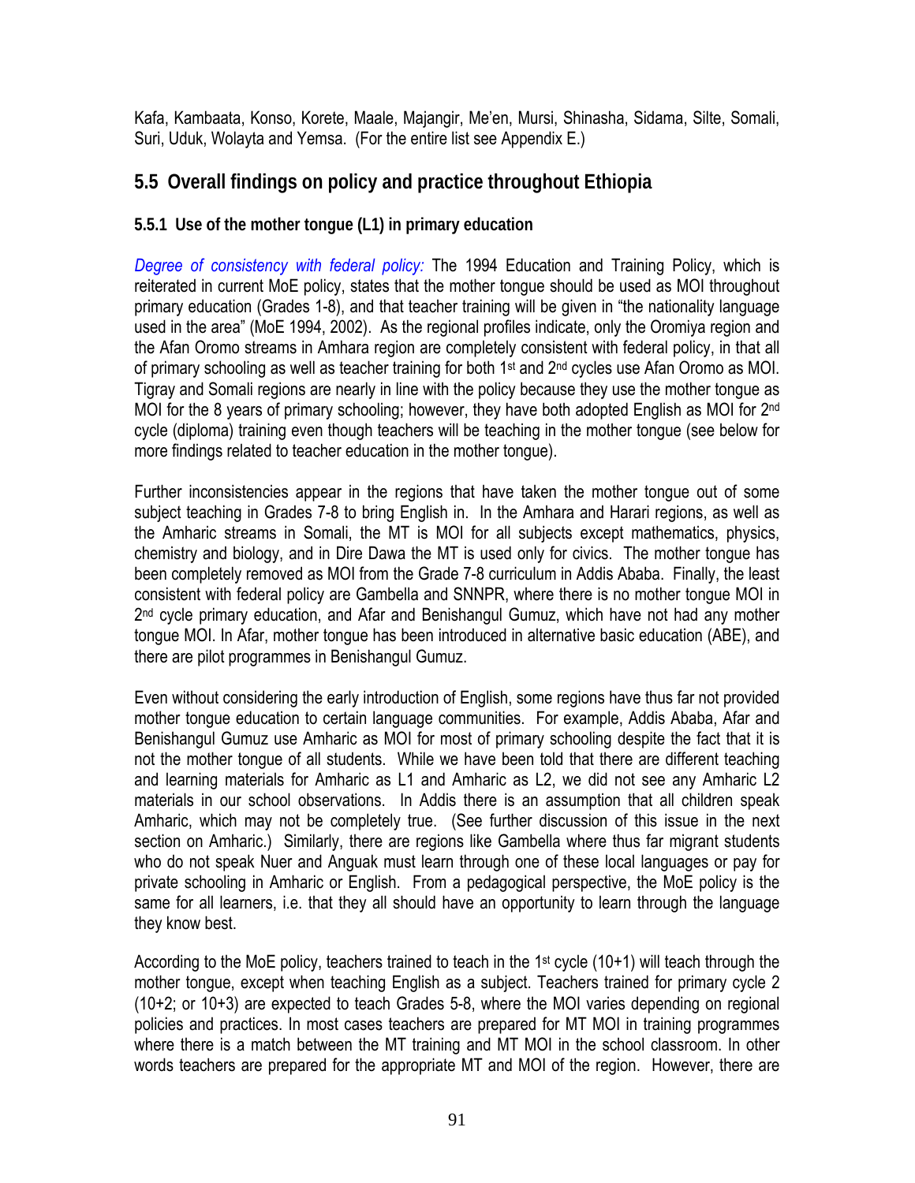Kafa, Kambaata, Konso, Korete, Maale, Majangir, Me'en, Mursi, Shinasha, Sidama, Silte, Somali, Suri, Uduk, Wolayta and Yemsa. (For the entire list see Appendix E.)

## 5.5 Overall findings on policy and practice throughout Ethiopia

### 5.5.1 Use of the mother tongue (L1) in primary education

*Degree of consistency with federal policy:* The 1994 Education and Training Policy, which is reiterated in current MoE policy, states that the mother tongue should be used as MOI throughout primary education (Grades 1-8), and that teacher training will be given in "the nationality language used in the area" (MoE 1994, 2002). As the regional profiles indicate, only the Oromiya region and the Afan Oromo streams in Amhara region are completely consistent with federal policy, in that all of primary schooling as well as teacher training for both 1st and 2nd cycles use Afan Oromo as MOI. Tigray and Somali regions are nearly in line with the policy because they use the mother tongue as MOI for the 8 years of primary schooling; however, they have both adopted English as MOI for 2nd cycle (diploma) training even though teachers will be teaching in the mother tongue (see below for more findings related to teacher education in the mother tongue).

Further inconsistencies appear in the regions that have taken the mother tongue out of some subject teaching in Grades 7-8 to bring English in. In the Amhara and Harari regions, as well as the Amharic streams in Somali, the MT is MOI for all subjects except mathematics, physics, chemistry and biology, and in Dire Dawa the MT is used only for civics. The mother tongue has been completely removed as MOI from the Grade 7-8 curriculum in Addis Ababa. Finally, the least consistent with federal policy are Gambella and SNNPR, where there is no mother tongue MOI in 2nd cycle primary education, and Afar and Benishangul Gumuz, which have not had any mother tongue MOI. In Afar, mother tongue has been introduced in alternative basic education (ABE), and there are pilot programmes in Benishangul Gumuz.

Even without considering the early introduction of English, some regions have thus far not provided mother tongue education to certain language communities. For example, Addis Ababa, Afar and Benishangul Gumuz use Amharic as MOI for most of primary schooling despite the fact that it is not the mother tongue of all students. While we have been told that there are different teaching and learning materials for Amharic as L1 and Amharic as L2, we did not see any Amharic L2 materials in our school observations. In Addis there is an assumption that all children speak Amharic, which may not be completely true. (See further discussion of this issue in the next section on Amharic.) Similarly, there are regions like Gambella where thus far migrant students who do not speak Nuer and Anguak must learn through one of these local languages or pay for private schooling in Amharic or English. From a pedagogical perspective, the MoE policy is the same for all learners, i.e. that they all should have an opportunity to learn through the language they know best.

According to the MoE policy, teachers trained to teach in the 1st cycle (10+1) will teach through the mother tongue, except when teaching English as a subject. Teachers trained for primary cycle 2 (10+2; or 10+3) are expected to teach Grades 5-8, where the MOI varies depending on regional policies and practices. In most cases teachers are prepared for MT MOI in training programmes where there is a match between the MT training and MT MOI in the school classroom. In other words teachers are prepared for the appropriate MT and MOI of the region. However, there are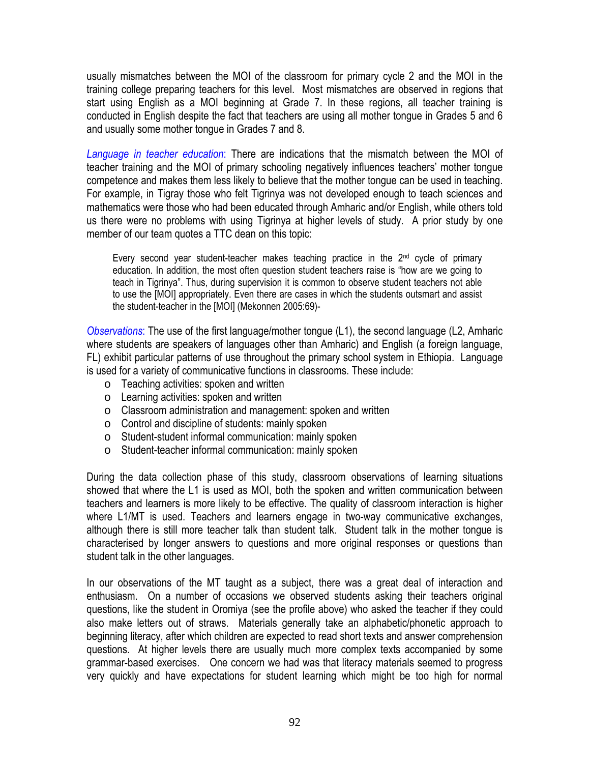usually mismatches between the MOI of the classroom for primary cycle 2 and the MOI in the training college preparing teachers for this level. Most mismatches are observed in regions that start using English as a MOI beginning at Grade 7. In these regions, all teacher training is conducted in English despite the fact that teachers are using all mother tongue in Grades 5 and 6 and usually some mother tongue in Grades 7 and 8.

*Language in teacher education*: There are indications that the mismatch between the MOI of teacher training and the MOI of primary schooling negatively influences teachers' mother tongue competence and makes them less likely to believe that the mother tongue can be used in teaching. For example, in Tigray those who felt Tigrinya was not developed enough to teach sciences and mathematics were those who had been educated through Amharic and/or English, while others told us there were no problems with using Tigrinya at higher levels of study. A prior study by one member of our team quotes a TTC dean on this topic:

> Every second year student-teacher makes teaching practice in the 2nd cycle of primary education. In addition, the most often question student teachers raise is "how are we going to teach in Tigrinya". Thus, during supervision it is common to observe student teachers not able to use the [MOI] appropriately. Even there are cases in which the students outsmart and assist the student-teacher in the [MOI] (Mekonnen 2005:69)-

*Observations*: The use of the first language/mother tongue (L1), the second language (L2, Amharic where students are speakers of languages other than Amharic) and English (a foreign language, FL) exhibit particular patterns of use throughout the primary school system in Ethiopia. Language is used for a variety of communicative functions in classrooms. These include:

- Teaching activities: spoken and written
- Learning activities: spoken and written
- Classroom administration and management: spoken and written
- Control and discipline of students: mainly spoken
- Student-student informal communication: mainly spoken
- Student-teacher informal communication: mainly spoken

During the data collection phase of this study, classroom observations of learning situations showed that where the L1 is used as MOI, both the spoken and written communication between teachers and learners is more likely to be effective. The quality of classroom interaction is higher where L1/MT is used. Teachers and learners engage in two-way communicative exchanges, although there is still more teacher talk than student talk. Student talk in the mother tongue is characterised by longer answers to questions and more original responses or questions than student talk in the other languages.

In our observations of the MT taught as a subject, there was a great deal of interaction and enthusiasm. On a number of occasions we observed students asking their teachers original questions, like the student in Oromiya (see the profile above) who asked the teacher if they could also make letters out of straws. Materials generally take an alphabetic/phonetic approach to beginning literacy, after which children are expected to read short texts and answer comprehension questions. At higher levels there are usually much more complex texts accompanied by some grammar-based exercises. One concern we had was that literacy materials seemed to progress very quickly and have expectations for student learning which might be too high for normal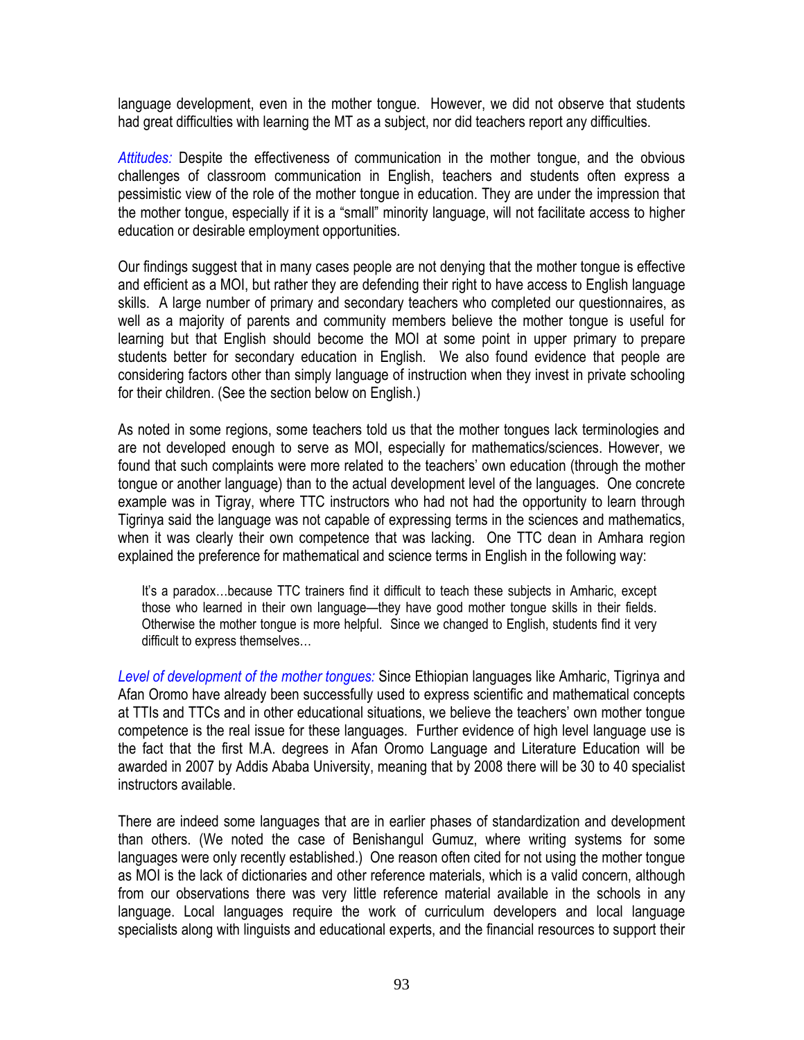language development, even in the mother tongue. However, we did not observe that students had great difficulties with learning the MT as a subject, nor did teachers report any difficulties.

*Attitudes:* Despite the effectiveness of communication in the mother tongue, and the obvious challenges of classroom communication in English, teachers and students often express a pessimistic view of the role of the mother tongue in education. They are under the impression that the mother tongue, especially if it is a "small" minority language, will not facilitate access to higher education or desirable employment opportunities.

Our findings suggest that in many cases people are not denying that the mother tongue is effective and efficient as a MOI, but rather they are defending their right to have access to English language skills. A large number of primary and secondary teachers who completed our questionnaires, as well as a majority of parents and community members believe the mother tongue is useful for learning but that English should become the MOI at some point in upper primary to prepare students better for secondary education in English. We also found evidence that people are considering factors other than simply language of instruction when they invest in private schooling for their children. (See the section below on English.)

As noted in some regions, some teachers told us that the mother tongues lack terminologies and are not developed enough to serve as MOI, especially for mathematics/sciences. However, we found that such complaints were more related to the teachers' own education (through the mother tongue or another language) than to the actual development level of the languages. One concrete example was in Tigray, where TTC instructors who had not had the opportunity to learn through Tigrinya said the language was not capable of expressing terms in the sciences and mathematics, when it was clearly their own competence that was lacking. One TTC dean in Amhara region explained the preference for mathematical and science terms in English in the following way:

> It's a paradox…because TTC trainers find it difficult to teach these subjects in Amharic, except those who learned in their own language—they have good mother tongue skills in their fields. Otherwise the mother tongue is more helpful. Since we changed to English, students find it very difficult to express themselves…

*Level of development of the mother tongues:* Since Ethiopian languages like Amharic, Tigrinya and Afan Oromo have already been successfully used to express scientific and mathematical concepts at TTIs and TTCs and in other educational situations, we believe the teachers' own mother tongue competence is the real issue for these languages. Further evidence of high level language use is the fact that the first M.A. degrees in Afan Oromo Language and Literature Education will be awarded in 2007 by Addis Ababa University, meaning that by 2008 there will be 30 to 40 specialist instructors available.

There are indeed some languages that are in earlier phases of standardization and development than others. (We noted the case of Benishangul Gumuz, where writing systems for some languages were only recently established.) One reason often cited for not using the mother tongue as MOI is the lack of dictionaries and other reference materials, which is a valid concern, although from our observations there was very little reference material available in the schools in any language. Local languages require the work of curriculum developers and local language specialists along with linguists and educational experts, and the financial resources to support their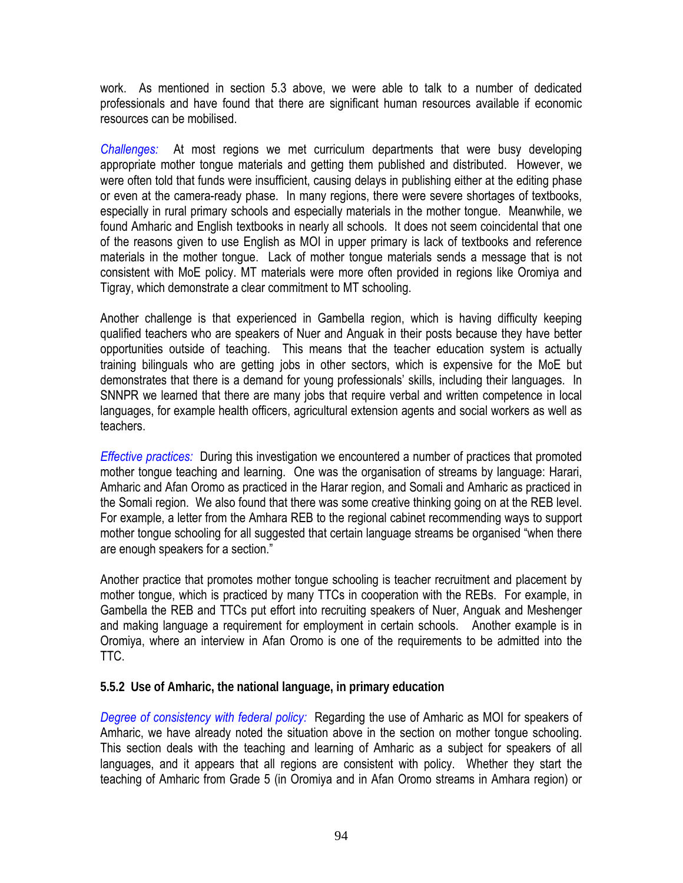work. As mentioned in section 5.3 above, we were able to talk to a number of dedicated professionals and have found that there are significant human resources available if economic resources can be mobilised.

*Challenges:* At most regions we met curriculum departments that were busy developing appropriate mother tongue materials and getting them published and distributed. However, we were often told that funds were insufficient, causing delays in publishing either at the editing phase or even at the camera-ready phase. In many regions, there were severe shortages of textbooks, especially in rural primary schools and especially materials in the mother tongue. Meanwhile, we found Amharic and English textbooks in nearly all schools. It does not seem coincidental that one of the reasons given to use English as MOI in upper primary is lack of textbooks and reference materials in the mother tongue. Lack of mother tongue materials sends a message that is not consistent with MoE policy. MT materials were more often provided in regions like Oromiya and Tigray, which demonstrate a clear commitment to MT schooling.

Another challenge is that experienced in Gambella region, which is having difficulty keeping qualified teachers who are speakers of Nuer and Anguak in their posts because they have better opportunities outside of teaching. This means that the teacher education system is actually training bilinguals who are getting jobs in other sectors, which is expensive for the MoE but demonstrates that there is a demand for young professionals' skills, including their languages. In SNNPR we learned that there are many jobs that require verbal and written competence in local languages, for example health officers, agricultural extension agents and social workers as well as teachers.

*Effective practices:* During this investigation we encountered a number of practices that promoted mother tongue teaching and learning. One was the organisation of streams by language: Harari, Amharic and Afan Oromo as practiced in the Harar region, and Somali and Amharic as practiced in the Somali region. We also found that there was some creative thinking going on at the REB level. For example, a letter from the Amhara REB to the regional cabinet recommending ways to support mother tongue schooling for all suggested that certain language streams be organised "when there are enough speakers for a section."

Another practice that promotes mother tongue schooling is teacher recruitment and placement by mother tongue, which is practiced by many TTCs in cooperation with the REBs. For example, in Gambella the REB and TTCs put effort into recruiting speakers of Nuer, Anguak and Meshenger and making language a requirement for employment in certain schools. Another example is in Oromiya, where an interview in Afan Oromo is one of the requirements to be admitted into the TTC.

### 5.5.2 Use of Amharic, the national language, in primary education

*Degree of consistency with federal policy:* Regarding the use of Amharic as MOI for speakers of Amharic, we have already noted the situation above in the section on mother tongue schooling. This section deals with the teaching and learning of Amharic as a subject for speakers of all languages, and it appears that all regions are consistent with policy. Whether they start the teaching of Amharic from Grade 5 (in Oromiya and in Afan Oromo streams in Amhara region) or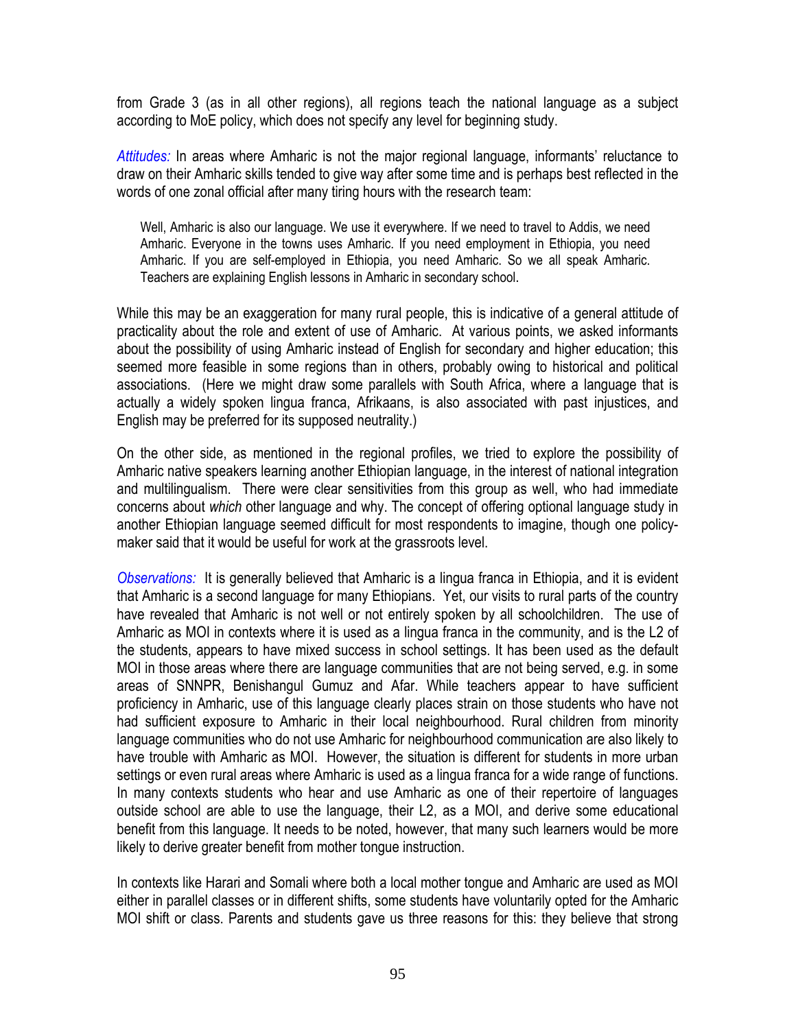from Grade 3 (as in all other regions), all regions teach the national language as a subject according to MoE policy, which does not specify any level for beginning study.

*Attitudes:* In areas where Amharic is not the major regional language, informants' reluctance to draw on their Amharic skills tended to give way after some time and is perhaps best reflected in the words of one zonal official after many tiring hours with the research team:

> Well, Amharic is also our language. We use it everywhere. If we need to travel to Addis, we need Amharic. Everyone in the towns uses Amharic. If you need employment in Ethiopia, you need Amharic. If you are self-employed in Ethiopia, you need Amharic. So we all speak Amharic. Teachers are explaining English lessons in Amharic in secondary school.

While this may be an exaggeration for many rural people, this is indicative of a general attitude of practicality about the role and extent of use of Amharic. At various points, we asked informants about the possibility of using Amharic instead of English for secondary and higher education; this seemed more feasible in some regions than in others, probably owing to historical and political associations. (Here we might draw some parallels with South Africa, where a language that is actually a widely spoken lingua franca, Afrikaans, is also associated with past injustices, and English may be preferred for its supposed neutrality.)

On the other side, as mentioned in the regional profiles, we tried to explore the possibility of Amharic native speakers learning another Ethiopian language, in the interest of national integration and multilingualism. There were clear sensitivities from this group as well, who had immediate concerns about *which* other language and why. The concept of offering optional language study in another Ethiopian language seemed difficult for most respondents to imagine, though one policy-maker said that it would be useful for work at the grassroots level.

*Observations:* It is generally believed that Amharic is a lingua franca in Ethiopia, and it is evident that Amharic is a second language for many Ethiopians. Yet, our visits to rural parts of the country have revealed that Amharic is not well or not entirely spoken by all schoolchildren. The use of Amharic as MOI in contexts where it is used as a lingua franca in the community, and is the L2 of the students, appears to have mixed success in school settings. It has been used as the default MOI in those areas where there are language communities that are not being served, e.g. in some areas of SNNPR, Benishangul Gumuz and Afar. While teachers appear to have sufficient proficiency in Amharic, use of this language clearly places strain on those students who have not had sufficient exposure to Amharic in their local neighbourhood. Rural children from minority language communities who do not use Amharic for neighbourhood communication are also likely to have trouble with Amharic as MOI. However, the situation is different for students in more urban settings or even rural areas where Amharic is used as a lingua franca for a wide range of functions. In many contexts students who hear and use Amharic as one of their repertoire of languages outside school are able to use the language, their L2, as a MOI, and derive some educational benefit from this language. It needs to be noted, however, that many such learners would be more likely to derive greater benefit from mother tongue instruction.

In contexts like Harari and Somali where both a local mother tongue and Amharic are used as MOI either in parallel classes or in different shifts, some students have voluntarily opted for the Amharic MOI shift or class. Parents and students gave us three reasons for this: they believe that strong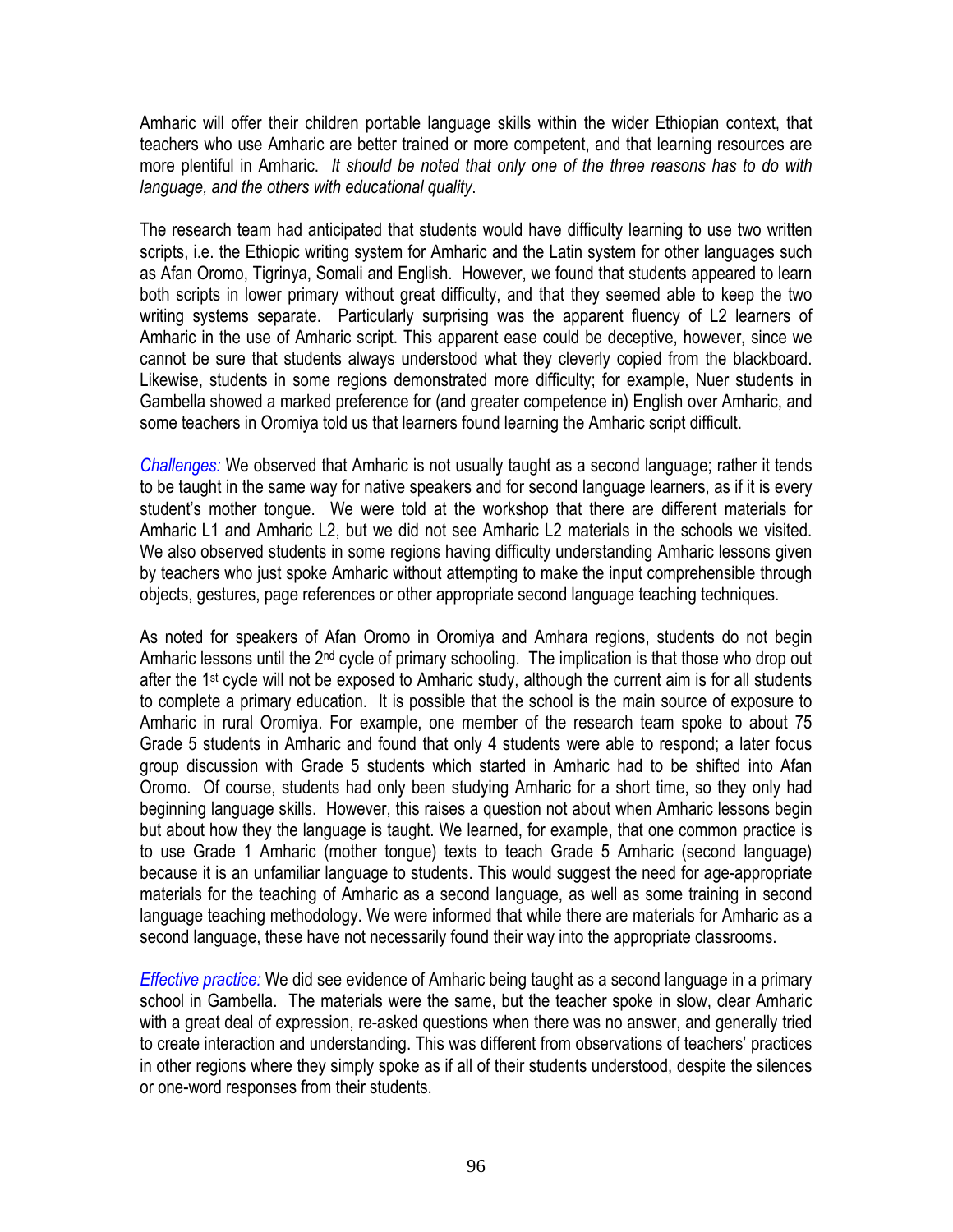Amharic will offer their children portable language skills within the wider Ethiopian context, that teachers who use Amharic are better trained or more competent, and that learning resources are more plentiful in Amharic. *It should be noted that only one of the three reasons has to do with language, and the others with educational quality*.

The research team had anticipated that students would have difficulty learning to use two written scripts, i.e. the Ethiopic writing system for Amharic and the Latin system for other languages such as Afan Oromo, Tigrinya, Somali and English. However, we found that students appeared to learn both scripts in lower primary without great difficulty, and that they seemed able to keep the two writing systems separate. Particularly surprising was the apparent fluency of L2 learners of Amharic in the use of Amharic script. This apparent ease could be deceptive, however, since we cannot be sure that students always understood what they cleverly copied from the blackboard. Likewise, students in some regions demonstrated more difficulty; for example, Nuer students in Gambella showed a marked preference for (and greater competence in) English over Amharic, and some teachers in Oromiya told us that learners found learning the Amharic script difficult.

*Challenges:* We observed that Amharic is not usually taught as a second language; rather it tends to be taught in the same way for native speakers and for second language learners, as if it is every student's mother tongue. We were told at the workshop that there are different materials for Amharic L1 and Amharic L2, but we did not see Amharic L2 materials in the schools we visited. We also observed students in some regions having difficulty understanding Amharic lessons given by teachers who just spoke Amharic without attempting to make the input comprehensible through objects, gestures, page references or other appropriate second language teaching techniques.

As noted for speakers of Afan Oromo in Oromiya and Amhara regions, students do not begin Amharic lessons until the 2nd cycle of primary schooling. The implication is that those who drop out after the 1st cycle will not be exposed to Amharic study, although the current aim is for all students to complete a primary education. It is possible that the school is the main source of exposure to Amharic in rural Oromiya. For example, one member of the research team spoke to about 75 Grade 5 students in Amharic and found that only 4 students were able to respond; a later focus group discussion with Grade 5 students which started in Amharic had to be shifted into Afan Oromo. Of course, students had only been studying Amharic for a short time, so they only had beginning language skills. However, this raises a question not about when Amharic lessons begin but about how they the language is taught. We learned, for example, that one common practice is to use Grade 1 Amharic (mother tongue) texts to teach Grade 5 Amharic (second language) because it is an unfamiliar language to students. This would suggest the need for age-appropriate materials for the teaching of Amharic as a second language, as well as some training in second language teaching methodology. We were informed that while there are materials for Amharic as a second language, these have not necessarily found their way into the appropriate classrooms.

*Effective practice:* We did see evidence of Amharic being taught as a second language in a primary school in Gambella. The materials were the same, but the teacher spoke in slow, clear Amharic with a great deal of expression, re-asked questions when there was no answer, and generally tried to create interaction and understanding. This was different from observations of teachers' practices in other regions where they simply spoke as if all of their students understood, despite the silences or one-word responses from their students.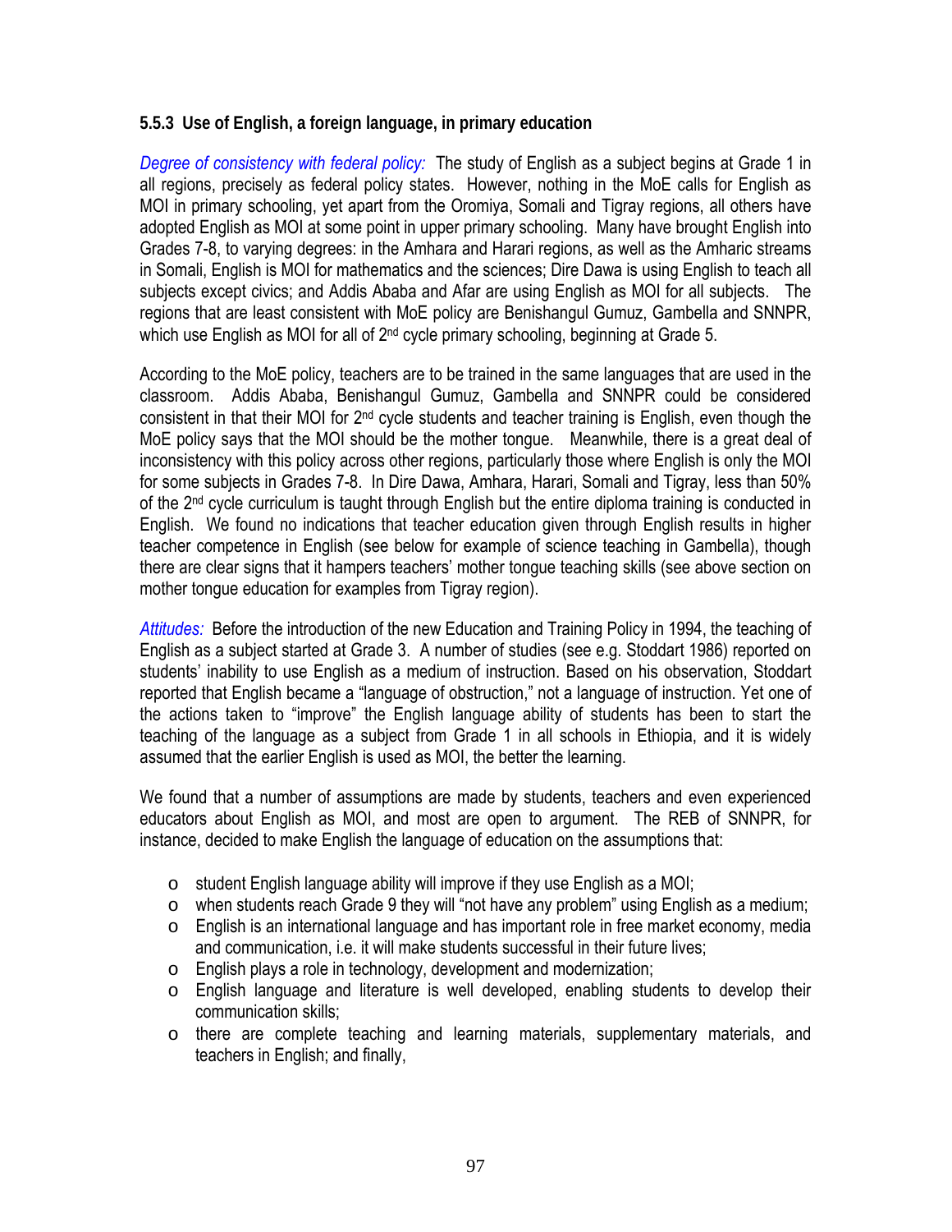### 5.5.3 Use of English, a foreign language, in primary education

*Degree of consistency with federal policy:* The study of English as a subject begins at Grade 1 in all regions, precisely as federal policy states. However, nothing in the MoE calls for English as MOI in primary schooling, yet apart from the Oromiya, Somali and Tigray regions, all others have adopted English as MOI at some point in upper primary schooling. Many have brought English into Grades 7-8, to varying degrees: in the Amhara and Harari regions, as well as the Amharic streams in Somali, English is MOI for mathematics and the sciences; Dire Dawa is using English to teach all subjects except civics; and Addis Ababa and Afar are using English as MOI for all subjects. The regions that are least consistent with MoE policy are Benishangul Gumuz, Gambella and SNNPR, which use English as MOI for all of 2nd cycle primary schooling, beginning at Grade 5.

According to the MoE policy, teachers are to be trained in the same languages that are used in the classroom. Addis Ababa, Benishangul Gumuz, Gambella and SNNPR could be considered consistent in that their MOI for 2nd cycle students and teacher training is English, even though the MoE policy says that the MOI should be the mother tongue. Meanwhile, there is a great deal of inconsistency with this policy across other regions, particularly those where English is only the MOI for some subjects in Grades 7-8. In Dire Dawa, Amhara, Harari, Somali and Tigray, less than 50% of the 2nd cycle curriculum is taught through English but the entire diploma training is conducted in English. We found no indications that teacher education given through English results in higher teacher competence in English (see below for example of science teaching in Gambella), though there are clear signs that it hampers teachers' mother tongue teaching skills (see above section on mother tongue education for examples from Tigray region).

*Attitudes:* Before the introduction of the new Education and Training Policy in 1994, the teaching of English as a subject started at Grade 3. A number of studies (see e.g. Stoddart 1986) reported on students' inability to use English as a medium of instruction. Based on his observation, Stoddart reported that English became a "language of obstruction," not a language of instruction. Yet one of the actions taken to "improve" the English language ability of students has been to start the teaching of the language as a subject from Grade 1 in all schools in Ethiopia, and it is widely assumed that the earlier English is used as MOI, the better the learning.

We found that a number of assumptions are made by students, teachers and even experienced educators about English as MOI, and most are open to argument. The REB of SNNPR, for instance, decided to make English the language of education on the assumptions that:

- student English language ability will improve if they use English as a MOI;
- when students reach Grade 9 they will "not have any problem" using English as a medium;
- English is an international language and has important role in free market economy, media and communication, i.e. it will make students successful in their future lives;
- English plays a role in technology, development and modernization;
- English language and literature is well developed, enabling students to develop their communication skills;
- there are complete teaching and learning materials, supplementary materials, and teachers in English; and finally,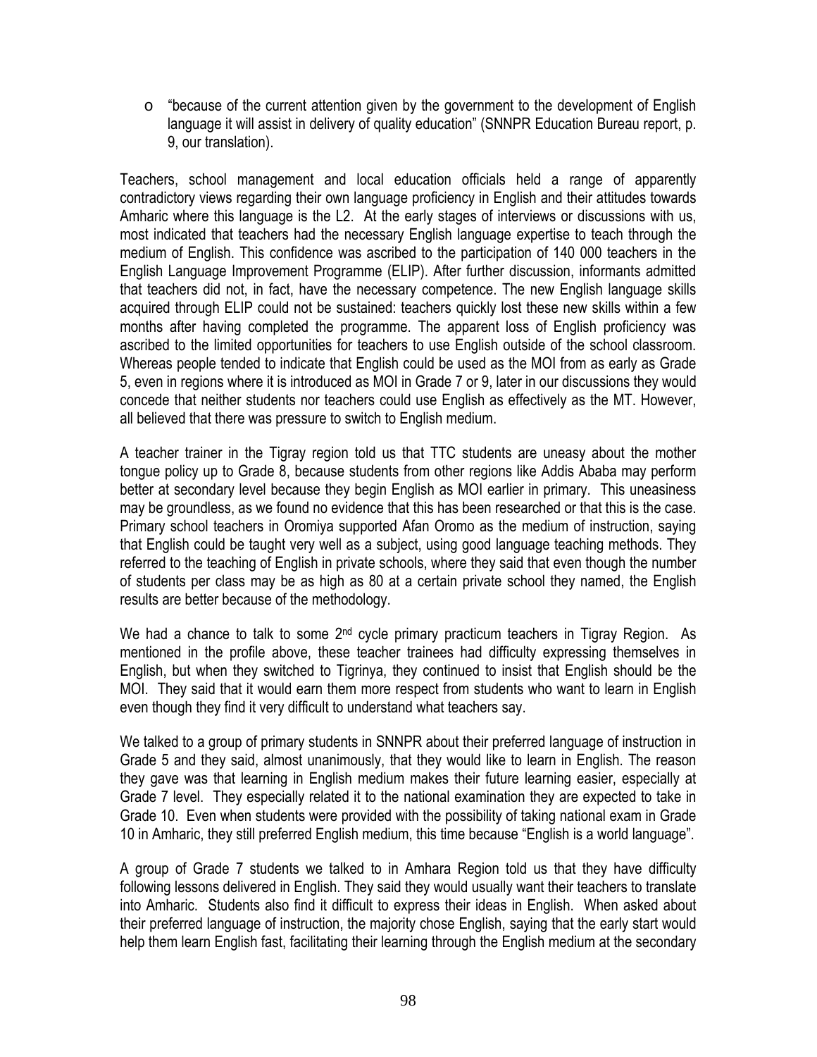- "because of the current attention given by the government to the development of English language it will assist in delivery of quality education" (SNNPR Education Bureau report, p. 9, our translation).

Teachers, school management and local education officials held a range of apparently contradictory views regarding their own language proficiency in English and their attitudes towards Amharic where this language is the L2. At the early stages of interviews or discussions with us, most indicated that teachers had the necessary English language expertise to teach through the medium of English. This confidence was ascribed to the participation of 140 000 teachers in the English Language Improvement Programme (ELIP). After further discussion, informants admitted that teachers did not, in fact, have the necessary competence. The new English language skills acquired through ELIP could not be sustained: teachers quickly lost these new skills within a few months after having completed the programme. The apparent loss of English proficiency was ascribed to the limited opportunities for teachers to use English outside of the school classroom. Whereas people tended to indicate that English could be used as the MOI from as early as Grade 5, even in regions where it is introduced as MOI in Grade 7 or 9, later in our discussions they would concede that neither students nor teachers could use English as effectively as the MT. However, all believed that there was pressure to switch to English medium.

A teacher trainer in the Tigray region told us that TTC students are uneasy about the mother tongue policy up to Grade 8, because students from other regions like Addis Ababa may perform better at secondary level because they begin English as MOI earlier in primary. This uneasiness may be groundless, as we found no evidence that this has been researched or that this is the case. Primary school teachers in Oromiya supported Afan Oromo as the medium of instruction, saying that English could be taught very well as a subject, using good language teaching methods. They referred to the teaching of English in private schools, where they said that even though the number of students per class may be as high as 80 at a certain private school they named, the English results are better because of the methodology.

We had a chance to talk to some 2nd cycle primary practicum teachers in Tigray Region. As mentioned in the profile above, these teacher trainees had difficulty expressing themselves in English, but when they switched to Tigrinya, they continued to insist that English should be the MOI. They said that it would earn them more respect from students who want to learn in English even though they find it very difficult to understand what teachers say.

We talked to a group of primary students in SNNPR about their preferred language of instruction in Grade 5 and they said, almost unanimously, that they would like to learn in English. The reason they gave was that learning in English medium makes their future learning easier, especially at Grade 7 level. They especially related it to the national examination they are expected to take in Grade 10. Even when students were provided with the possibility of taking national exam in Grade 10 in Amharic, they still preferred English medium, this time because "English is a world language".

A group of Grade 7 students we talked to in Amhara Region told us that they have difficulty following lessons delivered in English. They said they would usually want their teachers to translate into Amharic. Students also find it difficult to express their ideas in English. When asked about their preferred language of instruction, the majority chose English, saying that the early start would help them learn English fast, facilitating their learning through the English medium at the secondary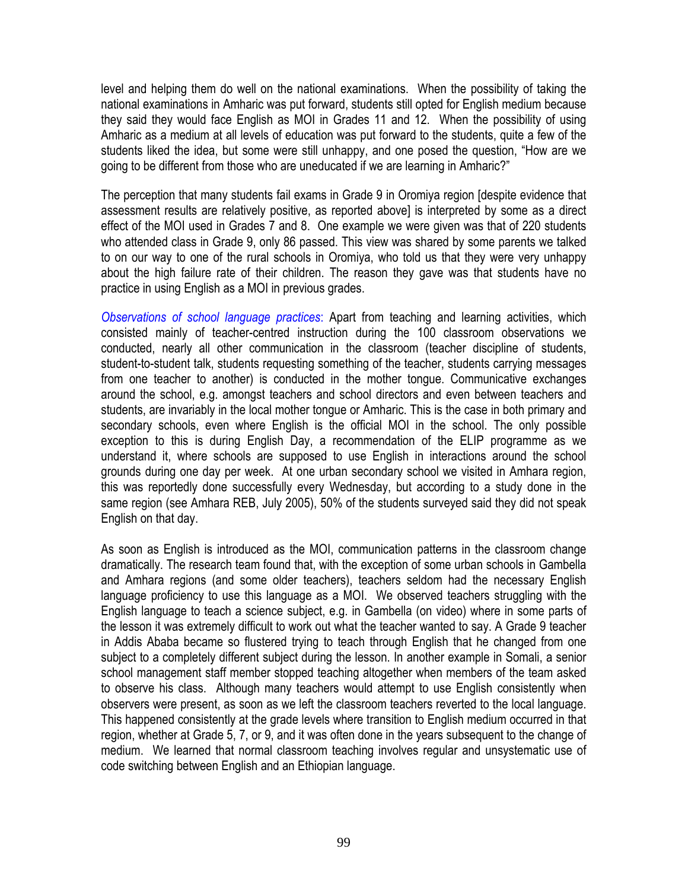level and helping them do well on the national examinations. When the possibility of taking the national examinations in Amharic was put forward, students still opted for English medium because they said they would face English as MOI in Grades 11 and 12. When the possibility of using Amharic as a medium at all levels of education was put forward to the students, quite a few of the students liked the idea, but some were still unhappy, and one posed the question, "How are we going to be different from those who are uneducated if we are learning in Amharic?"

The perception that many students fail exams in Grade 9 in Oromiya region [despite evidence that assessment results are relatively positive, as reported above] is interpreted by some as a direct effect of the MOI used in Grades 7 and 8. One example we were given was that of 220 students who attended class in Grade 9, only 86 passed. This view was shared by some parents we talked to on our way to one of the rural schools in Oromiya, who told us that they were very unhappy about the high failure rate of their children. The reason they gave was that students have no practice in using English as a MOI in previous grades.

*Observations of school language practices*: Apart from teaching and learning activities, which consisted mainly of teacher-centred instruction during the 100 classroom observations we conducted, nearly all other communication in the classroom (teacher discipline of students, student-to-student talk, students requesting something of the teacher, students carrying messages from one teacher to another) is conducted in the mother tongue. Communicative exchanges around the school, e.g. amongst teachers and school directors and even between teachers and students, are invariably in the local mother tongue or Amharic. This is the case in both primary and secondary schools, even where English is the official MOI in the school. The only possible exception to this is during English Day, a recommendation of the ELIP programme as we understand it, where schools are supposed to use English in interactions around the school grounds during one day per week. At one urban secondary school we visited in Amhara region, this was reportedly done successfully every Wednesday, but according to a study done in the same region (see Amhara REB, July 2005), 50% of the students surveyed said they did not speak English on that day.

As soon as English is introduced as the MOI, communication patterns in the classroom change dramatically. The research team found that, with the exception of some urban schools in Gambella and Amhara regions (and some older teachers), teachers seldom had the necessary English language proficiency to use this language as a MOI. We observed teachers struggling with the English language to teach a science subject, e.g. in Gambella (on video) where in some parts of the lesson it was extremely difficult to work out what the teacher wanted to say. A Grade 9 teacher in Addis Ababa became so flustered trying to teach through English that he changed from one subject to a completely different subject during the lesson. In another example in Somali, a senior school management staff member stopped teaching altogether when members of the team asked to observe his class. Although many teachers would attempt to use English consistently when observers were present, as soon as we left the classroom teachers reverted to the local language. This happened consistently at the grade levels where transition to English medium occurred in that region, whether at Grade 5, 7, or 9, and it was often done in the years subsequent to the change of medium. We learned that normal classroom teaching involves regular and unsystematic use of code switching between English and an Ethiopian language.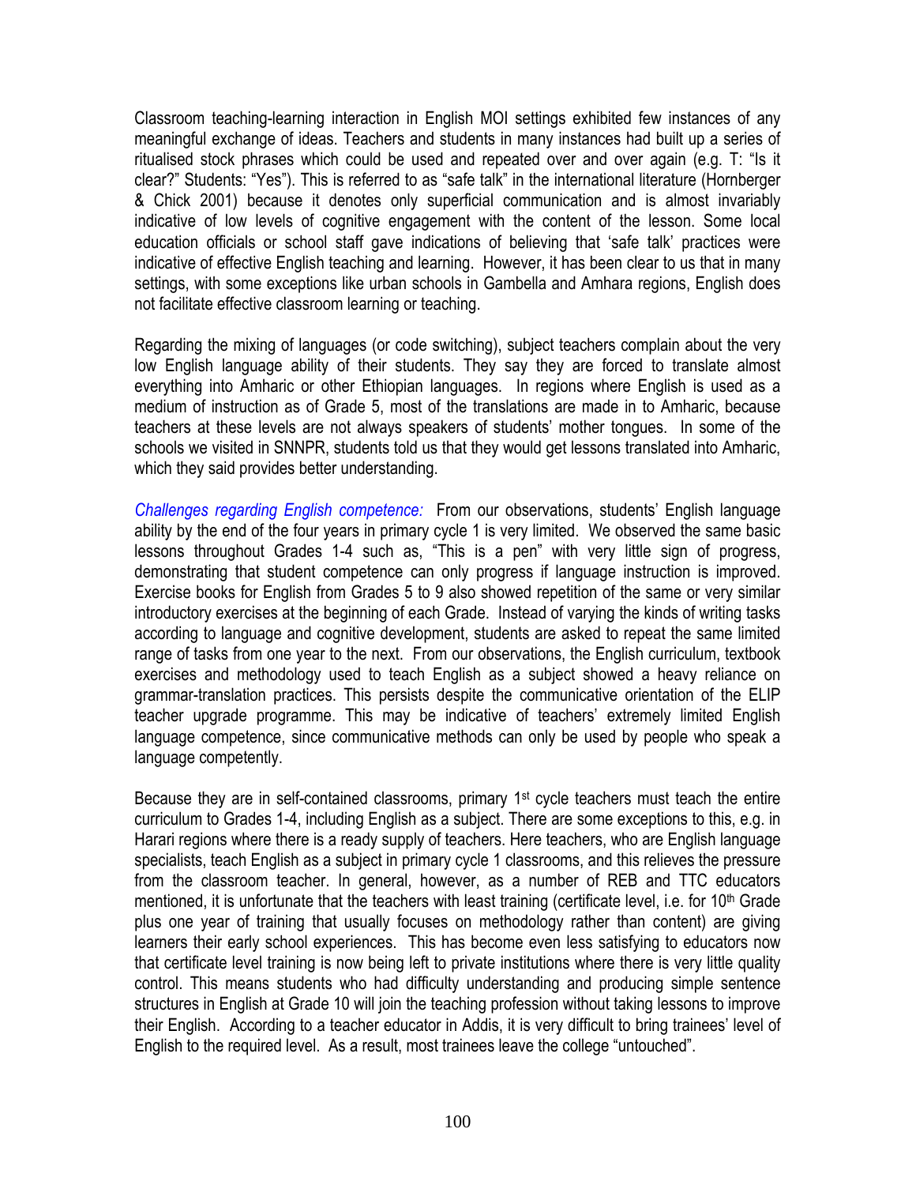Classroom teaching-learning interaction in English MOI settings exhibited few instances of any meaningful exchange of ideas. Teachers and students in many instances had built up a series of ritualised stock phrases which could be used and repeated over and over again (e.g. T: "Is it clear?" Students: "Yes"). This is referred to as "safe talk" in the international literature (Hornberger & Chick 2001) because it denotes only superficial communication and is almost invariably indicative of low levels of cognitive engagement with the content of the lesson. Some local education officials or school staff gave indications of believing that 'safe talk' practices were indicative of effective English teaching and learning. However, it has been clear to us that in many settings, with some exceptions like urban schools in Gambella and Amhara regions, English does not facilitate effective classroom learning or teaching.

Regarding the mixing of languages (or code switching), subject teachers complain about the very low English language ability of their students. They say they are forced to translate almost everything into Amharic or other Ethiopian languages. In regions where English is used as a medium of instruction as of Grade 5, most of the translations are made in to Amharic, because teachers at these levels are not always speakers of students' mother tongues. In some of the schools we visited in SNNPR, students told us that they would get lessons translated into Amharic, which they said provides better understanding.

*Challenges regarding English competence:* From our observations, students' English language ability by the end of the four years in primary cycle 1 is very limited. We observed the same basic lessons throughout Grades 1-4 such as, "This is a pen" with very little sign of progress, demonstrating that student competence can only progress if language instruction is improved. Exercise books for English from Grades 5 to 9 also showed repetition of the same or very similar introductory exercises at the beginning of each Grade. Instead of varying the kinds of writing tasks according to language and cognitive development, students are asked to repeat the same limited range of tasks from one year to the next. From our observations, the English curriculum, textbook exercises and methodology used to teach English as a subject showed a heavy reliance on grammar-translation practices. This persists despite the communicative orientation of the ELIP teacher upgrade programme. This may be indicative of teachers' extremely limited English language competence, since communicative methods can only be used by people who speak a language competently.

Because they are in self-contained classrooms, primary 1st cycle teachers must teach the entire curriculum to Grades 1-4, including English as a subject. There are some exceptions to this, e.g. in Harari regions where there is a ready supply of teachers. Here teachers, who are English language specialists, teach English as a subject in primary cycle 1 classrooms, and this relieves the pressure from the classroom teacher. In general, however, as a number of REB and TTC educators mentioned, it is unfortunate that the teachers with least training (certificate level, i.e. for 10th Grade plus one year of training that usually focuses on methodology rather than content) are giving learners their early school experiences. This has become even less satisfying to educators now that certificate level training is now being left to private institutions where there is very little quality control. This means students who had difficulty understanding and producing simple sentence structures in English at Grade 10 will join the teaching profession without taking lessons to improve their English. According to a teacher educator in Addis, it is very difficult to bring trainees' level of English to the required level. As a result, most trainees leave the college "untouched".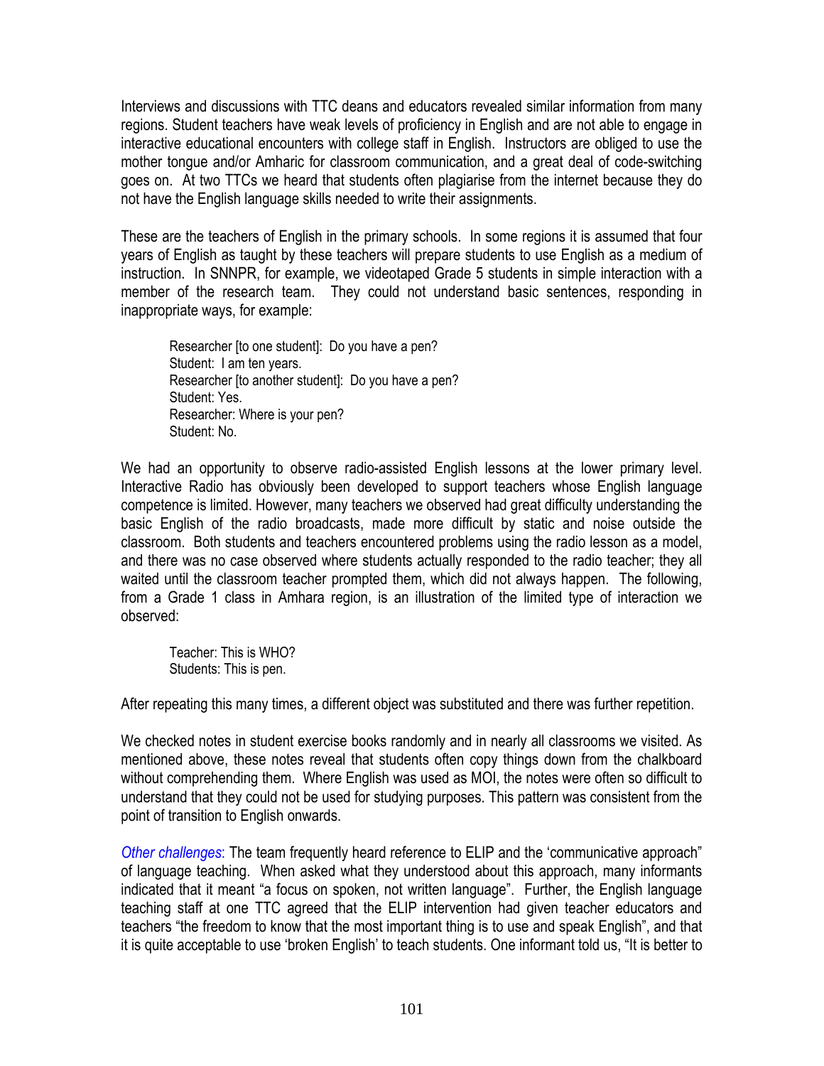Interviews and discussions with TTC deans and educators revealed similar information from many regions. Student teachers have weak levels of proficiency in English and are not able to engage in interactive educational encounters with college staff in English. Instructors are obliged to use the mother tongue and/or Amharic for classroom communication, and a great deal of code-switching goes on. At two TTCs we heard that students often plagiarise from the internet because they do not have the English language skills needed to write their assignments.

These are the teachers of English in the primary schools. In some regions it is assumed that four years of English as taught by these teachers will prepare students to use English as a medium of instruction. In SNNPR, for example, we videotaped Grade 5 students in simple interaction with a member of the research team. They could not understand basic sentences, responding in inappropriate ways, for example:

> Researcher [to one student]: Do you have a pen?
> Student: I am ten years.
> Researcher [to another student]: Do you have a pen?
> Student: Yes.
> Researcher: Where is your pen?
> Student: No.

We had an opportunity to observe radio-assisted English lessons at the lower primary level. Interactive Radio has obviously been developed to support teachers whose English language competence is limited. However, many teachers we observed had great difficulty understanding the basic English of the radio broadcasts, made more difficult by static and noise outside the classroom. Both students and teachers encountered problems using the radio lesson as a model, and there was no case observed where students actually responded to the radio teacher; they all waited until the classroom teacher prompted them, which did not always happen. The following, from a Grade 1 class in Amhara region, is an illustration of the limited type of interaction we observed:

> Teacher: This is WHO?
> Students: This is pen.

After repeating this many times, a different object was substituted and there was further repetition.

We checked notes in student exercise books randomly and in nearly all classrooms we visited. As mentioned above, these notes reveal that students often copy things down from the chalkboard without comprehending them. Where English was used as MOI, the notes were often so difficult to understand that they could not be used for studying purposes. This pattern was consistent from the point of transition to English onwards.

*Other challenges*: The team frequently heard reference to ELIP and the 'communicative approach" of language teaching. When asked what they understood about this approach, many informants indicated that it meant "a focus on spoken, not written language". Further, the English language teaching staff at one TTC agreed that the ELIP intervention had given teacher educators and teachers "the freedom to know that the most important thing is to use and speak English", and that it is quite acceptable to use 'broken English' to teach students. One informant told us, "It is better to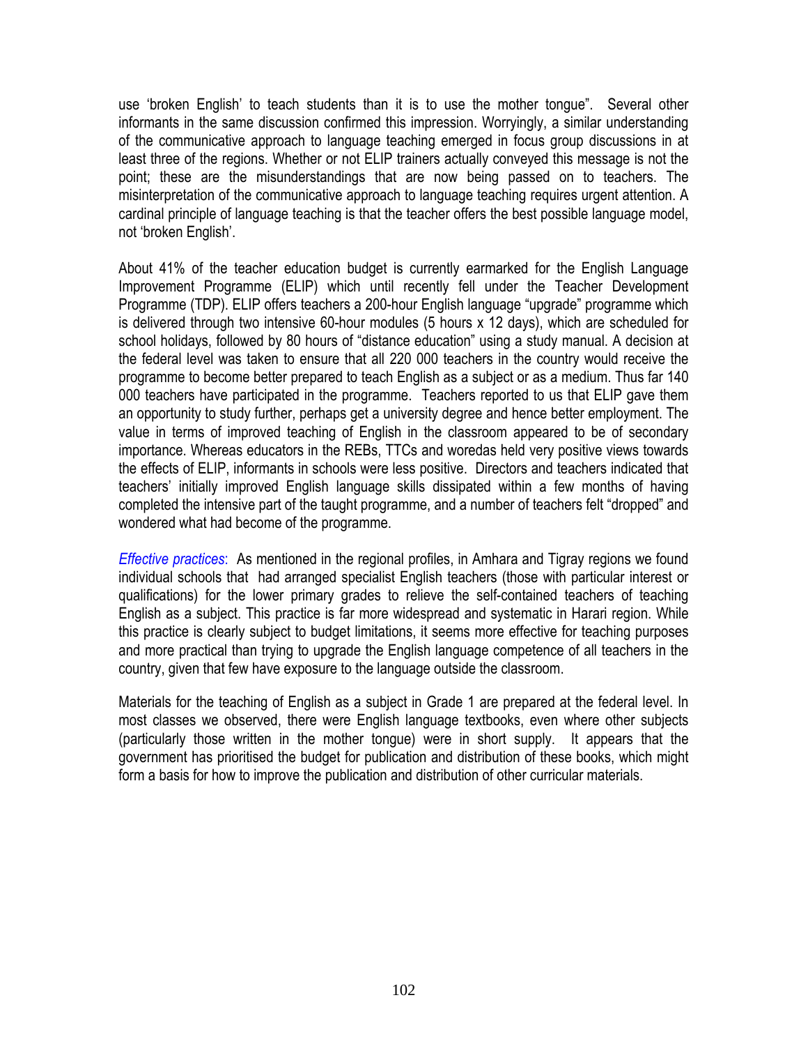use 'broken English' to teach students than it is to use the mother tongue". Several other informants in the same discussion confirmed this impression. Worryingly, a similar understanding of the communicative approach to language teaching emerged in focus group discussions in at least three of the regions. Whether or not ELIP trainers actually conveyed this message is not the point; these are the misunderstandings that are now being passed on to teachers. The misinterpretation of the communicative approach to language teaching requires urgent attention. A cardinal principle of language teaching is that the teacher offers the best possible language model, not 'broken English'.

About 41% of the teacher education budget is currently earmarked for the English Language Improvement Programme (ELIP) which until recently fell under the Teacher Development Programme (TDP). ELIP offers teachers a 200-hour English language "upgrade" programme which is delivered through two intensive 60-hour modules (5 hours x 12 days), which are scheduled for school holidays, followed by 80 hours of "distance education" using a study manual. A decision at the federal level was taken to ensure that all 220 000 teachers in the country would receive the programme to become better prepared to teach English as a subject or as a medium. Thus far 140 000 teachers have participated in the programme. Teachers reported to us that ELIP gave them an opportunity to study further, perhaps get a university degree and hence better employment. The value in terms of improved teaching of English in the classroom appeared to be of secondary importance. Whereas educators in the REBs, TTCs and woredas held very positive views towards the effects of ELIP, informants in schools were less positive. Directors and teachers indicated that teachers' initially improved English language skills dissipated within a few months of having completed the intensive part of the taught programme, and a number of teachers felt "dropped" and wondered what had become of the programme.

*Effective practices*: As mentioned in the regional profiles, in Amhara and Tigray regions we found individual schools that had arranged specialist English teachers (those with particular interest or qualifications) for the lower primary grades to relieve the self-contained teachers of teaching English as a subject. This practice is far more widespread and systematic in Harari region. While this practice is clearly subject to budget limitations, it seems more effective for teaching purposes and more practical than trying to upgrade the English language competence of all teachers in the country, given that few have exposure to the language outside the classroom.

Materials for the teaching of English as a subject in Grade 1 are prepared at the federal level. In most classes we observed, there were English language textbooks, even where other subjects (particularly those written in the mother tongue) were in short supply. It appears that the government has prioritised the budget for publication and distribution of these books, which might form a basis for how to improve the publication and distribution of other curricular materials.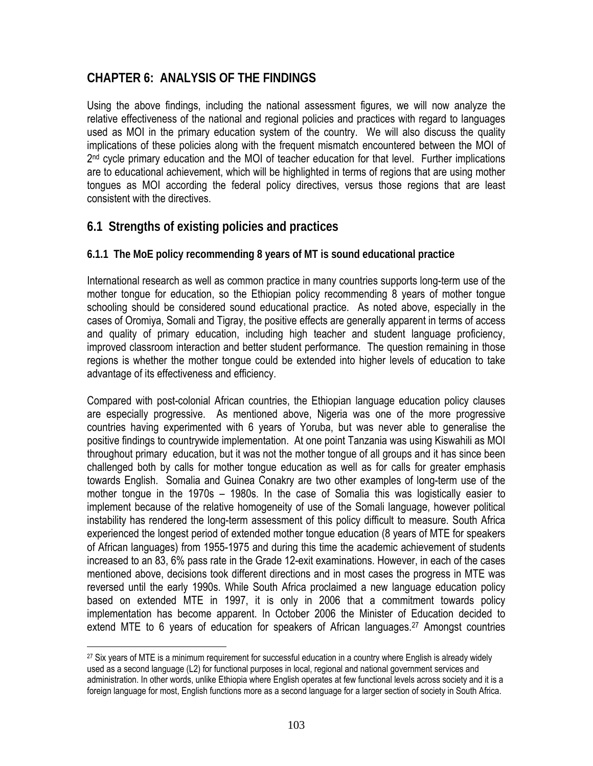# CHAPTER 6: ANALYSIS OF THE FINDINGS

Using the above findings, including the national assessment figures, we will now analyze the relative effectiveness of the national and regional policies and practices with regard to languages used as MOI in the primary education system of the country. We will also discuss the quality implications of these policies along with the frequent mismatch encountered between the MOI of 2nd cycle primary education and the MOI of teacher education for that level. Further implications are to educational achievement, which will be highlighted in terms of regions that are using mother tongues as MOI according the federal policy directives, versus those regions that are least consistent with the directives.

## 6.1 Strengths of existing policies and practices

### 6.1.1 The MoE policy recommending 8 years of MT is sound educational practice

International research as well as common practice in many countries supports long-term use of the mother tongue for education, so the Ethiopian policy recommending 8 years of mother tongue schooling should be considered sound educational practice. As noted above, especially in the cases of Oromiya, Somali and Tigray, the positive effects are generally apparent in terms of access and quality of primary education, including high teacher and student language proficiency, improved classroom interaction and better student performance. The question remaining in those regions is whether the mother tongue could be extended into higher levels of education to take advantage of its effectiveness and efficiency.

Compared with post-colonial African countries, the Ethiopian language education policy clauses are especially progressive. As mentioned above, Nigeria was one of the more progressive countries having experimented with 6 years of Yoruba, but was never able to generalise the positive findings to countrywide implementation. At one point Tanzania was using Kiswahili as MOI throughout primary education, but it was not the mother tongue of all groups and it has since been challenged both by calls for mother tongue education as well as for calls for greater emphasis towards English. Somalia and Guinea Conakry are two other examples of long-term use of the mother tongue in the 1970s – 1980s. In the case of Somalia this was logistically easier to implement because of the relative homogeneity of use of the Somali language, however political instability has rendered the long-term assessment of this policy difficult to measure. South Africa experienced the longest period of extended mother tongue education (8 years of MTE for speakers of African languages) from 1955-1975 and during this time the academic achievement of students increased to an 83, 6% pass rate in the Grade 12-exit examinations. However, in each of the cases mentioned above, decisions took different directions and in most cases the progress in MTE was reversed until the early 1990s. While South Africa proclaimed a new language education policy based on extended MTE in 1997, it is only in 2006 that a commitment towards policy implementation has become apparent. In October 2006 the Minister of Education decided to extend MTE to 6 years of education for speakers of African languages.[27] Amongst countries

[27] Six years of MTE is a minimum requirement for successful education in a country where English is already widely used as a second language (L2) for functional purposes in local, regional and national government services and administration. In other words, unlike Ethiopia where English operates at few functional levels across society and it is a foreign language for most, English functions more as a second language for a larger section of society in South Africa.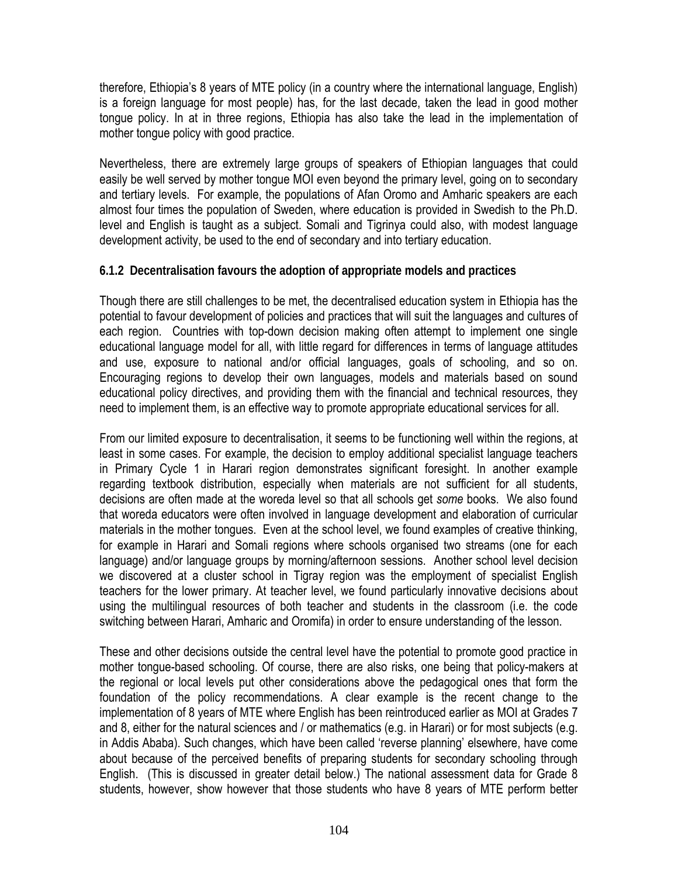therefore, Ethiopia's 8 years of MTE policy (in a country where the international language, English) is a foreign language for most people) has, for the last decade, taken the lead in good mother tongue policy. In at in three regions, Ethiopia has also take the lead in the implementation of mother tongue policy with good practice.

Nevertheless, there are extremely large groups of speakers of Ethiopian languages that could easily be well served by mother tongue MOI even beyond the primary level, going on to secondary and tertiary levels. For example, the populations of Afan Oromo and Amharic speakers are each almost four times the population of Sweden, where education is provided in Swedish to the Ph.D. level and English is taught as a subject. Somali and Tigrinya could also, with modest language development activity, be used to the end of secondary and into tertiary education.

### 6.1.2 Decentralisation favours the adoption of appropriate models and practices

Though there are still challenges to be met, the decentralised education system in Ethiopia has the potential to favour development of policies and practices that will suit the languages and cultures of each region. Countries with top-down decision making often attempt to implement one single educational language model for all, with little regard for differences in terms of language attitudes and use, exposure to national and/or official languages, goals of schooling, and so on. Encouraging regions to develop their own languages, models and materials based on sound educational policy directives, and providing them with the financial and technical resources, they need to implement them, is an effective way to promote appropriate educational services for all.

From our limited exposure to decentralisation, it seems to be functioning well within the regions, at least in some cases. For example, the decision to employ additional specialist language teachers in Primary Cycle 1 in Harari region demonstrates significant foresight. In another example regarding textbook distribution, especially when materials are not sufficient for all students, decisions are often made at the woreda level so that all schools get *some* books. We also found that woreda educators were often involved in language development and elaboration of curricular materials in the mother tongues. Even at the school level, we found examples of creative thinking, for example in Harari and Somali regions where schools organised two streams (one for each language) and/or language groups by morning/afternoon sessions. Another school level decision we discovered at a cluster school in Tigray region was the employment of specialist English teachers for the lower primary. At teacher level, we found particularly innovative decisions about using the multilingual resources of both teacher and students in the classroom (i.e. the code switching between Harari, Amharic and Oromifa) in order to ensure understanding of the lesson.

These and other decisions outside the central level have the potential to promote good practice in mother tongue-based schooling. Of course, there are also risks, one being that policy-makers at the regional or local levels put other considerations above the pedagogical ones that form the foundation of the policy recommendations. A clear example is the recent change to the implementation of 8 years of MTE where English has been reintroduced earlier as MOI at Grades 7 and 8, either for the natural sciences and / or mathematics (e.g. in Harari) or for most subjects (e.g. in Addis Ababa). Such changes, which have been called 'reverse planning' elsewhere, have come about because of the perceived benefits of preparing students for secondary schooling through English. (This is discussed in greater detail below.) The national assessment data for Grade 8 students, however, show however that those students who have 8 years of MTE perform better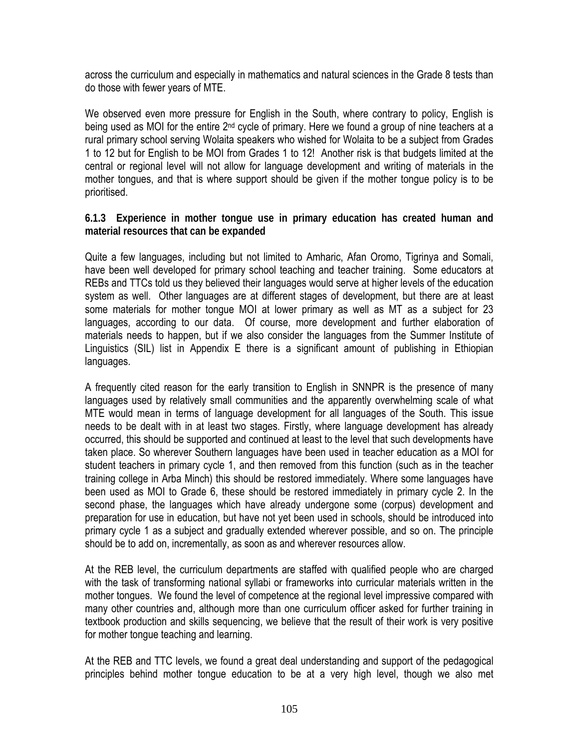across the curriculum and especially in mathematics and natural sciences in the Grade 8 tests than do those with fewer years of MTE.

We observed even more pressure for English in the South, where contrary to policy, English is being used as MOI for the entire 2nd cycle of primary. Here we found a group of nine teachers at a rural primary school serving Wolaita speakers who wished for Wolaita to be a subject from Grades 1 to 12 but for English to be MOI from Grades 1 to 12! Another risk is that budgets limited at the central or regional level will not allow for language development and writing of materials in the mother tongues, and that is where support should be given if the mother tongue policy is to be prioritised.

### 6.1.3 Experience in mother tongue use in primary education has created human and material resources that can be expanded

Quite a few languages, including but not limited to Amharic, Afan Oromo, Tigrinya and Somali, have been well developed for primary school teaching and teacher training. Some educators at REBs and TTCs told us they believed their languages would serve at higher levels of the education system as well. Other languages are at different stages of development, but there are at least some materials for mother tongue MOI at lower primary as well as MT as a subject for 23 languages, according to our data. Of course, more development and further elaboration of materials needs to happen, but if we also consider the languages from the Summer Institute of Linguistics (SIL) list in Appendix E there is a significant amount of publishing in Ethiopian languages.

A frequently cited reason for the early transition to English in SNNPR is the presence of many languages used by relatively small communities and the apparently overwhelming scale of what MTE would mean in terms of language development for all languages of the South. This issue needs to be dealt with in at least two stages. Firstly, where language development has already occurred, this should be supported and continued at least to the level that such developments have taken place. So wherever Southern languages have been used in teacher education as a MOI for student teachers in primary cycle 1, and then removed from this function (such as in the teacher training college in Arba Minch) this should be restored immediately. Where some languages have been used as MOI to Grade 6, these should be restored immediately in primary cycle 2. In the second phase, the languages which have already undergone some (corpus) development and preparation for use in education, but have not yet been used in schools, should be introduced into primary cycle 1 as a subject and gradually extended wherever possible, and so on. The principle should be to add on, incrementally, as soon as and wherever resources allow.

At the REB level, the curriculum departments are staffed with qualified people who are charged with the task of transforming national syllabi or frameworks into curricular materials written in the mother tongues. We found the level of competence at the regional level impressive compared with many other countries and, although more than one curriculum officer asked for further training in textbook production and skills sequencing, we believe that the result of their work is very positive for mother tongue teaching and learning.

At the REB and TTC levels, we found a great deal understanding and support of the pedagogical principles behind mother tongue education to be at a very high level, though we also met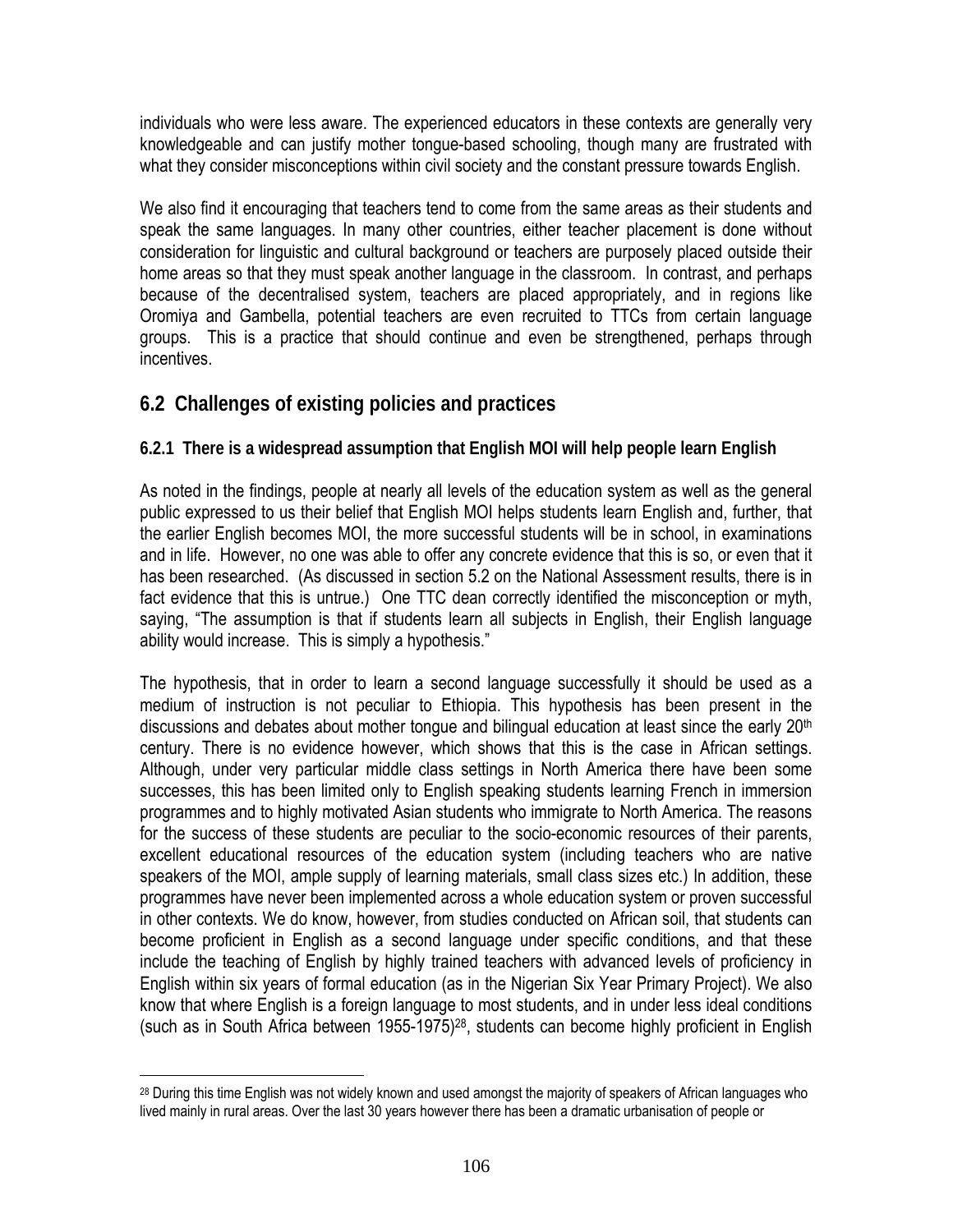individuals who were less aware. The experienced educators in these contexts are generally very knowledgeable and can justify mother tongue-based schooling, though many are frustrated with what they consider misconceptions within civil society and the constant pressure towards English.

We also find it encouraging that teachers tend to come from the same areas as their students and speak the same languages. In many other countries, either teacher placement is done without consideration for linguistic and cultural background or teachers are purposely placed outside their home areas so that they must speak another language in the classroom. In contrast, and perhaps because of the decentralised system, teachers are placed appropriately, and in regions like Oromiya and Gambella, potential teachers are even recruited to TTCs from certain language groups. This is a practice that should continue and even be strengthened, perhaps through incentives.

## 6.2 Challenges of existing policies and practices

### 6.2.1 There is a widespread assumption that English MOI will help people learn English

As noted in the findings, people at nearly all levels of the education system as well as the general public expressed to us their belief that English MOI helps students learn English and, further, that the earlier English becomes MOI, the more successful students will be in school, in examinations and in life. However, no one was able to offer any concrete evidence that this is so, or even that it has been researched. (As discussed in section 5.2 on the National Assessment results, there is in fact evidence that this is untrue.) One TTC dean correctly identified the misconception or myth, saying, "The assumption is that if students learn all subjects in English, their English language ability would increase. This is simply a hypothesis."

The hypothesis, that in order to learn a second language successfully it should be used as a medium of instruction is not peculiar to Ethiopia. This hypothesis has been present in the discussions and debates about mother tongue and bilingual education at least since the early 20th century. There is no evidence however, which shows that this is the case in African settings. Although, under very particular middle class settings in North America there have been some successes, this has been limited only to English speaking students learning French in immersion programmes and to highly motivated Asian students who immigrate to North America. The reasons for the success of these students are peculiar to the socio-economic resources of their parents, excellent educational resources of the education system (including teachers who are native speakers of the MOI, ample supply of learning materials, small class sizes etc.) In addition, these programmes have never been implemented across a whole education system or proven successful in other contexts. We do know, however, from studies conducted on African soil, that students can become proficient in English as a second language under specific conditions, and that these include the teaching of English by highly trained teachers with advanced levels of proficiency in English within six years of formal education (as in the Nigerian Six Year Primary Project). We also know that where English is a foreign language to most students, and in under less ideal conditions (such as in South Africa between 1955-1975)[28], students can become highly proficient in English

[28] During this time English was not widely known and used amongst the majority of speakers of African languages who lived mainly in rural areas. Over the last 30 years however there has been a dramatic urbanisation of people or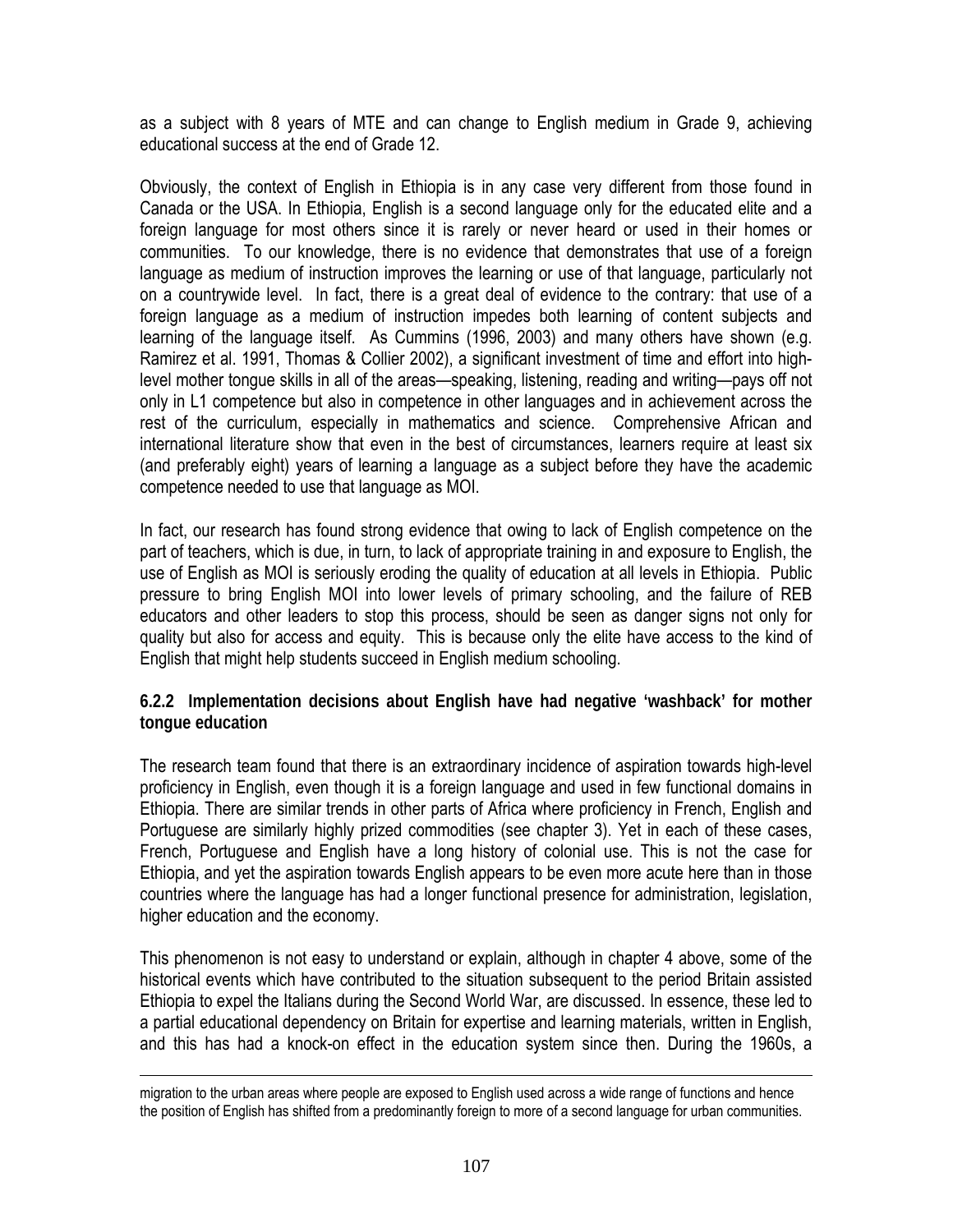as a subject with 8 years of MTE and can change to English medium in Grade 9, achieving educational success at the end of Grade 12.

Obviously, the context of English in Ethiopia is in any case very different from those found in Canada or the USA. In Ethiopia, English is a second language only for the educated elite and a foreign language for most others since it is rarely or never heard or used in their homes or communities. To our knowledge, there is no evidence that demonstrates that use of a foreign language as medium of instruction improves the learning or use of that language, particularly not on a countrywide level. In fact, there is a great deal of evidence to the contrary: that use of a foreign language as a medium of instruction impedes both learning of content subjects and learning of the language itself. As Cummins (1996, 2003) and many others have shown (e.g. Ramirez et al. 1991, Thomas & Collier 2002), a significant investment of time and effort into high-level mother tongue skills in all of the areas—speaking, listening, reading and writing—pays off not only in L1 competence but also in competence in other languages and in achievement across the rest of the curriculum, especially in mathematics and science. Comprehensive African and international literature show that even in the best of circumstances, learners require at least six (and preferably eight) years of learning a language as a subject before they have the academic competence needed to use that language as MOI.

In fact, our research has found strong evidence that owing to lack of English competence on the part of teachers, which is due, in turn, to lack of appropriate training in and exposure to English, the use of English as MOI is seriously eroding the quality of education at all levels in Ethiopia. Public pressure to bring English MOI into lower levels of primary schooling, and the failure of REB educators and other leaders to stop this process, should be seen as danger signs not only for quality but also for access and equity. This is because only the elite have access to the kind of English that might help students succeed in English medium schooling.

### 6.2.2 Implementation decisions about English have had negative 'washback' for mother tongue education

The research team found that there is an extraordinary incidence of aspiration towards high-level proficiency in English, even though it is a foreign language and used in few functional domains in Ethiopia. There are similar trends in other parts of Africa where proficiency in French, English and Portuguese are similarly highly prized commodities (see chapter 3). Yet in each of these cases, French, Portuguese and English have a long history of colonial use. This is not the case for Ethiopia, and yet the aspiration towards English appears to be even more acute here than in those countries where the language has had a longer functional presence for administration, legislation, higher education and the economy.

This phenomenon is not easy to understand or explain, although in chapter 4 above, some of the historical events which have contributed to the situation subsequent to the period Britain assisted Ethiopia to expel the Italians during the Second World War, are discussed. In essence, these led to a partial educational dependency on Britain for expertise and learning materials, written in English, and this has had a knock-on effect in the education system since then. During the 1960s, a

---

migration to the urban areas where people are exposed to English used across a wide range of functions and hence the position of English has shifted from a predominantly foreign to more of a second language for urban communities.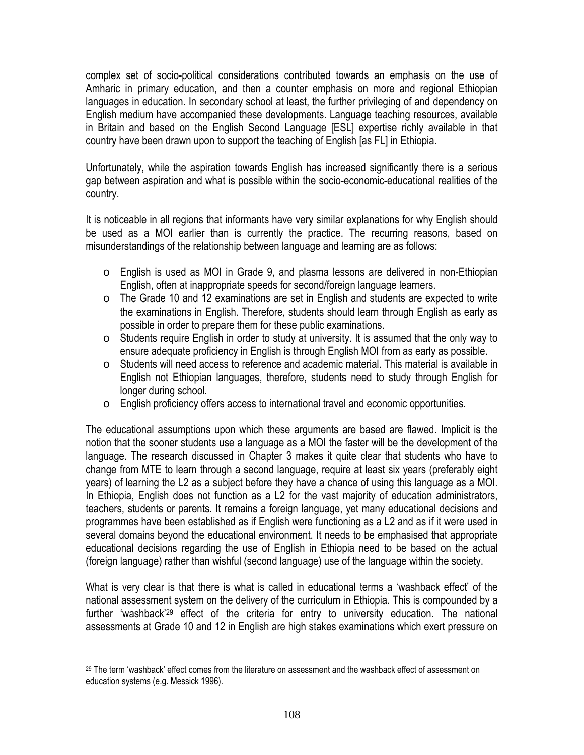complex set of socio-political considerations contributed towards an emphasis on the use of Amharic in primary education, and then a counter emphasis on more and regional Ethiopian languages in education. In secondary school at least, the further privileging of and dependency on English medium have accompanied these developments. Language teaching resources, available in Britain and based on the English Second Language [ESL] expertise richly available in that country have been drawn upon to support the teaching of English [as FL] in Ethiopia.

Unfortunately, while the aspiration towards English has increased significantly there is a serious gap between aspiration and what is possible within the socio-economic-educational realities of the country.

It is noticeable in all regions that informants have very similar explanations for why English should be used as a MOI earlier than is currently the practice. The recurring reasons, based on misunderstandings of the relationship between language and learning are as follows:

- English is used as MOI in Grade 9, and plasma lessons are delivered in non-Ethiopian English, often at inappropriate speeds for second/foreign language learners.
- The Grade 10 and 12 examinations are set in English and students are expected to write the examinations in English. Therefore, students should learn through English as early as possible in order to prepare them for these public examinations.
- Students require English in order to study at university. It is assumed that the only way to ensure adequate proficiency in English is through English MOI from as early as possible.
- Students will need access to reference and academic material. This material is available in English not Ethiopian languages, therefore, students need to study through English for longer during school.
- English proficiency offers access to international travel and economic opportunities.

The educational assumptions upon which these arguments are based are flawed. Implicit is the notion that the sooner students use a language as a MOI the faster will be the development of the language. The research discussed in Chapter 3 makes it quite clear that students who have to change from MTE to learn through a second language, require at least six years (preferably eight years) of learning the L2 as a subject before they have a chance of using this language as a MOI. In Ethiopia, English does not function as a L2 for the vast majority of education administrators, teachers, students or parents. It remains a foreign language, yet many educational decisions and programmes have been established as if English were functioning as a L2 and as if it were used in several domains beyond the educational environment. It needs to be emphasised that appropriate educational decisions regarding the use of English in Ethiopia need to be based on the actual (foreign language) rather than wishful (second language) use of the language within the society.

What is very clear is that there is what is called in educational terms a 'washback effect' of the national assessment system on the delivery of the curriculum in Ethiopia. This is compounded by a further 'washback'[29] effect of the criteria for entry to university education. The national assessments at Grade 10 and 12 in English are high stakes examinations which exert pressure on

[29] The term 'washback' effect comes from the literature on assessment and the washback effect of assessment on education systems (e.g. Messick 1996).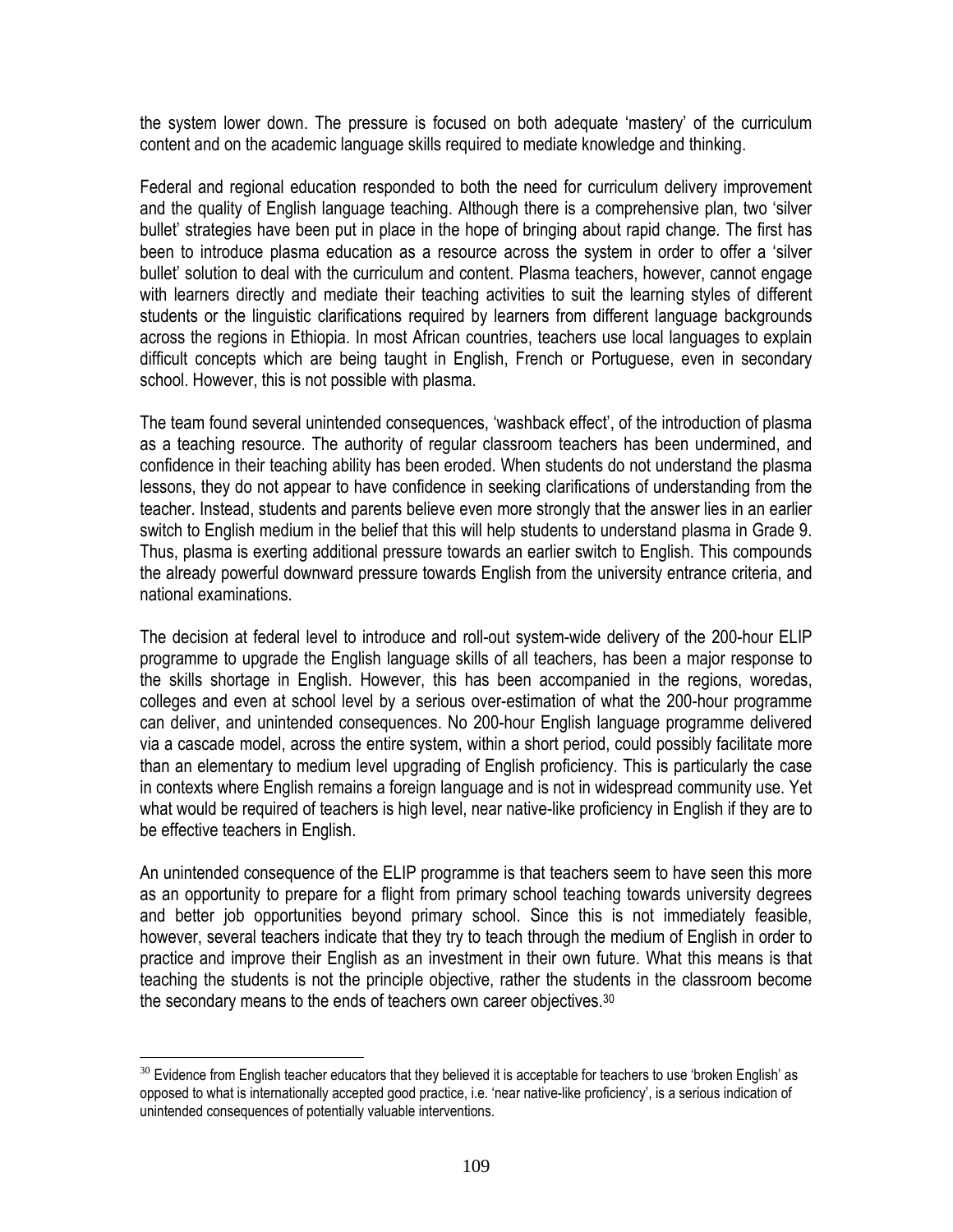the system lower down. The pressure is focused on both adequate 'mastery' of the curriculum content and on the academic language skills required to mediate knowledge and thinking.

Federal and regional education responded to both the need for curriculum delivery improvement and the quality of English language teaching. Although there is a comprehensive plan, two 'silver bullet' strategies have been put in place in the hope of bringing about rapid change. The first has been to introduce plasma education as a resource across the system in order to offer a 'silver bullet' solution to deal with the curriculum and content. Plasma teachers, however, cannot engage with learners directly and mediate their teaching activities to suit the learning styles of different students or the linguistic clarifications required by learners from different language backgrounds across the regions in Ethiopia. In most African countries, teachers use local languages to explain difficult concepts which are being taught in English, French or Portuguese, even in secondary school. However, this is not possible with plasma.

The team found several unintended consequences, 'washback effect', of the introduction of plasma as a teaching resource. The authority of regular classroom teachers has been undermined, and confidence in their teaching ability has been eroded. When students do not understand the plasma lessons, they do not appear to have confidence in seeking clarifications of understanding from the teacher. Instead, students and parents believe even more strongly that the answer lies in an earlier switch to English medium in the belief that this will help students to understand plasma in Grade 9. Thus, plasma is exerting additional pressure towards an earlier switch to English. This compounds the already powerful downward pressure towards English from the university entrance criteria, and national examinations.

The decision at federal level to introduce and roll-out system-wide delivery of the 200-hour ELIP programme to upgrade the English language skills of all teachers, has been a major response to the skills shortage in English. However, this has been accompanied in the regions, woredas, colleges and even at school level by a serious over-estimation of what the 200-hour programme can deliver, and unintended consequences. No 200-hour English language programme delivered via a cascade model, across the entire system, within a short period, could possibly facilitate more than an elementary to medium level upgrading of English proficiency. This is particularly the case in contexts where English remains a foreign language and is not in widespread community use. Yet what would be required of teachers is high level, near native-like proficiency in English if they are to be effective teachers in English.

An unintended consequence of the ELIP programme is that teachers seem to have seen this more as an opportunity to prepare for a flight from primary school teaching towards university degrees and better job opportunities beyond primary school. Since this is not immediately feasible, however, several teachers indicate that they try to teach through the medium of English in order to practice and improve their English as an investment in their own future. What this means is that teaching the students is not the principle objective, rather the students in the classroom become the secondary means to the ends of teachers own career objectives.[30]

---

[30] Evidence from English teacher educators that they believed it is acceptable for teachers to use 'broken English' as opposed to what is internationally accepted good practice, i.e. 'near native-like proficiency', is a serious indication of unintended consequences of potentially valuable interventions.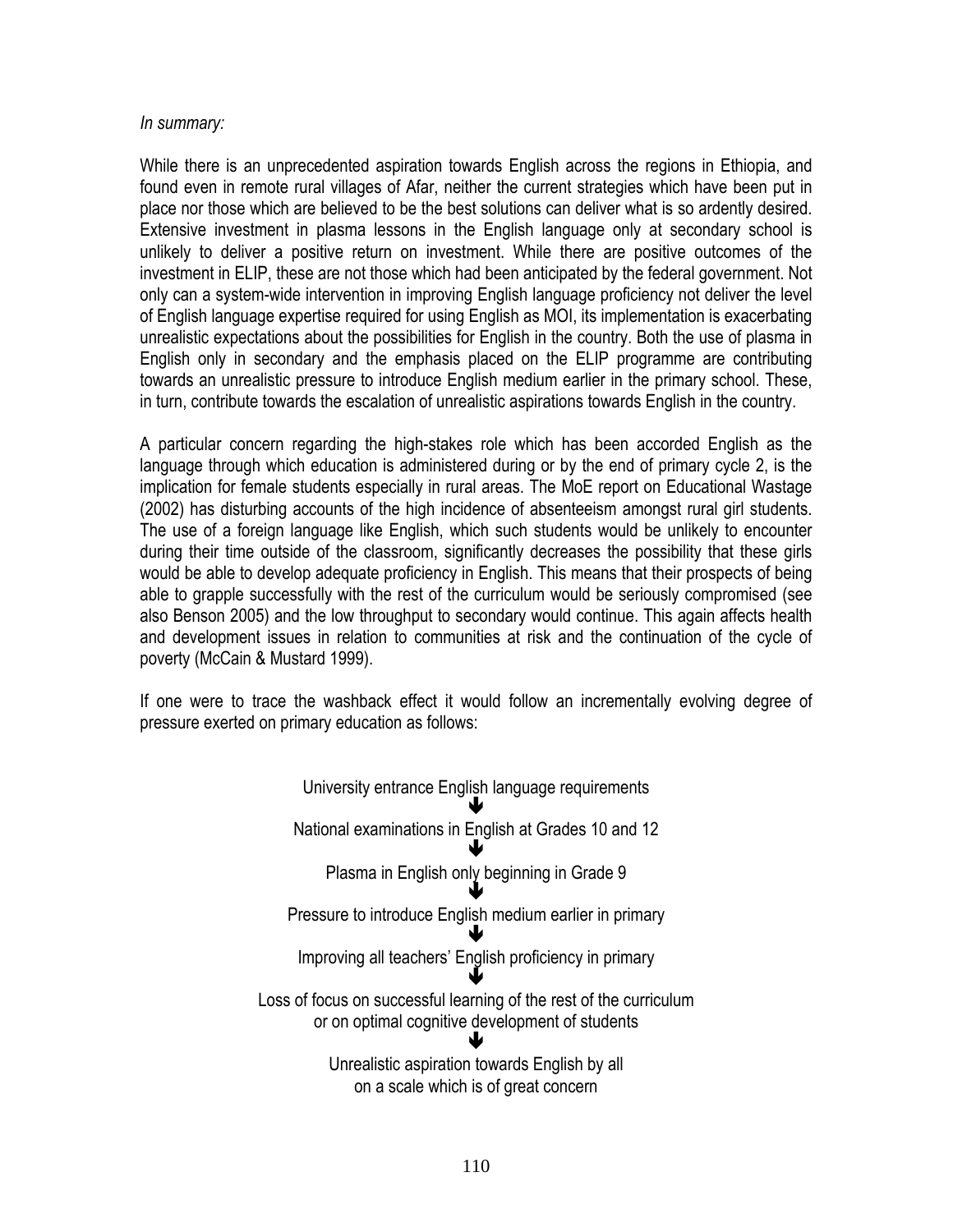*In summary:*

While there is an unprecedented aspiration towards English across the regions in Ethiopia, and found even in remote rural villages of Afar, neither the current strategies which have been put in place nor those which are believed to be the best solutions can deliver what is so ardently desired. Extensive investment in plasma lessons in the English language only at secondary school is unlikely to deliver a positive return on investment. While there are positive outcomes of the investment in ELIP, these are not those which had been anticipated by the federal government. Not only can a system-wide intervention in improving English language proficiency not deliver the level of English language expertise required for using English as MOI, its implementation is exacerbating unrealistic expectations about the possibilities for English in the country. Both the use of plasma in English only in secondary and the emphasis placed on the ELIP programme are contributing towards an unrealistic pressure to introduce English medium earlier in the primary school. These, in turn, contribute towards the escalation of unrealistic aspirations towards English in the country.

A particular concern regarding the high-stakes role which has been accorded English as the language through which education is administered during or by the end of primary cycle 2, is the implication for female students especially in rural areas. The MoE report on Educational Wastage (2002) has disturbing accounts of the high incidence of absenteeism amongst rural girl students. The use of a foreign language like English, which such students would be unlikely to encounter during their time outside of the classroom, significantly decreases the possibility that these girls would be able to develop adequate proficiency in English. This means that their prospects of being able to grapple successfully with the rest of the curriculum would be seriously compromised (see also Benson 2005) and the low throughput to secondary would continue. This again affects health and development issues in relation to communities at risk and the continuation of the cycle of poverty (McCain & Mustard 1999).

If one were to trace the washback effect it would follow an incrementally evolving degree of pressure exerted on primary education as follows:

University entrance English language requirements

↓

National examinations in English at Grades 10 and 12

↓

Plasma in English only beginning in Grade 9

↓

Pressure to introduce English medium earlier in primary

↓

Improving all teachers' English proficiency in primary

↓

Loss of focus on successful learning of the rest of the curriculum or on optimal cognitive development of students

↓

Unrealistic aspiration towards English by all on a scale which is of great concern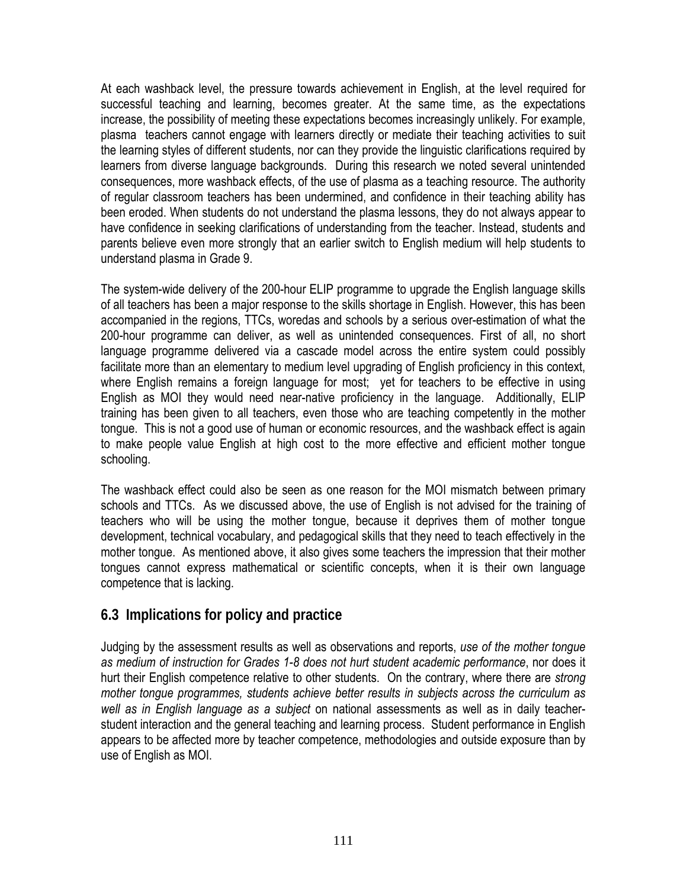At each washback level, the pressure towards achievement in English, at the level required for successful teaching and learning, becomes greater. At the same time, as the expectations increase, the possibility of meeting these expectations becomes increasingly unlikely. For example, plasma teachers cannot engage with learners directly or mediate their teaching activities to suit the learning styles of different students, nor can they provide the linguistic clarifications required by learners from diverse language backgrounds. During this research we noted several unintended consequences, more washback effects, of the use of plasma as a teaching resource. The authority of regular classroom teachers has been undermined, and confidence in their teaching ability has been eroded. When students do not understand the plasma lessons, they do not always appear to have confidence in seeking clarifications of understanding from the teacher. Instead, students and parents believe even more strongly that an earlier switch to English medium will help students to understand plasma in Grade 9.

The system-wide delivery of the 200-hour ELIP programme to upgrade the English language skills of all teachers has been a major response to the skills shortage in English. However, this has been accompanied in the regions, TTCs, woredas and schools by a serious over-estimation of what the 200-hour programme can deliver, as well as unintended consequences. First of all, no short language programme delivered via a cascade model across the entire system could possibly facilitate more than an elementary to medium level upgrading of English proficiency in this context, where English remains a foreign language for most; yet for teachers to be effective in using English as MOI they would need near-native proficiency in the language. Additionally, ELIP training has been given to all teachers, even those who are teaching competently in the mother tongue. This is not a good use of human or economic resources, and the washback effect is again to make people value English at high cost to the more effective and efficient mother tongue schooling.

The washback effect could also be seen as one reason for the MOI mismatch between primary schools and TTCs. As we discussed above, the use of English is not advised for the training of teachers who will be using the mother tongue, because it deprives them of mother tongue development, technical vocabulary, and pedagogical skills that they need to teach effectively in the mother tongue. As mentioned above, it also gives some teachers the impression that their mother tongues cannot express mathematical or scientific concepts, when it is their own language competence that is lacking.

## 6.3 Implications for policy and practice

Judging by the assessment results as well as observations and reports, *use of the mother tongue as medium of instruction for Grades 1-8 does not hurt student academic performance*, nor does it hurt their English competence relative to other students. On the contrary, where there are *strong mother tongue programmes, students achieve better results in subjects across the curriculum as well as in English language as a subject* on national assessments as well as in daily teacher-student interaction and the general teaching and learning process. Student performance in English appears to be affected more by teacher competence, methodologies and outside exposure than by use of English as MOI.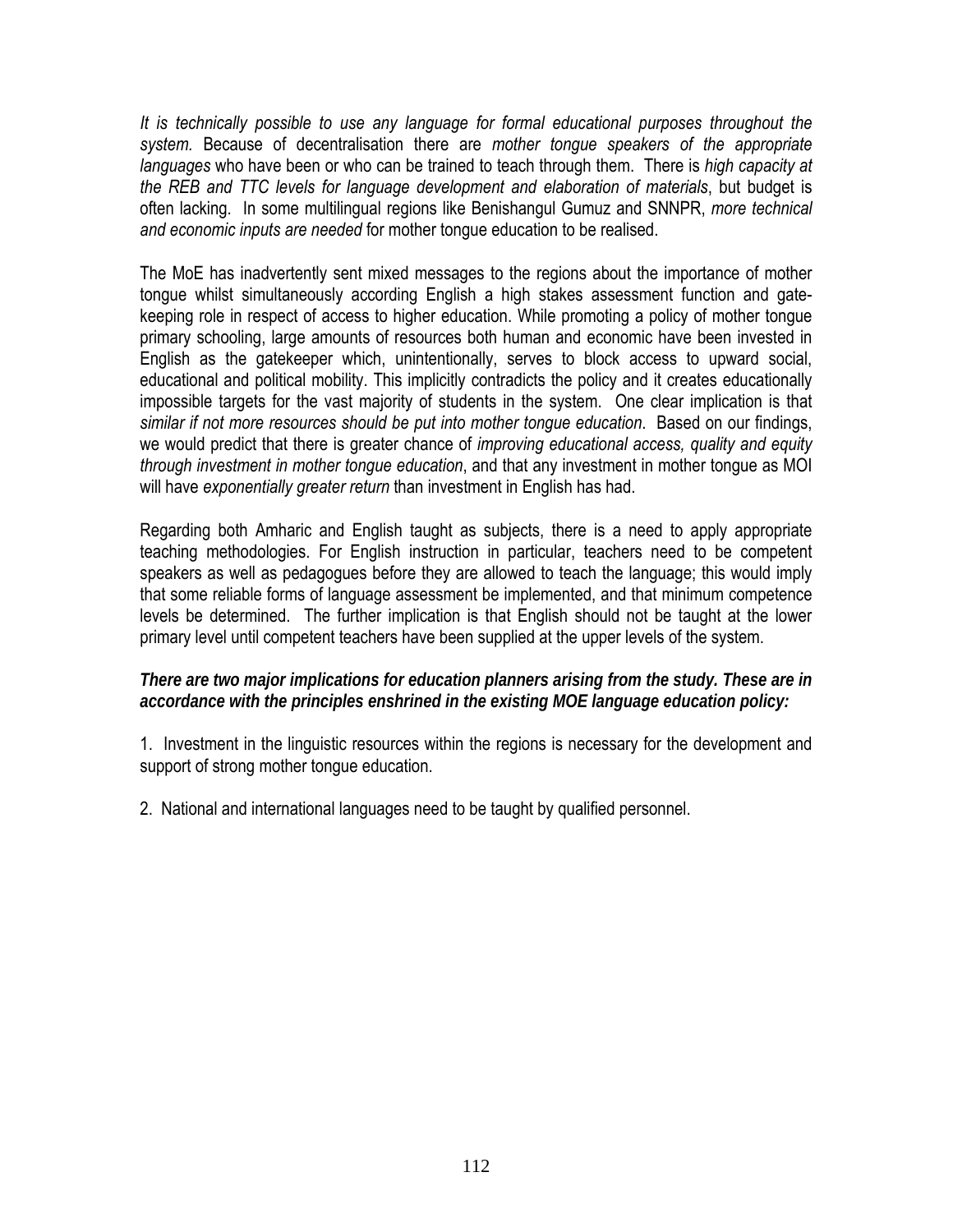*It is technically possible to use any language for formal educational purposes throughout the system.* Because of decentralisation there are *mother tongue speakers of the appropriate languages* who have been or who can be trained to teach through them. There is *high capacity at the REB and TTC levels for language development and elaboration of materials*, but budget is often lacking. In some multilingual regions like Benishangul Gumuz and SNNPR, *more technical and economic inputs are needed* for mother tongue education to be realised.

The MoE has inadvertently sent mixed messages to the regions about the importance of mother tongue whilst simultaneously according English a high stakes assessment function and gate-keeping role in respect of access to higher education. While promoting a policy of mother tongue primary schooling, large amounts of resources both human and economic have been invested in English as the gatekeeper which, unintentionally, serves to block access to upward social, educational and political mobility. This implicitly contradicts the policy and it creates educationally impossible targets for the vast majority of students in the system. One clear implication is that *similar if not more resources should be put into mother tongue education*. Based on our findings, we would predict that there is greater chance of *improving educational access, quality and equity through investment in mother tongue education*, and that any investment in mother tongue as MOI will have *exponentially greater return* than investment in English has had.

Regarding both Amharic and English taught as subjects, there is a need to apply appropriate teaching methodologies. For English instruction in particular, teachers need to be competent speakers as well as pedagogues before they are allowed to teach the language; this would imply that some reliable forms of language assessment be implemented, and that minimum competence levels be determined. The further implication is that English should not be taught at the lower primary level until competent teachers have been supplied at the upper levels of the system.

***There are two major implications for education planners arising from the study. These are in accordance with the principles enshrined in the existing MOE language education policy:***

1. Investment in the linguistic resources within the regions is necessary for the development and support of strong mother tongue education.

2. National and international languages need to be taught by qualified personnel.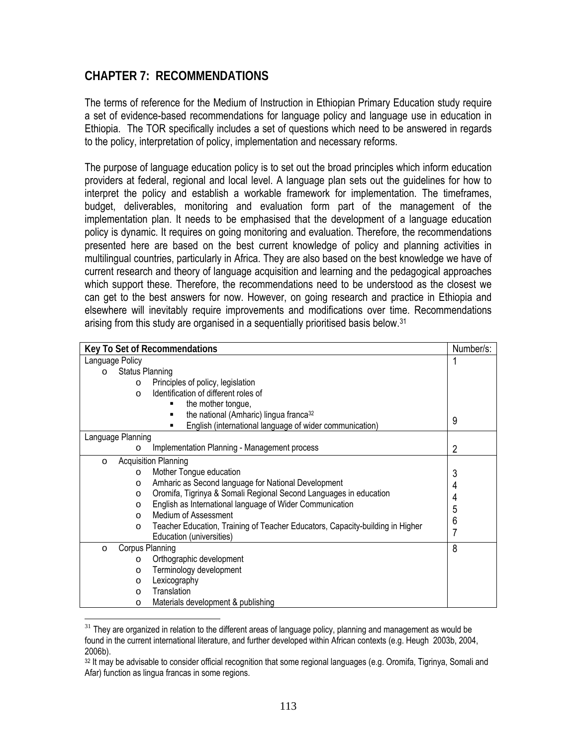## CHAPTER 7: RECOMMENDATIONS

The terms of reference for the Medium of Instruction in Ethiopian Primary Education study require a set of evidence-based recommendations for language policy and language use in education in Ethiopia. The TOR specifically includes a set of questions which need to be answered in regards to the policy, interpretation of policy, implementation and necessary reforms.

The purpose of language education policy is to set out the broad principles which inform education providers at federal, regional and local level. A language plan sets out the guidelines for how to interpret the policy and establish a workable framework for implementation. The timeframes, budget, deliverables, monitoring and evaluation form part of the management of the implementation plan. It needs to be emphasised that the development of a language education policy is dynamic. It requires on going monitoring and evaluation. Therefore, the recommendations presented here are based on the best current knowledge of policy and planning activities in multilingual countries, particularly in Africa. They are also based on the best knowledge we have of current research and theory of language acquisition and learning and the pedagogical approaches which support these. Therefore, the recommendations need to be understood as the closest we can get to the best answers for now. However, on going research and practice in Ethiopia and elsewhere will inevitably require improvements and modifications over time. Recommendations arising from this study are organised in a sequentially prioritised basis below.[31]

| Key To Set of Recommendations | Number/s: |
|---|---|
| Language Policy<br>o Status Planning<br>o Principles of policy, legislation<br>o Identification of different roles of<br>▪ the mother tongue,<br>▪ the national (Amharic) lingua franca[32]<br>▪ English (international language of wider communication) | 1<br><br><br><br><br><br>9 |
| Language Planning<br>o Implementation Planning - Management process | 2 |
| o Acquisition Planning<br>o Mother Tongue education<br>o Amharic as Second language for National Development<br>o Oromifa, Tigrinya & Somali Regional Second Languages in education<br>o English as International language of Wider Communication<br>o Medium of Assessment<br>o Teacher Education, Training of Teacher Educators, Capacity-building in Higher Education (universities) | <br>3<br>4<br>4<br>5<br>6<br>7 |
| o Corpus Planning<br>o Orthographic development<br>o Terminology development<br>o Lexicography<br>o Translation<br>o Materials development & publishing | 8 |

[31] They are organized in relation to the different areas of language policy, planning and management as would be found in the current international literature, and further developed within African contexts (e.g. Heugh 2003b, 2004, 2006b).

[32] It may be advisable to consider official recognition that some regional languages (e.g. Oromifa, Tigrinya, Somali and Afar) function as lingua francas in some regions.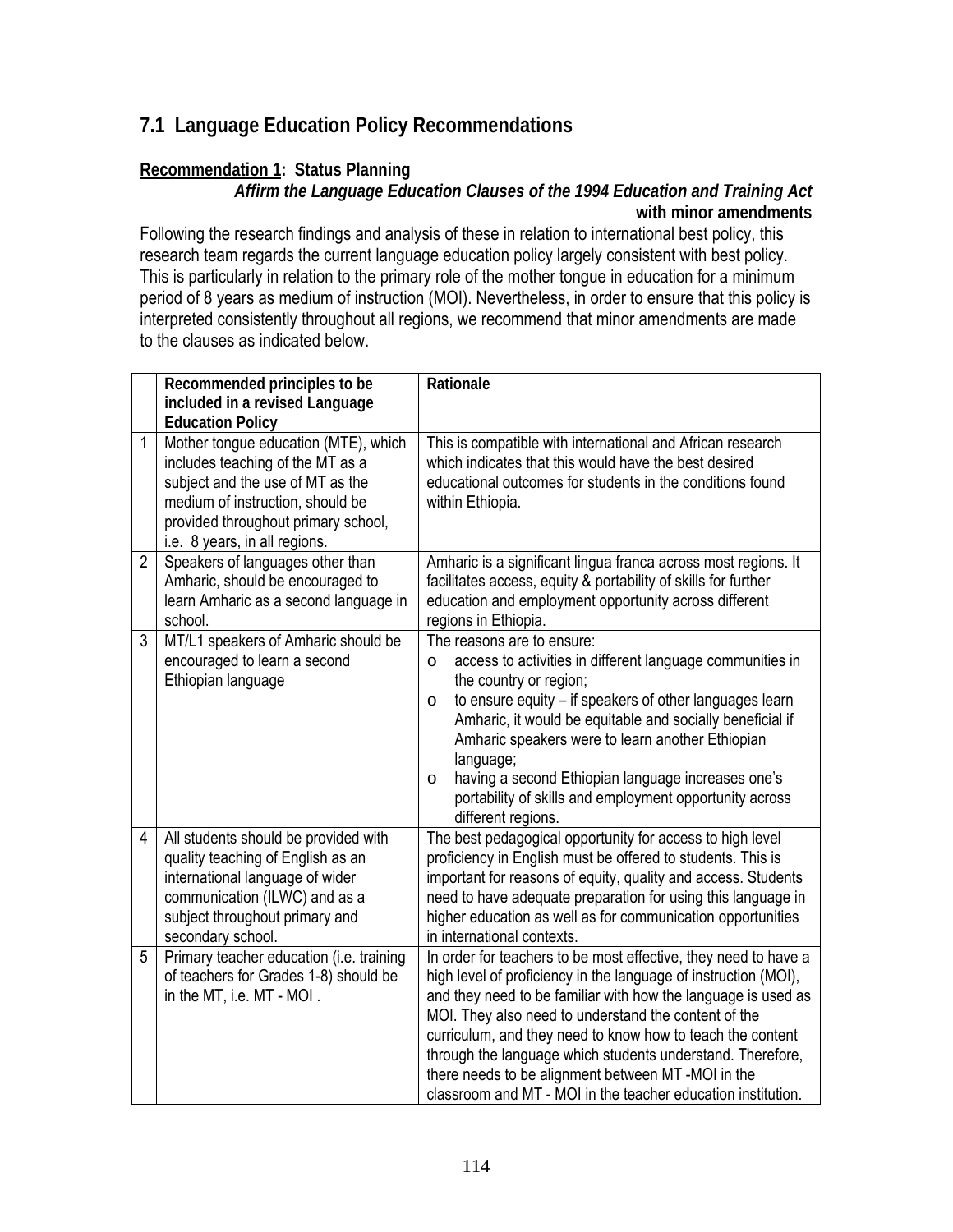## 7.1 Language Education Policy Recommendations

**Recommendation 1: Status Planning**

***Affirm the Language Education Clauses of the 1994 Education and Training Act with minor amendments***

Following the research findings and analysis of these in relation to international best policy, this research team regards the current language education policy largely consistent with best policy. This is particularly in relation to the primary role of the mother tongue in education for a minimum period of 8 years as medium of instruction (MOI). Nevertheless, in order to ensure that this policy is interpreted consistently throughout all regions, we recommend that minor amendments are made to the clauses as indicated below.

| | Recommended principles to be included in a revised Language Education Policy | Rationale |
|---|---|---|
| 1 | Mother tongue education (MTE), which includes teaching of the MT as a subject and the use of MT as the medium of instruction, should be provided throughout primary school, i.e. 8 years, in all regions. | This is compatible with international and African research which indicates that this would have the best desired educational outcomes for students in the conditions found within Ethiopia. |
| 2 | Speakers of languages other than Amharic, should be encouraged to learn Amharic as a second language in school. | Amharic is a significant lingua franca across most regions. It facilitates access, equity & portability of skills for further education and employment opportunity across different regions in Ethiopia. |
| 3 | MT/L1 speakers of Amharic should be encouraged to learn a second Ethiopian language | The reasons are to ensure:<br>o access to activities in different language communities in the country or region;<br>o to ensure equity – if speakers of other languages learn Amharic, it would be equitable and socially beneficial if Amharic speakers were to learn another Ethiopian language;<br>o having a second Ethiopian language increases one's portability of skills and employment opportunity across different regions. |
| 4 | All students should be provided with quality teaching of English as an international language of wider communication (ILWC) and as a subject throughout primary and secondary school. | The best pedagogical opportunity for access to high level proficiency in English must be offered to students. This is important for reasons of equity, quality and access. Students need to have adequate preparation for using this language in higher education as well as for communication opportunities in international contexts. |
| 5 | Primary teacher education (i.e. training of teachers for Grades 1-8) should be in the MT, i.e. MT - MOI . | In order for teachers to be most effective, they need to have a high level of proficiency in the language of instruction (MOI), and they need to be familiar with how the language is used as MOI. They also need to understand the content of the curriculum, and they need to know how to teach the content through the language which students understand. Therefore, there needs to be alignment between MT -MOI in the classroom and MT - MOI in the teacher education institution. |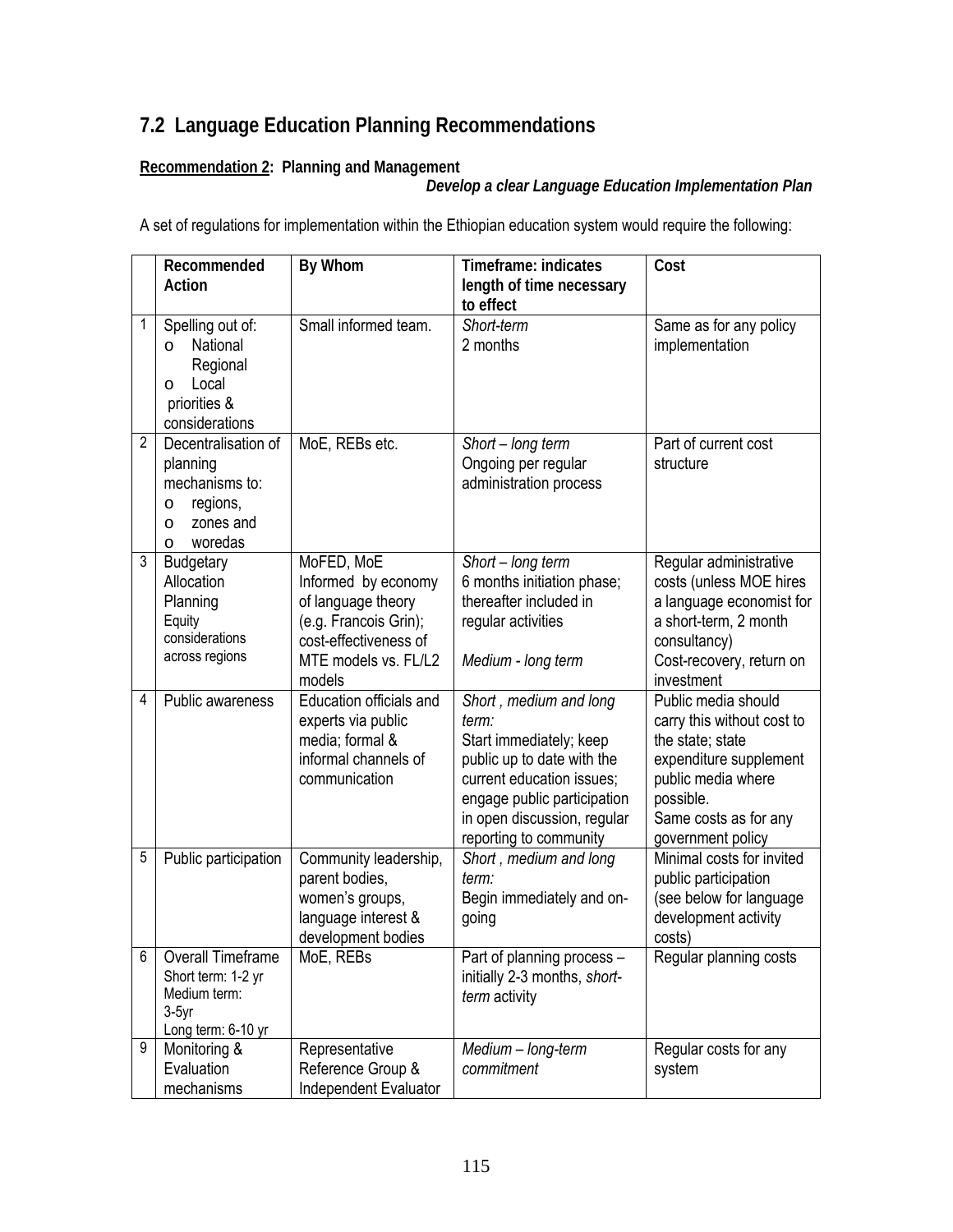## 7.2 Language Education Planning Recommendations

**Recommendation 2: Planning and Management**

***Develop a clear Language Education Implementation Plan***

A set of regulations for implementation within the Ethiopian education system would require the following:

| | Recommended Action | By Whom | Timeframe: indicates length of time necessary to effect | Cost |
|---|---|---|---|---|
| 1 | Spelling out of:<br>o National Regional<br>o Local<br>priorities & considerations | Small informed team. | *Short-term*<br>2 months | Same as for any policy implementation |
| 2 | Decentralisation of planning mechanisms to:<br>o regions,<br>o zones and<br>o woredas | MoE, REBs etc. | *Short – long term*<br>Ongoing per regular administration process | Part of current cost structure |
| 3 | Budgetary Allocation Planning<br>Equity considerations across regions | MoFED, MoE<br>Informed by economy of language theory (e.g. Francois Grin); cost-effectiveness of MTE models vs. FL/L2 models | *Short – long term*<br>6 months initiation phase; thereafter included in regular activities<br><br>*Medium - long term* | Regular administrative costs (unless MOE hires a language economist for a short-term, 2 month consultancy)<br>Cost-recovery, return on investment |
| 4 | Public awareness | Education officials and experts via public media; formal & informal channels of communication | *Short , medium and long term:*<br>Start immediately; keep public up to date with the current education issues; engage public participation in open discussion, regular reporting to community | Public media should carry this without cost to the state; state expenditure supplement public media where possible.<br>Same costs as for any government policy |
| 5 | Public participation | Community leadership, parent bodies, women's groups, language interest & development bodies | *Short , medium and long term:*<br>Begin immediately and on-going | Minimal costs for invited public participation (see below for language development activity costs) |
| 6 | Overall Timeframe<br>Short term: 1-2 yr<br>Medium term: 3-5yr<br>Long term: 6-10 yr | MoE, REBs | Part of planning process – initially 2-3 months, *short-term* activity | Regular planning costs |
| 9 | Monitoring & Evaluation mechanisms | Representative Reference Group & Independent Evaluator | *Medium – long-term commitment* | Regular costs for any system |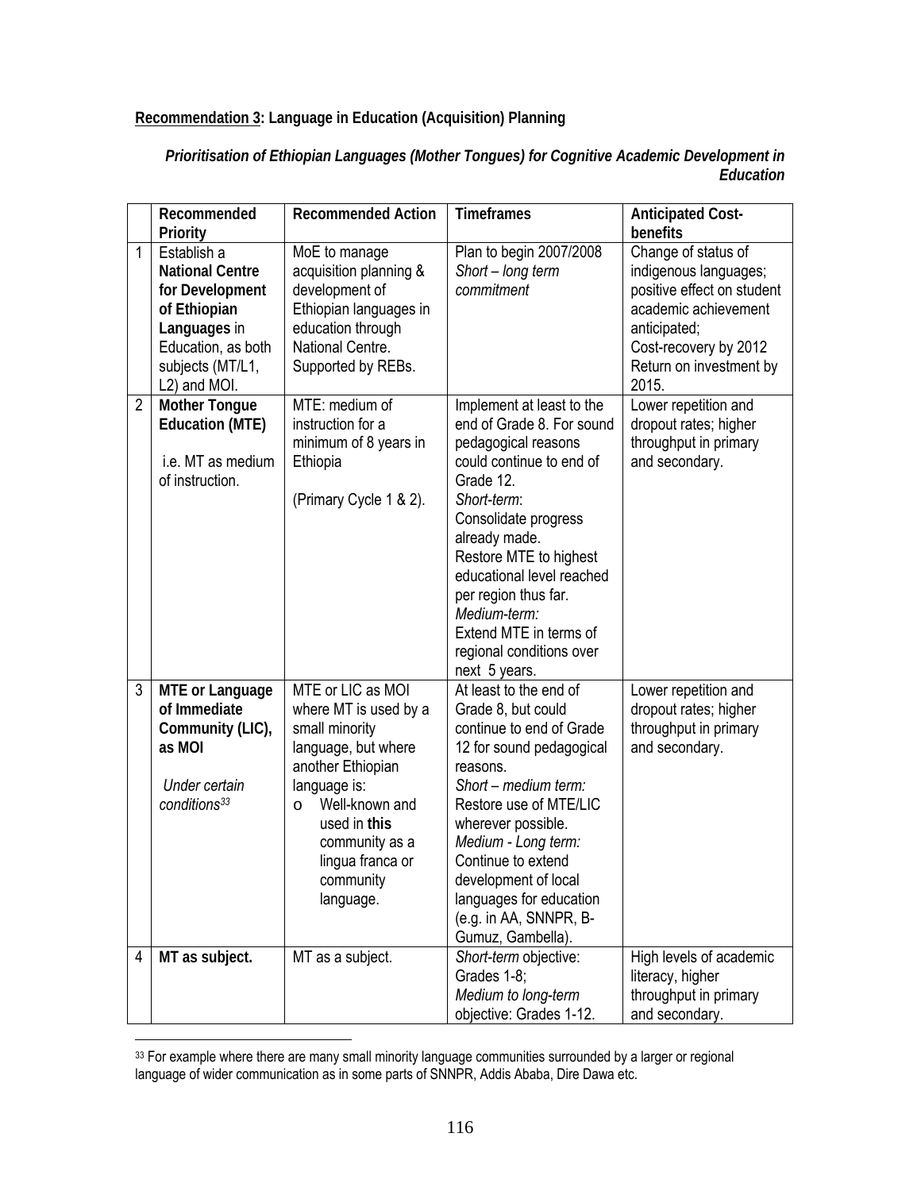**Recommendation 3: Language in Education (Acquisition) Planning**

***Prioritisation of Ethiopian Languages (Mother Tongues) for Cognitive Academic Development in Education***

| | Recommended Priority | Recommended Action | Timeframes | Anticipated Cost-benefits |
|---|---|---|---|---|
| 1 | Establish a **National Centre for Development of Ethiopian Languages** in Education, as both subjects (MT/L1, L2) and MOI. | MoE to manage acquisition planning & development of Ethiopian languages in education through National Centre. Supported by REBs. | Plan to begin 2007/2008 *Short – long term commitment* | Change of status of indigenous languages; positive effect on student academic achievement anticipated; Cost-recovery by 2012 Return on investment by 2015. |
| 2 | **Mother Tongue Education (MTE)** i.e. MT as medium of instruction. | MTE: medium of instruction for a minimum of 8 years in Ethiopia (Primary Cycle 1 & 2). | Implement at least to the end of Grade 8. For sound pedagogical reasons could continue to end of Grade 12. *Short-term*: Consolidate progress already made. Restore MTE to highest educational level reached per region thus far. *Medium-term:* Extend MTE in terms of regional conditions over next 5 years. | Lower repetition and dropout rates; higher throughput in primary and secondary. |
| 3 | **MTE or Language of Immediate Community (LIC), as MOI** *Under certain conditions*[33] | MTE or LIC as MOI where MT is used by a small minority language, but where another Ethiopian language is: o Well-known and used in **this** community as a lingua franca or community language. | At least to the end of Grade 8, but could continue to end of Grade 12 for sound pedagogical reasons. *Short – medium term:* Restore use of MTE/LIC wherever possible. *Medium - Long term:* Continue to extend development of local languages for education (e.g. in AA, SNNPR, B-Gumuz, Gambella). | Lower repetition and dropout rates; higher throughput in primary and secondary. |
| 4 | **MT as subject.** | MT as a subject. | *Short-term* objective: Grades 1-8; *Medium to long-term* objective: Grades 1-12. | High levels of academic literacy, higher throughput in primary and secondary. |

[33] For example where there are many small minority language communities surrounded by a larger or regional language of wider communication as in some parts of SNNPR, Addis Ababa, Dire Dawa etc.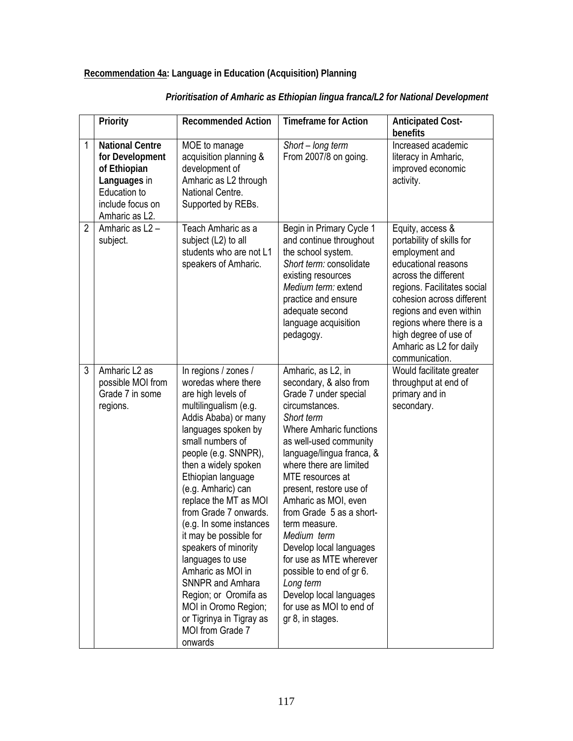**Recommendation 4a: Language in Education (Acquisition) Planning**

***Prioritisation of Amharic as Ethiopian lingua franca/L2 for National Development***

| | Priority | Recommended Action | Timeframe for Action | Anticipated Cost-benefits |
|---|---|---|---|---|
| 1 | **National Centre for Development of Ethiopian Languages** in Education to include focus on Amharic as L2. | MOE to manage acquisition planning & development of Amharic as L2 through National Centre. Supported by REBs. | *Short – long term* From 2007/8 on going. | Increased academic literacy in Amharic, improved economic activity. |
| 2 | Amharic as L2 – subject. | Teach Amharic as a subject (L2) to all students who are not L1 speakers of Amharic. | Begin in Primary Cycle 1 and continue throughout the school system. *Short term:* consolidate existing resources *Medium term:* extend practice and ensure adequate second language acquisition pedagogy. | Equity, access & portability of skills for employment and educational reasons across the different regions. Facilitates social cohesion across different regions and even within regions where there is a high degree of use of Amharic as L2 for daily communication. |
| 3 | Amharic L2 as possible MOI from Grade 7 in some regions. | In regions / zones / woredas where there are high levels of multilingualism (e.g. Addis Ababa) or many languages spoken by small numbers of people (e.g. SNNPR), then a widely spoken Ethiopian language (e.g. Amharic) can replace the MT as MOI from Grade 7 onwards. (e.g. In some instances it may be possible for speakers of minority languages to use Amharic as MOI in SNNPR and Amhara Region; or Oromifa as MOI in Oromo Region; or Tigrinya in Tigray as MOI from Grade 7 onwards | Amharic, as L2, in secondary, & also from Grade 7 under special circumstances. *Short term* Where Amharic functions as well-used community language/lingua franca, & where there are limited MTE resources at present, restore use of Amharic as MOI, even from Grade 5 as a short-term measure. *Medium term* Develop local languages for use as MTE wherever possible to end of gr 6. *Long term* Develop local languages for use as MOI to end of gr 8, in stages. | Would facilitate greater throughput at end of primary and in secondary. |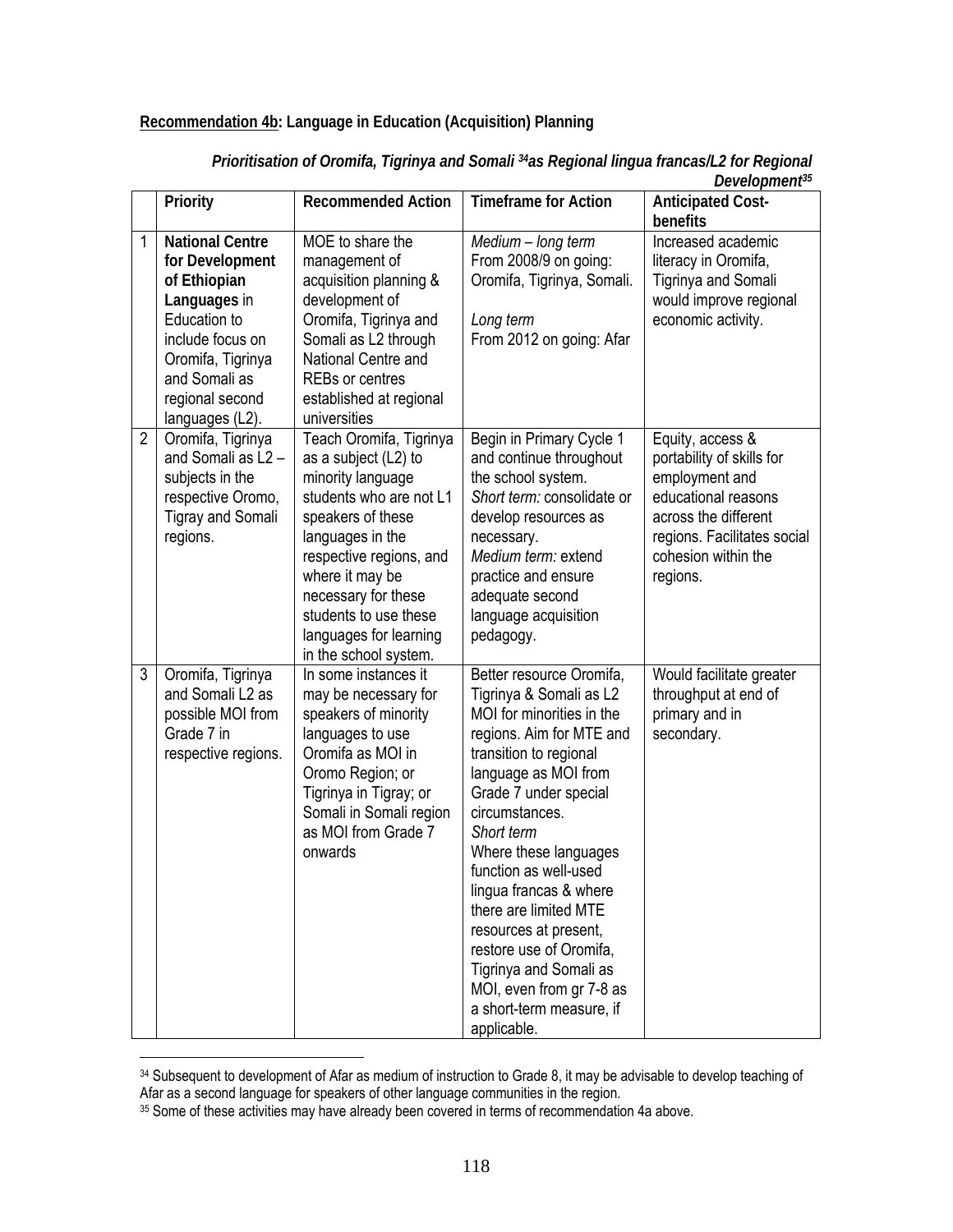**Recommendation 4b: Language in Education (Acquisition) Planning**

***Prioritisation of Oromifa, Tigrinya and Somali [34] as Regional lingua francas/L2 for Regional Development[35]***

| | Priority | Recommended Action | Timeframe for Action | Anticipated Cost-benefits |
|---|---|---|---|---|
| 1 | **National Centre for Development of Ethiopian Languages** in Education to include focus on Oromifa, Tigrinya and Somali as regional second languages (L2). | MOE to share the management of acquisition planning & development of Oromifa, Tigrinya and Somali as L2 through National Centre and REBs or centres established at regional universities | *Medium – long term* From 2008/9 on going: Oromifa, Tigrinya, Somali. *Long term* From 2012 on going: Afar | Increased academic literacy in Oromifa, Tigrinya and Somali would improve regional economic activity. |
| 2 | Oromifa, Tigrinya and Somali as L2 – subjects in the respective Oromo, Tigray and Somali regions. | Teach Oromifa, Tigrinya as a subject (L2) to minority language students who are not L1 speakers of these languages in the respective regions, and where it may be necessary for these students to use these languages for learning in the school system. | Begin in Primary Cycle 1 and continue throughout the school system. *Short term:* consolidate or develop resources as necessary. *Medium term:* extend practice and ensure adequate second language acquisition pedagogy. | Equity, access & portability of skills for employment and educational reasons across the different regions. Facilitates social cohesion within the regions. |
| 3 | Oromifa, Tigrinya and Somali L2 as possible MOI from Grade 7 in respective regions. | In some instances it may be necessary for speakers of minority languages to use Oromifa as MOI in Oromo Region; or Tigrinya in Tigray; or Somali in Somali region as MOI from Grade 7 onwards | Better resource Oromifa, Tigrinya & Somali as L2 MOI for minorities in the regions. Aim for MTE and transition to regional language as MOI from Grade 7 under special circumstances. *Short term* Where these languages function as well-used lingua francas & where there are limited MTE resources at present, restore use of Oromifa, Tigrinya and Somali as MOI, even from gr 7-8 as a short-term measure, if applicable. | Would facilitate greater throughput at end of primary and in secondary. |

[34] Subsequent to development of Afar as medium of instruction to Grade 8, it may be advisable to develop teaching of Afar as a second language for speakers of other language communities in the region.

[35] Some of these activities may have already been covered in terms of recommendation 4a above.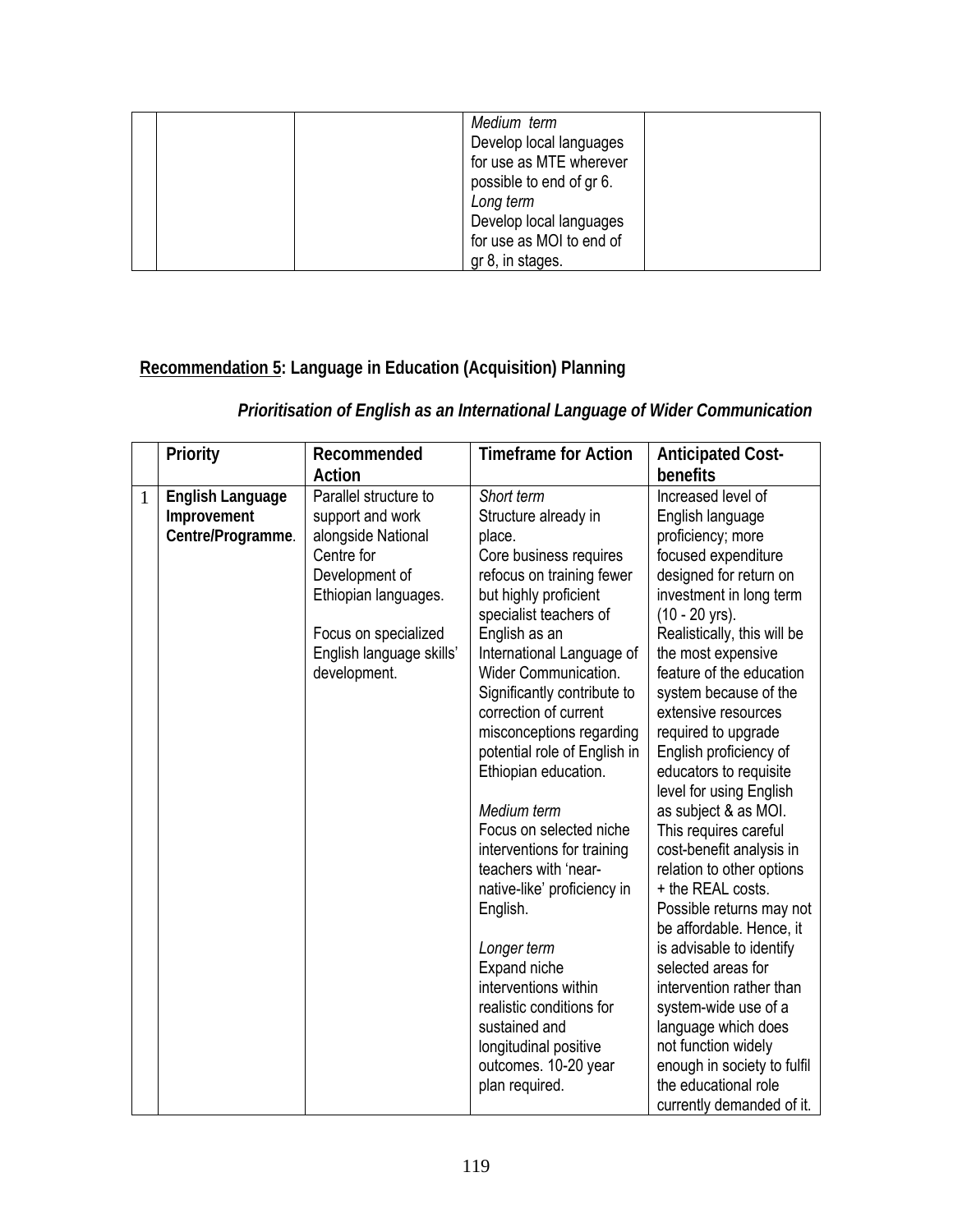| | | | *Medium term*<br>Develop local languages for use as MTE wherever possible to end of gr 6.<br>*Long term*<br>Develop local languages for use as MOI to end of gr 8, in stages. | |
|---|---|---|---|---|

## Recommendation 5: Language in Education (Acquisition) Planning

### *Prioritisation of English as an International Language of Wider Communication*

| | Priority | Recommended Action | Timeframe for Action | Anticipated Cost-benefits |
|---|---|---|---|---|
| 1 | **English Language Improvement Centre/Programme**. | Parallel structure to support and work alongside National Centre for Development of Ethiopian languages.<br><br>Focus on specialized English language skills' development. | *Short term*<br>Structure already in place.<br>Core business requires refocus on training fewer but highly proficient specialist teachers of English as an International Language of Wider Communication.<br>Significantly contribute to correction of current misconceptions regarding potential role of English in Ethiopian education.<br><br>*Medium term*<br>Focus on selected niche interventions for training teachers with 'near-native-like' proficiency in English.<br><br>*Longer term*<br>Expand niche interventions within realistic conditions for sustained and longitudinal positive outcomes. 10-20 year plan required. | Increased level of English language proficiency; more focused expenditure designed for return on investment in long term (10 - 20 yrs).<br>Realistically, this will be the most expensive feature of the education system because of the extensive resources required to upgrade English proficiency of educators to requisite level for using English as subject & as MOI.<br>This requires careful cost-benefit analysis in relation to other options + the REAL costs.<br>Possible returns may not be affordable. Hence, it is advisable to identify selected areas for intervention rather than system-wide use of a language which does not function widely enough in society to fulfil the educational role currently demanded of it. |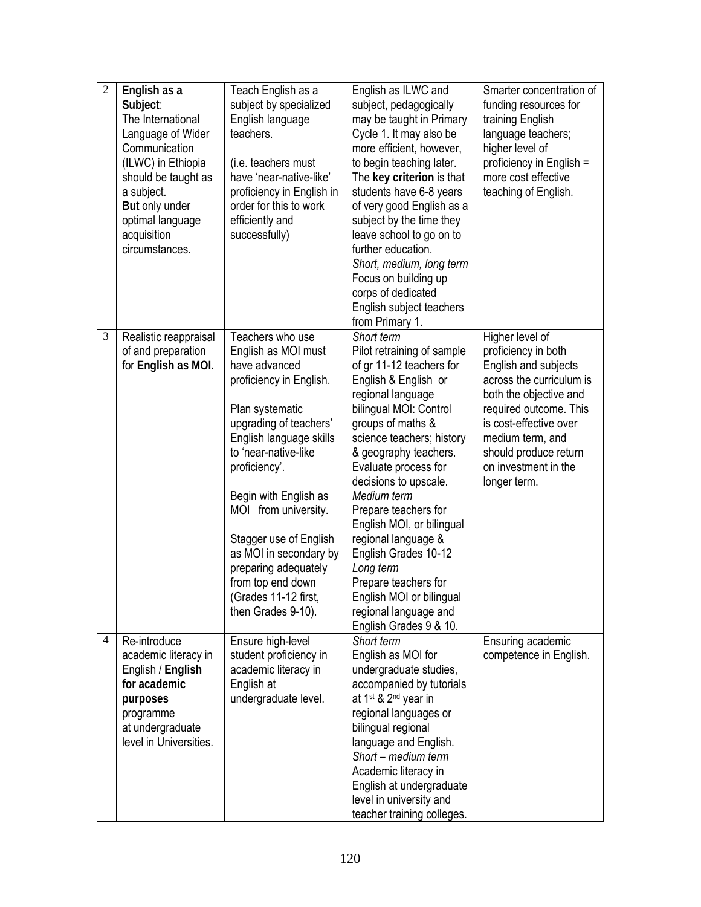| 2 | **English as a Subject**: The International Language of Wider Communication (ILWC) in Ethiopia should be taught as a subject. **But** only under optimal language acquisition circumstances. | Teach English as a subject by specialized English language teachers.<br><br>(i.e. teachers must have 'near-native-like' proficiency in English in order for this to work efficiently and successfully) | English as ILWC and subject, pedagogically may be taught in Primary Cycle 1. It may also be more efficient, however, to begin teaching later. The **key criterion** is that students have 6-8 years of very good English as a subject by the time they leave school to go on to further education.<br>*Short, medium, long term*<br>Focus on building up corps of dedicated English subject teachers from Primary 1. | Smarter concentration of funding resources for training English language teachers; higher level of proficiency in English = more cost effective teaching of English. |
|---|---|---|---|---|
| 3 | Realistic reappraisal of and preparation for **English as MOI.** | Teachers who use English as MOI must have advanced proficiency in English.<br><br>Plan systematic upgrading of teachers' English language skills to 'near-native-like proficiency'.<br><br>Begin with English as MOI from university.<br><br>Stagger use of English as MOI in secondary by preparing adequately from top end down (Grades 11-12 first, then Grades 9-10). | *Short term*<br>Pilot retraining of sample of gr 11-12 teachers for English & English or regional language bilingual MOI: Control groups of maths & science teachers; history & geography teachers. Evaluate process for decisions to upscale.<br>*Medium term*<br>Prepare teachers for English MOI, or bilingual regional language & English Grades 10-12<br>*Long term*<br>Prepare teachers for English MOI or bilingual regional language and English Grades 9 & 10. | Higher level of proficiency in both English and subjects across the curriculum is both the objective and required outcome. This is cost-effective over medium term, and should produce return on investment in the longer term. |
| 4 | Re-introduce academic literacy in English / **English for academic purposes** programme at undergraduate level in Universities. | Ensure high-level student proficiency in academic literacy in English at undergraduate level. | *Short term*<br>English as MOI for undergraduate studies, accompanied by tutorials at 1st & 2nd year in regional languages or bilingual regional language and English.<br>*Short – medium term*<br>Academic literacy in English at undergraduate level in university and teacher training colleges. | Ensuring academic competence in English. |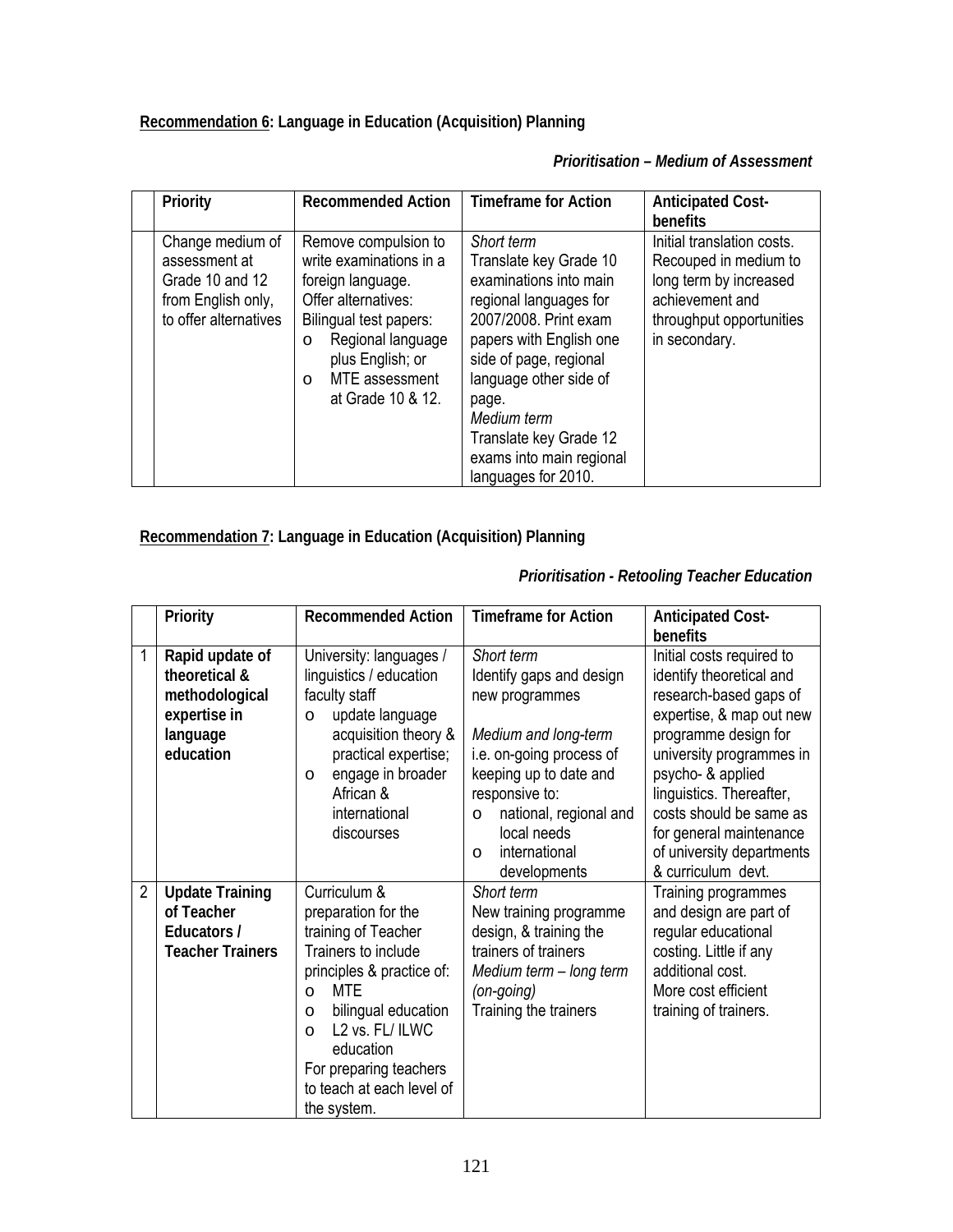**<u>Recommendation 6</u>: Language in Education (Acquisition) Planning**

***Prioritisation – Medium of Assessment***

| | Priority | Recommended Action | Timeframe for Action | Anticipated Cost-benefits |
|---|---|---|---|---|
| | Change medium of assessment at Grade 10 and 12 from English only, to offer alternatives | Remove compulsion to write examinations in a foreign language. Offer alternatives: Bilingual test papers: <br>o Regional language plus English; or <br>o MTE assessment at Grade 10 & 12. | *Short term* <br>Translate key Grade 10 examinations into main regional languages for 2007/2008. Print exam papers with English one side of page, regional language other side of page. <br>*Medium term* <br>Translate key Grade 12 exams into main regional languages for 2010. | Initial translation costs. Recouped in medium to long term by increased achievement and throughput opportunities in secondary. |

**<u>Recommendation 7</u>: Language in Education (Acquisition) Planning**

***Prioritisation - Retooling Teacher Education***

| | Priority | Recommended Action | Timeframe for Action | Anticipated Cost-benefits |
|---|---|---|---|---|
| 1 | **Rapid update of theoretical & methodological expertise in language education** | University: languages / linguistics / education faculty staff <br>o update language acquisition theory & practical expertise; <br>o engage in broader African & international discourses | *Short term* <br>Identify gaps and design new programmes <br><br>*Medium and long-term* <br>i.e. on-going process of keeping up to date and responsive to: <br>o national, regional and local needs <br>o international developments | Initial costs required to identify theoretical and research-based gaps of expertise, & map out new programme design for university programmes in psycho- & applied linguistics. Thereafter, costs should be same as for general maintenance of university departments & curriculum devt. |
| 2 | **Update Training of Teacher Educators / Teacher Trainers** | Curriculum & preparation for the training of Teacher Trainers to include principles & practice of: <br>o MTE <br>o bilingual education <br>o L2 vs. FL/ ILWC education <br>For preparing teachers to teach at each level of the system. | *Short term* <br>New training programme design, & training the trainers <br>*Medium term – long term (on-going)* <br>Training the trainers | Training programmes and design are part of regular educational costing. Little if any additional cost. <br>More cost efficient training of trainers. |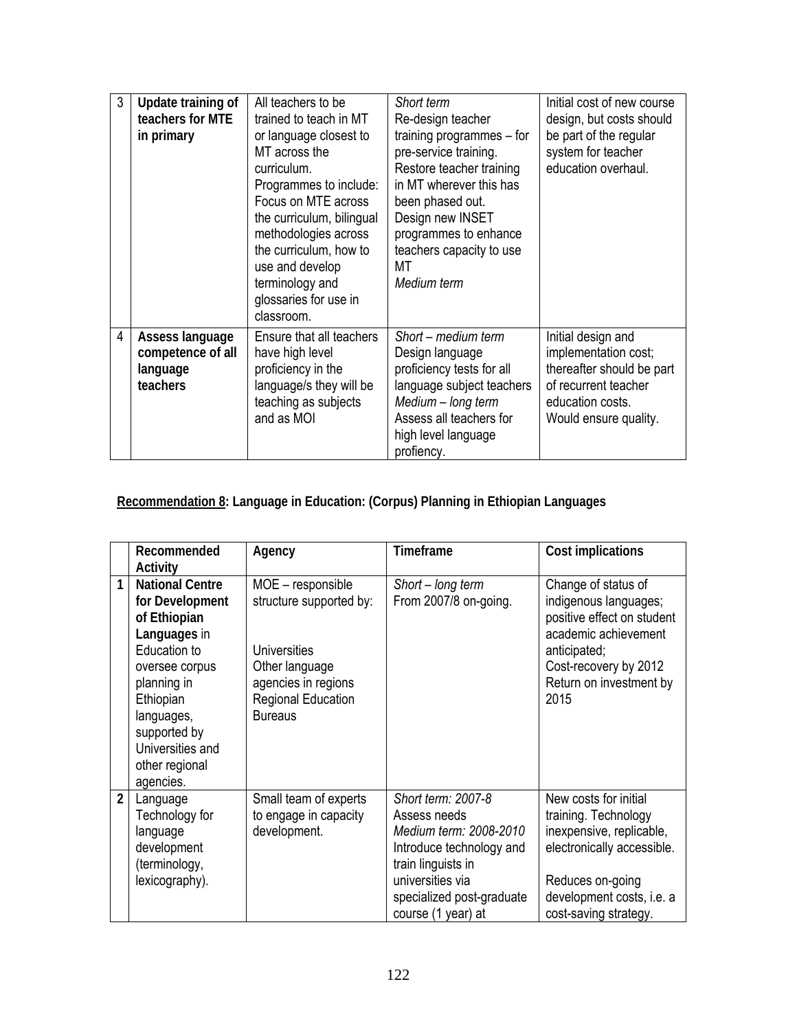| 3 | **Update training of teachers for MTE in primary** | All teachers to be trained to teach in MT or language closest to MT across the curriculum. Programmes to include: Focus on MTE across the curriculum, bilingual methodologies across the curriculum, how to use and develop terminology and glossaries for use in classroom. | *Short term* Re-design teacher training programmes – for pre-service training. Restore teacher training in MT wherever this has been phased out. Design new INSET programmes to enhance teachers capacity to use MT *Medium term* | Initial cost of new course design, but costs should be part of the regular system for teacher education overhaul. |
|---|---|---|---|---|
| 4 | **Assess language competence of all language teachers** | Ensure that all teachers have high level proficiency in the language/s they will be teaching as subjects and as MOI | *Short – medium term* Design language proficiency tests for all language subject teachers *Medium – long term* Assess all teachers for high level language profiency. | Initial design and implementation cost; thereafter should be part of recurrent teacher education costs. Would ensure quality. |

**Recommendation 8: Language in Education: (Corpus) Planning in Ethiopian Languages**

| | Recommended Activity | Agency | Timeframe | Cost implications |
|---|---|---|---|---|
| **1** | **National Centre for Development of Ethiopian Languages** in Education to oversee corpus planning in Ethiopian languages, supported by Universities and other regional agencies. | MOE – responsible structure supported by: Universities Other language agencies in regions Regional Education Bureaus | *Short – long term* From 2007/8 on-going. | Change of status of indigenous languages; positive effect on student academic achievement anticipated; Cost-recovery by 2012 Return on investment by 2015 |
| **2** | Language Technology for language development (terminology, lexicography). | Small team of experts to engage in capacity development. | *Short term: 2007-8* Assess needs *Medium term: 2008-2010* Introduce technology and train linguists in universities via specialized post-graduate course (1 year) at | New costs for initial training. Technology inexpensive, replicable, electronically accessible. Reduces on-going development costs, i.e. a cost-saving strategy. |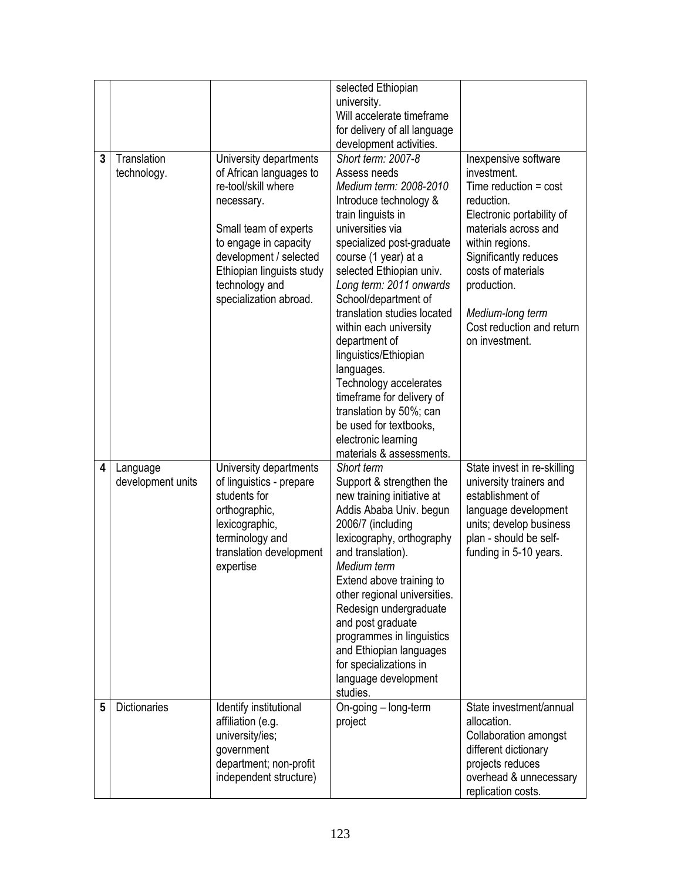| | | | | |
|---|---|---|---|---|
| | | | selected Ethiopian university. Will accelerate timeframe for delivery of all language development activities. | |
| 3 | Translation technology. | University departments of African languages to re-tool/skill where necessary.<br><br>Small team of experts to engage in capacity development / selected Ethiopian linguists study technology and specialization abroad. | *Short term: 2007-8*<br>Assess needs<br>*Medium term: 2008-2010*<br>Introduce technology & train linguists in universities via specialized post-graduate course (1 year) at a selected Ethiopian univ.<br>*Long term: 2011 onwards*<br>School/department of translation studies located within each university department of linguistics/Ethiopian languages.<br>Technology accelerates timeframe for delivery of translation by 50%; can be used for textbooks, electronic learning materials & assessments. | Inexpensive software investment.<br>Time reduction = cost reduction.<br>Electronic portability of materials across and within regions.<br>Significantly reduces costs of materials production.<br><br>*Medium-long term*<br>Cost reduction and return on investment. |
| 4 | Language development units | University departments of linguistics - prepare students for orthographic, lexicographic, terminology and translation development expertise | *Short term*<br>Support & strengthen the new training initiative at Addis Ababa Univ. begun 2006/7 (including lexicography, orthography and translation).<br>*Medium term*<br>Extend above training to other regional universities. Redesign undergraduate and post graduate programmes in linguistics and Ethiopian languages for specializations in language development studies. | State invest in re-skilling university trainers and establishment of language development units; develop business plan - should be self-funding in 5-10 years. |
| 5 | Dictionaries | Identify institutional affiliation (e.g. university/ies; government department; non-profit independent structure) | On-going – long-term project | State investment/annual allocation.<br>Collaboration amongst different dictionary projects reduces overhead & unnecessary replication costs. |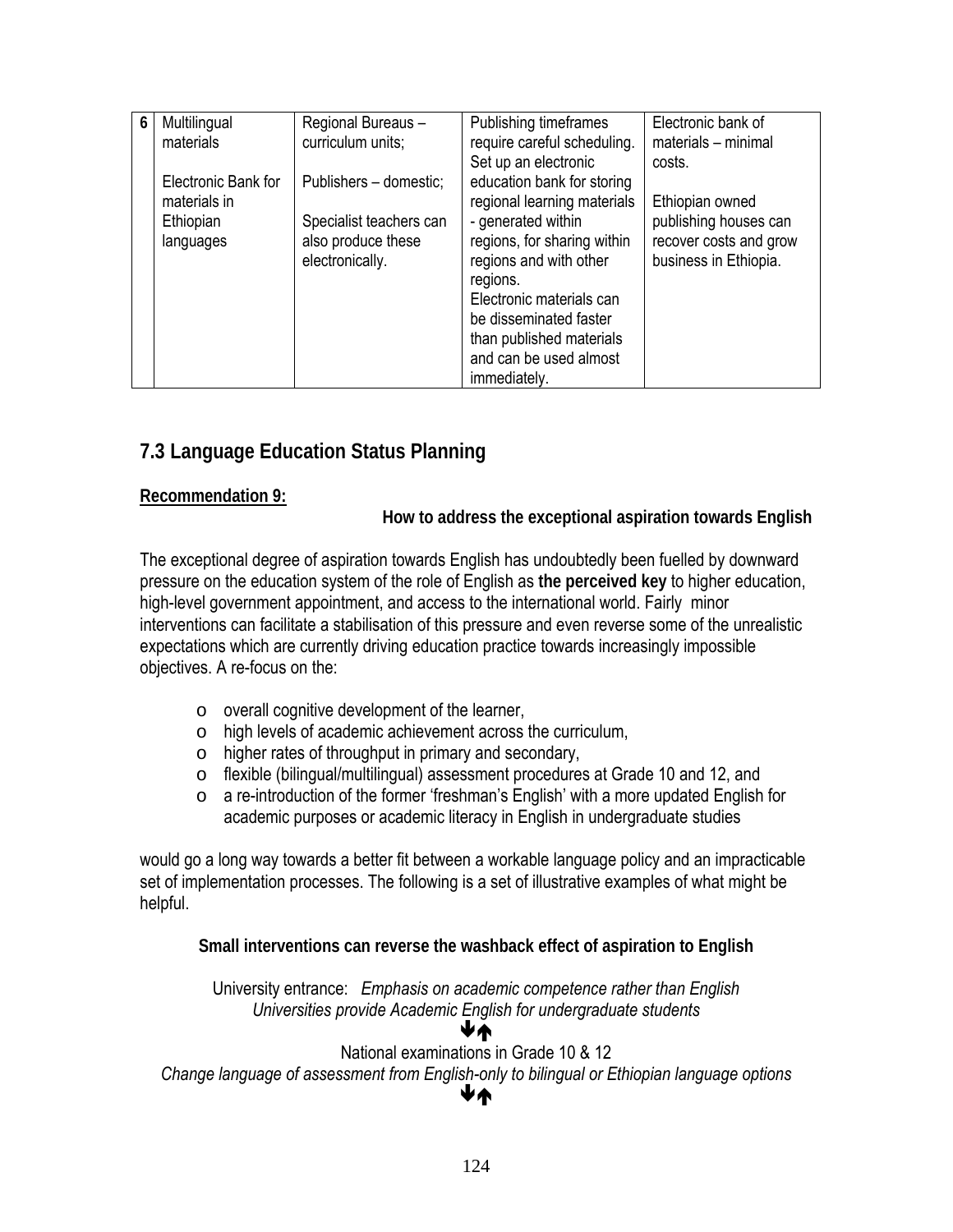| 6 | Multilingual materials<br><br>Electronic Bank for materials in Ethiopian languages | Regional Bureaus – curriculum units;<br><br>Publishers – domestic;<br><br>Specialist teachers can also produce these electronically. | Publishing timeframes require careful scheduling. Set up an electronic education bank for storing regional learning materials - generated within regions, for sharing within regions and with other regions.<br>Electronic materials can be disseminated faster than published materials and can be used almost immediately. | Electronic bank of materials – minimal costs.<br><br>Ethiopian owned publishing houses can recover costs and grow business in Ethiopia. |
|---|---|---|---|---|

## 7.3 Language Education Status Planning

**Recommendation 9:**

**How to address the exceptional aspiration towards English**

The exceptional degree of aspiration towards English has undoubtedly been fuelled by downward pressure on the education system of the role of English as **the perceived key** to higher education, high-level government appointment, and access to the international world. Fairly minor interventions can facilitate a stabilisation of this pressure and even reverse some of the unrealistic expectations which are currently driving education practice towards increasingly impossible objectives. A re-focus on the:

- overall cognitive development of the learner,
- high levels of academic achievement across the curriculum,
- higher rates of throughput in primary and secondary,
- flexible (bilingual/multilingual) assessment procedures at Grade 10 and 12, and
- a re-introduction of the former 'freshman's English' with a more updated English for academic purposes or academic literacy in English in undergraduate studies

would go a long way towards a better fit between a workable language policy and an impracticable set of implementation processes. The following is a set of illustrative examples of what might be helpful.

**Small interventions can reverse the washback effect of aspiration to English**

University entrance: *Emphasis on academic competence rather than English*
*Universities provide Academic English for undergraduate students*

↓↑

National examinations in Grade 10 & 12
*Change language of assessment from English-only to bilingual or Ethiopian language options*

↓↑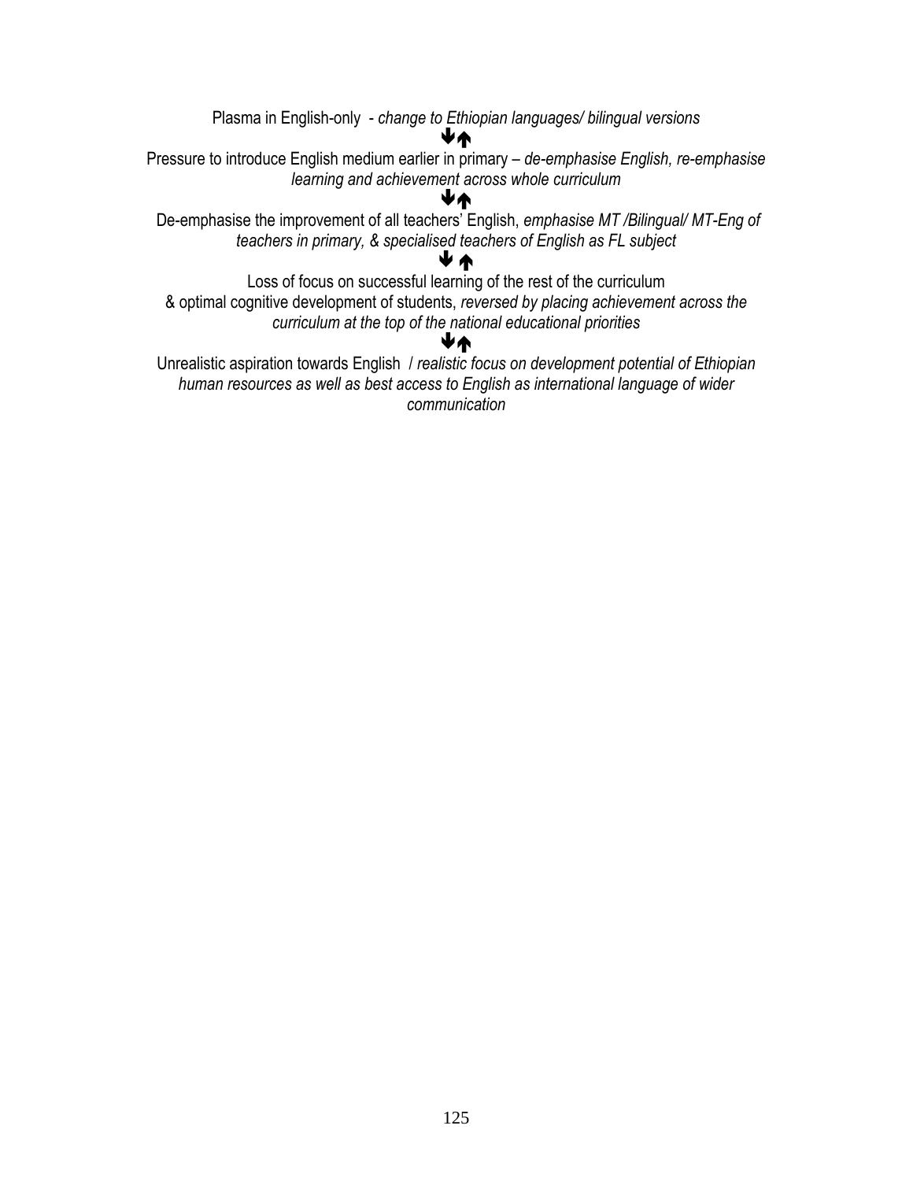Plasma in English-only - *change to Ethiopian languages/ bilingual versions*

🡇🡅

Pressure to introduce English medium earlier in primary – *de-emphasise English, re-emphasise learning and achievement across whole curriculum*

🡇🡅

De-emphasise the improvement of all teachers' English, *emphasise MT /Bilingual/ MT-Eng of teachers in primary, & specialised teachers of English as FL subject*

🡇🡅

Loss of focus on successful learning of the rest of the curriculum & optimal cognitive development of students, *reversed by placing achievement across the curriculum at the top of the national educational priorities*

🡇🡅

Unrealistic aspiration towards English / *realistic focus on development potential of Ethiopian human resources as well as best access to English as international language of wider communication*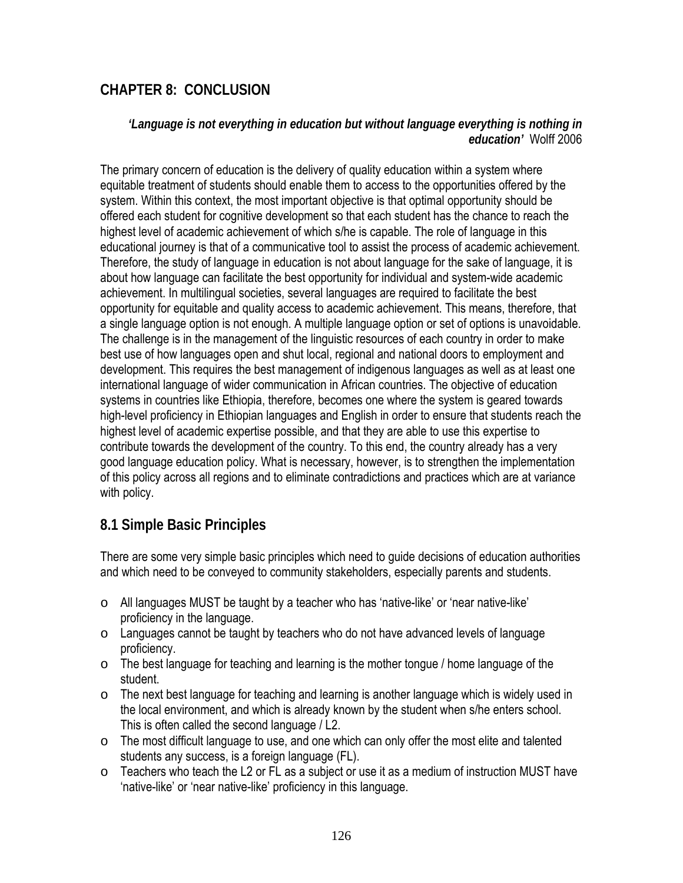## CHAPTER 8: CONCLUSION

> ***'Language is not everything in education but without language everything is nothing in education'*** Wolff 2006

The primary concern of education is the delivery of quality education within a system where equitable treatment of students should enable them to access to the opportunities offered by the system. Within this context, the most important objective is that optimal opportunity should be offered each student for cognitive development so that each student has the chance to reach the highest level of academic achievement of which s/he is capable. The role of language in this educational journey is that of a communicative tool to assist the process of academic achievement. Therefore, the study of language in education is not about language for the sake of language, it is about how language can facilitate the best opportunity for individual and system-wide academic achievement. In multilingual societies, several languages are required to facilitate the best opportunity for equitable and quality access to academic achievement. This means, therefore, that a single language option is not enough. A multiple language option or set of options is unavoidable. The challenge is in the management of the linguistic resources of each country in order to make best use of how languages open and shut local, regional and national doors to employment and development. This requires the best management of indigenous languages as well as at least one international language of wider communication in African countries. The objective of education systems in countries like Ethiopia, therefore, becomes one where the system is geared towards high-level proficiency in Ethiopian languages and English in order to ensure that students reach the highest level of academic expertise possible, and that they are able to use this expertise to contribute towards the development of the country. To this end, the country already has a very good language education policy. What is necessary, however, is to strengthen the implementation of this policy across all regions and to eliminate contradictions and practices which are at variance with policy.

### 8.1 Simple Basic Principles

There are some very simple basic principles which need to guide decisions of education authorities and which need to be conveyed to community stakeholders, especially parents and students.

- All languages MUST be taught by a teacher who has 'native-like' or 'near native-like' proficiency in the language.
- Languages cannot be taught by teachers who do not have advanced levels of language proficiency.
- The best language for teaching and learning is the mother tongue / home language of the student.
- The next best language for teaching and learning is another language which is widely used in the local environment, and which is already known by the student when s/he enters school. This is often called the second language / L2.
- The most difficult language to use, and one which can only offer the most elite and talented students any success, is a foreign language (FL).
- Teachers who teach the L2 or FL as a subject or use it as a medium of instruction MUST have 'native-like' or 'near native-like' proficiency in this language.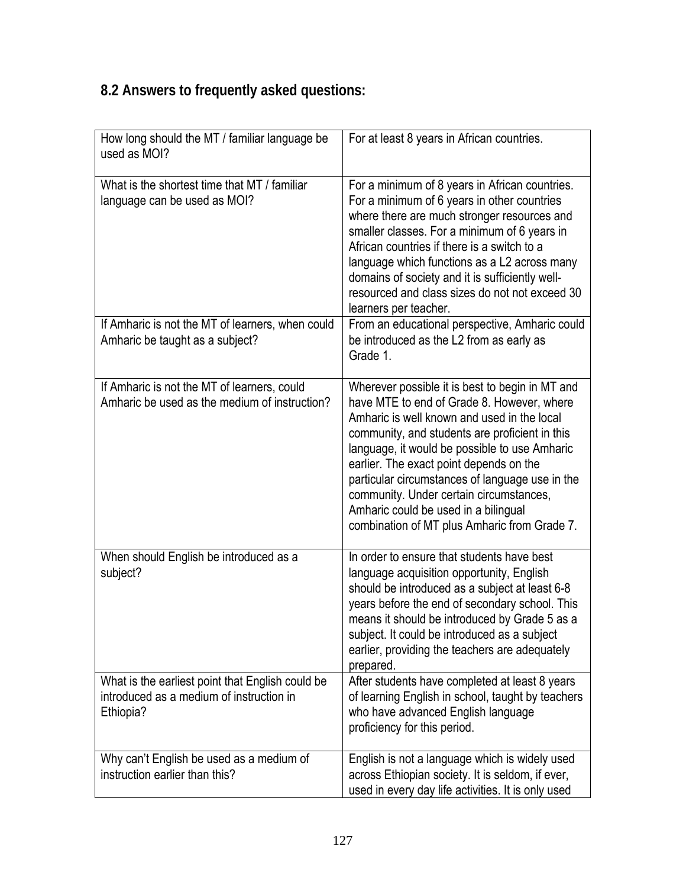## 8.2 Answers to frequently asked questions:

| | |
|---|---|
| How long should the MT / familiar language be used as MOI? | For at least 8 years in African countries. |
| What is the shortest time that MT / familiar language can be used as MOI? | For a minimum of 8 years in African countries. For a minimum of 6 years in other countries where there are much stronger resources and smaller classes. For a minimum of 6 years in African countries if there is a switch to a language which functions as a L2 across many domains of society and it is sufficiently well-resourced and class sizes do not not exceed 30 learners per teacher. |
| If Amharic is not the MT of learners, when could Amharic be taught as a subject? | From an educational perspective, Amharic could be introduced as the L2 from as early as Grade 1. |
| If Amharic is not the MT of learners, could Amharic be used as the medium of instruction? | Wherever possible it is best to begin in MT and have MTE to end of Grade 8. However, where Amharic is well known and used in the local community, and students are proficient in this language, it would be possible to use Amharic earlier. The exact point depends on the particular circumstances of language use in the community. Under certain circumstances, Amharic could be used in a bilingual combination of MT plus Amharic from Grade 7. |
| When should English be introduced as a subject? | In order to ensure that students have best language acquisition opportunity, English should be introduced as a subject at least 6-8 years before the end of secondary school. This means it should be introduced by Grade 5 as a subject. It could be introduced as a subject earlier, providing the teachers are adequately prepared. |
| What is the earliest point that English could be introduced as a medium of instruction in Ethiopia? | After students have completed at least 8 years of learning English in school, taught by teachers who have advanced English language proficiency for this period. |
| Why can't English be used as a medium of instruction earlier than this? | English is not a language which is widely used across Ethiopian society. It is seldom, if ever, used in every day life activities. It is only used |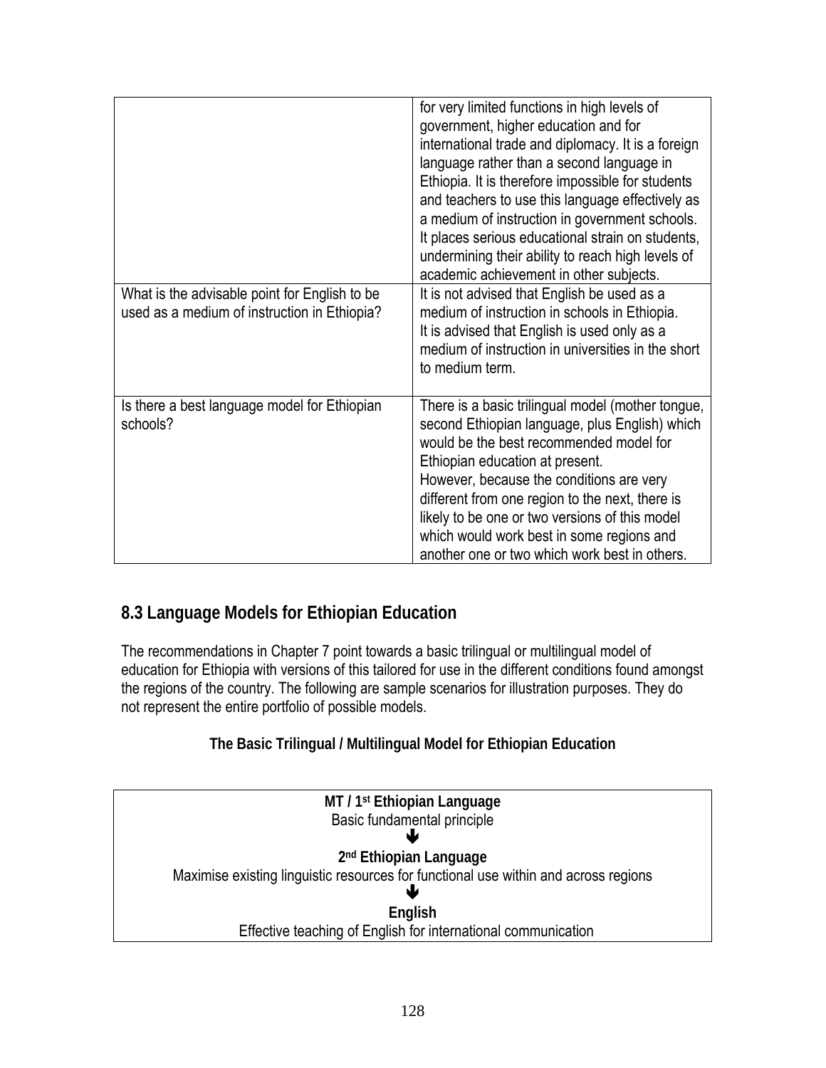| | |
|---|---|
| | for very limited functions in high levels of government, higher education and for international trade and diplomacy. It is a foreign language rather than a second language in Ethiopia. It is therefore impossible for students and teachers to use this language effectively as a medium of instruction in government schools. It places serious educational strain on students, undermining their ability to reach high levels of academic achievement in other subjects. |
| What is the advisable point for English to be used as a medium of instruction in Ethiopia? | It is not advised that English be used as a medium of instruction in schools in Ethiopia. It is advised that English is used only as a medium of instruction in universities in the short to medium term. |
| Is there a best language model for Ethiopian schools? | There is a basic trilingual model (mother tongue, second Ethiopian language, plus English) which would be the best recommended model for Ethiopian education at present. However, because the conditions are very different from one region to the next, there is likely to be one or two versions of this model which would work best in some regions and another one or two which work best in others. |

## 8.3 Language Models for Ethiopian Education

The recommendations in Chapter 7 point towards a basic trilingual or multilingual model of education for Ethiopia with versions of this tailored for use in the different conditions found amongst the regions of the country. The following are sample scenarios for illustration purposes. They do not represent the entire portfolio of possible models.

**The Basic Trilingual / Multilingual Model for Ethiopian Education**

| **MT / 1st Ethiopian Language**<br>Basic fundamental principle<br>⬇<br>**2nd Ethiopian Language**<br>Maximise existing linguistic resources for functional use within and across regions<br>⬇<br>**English**<br>Effective teaching of English for international communication |
|---|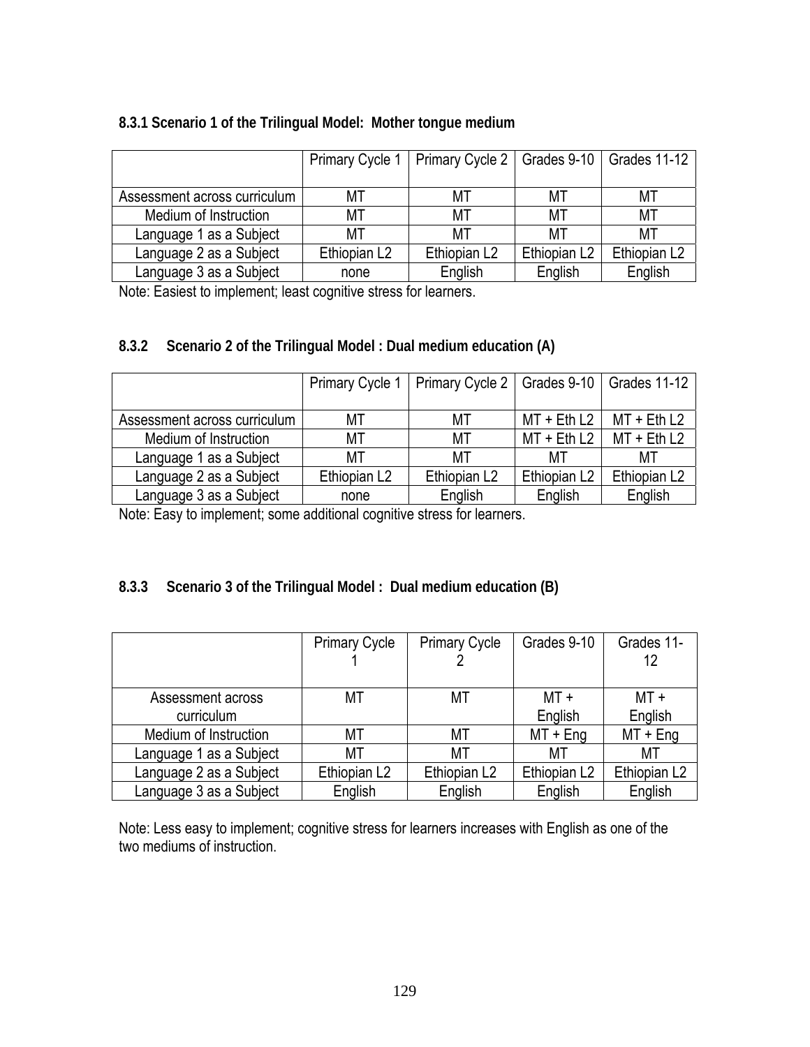### 8.3.1 Scenario 1 of the Trilingual Model: Mother tongue medium

| | Primary Cycle 1 | Primary Cycle 2 | Grades 9-10 | Grades 11-12 |
|---|---|---|---|---|
| Assessment across curriculum | MT | MT | MT | MT |
| Medium of Instruction | MT | MT | MT | MT |
| Language 1 as a Subject | MT | MT | MT | MT |
| Language 2 as a Subject | Ethiopian L2 | Ethiopian L2 | Ethiopian L2 | Ethiopian L2 |
| Language 3 as a Subject | none | English | English | English |

Note: Easiest to implement; least cognitive stress for learners.

### 8.3.2 Scenario 2 of the Trilingual Model : Dual medium education (A)

| | Primary Cycle 1 | Primary Cycle 2 | Grades 9-10 | Grades 11-12 |
|---|---|---|---|---|
| Assessment across curriculum | MT | MT | MT + Eth L2 | MT + Eth L2 |
| Medium of Instruction | MT | MT | MT + Eth L2 | MT + Eth L2 |
| Language 1 as a Subject | MT | MT | MT | MT |
| Language 2 as a Subject | Ethiopian L2 | Ethiopian L2 | Ethiopian L2 | Ethiopian L2 |
| Language 3 as a Subject | none | English | English | English |

Note: Easy to implement; some additional cognitive stress for learners.

### 8.3.3 Scenario 3 of the Trilingual Model : Dual medium education (B)

| | Primary Cycle 1 | Primary Cycle 2 | Grades 9-10 | Grades 11-12 |
|---|---|---|---|---|
| Assessment across curriculum | MT | MT | MT + English | MT + English |
| Medium of Instruction | MT | MT | MT + Eng | MT + Eng |
| Language 1 as a Subject | MT | MT | MT | MT |
| Language 2 as a Subject | Ethiopian L2 | Ethiopian L2 | Ethiopian L2 | Ethiopian L2 |
| Language 3 as a Subject | English | English | English | English |

Note: Less easy to implement; cognitive stress for learners increases with English as one of the two mediums of instruction.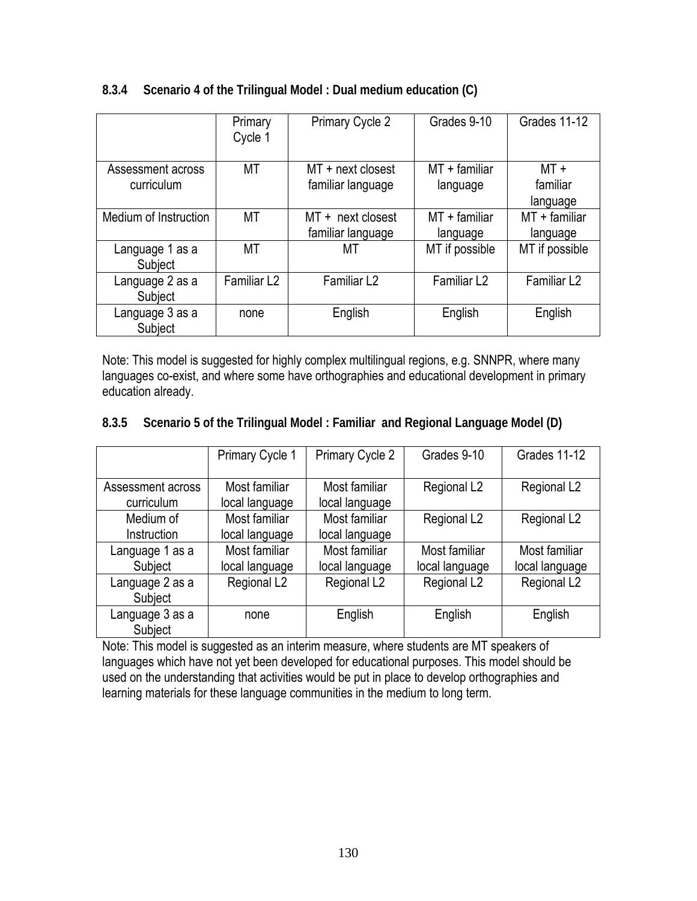### 8.3.4 Scenario 4 of the Trilingual Model : Dual medium education (C)

| | Primary Cycle 1 | Primary Cycle 2 | Grades 9-10 | Grades 11-12 |
|---|---|---|---|---|
| Assessment across curriculum | MT | MT + next closest familiar language | MT + familiar language | MT + familiar language |
| Medium of Instruction | MT | MT + next closest familiar language | MT + familiar language | MT + familiar language |
| Language 1 as a Subject | MT | MT | MT if possible | MT if possible |
| Language 2 as a Subject | Familiar L2 | Familiar L2 | Familiar L2 | Familiar L2 |
| Language 3 as a Subject | none | English | English | English |

Note: This model is suggested for highly complex multilingual regions, e.g. SNNPR, where many languages co-exist, and where some have orthographies and educational development in primary education already.

### 8.3.5 Scenario 5 of the Trilingual Model : Familiar and Regional Language Model (D)

| | Primary Cycle 1 | Primary Cycle 2 | Grades 9-10 | Grades 11-12 |
|---|---|---|---|---|
| Assessment across curriculum | Most familiar local language | Most familiar local language | Regional L2 | Regional L2 |
| Medium of Instruction | Most familiar local language | Most familiar local language | Regional L2 | Regional L2 |
| Language 1 as a Subject | Most familiar local language | Most familiar local language | Most familiar local language | Most familiar local language |
| Language 2 as a Subject | Regional L2 | Regional L2 | Regional L2 | Regional L2 |
| Language 3 as a Subject | none | English | English | English |

Note: This model is suggested as an interim measure, where students are MT speakers of languages which have not yet been developed for educational purposes. This model should be used on the understanding that activities would be put in place to develop orthographies and learning materials for these language communities in the medium to long term.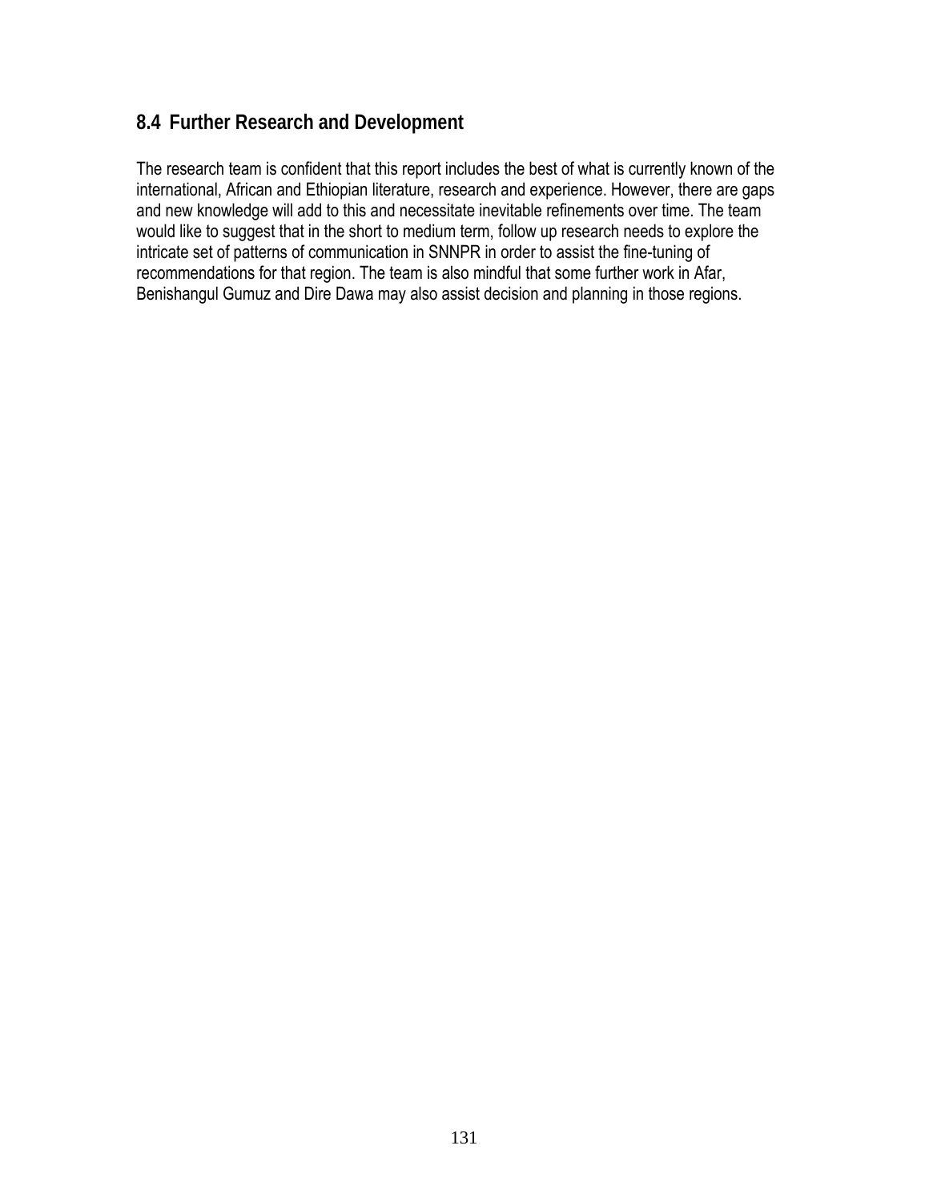## 8.4 Further Research and Development

The research team is confident that this report includes the best of what is currently known of the international, African and Ethiopian literature, research and experience. However, there are gaps and new knowledge will add to this and necessitate inevitable refinements over time. The team would like to suggest that in the short to medium term, follow up research needs to explore the intricate set of patterns of communication in SNNPR in order to assist the fine-tuning of recommendations for that region. The team is also mindful that some further work in Afar, Benishangul Gumuz and Dire Dawa may also assist decision and planning in those regions.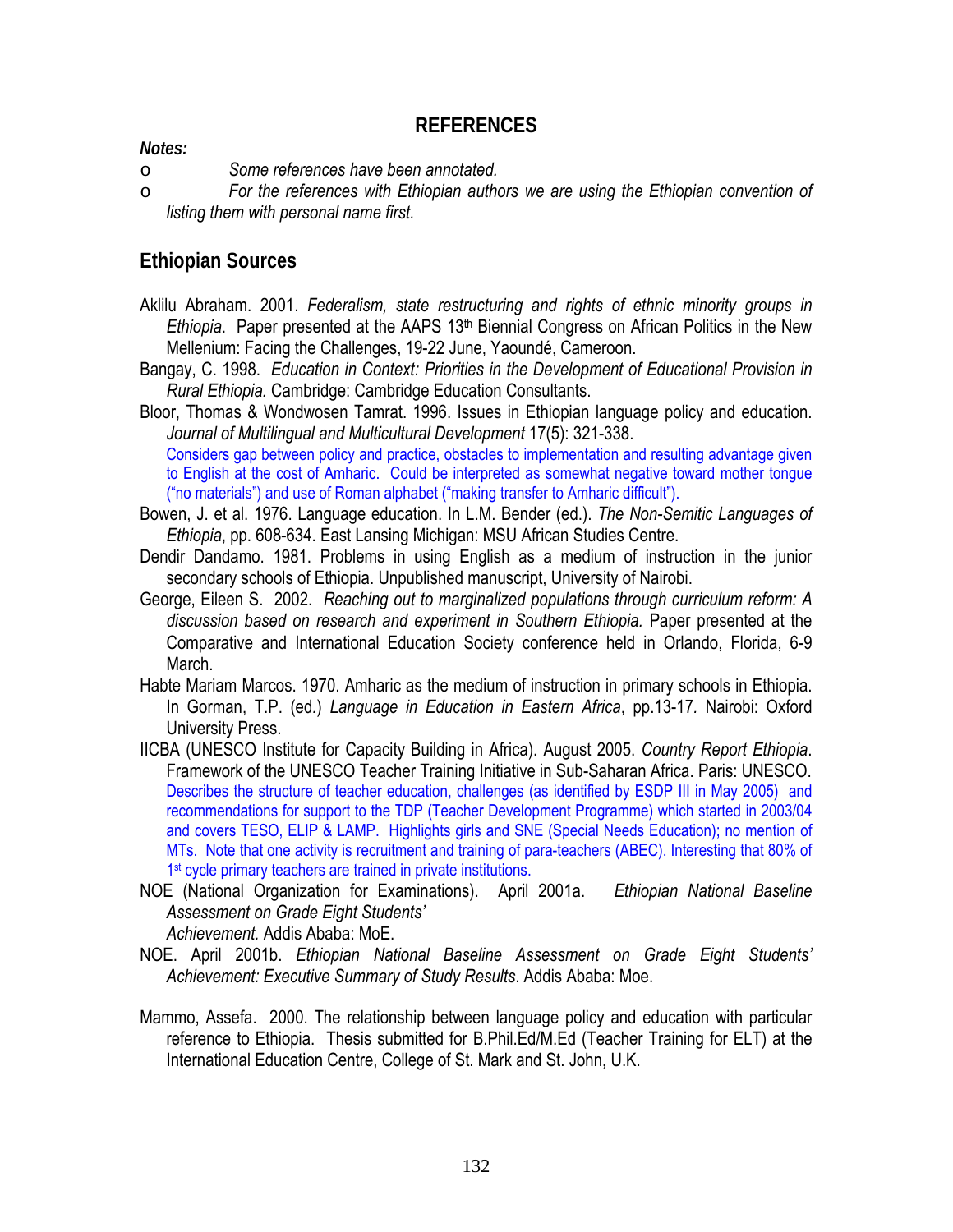## REFERENCES

***Notes:***

- *Some references have been annotated.*
- *For the references with Ethiopian authors we are using the Ethiopian convention of listing them with personal name first.*

### Ethiopian Sources

Aklilu Abraham. 2001. *Federalism, state restructuring and rights of ethnic minority groups in Ethiopia*. Paper presented at the AAPS 13th Biennial Congress on African Politics in the New Mellenium: Facing the Challenges, 19-22 June, Yaoundé, Cameroon.

Bangay, C. 1998. *Education in Context: Priorities in the Development of Educational Provision in Rural Ethiopia.* Cambridge: Cambridge Education Consultants.

Bloor, Thomas & Wondwosen Tamrat. 1996. Issues in Ethiopian language policy and education. *Journal of Multilingual and Multicultural Development* 17(5): 321-338.
Considers gap between policy and practice, obstacles to implementation and resulting advantage given to English at the cost of Amharic. Could be interpreted as somewhat negative toward mother tongue ("no materials") and use of Roman alphabet ("making transfer to Amharic difficult").

Bowen, J. et al. 1976. Language education. In L.M. Bender (ed.). *The Non-Semitic Languages of Ethiopia*, pp. 608-634. East Lansing Michigan: MSU African Studies Centre.

Dendir Dandamo. 1981. Problems in using English as a medium of instruction in the junior secondary schools of Ethiopia. Unpublished manuscript, University of Nairobi.

George, Eileen S. 2002. *Reaching out to marginalized populations through curriculum reform: A discussion based on research and experiment in Southern Ethiopia.* Paper presented at the Comparative and International Education Society conference held in Orlando, Florida, 6-9 March.

Habte Mariam Marcos. 1970. Amharic as the medium of instruction in primary schools in Ethiopia. In Gorman, T.P. (ed.) *Language in Education in Eastern Africa*, pp.13-17. Nairobi: Oxford University Press.

IICBA (UNESCO Institute for Capacity Building in Africa). August 2005. *Country Report Ethiopia*. Framework of the UNESCO Teacher Training Initiative in Sub-Saharan Africa. Paris: UNESCO.
Describes the structure of teacher education, challenges (as identified by ESDP III in May 2005) and recommendations for support to the TDP (Teacher Development Programme) which started in 2003/04 and covers TESO, ELIP & LAMP. Highlights girls and SNE (Special Needs Education); no mention of MTs. Note that one activity is recruitment and training of para-teachers (ABEC). Interesting that 80% of 1st cycle primary teachers are trained in private institutions.

NOE (National Organization for Examinations). April 2001a. *Ethiopian National Baseline Assessment on Grade Eight Students' Achievement.* Addis Ababa: MoE.

NOE. April 2001b. *Ethiopian National Baseline Assessment on Grade Eight Students' Achievement: Executive Summary of Study Results*. Addis Ababa: Moe.

Mammo, Assefa. 2000. The relationship between language policy and education with particular reference to Ethiopia. Thesis submitted for B.Phil.Ed/M.Ed (Teacher Training for ELT) at the International Education Centre, College of St. Mark and St. John, U.K.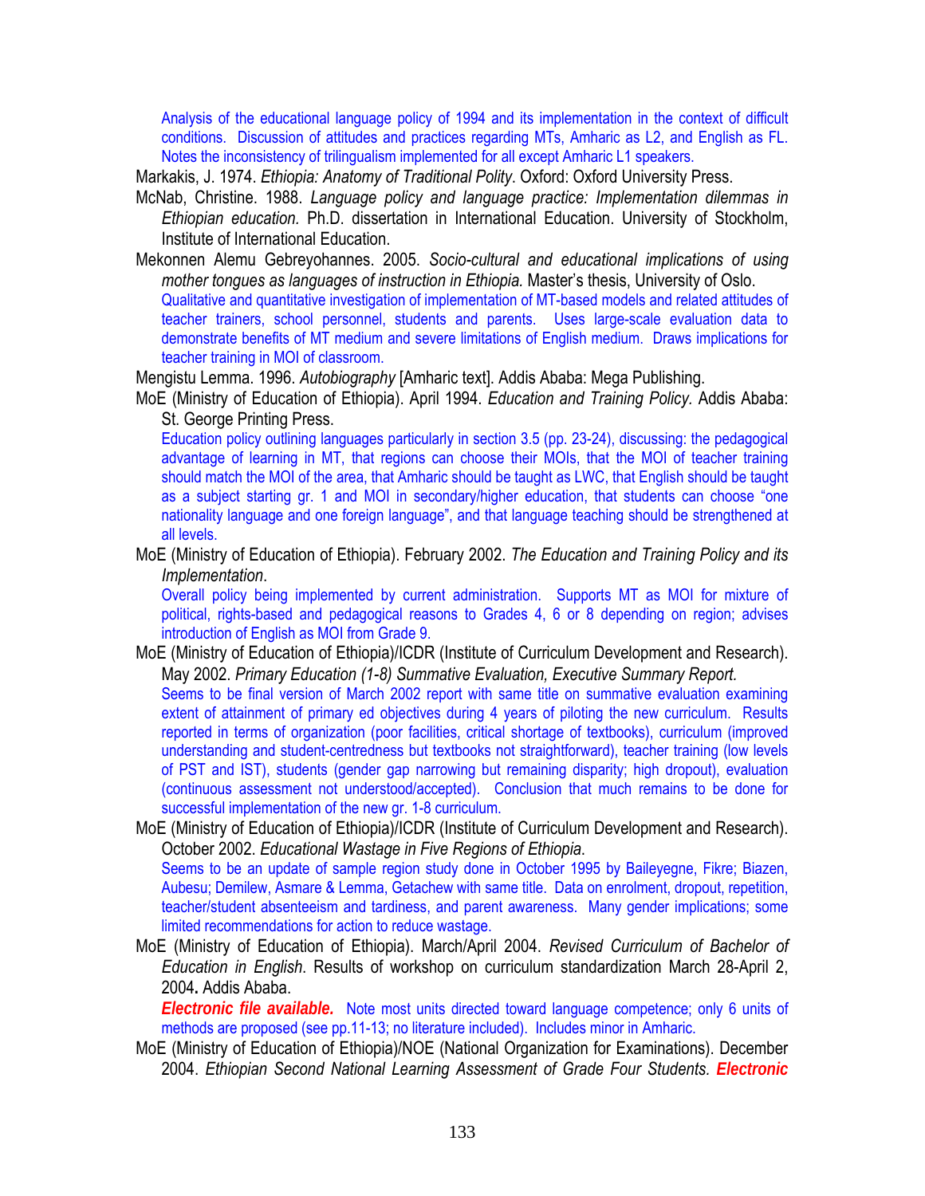Analysis of the educational language policy of 1994 and its implementation in the context of difficult conditions. Discussion of attitudes and practices regarding MTs, Amharic as L2, and English as FL. Notes the inconsistency of trilingualism implemented for all except Amharic L1 speakers.

Markakis, J. 1974. *Ethiopia: Anatomy of Traditional Polity*. Oxford: Oxford University Press.

McNab, Christine. 1988. *Language policy and language practice: Implementation dilemmas in Ethiopian education.* Ph.D. dissertation in International Education. University of Stockholm, Institute of International Education.

Mekonnen Alemu Gebreyohannes. 2005. *Socio-cultural and educational implications of using mother tongues as languages of instruction in Ethiopia.* Master's thesis, University of Oslo.
Qualitative and quantitative investigation of implementation of MT-based models and related attitudes of teacher trainers, school personnel, students and parents. Uses large-scale evaluation data to demonstrate benefits of MT medium and severe limitations of English medium. Draws implications for teacher training in MOI of classroom.

Mengistu Lemma. 1996. *Autobiography* [Amharic text]. Addis Ababa: Mega Publishing.

MoE (Ministry of Education of Ethiopia). April 1994. *Education and Training Policy.* Addis Ababa: St. George Printing Press.
Education policy outlining languages particularly in section 3.5 (pp. 23-24), discussing: the pedagogical advantage of learning in MT, that regions can choose their MOIs, that the MOI of teacher training should match the MOI of the area, that Amharic should be taught as LWC, that English should be taught as a subject starting gr. 1 and MOI in secondary/higher education, that students can choose "one nationality language and one foreign language", and that language teaching should be strengthened at all levels.

MoE (Ministry of Education of Ethiopia). February 2002. *The Education and Training Policy and its Implementation*.
Overall policy being implemented by current administration. Supports MT as MOI for mixture of political, rights-based and pedagogical reasons to Grades 4, 6 or 8 depending on region; advises introduction of English as MOI from Grade 9.

MoE (Ministry of Education of Ethiopia)/ICDR (Institute of Curriculum Development and Research). May 2002. *Primary Education (1-8) Summative Evaluation, Executive Summary Report.*
Seems to be final version of March 2002 report with same title on summative evaluation examining extent of attainment of primary ed objectives during 4 years of piloting the new curriculum. Results reported in terms of organization (poor facilities, critical shortage of textbooks), curriculum (improved understanding and student-centredness but textbooks not straightforward), teacher training (low levels of PST and IST), students (gender gap narrowing but remaining disparity; high dropout), evaluation (continuous assessment not understood/accepted). Conclusion that much remains to be done for successful implementation of the new gr. 1-8 curriculum.

MoE (Ministry of Education of Ethiopia)/ICDR (Institute of Curriculum Development and Research). October 2002. *Educational Wastage in Five Regions of Ethiopia*.
Seems to be an update of sample region study done in October 1995 by Baileyegne, Fikre; Biazen, Aubesu; Demilew, Asmare & Lemma, Getachew with same title. Data on enrolment, dropout, repetition, teacher/student absenteeism and tardiness, and parent awareness. Many gender implications; some limited recommendations for action to reduce wastage.

MoE (Ministry of Education of Ethiopia). March/April 2004. *Revised Curriculum of Bachelor of Education in English*. Results of workshop on curriculum standardization March 28-April 2, 2004**.** Addis Ababa.
***Electronic file available.*** Note most units directed toward language competence; only 6 units of methods are proposed (see pp.11-13; no literature included). Includes minor in Amharic.

MoE (Ministry of Education of Ethiopia)/NOE (National Organization for Examinations). December 2004. *Ethiopian Second National Learning Assessment of Grade Four Students.* ***Electronic***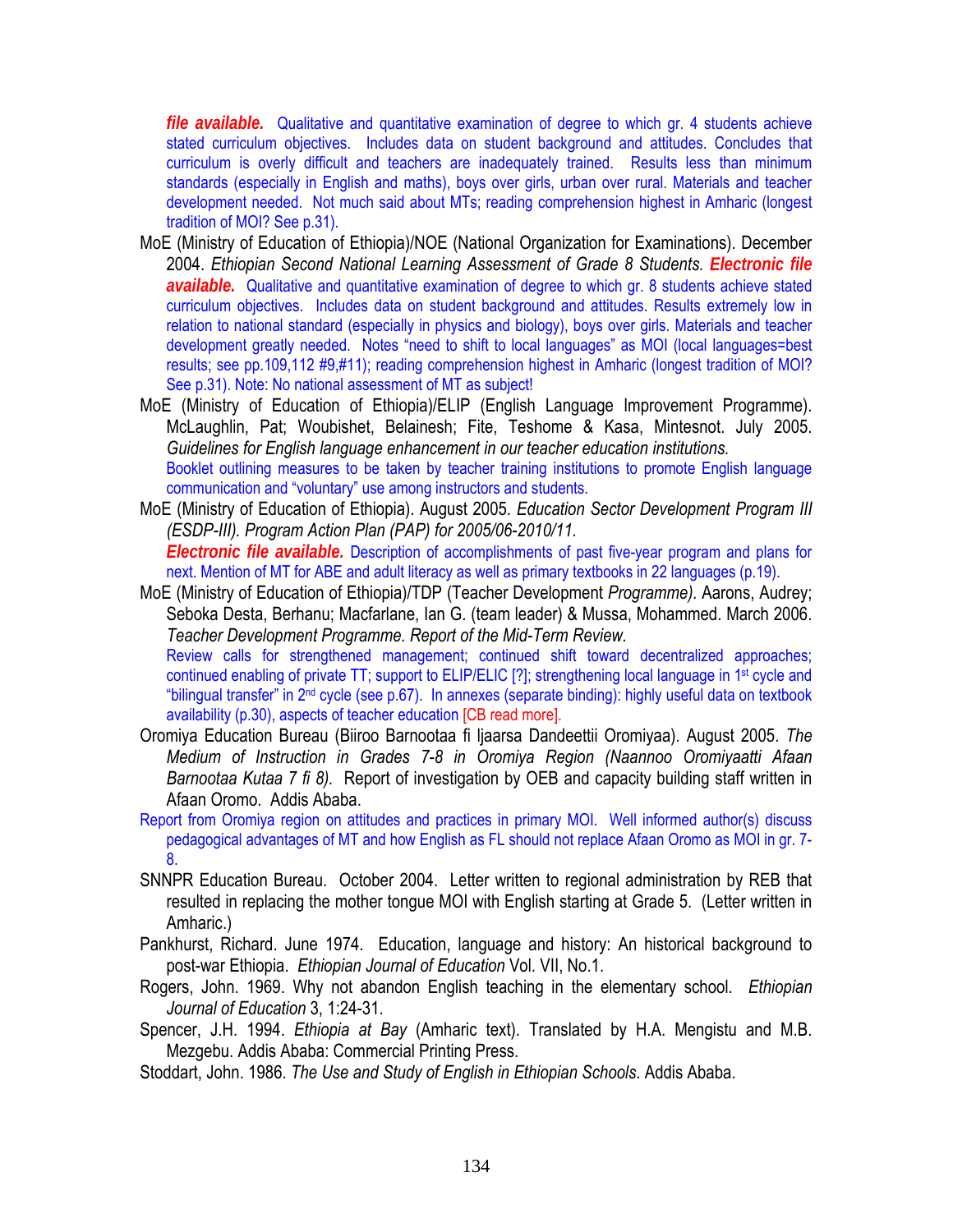***file available.*** Qualitative and quantitative examination of degree to which gr. 4 students achieve stated curriculum objectives. Includes data on student background and attitudes. Concludes that curriculum is overly difficult and teachers are inadequately trained. Results less than minimum standards (especially in English and maths), boys over girls, urban over rural. Materials and teacher development needed. Not much said about MTs; reading comprehension highest in Amharic (longest tradition of MOI? See p.31).

MoE (Ministry of Education of Ethiopia)/NOE (National Organization for Examinations). December 2004. *Ethiopian Second National Learning Assessment of Grade 8 Students.* ***Electronic file available.*** Qualitative and quantitative examination of degree to which gr. 8 students achieve stated curriculum objectives. Includes data on student background and attitudes. Results extremely low in relation to national standard (especially in physics and biology), boys over girls. Materials and teacher development greatly needed. Notes "need to shift to local languages" as MOI (local languages=best results; see pp.109,112 #9,#11); reading comprehension highest in Amharic (longest tradition of MOI? See p.31). Note: No national assessment of MT as subject!

MoE (Ministry of Education of Ethiopia)/ELIP (English Language Improvement Programme). McLaughlin, Pat; Woubishet, Belainesh; Fite, Teshome & Kasa, Mintesnot. July 2005. *Guidelines for English language enhancement in our teacher education institutions.* Booklet outlining measures to be taken by teacher training institutions to promote English language communication and "voluntary" use among instructors and students.

MoE (Ministry of Education of Ethiopia). August 2005. *Education Sector Development Program III (ESDP-III). Program Action Plan (PAP) for 2005/06-2010/11.* ***Electronic file available.*** Description of accomplishments of past five-year program and plans for next. Mention of MT for ABE and adult literacy as well as primary textbooks in 22 languages (p.19).

MoE (Ministry of Education of Ethiopia)/TDP (Teacher Development *Programme).* Aarons, Audrey; Seboka Desta, Berhanu; Macfarlane, Ian G. (team leader) & Mussa, Mohammed. March 2006. *Teacher Development Programme. Report of the Mid-Term Review.* Review calls for strengthened management; continued shift toward decentralized approaches; continued enabling of private TT; support to ELIP/ELIC [?]; strengthening local language in 1st cycle and "bilingual transfer" in 2nd cycle (see p.67). In annexes (separate binding): highly useful data on textbook availability (p.30), aspects of teacher education [CB read more].

Oromiya Education Bureau (Biiroo Barnootaa fi ljaarsa Dandeettii Oromiyaa). August 2005. *The Medium of Instruction in Grades 7-8 in Oromiya Region (Naannoo Oromiyaatti Afaan Barnootaa Kutaa 7 fi 8).* Report of investigation by OEB and capacity building staff written in Afaan Oromo. Addis Ababa.

Report from Oromiya region on attitudes and practices in primary MOI. Well informed author(s) discuss pedagogical advantages of MT and how English as FL should not replace Afaan Oromo as MOI in gr. 7-8.

SNNPR Education Bureau. October 2004. Letter written to regional administration by REB that resulted in replacing the mother tongue MOI with English starting at Grade 5. (Letter written in Amharic.)

Pankhurst, Richard. June 1974. Education, language and history: An historical background to post-war Ethiopia. *Ethiopian Journal of Education* Vol. VII, No.1.

Rogers, John. 1969. Why not abandon English teaching in the elementary school. *Ethiopian Journal of Education* 3, 1:24-31.

Spencer, J.H. 1994. *Ethiopia at Bay* (Amharic text). Translated by H.A. Mengistu and M.B. Mezgebu. Addis Ababa: Commercial Printing Press.

Stoddart, John. 1986. *The Use and Study of English in Ethiopian Schools*. Addis Ababa.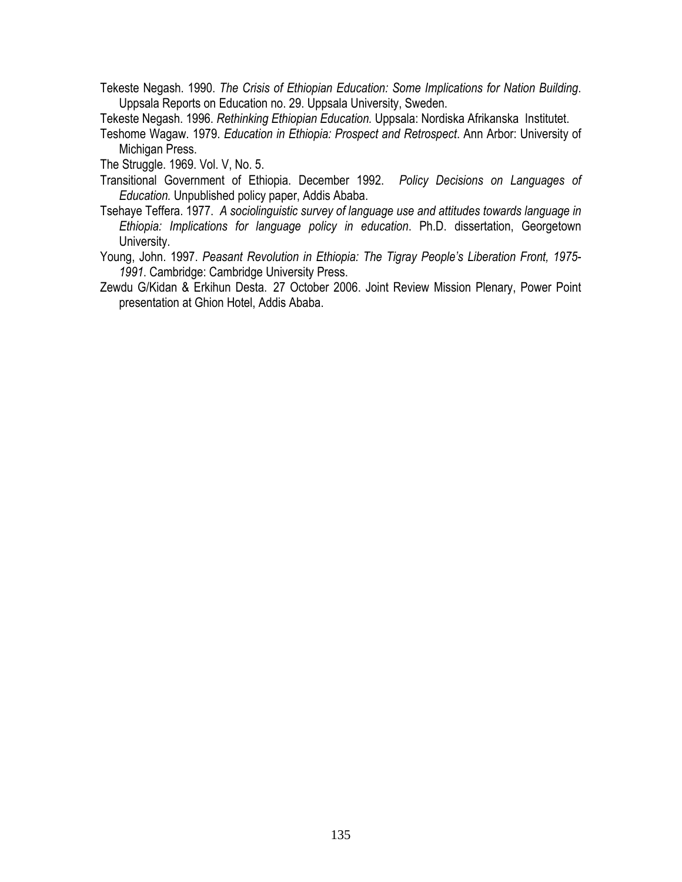Tekeste Negash. 1990. *The Crisis of Ethiopian Education: Some Implications for Nation Building*. Uppsala Reports on Education no. 29. Uppsala University, Sweden.

Tekeste Negash. 1996. *Rethinking Ethiopian Education.* Uppsala: Nordiska Afrikanska Institutet.

Teshome Wagaw. 1979. *Education in Ethiopia: Prospect and Retrospect*. Ann Arbor: University of Michigan Press.

The Struggle. 1969. Vol. V, No. 5.

Transitional Government of Ethiopia. December 1992. *Policy Decisions on Languages of Education.* Unpublished policy paper, Addis Ababa.

Tsehaye Teffera. 1977. *A sociolinguistic survey of language use and attitudes towards language in Ethiopia: Implications for language policy in education*. Ph.D. dissertation, Georgetown University.

Young, John. 1997. *Peasant Revolution in Ethiopia: The Tigray People's Liberation Front, 1975-1991*. Cambridge: Cambridge University Press.

Zewdu G/Kidan & Erkihun Desta. 27 October 2006. Joint Review Mission Plenary, Power Point presentation at Ghion Hotel, Addis Ababa.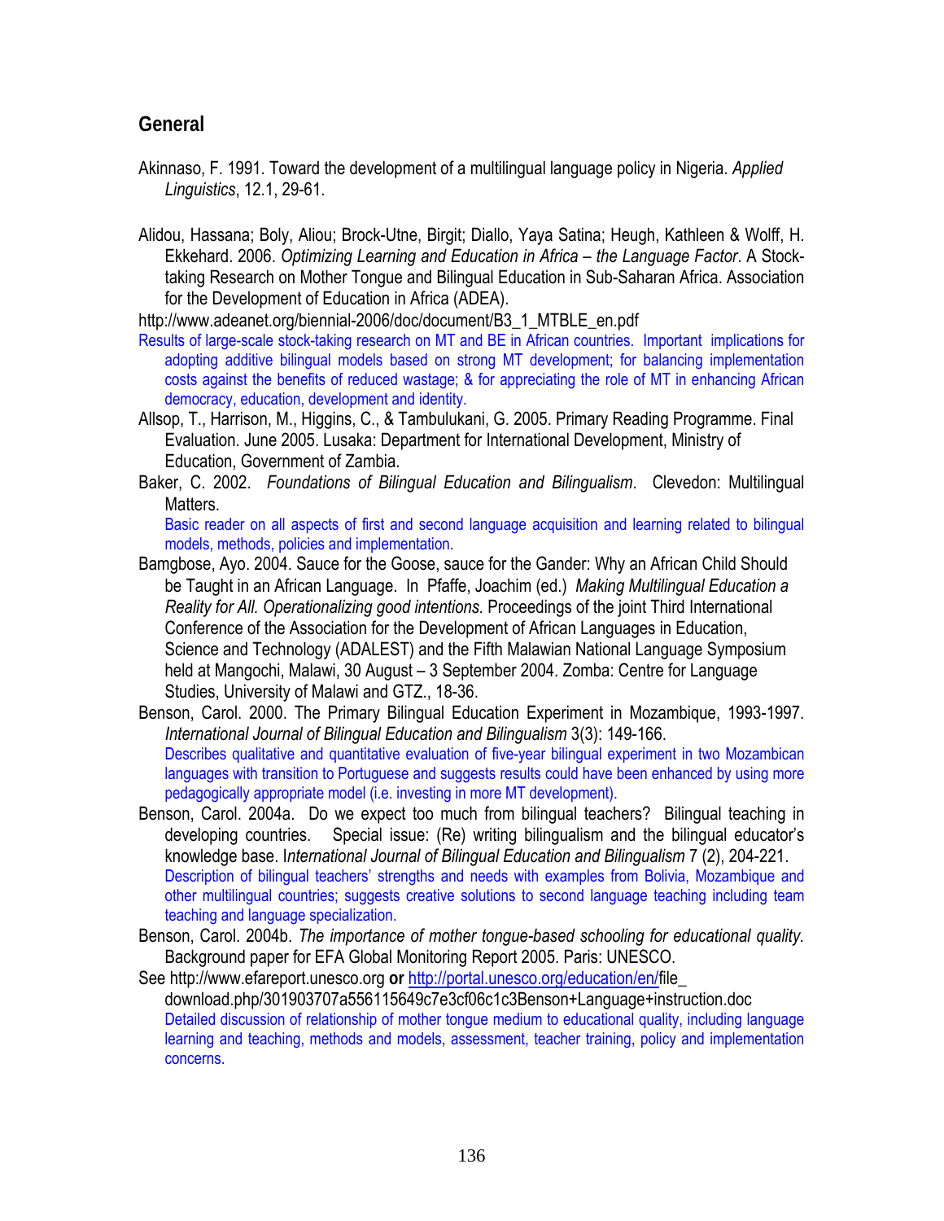## General

Akinnaso, F. 1991. Toward the development of a multilingual language policy in Nigeria. *Applied Linguistics*, 12.1, 29-61.

Alidou, Hassana; Boly, Aliou; Brock-Utne, Birgit; Diallo, Yaya Satina; Heugh, Kathleen & Wolff, H. Ekkehard. 2006. *Optimizing Learning and Education in Africa – the Language Factor*. A Stock-taking Research on Mother Tongue and Bilingual Education in Sub-Saharan Africa. Association for the Development of Education in Africa (ADEA).

http://www.adeanet.org/biennial-2006/doc/document/B3_1_MTBLE_en.pdf

Results of large-scale stock-taking research on MT and BE in African countries. Important implications for adopting additive bilingual models based on strong MT development; for balancing implementation costs against the benefits of reduced wastage; & for appreciating the role of MT in enhancing African democracy, education, development and identity.

Allsop, T., Harrison, M., Higgins, C., & Tambulukani, G. 2005. Primary Reading Programme. Final Evaluation. June 2005. Lusaka: Department for International Development, Ministry of Education, Government of Zambia.

Baker, C. 2002. *Foundations of Bilingual Education and Bilingualism*. Clevedon: Multilingual Matters.

Basic reader on all aspects of first and second language acquisition and learning related to bilingual models, methods, policies and implementation.

Bamgbose, Ayo. 2004. Sauce for the Goose, sauce for the Gander: Why an African Child Should be Taught in an African Language. In Pfaffe, Joachim (ed.) *Making Multilingual Education a Reality for All. Operationalizing good intentions.* Proceedings of the joint Third International Conference of the Association for the Development of African Languages in Education, Science and Technology (ADALEST) and the Fifth Malawian National Language Symposium held at Mangochi, Malawi, 30 August – 3 September 2004. Zomba: Centre for Language Studies, University of Malawi and GTZ., 18-36.

Benson, Carol. 2000. The Primary Bilingual Education Experiment in Mozambique, 1993-1997. *International Journal of Bilingual Education and Bilingualism* 3(3): 149-166.

Describes qualitative and quantitative evaluation of five-year bilingual experiment in two Mozambican languages with transition to Portuguese and suggests results could have been enhanced by using more pedagogically appropriate model (i.e. investing in more MT development).

Benson, Carol. 2004a. Do we expect too much from bilingual teachers? Bilingual teaching in developing countries. Special issue: (Re) writing bilingualism and the bilingual educator's knowledge base. I*nternational Journal of Bilingual Education and Bilingualism* 7 (2), 204-221.

Description of bilingual teachers' strengths and needs with examples from Bolivia, Mozambique and other multilingual countries; suggests creative solutions to second language teaching including team teaching and language specialization.

Benson, Carol. 2004b. *The importance of mother tongue-based schooling for educational quality.* Background paper for EFA Global Monitoring Report 2005. Paris: UNESCO.

See http://www.efareport.unesco.org **or** http://portal.unesco.org/education/en/file_download.php/301903707a556115649c7e3cf06c1c3Benson+Language+instruction.doc

Detailed discussion of relationship of mother tongue medium to educational quality, including language learning and teaching, methods and models, assessment, teacher training, policy and implementation concerns.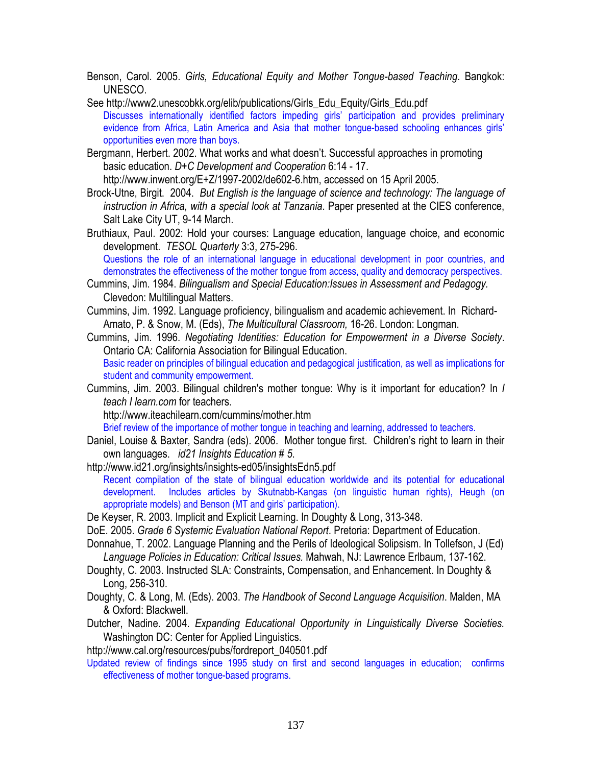Benson, Carol. 2005. *Girls, Educational Equity and Mother Tongue-based Teaching*. Bangkok: UNESCO.

See http://www2.unescobkk.org/elib/publications/Girls_Edu_Equity/Girls_Edu.pdf

Discusses internationally identified factors impeding girls' participation and provides preliminary evidence from Africa, Latin America and Asia that mother tongue-based schooling enhances girls' opportunities even more than boys.

Bergmann, Herbert. 2002. What works and what doesn't. Successful approaches in promoting basic education. *D+C Development and Cooperation* 6:14 - 17. http://www.inwent.org/E+Z/1997-2002/de602-6.htm, accessed on 15 April 2005.

Brock-Utne, Birgit. 2004. *But English is the language of science and technology: The language of instruction in Africa, with a special look at Tanzania*. Paper presented at the CIES conference, Salt Lake City UT, 9-14 March.

Bruthiaux, Paul. 2002: Hold your courses: Language education, language choice, and economic development. *TESOL Quarterly* 3:3, 275-296.

Questions the role of an international language in educational development in poor countries, and demonstrates the effectiveness of the mother tongue from access, quality and democracy perspectives.

Cummins, Jim. 1984. *Bilingualism and Special Education:Issues in Assessment and Pedagogy.* Clevedon: Multilingual Matters.

Cummins, Jim. 1992. Language proficiency, bilingualism and academic achievement. In Richard-Amato, P. & Snow, M. (Eds), *The Multicultural Classroom,* 16-26. London: Longman.

Cummins, Jim. 1996. *Negotiating Identities: Education for Empowerment in a Diverse Society*. Ontario CA: California Association for Bilingual Education.

Basic reader on principles of bilingual education and pedagogical justification, as well as implications for student and community empowerment.

Cummins, Jim. 2003. Bilingual children's mother tongue: Why is it important for education? In *I teach I learn.com* for teachers.

http://www.iteachilearn.com/cummins/mother.htm

Brief review of the importance of mother tongue in teaching and learning, addressed to teachers.

Daniel, Louise & Baxter, Sandra (eds). 2006. Mother tongue first. Children's right to learn in their own languages. *id21 Insights Education # 5.*

http://www.id21.org/insights/insights-ed05/insightsEdn5.pdf

Recent compilation of the state of bilingual education worldwide and its potential for educational development. Includes articles by Skutnabb-Kangas (on linguistic human rights), Heugh (on appropriate models) and Benson (MT and girls' participation).

De Keyser, R. 2003. Implicit and Explicit Learning. In Doughty & Long, 313-348.

DoE. 2005. *Grade 6 Systemic Evaluation National Report*. Pretoria: Department of Education.

Donnahue, T. 2002. Language Planning and the Perils of Ideological Solipsism. In Tollefson, J (Ed) *Language Policies in Education: Critical Issues.* Mahwah, NJ: Lawrence Erlbaum, 137-162.

Doughty, C. 2003. Instructed SLA: Constraints, Compensation, and Enhancement. In Doughty & Long, 256-310.

Doughty, C. & Long, M. (Eds). 2003. *The Handbook of Second Language Acquisition*. Malden, MA & Oxford: Blackwell.

Dutcher, Nadine. 2004. *Expanding Educational Opportunity in Linguistically Diverse Societies.* Washington DC: Center for Applied Linguistics.

http://www.cal.org/resources/pubs/fordreport_040501.pdf

Updated review of findings since 1995 study on first and second languages in education; confirms effectiveness of mother tongue-based programs.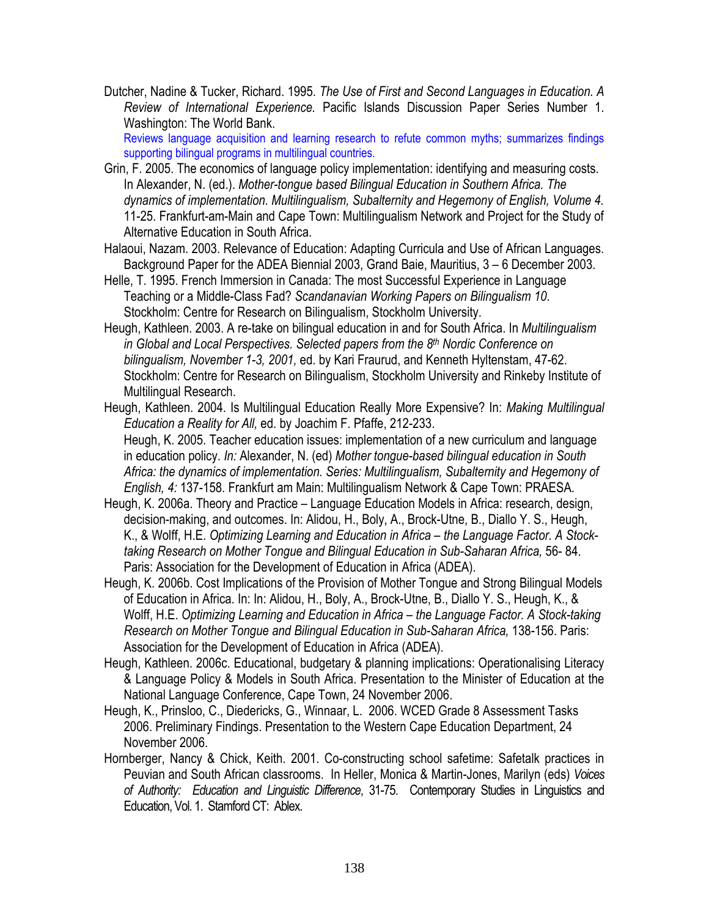Dutcher, Nadine & Tucker, Richard. 1995. *The Use of First and Second Languages in Education. A Review of International Experience.* Pacific Islands Discussion Paper Series Number 1. Washington: The World Bank.
Reviews language acquisition and learning research to refute common myths; summarizes findings supporting bilingual programs in multilingual countries.

Grin, F. 2005. The economics of language policy implementation: identifying and measuring costs. In Alexander, N. (ed.). *Mother-tongue based Bilingual Education in Southern Africa. The dynamics of implementation. Multilingualism, Subalternity and Hegemony of English, Volume 4.* 11-25. Frankfurt-am-Main and Cape Town: Multilingualism Network and Project for the Study of Alternative Education in South Africa.

Halaoui, Nazam. 2003. Relevance of Education: Adapting Curricula and Use of African Languages. Background Paper for the ADEA Biennial 2003, Grand Baie, Mauritius, 3 – 6 December 2003.

Helle, T. 1995. French Immersion in Canada: The most Successful Experience in Language Teaching or a Middle-Class Fad? *Scandanavian Working Papers on Bilingualism 10*. Stockholm: Centre for Research on Bilingualism, Stockholm University.

Heugh, Kathleen. 2003. A re-take on bilingual education in and for South Africa. In *Multilingualism in Global and Local Perspectives. Selected papers from the 8th Nordic Conference on bilingualism, November 1-3, 2001,* ed. by Kari Fraurud, and Kenneth Hyltenstam, 47-62. Stockholm: Centre for Research on Bilingualism, Stockholm University and Rinkeby Institute of Multilingual Research.

Heugh, Kathleen. 2004. Is Multilingual Education Really More Expensive? In: *Making Multilingual Education a Reality for All,* ed. by Joachim F. Pfaffe, 212-233.
Heugh, K. 2005. Teacher education issues: implementation of a new curriculum and language in education policy. *In:* Alexander, N. (ed) *Mother tongue-based bilingual education in South Africa: the dynamics of implementation. Series: Multilingualism, Subalternity and Hegemony of English, 4:* 137-158. Frankfurt am Main: Multilingualism Network & Cape Town: PRAESA.

Heugh, K. 2006a. Theory and Practice – Language Education Models in Africa: research, design, decision-making, and outcomes. In: Alidou, H., Boly, A., Brock-Utne, B., Diallo Y. S., Heugh, K., & Wolff, H.E. *Optimizing Learning and Education in Africa – the Language Factor. A Stock-taking Research on Mother Tongue and Bilingual Education in Sub-Saharan Africa,* 56- 84. Paris: Association for the Development of Education in Africa (ADEA).

Heugh, K. 2006b. Cost Implications of the Provision of Mother Tongue and Strong Bilingual Models of Education in Africa. In: In: Alidou, H., Boly, A., Brock-Utne, B., Diallo Y. S., Heugh, K., & Wolff, H.E. *Optimizing Learning and Education in Africa – the Language Factor. A Stock-taking Research on Mother Tongue and Bilingual Education in Sub-Saharan Africa,* 138-156. Paris: Association for the Development of Education in Africa (ADEA).

Heugh, Kathleen. 2006c. Educational, budgetary & planning implications: Operationalising Literacy & Language Policy & Models in South Africa. Presentation to the Minister of Education at the National Language Conference, Cape Town, 24 November 2006.

Heugh, K., Prinsloo, C., Diedericks, G., Winnaar, L. 2006. WCED Grade 8 Assessment Tasks 2006. Preliminary Findings. Presentation to the Western Cape Education Department, 24 November 2006.

Hornberger, Nancy & Chick, Keith. 2001. Co-constructing school safetime: Safetalk practices in Peuvian and South African classrooms. In Heller, Monica & Martin-Jones, Marilyn (eds) *Voices of Authority: Education and Linguistic Difference*, 31-75. Contemporary Studies in Linguistics and Education, Vol. 1. Stamford CT: Ablex.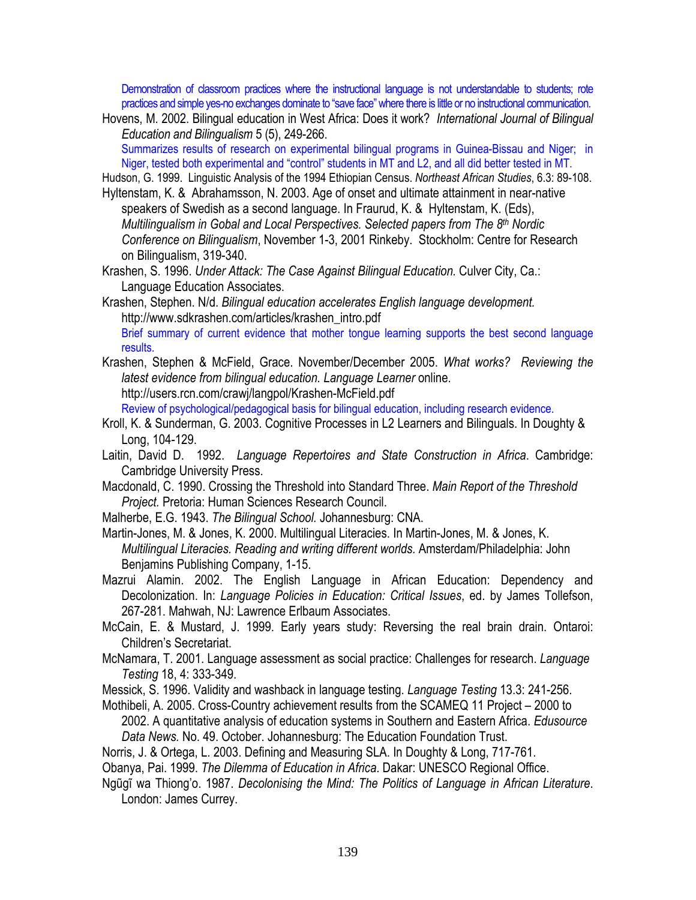Demonstration of classroom practices where the instructional language is not understandable to students; rote practices and simple yes-no exchanges dominate to "save face" where there is little or no instructional communication.

Hovens, M. 2002. Bilingual education in West Africa: Does it work? *International Journal of Bilingual Education and Bilingualism* 5 (5), 249-266.

Summarizes results of research on experimental bilingual programs in Guinea-Bissau and Niger; in Niger, tested both experimental and "control" students in MT and L2, and all did better tested in MT.

Hudson, G. 1999. Linguistic Analysis of the 1994 Ethiopian Census. *Northeast African Studies*, 6.3: 89-108.

Hyltenstam, K. & Abrahamsson, N. 2003. Age of onset and ultimate attainment in near-native speakers of Swedish as a second language. In Fraurud, K. & Hyltenstam, K. (Eds), *Multilingualism in Gobal and Local Perspectives. Selected papers from The 8th Nordic Conference on Bilingualism*, November 1-3, 2001 Rinkeby. Stockholm: Centre for Research on Bilingualism, 319-340.

Krashen, S. 1996. *Under Attack: The Case Against Bilingual Education.* Culver City, Ca.: Language Education Associates.

Krashen, Stephen. N/d. *Bilingual education accelerates English language development.* http://www.sdkrashen.com/articles/krashen_intro.pdf

Brief summary of current evidence that mother tongue learning supports the best second language results.

Krashen, Stephen & McField, Grace. November/December 2005. *What works? Reviewing the latest evidence from bilingual education. Language Learner* online. http://users.rcn.com/crawj/langpol/Krashen-McField.pdf

Review of psychological/pedagogical basis for bilingual education, including research evidence.

Kroll, K. & Sunderman, G. 2003. Cognitive Processes in L2 Learners and Bilinguals. In Doughty & Long, 104-129.

Laitin, David D. 1992. *Language Repertoires and State Construction in Africa*. Cambridge: Cambridge University Press.

Macdonald, C. 1990. Crossing the Threshold into Standard Three. *Main Report of the Threshold Project.* Pretoria: Human Sciences Research Council.

Malherbe, E.G. 1943. *The Bilingual School.* Johannesburg: CNA.

Martin-Jones, M. & Jones, K. 2000. Multilingual Literacies. In Martin-Jones, M. & Jones, K. *Multilingual Literacies. Reading and writing different worlds.* Amsterdam/Philadelphia: John Benjamins Publishing Company, 1-15.

Mazrui Alamin. 2002. The English Language in African Education: Dependency and Decolonization. In: *Language Policies in Education: Critical Issues*, ed. by James Tollefson, 267-281. Mahwah, NJ: Lawrence Erlbaum Associates.

McCain, E. & Mustard, J. 1999. Early years study: Reversing the real brain drain. Ontaroi: Children's Secretariat.

McNamara, T. 2001. Language assessment as social practice: Challenges for research. *Language Testing* 18, 4: 333-349.

Messick, S. 1996. Validity and washback in language testing. *Language Testing* 13.3: 241-256.

Mothibeli, A. 2005. Cross-Country achievement results from the SCAMEQ 11 Project – 2000 to 2002. A quantitative analysis of education systems in Southern and Eastern Africa. *Edusource Data News.* No. 49. October. Johannesburg: The Education Foundation Trust.

Norris, J. & Ortega, L. 2003. Defining and Measuring SLA. In Doughty & Long, 717-761.

Obanya, Pai. 1999. *The Dilemma of Education in Africa*. Dakar: UNESCO Regional Office.

Ngũgĩ wa Thiong'o. 1987. *Decolonising the Mind: The Politics of Language in African Literature*. London: James Currey.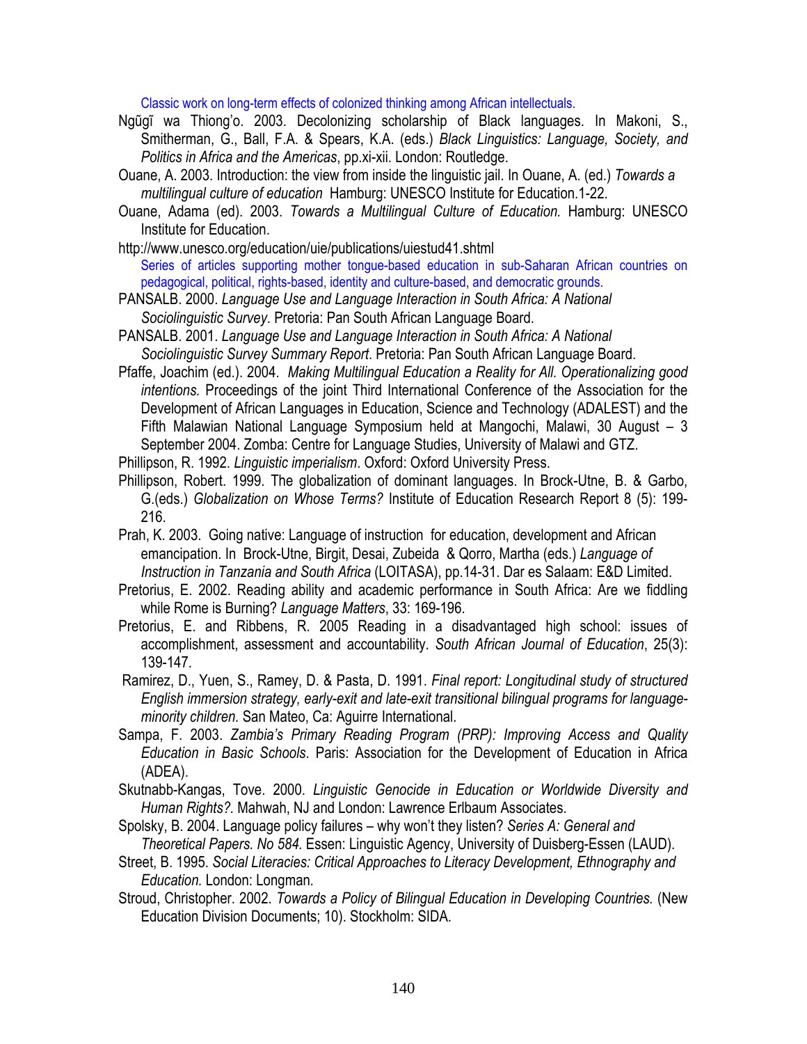Classic work on long-term effects of colonized thinking among African intellectuals.

Ngũgĩ wa Thiong'o. 2003. Decolonizing scholarship of Black languages. In Makoni, S., Smitherman, G., Ball, F.A. & Spears, K.A. (eds.) *Black Linguistics: Language, Society, and Politics in Africa and the Americas*, pp.xi-xii. London: Routledge.

Ouane, A. 2003. Introduction: the view from inside the linguistic jail. In Ouane, A. (ed.) *Towards a multilingual culture of education* Hamburg: UNESCO Institute for Education.1-22.

Ouane, Adama (ed). 2003. *Towards a Multilingual Culture of Education.* Hamburg: UNESCO Institute for Education.

http://www.unesco.org/education/uie/publications/uiestud41.shtml

Series of articles supporting mother tongue-based education in sub-Saharan African countries on pedagogical, political, rights-based, identity and culture-based, and democratic grounds.

PANSALB. 2000. *Language Use and Language Interaction in South Africa: A National Sociolinguistic Survey*. Pretoria: Pan South African Language Board.

PANSALB. 2001. *Language Use and Language Interaction in South Africa: A National Sociolinguistic Survey Summary Report*. Pretoria: Pan South African Language Board.

Pfaffe, Joachim (ed.). 2004. *Making Multilingual Education a Reality for All. Operationalizing good intentions.* Proceedings of the joint Third International Conference of the Association for the Development of African Languages in Education, Science and Technology (ADALEST) and the Fifth Malawian National Language Symposium held at Mangochi, Malawi, 30 August – 3 September 2004. Zomba: Centre for Language Studies, University of Malawi and GTZ.

Phillipson, R. 1992. *Linguistic imperialism*. Oxford: Oxford University Press.

Phillipson, Robert. 1999. The globalization of dominant languages. In Brock-Utne, B. & Garbo, G.(eds.) *Globalization on Whose Terms?* Institute of Education Research Report 8 (5): 199-216.

Prah, K. 2003. Going native: Language of instruction for education, development and African emancipation. In Brock-Utne, Birgit, Desai, Zubeida & Qorro, Martha (eds.) *Language of Instruction in Tanzania and South Africa* (LOITASA), pp.14-31. Dar es Salaam: E&D Limited.

Pretorius, E. 2002. Reading ability and academic performance in South Africa: Are we fiddling while Rome is Burning? *Language Matters*, 33: 169-196.

Pretorius, E. and Ribbens, R. 2005 Reading in a disadvantaged high school: issues of accomplishment, assessment and accountability. *South African Journal of Education*, 25(3): 139-147.

Ramirez, D., Yuen, S., Ramey, D. & Pasta, D. 1991. *Final report: Longitudinal study of structured English immersion strategy, early-exit and late-exit transitional bilingual programs for language-minority children.* San Mateo, Ca: Aguirre International.

Sampa, F. 2003. *Zambia's Primary Reading Program (PRP): Improving Access and Quality Education in Basic Schools*. Paris: Association for the Development of Education in Africa (ADEA).

Skutnabb-Kangas, Tove. 2000. *Linguistic Genocide in Education or Worldwide Diversity and Human Rights?.* Mahwah, NJ and London: Lawrence Erlbaum Associates.

Spolsky, B. 2004. Language policy failures – why won't they listen? *Series A: General and Theoretical Papers. No 584.* Essen: Linguistic Agency, University of Duisberg-Essen (LAUD).

Street, B. 1995. *Social Literacies: Critical Approaches to Literacy Development, Ethnography and Education.* London: Longman.

Stroud, Christopher. 2002. *Towards a Policy of Bilingual Education in Developing Countries.* (New Education Division Documents; 10). Stockholm: SIDA.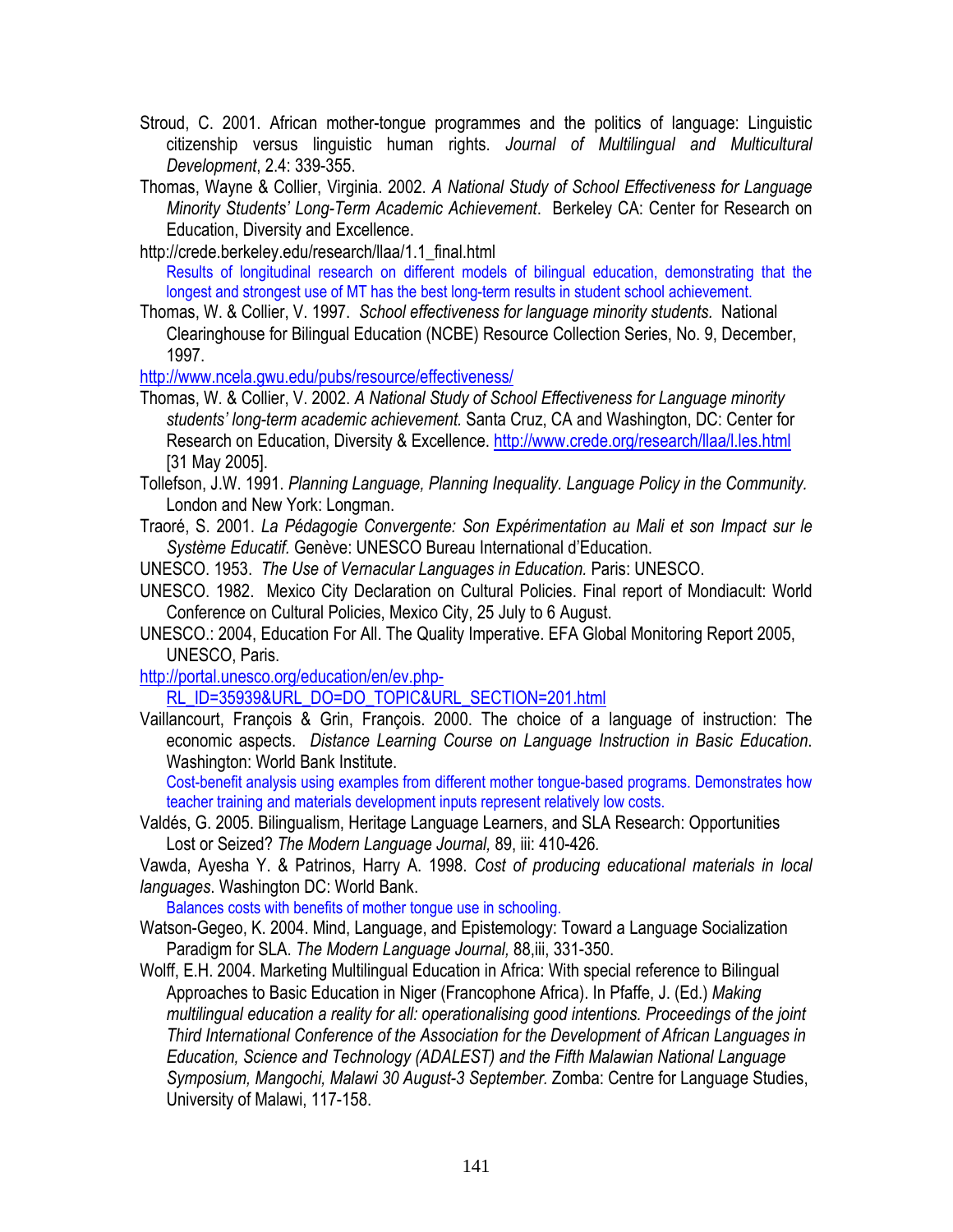Stroud, C. 2001. African mother-tongue programmes and the politics of language: Linguistic citizenship versus linguistic human rights. *Journal of Multilingual and Multicultural Development*, 2.4: 339-355.

Thomas, Wayne & Collier, Virginia. 2002. *A National Study of School Effectiveness for Language Minority Students' Long-Term Academic Achievement*. Berkeley CA: Center for Research on Education, Diversity and Excellence.

http://crede.berkeley.edu/research/llaa/1.1_final.html

Results of longitudinal research on different models of bilingual education, demonstrating that the longest and strongest use of MT has the best long-term results in student school achievement.

Thomas, W. & Collier, V. 1997. *School effectiveness for language minority students.* National Clearinghouse for Bilingual Education (NCBE) Resource Collection Series, No. 9, December, 1997.

http://www.ncela.gwu.edu/pubs/resource/effectiveness/

Thomas, W. & Collier, V. 2002. *A National Study of School Effectiveness for Language minority students' long-term academic achievement.* Santa Cruz, CA and Washington, DC: Center for Research on Education, Diversity & Excellence. http://www.crede.org/research/llaa/l.les.html [31 May 2005].

Tollefson, J.W. 1991. *Planning Language, Planning Inequality. Language Policy in the Community.* London and New York: Longman.

Traoré, S. 2001. *La Pédagogie Convergente: Son Expérimentation au Mali et son Impact sur le Système Educatif.* Genève: UNESCO Bureau International d'Education.

UNESCO. 1953. *The Use of Vernacular Languages in Education.* Paris: UNESCO.

UNESCO. 1982. Mexico City Declaration on Cultural Policies. Final report of Mondiacult: World Conference on Cultural Policies, Mexico City, 25 July to 6 August.

UNESCO.: 2004, Education For All. The Quality Imperative. EFA Global Monitoring Report 2005, UNESCO, Paris.

http://portal.unesco.org/education/en/ev.php-RL_ID=35939&URL_DO=DO_TOPIC&URL_SECTION=201.html

Vaillancourt, François & Grin, François. 2000. The choice of a language of instruction: The economic aspects. *Distance Learning Course on Language Instruction in Basic Education*. Washington: World Bank Institute.

Cost-benefit analysis using examples from different mother tongue-based programs. Demonstrates how teacher training and materials development inputs represent relatively low costs.

Valdés, G. 2005. Bilingualism, Heritage Language Learners, and SLA Research: Opportunities Lost or Seized? *The Modern Language Journal,* 89, iii: 410-426.

Vawda, Ayesha Y. & Patrinos, Harry A. 1998. *Cost of producing educational materials in local languages*. Washington DC: World Bank.

Balances costs with benefits of mother tongue use in schooling.

Watson-Gegeo, K. 2004. Mind, Language, and Epistemology: Toward a Language Socialization Paradigm for SLA. *The Modern Language Journal,* 88,iii, 331-350.

Wolff, E.H. 2004. Marketing Multilingual Education in Africa: With special reference to Bilingual Approaches to Basic Education in Niger (Francophone Africa). In Pfaffe, J. (Ed.) *Making multilingual education a reality for all: operationalising good intentions. Proceedings of the joint Third International Conference of the Association for the Development of African Languages in Education, Science and Technology (ADALEST) and the Fifth Malawian National Language Symposium, Mangochi, Malawi 30 August-3 September.* Zomba: Centre for Language Studies, University of Malawi, 117-158.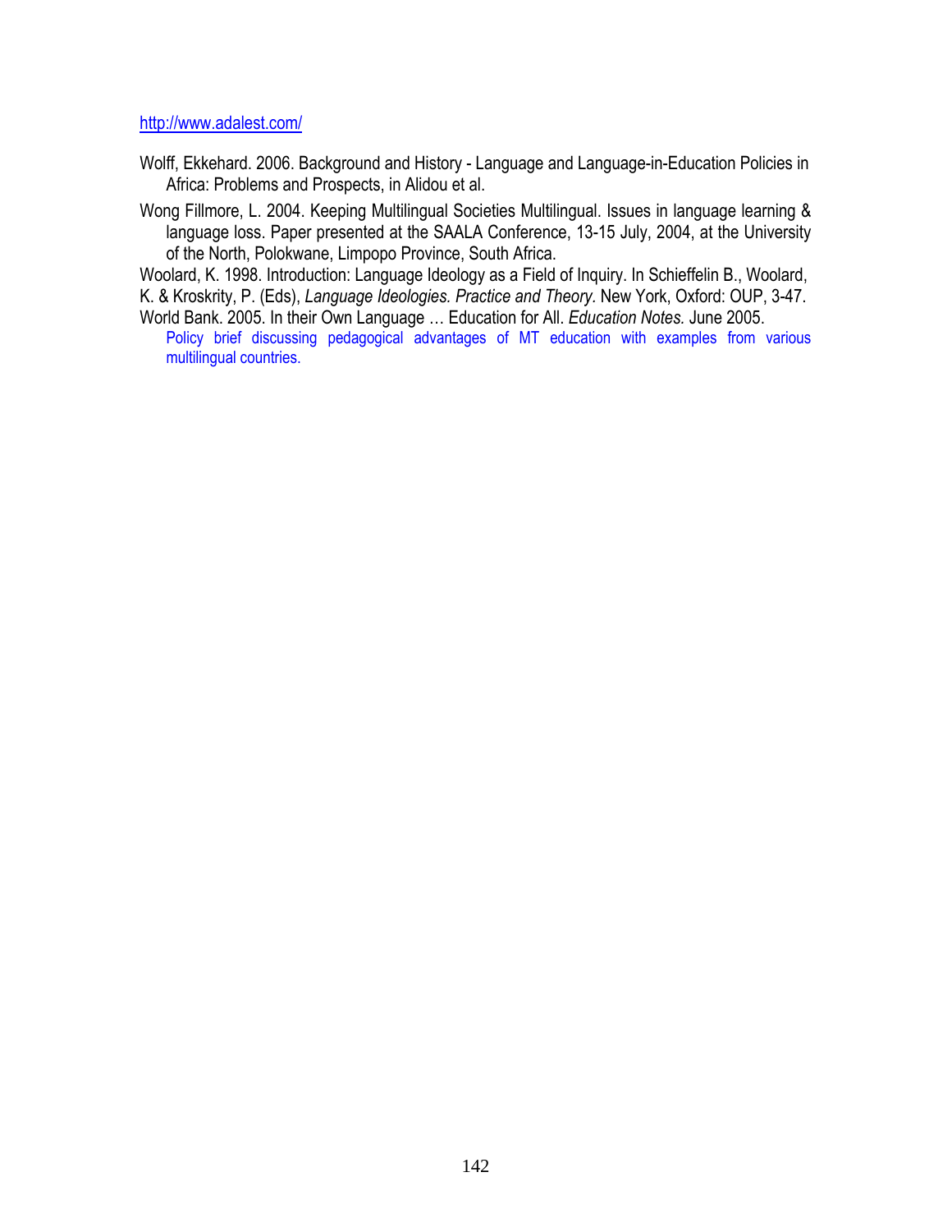http://www.adalest.com/

Wolff, Ekkehard. 2006. Background and History - Language and Language-in-Education Policies in Africa: Problems and Prospects, in Alidou et al.

Wong Fillmore, L. 2004. Keeping Multilingual Societies Multilingual. Issues in language learning & language loss. Paper presented at the SAALA Conference, 13-15 July, 2004, at the University of the North, Polokwane, Limpopo Province, South Africa.

Woolard, K. 1998. Introduction: Language Ideology as a Field of Inquiry. In Schieffelin B., Woolard, K. & Kroskrity, P. (Eds), *Language Ideologies. Practice and Theory*. New York, Oxford: OUP, 3-47.

World Bank. 2005. In their Own Language … Education for All. *Education Notes.* June 2005.

Policy brief discussing pedagogical advantages of MT education with examples from various multilingual countries.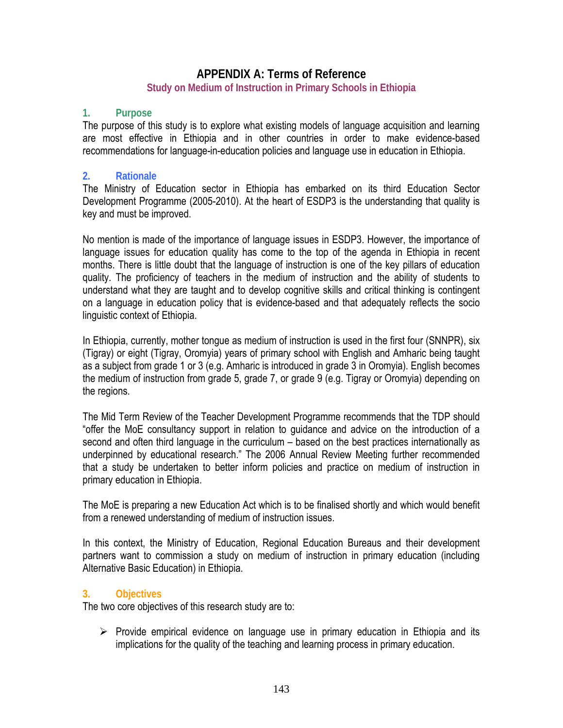# APPENDIX A: Terms of Reference

## Study on Medium of Instruction in Primary Schools in Ethiopia

### 1. Purpose

The purpose of this study is to explore what existing models of language acquisition and learning are most effective in Ethiopia and in other countries in order to make evidence-based recommendations for language-in-education policies and language use in education in Ethiopia.

### 2. Rationale

The Ministry of Education sector in Ethiopia has embarked on its third Education Sector Development Programme (2005-2010). At the heart of ESDP3 is the understanding that quality is key and must be improved.

No mention is made of the importance of language issues in ESDP3. However, the importance of language issues for education quality has come to the top of the agenda in Ethiopia in recent months. There is little doubt that the language of instruction is one of the key pillars of education quality. The proficiency of teachers in the medium of instruction and the ability of students to understand what they are taught and to develop cognitive skills and critical thinking is contingent on a language in education policy that is evidence-based and that adequately reflects the socio linguistic context of Ethiopia.

In Ethiopia, currently, mother tongue as medium of instruction is used in the first four (SNNPR), six (Tigray) or eight (Tigray, Oromyia) years of primary school with English and Amharic being taught as a subject from grade 1 or 3 (e.g. Amharic is introduced in grade 3 in Oromyia). English becomes the medium of instruction from grade 5, grade 7, or grade 9 (e.g. Tigray or Oromyia) depending on the regions.

The Mid Term Review of the Teacher Development Programme recommends that the TDP should "offer the MoE consultancy support in relation to guidance and advice on the introduction of a second and often third language in the curriculum – based on the best practices internationally as underpinned by educational research." The 2006 Annual Review Meeting further recommended that a study be undertaken to better inform policies and practice on medium of instruction in primary education in Ethiopia.

The MoE is preparing a new Education Act which is to be finalised shortly and which would benefit from a renewed understanding of medium of instruction issues.

In this context, the Ministry of Education, Regional Education Bureaus and their development partners want to commission a study on medium of instruction in primary education (including Alternative Basic Education) in Ethiopia.

### 3. Objectives

The two core objectives of this research study are to:

- Provide empirical evidence on language use in primary education in Ethiopia and its implications for the quality of the teaching and learning process in primary education.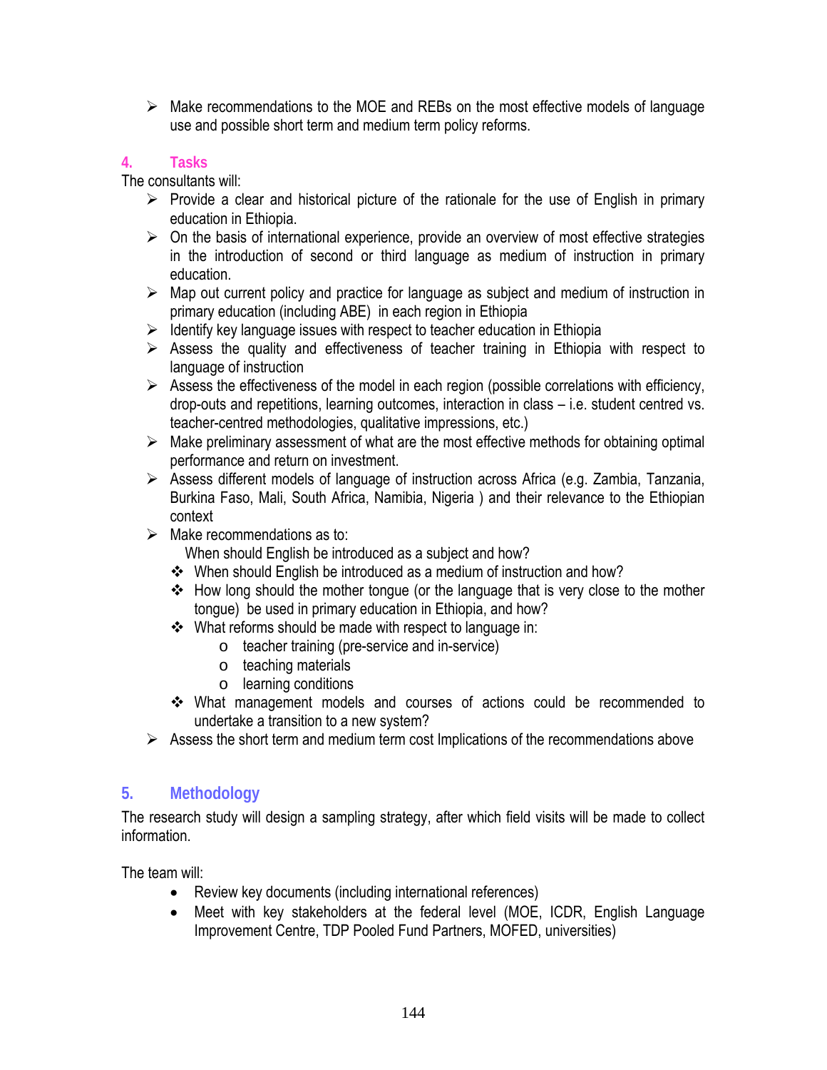- Make recommendations to the MOE and REBs on the most effective models of language use and possible short term and medium term policy reforms.

## 4. Tasks

The consultants will:

- Provide a clear and historical picture of the rationale for the use of English in primary education in Ethiopia.
- On the basis of international experience, provide an overview of most effective strategies in the introduction of second or third language as medium of instruction in primary education.
- Map out current policy and practice for language as subject and medium of instruction in primary education (including ABE) in each region in Ethiopia
- Identify key language issues with respect to teacher education in Ethiopia
- Assess the quality and effectiveness of teacher training in Ethiopia with respect to language of instruction
- Assess the effectiveness of the model in each region (possible correlations with efficiency, drop-outs and repetitions, learning outcomes, interaction in class – i.e. student centred vs. teacher-centred methodologies, qualitative impressions, etc.)
- Make preliminary assessment of what are the most effective methods for obtaining optimal performance and return on investment.
- Assess different models of language of instruction across Africa (e.g. Zambia, Tanzania, Burkina Faso, Mali, South Africa, Namibia, Nigeria ) and their relevance to the Ethiopian context
- Make recommendations as to:
  - When should English be introduced as a subject and how?
  - When should English be introduced as a medium of instruction and how?
  - How long should the mother tongue (or the language that is very close to the mother tongue) be used in primary education in Ethiopia, and how?
  - What reforms should be made with respect to language in:
    - teacher training (pre-service and in-service)
    - teaching materials
    - learning conditions
  - What management models and courses of actions could be recommended to undertake a transition to a new system?
- Assess the short term and medium term cost Implications of the recommendations above

## 5. Methodology

The research study will design a sampling strategy, after which field visits will be made to collect information.

The team will:

- Review key documents (including international references)
- Meet with key stakeholders at the federal level (MOE, ICDR, English Language Improvement Centre, TDP Pooled Fund Partners, MOFED, universities)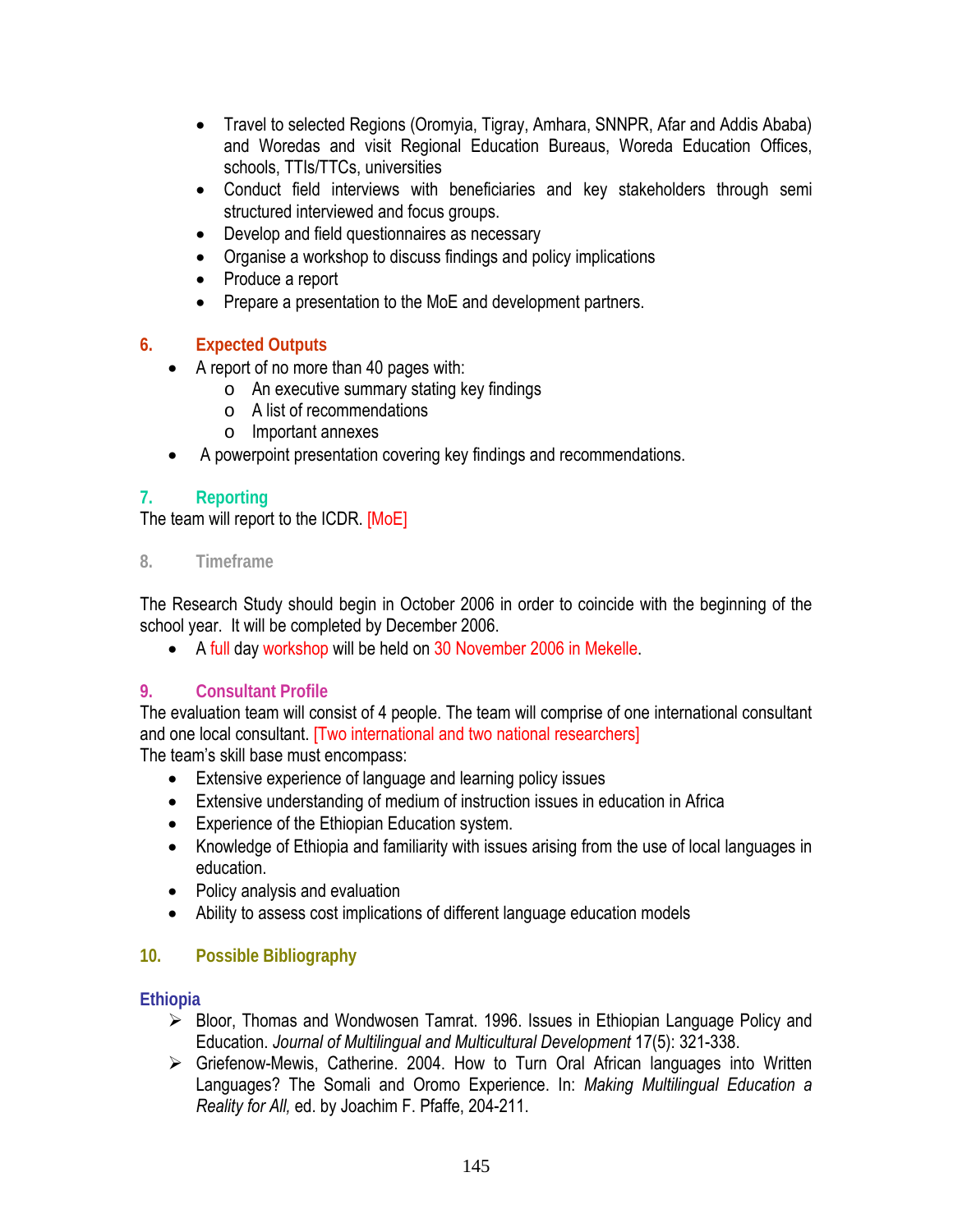- Travel to selected Regions (Oromyia, Tigray, Amhara, SNNPR, Afar and Addis Ababa) and Woredas and visit Regional Education Bureaus, Woreda Education Offices, schools, TTIs/TTCs, universities
- Conduct field interviews with beneficiaries and key stakeholders through semi structured interviewed and focus groups.
- Develop and field questionnaires as necessary
- Organise a workshop to discuss findings and policy implications
- Produce a report
- Prepare a presentation to the MoE and development partners.

## 6. Expected Outputs

- A report of no more than 40 pages with:
  - An executive summary stating key findings
  - A list of recommendations
  - Important annexes
- A powerpoint presentation covering key findings and recommendations.

## 7. Reporting

The team will report to the ICDR. [MoE]

## 8. Timeframe

The Research Study should begin in October 2006 in order to coincide with the beginning of the school year. It will be completed by December 2006.

- A full day workshop will be held on 30 November 2006 in Mekelle.

## 9. Consultant Profile

The evaluation team will consist of 4 people. The team will comprise of one international consultant and one local consultant. [Two international and two national researchers]

The team's skill base must encompass:

- Extensive experience of language and learning policy issues
- Extensive understanding of medium of instruction issues in education in Africa
- Experience of the Ethiopian Education system.
- Knowledge of Ethiopia and familiarity with issues arising from the use of local languages in education.
- Policy analysis and evaluation
- Ability to assess cost implications of different language education models

## 10. Possible Bibliography

### Ethiopia

- Bloor, Thomas and Wondwosen Tamrat. 1996. Issues in Ethiopian Language Policy and Education. *Journal of Multilingual and Multicultural Development* 17(5): 321-338.
- Griefenow-Mewis, Catherine. 2004. How to Turn Oral African languages into Written Languages? The Somali and Oromo Experience. In: *Making Multilingual Education a Reality for All,* ed. by Joachim F. Pfaffe, 204-211.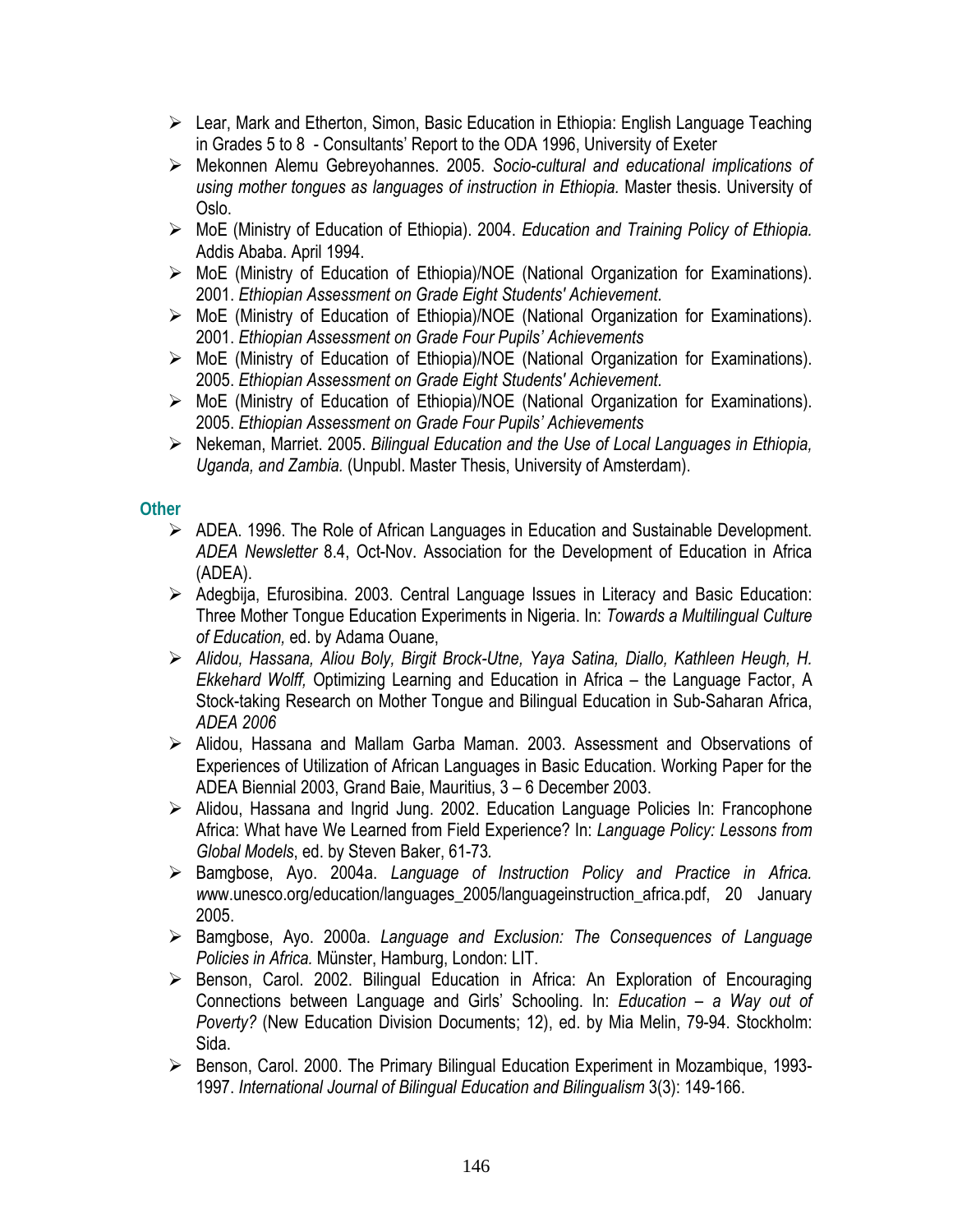- Lear, Mark and Etherton, Simon, Basic Education in Ethiopia: English Language Teaching in Grades 5 to 8 - Consultants' Report to the ODA 1996, University of Exeter
- Mekonnen Alemu Gebreyohannes. 2005. *Socio-cultural and educational implications of using mother tongues as languages of instruction in Ethiopia.* Master thesis. University of Oslo.
- MoE (Ministry of Education of Ethiopia). 2004. *Education and Training Policy of Ethiopia.* Addis Ababa. April 1994.
- MoE (Ministry of Education of Ethiopia)/NOE (National Organization for Examinations). 2001. *Ethiopian Assessment on Grade Eight Students' Achievement.*
- MoE (Ministry of Education of Ethiopia)/NOE (National Organization for Examinations). 2001. *Ethiopian Assessment on Grade Four Pupils' Achievements*
- MoE (Ministry of Education of Ethiopia)/NOE (National Organization for Examinations). 2005. *Ethiopian Assessment on Grade Eight Students' Achievement.*
- MoE (Ministry of Education of Ethiopia)/NOE (National Organization for Examinations). 2005. *Ethiopian Assessment on Grade Four Pupils' Achievements*
- Nekeman, Marriet. 2005. *Bilingual Education and the Use of Local Languages in Ethiopia, Uganda, and Zambia.* (Unpubl. Master Thesis, University of Amsterdam).

### Other

- ADEA. 1996. The Role of African Languages in Education and Sustainable Development. *ADEA Newsletter* 8.4, Oct-Nov. Association for the Development of Education in Africa (ADEA).
- Adegbija, Efurosibina. 2003. Central Language Issues in Literacy and Basic Education: Three Mother Tongue Education Experiments in Nigeria. In: *Towards a Multilingual Culture of Education,* ed. by Adama Ouane,
- *Alidou, Hassana, Aliou Boly, Birgit Brock-Utne, Yaya Satina, Diallo, Kathleen Heugh, H. Ekkehard Wolff,* Optimizing Learning and Education in Africa – the Language Factor, A Stock-taking Research on Mother Tongue and Bilingual Education in Sub-Saharan Africa, *ADEA 2006*
- Alidou, Hassana and Mallam Garba Maman. 2003. Assessment and Observations of Experiences of Utilization of African Languages in Basic Education. Working Paper for the ADEA Biennial 2003, Grand Baie, Mauritius, 3 – 6 December 2003.
- Alidou, Hassana and Ingrid Jung. 2002. Education Language Policies In: Francophone Africa: What have We Learned from Field Experience? In: *Language Policy: Lessons from Global Models*, ed. by Steven Baker, 61-73.
- Bamgbose, Ayo. 2004a. *Language of Instruction Policy and Practice in Africa.* www.unesco.org/education/languages_2005/languageinstruction_africa.pdf, 20 January 2005.
- Bamgbose, Ayo. 2000a. *Language and Exclusion: The Consequences of Language Policies in Africa.* Münster, Hamburg, London: LIT.
- Benson, Carol. 2002. Bilingual Education in Africa: An Exploration of Encouraging Connections between Language and Girls' Schooling. In: *Education – a Way out of Poverty?* (New Education Division Documents; 12), ed. by Mia Melin, 79-94. Stockholm: Sida.
- Benson, Carol. 2000. The Primary Bilingual Education Experiment in Mozambique, 1993-1997. *International Journal of Bilingual Education and Bilingualism* 3(3): 149-166.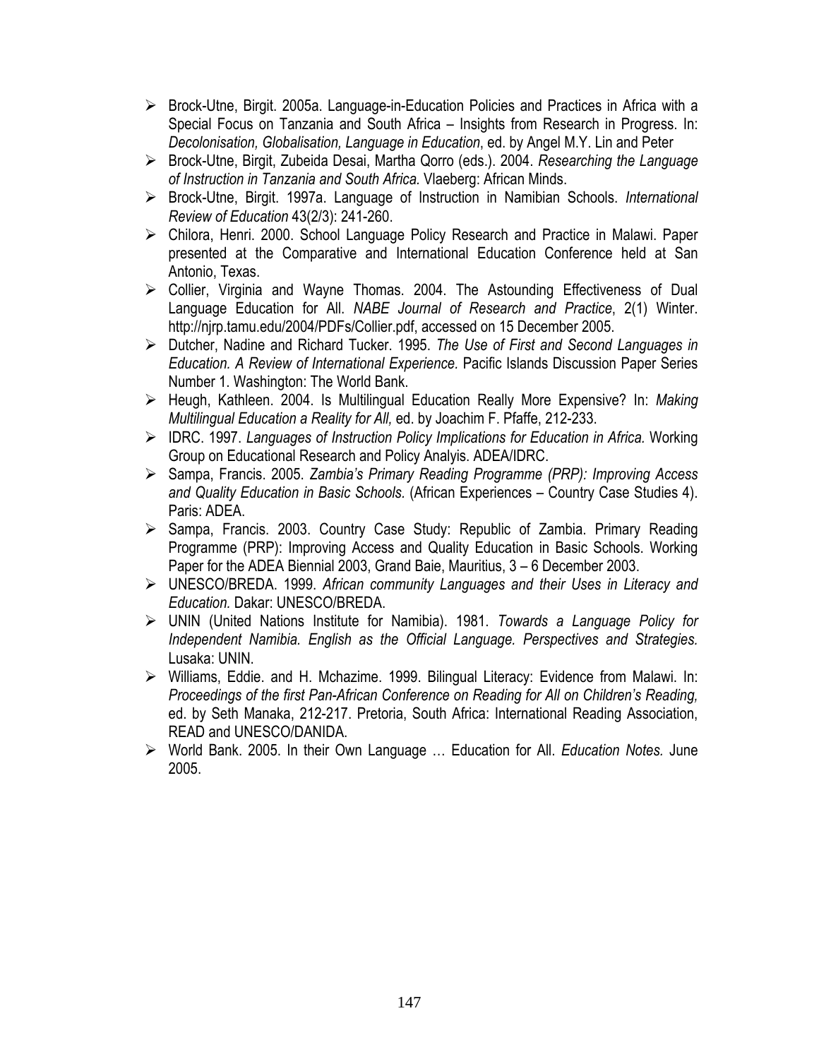- Brock-Utne, Birgit. 2005a. Language-in-Education Policies and Practices in Africa with a Special Focus on Tanzania and South Africa – Insights from Research in Progress. In: *Decolonisation, Globalisation, Language in Education*, ed. by Angel M.Y. Lin and Peter
- Brock-Utne, Birgit, Zubeida Desai, Martha Qorro (eds.). 2004. *Researching the Language of Instruction in Tanzania and South Africa.* Vlaeberg: African Minds.
- Brock-Utne, Birgit. 1997a. Language of Instruction in Namibian Schools. *International Review of Education* 43(2/3): 241-260.
- Chilora, Henri. 2000. School Language Policy Research and Practice in Malawi. Paper presented at the Comparative and International Education Conference held at San Antonio, Texas.
- Collier, Virginia and Wayne Thomas. 2004. The Astounding Effectiveness of Dual Language Education for All. *NABE Journal of Research and Practice*, 2(1) Winter. http://njrp.tamu.edu/2004/PDFs/Collier.pdf, accessed on 15 December 2005.
- Dutcher, Nadine and Richard Tucker. 1995. *The Use of First and Second Languages in Education. A Review of International Experience.* Pacific Islands Discussion Paper Series Number 1. Washington: The World Bank.
- Heugh, Kathleen. 2004. Is Multilingual Education Really More Expensive? In: *Making Multilingual Education a Reality for All,* ed. by Joachim F. Pfaffe, 212-233.
- IDRC. 1997. *Languages of Instruction Policy Implications for Education in Africa.* Working Group on Educational Research and Policy Analyis. ADEA/IDRC.
- Sampa, Francis. 2005. *Zambia's Primary Reading Programme (PRP): Improving Access and Quality Education in Basic Schools.* (African Experiences – Country Case Studies 4). Paris: ADEA.
- Sampa, Francis. 2003. Country Case Study: Republic of Zambia. Primary Reading Programme (PRP): Improving Access and Quality Education in Basic Schools. Working Paper for the ADEA Biennial 2003, Grand Baie, Mauritius, 3 – 6 December 2003.
- UNESCO/BREDA. 1999. *African community Languages and their Uses in Literacy and Education.* Dakar: UNESCO/BREDA.
- UNIN (United Nations Institute for Namibia). 1981. *Towards a Language Policy for Independent Namibia. English as the Official Language. Perspectives and Strategies.* Lusaka: UNIN.
- Williams, Eddie. and H. Mchazime. 1999. Bilingual Literacy: Evidence from Malawi. In: *Proceedings of the first Pan-African Conference on Reading for All on Children's Reading,* ed. by Seth Manaka, 212-217. Pretoria, South Africa: International Reading Association, READ and UNESCO/DANIDA.
- World Bank. 2005. In their Own Language … Education for All. *Education Notes.* June 2005.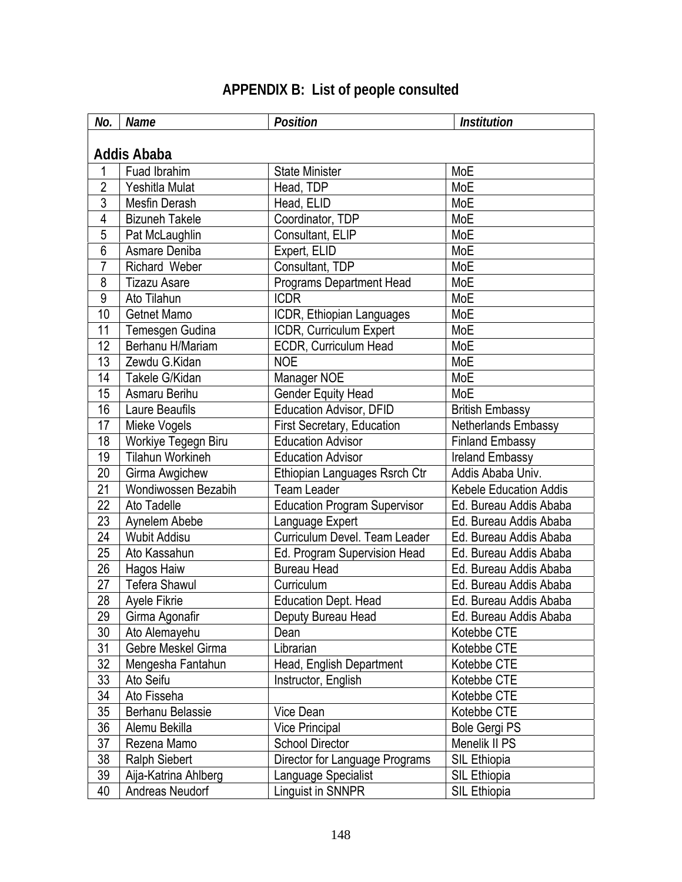# APPENDIX B: List of people consulted

| *No.* | *Name* | *Position* | *Institution* |
|---|---|---|---|
| **Addis Ababa** | | | |
| 1 | Fuad Ibrahim | State Minister | MoE |
| 2 | Yeshitla Mulat | Head, TDP | MoE |
| 3 | Mesfin Derash | Head, ELID | MoE |
| 4 | Bizuneh Takele | Coordinator, TDP | MoE |
| 5 | Pat McLaughlin | Consultant, ELIP | MoE |
| 6 | Asmare Deniba | Expert, ELID | MoE |
| 7 | Richard Weber | Consultant, TDP | MoE |
| 8 | Tizazu Asare | Programs Department Head | MoE |
| 9 | Ato Tilahun | ICDR | MoE |
| 10 | Getnet Mamo | ICDR, Ethiopian Languages | MoE |
| 11 | Temesgen Gudina | ICDR, Curriculum Expert | MoE |
| 12 | Berhanu H/Mariam | ECDR, Curriculum Head | MoE |
| 13 | Zewdu G.Kidan | NOE | MoE |
| 14 | Takele G/Kidan | Manager NOE | MoE |
| 15 | Asmaru Berihu | Gender Equity Head | MoE |
| 16 | Laure Beaufils | Education Advisor, DFID | British Embassy |
| 17 | Mieke Vogels | First Secretary, Education | Netherlands Embassy |
| 18 | Workiye Tegegn Biru | Education Advisor | Finland Embassy |
| 19 | Tilahun Workineh | Education Advisor | Ireland Embassy |
| 20 | Girma Awgichew | Ethiopian Languages Rsrch Ctr | Addis Ababa Univ. |
| 21 | Wondiwossen Bezabih | Team Leader | Kebele Education Addis |
| 22 | Ato Tadelle | Education Program Supervisor | Ed. Bureau Addis Ababa |
| 23 | Aynelem Abebe | Language Expert | Ed. Bureau Addis Ababa |
| 24 | Wubit Addisu | Curriculum Devel. Team Leader | Ed. Bureau Addis Ababa |
| 25 | Ato Kassahun | Ed. Program Supervision Head | Ed. Bureau Addis Ababa |
| 26 | Hagos Haiw | Bureau Head | Ed. Bureau Addis Ababa |
| 27 | Tefera Shawul | Curriculum | Ed. Bureau Addis Ababa |
| 28 | Ayele Fikrie | Education Dept. Head | Ed. Bureau Addis Ababa |
| 29 | Girma Agonafir | Deputy Bureau Head | Ed. Bureau Addis Ababa |
| 30 | Ato Alemayehu | Dean | Kotebbe CTE |
| 31 | Gebre Meskel Girma | Librarian | Kotebbe CTE |
| 32 | Mengesha Fantahun | Head, English Department | Kotebbe CTE |
| 33 | Ato Seifu | Instructor, English | Kotebbe CTE |
| 34 | Ato Fisseha | | Kotebbe CTE |
| 35 | Berhanu Belassie | Vice Dean | Kotebbe CTE |
| 36 | Alemu Bekilla | Vice Principal | Bole Gergi PS |
| 37 | Rezena Mamo | School Director | Menelik II PS |
| 38 | Ralph Siebert | Director for Language Programs | SIL Ethiopia |
| 39 | Aija-Katrina Ahlberg | Language Specialist | SIL Ethiopia |
| 40 | Andreas Neudorf | Linguist in SNNPR | SIL Ethiopia |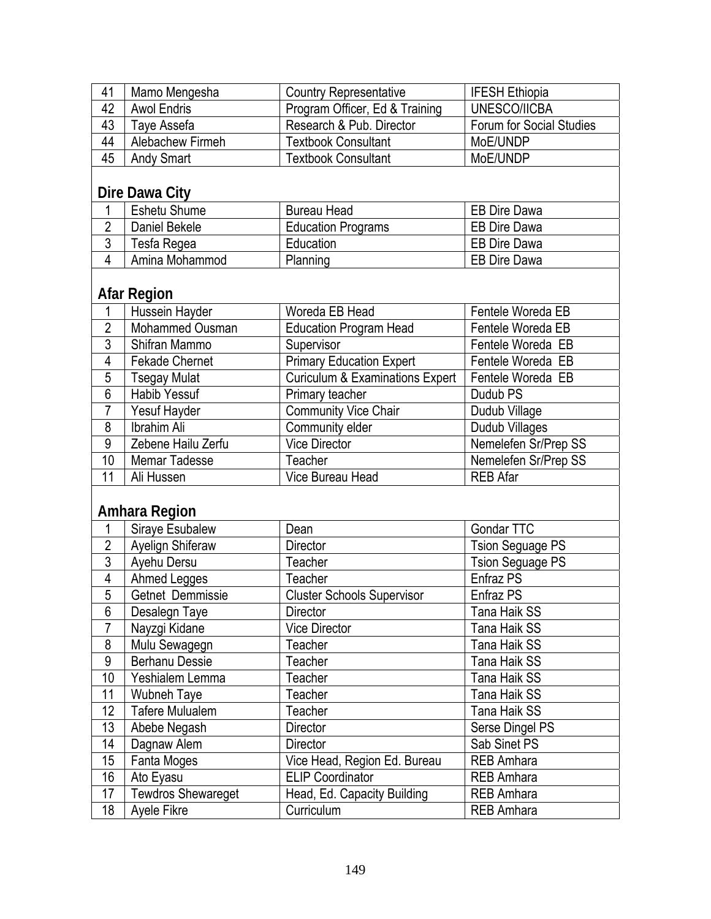| | | | |
|---|---|---|---|
| 41 | Mamo Mengesha | Country Representative | IFESH Ethiopia |
| 42 | Awol Endris | Program Officer, Ed & Training | UNESCO/IICBA |
| 43 | Taye Assefa | Research & Pub. Director | Forum for Social Studies |
| 44 | Alebachew Firmeh | Textbook Consultant | MoE/UNDP |
| 45 | Andy Smart | Textbook Consultant | MoE/UNDP |
| **Dire Dawa City** | | | |
| 1 | Eshetu Shume | Bureau Head | EB Dire Dawa |
| 2 | Daniel Bekele | Education Programs | EB Dire Dawa |
| 3 | Tesfa Regea | Education | EB Dire Dawa |
| 4 | Amina Mohammod | Planning | EB Dire Dawa |
| **Afar Region** | | | |
| 1 | Hussein Hayder | Woreda EB Head | Fentele Woreda EB |
| 2 | Mohammed Ousman | Education Program Head | Fentele Woreda EB |
| 3 | Shifran Mammo | Supervisor | Fentele Woreda EB |
| 4 | Fekade Chernet | Primary Education Expert | Fentele Woreda EB |
| 5 | Tsegay Mulat | Curiculum & Examinations Expert | Fentele Woreda EB |
| 6 | Habib Yessuf | Primary teacher | Dudub PS |
| 7 | Yesuf Hayder | Community Vice Chair | Dudub Village |
| 8 | Ibrahim Ali | Community elder | Dudub Villages |
| 9 | Zebene Hailu Zerfu | Vice Director | Nemelefen Sr/Prep SS |
| 10 | Memar Tadesse | Teacher | Nemelefen Sr/Prep SS |
| 11 | Ali Hussen | Vice Bureau Head | REB Afar |
| **Amhara Region** | | | |
| 1 | Siraye Esubalew | Dean | Gondar TTC |
| 2 | Ayelign Shiferaw | Director | Tsion Seguage PS |
| 3 | Ayehu Dersu | Teacher | Tsion Seguage PS |
| 4 | Ahmed Legges | Teacher | Enfraz PS |
| 5 | Getnet Demmissie | Cluster Schools Supervisor | Enfraz PS |
| 6 | Desalegn Taye | Director | Tana Haik SS |
| 7 | Nayzgi Kidane | Vice Director | Tana Haik SS |
| 8 | Mulu Sewagegn | Teacher | Tana Haik SS |
| 9 | Berhanu Dessie | Teacher | Tana Haik SS |
| 10 | Yeshialem Lemma | Teacher | Tana Haik SS |
| 11 | Wubneh Taye | Teacher | Tana Haik SS |
| 12 | Tafere Mulualem | Teacher | Tana Haik SS |
| 13 | Abebe Negash | Director | Serse Dingel PS |
| 14 | Dagnaw Alem | Director | Sab Sinet PS |
| 15 | Fanta Moges | Vice Head, Region Ed. Bureau | REB Amhara |
| 16 | Ato Eyasu | ELIP Coordinator | REB Amhara |
| 17 | Tewdros Shewareget | Head, Ed. Capacity Building | REB Amhara |
| 18 | Ayele Fikre | Curriculum | REB Amhara |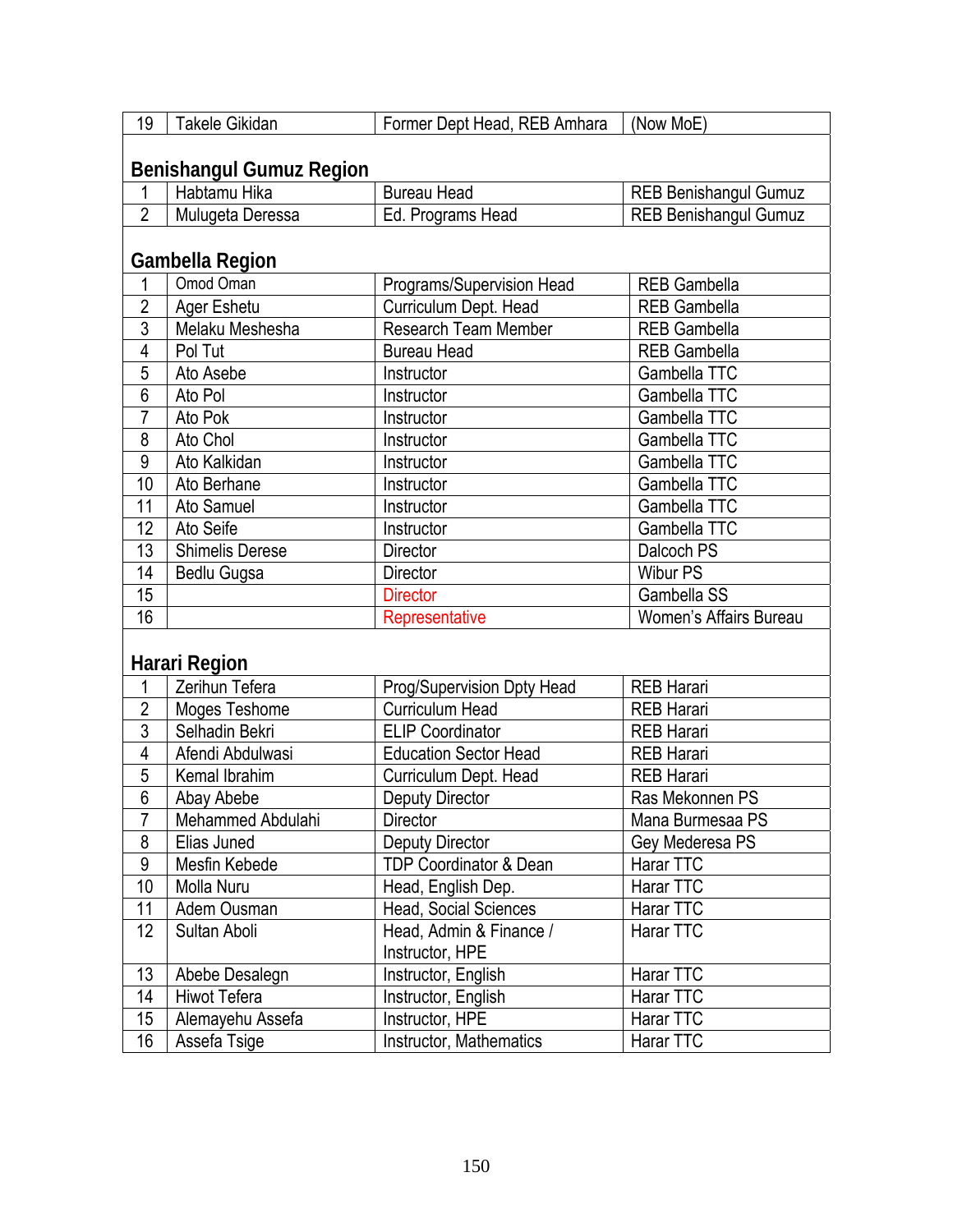| 19 | Takele Gikidan | Former Dept Head, REB Amhara | (Now MoE) |
|---|---|---|---|
| **Benishangul Gumuz Region** | | | |
| 1 | Habtamu Hika | Bureau Head | REB Benishangul Gumuz |
| 2 | Mulugeta Deressa | Ed. Programs Head | REB Benishangul Gumuz |
| **Gambella Region** | | | |
| 1 | Omod Oman | Programs/Supervision Head | REB Gambella |
| 2 | Ager Eshetu | Curriculum Dept. Head | REB Gambella |
| 3 | Melaku Meshesha | Research Team Member | REB Gambella |
| 4 | Pol Tut | Bureau Head | REB Gambella |
| 5 | Ato Asebe | Instructor | Gambella TTC |
| 6 | Ato Pol | Instructor | Gambella TTC |
| 7 | Ato Pok | Instructor | Gambella TTC |
| 8 | Ato Chol | Instructor | Gambella TTC |
| 9 | Ato Kalkidan | Instructor | Gambella TTC |
| 10 | Ato Berhane | Instructor | Gambella TTC |
| 11 | Ato Samuel | Instructor | Gambella TTC |
| 12 | Ato Seife | Instructor | Gambella TTC |
| 13 | Shimelis Derese | Director | Dalcoch PS |
| 14 | Bedlu Gugsa | Director | Wibur PS |
| 15 | | Director | Gambella SS |
| 16 | | Representative | Women's Affairs Bureau |
| **Harari Region** | | | |
| 1 | Zerihun Tefera | Prog/Supervision Dpty Head | REB Harari |
| 2 | Moges Teshome | Curriculum Head | REB Harari |
| 3 | Selhadin Bekri | ELIP Coordinator | REB Harari |
| 4 | Afendi Abdulwasi | Education Sector Head | REB Harari |
| 5 | Kemal Ibrahim | Curriculum Dept. Head | REB Harari |
| 6 | Abay Abebe | Deputy Director | Ras Mekonnen PS |
| 7 | Mehammed Abdulahi | Director | Mana Burmesaa PS |
| 8 | Elias Juned | Deputy Director | Gey Mederesa PS |
| 9 | Mesfin Kebede | TDP Coordinator & Dean | Harar TTC |
| 10 | Molla Nuru | Head, English Dep. | Harar TTC |
| 11 | Adem Ousman | Head, Social Sciences | Harar TTC |
| 12 | Sultan Aboli | Head, Admin & Finance / Instructor, HPE | Harar TTC |
| 13 | Abebe Desalegn | Instructor, English | Harar TTC |
| 14 | Hiwot Tefera | Instructor, English | Harar TTC |
| 15 | Alemayehu Assefa | Instructor, HPE | Harar TTC |
| 16 | Assefa Tsige | Instructor, Mathematics | Harar TTC |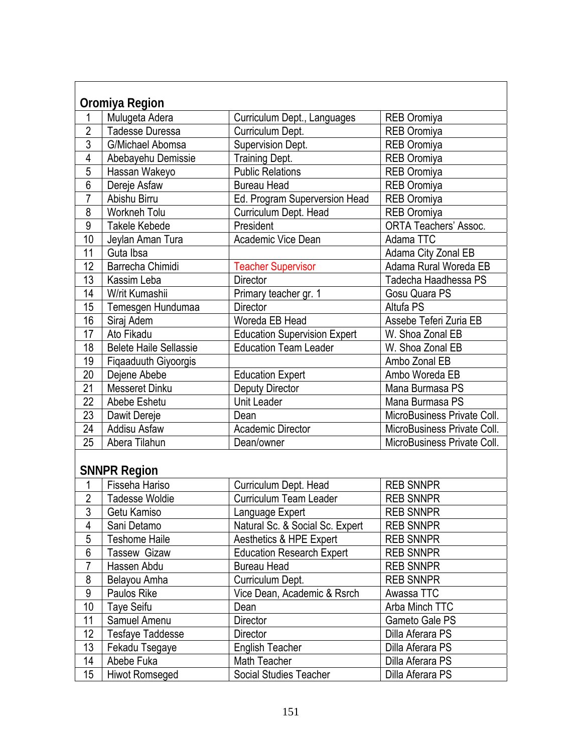| | | | |
|---|---|---|---|
| **Oromiya Region** | | | |
| 1 | Mulugeta Adera | Curriculum Dept., Languages | REB Oromiya |
| 2 | Tadesse Duressa | Curriculum Dept. | REB Oromiya |
| 3 | G/Michael Abomsa | Supervision Dept. | REB Oromiya |
| 4 | Abebayehu Demissie | Training Dept. | REB Oromiya |
| 5 | Hassan Wakeyo | Public Relations | REB Oromiya |
| 6 | Dereje Asfaw | Bureau Head | REB Oromiya |
| 7 | Abishu Birru | Ed. Program Superversion Head | REB Oromiya |
| 8 | Workneh Tolu | Curriculum Dept. Head | REB Oromiya |
| 9 | Takele Kebede | President | ORTA Teachers' Assoc. |
| 10 | Jeylan Aman Tura | Academic Vice Dean | Adama TTC |
| 11 | Guta Ibsa | | Adama City Zonal EB |
| 12 | Barrecha Chimidi | Teacher Supervisor | Adama Rural Woreda EB |
| 13 | Kassim Leba | Director | Tadecha Haadhessa PS |
| 14 | W/rit Kumashii | Primary teacher gr. 1 | Gosu Quara PS |
| 15 | Temesgen Hundumaa | Director | Altufa PS |
| 16 | Siraj Adem | Woreda EB Head | Assebe Teferi Zuria EB |
| 17 | Ato Fikadu | Education Supervision Expert | W. Shoa Zonal EB |
| 18 | Belete Haile Sellassie | Education Team Leader | W. Shoa Zonal EB |
| 19 | Fiqaaduuth Giyoorgis | | Ambo Zonal EB |
| 20 | Dejene Abebe | Education Expert | Ambo Woreda EB |
| 21 | Messeret Dinku | Deputy Director | Mana Burmasa PS |
| 22 | Abebe Eshetu | Unit Leader | Mana Burmasa PS |
| 23 | Dawit Dereje | Dean | MicroBusiness Private Coll. |
| 24 | Addisu Asfaw | Academic Director | MicroBusiness Private Coll. |
| 25 | Abera Tilahun | Dean/owner | MicroBusiness Private Coll. |
| **SNNPR Region** | | | |
| 1 | Fisseha Hariso | Curriculum Dept. Head | REB SNNPR |
| 2 | Tadesse Woldie | Curriculum Team Leader | REB SNNPR |
| 3 | Getu Kamiso | Language Expert | REB SNNPR |
| 4 | Sani Detamo | Natural Sc. & Social Sc. Expert | REB SNNPR |
| 5 | Teshome Haile | Aesthetics & HPE Expert | REB SNNPR |
| 6 | Tassew Gizaw | Education Research Expert | REB SNNPR |
| 7 | Hassen Abdu | Bureau Head | REB SNNPR |
| 8 | Belayou Amha | Curriculum Dept. | REB SNNPR |
| 9 | Paulos Rike | Vice Dean, Academic & Rsrch | Awassa TTC |
| 10 | Taye Seifu | Dean | Arba Minch TTC |
| 11 | Samuel Amenu | Director | Gameto Gale PS |
| 12 | Tesfaye Taddesse | Director | Dilla Aferara PS |
| 13 | Fekadu Tsegaye | English Teacher | Dilla Aferara PS |
| 14 | Abebe Fuka | Math Teacher | Dilla Aferara PS |
| 15 | Hiwot Romseged | Social Studies Teacher | Dilla Aferara PS |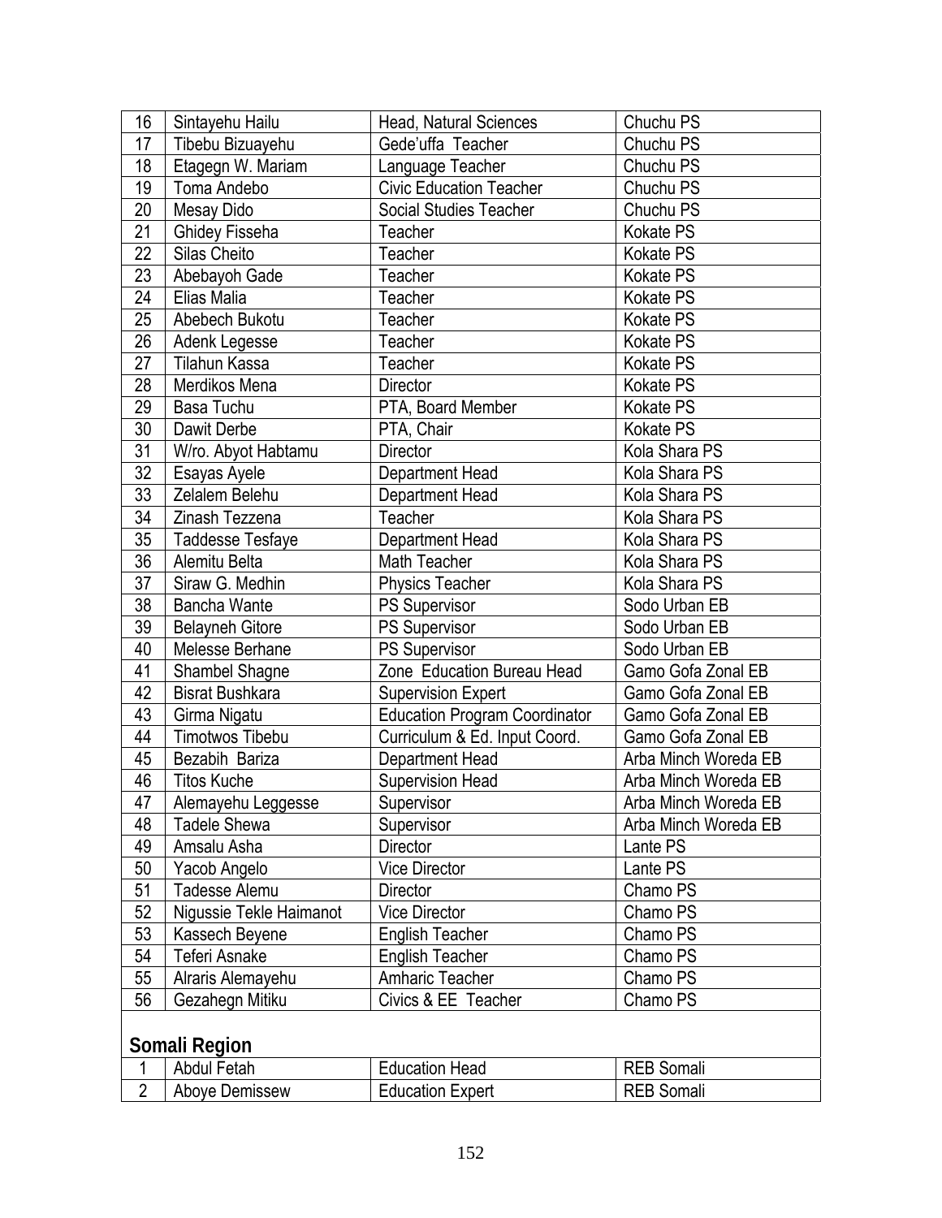| 16 | Sintayehu Hailu | Head, Natural Sciences | Chuchu PS |
|---|---|---|---|
| 17 | Tibebu Bizuayehu | Gede'uffa Teacher | Chuchu PS |
| 18 | Etagegn W. Mariam | Language Teacher | Chuchu PS |
| 19 | Toma Andebo | Civic Education Teacher | Chuchu PS |
| 20 | Mesay Dido | Social Studies Teacher | Chuchu PS |
| 21 | Ghidey Fisseha | Teacher | Kokate PS |
| 22 | Silas Cheito | Teacher | Kokate PS |
| 23 | Abebayoh Gade | Teacher | Kokate PS |
| 24 | Elias Malia | Teacher | Kokate PS |
| 25 | Abebech Bukotu | Teacher | Kokate PS |
| 26 | Adenk Legesse | Teacher | Kokate PS |
| 27 | Tilahun Kassa | Teacher | Kokate PS |
| 28 | Merdikos Mena | Director | Kokate PS |
| 29 | Basa Tuchu | PTA, Board Member | Kokate PS |
| 30 | Dawit Derbe | PTA, Chair | Kokate PS |
| 31 | W/ro. Abyot Habtamu | Director | Kola Shara PS |
| 32 | Esayas Ayele | Department Head | Kola Shara PS |
| 33 | Zelalem Belehu | Department Head | Kola Shara PS |
| 34 | Zinash Tezzena | Teacher | Kola Shara PS |
| 35 | Taddesse Tesfaye | Department Head | Kola Shara PS |
| 36 | Alemitu Belta | Math Teacher | Kola Shara PS |
| 37 | Siraw G. Medhin | Physics Teacher | Kola Shara PS |
| 38 | Bancha Wante | PS Supervisor | Sodo Urban EB |
| 39 | Belayneh Gitore | PS Supervisor | Sodo Urban EB |
| 40 | Melesse Berhane | PS Supervisor | Sodo Urban EB |
| 41 | Shambel Shagne | Zone Education Bureau Head | Gamo Gofa Zonal EB |
| 42 | Bisrat Bushkara | Supervision Expert | Gamo Gofa Zonal EB |
| 43 | Girma Nigatu | Education Program Coordinator | Gamo Gofa Zonal EB |
| 44 | Timotwos Tibebu | Curriculum & Ed. Input Coord. | Gamo Gofa Zonal EB |
| 45 | Bezabih Bariza | Department Head | Arba Minch Woreda EB |
| 46 | Titos Kuche | Supervision Head | Arba Minch Woreda EB |
| 47 | Alemayehu Leggesse | Supervisor | Arba Minch Woreda EB |
| 48 | Tadele Shewa | Supervisor | Arba Minch Woreda EB |
| 49 | Amsalu Asha | Director | Lante PS |
| 50 | Yacob Angelo | Vice Director | Lante PS |
| 51 | Tadesse Alemu | Director | Chamo PS |
| 52 | Nigussie Tekle Haimanot | Vice Director | Chamo PS |
| 53 | Kassech Beyene | English Teacher | Chamo PS |
| 54 | Teferi Asnake | English Teacher | Chamo PS |
| 55 | Alraris Alemayehu | Amharic Teacher | Chamo PS |
| 56 | Gezahegn Mitiku | Civics & EE Teacher | Chamo PS |
| **Somali Region** | | | |
| 1 | Abdul Fetah | Education Head | REB Somali |
| 2 | Aboye Demissew | Education Expert | REB Somali |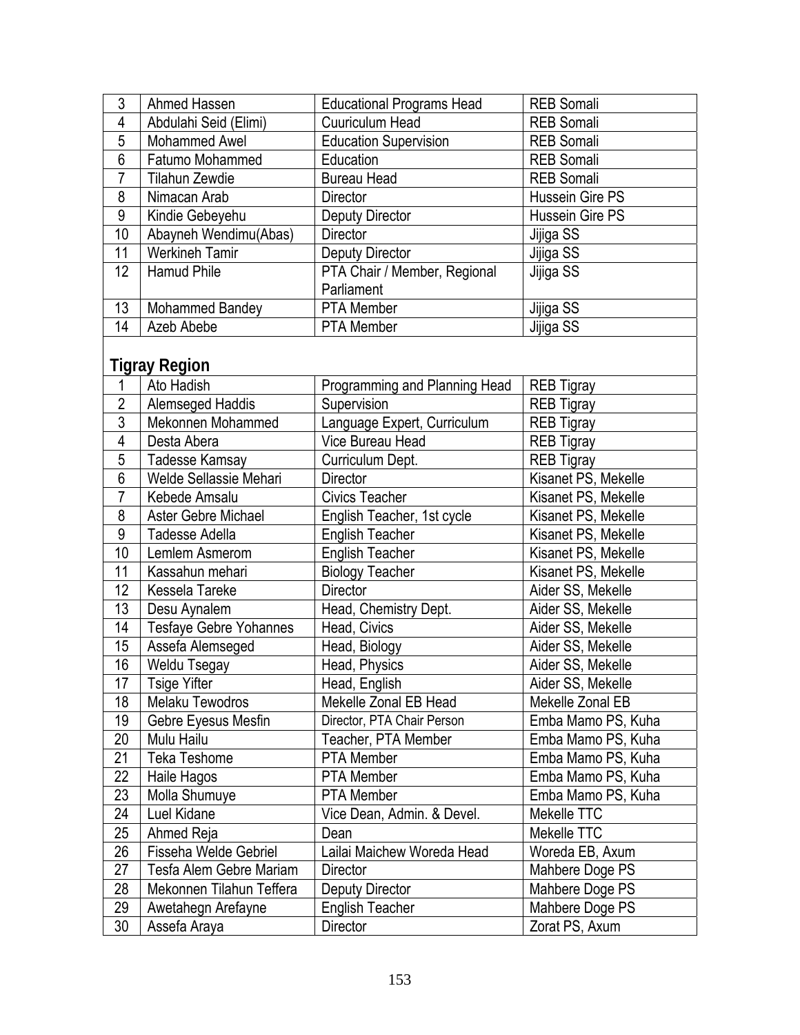| 3 | Ahmed Hassen | Educational Programs Head | REB Somali |
|---|---|---|---|
| 4 | Abdulahi Seid (Elimi) | Cuuriculum Head | REB Somali |
| 5 | Mohammed Awel | Education Supervision | REB Somali |
| 6 | Fatumo Mohammed | Education | REB Somali |
| 7 | Tilahun Zewdie | Bureau Head | REB Somali |
| 8 | Nimacan Arab | Director | Hussein Gire PS |
| 9 | Kindie Gebeyehu | Deputy Director | Hussein Gire PS |
| 10 | Abayneh Wendimu(Abas) | Director | Jijiga SS |
| 11 | Werkineh Tamir | Deputy Director | Jijiga SS |
| 12 | Hamud Phile | PTA Chair / Member, Regional Parliament | Jijiga SS |
| 13 | Mohammed Bandey | PTA Member | Jijiga SS |
| 14 | Azeb Abebe | PTA Member | Jijiga SS |

**Tigray Region**

| 1 | Ato Hadish | Programming and Planning Head | REB Tigray |
|---|---|---|---|
| 2 | Alemseged Haddis | Supervision | REB Tigray |
| 3 | Mekonnen Mohammed | Language Expert, Curriculum | REB Tigray |
| 4 | Desta Abera | Vice Bureau Head | REB Tigray |
| 5 | Tadesse Kamsay | Curriculum Dept. | REB Tigray |
| 6 | Welde Sellassie Mehari | Director | Kisanet PS, Mekelle |
| 7 | Kebede Amsalu | Civics Teacher | Kisanet PS, Mekelle |
| 8 | Aster Gebre Michael | English Teacher, 1st cycle | Kisanet PS, Mekelle |
| 9 | Tadesse Adella | English Teacher | Kisanet PS, Mekelle |
| 10 | Lemlem Asmerom | English Teacher | Kisanet PS, Mekelle |
| 11 | Kassahun mehari | Biology Teacher | Kisanet PS, Mekelle |
| 12 | Kessela Tareke | Director | Aider SS, Mekelle |
| 13 | Desu Aynalem | Head, Chemistry Dept. | Aider SS, Mekelle |
| 14 | Tesfaye Gebre Yohannes | Head, Civics | Aider SS, Mekelle |
| 15 | Assefa Alemseged | Head, Biology | Aider SS, Mekelle |
| 16 | Weldu Tsegay | Head, Physics | Aider SS, Mekelle |
| 17 | Tsige Yifter | Head, English | Aider SS, Mekelle |
| 18 | Melaku Tewodros | Mekelle Zonal EB Head | Mekelle Zonal EB |
| 19 | Gebre Eyesus Mesfin | Director, PTA Chair Person | Emba Mamo PS, Kuha |
| 20 | Mulu Hailu | Teacher, PTA Member | Emba Mamo PS, Kuha |
| 21 | Teka Teshome | PTA Member | Emba Mamo PS, Kuha |
| 22 | Haile Hagos | PTA Member | Emba Mamo PS, Kuha |
| 23 | Molla Shumuye | PTA Member | Emba Mamo PS, Kuha |
| 24 | Luel Kidane | Vice Dean, Admin. & Devel. | Mekelle TTC |
| 25 | Ahmed Reja | Dean | Mekelle TTC |
| 26 | Fisseha Welde Gebriel | Lailai Maichew Woreda Head | Woreda EB, Axum |
| 27 | Tesfa Alem Gebre Mariam | Director | Mahbere Doge PS |
| 28 | Mekonnen Tilahun Teffera | Deputy Director | Mahbere Doge PS |
| 29 | Awetahegn Arefayne | English Teacher | Mahbere Doge PS |
| 30 | Assefa Araya | Director | Zorat PS, Axum |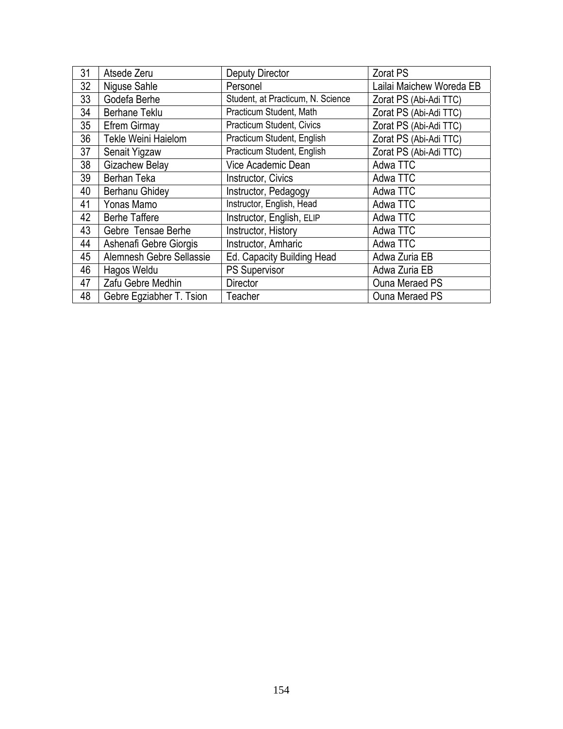| 31 | Atsede Zeru | Deputy Director | Zorat PS |
|---|---|---|---|
| 32 | Niguse Sahle | Personel | Lailai Maichew Woreda EB |
| 33 | Godefa Berhe | Student, at Practicum, N. Science | Zorat PS (Abi-Adi TTC) |
| 34 | Berhane Teklu | Practicum Student, Math | Zorat PS (Abi-Adi TTC) |
| 35 | Efrem Girmay | Practicum Student, Civics | Zorat PS (Abi-Adi TTC) |
| 36 | Tekle Weini Haielom | Practicum Student, English | Zorat PS (Abi-Adi TTC) |
| 37 | Senait Yigzaw | Practicum Student, English | Zorat PS (Abi-Adi TTC) |
| 38 | Gizachew Belay | Vice Academic Dean | Adwa TTC |
| 39 | Berhan Teka | Instructor, Civics | Adwa TTC |
| 40 | Berhanu Ghidey | Instructor, Pedagogy | Adwa TTC |
| 41 | Yonas Mamo | Instructor, English, Head | Adwa TTC |
| 42 | Berhe Taffere | Instructor, English, ELIP | Adwa TTC |
| 43 | Gebre Tensae Berhe | Instructor, History | Adwa TTC |
| 44 | Ashenafi Gebre Giorgis | Instructor, Amharic | Adwa TTC |
| 45 | Alemnesh Gebre Sellassie | Ed. Capacity Building Head | Adwa Zuria EB |
| 46 | Hagos Weldu | PS Supervisor | Adwa Zuria EB |
| 47 | Zafu Gebre Medhin | Director | Ouna Meraed PS |
| 48 | Gebre Egziabher T. Tsion | Teacher | Ouna Meraed PS |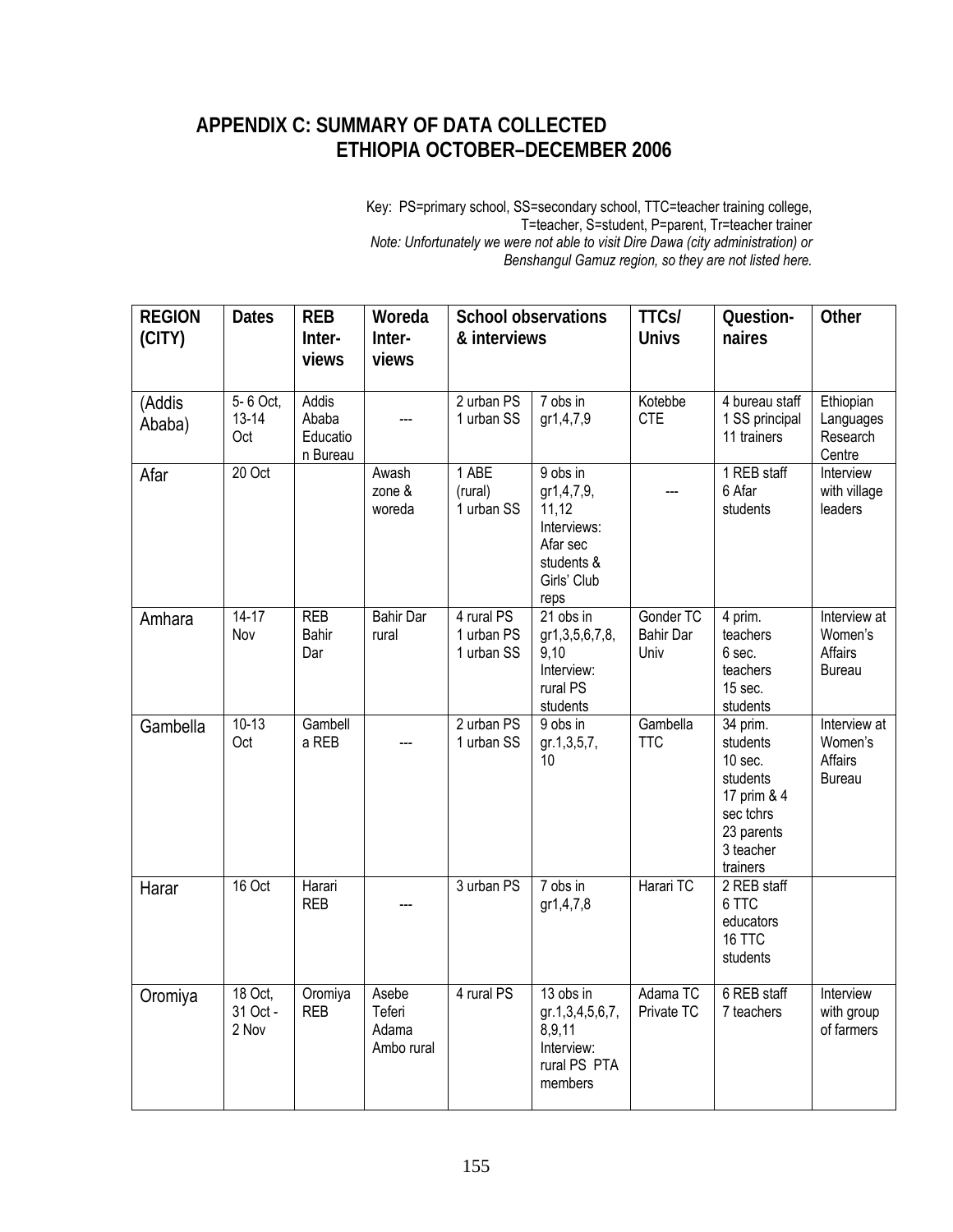## APPENDIX C: SUMMARY OF DATA COLLECTED ETHIOPIA OCTOBER–DECEMBER 2006

Key: PS=primary school, SS=secondary school, TTC=teacher training college, T=teacher, S=student, P=parent, Tr=teacher trainer

*Note: Unfortunately we were not able to visit Dire Dawa (city administration) or Benshangul Gamuz region, so they are not listed here.*

| REGION (CITY) | Dates | REB Inter-views | Woreda Inter-views | School observations & interviews | | TTCs/ Univs | Question-naires | Other |
|---|---|---|---|---|---|---|---|---|
| (Addis Ababa) | 5- 6 Oct, 13-14 Oct | Addis Ababa Education Bureau | --- | 2 urban PS 1 urban SS | 7 obs in gr1,4,7,9 | Kotebbe CTE | 4 bureau staff 1 SS principal 11 trainers | Ethiopian Languages Research Centre |
| Afar | 20 Oct | | Awash zone & woreda | 1 ABE (rural) 1 urban SS | 9 obs in gr1,4,7,9, 11,12 Interviews: Afar sec students & Girls' Club reps | --- | 1 REB staff 6 Afar students | Interview with village leaders |
| Amhara | 14-17 Nov | REB Bahir Dar | Bahir Dar rural | 4 rural PS 1 urban PS 1 urban SS | 21 obs in gr1,3,5,6,7,8, 9,10 Interview: rural PS students | Gonder TC Bahir Dar Univ | 4 prim. teachers 6 sec. teachers 15 sec. students | Interview at Women's Affairs Bureau |
| Gambella | 10-13 Oct | Gambella REB | --- | 2 urban PS 1 urban SS | 9 obs in gr.1,3,5,7, 10 | Gambella TTC | 34 prim. students 10 sec. students 17 prim & 4 sec tchrs 23 parents 3 teacher trainers | Interview at Women's Affairs Bureau |
| Harar | 16 Oct | Harari REB | --- | 3 urban PS | 7 obs in gr1,4,7,8 | Harari TC | 2 REB staff 6 TTC educators 16 TTC students | |
| Oromiya | 18 Oct, 31 Oct - 2 Nov | Oromiya REB | Asebe Teferi Adama Ambo rural | 4 rural PS | 13 obs in gr.1,3,4,5,6,7, 8,9,11 Interview: rural PS PTA members | Adama TC Private TC | 6 REB staff 7 teachers | Interview with group of farmers |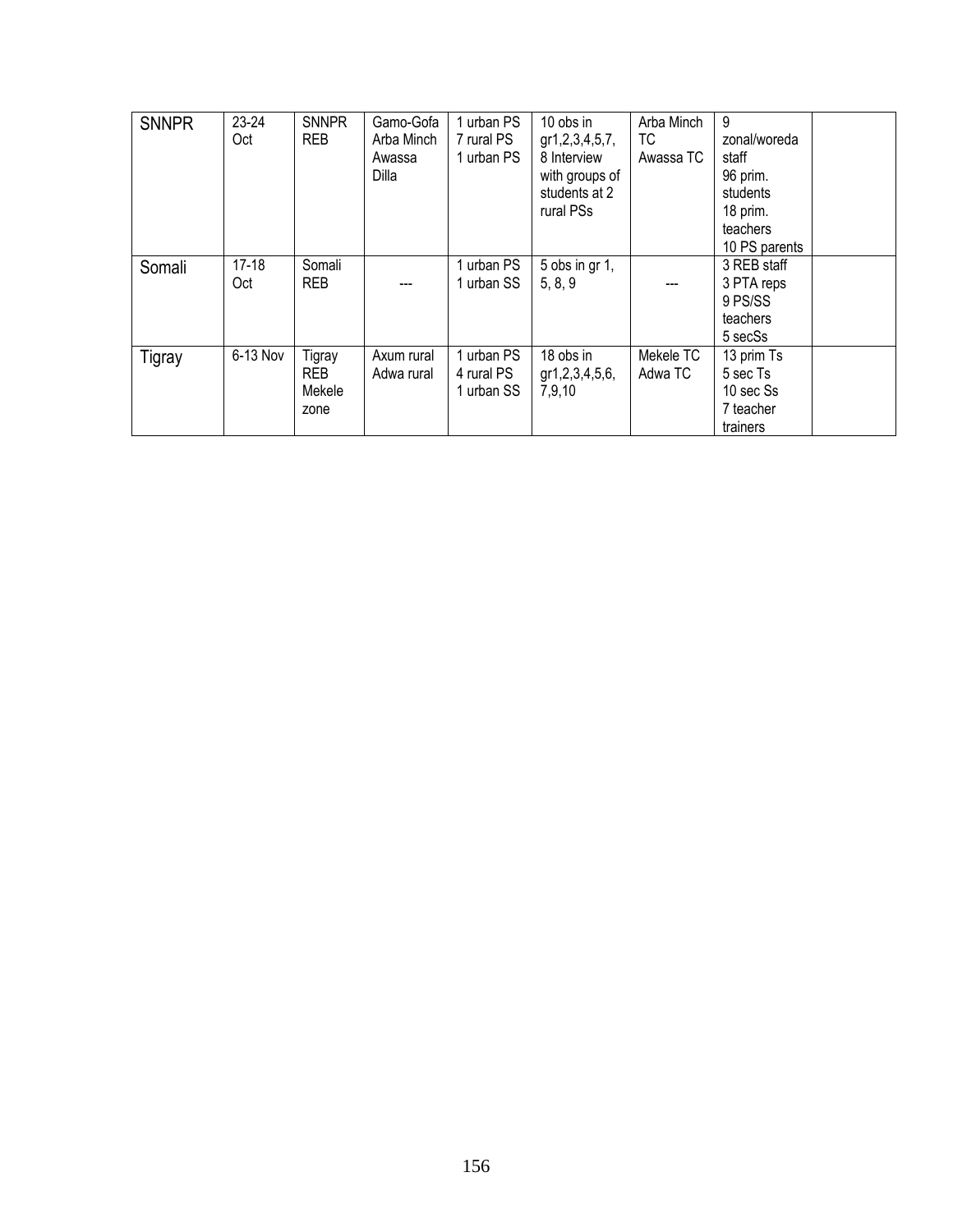| | | | | | | | | |
|---|---|---|---|---|---|---|---|---|
| SNNPR | 23-24 Oct | SNNPR REB | Gamo-Gofa Arba Minch Awassa Dilla | 1 urban PS 7 rural PS 1 urban PS | 10 obs in gr1,2,3,4,5,7, 8 Interview with groups of students at 2 rural PSs | Arba Minch TC Awassa TC | 9 zonal/woreda staff 96 prim. students 18 prim. teachers 10 PS parents | |
| Somali | 17-18 Oct | Somali REB | --- | 1 urban PS 1 urban SS | 5 obs in gr 1, 5, 8, 9 | --- | 3 REB staff 3 PTA reps 9 PS/SS teachers 5 secSs | |
| Tigray | 6-13 Nov | Tigray REB Mekele zone | Axum rural Adwa rural | 1 urban PS 4 rural PS 1 urban SS | 18 obs in gr1,2,3,4,5,6, 7,9,10 | Mekele TC Adwa TC | 13 prim Ts 5 sec Ts 10 sec Ss 7 teacher trainers | |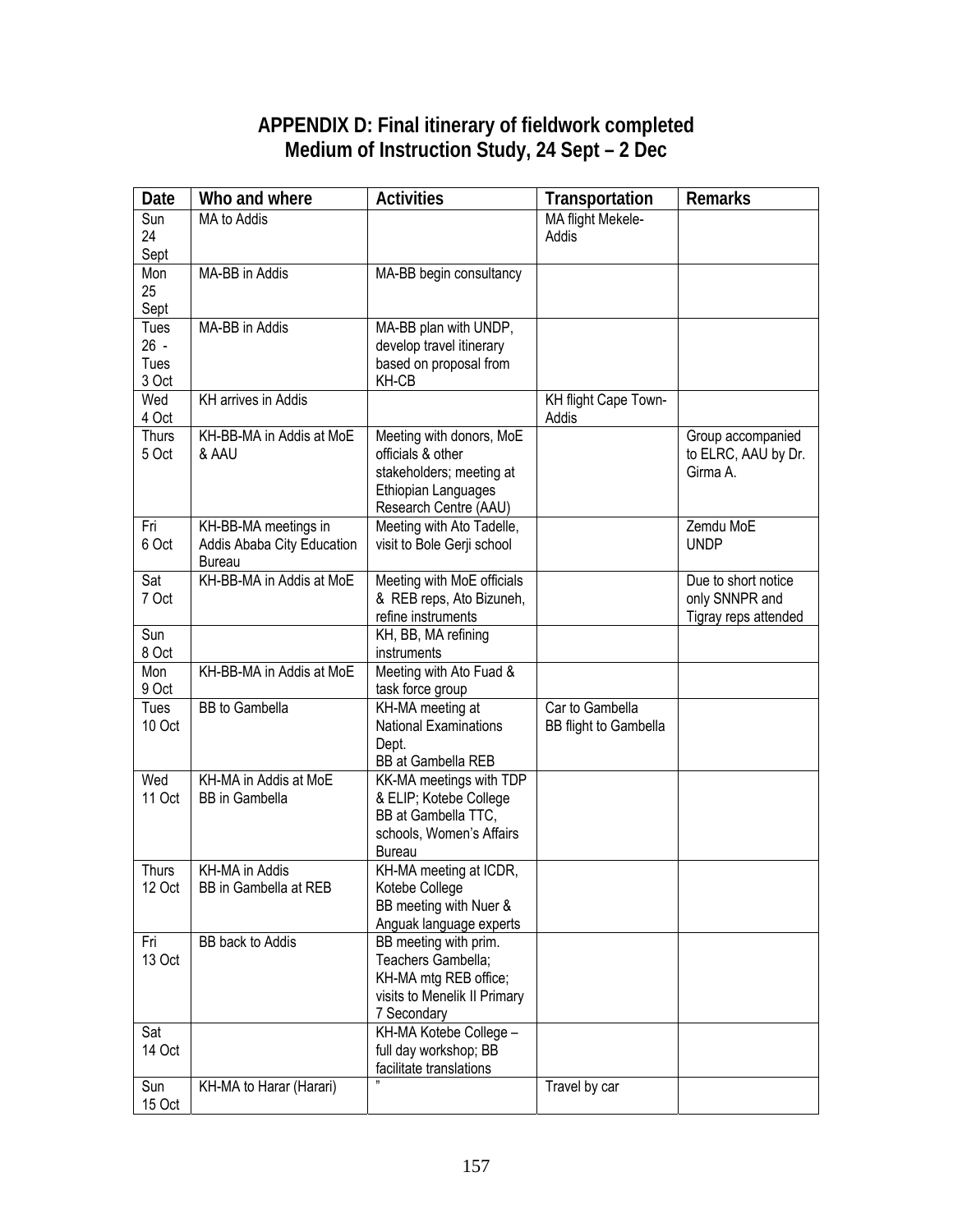# APPENDIX D: Final itinerary of fieldwork completed Medium of Instruction Study, 24 Sept – 2 Dec

| Date | Who and where | Activities | Transportation | Remarks |
|---|---|---|---|---|
| Sun 24 Sept | MA to Addis | | MA flight Mekele-Addis | |
| Mon 25 Sept | MA-BB in Addis | MA-BB begin consultancy | | |
| Tues 26 - Tues 3 Oct | MA-BB in Addis | MA-BB plan with UNDP, develop travel itinerary based on proposal from KH-CB | | |
| Wed 4 Oct | KH arrives in Addis | | KH flight Cape Town-Addis | |
| Thurs 5 Oct | KH-BB-MA in Addis at MoE & AAU | Meeting with donors, MoE officials & other stakeholders; meeting at Ethiopian Languages Research Centre (AAU) | | Group accompanied to ELRC, AAU by Dr. Girma A. |
| Fri 6 Oct | KH-BB-MA meetings in Addis Ababa City Education Bureau | Meeting with Ato Tadelle, visit to Bole Gerji school | | Zemdu MoE UNDP |
| Sat 7 Oct | KH-BB-MA in Addis at MoE | Meeting with MoE officials & REB reps, Ato Bizuneh, refine instruments | | Due to short notice only SNNPR and Tigray reps attended |
| Sun 8 Oct | | KH, BB, MA refining instruments | | |
| Mon 9 Oct | KH-BB-MA in Addis at MoE | Meeting with Ato Fuad & task force group | | |
| Tues 10 Oct | BB to Gambella | KH-MA meeting at National Examinations Dept.<br>BB at Gambella REB | Car to Gambella<br>BB flight to Gambella | |
| Wed 11 Oct | KH-MA in Addis at MoE<br>BB in Gambella | KK-MA meetings with TDP & ELIP; Kotebe College<br>BB at Gambella TTC, schools, Women's Affairs Bureau | | |
| Thurs 12 Oct | KH-MA in Addis<br>BB in Gambella at REB | KH-MA meeting at ICDR, Kotebe College<br>BB meeting with Nuer & Anguak language experts | | |
| Fri 13 Oct | BB back to Addis | BB meeting with prim. Teachers Gambella;<br>KH-MA mtg REB office; visits to Menelik II Primary 7 Secondary | | |
| Sat 14 Oct | | KH-MA Kotebe College – full day workshop; BB facilitate translations | | |
| Sun 15 Oct | KH-MA to Harar (Harari) | " | Travel by car | |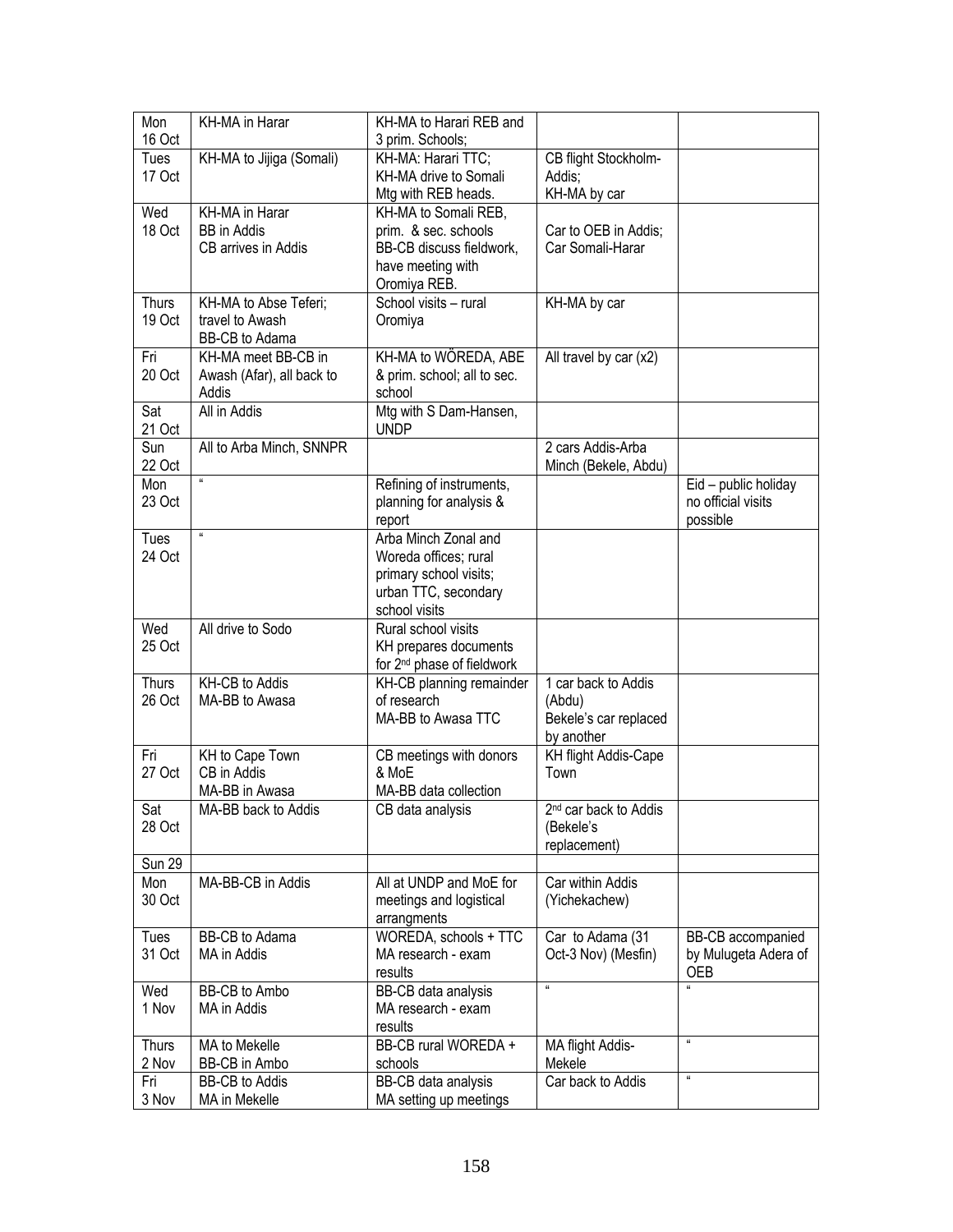| Mon 16 Oct | KH-MA in Harar | KH-MA to Harari REB and 3 prim. Schools; | | |
|---|---|---|---|---|
| Tues 17 Oct | KH-MA to Jijiga (Somali) | KH-MA: Harari TTC; KH-MA drive to Somali Mtg with REB heads. | CB flight Stockholm-Addis; KH-MA by car | |
| Wed 18 Oct | KH-MA in Harar<br>BB in Addis<br>CB arrives in Addis | KH-MA to Somali REB, prim. & sec. schools<br>BB-CB discuss fieldwork, have meeting with Oromiya REB. | Car to OEB in Addis; Car Somali-Harar | |
| Thurs 19 Oct | KH-MA to Abse Teferi; travel to Awash<br>BB-CB to Adama | School visits – rural Oromiya | KH-MA by car | |
| Fri 20 Oct | KH-MA meet BB-CB in Awash (Afar), all back to Addis | KH-MA to WÖREDA, ABE & prim. school; all to sec. school | All travel by car (x2) | |
| Sat 21 Oct | All in Addis | Mtg with S Dam-Hansen, UNDP | | |
| Sun 22 Oct | All to Arba Minch, SNNPR | | 2 cars Addis-Arba Minch (Bekele, Abdu) | |
| Mon 23 Oct | " | Refining of instruments, planning for analysis & report | | Eid – public holiday no official visits possible |
| Tues 24 Oct | " | Arba Minch Zonal and Woreda offices; rural primary school visits; urban TTC, secondary school visits | | |
| Wed 25 Oct | All drive to Sodo | Rural school visits<br>KH prepares documents for 2nd phase of fieldwork | | |
| Thurs 26 Oct | KH-CB to Addis<br>MA-BB to Awasa | KH-CB planning remainder of research<br>MA-BB to Awasa TTC | 1 car back to Addis (Abdu)<br>Bekele's car replaced by another | |
| Fri 27 Oct | KH to Cape Town<br>CB in Addis<br>MA-BB in Awasa | CB meetings with donors & MoE<br>MA-BB data collection | KH flight Addis-Cape Town | |
| Sat 28 Oct | MA-BB back to Addis | CB data analysis | 2nd car back to Addis (Bekele's replacement) | |
| Sun 29 | | | | |
| Mon 30 Oct | MA-BB-CB in Addis | All at UNDP and MoE for meetings and logistical arrangments | Car within Addis (Yichekachew) | |
| Tues 31 Oct | BB-CB to Adama<br>MA in Addis | WOREDA, schools + TTC<br>MA research - exam results | Car to Adama (31 Oct-3 Nov) (Mesfin) | BB-CB accompanied by Mulugeta Adera of OEB |
| Wed 1 Nov | BB-CB to Ambo<br>MA in Addis | BB-CB data analysis<br>MA research - exam results | " | " |
| Thurs 2 Nov | MA to Mekelle<br>BB-CB in Ambo | BB-CB rural WOREDA + schools | MA flight Addis-Mekele | " |
| Fri 3 Nov | BB-CB to Addis<br>MA in Mekelle | BB-CB data analysis<br>MA setting up meetings | Car back to Addis | " |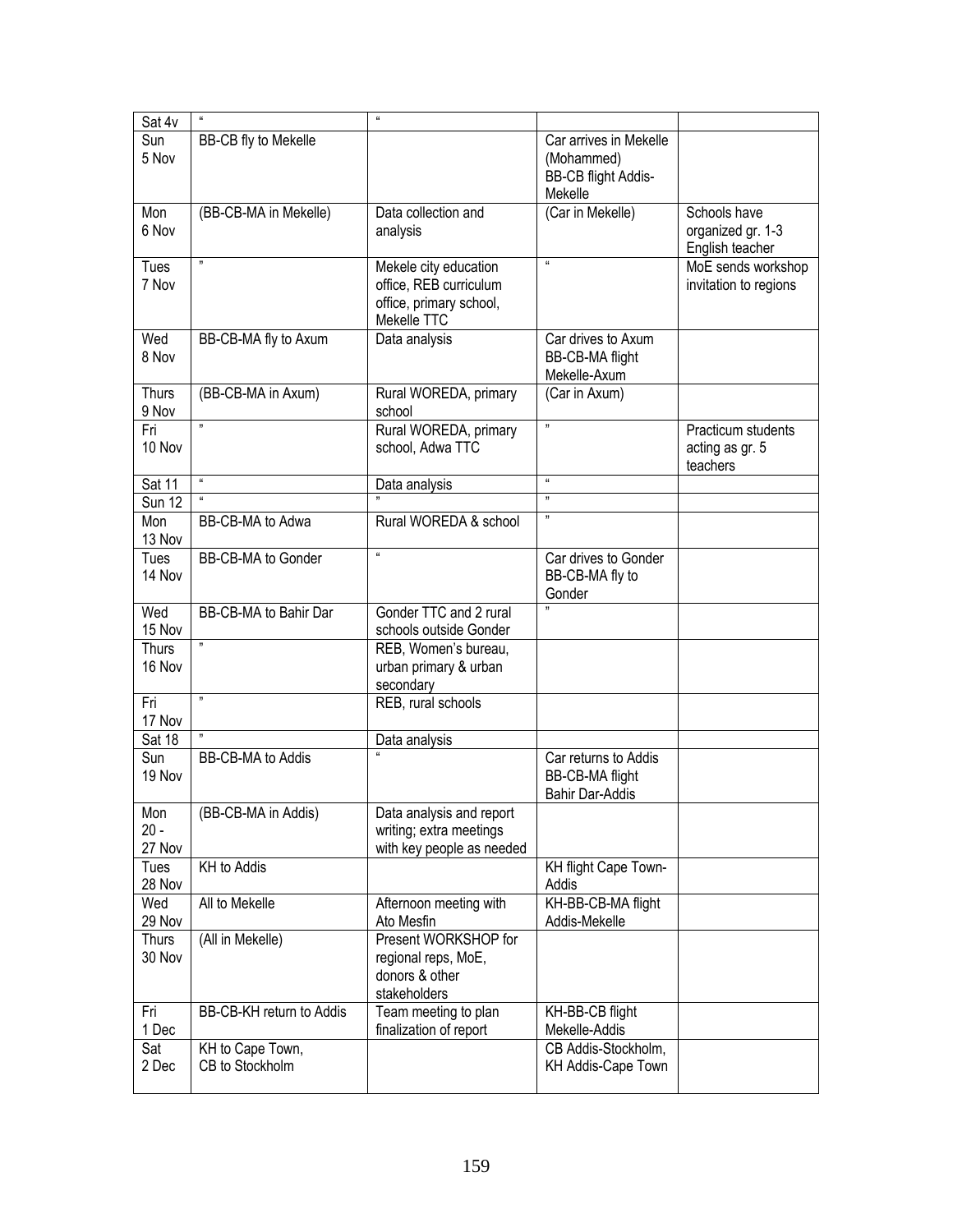| Sat 4v | " | " | | |
|---|---|---|---|---|
| Sun 5 Nov | BB-CB fly to Mekelle | | Car arrives in Mekelle (Mohammed) BB-CB flight Addis-Mekelle | |
| Mon 6 Nov | (BB-CB-MA in Mekelle) | Data collection and analysis | (Car in Mekelle) | Schools have organized gr. 1-3 English teacher |
| Tues 7 Nov | " | Mekele city education office, REB curriculum office, primary school, Mekelle TTC | " | MoE sends workshop invitation to regions |
| Wed 8 Nov | BB-CB-MA fly to Axum | Data analysis | Car drives to Axum BB-CB-MA flight Mekelle-Axum | |
| Thurs 9 Nov | (BB-CB-MA in Axum) | Rural WOREDA, primary school | (Car in Axum) | |
| Fri 10 Nov | " | Rural WOREDA, primary school, Adwa TTC | " | Practicum students acting as gr. 5 teachers |
| Sat 11 | " | Data analysis | " | |
| Sun 12 | " | " | " | |
| Mon 13 Nov | BB-CB-MA to Adwa | Rural WOREDA & school | " | |
| Tues 14 Nov | BB-CB-MA to Gonder | " | Car drives to Gonder BB-CB-MA fly to Gonder | |
| Wed 15 Nov | BB-CB-MA to Bahir Dar | Gonder TTC and 2 rural schools outside Gonder | " | |
| Thurs 16 Nov | " | REB, Women's bureau, urban primary & urban secondary | | |
| Fri 17 Nov | " | REB, rural schools | | |
| Sat 18 | " | Data analysis | | |
| Sun 19 Nov | BB-CB-MA to Addis | " | Car returns to Addis BB-CB-MA flight Bahir Dar-Addis | |
| Mon 20 - 27 Nov | (BB-CB-MA in Addis) | Data analysis and report writing; extra meetings with key people as needed | | |
| Tues 28 Nov | KH to Addis | | KH flight Cape Town-Addis | |
| Wed 29 Nov | All to Mekelle | Afternoon meeting with Ato Mesfin | KH-BB-CB-MA flight Addis-Mekelle | |
| Thurs 30 Nov | (All in Mekelle) | Present WORKSHOP for regional reps, MoE, donors & other stakeholders | | |
| Fri 1 Dec | BB-CB-KH return to Addis | Team meeting to plan finalization of report | KH-BB-CB flight Mekelle-Addis | |
| Sat 2 Dec | KH to Cape Town, CB to Stockholm | | CB Addis-Stockholm, KH Addis-Cape Town | |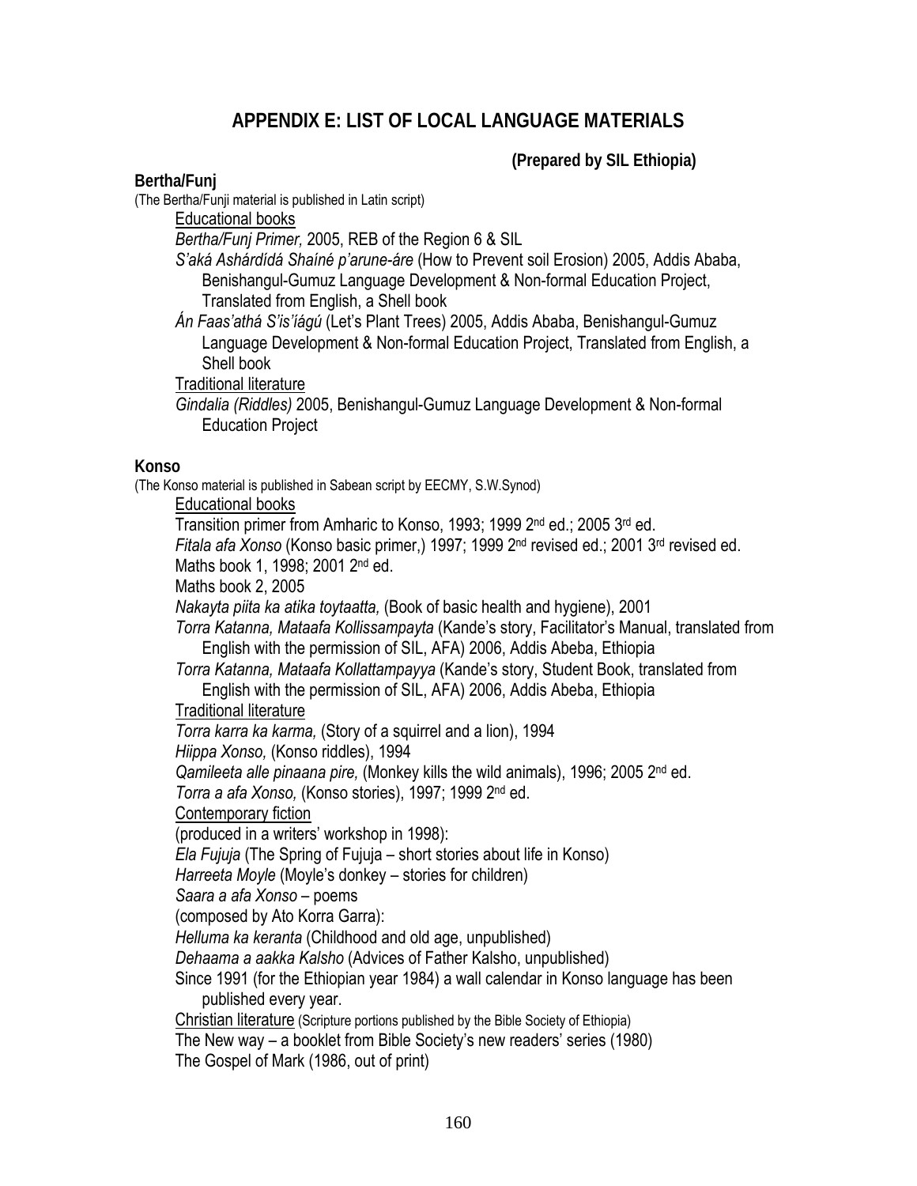# APPENDIX E: LIST OF LOCAL LANGUAGE MATERIALS

**(Prepared by SIL Ethiopia)**

**Bertha/Funj**

(The Bertha/Funji material is published in Latin script)

Educational books

*Bertha/Funj Primer,* 2005, REB of the Region 6 & SIL

*S'aká Ashárdídá Shaíné p'arune-áre* (How to Prevent soil Erosion) 2005, Addis Ababa, Benishangul-Gumuz Language Development & Non-formal Education Project, Translated from English, a Shell book

*Án Faas'athá S'is'iágú* (Let's Plant Trees) 2005, Addis Ababa, Benishangul-Gumuz Language Development & Non-formal Education Project, Translated from English, a Shell book

Traditional literature

*Gindalia (Riddles)* 2005, Benishangul-Gumuz Language Development & Non-formal Education Project

**Konso**

(The Konso material is published in Sabean script by EECMY, S.W.Synod)

Educational books

Transition primer from Amharic to Konso, 1993; 1999 2nd ed.; 2005 3rd ed.

*Fitala afa Xonso* (Konso basic primer,) 1997; 1999 2nd revised ed.; 2001 3rd revised ed.

Maths book 1, 1998; 2001 2nd ed.

Maths book 2, 2005

*Nakayta piita ka atika toytaatta,* (Book of basic health and hygiene), 2001

*Torra Katanna, Mataafa Kollissampayta* (Kande's story, Facilitator's Manual, translated from English with the permission of SIL, AFA) 2006, Addis Abeba, Ethiopia

*Torra Katanna, Mataafa Kollattampayya* (Kande's story, Student Book, translated from English with the permission of SIL, AFA) 2006, Addis Abeba, Ethiopia

Traditional literature

*Torra karra ka karma,* (Story of a squirrel and a lion), 1994

*Hiippa Xonso,* (Konso riddles), 1994

*Qamileeta alle pinaana pire,* (Monkey kills the wild animals), 1996; 2005 2nd ed.

*Torra a afa Xonso,* (Konso stories), 1997; 1999 2nd ed.

Contemporary fiction

(produced in a writers' workshop in 1998):

*Ela Fujuja* (The Spring of Fujuja – short stories about life in Konso)

*Harreeta Moyle* (Moyle's donkey – stories for children)

*Saara a afa Xonso* – poems

(composed by Ato Korra Garra):

*Helluma ka keranta* (Childhood and old age, unpublished)

*Dehaama a aakka Kalsho* (Advices of Father Kalsho, unpublished)

Since 1991 (for the Ethiopian year 1984) a wall calendar in Konso language has been published every year.

Christian literature (Scripture portions published by the Bible Society of Ethiopia)

The New way – a booklet from Bible Society's new readers' series (1980)

The Gospel of Mark (1986, out of print)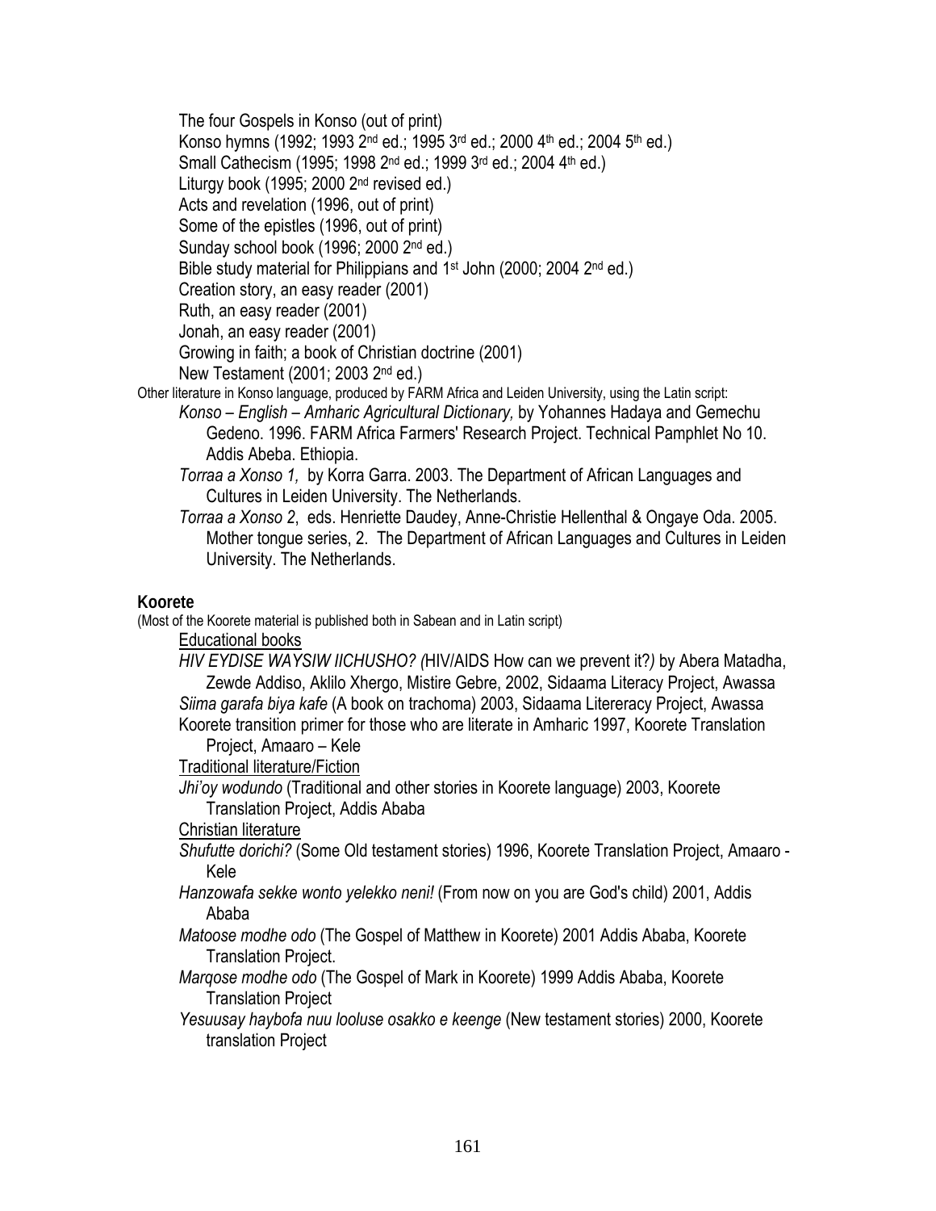The four Gospels in Konso (out of print)

Konso hymns (1992; 1993 2nd ed.; 1995 3rd ed.; 2000 4th ed.; 2004 5th ed.)

Small Cathecism (1995; 1998 2nd ed.; 1999 3rd ed.; 2004 4th ed.)

Liturgy book (1995; 2000 2nd revised ed.)

Acts and revelation (1996, out of print)

Some of the epistles (1996, out of print)

Sunday school book (1996; 2000 2nd ed.)

Bible study material for Philippians and 1st John (2000; 2004 2nd ed.)

Creation story, an easy reader (2001)

Ruth, an easy reader (2001)

Jonah, an easy reader (2001)

Growing in faith; a book of Christian doctrine (2001)

New Testament (2001; 2003 2nd ed.)

Other literature in Konso language, produced by FARM Africa and Leiden University, using the Latin script:

*Konso – English – Amharic Agricultural Dictionary,* by Yohannes Hadaya and Gemechu Gedeno. 1996. FARM Africa Farmers' Research Project. Technical Pamphlet No 10. Addis Abeba. Ethiopia.

*Torraa a Xonso 1,* by Korra Garra. 2003. The Department of African Languages and Cultures in Leiden University. The Netherlands.

*Torraa a Xonso 2*, eds. Henriette Daudey, Anne-Christie Hellenthal & Ongaye Oda. 2005. Mother tongue series, 2. The Department of African Languages and Cultures in Leiden University. The Netherlands.

**Koorete**

(Most of the Koorete material is published both in Sabean and in Latin script)

Educational books

*HIV EYDISE WAYSIW IICHUSHO? (*HIV/AIDS How can we prevent it?*)* by Abera Matadha, Zewde Addiso, Aklilo Xhergo, Mistire Gebre, 2002, Sidaama Literacy Project, Awassa

*Siima garafa biya kafe* (A book on trachoma) 2003, Sidaama Litereracy Project, Awassa

Koorete transition primer for those who are literate in Amharic 1997, Koorete Translation Project, Amaaro – Kele

Traditional literature/Fiction

*Jhi'oy wodundo* (Traditional and other stories in Koorete language) 2003, Koorete Translation Project, Addis Ababa

Christian literature

*Shufutte dorichi?* (Some Old testament stories) 1996, Koorete Translation Project, Amaaro - Kele

*Hanzowafa sekke wonto yelekko neni!* (From now on you are God's child) 2001, Addis Ababa

*Matoose modhe odo* (The Gospel of Matthew in Koorete) 2001 Addis Ababa, Koorete Translation Project.

*Marqose modhe odo* (The Gospel of Mark in Koorete) 1999 Addis Ababa, Koorete Translation Project

*Yesuusay haybofa nuu looluse osakko e keenge* (New testament stories) 2000, Koorete translation Project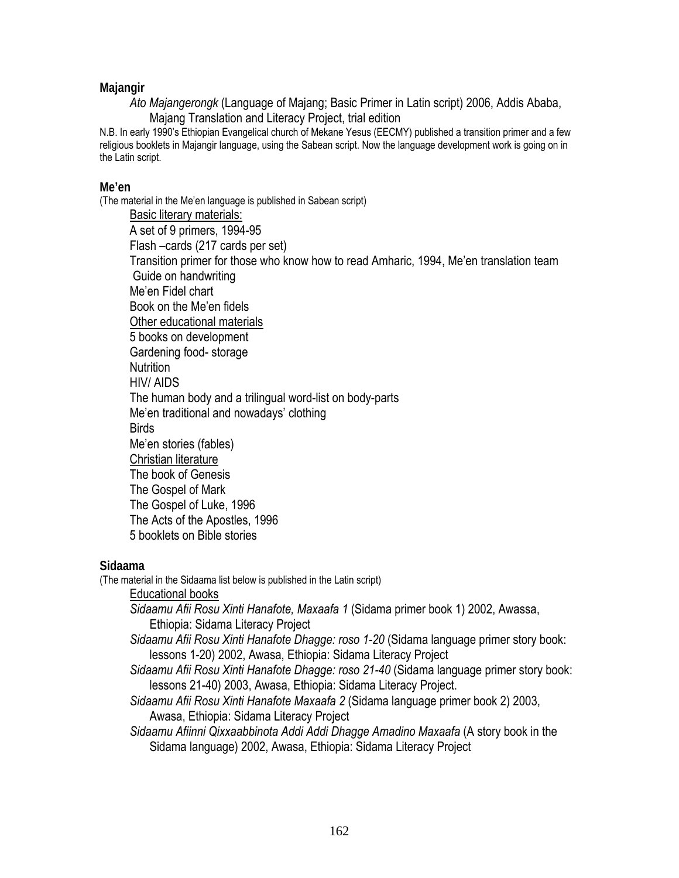**Majangir**

*Ato Majangerongk* (Language of Majang; Basic Primer in Latin script) 2006, Addis Ababa, Majang Translation and Literacy Project, trial edition

N.B. In early 1990's Ethiopian Evangelical church of Mekane Yesus (EECMY) published a transition primer and a few religious booklets in Majangir language, using the Sabean script. Now the language development work is going on in the Latin script.

**Me'en**

(The material in the Me'en language is published in Sabean script)

<u>Basic literary materials:</u>

A set of 9 primers, 1994-95

Flash –cards (217 cards per set)

Transition primer for those who know how to read Amharic, 1994, Me'en translation team

Guide on handwriting

Me'en Fidel chart

Book on the Me'en fidels

<u>Other educational materials</u>

5 books on development

Gardening food- storage

Nutrition

HIV/ AIDS

The human body and a trilingual word-list on body-parts

Me'en traditional and nowadays' clothing

Birds

Me'en stories (fables)

<u>Christian literature</u>

The book of Genesis

The Gospel of Mark

The Gospel of Luke, 1996

The Acts of the Apostles, 1996

5 booklets on Bible stories

**Sidaama**

(The material in the Sidaama list below is published in the Latin script)

<u>Educational books</u>

*Sidaamu Afii Rosu Xinti Hanafote, Maxaafa 1* (Sidama primer book 1) 2002, Awassa, Ethiopia: Sidama Literacy Project

*Sidaamu Afii Rosu Xinti Hanafote Dhagge: roso 1-20* (Sidama language primer story book: lessons 1-20) 2002, Awasa, Ethiopia: Sidama Literacy Project

*Sidaamu Afii Rosu Xinti Hanafote Dhagge: roso 21-40* (Sidama language primer story book: lessons 21-40) 2003, Awasa, Ethiopia: Sidama Literacy Project.

*Sidaamu Afii Rosu Xinti Hanafote Maxaafa 2* (Sidama language primer book 2) 2003, Awasa, Ethiopia: Sidama Literacy Project

*Sidaamu Afiinni Qixxaabbinota Addi Addi Dhagge Amadino Maxaafa* (A story book in the Sidama language) 2002, Awasa, Ethiopia: Sidama Literacy Project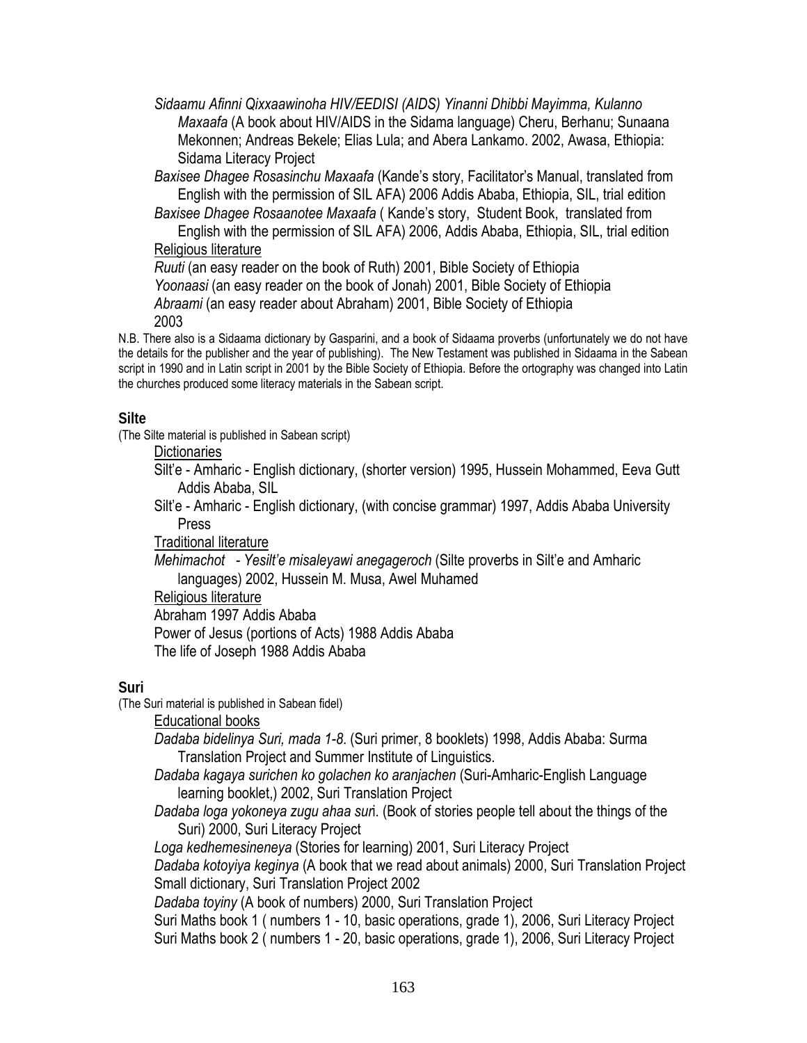*Sidaamu Afinni Qixxaawinoha HIV/EEDISI (AIDS) Yinanni Dhibbi Mayimma, Kulanno Maxaafa* (A book about HIV/AIDS in the Sidama language) Cheru, Berhanu; Sunaana Mekonnen; Andreas Bekele; Elias Lula; and Abera Lankamo. 2002, Awasa, Ethiopia: Sidama Literacy Project

*Baxisee Dhagee Rosasinchu Maxaafa* (Kande's story, Facilitator's Manual, translated from English with the permission of SIL AFA) 2006 Addis Ababa, Ethiopia, SIL, trial edition

*Baxisee Dhagee Rosaanotee Maxaafa* ( Kande's story, Student Book, translated from English with the permission of SIL AFA) 2006, Addis Ababa, Ethiopia, SIL, trial edition

<u>Religious literature</u>

*Ruuti* (an easy reader on the book of Ruth) 2001, Bible Society of Ethiopia

*Yoonaasi* (an easy reader on the book of Jonah) 2001, Bible Society of Ethiopia

*Abraami* (an easy reader about Abraham) 2001, Bible Society of Ethiopia

2003

N.B. There also is a Sidaama dictionary by Gasparini, and a book of Sidaama proverbs (unfortunately we do not have the details for the publisher and the year of publishing). The New Testament was published in Sidaama in the Sabean script in 1990 and in Latin script in 2001 by the Bible Society of Ethiopia. Before the ortography was changed into Latin the churches produced some literacy materials in the Sabean script.

**Silte**

(The Silte material is published in Sabean script)

<u>Dictionaries</u>

Silt'e - Amharic - English dictionary, (shorter version) 1995, Hussein Mohammed, Eeva Gutt Addis Ababa, SIL

Silt'e - Amharic - English dictionary, (with concise grammar) 1997, Addis Ababa University Press

<u>Traditional literature</u>

*Mehimachot - Yesilt'e misaleyawi anegageroch* (Silte proverbs in Silt'e and Amharic languages) 2002, Hussein M. Musa, Awel Muhamed

<u>Religious literature</u>

Abraham 1997 Addis Ababa

Power of Jesus (portions of Acts) 1988 Addis Ababa

The life of Joseph 1988 Addis Ababa

**Suri**

(The Suri material is published in Sabean fidel)

<u>Educational books</u>

*Dadaba bidelinya Suri, mada 1-8*. (Suri primer, 8 booklets) 1998, Addis Ababa: Surma Translation Project and Summer Institute of Linguistics.

*Dadaba kagaya surichen ko golachen ko aranjachen* (Suri-Amharic-English Language learning booklet,) 2002, Suri Translation Project

*Dadaba loga yokoneya zugu ahaa sur*i. (Book of stories people tell about the things of the Suri) 2000, Suri Literacy Project

*Loga kedhemesineneya* (Stories for learning) 2001, Suri Literacy Project

*Dadaba kotoyiya keginya* (A book that we read about animals) 2000, Suri Translation Project

Small dictionary, Suri Translation Project 2002

*Dadaba toyiny* (A book of numbers) 2000, Suri Translation Project

Suri Maths book 1 ( numbers 1 - 10, basic operations, grade 1), 2006, Suri Literacy Project

Suri Maths book 2 ( numbers 1 - 20, basic operations, grade 1), 2006, Suri Literacy Project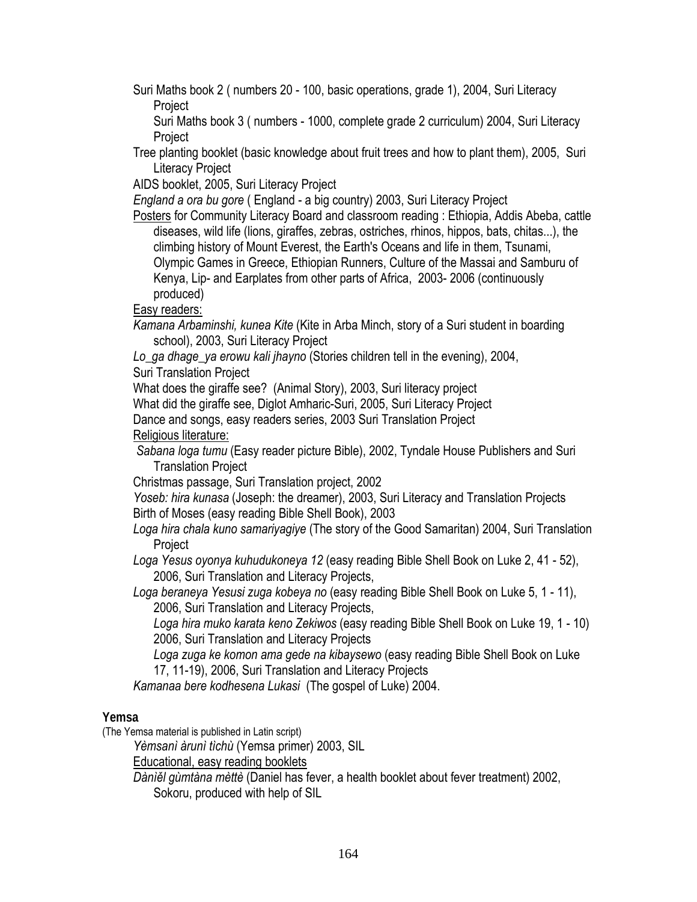Suri Maths book 2 ( numbers 20 - 100, basic operations, grade 1), 2004, Suri Literacy Project

Suri Maths book 3 ( numbers - 1000, complete grade 2 curriculum) 2004, Suri Literacy Project

Tree planting booklet (basic knowledge about fruit trees and how to plant them), 2005, Suri Literacy Project

AIDS booklet, 2005, Suri Literacy Project

*England a ora bu gore* ( England - a big country) 2003, Suri Literacy Project

<u>Posters</u> for Community Literacy Board and classroom reading : Ethiopia, Addis Abeba, cattle diseases, wild life (lions, giraffes, zebras, ostriches, rhinos, hippos, bats, chitas...), the climbing history of Mount Everest, the Earth's Oceans and life in them, Tsunami, Olympic Games in Greece, Ethiopian Runners, Culture of the Massai and Samburu of Kenya, Lip- and Earplates from other parts of Africa, 2003- 2006 (continuously produced)

<u>Easy readers:</u>

*Kamana Arbaminshi, kunea Kite* (Kite in Arba Minch, story of a Suri student in boarding school), 2003, Suri Literacy Project

*Lo_ga dhage_ya erowu kali jhayno* (Stories children tell in the evening), 2004, Suri Translation Project

What does the giraffe see? (Animal Story), 2003, Suri literacy project

What did the giraffe see, Diglot Amharic-Suri, 2005, Suri Literacy Project

Dance and songs, easy readers series, 2003 Suri Translation Project

<u>Religious literature:</u>

*Sabana loga tumu* (Easy reader picture Bible), 2002, Tyndale House Publishers and Suri Translation Project

Christmas passage, Suri Translation project, 2002

*Yoseb: hira kunasa* (Joseph: the dreamer), 2003, Suri Literacy and Translation Projects

Birth of Moses (easy reading Bible Shell Book), 2003

*Loga hira chala kuno samariyagiye* (The story of the Good Samaritan) 2004, Suri Translation Project

*Loga Yesus oyonya kuhudukoneya 12* (easy reading Bible Shell Book on Luke 2, 41 - 52), 2006, Suri Translation and Literacy Projects,

*Loga beraneya Yesusi zuga kobeya no* (easy reading Bible Shell Book on Luke 5, 1 - 11), 2006, Suri Translation and Literacy Projects,

*Loga hira muko karata keno Zekiwos* (easy reading Bible Shell Book on Luke 19, 1 - 10) 2006, Suri Translation and Literacy Projects

*Loga zuga ke komon ama gede na kibaysewo* (easy reading Bible Shell Book on Luke 17, 11-19), 2006, Suri Translation and Literacy Projects

*Kamanaa bere kodhesena Lukasi* (The gospel of Luke) 2004.

**Yemsa**

(The Yemsa material is published in Latin script)

*Yèmsanì àrunì tìchù* (Yemsa primer) 2003, SIL

<u>Educational, easy reading booklets</u>

*Dànìĕl gùmtàna mèttè* (Daniel has fever, a health booklet about fever treatment) 2002, Sokoru, produced with help of SIL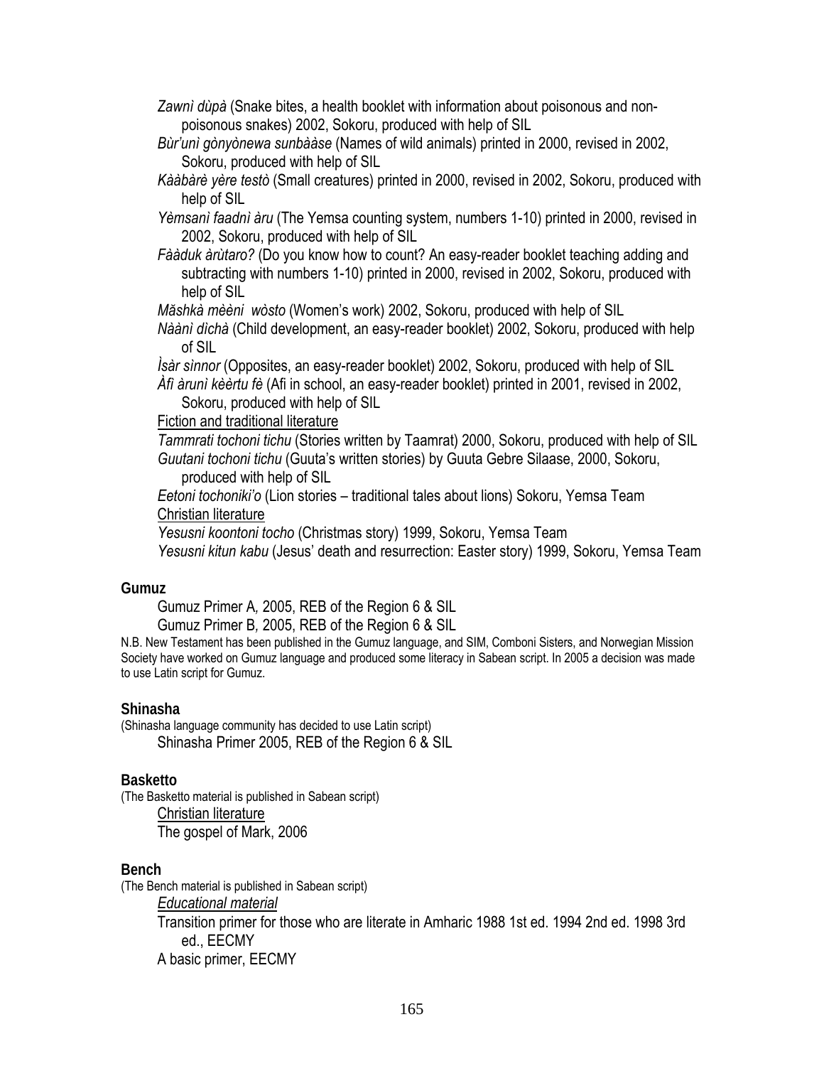*Zawnì dùpà* (Snake bites, a health booklet with information about poisonous and non-poisonous snakes) 2002, Sokoru, produced with help of SIL

*Bùr'unì gònyònewa sunbààse* (Names of wild animals) printed in 2000, revised in 2002, Sokoru, produced with help of SIL

*Kààbàrè yère testò* (Small creatures) printed in 2000, revised in 2002, Sokoru, produced with help of SIL

*Yèmsanì faadnì àru* (The Yemsa counting system, numbers 1-10) printed in 2000, revised in 2002, Sokoru, produced with help of SIL

*Fààduk àrùtaro?* (Do you know how to count? An easy-reader booklet teaching adding and subtracting with numbers 1-10) printed in 2000, revised in 2002, Sokoru, produced with help of SIL

*Măshkà mèèni wòsto* (Women's work) 2002, Sokoru, produced with help of SIL

*Nààni dìchà* (Child development, an easy-reader booklet) 2002, Sokoru, produced with help of SIL

*Ìsàr sìnnor* (Opposites, an easy-reader booklet) 2002, Sokoru, produced with help of SIL

*Àfì àrunì kèèrtu fè* (Afi in school, an easy-reader booklet) printed in 2001, revised in 2002, Sokoru, produced with help of SIL

<u>Fiction and traditional literature</u>

*Tammrati tochoni tichu* (Stories written by Taamrat) 2000, Sokoru, produced with help of SIL

*Guutani tochoni tichu* (Guuta's written stories) by Guuta Gebre Silaase, 2000, Sokoru, produced with help of SIL

*Eetoni tochoniki'o* (Lion stories – traditional tales about lions) Sokoru, Yemsa Team

<u>Christian literature</u>

*Yesusni koontoni tocho* (Christmas story) 1999, Sokoru, Yemsa Team

*Yesusni kitun kabu* (Jesus' death and resurrection: Easter story) 1999, Sokoru, Yemsa Team

**Gumuz**

Gumuz Primer A*,* 2005, REB of the Region 6 & SIL

Gumuz Primer B*,* 2005, REB of the Region 6 & SIL

N.B. New Testament has been published in the Gumuz language, and SIM, Comboni Sisters, and Norwegian Mission Society have worked on Gumuz language and produced some literacy in Sabean script. In 2005 a decision was made to use Latin script for Gumuz.

**Shinasha**

(Shinasha language community has decided to use Latin script)

Shinasha Primer 2005, REB of the Region 6 & SIL

**Basketto**

(The Basketto material is published in Sabean script)

<u>Christian literature</u>

The gospel of Mark, 2006

**Bench**

(The Bench material is published in Sabean script)

<u>*Educational material*</u>

Transition primer for those who are literate in Amharic 1988 1st ed. 1994 2nd ed. 1998 3rd ed., EECMY

A basic primer, EECMY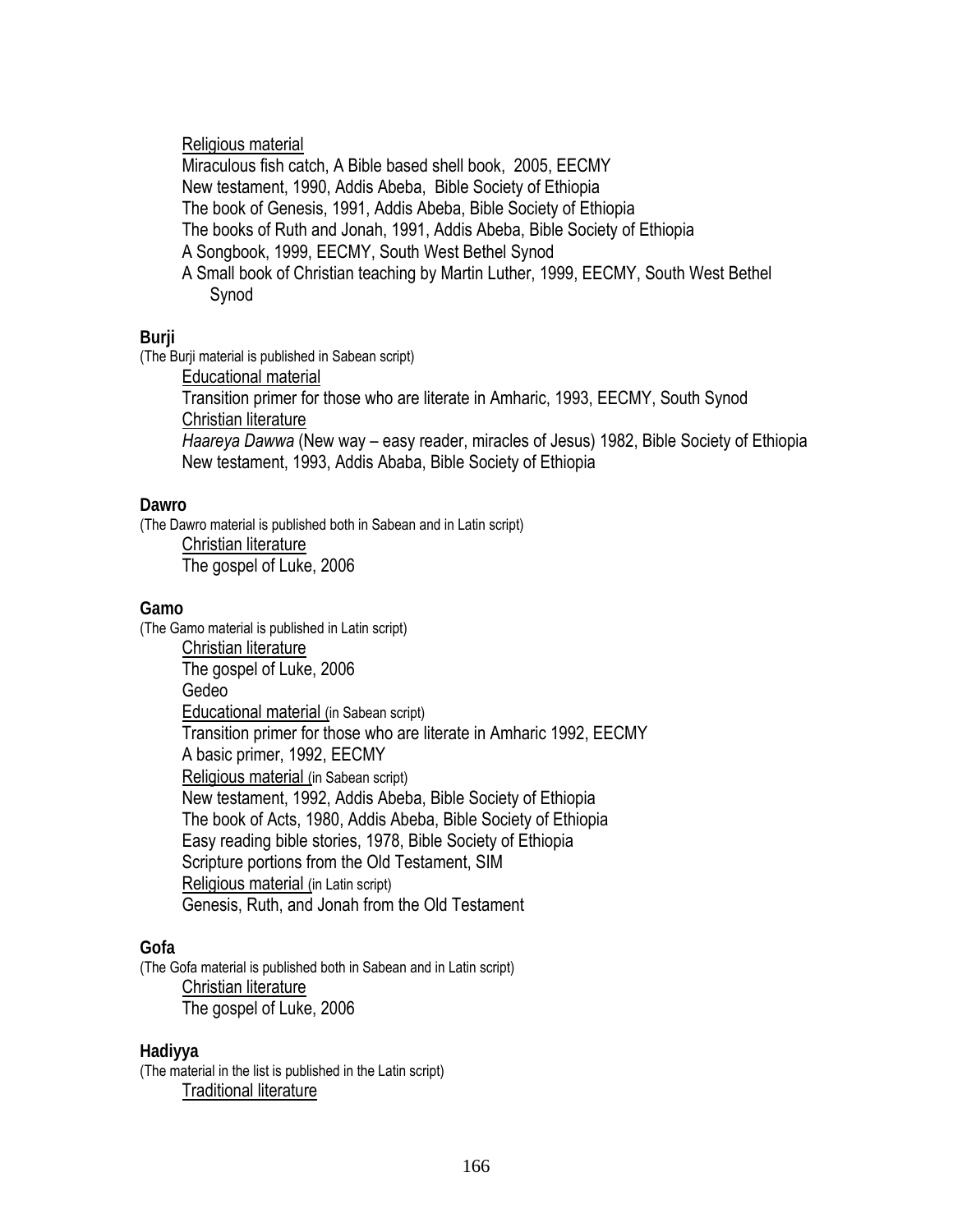Religious material

Miraculous fish catch, A Bible based shell book, 2005, EECMY
New testament, 1990, Addis Abeba, Bible Society of Ethiopia
The book of Genesis, 1991, Addis Abeba, Bible Society of Ethiopia
The books of Ruth and Jonah, 1991, Addis Abeba, Bible Society of Ethiopia
A Songbook, 1999, EECMY, South West Bethel Synod
A Small book of Christian teaching by Martin Luther, 1999, EECMY, South West Bethel Synod

**Burji**

(The Burji material is published in Sabean script)

Educational material

Transition primer for those who are literate in Amharic, 1993, EECMY, South Synod

Christian literature

*Haareya Dawwa* (New way – easy reader, miracles of Jesus) 1982, Bible Society of Ethiopia
New testament, 1993, Addis Ababa, Bible Society of Ethiopia

**Dawro**

(The Dawro material is published both in Sabean and in Latin script)

Christian literature

The gospel of Luke, 2006

**Gamo**

(The Gamo material is published in Latin script)

Christian literature

The gospel of Luke, 2006
Gedeo

Educational material (in Sabean script)

Transition primer for those who are literate in Amharic 1992, EECMY
A basic primer, 1992, EECMY

Religious material (in Sabean script)

New testament, 1992, Addis Abeba, Bible Society of Ethiopia
The book of Acts, 1980, Addis Abeba, Bible Society of Ethiopia
Easy reading bible stories, 1978, Bible Society of Ethiopia
Scripture portions from the Old Testament, SIM

Religious material (in Latin script)

Genesis, Ruth, and Jonah from the Old Testament

**Gofa**

(The Gofa material is published both in Sabean and in Latin script)

Christian literature

The gospel of Luke, 2006

**Hadiyya**

(The material in the list is published in the Latin script)

Traditional literature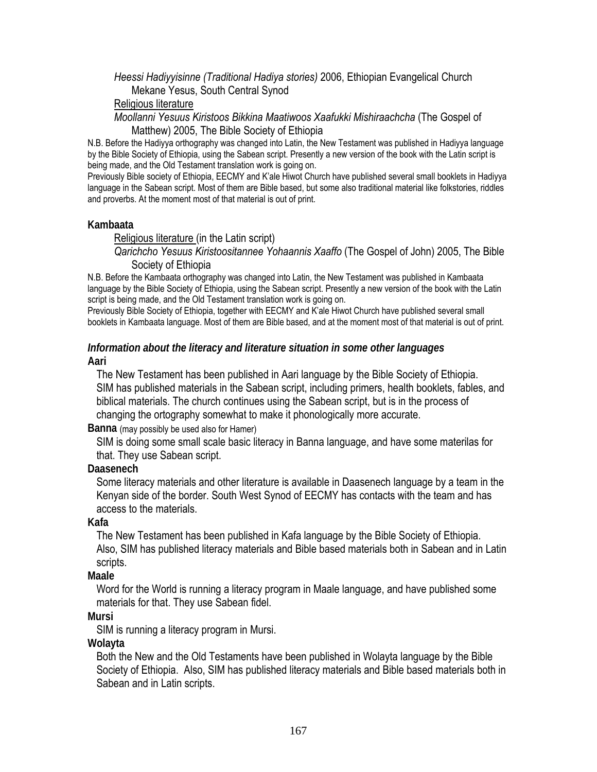*Heessi Hadiyyisinne (Traditional Hadiya stories)* 2006, Ethiopian Evangelical Church Mekane Yesus, South Central Synod

Religious literature

*Moollanni Yesuus Kiristoos Bikkina Maatiwoos Xaafukki Mishiraachcha* (The Gospel of Matthew) 2005, The Bible Society of Ethiopia

N.B. Before the Hadiyya orthography was changed into Latin, the New Testament was published in Hadiyya language by the Bible Society of Ethiopia, using the Sabean script. Presently a new version of the book with the Latin script is being made, and the Old Testament translation work is going on.

Previously Bible society of Ethiopia, EECMY and K'ale Hiwot Church have published several small booklets in Hadiyya language in the Sabean script. Most of them are Bible based, but some also traditional material like folkstories, riddles and proverbs. At the moment most of that material is out of print.

**Kambaata**

Religious literature (in the Latin script)

*Qarichcho Yesuus Kiristoositannee Yohaannis Xaaffo* (The Gospel of John) 2005, The Bible Society of Ethiopia

N.B. Before the Kambaata orthography was changed into Latin, the New Testament was published in Kambaata language by the Bible Society of Ethiopia, using the Sabean script. Presently a new version of the book with the Latin script is being made, and the Old Testament translation work is going on.

Previously Bible Society of Ethiopia, together with EECMY and K'ale Hiwot Church have published several small booklets in Kambaata language. Most of them are Bible based, and at the moment most of that material is out of print.

***Information about the literacy and literature situation in some other languages***

**Aari**

The New Testament has been published in Aari language by the Bible Society of Ethiopia. SIM has published materials in the Sabean script, including primers, health booklets, fables, and biblical materials. The church continues using the Sabean script, but is in the process of changing the ortography somewhat to make it phonologically more accurate.

**Banna** (may possibly be used also for Hamer)

SIM is doing some small scale basic literacy in Banna language, and have some materilas for that. They use Sabean script.

**Daasenech**

Some literacy materials and other literature is available in Daasenech language by a team in the Kenyan side of the border. South West Synod of EECMY has contacts with the team and has access to the materials.

**Kafa**

The New Testament has been published in Kafa language by the Bible Society of Ethiopia. Also, SIM has published literacy materials and Bible based materials both in Sabean and in Latin scripts.

**Maale**

Word for the World is running a literacy program in Maale language, and have published some materials for that. They use Sabean fidel.

**Mursi**

SIM is running a literacy program in Mursi.

**Wolayta**

Both the New and the Old Testaments have been published in Wolayta language by the Bible Society of Ethiopia. Also, SIM has published literacy materials and Bible based materials both in Sabean and in Latin scripts.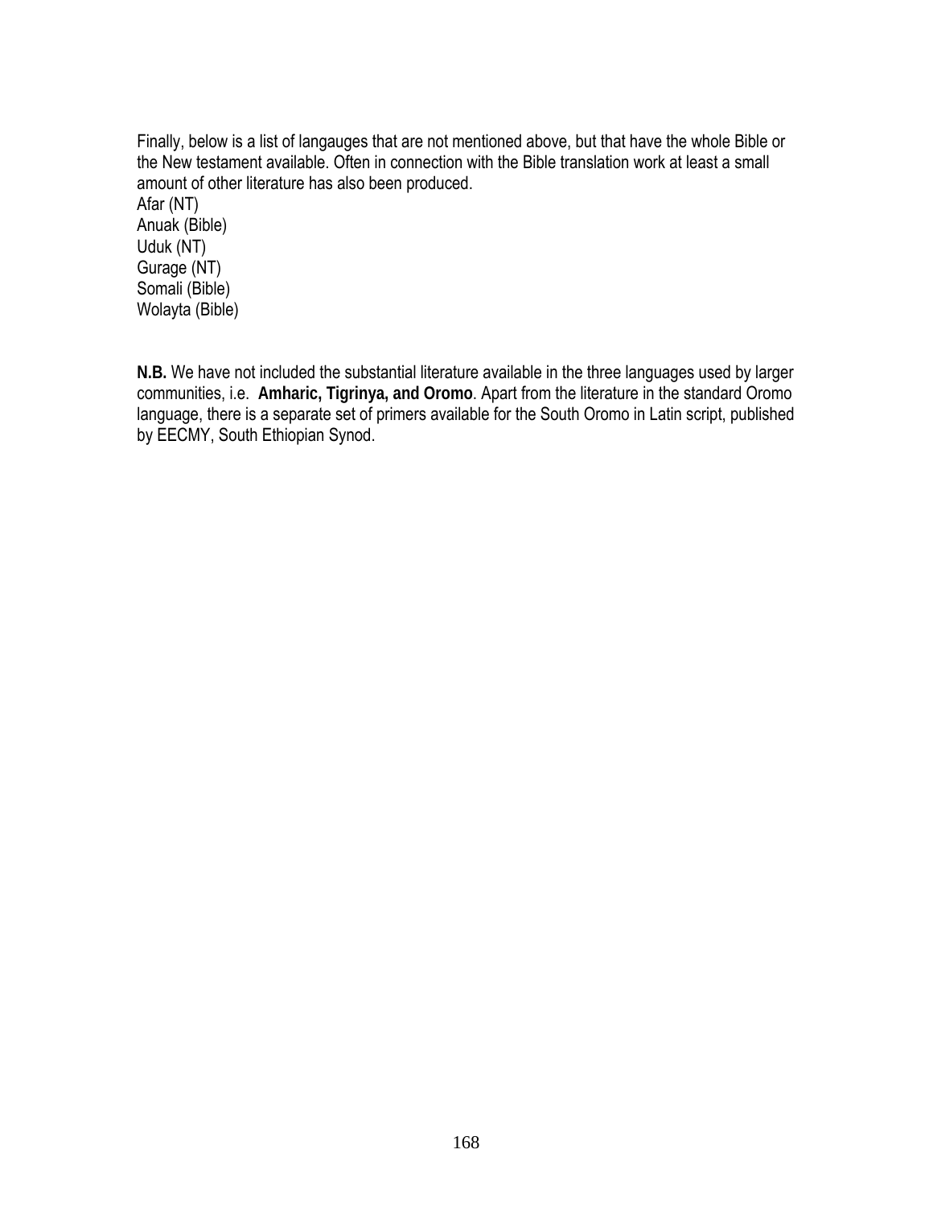Finally, below is a list of langauges that are not mentioned above, but that have the whole Bible or the New testament available. Often in connection with the Bible translation work at least a small amount of other literature has also been produced.

Afar (NT)
Anuak (Bible)
Uduk (NT)
Gurage (NT)
Somali (Bible)
Wolayta (Bible)

**N.B.** We have not included the substantial literature available in the three languages used by larger communities, i.e. **Amharic, Tigrinya, and Oromo**. Apart from the literature in the standard Oromo language, there is a separate set of primers available for the South Oromo in Latin script, published by EECMY, South Ethiopian Synod.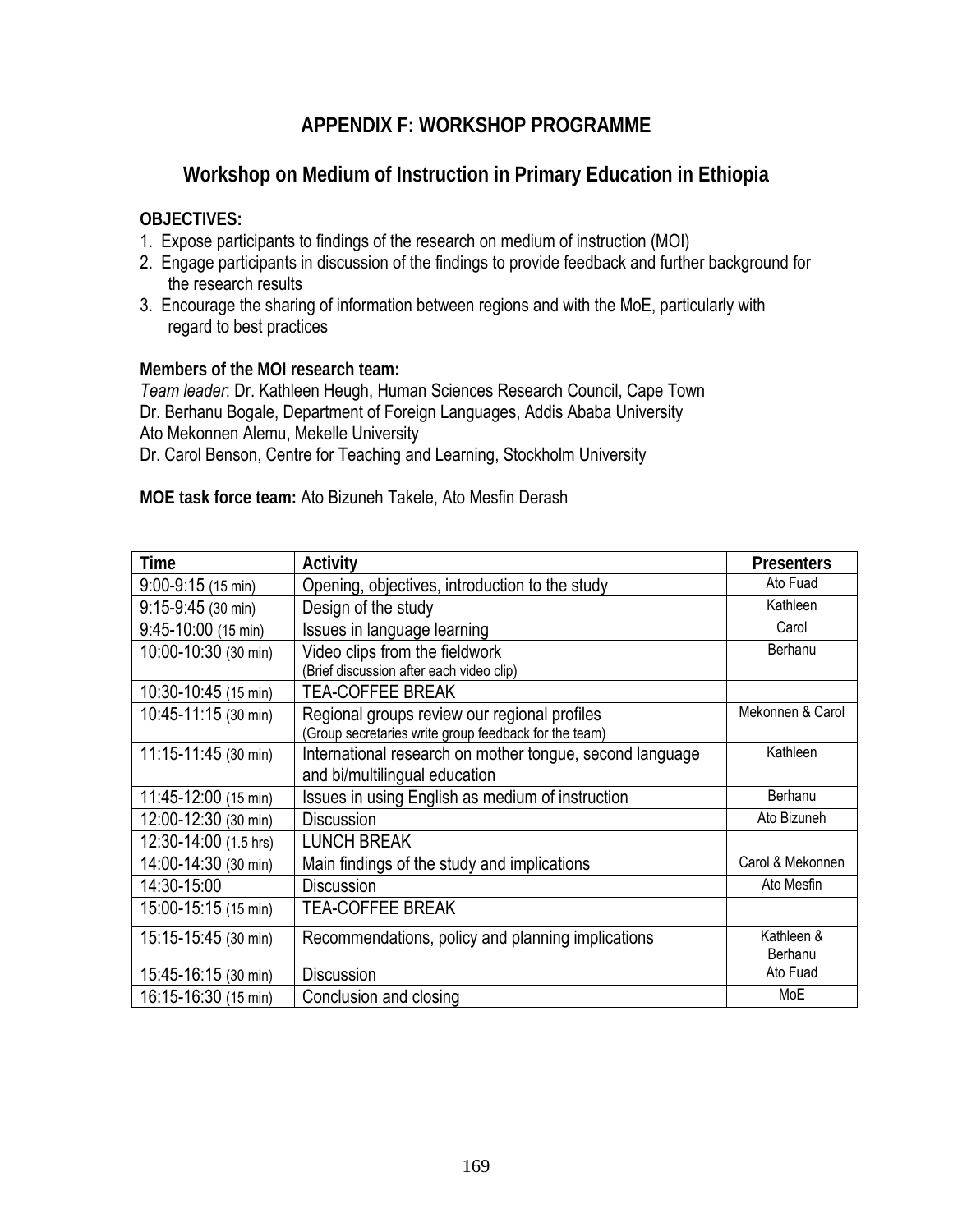## APPENDIX F: WORKSHOP PROGRAMME

### Workshop on Medium of Instruction in Primary Education in Ethiopia

**OBJECTIVES:**

1. Expose participants to findings of the research on medium of instruction (MOI)
2. Engage participants in discussion of the findings to provide feedback and further background for the research results
3. Encourage the sharing of information between regions and with the MoE, particularly with regard to best practices

**Members of the MOI research team:**
*Team leader*: Dr. Kathleen Heugh, Human Sciences Research Council, Cape Town
Dr. Berhanu Bogale, Department of Foreign Languages, Addis Ababa University
Ato Mekonnen Alemu, Mekelle University
Dr. Carol Benson, Centre for Teaching and Learning, Stockholm University

**MOE task force team:** Ato Bizuneh Takele, Ato Mesfin Derash

| Time | Activity | Presenters |
|---|---|---|
| 9:00-9:15 (15 min) | Opening, objectives, introduction to the study | Ato Fuad |
| 9:15-9:45 (30 min) | Design of the study | Kathleen |
| 9:45-10:00 (15 min) | Issues in language learning | Carol |
| 10:00-10:30 (30 min) | Video clips from the fieldwork (Brief discussion after each video clip) | Berhanu |
| 10:30-10:45 (15 min) | TEA-COFFEE BREAK | |
| 10:45-11:15 (30 min) | Regional groups review our regional profiles (Group secretaries write group feedback for the team) | Mekonnen & Carol |
| 11:15-11:45 (30 min) | International research on mother tongue, second language and bi/multilingual education | Kathleen |
| 11:45-12:00 (15 min) | Issues in using English as medium of instruction | Berhanu |
| 12:00-12:30 (30 min) | Discussion | Ato Bizuneh |
| 12:30-14:00 (1.5 hrs) | LUNCH BREAK | |
| 14:00-14:30 (30 min) | Main findings of the study and implications | Carol & Mekonnen |
| 14:30-15:00 | Discussion | Ato Mesfin |
| 15:00-15:15 (15 min) | TEA-COFFEE BREAK | |
| 15:15-15:45 (30 min) | Recommendations, policy and planning implications | Kathleen & Berhanu |
| 15:45-16:15 (30 min) | Discussion | Ato Fuad |
| 16:15-16:30 (15 min) | Conclusion and closing | MoE |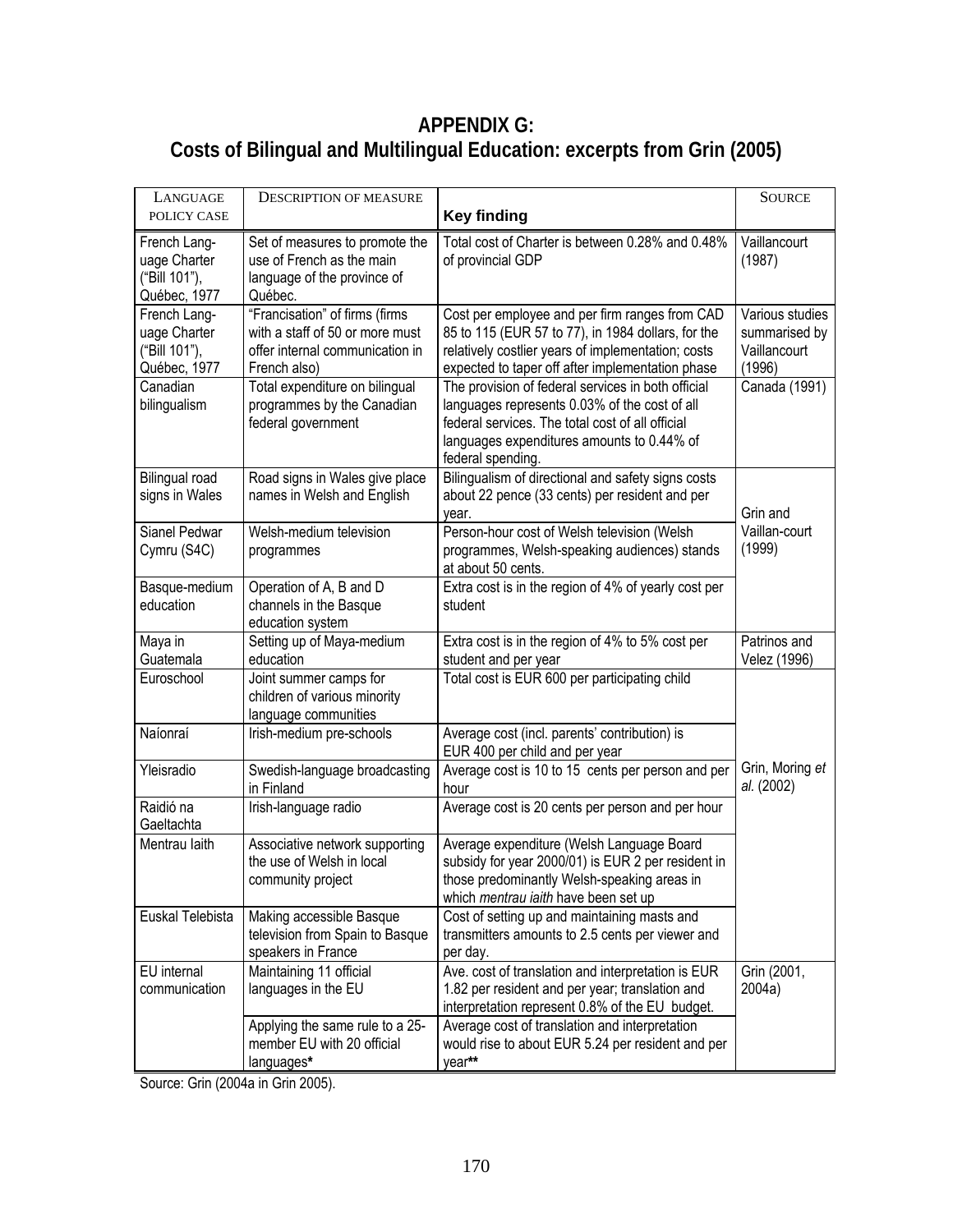# APPENDIX G:
## Costs of Bilingual and Multilingual Education: excerpts from Grin (2005)

| LANGUAGE POLICY CASE | DESCRIPTION OF MEASURE | Key finding | SOURCE |
|---|---|---|---|
| French Language Charter ("Bill 101"), Québec, 1977 | Set of measures to promote the use of French as the main language of the province of Québec. | Total cost of Charter is between 0.28% and 0.48% of provincial GDP | Vaillancourt (1987) |
| French Language Charter ("Bill 101"), Québec, 1977 | "Francisation" of firms (firms with a staff of 50 or more must offer internal communication in French also) | Cost per employee and per firm ranges from CAD 85 to 115 (EUR 57 to 77), in 1984 dollars, for the relatively costlier years of implementation; costs expected to taper off after implementation phase | Various studies summarised by Vaillancourt (1996) |
| Canadian bilingualism | Total expenditure on bilingual programmes by the Canadian federal government | The provision of federal services in both official languages represents 0.03% of the cost of all federal services. The total cost of all official languages expenditures amounts to 0.44% of federal spending. | Canada (1991) |
| Bilingual road signs in Wales | Road signs in Wales give place names in Welsh and English | Bilingualism of directional and safety signs costs about 22 pence (33 cents) per resident and per year. | Grin and Vaillan-court (1999) |
| Sianel Pedwar Cymru (S4C) | Welsh-medium television programmes | Person-hour cost of Welsh television (Welsh programmes, Welsh-speaking audiences) stands at about 50 cents. | |
| Basque-medium education | Operation of A, B and D channels in the Basque education system | Extra cost is in the region of 4% of yearly cost per student | |
| Maya in Guatemala | Setting up of Maya-medium education | Extra cost is in the region of 4% to 5% cost per student and per year | Patrinos and Velez (1996) |
| Euroschool | Joint summer camps for children of various minority language communities | Total cost is EUR 600 per participating child | Grin, Moring *et al.* (2002) |
| Naíonraí | Irish-medium pre-schools | Average cost (incl. parents' contribution) is EUR 400 per child and per year | |
| Yleisradio | Swedish-language broadcasting in Finland | Average cost is 10 to 15 cents per person and per hour | |
| Raidió na Gaeltachta | Irish-language radio | Average cost is 20 cents per person and per hour | |
| Mentrau Iaith | Associative network supporting the use of Welsh in local community project | Average expenditure (Welsh Language Board subsidy for year 2000/01) is EUR 2 per resident in those predominantly Welsh-speaking areas in which *mentrau iaith* have been set up | |
| Euskal Telebista | Making accessible Basque television from Spain to Basque speakers in France | Cost of setting up and maintaining masts and transmitters amounts to 2.5 cents per viewer and per day. | |
| EU internal communication | Maintaining 11 official languages in the EU | Ave. cost of translation and interpretation is EUR 1.82 per resident and per year; translation and interpretation represent 0.8% of the EU budget. | Grin (2001, 2004a) |
| | Applying the same rule to a 25-member EU with 20 official languages* | Average cost of translation and interpretation would rise to about EUR 5.24 per resident and per year** | |

Source: Grin (2004a in Grin 2005).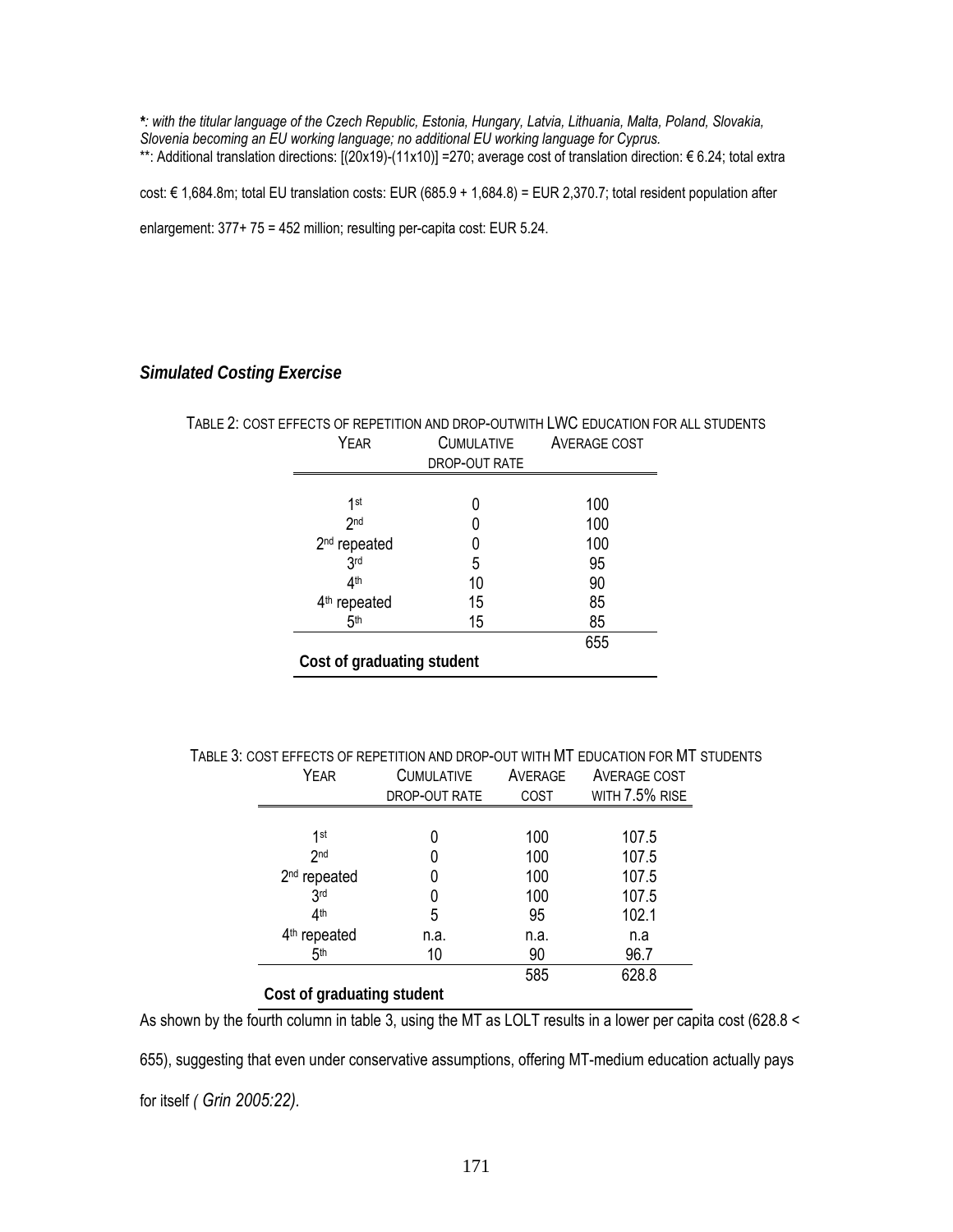*: *with the titular language of the Czech Republic, Estonia, Hungary, Latvia, Lithuania, Malta, Poland, Slovakia, Slovenia becoming an EU working language; no additional EU working language for Cyprus.*
**: Additional translation directions: [(20x19)-(11x10)] =270; average cost of translation direction: € 6.24; total extra cost: € 1,684.8m; total EU translation costs: EUR (685.9 + 1,684.8) = EUR 2,370.7; total resident population after enlargement: 377+ 75 = 452 million; resulting per-capita cost: EUR 5.24.

### *Simulated Costing Exercise*

TABLE 2: COST EFFECTS OF REPETITION AND DROP-OUTWITH LWC EDUCATION FOR ALL STUDENTS

| YEAR | CUMULATIVE DROP-OUT RATE | AVERAGE COST |
|---|---|---|
| 1st | 0 | 100 |
| 2nd | 0 | 100 |
| 2nd repeated | 0 | 100 |
| 3rd | 5 | 95 |
| 4th | 10 | 90 |
| 4th repeated | 15 | 85 |
| 5th | 15 | 85 |
| | | 655 |
| **Cost of graduating student** | | |

TABLE 3: COST EFFECTS OF REPETITION AND DROP-OUT WITH MT EDUCATION FOR MT STUDENTS

| YEAR | CUMULATIVE DROP-OUT RATE | AVERAGE COST | AVERAGE COST WITH 7.5% RISE |
|---|---|---|---|
| 1st | 0 | 100 | 107.5 |
| 2nd | 0 | 100 | 107.5 |
| 2nd repeated | 0 | 100 | 107.5 |
| 3rd | 0 | 100 | 107.5 |
| 4th | 5 | 95 | 102.1 |
| 4th repeated | n.a. | n.a. | n.a |
| 5th | 10 | 90 | 96.7 |
| | | 585 | 628.8 |
| **Cost of graduating student** | | | |

As shown by the fourth column in table 3, using the MT as LOLT results in a lower per capita cost (628.8 < 655), suggesting that even under conservative assumptions, offering MT-medium education actually pays for itself *( Grin 2005:22)*.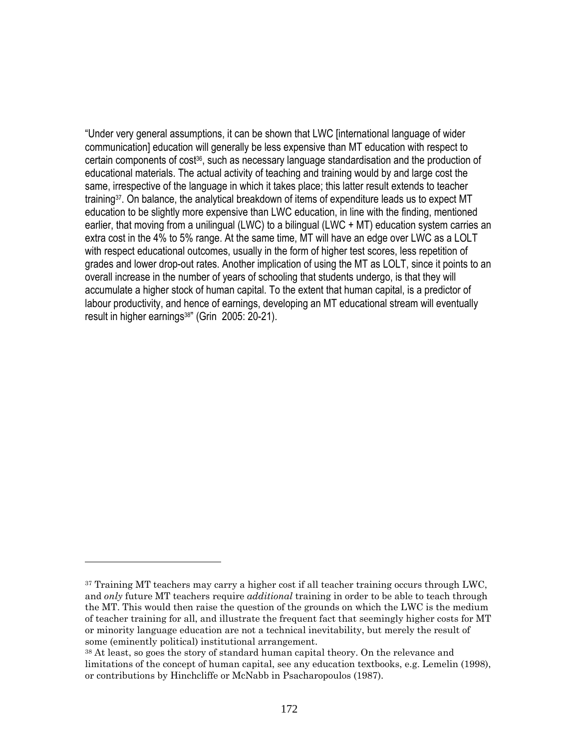"Under very general assumptions, it can be shown that LWC [international language of wider communication] education will generally be less expensive than MT education with respect to certain components of cost[36], such as necessary language standardisation and the production of educational materials. The actual activity of teaching and training would by and large cost the same, irrespective of the language in which it takes place; this latter result extends to teacher training[37]. On balance, the analytical breakdown of items of expenditure leads us to expect MT education to be slightly more expensive than LWC education, in line with the finding, mentioned earlier, that moving from a unilingual (LWC) to a bilingual (LWC + MT) education system carries an extra cost in the 4% to 5% range. At the same time, MT will have an edge over LWC as a LOLT with respect educational outcomes, usually in the form of higher test scores, less repetition of grades and lower drop-out rates. Another implication of using the MT as LOLT, since it points to an overall increase in the number of years of schooling that students undergo, is that they will accumulate a higher stock of human capital. To the extent that human capital, is a predictor of labour productivity, and hence of earnings, developing an MT educational stream will eventually result in higher earnings[38]" (Grin 2005: 20-21).

---

[37] Training MT teachers may carry a higher cost if all teacher training occurs through LWC, and *only* future MT teachers require *additional* training in order to be able to teach through the MT. This would then raise the question of the grounds on which the LWC is the medium of teacher training for all, and illustrate the frequent fact that seemingly higher costs for MT or minority language education are not a technical inevitability, but merely the result of some (eminently political) institutional arrangement.

[38] At least, so goes the story of standard human capital theory. On the relevance and limitations of the concept of human capital, see any education textbooks, e.g. Lemelin (1998), or contributions by Hinchcliffe or McNabb in Psacharopoulos (1987).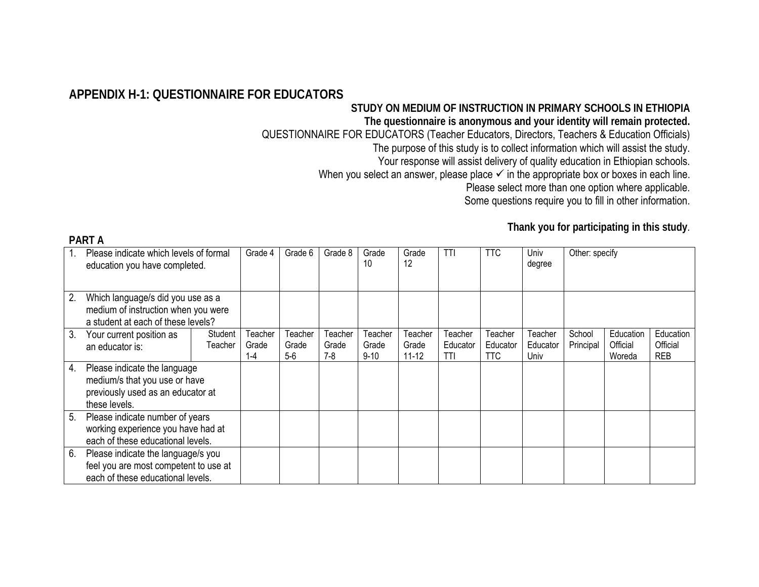## APPENDIX H-1: QUESTIONNAIRE FOR EDUCATORS

**STUDY ON MEDIUM OF INSTRUCTION IN PRIMARY SCHOOLS IN ETHIOPIA**

**The questionnaire is anonymous and your identity will remain protected.**

QUESTIONNAIRE FOR EDUCATORS (Teacher Educators, Directors, Teachers & Education Officials)

The purpose of this study is to collect information which will assist the study.

Your response will assist delivery of quality education in Ethiopian schools.

When you select an answer, please place ✓ in the appropriate box or boxes in each line.

Please select more than one option where applicable.

Some questions require you to fill in other information.

**Thank you for participating in this study**.

**PART A**

| | | | | | | | | | | | | |
|---|---|---|---|---|---|---|---|---|---|---|---|---|
| 1. Please indicate which levels of formal education you have completed. | | Grade 4 | Grade 6 | Grade 8 | Grade 10 | Grade 12 | TTI | TTC | Univ degree | Other: specify | | |
| 2. Which language/s did you use as a medium of instruction when you were a student at each of these levels? | | | | | | | | | | | | |
| 3. Your current position as an educator is: | Student Teacher | Teacher Grade 1-4 | Teacher Grade 5-6 | Teacher Grade 7-8 | Teacher Grade 9-10 | Teacher Grade 11-12 | Teacher Educator TTI | Teacher Educator TTC | Teacher Educator Univ | School Principal | Education Official Woreda | Education Official REB |
| 4. Please indicate the language medium/s that you use or have previously used as an educator at these levels. | | | | | | | | | | | | |
| 5. Please indicate number of years working experience you have had at each of these educational levels. | | | | | | | | | | | | |
| 6. Please indicate the language/s you feel you are most competent to use at each of these educational levels. | | | | | | | | | | | | |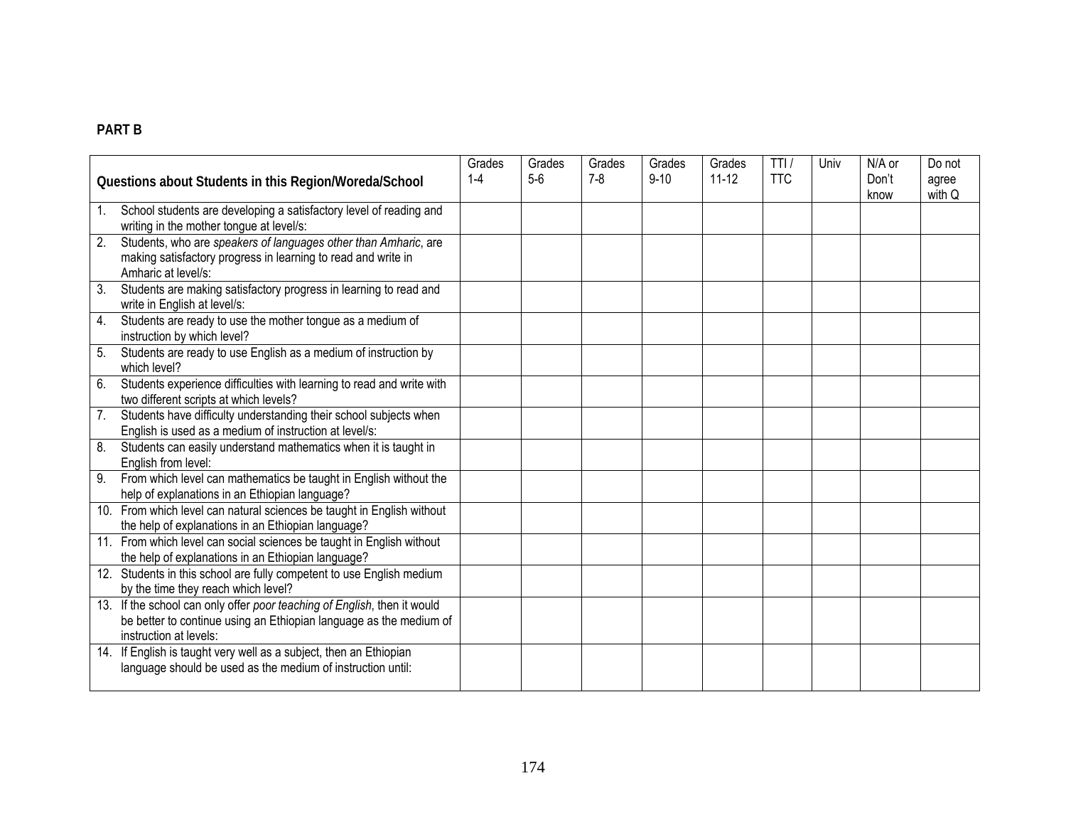**PART B**

| Questions about Students in this Region/Woreda/School | Grades 1-4 | Grades 5-6 | Grades 7-8 | Grades 9-10 | Grades 11-12 | TTI / TTC | Univ | N/A or Don't know | Do not agree with Q |
|---|---|---|---|---|---|---|---|---|---|
| 1. School students are developing a satisfactory level of reading and writing in the mother tongue at level/s: | | | | | | | | | |
| 2. Students, who are *speakers of languages other than Amharic*, are making satisfactory progress in learning to read and write in Amharic at level/s: | | | | | | | | | |
| 3. Students are making satisfactory progress in learning to read and write in English at level/s: | | | | | | | | | |
| 4. Students are ready to use the mother tongue as a medium of instruction by which level? | | | | | | | | | |
| 5. Students are ready to use English as a medium of instruction by which level? | | | | | | | | | |
| 6. Students experience difficulties with learning to read and write with two different scripts at which levels? | | | | | | | | | |
| 7. Students have difficulty understanding their school subjects when English is used as a medium of instruction at level/s: | | | | | | | | | |
| 8. Students can easily understand mathematics when it is taught in English from level: | | | | | | | | | |
| 9. From which level can mathematics be taught in English without the help of explanations in an Ethiopian language? | | | | | | | | | |
| 10. From which level can natural sciences be taught in English without the help of explanations in an Ethiopian language? | | | | | | | | | |
| 11. From which level can social sciences be taught in English without the help of explanations in an Ethiopian language? | | | | | | | | | |
| 12. Students in this school are fully competent to use English medium by the time they reach which level? | | | | | | | | | |
| 13. If the school can only offer *poor teaching of English*, then it would be better to continue using an Ethiopian language as the medium of instruction at levels: | | | | | | | | | |
| 14. If English is taught very well as a subject, then an Ethiopian language should be used as the medium of instruction until: | | | | | | | | | |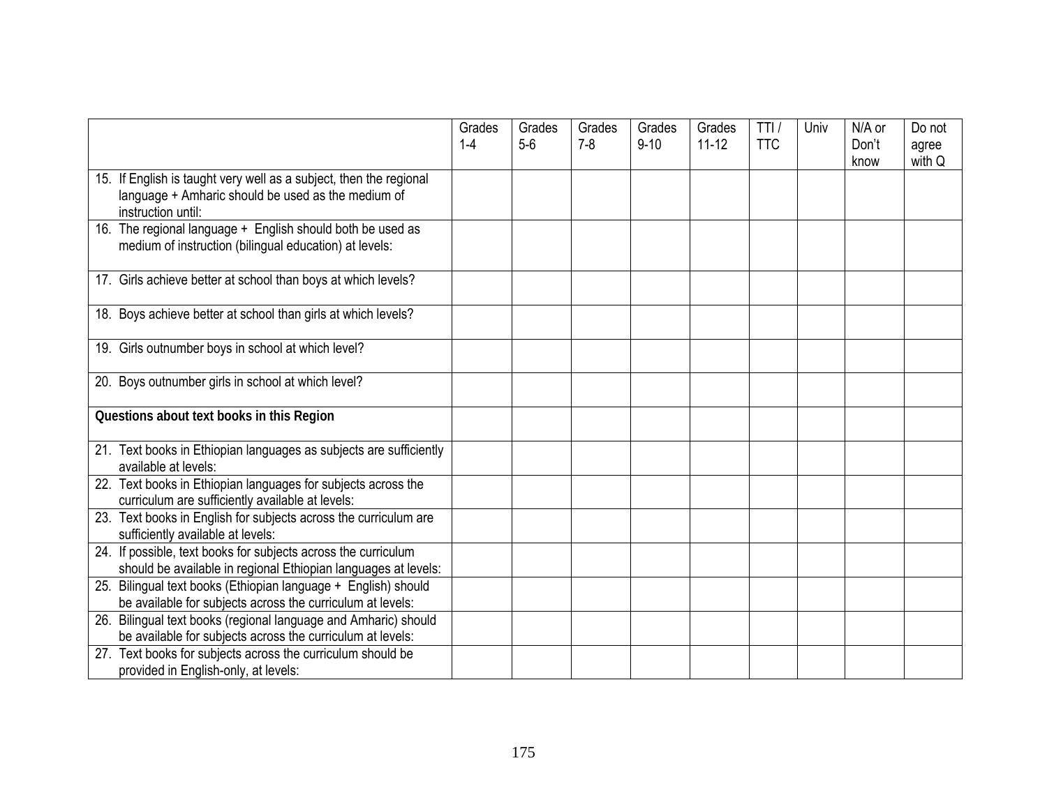| | Grades 1-4 | Grades 5-6 | Grades 7-8 | Grades 9-10 | Grades 11-12 | TTI / TTC | Univ | N/A or Don't know | Do not agree with Q |
|---|---|---|---|---|---|---|---|---|---|
| 15. If English is taught very well as a subject, then the regional language + Amharic should be used as the medium of instruction until: | | | | | | | | | |
| 16. The regional language + English should both be used as medium of instruction (bilingual education) at levels: | | | | | | | | | |
| 17. Girls achieve better at school than boys at which levels? | | | | | | | | | |
| 18. Boys achieve better at school than girls at which levels? | | | | | | | | | |
| 19. Girls outnumber boys in school at which level? | | | | | | | | | |
| 20. Boys outnumber girls in school at which level? | | | | | | | | | |
| **Questions about text books in this Region** | | | | | | | | | |
| 21. Text books in Ethiopian languages as subjects are sufficiently available at levels: | | | | | | | | | |
| 22. Text books in Ethiopian languages for subjects across the curriculum are sufficiently available at levels: | | | | | | | | | |
| 23. Text books in English for subjects across the curriculum are sufficiently available at levels: | | | | | | | | | |
| 24. If possible, text books for subjects across the curriculum should be available in regional Ethiopian languages at levels: | | | | | | | | | |
| 25. Bilingual text books (Ethiopian language + English) should be available for subjects across the curriculum at levels: | | | | | | | | | |
| 26. Bilingual text books (regional language and Amharic) should be available for subjects across the curriculum at levels: | | | | | | | | | |
| 27. Text books for subjects across the curriculum should be provided in English-only, at levels: | | | | | | | | | |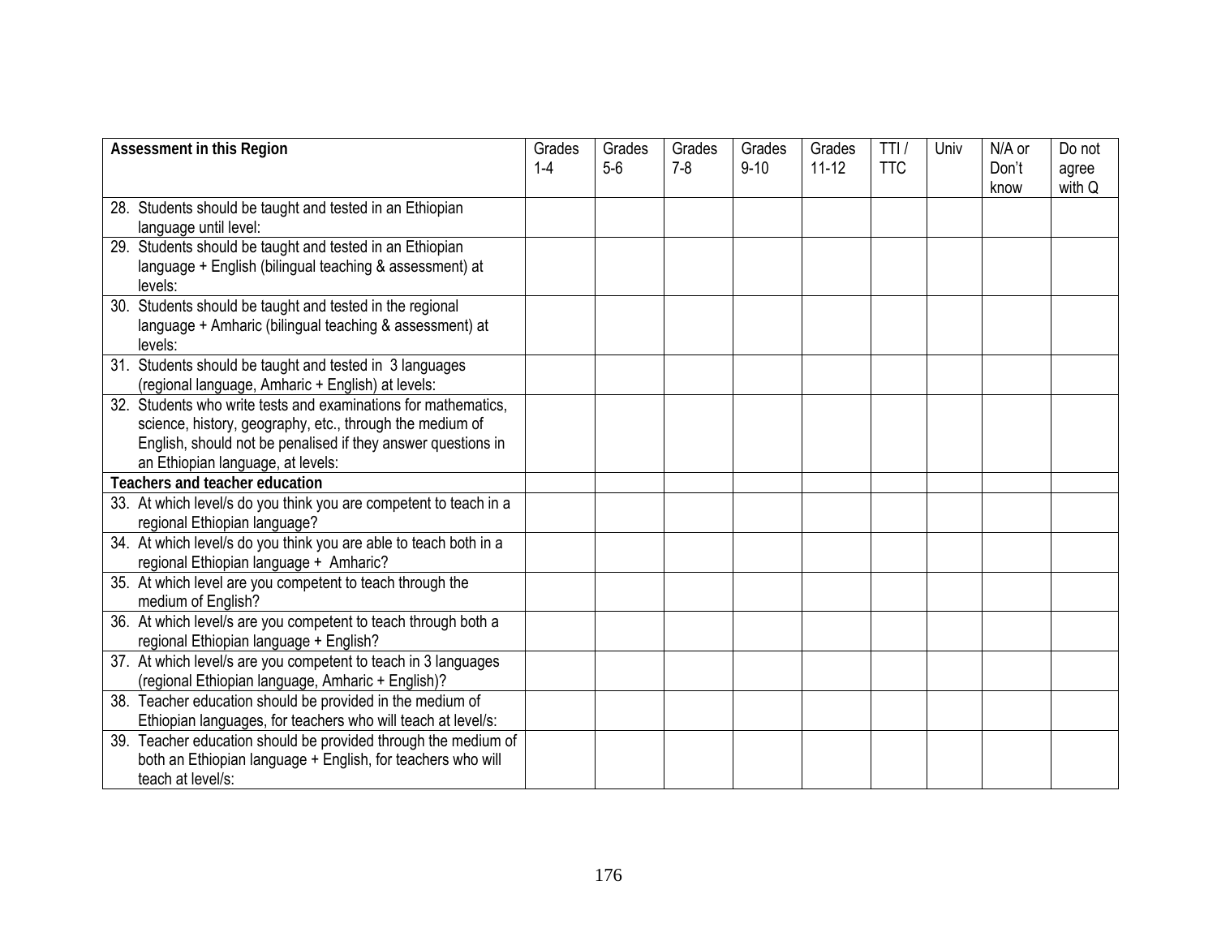| Assessment in this Region | Grades 1-4 | Grades 5-6 | Grades 7-8 | Grades 9-10 | Grades 11-12 | TTI / TTC | Univ | N/A or Don't know | Do not agree with Q |
|---|---|---|---|---|---|---|---|---|---|
| 28. Students should be taught and tested in an Ethiopian language until level: | | | | | | | | | |
| 29. Students should be taught and tested in an Ethiopian language + English (bilingual teaching & assessment) at levels: | | | | | | | | | |
| 30. Students should be taught and tested in the regional language + Amharic (bilingual teaching & assessment) at levels: | | | | | | | | | |
| 31. Students should be taught and tested in 3 languages (regional language, Amharic + English) at levels: | | | | | | | | | |
| 32. Students who write tests and examinations for mathematics, science, history, geography, etc., through the medium of English, should not be penalised if they answer questions in an Ethiopian language, at levels: | | | | | | | | | |
| **Teachers and teacher education** | | | | | | | | | |
| 33. At which level/s do you think you are competent to teach in a regional Ethiopian language? | | | | | | | | | |
| 34. At which level/s do you think you are able to teach both in a regional Ethiopian language + Amharic? | | | | | | | | | |
| 35. At which level are you competent to teach through the medium of English? | | | | | | | | | |
| 36. At which level/s are you competent to teach through both a regional Ethiopian language + English? | | | | | | | | | |
| 37. At which level/s are you competent to teach in 3 languages (regional Ethiopian language, Amharic + English)? | | | | | | | | | |
| 38. Teacher education should be provided in the medium of Ethiopian languages, for teachers who will teach at level/s: | | | | | | | | | |
| 39. Teacher education should be provided through the medium of both an Ethiopian language + English, for teachers who will teach at level/s: | | | | | | | | | |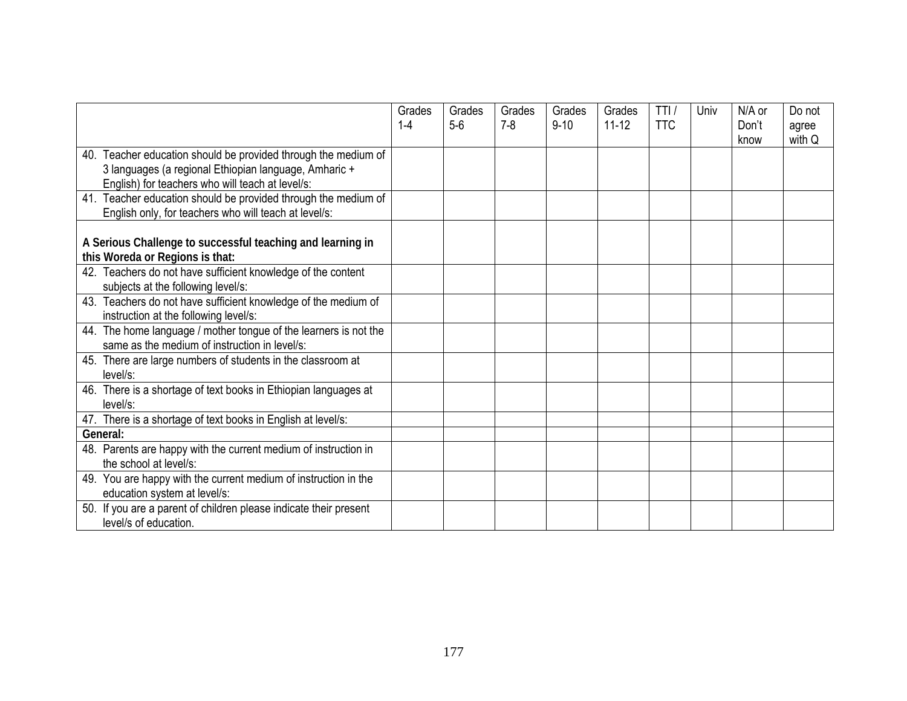| | Grades 1-4 | Grades 5-6 | Grades 7-8 | Grades 9-10 | Grades 11-12 | TTI / TTC | Univ | N/A or Don't know | Do not agree with Q |
|---|---|---|---|---|---|---|---|---|---|
| 40. Teacher education should be provided through the medium of 3 languages (a regional Ethiopian language, Amharic + English) for teachers who will teach at level/s: | | | | | | | | | |
| 41. Teacher education should be provided through the medium of English only, for teachers who will teach at level/s: | | | | | | | | | |
| **A Serious Challenge to successful teaching and learning in this Woreda or Regions is that:** | | | | | | | | | |
| 42. Teachers do not have sufficient knowledge of the content subjects at the following level/s: | | | | | | | | | |
| 43. Teachers do not have sufficient knowledge of the medium of instruction at the following level/s: | | | | | | | | | |
| 44. The home language / mother tongue of the learners is not the same as the medium of instruction in level/s: | | | | | | | | | |
| 45. There are large numbers of students in the classroom at level/s: | | | | | | | | | |
| 46. There is a shortage of text books in Ethiopian languages at level/s: | | | | | | | | | |
| 47. There is a shortage of text books in English at level/s: | | | | | | | | | |
| **General:** | | | | | | | | | |
| 48. Parents are happy with the current medium of instruction in the school at level/s: | | | | | | | | | |
| 49. You are happy with the current medium of instruction in the education system at level/s: | | | | | | | | | |
| 50. If you are a parent of children please indicate their present level/s of education. | | | | | | | | | |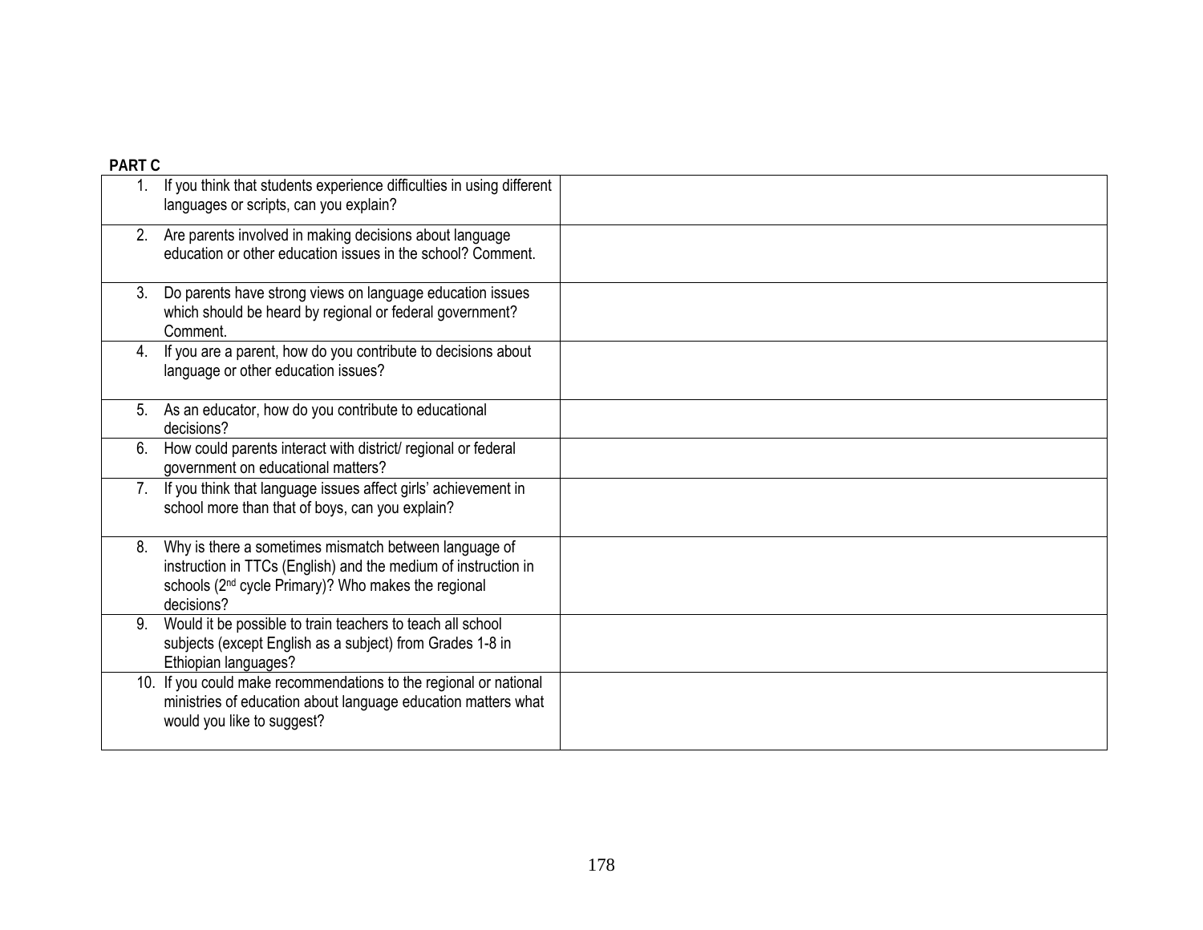**PART C**

| | |
|---|---|
| 1. If you think that students experience difficulties in using different languages or scripts, can you explain? | |
| 2. Are parents involved in making decisions about language education or other education issues in the school? Comment. | |
| 3. Do parents have strong views on language education issues which should be heard by regional or federal government? Comment. | |
| 4. If you are a parent, how do you contribute to decisions about language or other education issues? | |
| 5. As an educator, how do you contribute to educational decisions? | |
| 6. How could parents interact with district/ regional or federal government on educational matters? | |
| 7. If you think that language issues affect girls' achievement in school more than that of boys, can you explain? | |
| 8. Why is there a sometimes mismatch between language of instruction in TTCs (English) and the medium of instruction in schools (2nd cycle Primary)? Who makes the regional decisions? | |
| 9. Would it be possible to train teachers to teach all school subjects (except English as a subject) from Grades 1-8 in Ethiopian languages? | |
| 10. If you could make recommendations to the regional or national ministries of education about language education matters what would you like to suggest? | |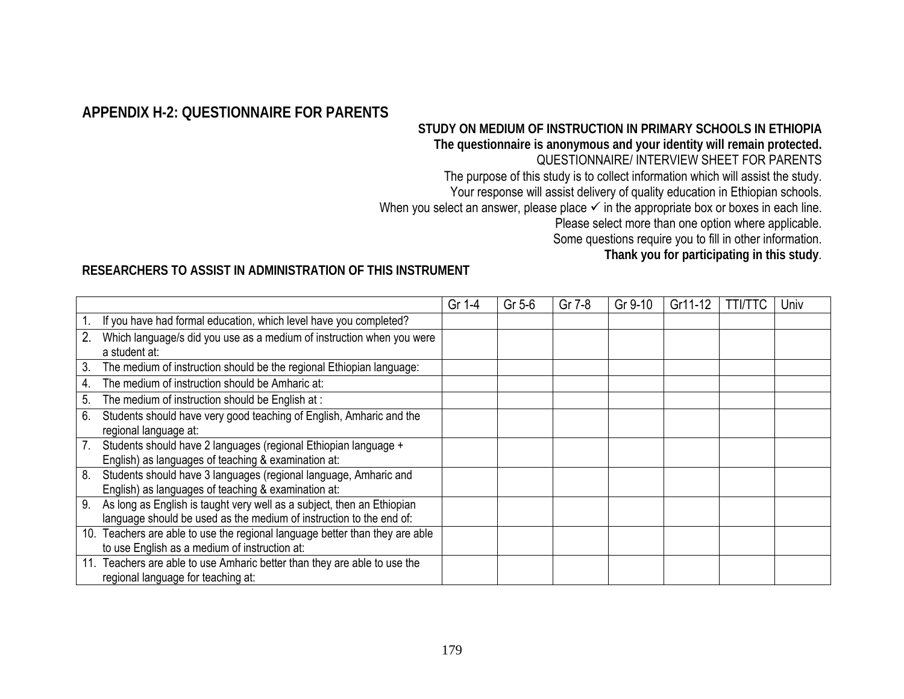## APPENDIX H-2: QUESTIONNAIRE FOR PARENTS

**STUDY ON MEDIUM OF INSTRUCTION IN PRIMARY SCHOOLS IN ETHIOPIA**

**The questionnaire is anonymous and your identity will remain protected.**

QUESTIONNAIRE/ INTERVIEW SHEET FOR PARENTS

The purpose of this study is to collect information which will assist the study.

Your response will assist delivery of quality education in Ethiopian schools.

When you select an answer, please place ✓ in the appropriate box or boxes in each line.

Please select more than one option where applicable.

Some questions require you to fill in other information.

**Thank you for participating in this study**.

**RESEARCHERS TO ASSIST IN ADMINISTRATION OF THIS INSTRUMENT**

| | Gr 1-4 | Gr 5-6 | Gr 7-8 | Gr 9-10 | Gr11-12 | TTI/TTC | Univ |
|---|---|---|---|---|---|---|---|
| 1. If you have had formal education, which level have you completed? | | | | | | | |
| 2. Which language/s did you use as a medium of instruction when you were a student at: | | | | | | | |
| 3. The medium of instruction should be the regional Ethiopian language: | | | | | | | |
| 4. The medium of instruction should be Amharic at: | | | | | | | |
| 5. The medium of instruction should be English at : | | | | | | | |
| 6. Students should have very good teaching of English, Amharic and the regional language at: | | | | | | | |
| 7. Students should have 2 languages (regional Ethiopian language + English) as languages of teaching & examination at: | | | | | | | |
| 8. Students should have 3 languages (regional language, Amharic and English) as languages of teaching & examination at: | | | | | | | |
| 9. As long as English is taught very well as a subject, then an Ethiopian language should be used as the medium of instruction to the end of: | | | | | | | |
| 10. Teachers are able to use the regional language better than they are able to use English as a medium of instruction at: | | | | | | | |
| 11. Teachers are able to use Amharic better than they are able to use the regional language for teaching at: | | | | | | | |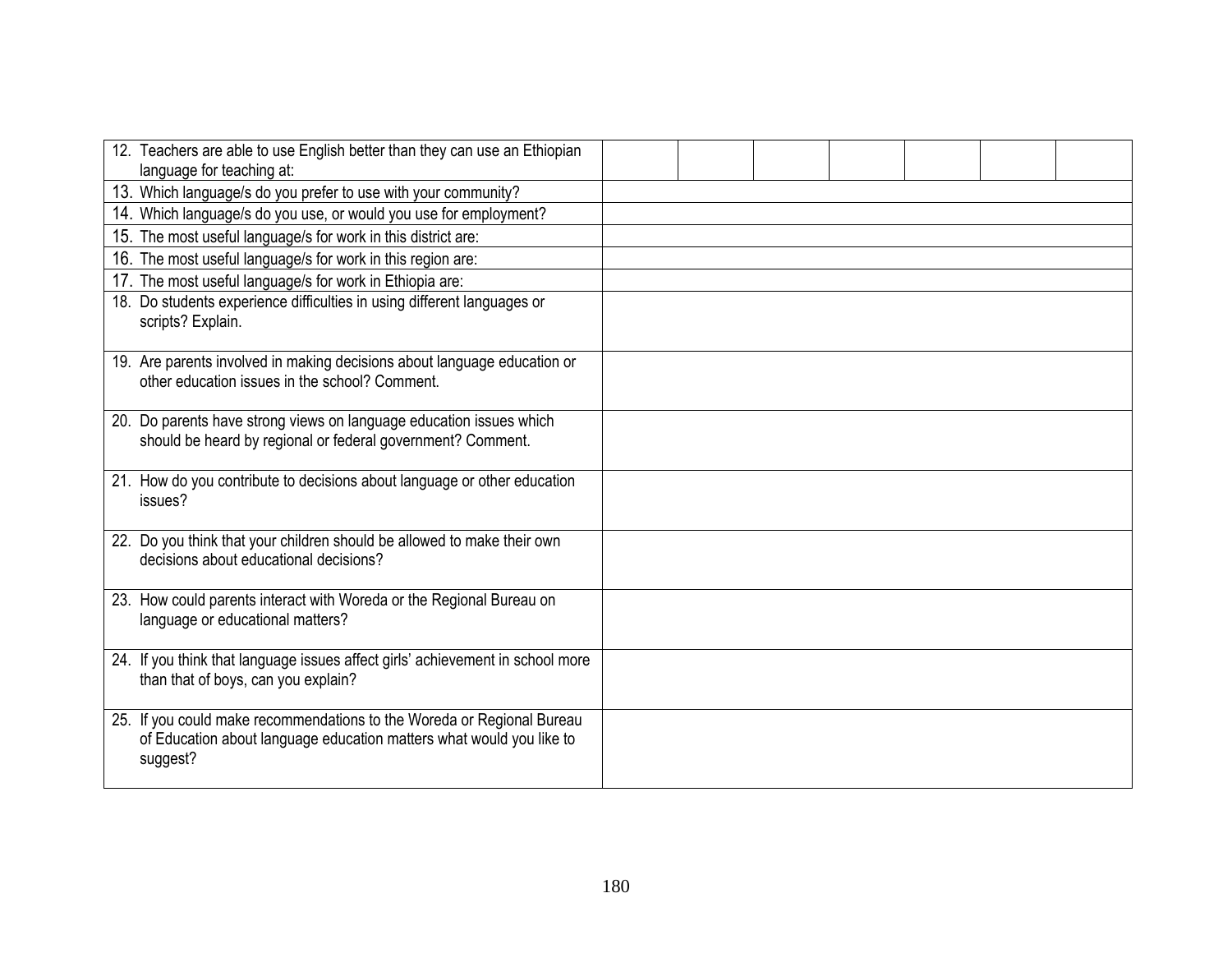| | | | | | | | |
|---|---|---|---|---|---|---|---|
| 12. Teachers are able to use English better than they can use an Ethiopian language for teaching at: | | | | | | | |
| 13. Which language/s do you prefer to use with your community? | | | | | | | |
| 14. Which language/s do you use, or would you use for employment? | | | | | | | |
| 15. The most useful language/s for work in this district are: | | | | | | | |
| 16. The most useful language/s for work in this region are: | | | | | | | |
| 17. The most useful language/s for work in Ethiopia are: | | | | | | | |
| 18. Do students experience difficulties in using different languages or scripts? Explain. | | | | | | | |
| 19. Are parents involved in making decisions about language education or other education issues in the school? Comment. | | | | | | | |
| 20. Do parents have strong views on language education issues which should be heard by regional or federal government? Comment. | | | | | | | |
| 21. How do you contribute to decisions about language or other education issues? | | | | | | | |
| 22. Do you think that your children should be allowed to make their own decisions about educational decisions? | | | | | | | |
| 23. How could parents interact with Woreda or the Regional Bureau on language or educational matters? | | | | | | | |
| 24. If you think that language issues affect girls' achievement in school more than that of boys, can you explain? | | | | | | | |
| 25. If you could make recommendations to the Woreda or Regional Bureau of Education about language education matters what would you like to suggest? | | | | | | | |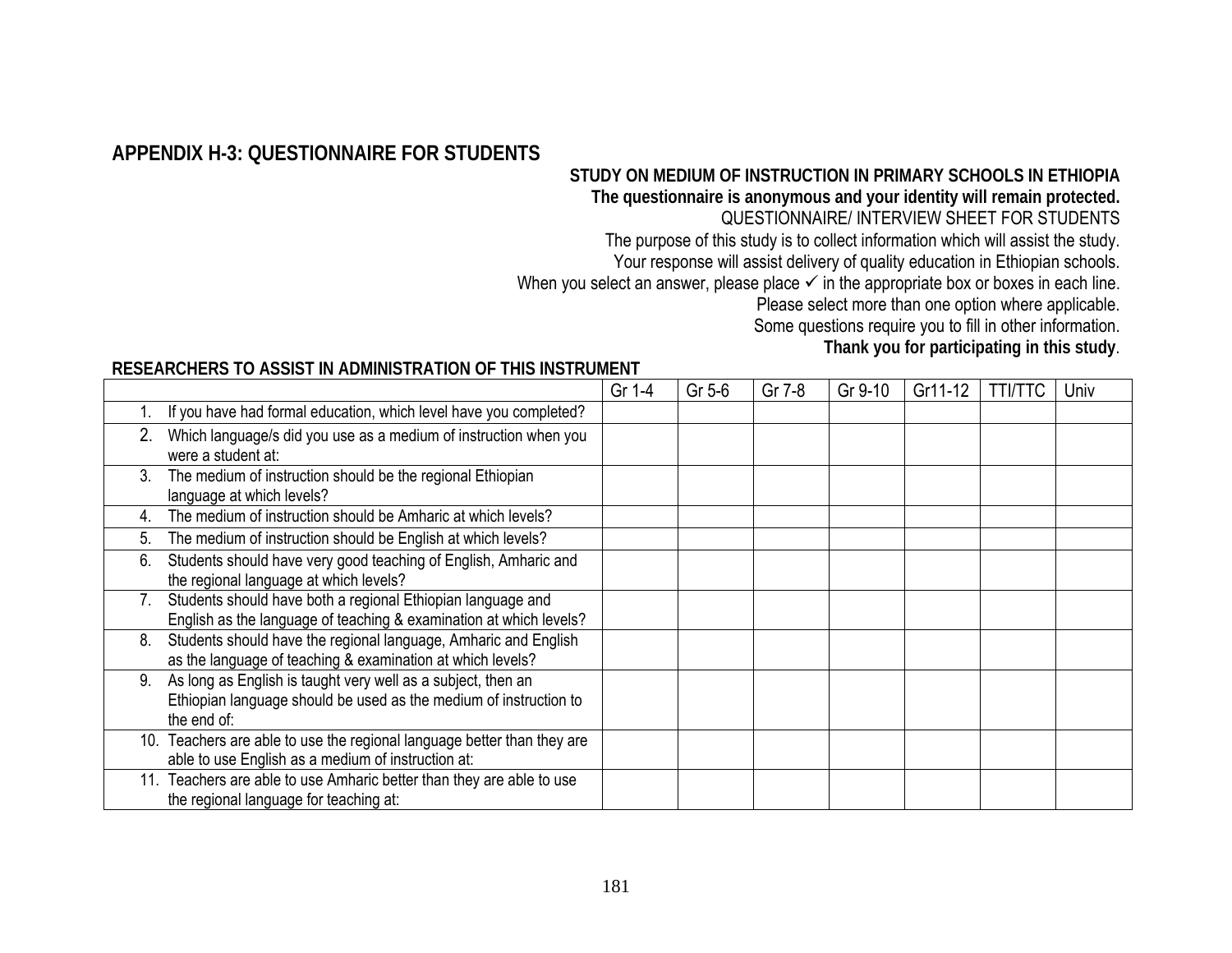## APPENDIX H-3: QUESTIONNAIRE FOR STUDENTS

**STUDY ON MEDIUM OF INSTRUCTION IN PRIMARY SCHOOLS IN ETHIOPIA**

**The questionnaire is anonymous and your identity will remain protected.**

QUESTIONNAIRE/ INTERVIEW SHEET FOR STUDENTS

The purpose of this study is to collect information which will assist the study.

Your response will assist delivery of quality education in Ethiopian schools.

When you select an answer, please place ✓ in the appropriate box or boxes in each line.

Please select more than one option where applicable.

Some questions require you to fill in other information.

**Thank you for participating in this study**.

**RESEARCHERS TO ASSIST IN ADMINISTRATION OF THIS INSTRUMENT**

| | Gr 1-4 | Gr 5-6 | Gr 7-8 | Gr 9-10 | Gr11-12 | TTI/TTC | Univ |
|---|---|---|---|---|---|---|---|
| 1. If you have had formal education, which level have you completed? | | | | | | | |
| 2. Which language/s did you use as a medium of instruction when you were a student at: | | | | | | | |
| 3. The medium of instruction should be the regional Ethiopian language at which levels? | | | | | | | |
| 4. The medium of instruction should be Amharic at which levels? | | | | | | | |
| 5. The medium of instruction should be English at which levels? | | | | | | | |
| 6. Students should have very good teaching of English, Amharic and the regional language at which levels? | | | | | | | |
| 7. Students should have both a regional Ethiopian language and English as the language of teaching & examination at which levels? | | | | | | | |
| 8. Students should have the regional language, Amharic and English as the language of teaching & examination at which levels? | | | | | | | |
| 9. As long as English is taught very well as a subject, then an Ethiopian language should be used as the medium of instruction to the end of: | | | | | | | |
| 10. Teachers are able to use the regional language better than they are able to use English as a medium of instruction at: | | | | | | | |
| 11. Teachers are able to use Amharic better than they are able to use the regional language for teaching at: | | | | | | | |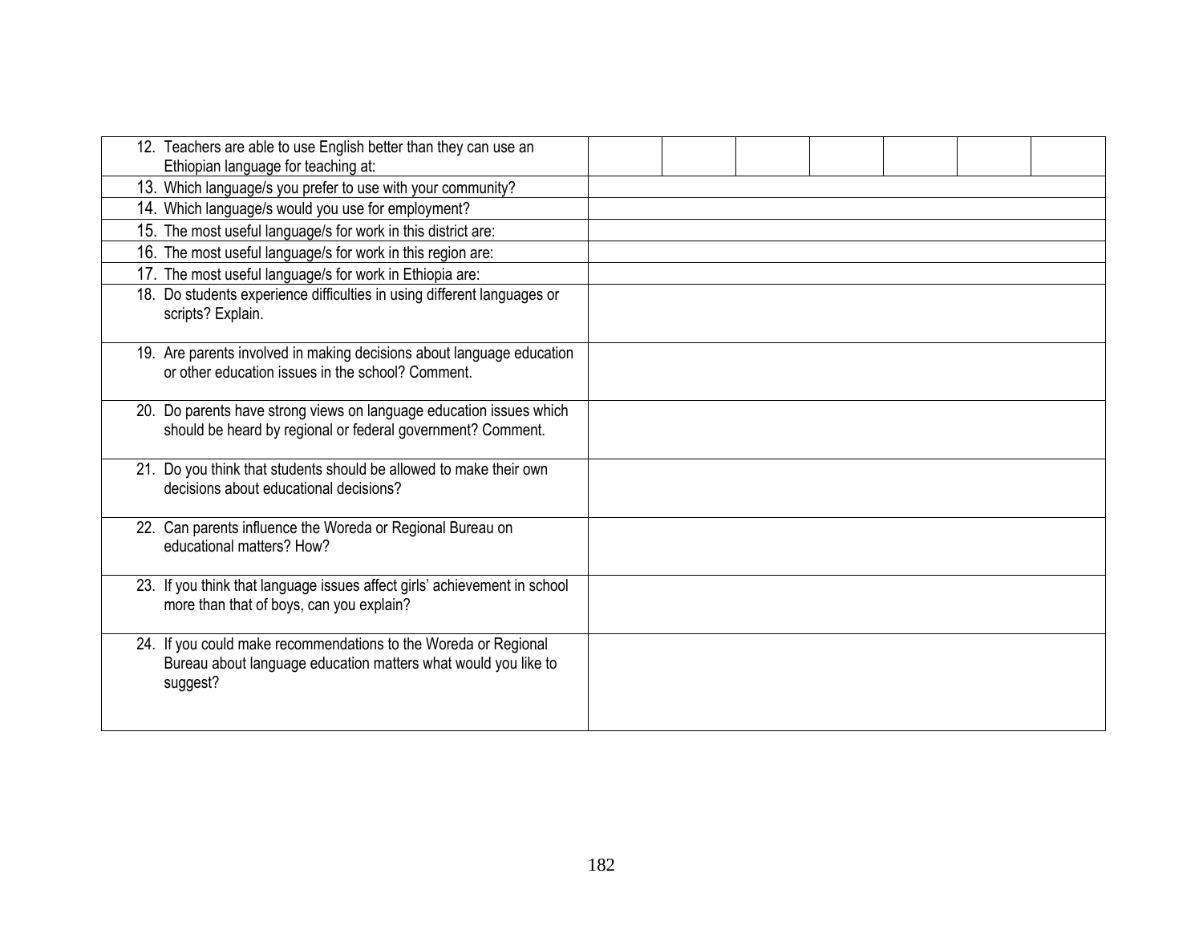| | | | | | | | |
|---|---|---|---|---|---|---|---|
| 12. Teachers are able to use English better than they can use an Ethiopian language for teaching at: | | | | | | | |
| 13. Which language/s you prefer to use with your community? | | | | | | | |
| 14. Which language/s would you use for employment? | | | | | | | |
| 15. The most useful language/s for work in this district are: | | | | | | | |
| 16. The most useful language/s for work in this region are: | | | | | | | |
| 17. The most useful language/s for work in Ethiopia are: | | | | | | | |
| 18. Do students experience difficulties in using different languages or scripts? Explain. | | | | | | | |
| 19. Are parents involved in making decisions about language education or other education issues in the school? Comment. | | | | | | | |
| 20. Do parents have strong views on language education issues which should be heard by regional or federal government? Comment. | | | | | | | |
| 21. Do you think that students should be allowed to make their own decisions about educational decisions? | | | | | | | |
| 22. Can parents influence the Woreda or Regional Bureau on educational matters? How? | | | | | | | |
| 23. If you think that language issues affect girls' achievement in school more than that of boys, can you explain? | | | | | | | |
| 24. If you could make recommendations to the Woreda or Regional Bureau about language education matters what would you like to suggest? | | | | | | | |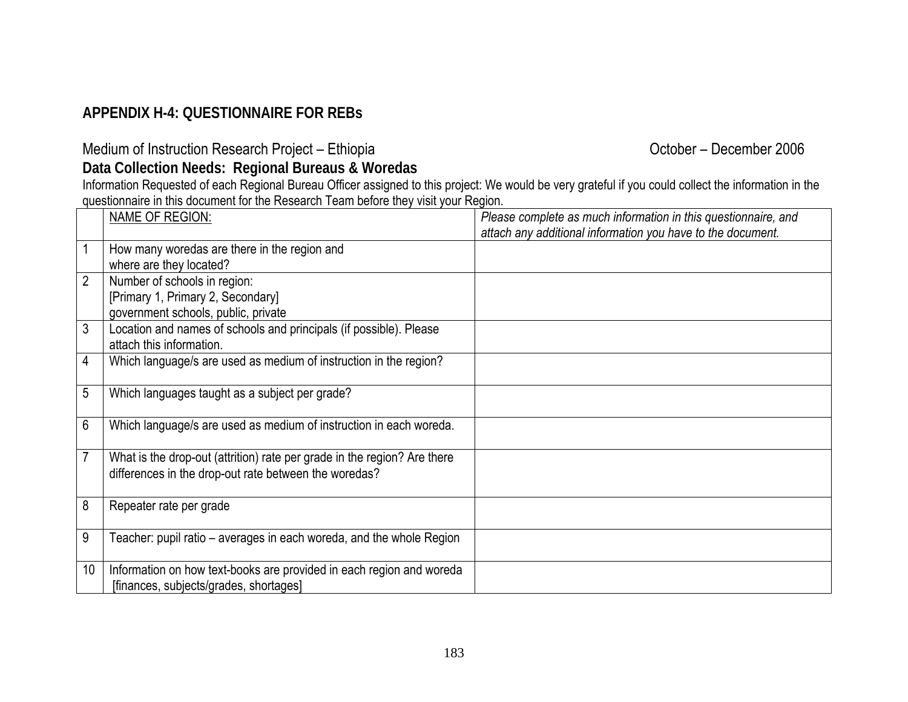## APPENDIX H-4: QUESTIONNAIRE FOR REBs

Medium of Instruction Research Project – Ethiopia October – December 2006

**Data Collection Needs: Regional Bureaus & Woredas**

Information Requested of each Regional Bureau Officer assigned to this project: We would be very grateful if you could collect the information in the questionnaire in this document for the Research Team before they visit your Region.

| | NAME OF REGION: | *Please complete as much information in this questionnaire, and attach any additional information you have to the document.* |
|---|---|---|
| 1 | How many woredas are there in the region and where are they located? | |
| 2 | Number of schools in region: [Primary 1, Primary 2, Secondary] government schools, public, private | |
| 3 | Location and names of schools and principals (if possible). Please attach this information. | |
| 4 | Which language/s are used as medium of instruction in the region? | |
| 5 | Which languages taught as a subject per grade? | |
| 6 | Which language/s are used as medium of instruction in each woreda. | |
| 7 | What is the drop-out (attrition) rate per grade in the region? Are there differences in the drop-out rate between the woredas? | |
| 8 | Repeater rate per grade | |
| 9 | Teacher: pupil ratio – averages in each woreda, and the whole Region | |
| 10 | Information on how text-books are provided in each region and woreda [finances, subjects/grades, shortages] | |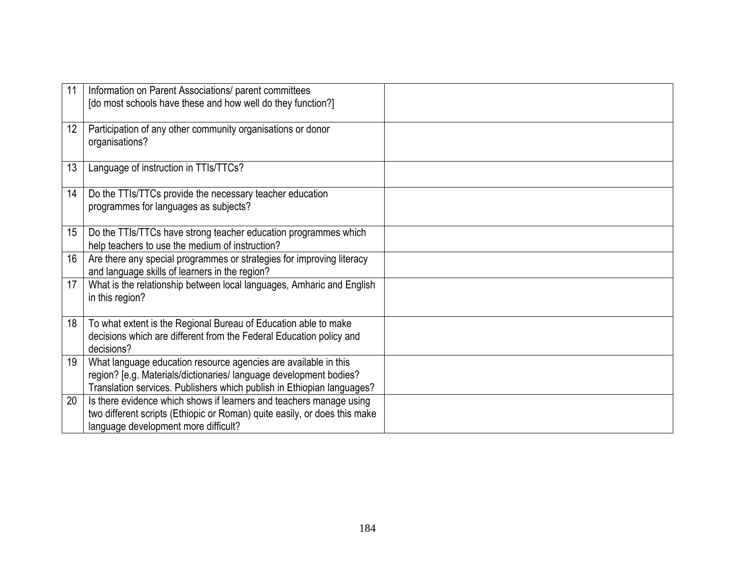| | | |
|---|---|---|
| 11 | Information on Parent Associations/ parent committees [do most schools have these and how well do they function?] | |
| 12 | Participation of any other community organisations or donor organisations? | |
| 13 | Language of instruction in TTIs/TTCs? | |
| 14 | Do the TTIs/TTCs provide the necessary teacher education programmes for languages as subjects? | |
| 15 | Do the TTIs/TTCs have strong teacher education programmes which help teachers to use the medium of instruction? | |
| 16 | Are there any special programmes or strategies for improving literacy and language skills of learners in the region? | |
| 17 | What is the relationship between local languages, Amharic and English in this region? | |
| 18 | To what extent is the Regional Bureau of Education able to make decisions which are different from the Federal Education policy and decisions? | |
| 19 | What language education resource agencies are available in this region? [e.g. Materials/dictionaries/ language development bodies? Translation services. Publishers which publish in Ethiopian languages? | |
| 20 | Is there evidence which shows if learners and teachers manage using two different scripts (Ethiopic or Roman) quite easily, or does this make language development more difficult? | |